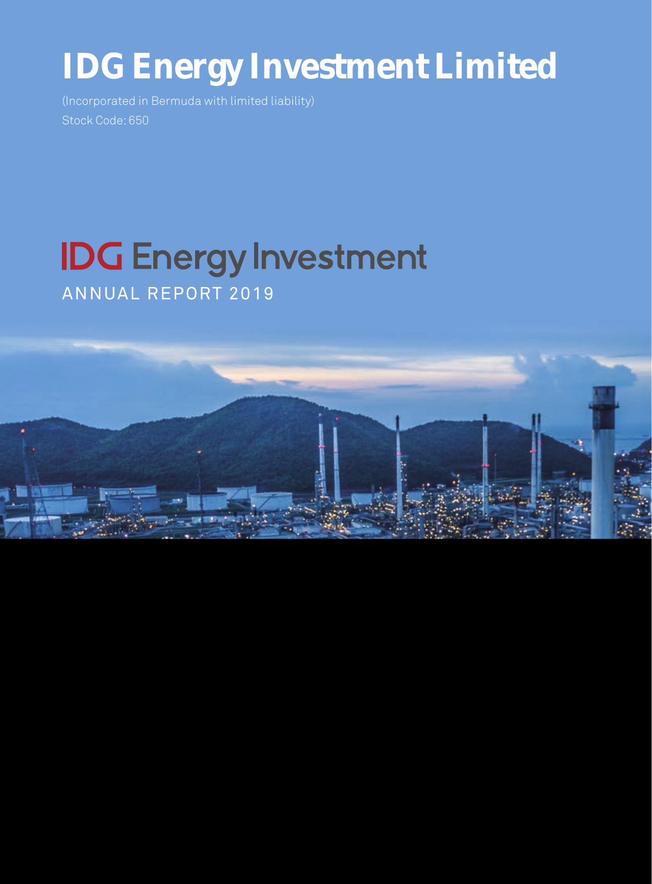# IDG Energy Investment Limited

(Incorporated in Bermuda with limited liability)

Stock Code: 650

## IDG Energy Investment

ANNUAL REPORT 2019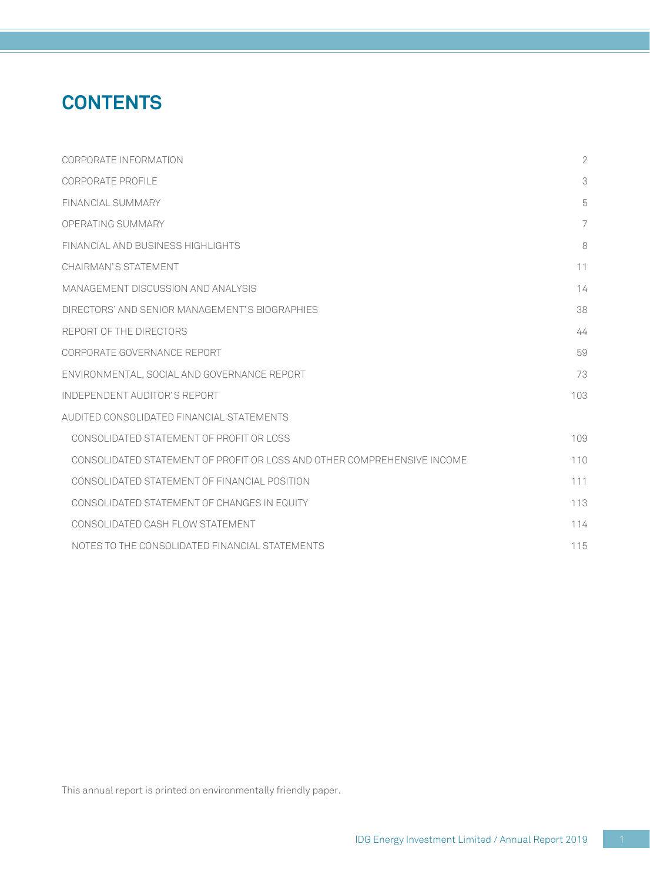# CONTENTS

| | |
|---|---|
| CORPORATE INFORMATION | 2 |
| CORPORATE PROFILE | 3 |
| FINANCIAL SUMMARY | 5 |
| OPERATING SUMMARY | 7 |
| FINANCIAL AND BUSINESS HIGHLIGHTS | 8 |
| CHAIRMAN'S STATEMENT | 11 |
| MANAGEMENT DISCUSSION AND ANALYSIS | 14 |
| DIRECTORS' AND SENIOR MANAGEMENT'S BIOGRAPHIES | 38 |
| REPORT OF THE DIRECTORS | 44 |
| CORPORATE GOVERNANCE REPORT | 59 |
| ENVIRONMENTAL, SOCIAL AND GOVERNANCE REPORT | 73 |
| INDEPENDENT AUDITOR'S REPORT | 103 |
| AUDITED CONSOLIDATED FINANCIAL STATEMENTS | |
| CONSOLIDATED STATEMENT OF PROFIT OR LOSS | 109 |
| CONSOLIDATED STATEMENT OF PROFIT OR LOSS AND OTHER COMPREHENSIVE INCOME | 110 |
| CONSOLIDATED STATEMENT OF FINANCIAL POSITION | 111 |
| CONSOLIDATED STATEMENT OF CHANGES IN EQUITY | 113 |
| CONSOLIDATED CASH FLOW STATEMENT | 114 |
| NOTES TO THE CONSOLIDATED FINANCIAL STATEMENTS | 115 |

This annual report is printed on environmentally friendly paper.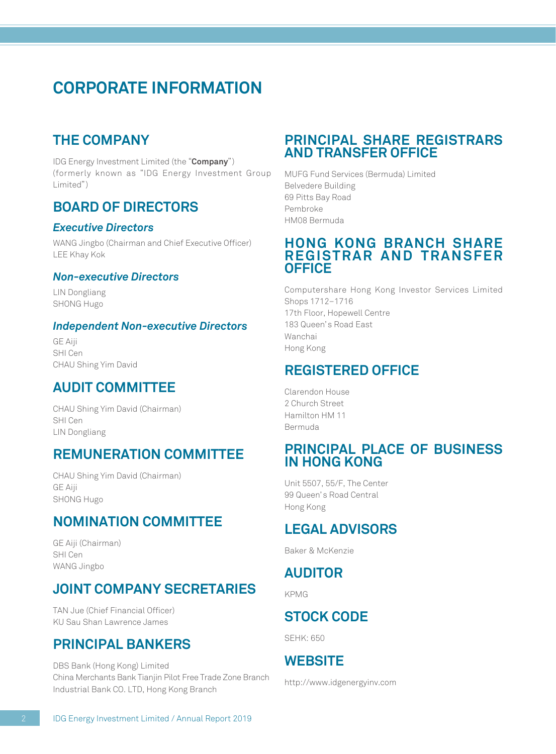# CORPORATE INFORMATION

## THE COMPANY

IDG Energy Investment Limited (the "**Company**") (formerly known as "IDG Energy Investment Group Limited")

## BOARD OF DIRECTORS

### *Executive Directors*

WANG Jingbo (Chairman and Chief Executive Officer)
LEE Khay Kok

### *Non-executive Directors*

LIN Dongliang
SHONG Hugo

### *Independent Non-executive Directors*

GE Aiji
SHI Cen
CHAU Shing Yim David

## AUDIT COMMITTEE

CHAU Shing Yim David (Chairman)
SHI Cen
LIN Dongliang

## REMUNERATION COMMITTEE

CHAU Shing Yim David (Chairman)
GE Aiji
SHONG Hugo

## NOMINATION COMMITTEE

GE Aiji (Chairman)
SHI Cen
WANG Jingbo

## JOINT COMPANY SECRETARIES

TAN Jue (Chief Financial Officer)
KU Sau Shan Lawrence James

## PRINCIPAL BANKERS

DBS Bank (Hong Kong) Limited
China Merchants Bank Tianjin Pilot Free Trade Zone Branch
Industrial Bank CO. LTD, Hong Kong Branch

## PRINCIPAL SHARE REGISTRARS AND TRANSFER OFFICE

MUFG Fund Services (Bermuda) Limited
Belvedere Building
69 Pitts Bay Road
Pembroke
HM08 Bermuda

## HONG KONG BRANCH SHARE REGISTRAR AND TRANSFER OFFICE

Computershare Hong Kong Investor Services Limited
Shops 1712–1716
17th Floor, Hopewell Centre
183 Queen's Road East
Wanchai
Hong Kong

## REGISTERED OFFICE

Clarendon House
2 Church Street
Hamilton HM 11
Bermuda

## PRINCIPAL PLACE OF BUSINESS IN HONG KONG

Unit 5507, 55/F, The Center
99 Queen's Road Central
Hong Kong

## LEGAL ADVISORS

Baker & McKenzie

## AUDITOR

KPMG

## STOCK CODE

SEHK: 650

## WEBSITE

http://www.idgenergyinv.com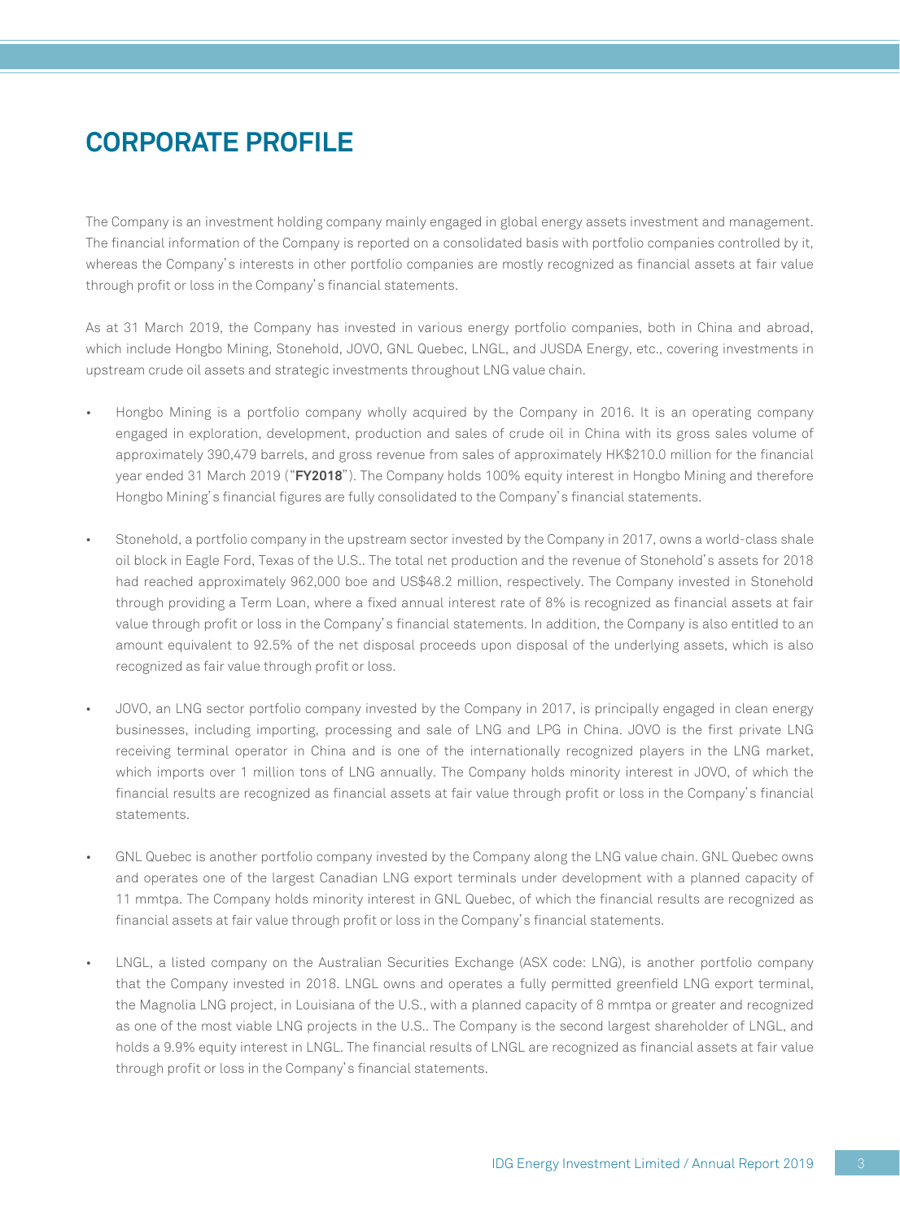# CORPORATE PROFILE

The Company is an investment holding company mainly engaged in global energy assets investment and management. The financial information of the Company is reported on a consolidated basis with portfolio companies controlled by it, whereas the Company's interests in other portfolio companies are mostly recognized as financial assets at fair value through profit or loss in the Company's financial statements.

As at 31 March 2019, the Company has invested in various energy portfolio companies, both in China and abroad, which include Hongbo Mining, Stonehold, JOVO, GNL Quebec, LNGL, and JUSDA Energy, etc., covering investments in upstream crude oil assets and strategic investments throughout LNG value chain.

- Hongbo Mining is a portfolio company wholly acquired by the Company in 2016. It is an operating company engaged in exploration, development, production and sales of crude oil in China with its gross sales volume of approximately 390,479 barrels, and gross revenue from sales of approximately HK$210.0 million for the financial year ended 31 March 2019 ("**FY2018**"). The Company holds 100% equity interest in Hongbo Mining and therefore Hongbo Mining's financial figures are fully consolidated to the Company's financial statements.

- Stonehold, a portfolio company in the upstream sector invested by the Company in 2017, owns a world-class shale oil block in Eagle Ford, Texas of the U.S.. The total net production and the revenue of Stonehold's assets for 2018 had reached approximately 962,000 boe and US$48.2 million, respectively. The Company invested in Stonehold through providing a Term Loan, where a fixed annual interest rate of 8% is recognized as financial assets at fair value through profit or loss in the Company's financial statements. In addition, the Company is also entitled to an amount equivalent to 92.5% of the net disposal proceeds upon disposal of the underlying assets, which is also recognized as fair value through profit or loss.

- JOVO, an LNG sector portfolio company invested by the Company in 2017, is principally engaged in clean energy businesses, including importing, processing and sale of LNG and LPG in China. JOVO is the first private LNG receiving terminal operator in China and is one of the internationally recognized players in the LNG market, which imports over 1 million tons of LNG annually. The Company holds minority interest in JOVO, of which the financial results are recognized as financial assets at fair value through profit or loss in the Company's financial statements.

- GNL Quebec is another portfolio company invested by the Company along the LNG value chain. GNL Quebec owns and operates one of the largest Canadian LNG export terminals under development with a planned capacity of 11 mmtpa. The Company holds minority interest in GNL Quebec, of which the financial results are recognized as financial assets at fair value through profit or loss in the Company's financial statements.

- LNGL, a listed company on the Australian Securities Exchange (ASX code: LNG), is another portfolio company that the Company invested in 2018. LNGL owns and operates a fully permitted greenfield LNG export terminal, the Magnolia LNG project, in Louisiana of the U.S., with a planned capacity of 8 mmtpa or greater and recognized as one of the most viable LNG projects in the U.S.. The Company is the second largest shareholder of LNGL, and holds a 9.9% equity interest in LNGL. The financial results of LNGL are recognized as financial assets at fair value through profit or loss in the Company's financial statements.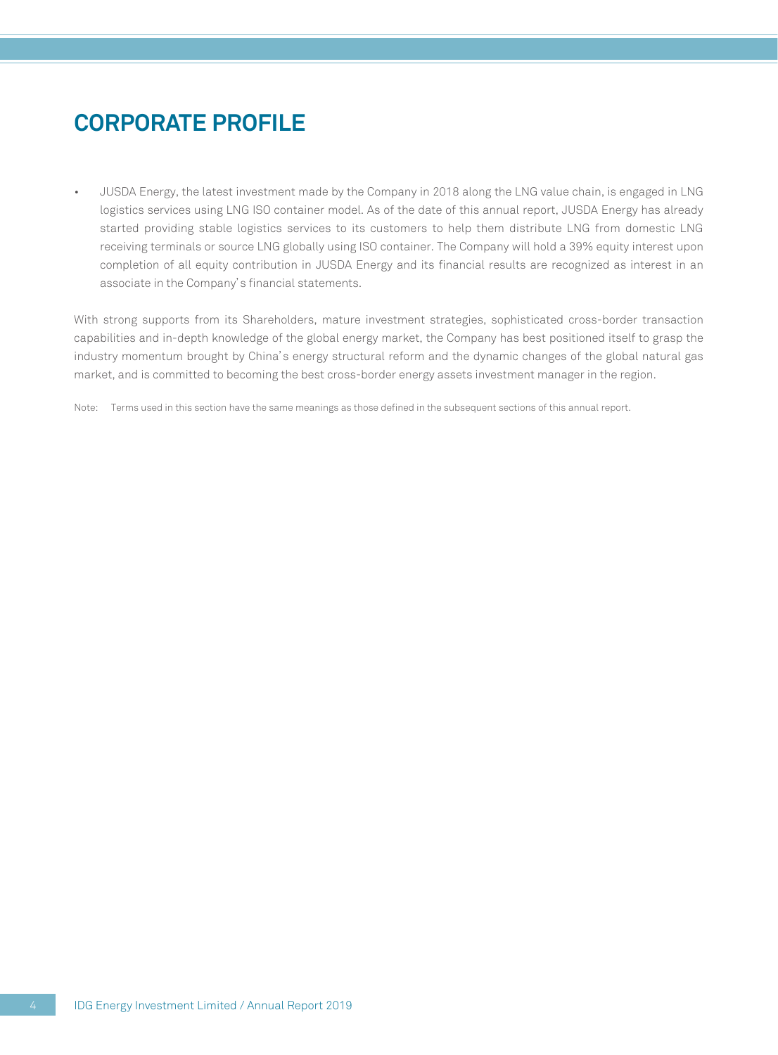# CORPORATE PROFILE

- JUSDA Energy, the latest investment made by the Company in 2018 along the LNG value chain, is engaged in LNG logistics services using LNG ISO container model. As of the date of this annual report, JUSDA Energy has already started providing stable logistics services to its customers to help them distribute LNG from domestic LNG receiving terminals or source LNG globally using ISO container. The Company will hold a 39% equity interest upon completion of all equity contribution in JUSDA Energy and its financial results are recognized as interest in an associate in the Company's financial statements.

With strong supports from its Shareholders, mature investment strategies, sophisticated cross-border transaction capabilities and in-depth knowledge of the global energy market, the Company has best positioned itself to grasp the industry momentum brought by China's energy structural reform and the dynamic changes of the global natural gas market, and is committed to becoming the best cross-border energy assets investment manager in the region.

Note: Terms used in this section have the same meanings as those defined in the subsequent sections of this annual report.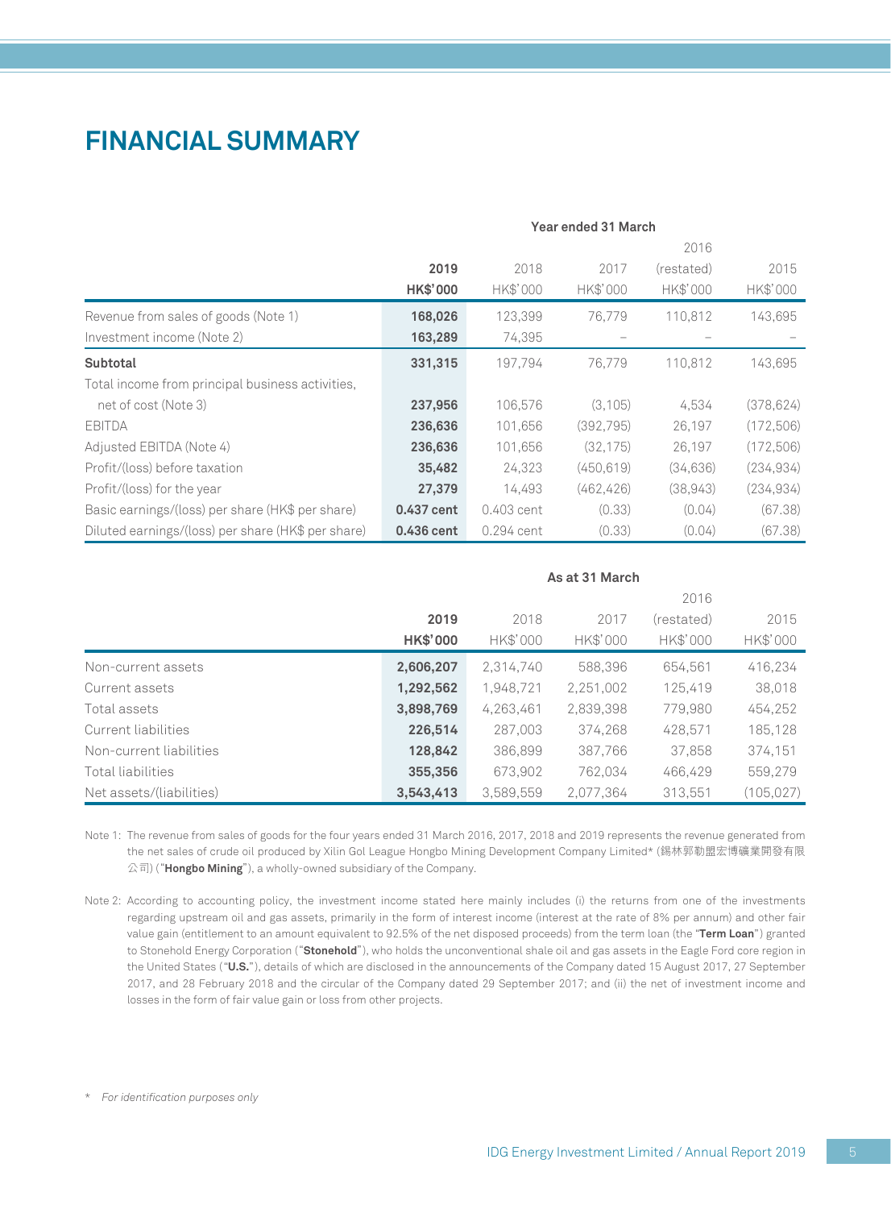# FINANCIAL SUMMARY

| | Year ended 31 March | | | | |
|---|---|---|---|---|---|
| | **2019** | 2018 | 2017 | 2016 (restated) | 2015 |
| | **HK$'000** | HK$'000 | HK$'000 | HK$'000 | HK$'000 |
| Revenue from sales of goods (Note 1) | **168,026** | 123,399 | 76,779 | 110,812 | 143,695 |
| Investment income (Note 2) | **163,289** | 74,395 | – | – | – |
| **Subtotal** | **331,315** | 197,794 | 76,779 | 110,812 | 143,695 |
| Total income from principal business activities, net of cost (Note 3) | **237,956** | 106,576 | (3,105) | 4,534 | (378,624) |
| EBITDA | **236,636** | 101,656 | (392,795) | 26,197 | (172,506) |
| Adjusted EBITDA (Note 4) | **236,636** | 101,656 | (32,175) | 26,197 | (172,506) |
| Profit/(loss) before taxation | **35,482** | 24,323 | (450,619) | (34,636) | (234,934) |
| Profit/(loss) for the year | **27,379** | 14,493 | (462,426) | (38,943) | (234,934) |
| Basic earnings/(loss) per share (HK$ per share) | **0.437 cent** | 0.403 cent | (0.33) | (0.04) | (67.38) |
| Diluted earnings/(loss) per share (HK$ per share) | **0.436 cent** | 0.294 cent | (0.33) | (0.04) | (67.38) |

| | As at 31 March | | | | |
|---|---|---|---|---|---|
| | **2019** | 2018 | 2017 | 2016 (restated) | 2015 |
| | **HK$'000** | HK$'000 | HK$'000 | HK$'000 | HK$'000 |
| Non-current assets | **2,606,207** | 2,314,740 | 588,396 | 654,561 | 416,234 |
| Current assets | **1,292,562** | 1,948,721 | 2,251,002 | 125,419 | 38,018 |
| Total assets | **3,898,769** | 4,263,461 | 2,839,398 | 779,980 | 454,252 |
| Current liabilities | **226,514** | 287,003 | 374,268 | 428,571 | 185,128 |
| Non-current liabilities | **128,842** | 386,899 | 387,766 | 37,858 | 374,151 |
| Total liabilities | **355,356** | 673,902 | 762,034 | 466,429 | 559,279 |
| Net assets/(liabilities) | **3,543,413** | 3,589,559 | 2,077,364 | 313,551 | (105,027) |

Note 1: The revenue from sales of goods for the four years ended 31 March 2016, 2017, 2018 and 2019 represents the revenue generated from the net sales of crude oil produced by Xilin Gol League Hongbo Mining Development Company Limited* (錫林郭勒盟宏博礦業開發有限公司) ("**Hongbo Mining**"), a wholly-owned subsidiary of the Company.

Note 2: According to accounting policy, the investment income stated here mainly includes (i) the returns from one of the investments regarding upstream oil and gas assets, primarily in the form of interest income (interest at the rate of 8% per annum) and other fair value gain (entitlement to an amount equivalent to 92.5% of the net disposed proceeds) from the term loan (the "**Term Loan**") granted to Stonehold Energy Corporation ("**Stonehold**"), who holds the unconventional shale oil and gas assets in the Eagle Ford core region in the United States ("**U.S.**"), details of which are disclosed in the announcements of the Company dated 15 August 2017, 27 September 2017, and 28 February 2018 and the circular of the Company dated 29 September 2017; and (ii) the net of investment income and losses in the form of fair value gain or loss from other projects.

\* *For identification purposes only*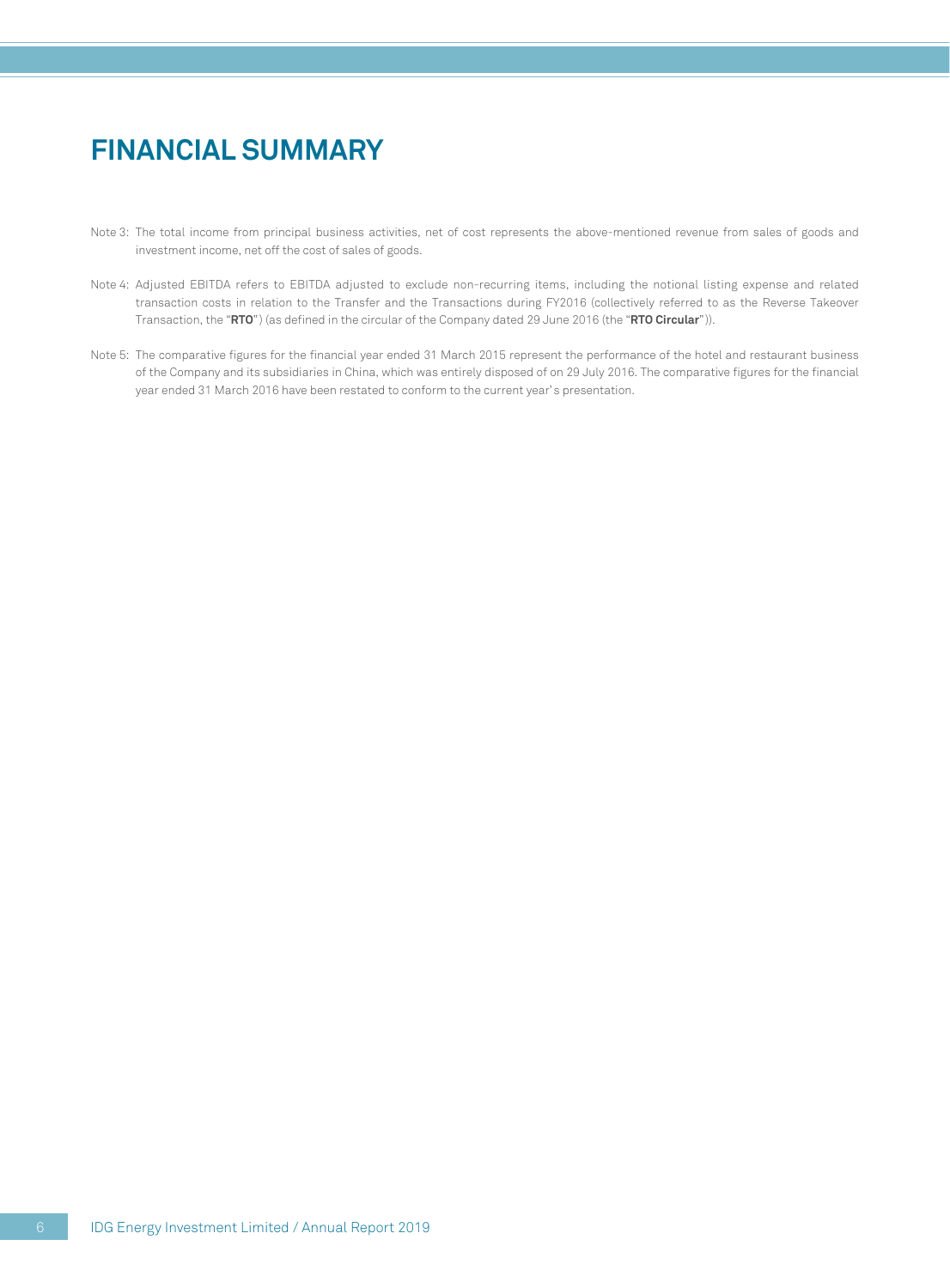# FINANCIAL SUMMARY

Note 3: The total income from principal business activities, net of cost represents the above-mentioned revenue from sales of goods and investment income, net off the cost of sales of goods.

Note 4: Adjusted EBITDA refers to EBITDA adjusted to exclude non-recurring items, including the notional listing expense and related transaction costs in relation to the Transfer and the Transactions during FY2016 (collectively referred to as the Reverse Takeover Transaction, the "**RTO**") (as defined in the circular of the Company dated 29 June 2016 (the "**RTO Circular**")).

Note 5: The comparative figures for the financial year ended 31 March 2015 represent the performance of the hotel and restaurant business of the Company and its subsidiaries in China, which was entirely disposed of on 29 July 2016. The comparative figures for the financial year ended 31 March 2016 have been restated to conform to the current year's presentation.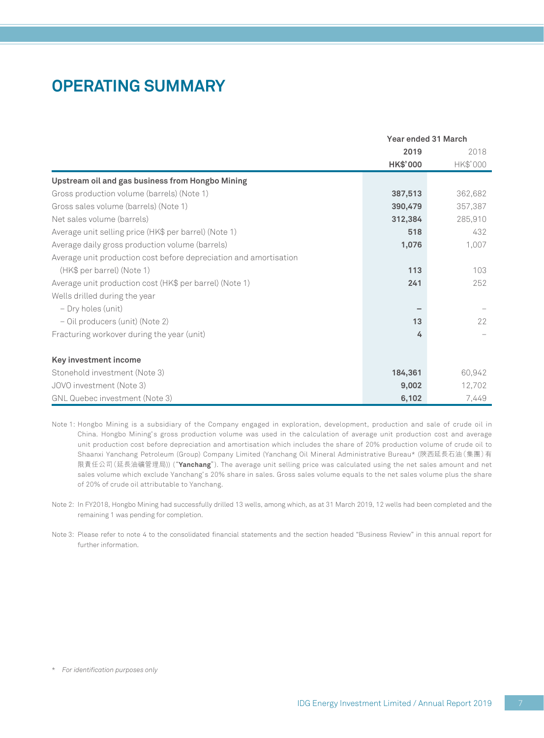# OPERATING SUMMARY

| | Year ended 31 March | |
|---|---|---|
| | **2019** | 2018 |
| | **HK$'000** | HK$'000 |
| **Upstream oil and gas business from Hongbo Mining** | | |
| Gross production volume (barrels) (Note 1) | **387,513** | 362,682 |
| Gross sales volume (barrels) (Note 1) | **390,479** | 357,387 |
| Net sales volume (barrels) | **312,384** | 285,910 |
| Average unit selling price (HK$ per barrel) (Note 1) | **518** | 432 |
| Average daily gross production volume (barrels) | **1,076** | 1,007 |
| Average unit production cost before depreciation and amortisation (HK$ per barrel) (Note 1) | **113** | 103 |
| Average unit production cost (HK$ per barrel) (Note 1) | **241** | 252 |
| Wells drilled during the year | | |
| – Dry holes (unit) | **–** | – |
| – Oil producers (unit) (Note 2) | **13** | 22 |
| Fracturing workover during the year (unit) | **4** | – |
| **Key investment income** | | |
| Stonehold investment (Note 3) | **184,361** | 60,942 |
| JOVO investment (Note 3) | **9,002** | 12,702 |
| GNL Quebec investment (Note 3) | **6,102** | 7,449 |

Note 1: Hongbo Mining is a subsidiary of the Company engaged in exploration, development, production and sale of crude oil in China. Hongbo Mining's gross production volume was used in the calculation of average unit production cost and average unit production cost before depreciation and amortisation which includes the share of 20% production volume of crude oil to Shaanxi Yanchang Petroleum (Group) Company Limited (Yanchang Oil Mineral Administrative Bureau* (陝西延長石油(集團)有限責任公司(延長油礦管理局)) ("**Yanchang**"). The average unit selling price was calculated using the net sales amount and net sales volume which exclude Yanchang's 20% share in sales. Gross sales volume equals to the net sales volume plus the share of 20% of crude oil attributable to Yanchang.

Note 2: In FY2018, Hongbo Mining had successfully drilled 13 wells, among which, as at 31 March 2019, 12 wells had been completed and the remaining 1 was pending for completion.

Note 3: Please refer to note 4 to the consolidated financial statements and the section headed "Business Review" in this annual report for further information.

\* *For identification purposes only*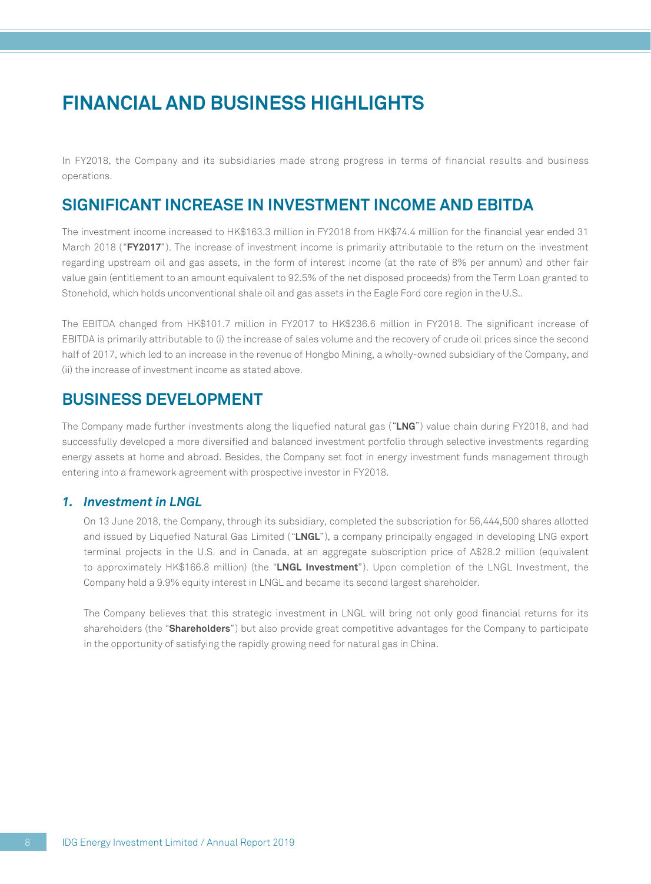# FINANCIAL AND BUSINESS HIGHLIGHTS

In FY2018, the Company and its subsidiaries made strong progress in terms of financial results and business operations.

## SIGNIFICANT INCREASE IN INVESTMENT INCOME AND EBITDA

The investment income increased to HK$163.3 million in FY2018 from HK$74.4 million for the financial year ended 31 March 2018 ("**FY2017**"). The increase of investment income is primarily attributable to the return on the investment regarding upstream oil and gas assets, in the form of interest income (at the rate of 8% per annum) and other fair value gain (entitlement to an amount equivalent to 92.5% of the net disposed proceeds) from the Term Loan granted to Stonehold, which holds unconventional shale oil and gas assets in the Eagle Ford core region in the U.S..

The EBITDA changed from HK$101.7 million in FY2017 to HK$236.6 million in FY2018. The significant increase of EBITDA is primarily attributable to (i) the increase of sales volume and the recovery of crude oil prices since the second half of 2017, which led to an increase in the revenue of Hongbo Mining, a wholly-owned subsidiary of the Company, and (ii) the increase of investment income as stated above.

## BUSINESS DEVELOPMENT

The Company made further investments along the liquefied natural gas ("**LNG**") value chain during FY2018, and had successfully developed a more diversified and balanced investment portfolio through selective investments regarding energy assets at home and abroad. Besides, the Company set foot in energy investment funds management through entering into a framework agreement with prospective investor in FY2018.

### *1. Investment in LNGL*

On 13 June 2018, the Company, through its subsidiary, completed the subscription for 56,444,500 shares allotted and issued by Liquefied Natural Gas Limited ("**LNGL**"), a company principally engaged in developing LNG export terminal projects in the U.S. and in Canada, at an aggregate subscription price of A$28.2 million (equivalent to approximately HK$166.8 million) (the "**LNGL Investment**"). Upon completion of the LNGL Investment, the Company held a 9.9% equity interest in LNGL and became its second largest shareholder.

The Company believes that this strategic investment in LNGL will bring not only good financial returns for its shareholders (the "**Shareholders**") but also provide great competitive advantages for the Company to participate in the opportunity of satisfying the rapidly growing need for natural gas in China.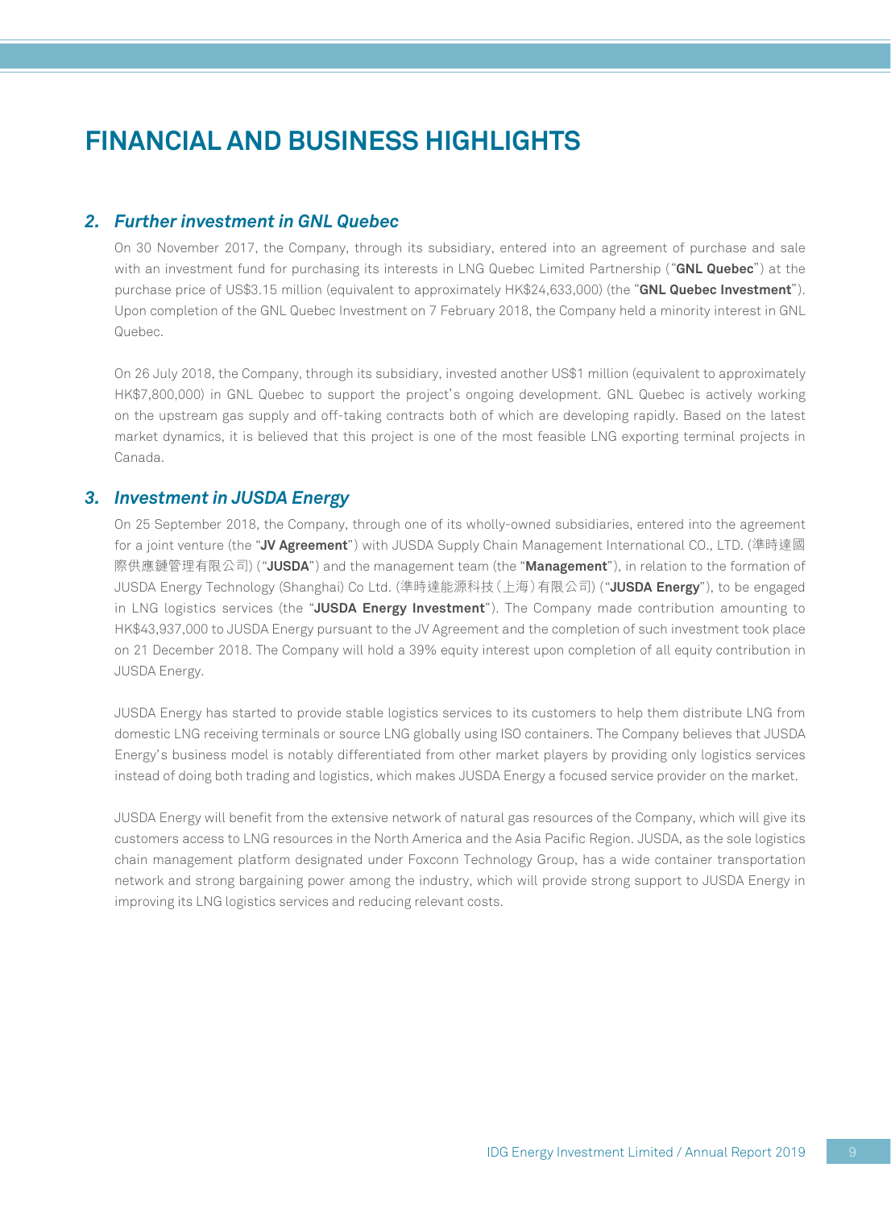# FINANCIAL AND BUSINESS HIGHLIGHTS

## *2. Further investment in GNL Quebec*

On 30 November 2017, the Company, through its subsidiary, entered into an agreement of purchase and sale with an investment fund for purchasing its interests in LNG Quebec Limited Partnership ("**GNL Quebec**") at the purchase price of US$3.15 million (equivalent to approximately HK$24,633,000) (the "**GNL Quebec Investment**"). Upon completion of the GNL Quebec Investment on 7 February 2018, the Company held a minority interest in GNL Quebec.

On 26 July 2018, the Company, through its subsidiary, invested another US$1 million (equivalent to approximately HK$7,800,000) in GNL Quebec to support the project's ongoing development. GNL Quebec is actively working on the upstream gas supply and off-taking contracts both of which are developing rapidly. Based on the latest market dynamics, it is believed that this project is one of the most feasible LNG exporting terminal projects in Canada.

## *3. Investment in JUSDA Energy*

On 25 September 2018, the Company, through one of its wholly-owned subsidiaries, entered into the agreement for a joint venture (the "**JV Agreement**") with JUSDA Supply Chain Management International CO., LTD. (準時達國際供應鏈管理有限公司) ("**JUSDA**") and the management team (the "**Management**"), in relation to the formation of JUSDA Energy Technology (Shanghai) Co Ltd. (準時達能源科技(上海)有限公司) ("**JUSDA Energy**"), to be engaged in LNG logistics services (the "**JUSDA Energy Investment**"). The Company made contribution amounting to HK$43,937,000 to JUSDA Energy pursuant to the JV Agreement and the completion of such investment took place on 21 December 2018. The Company will hold a 39% equity interest upon completion of all equity contribution in JUSDA Energy.

JUSDA Energy has started to provide stable logistics services to its customers to help them distribute LNG from domestic LNG receiving terminals or source LNG globally using ISO containers. The Company believes that JUSDA Energy's business model is notably differentiated from other market players by providing only logistics services instead of doing both trading and logistics, which makes JUSDA Energy a focused service provider on the market.

JUSDA Energy will benefit from the extensive network of natural gas resources of the Company, which will give its customers access to LNG resources in the North America and the Asia Pacific Region. JUSDA, as the sole logistics chain management platform designated under Foxconn Technology Group, has a wide container transportation network and strong bargaining power among the industry, which will provide strong support to JUSDA Energy in improving its LNG logistics services and reducing relevant costs.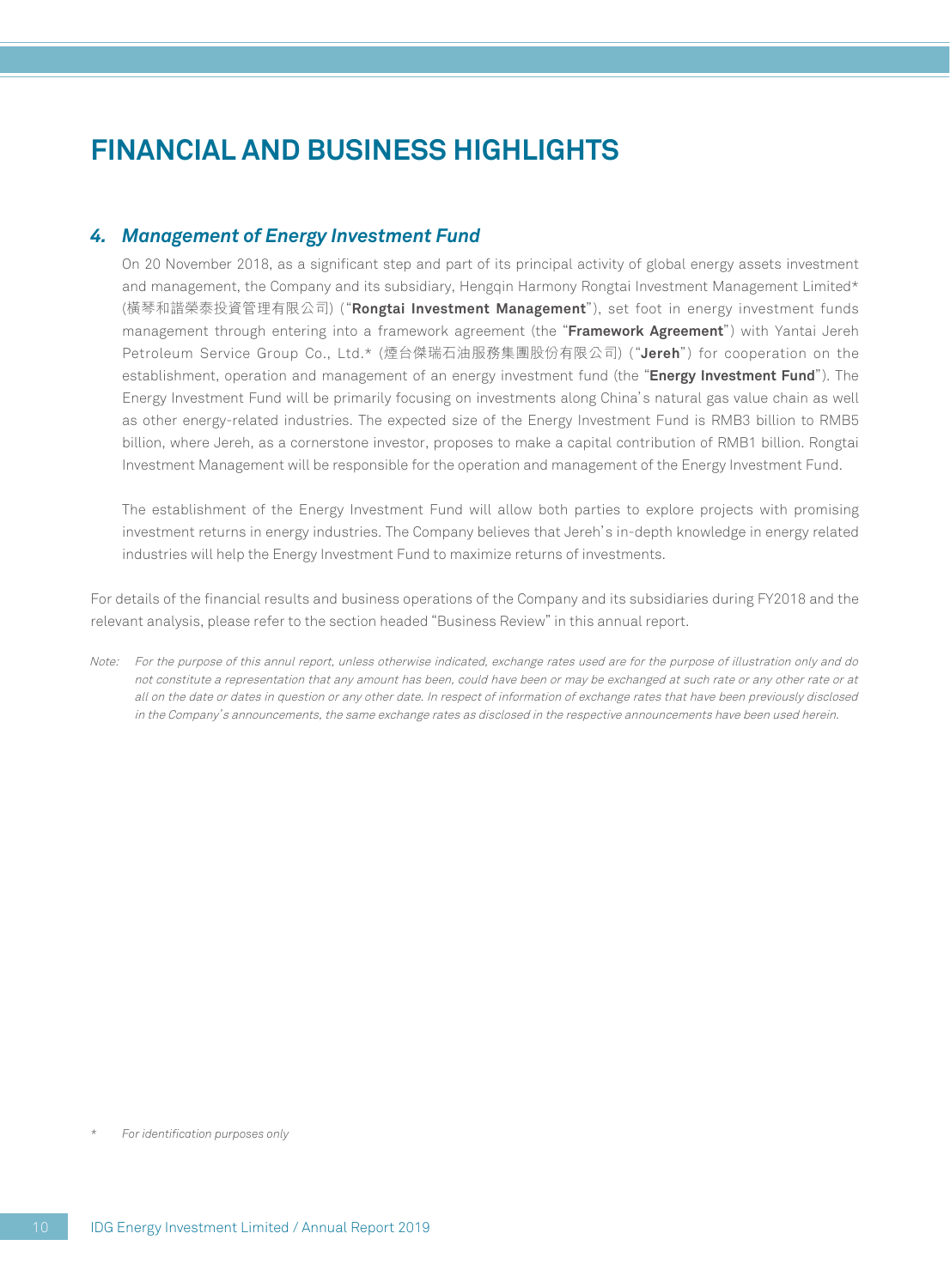# FINANCIAL AND BUSINESS HIGHLIGHTS

### *4. Management of Energy Investment Fund*

On 20 November 2018, as a significant step and part of its principal activity of global energy assets investment and management, the Company and its subsidiary, Hengqin Harmony Rongtai Investment Management Limited* (橫琴和諧榮泰投資管理有限公司) ("**Rongtai Investment Management**"), set foot in energy investment funds management through entering into a framework agreement (the "**Framework Agreement**") with Yantai Jereh Petroleum Service Group Co., Ltd.* (煙台傑瑞石油服務集團股份有限公司) ("**Jereh**") for cooperation on the establishment, operation and management of an energy investment fund (the "**Energy Investment Fund**"). The Energy Investment Fund will be primarily focusing on investments along China's natural gas value chain as well as other energy-related industries. The expected size of the Energy Investment Fund is RMB3 billion to RMB5 billion, where Jereh, as a cornerstone investor, proposes to make a capital contribution of RMB1 billion. Rongtai Investment Management will be responsible for the operation and management of the Energy Investment Fund.

The establishment of the Energy Investment Fund will allow both parties to explore projects with promising investment returns in energy industries. The Company believes that Jereh's in-depth knowledge in energy related industries will help the Energy Investment Fund to maximize returns of investments.

For details of the financial results and business operations of the Company and its subsidiaries during FY2018 and the relevant analysis, please refer to the section headed "Business Review" in this annual report.

*Note: For the purpose of this annul report, unless otherwise indicated, exchange rates used are for the purpose of illustration only and do not constitute a representation that any amount has been, could have been or may be exchanged at such rate or any other rate or at all on the date or dates in question or any other date. In respect of information of exchange rates that have been previously disclosed in the Company's announcements, the same exchange rates as disclosed in the respective announcements have been used herein.*

\* *For identification purposes only*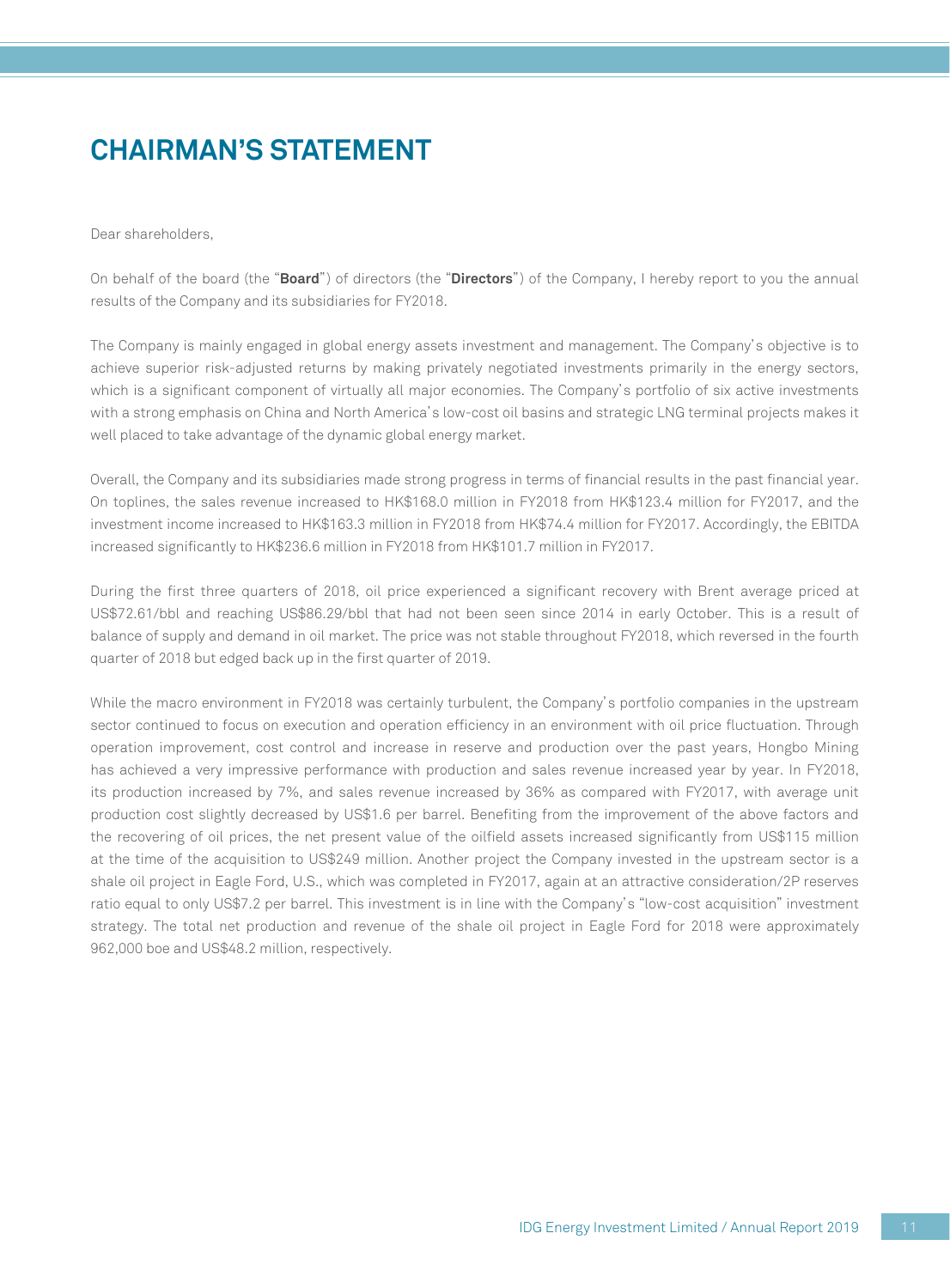# CHAIRMAN'S STATEMENT

Dear shareholders,

On behalf of the board (the "**Board**") of directors (the "**Directors**") of the Company, I hereby report to you the annual results of the Company and its subsidiaries for FY2018.

The Company is mainly engaged in global energy assets investment and management. The Company's objective is to achieve superior risk-adjusted returns by making privately negotiated investments primarily in the energy sectors, which is a significant component of virtually all major economies. The Company's portfolio of six active investments with a strong emphasis on China and North America's low-cost oil basins and strategic LNG terminal projects makes it well placed to take advantage of the dynamic global energy market.

Overall, the Company and its subsidiaries made strong progress in terms of financial results in the past financial year. On toplines, the sales revenue increased to HK$168.0 million in FY2018 from HK$123.4 million for FY2017, and the investment income increased to HK$163.3 million in FY2018 from HK$74.4 million for FY2017. Accordingly, the EBITDA increased significantly to HK$236.6 million in FY2018 from HK$101.7 million in FY2017.

During the first three quarters of 2018, oil price experienced a significant recovery with Brent average priced at US$72.61/bbl and reaching US$86.29/bbl that had not been seen since 2014 in early October. This is a result of balance of supply and demand in oil market. The price was not stable throughout FY2018, which reversed in the fourth quarter of 2018 but edged back up in the first quarter of 2019.

While the macro environment in FY2018 was certainly turbulent, the Company's portfolio companies in the upstream sector continued to focus on execution and operation efficiency in an environment with oil price fluctuation. Through operation improvement, cost control and increase in reserve and production over the past years, Hongbo Mining has achieved a very impressive performance with production and sales revenue increased year by year. In FY2018, its production increased by 7%, and sales revenue increased by 36% as compared with FY2017, with average unit production cost slightly decreased by US$1.6 per barrel. Benefiting from the improvement of the above factors and the recovering of oil prices, the net present value of the oilfield assets increased significantly from US$115 million at the time of the acquisition to US$249 million. Another project the Company invested in the upstream sector is a shale oil project in Eagle Ford, U.S., which was completed in FY2017, again at an attractive consideration/2P reserves ratio equal to only US$7.2 per barrel. This investment is in line with the Company's "low-cost acquisition" investment strategy. The total net production and revenue of the shale oil project in Eagle Ford for 2018 were approximately 962,000 boe and US$48.2 million, respectively.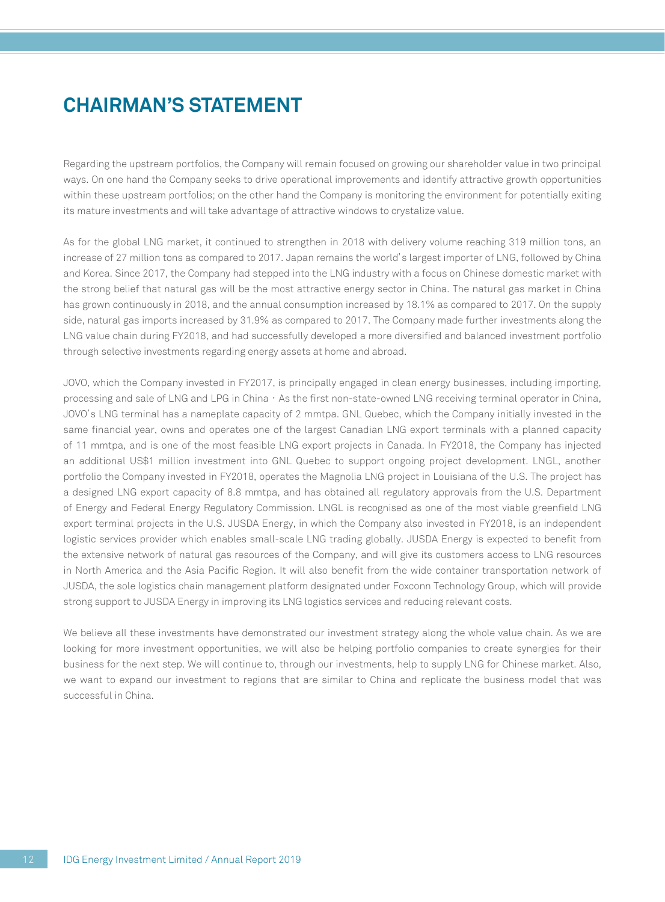# CHAIRMAN'S STATEMENT

Regarding the upstream portfolios, the Company will remain focused on growing our shareholder value in two principal ways. On one hand the Company seeks to drive operational improvements and identify attractive growth opportunities within these upstream portfolios; on the other hand the Company is monitoring the environment for potentially exiting its mature investments and will take advantage of attractive windows to crystalize value.

As for the global LNG market, it continued to strengthen in 2018 with delivery volume reaching 319 million tons, an increase of 27 million tons as compared to 2017. Japan remains the world's largest importer of LNG, followed by China and Korea. Since 2017, the Company had stepped into the LNG industry with a focus on Chinese domestic market with the strong belief that natural gas will be the most attractive energy sector in China. The natural gas market in China has grown continuously in 2018, and the annual consumption increased by 18.1% as compared to 2017. On the supply side, natural gas imports increased by 31.9% as compared to 2017. The Company made further investments along the LNG value chain during FY2018, and had successfully developed a more diversified and balanced investment portfolio through selective investments regarding energy assets at home and abroad.

JOVO, which the Company invested in FY2017, is principally engaged in clean energy businesses, including importing, processing and sale of LNG and LPG in China，As the first non-state-owned LNG receiving terminal operator in China, JOVO's LNG terminal has a nameplate capacity of 2 mmtpa. GNL Quebec, which the Company initially invested in the same financial year, owns and operates one of the largest Canadian LNG export terminals with a planned capacity of 11 mmtpa, and is one of the most feasible LNG export projects in Canada. In FY2018, the Company has injected an additional US$1 million investment into GNL Quebec to support ongoing project development. LNGL, another portfolio the Company invested in FY2018, operates the Magnolia LNG project in Louisiana of the U.S. The project has a designed LNG export capacity of 8.8 mmtpa, and has obtained all regulatory approvals from the U.S. Department of Energy and Federal Energy Regulatory Commission. LNGL is recognised as one of the most viable greenfield LNG export terminal projects in the U.S. JUSDA Energy, in which the Company also invested in FY2018, is an independent logistic services provider which enables small-scale LNG trading globally. JUSDA Energy is expected to benefit from the extensive network of natural gas resources of the Company, and will give its customers access to LNG resources in North America and the Asia Pacific Region. It will also benefit from the wide container transportation network of JUSDA, the sole logistics chain management platform designated under Foxconn Technology Group, which will provide strong support to JUSDA Energy in improving its LNG logistics services and reducing relevant costs.

We believe all these investments have demonstrated our investment strategy along the whole value chain. As we are looking for more investment opportunities, we will also be helping portfolio companies to create synergies for their business for the next step. We will continue to, through our investments, help to supply LNG for Chinese market. Also, we want to expand our investment to regions that are similar to China and replicate the business model that was successful in China.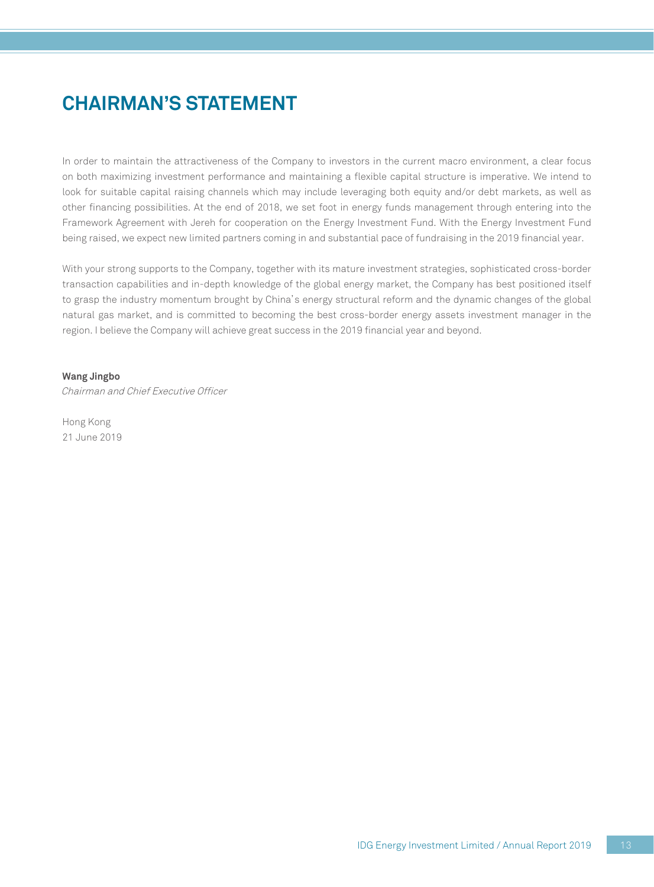# CHAIRMAN'S STATEMENT

In order to maintain the attractiveness of the Company to investors in the current macro environment, a clear focus on both maximizing investment performance and maintaining a flexible capital structure is imperative. We intend to look for suitable capital raising channels which may include leveraging both equity and/or debt markets, as well as other financing possibilities. At the end of 2018, we set foot in energy funds management through entering into the Framework Agreement with Jereh for cooperation on the Energy Investment Fund. With the Energy Investment Fund being raised, we expect new limited partners coming in and substantial pace of fundraising in the 2019 financial year.

With your strong supports to the Company, together with its mature investment strategies, sophisticated cross-border transaction capabilities and in-depth knowledge of the global energy market, the Company has best positioned itself to grasp the industry momentum brought by China's energy structural reform and the dynamic changes of the global natural gas market, and is committed to becoming the best cross-border energy assets investment manager in the region. I believe the Company will achieve great success in the 2019 financial year and beyond.

**Wang Jingbo**
*Chairman and Chief Executive Officer*

Hong Kong
21 June 2019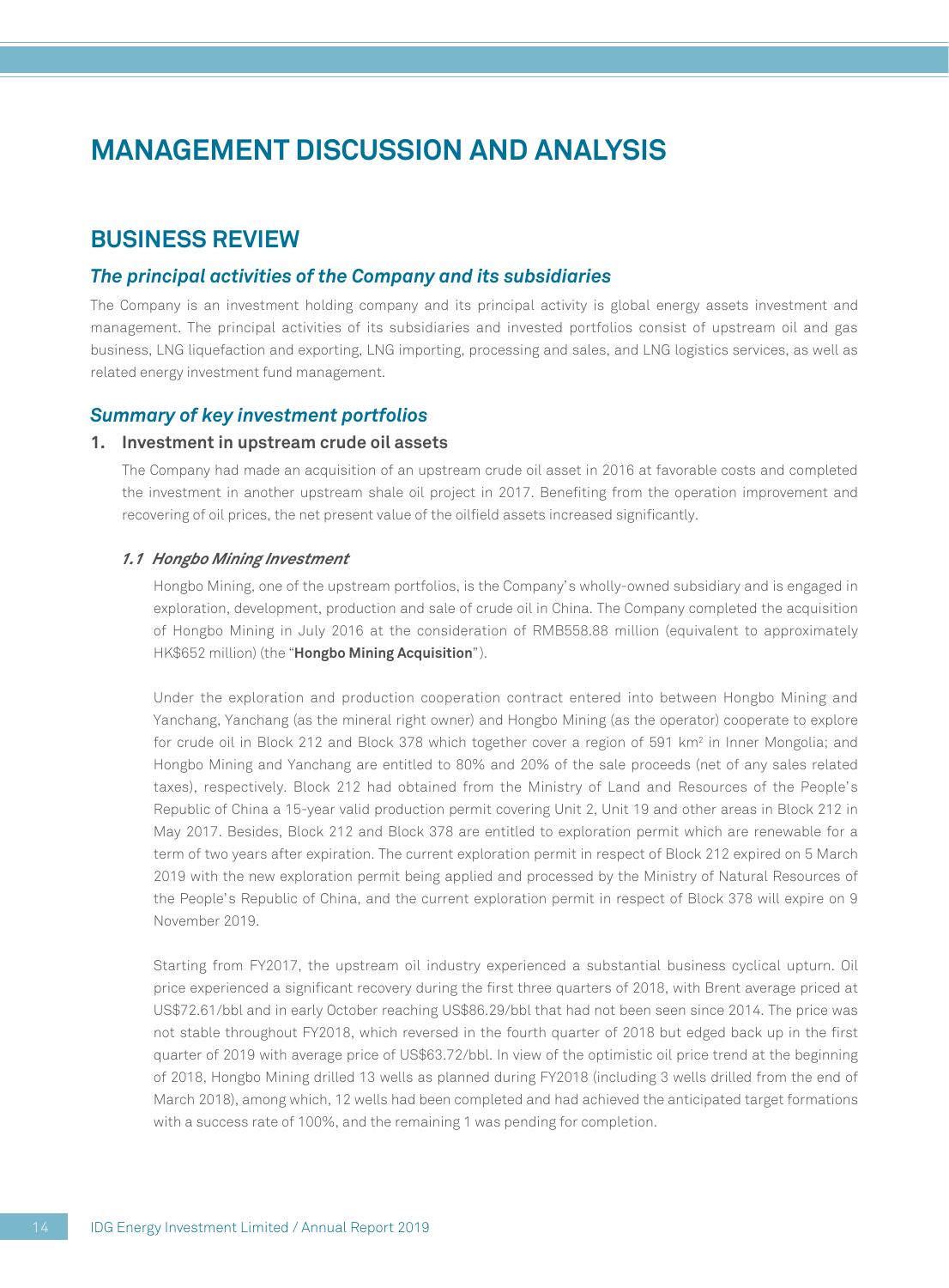# MANAGEMENT DISCUSSION AND ANALYSIS

## BUSINESS REVIEW

### *The principal activities of the Company and its subsidiaries*

The Company is an investment holding company and its principal activity is global energy assets investment and management. The principal activities of its subsidiaries and invested portfolios consist of upstream oil and gas business, LNG liquefaction and exporting, LNG importing, processing and sales, and LNG logistics services, as well as related energy investment fund management.

### *Summary of key investment portfolios*

#### 1. Investment in upstream crude oil assets

The Company had made an acquisition of an upstream crude oil asset in 2016 at favorable costs and completed the investment in another upstream shale oil project in 2017. Benefiting from the operation improvement and recovering of oil prices, the net present value of the oilfield assets increased significantly.

##### *1.1 Hongbo Mining Investment*

Hongbo Mining, one of the upstream portfolios, is the Company's wholly-owned subsidiary and is engaged in exploration, development, production and sale of crude oil in China. The Company completed the acquisition of Hongbo Mining in July 2016 at the consideration of RMB558.88 million (equivalent to approximately HK$652 million) (the "**Hongbo Mining Acquisition**").

Under the exploration and production cooperation contract entered into between Hongbo Mining and Yanchang, Yanchang (as the mineral right owner) and Hongbo Mining (as the operator) cooperate to explore for crude oil in Block 212 and Block 378 which together cover a region of 591 $km^2$ in Inner Mongolia; and Hongbo Mining and Yanchang are entitled to 80% and 20% of the sale proceeds (net of any sales related taxes), respectively. Block 212 had obtained from the Ministry of Land and Resources of the People's Republic of China a 15-year valid production permit covering Unit 2, Unit 19 and other areas in Block 212 in May 2017. Besides, Block 212 and Block 378 are entitled to exploration permit which are renewable for a term of two years after expiration. The current exploration permit in respect of Block 212 expired on 5 March 2019 with the new exploration permit being applied and processed by the Ministry of Natural Resources of the People's Republic of China, and the current exploration permit in respect of Block 378 will expire on 9 November 2019.

Starting from FY2017, the upstream oil industry experienced a substantial business cyclical upturn. Oil price experienced a significant recovery during the first three quarters of 2018, with Brent average priced at US$72.61/bbl and in early October reaching US$86.29/bbl that had not been seen since 2014. The price was not stable throughout FY2018, which reversed in the fourth quarter of 2018 but edged back up in the first quarter of 2019 with average price of US$63.72/bbl. In view of the optimistic oil price trend at the beginning of 2018, Hongbo Mining drilled 13 wells as planned during FY2018 (including 3 wells drilled from the end of March 2018), among which, 12 wells had been completed and had achieved the anticipated target formations with a success rate of 100%, and the remaining 1 was pending for completion.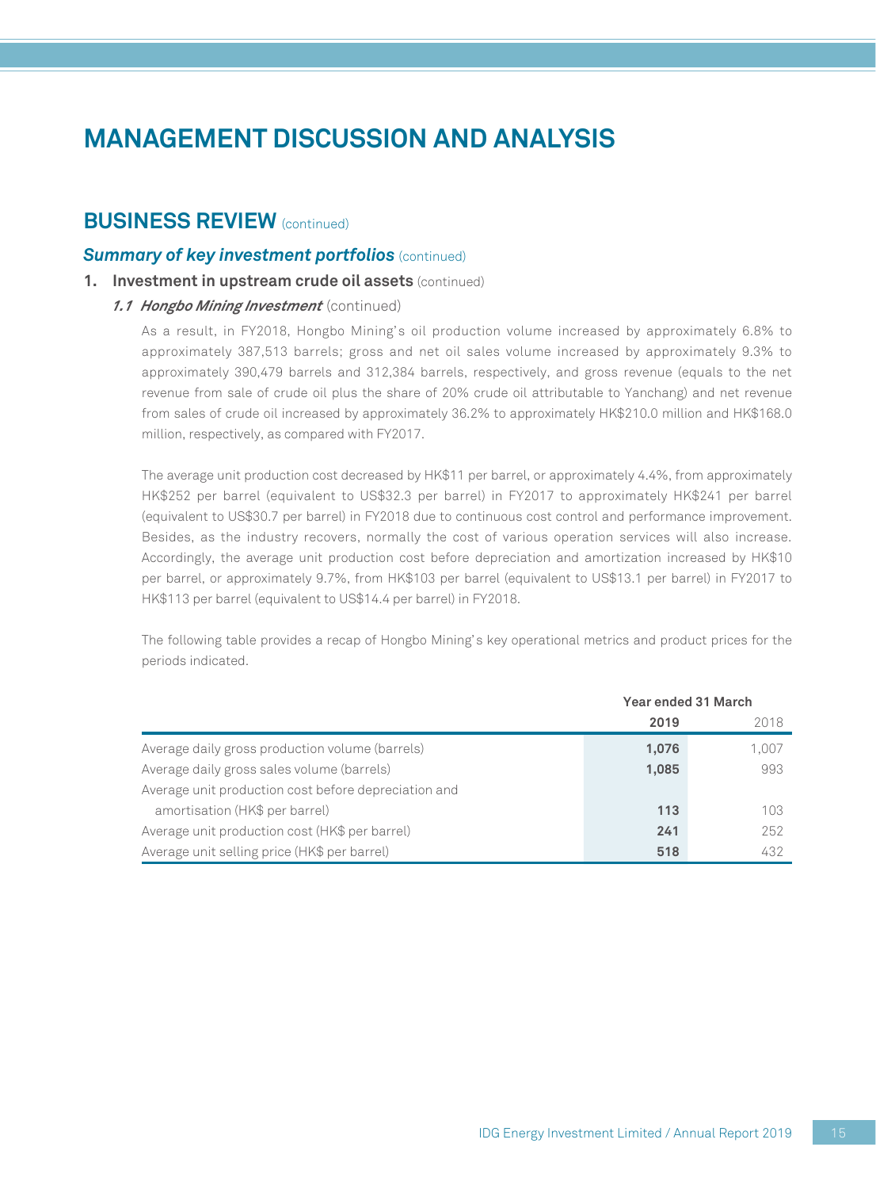# MANAGEMENT DISCUSSION AND ANALYSIS

## BUSINESS REVIEW (continued)

### *Summary of key investment portfolios* (continued)

**1. Investment in upstream crude oil assets** (continued)

***1.1 Hongbo Mining Investment*** (continued)

As a result, in FY2018, Hongbo Mining's oil production volume increased by approximately 6.8% to approximately 387,513 barrels; gross and net oil sales volume increased by approximately 9.3% to approximately 390,479 barrels and 312,384 barrels, respectively, and gross revenue (equals to the net revenue from sale of crude oil plus the share of 20% crude oil attributable to Yanchang) and net revenue from sales of crude oil increased by approximately 36.2% to approximately HK$210.0 million and HK$168.0 million, respectively, as compared with FY2017.

The average unit production cost decreased by HK$11 per barrel, or approximately 4.4%, from approximately HK$252 per barrel (equivalent to US$32.3 per barrel) in FY2017 to approximately HK$241 per barrel (equivalent to US$30.7 per barrel) in FY2018 due to continuous cost control and performance improvement. Besides, as the industry recovers, normally the cost of various operation services will also increase. Accordingly, the average unit production cost before depreciation and amortization increased by HK$10 per barrel, or approximately 9.7%, from HK$103 per barrel (equivalent to US$13.1 per barrel) in FY2017 to HK$113 per barrel (equivalent to US$14.4 per barrel) in FY2018.

The following table provides a recap of Hongbo Mining's key operational metrics and product prices for the periods indicated.

| | Year ended 31 March | |
|---|---|---|
| | **2019** | 2018 |
| Average daily gross production volume (barrels) | **1,076** | 1,007 |
| Average daily gross sales volume (barrels) | **1,085** | 993 |
| Average unit production cost before depreciation and amortisation (HK$ per barrel) | **113** | 103 |
| Average unit production cost (HK$ per barrel) | **241** | 252 |
| Average unit selling price (HK$ per barrel) | **518** | 432 |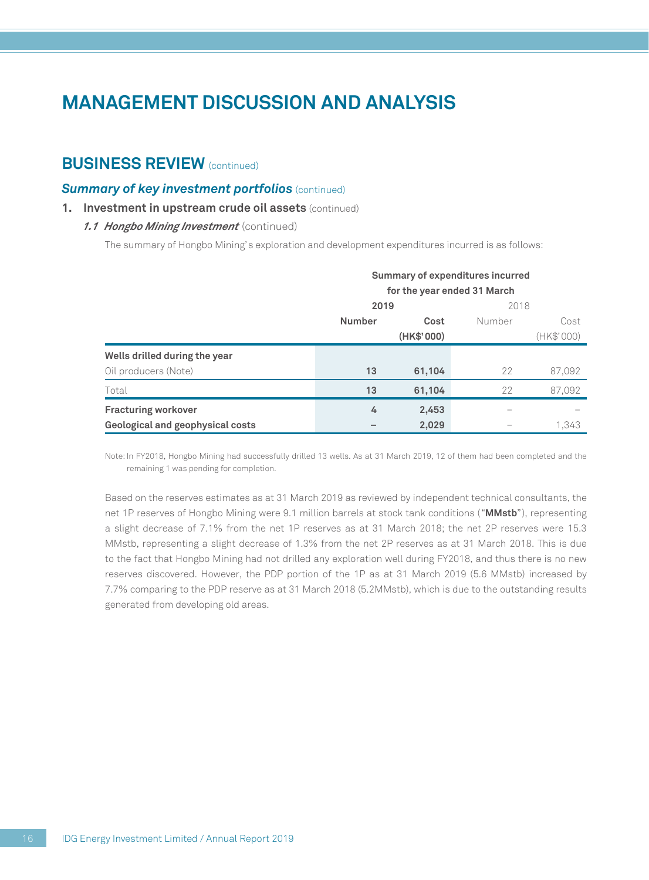# MANAGEMENT DISCUSSION AND ANALYSIS

## BUSINESS REVIEW (continued)

### *Summary of key investment portfolios* (continued)

**1. Investment in upstream crude oil assets** (continued)

***1.1 Hongbo Mining Investment*** (continued)

The summary of Hongbo Mining's exploration and development expenditures incurred is as follows:

| | Summary of expenditures incurred for the year ended 31 March | | | |
|---|---|---|---|---|
| | **2019** | | 2018 | |
| | **Number** | **Cost (HK$'000)** | Number | Cost (HK$'000) |
| **Wells drilled during the year** | | | | |
| Oil producers (Note) | **13** | **61,104** | 22 | 87,092 |
| Total | **13** | **61,104** | 22 | 87,092 |
| **Fracturing workover** | **4** | **2,453** | – | – |
| **Geological and geophysical costs** | **–** | **2,029** | – | 1,343 |

Note: In FY2018, Hongbo Mining had successfully drilled 13 wells. As at 31 March 2019, 12 of them had been completed and the remaining 1 was pending for completion.

Based on the reserves estimates as at 31 March 2019 as reviewed by independent technical consultants, the net 1P reserves of Hongbo Mining were 9.1 million barrels at stock tank conditions ("**MMstb**"), representing a slight decrease of 7.1% from the net 1P reserves as at 31 March 2018; the net 2P reserves were 15.3 MMstb, representing a slight decrease of 1.3% from the net 2P reserves as at 31 March 2018. This is due to the fact that Hongbo Mining had not drilled any exploration well during FY2018, and thus there is no new reserves discovered. However, the PDP portion of the 1P as at 31 March 2019 (5.6 MMstb) increased by 7.7% comparing to the PDP reserve as at 31 March 2018 (5.2MMstb), which is due to the outstanding results generated from developing old areas.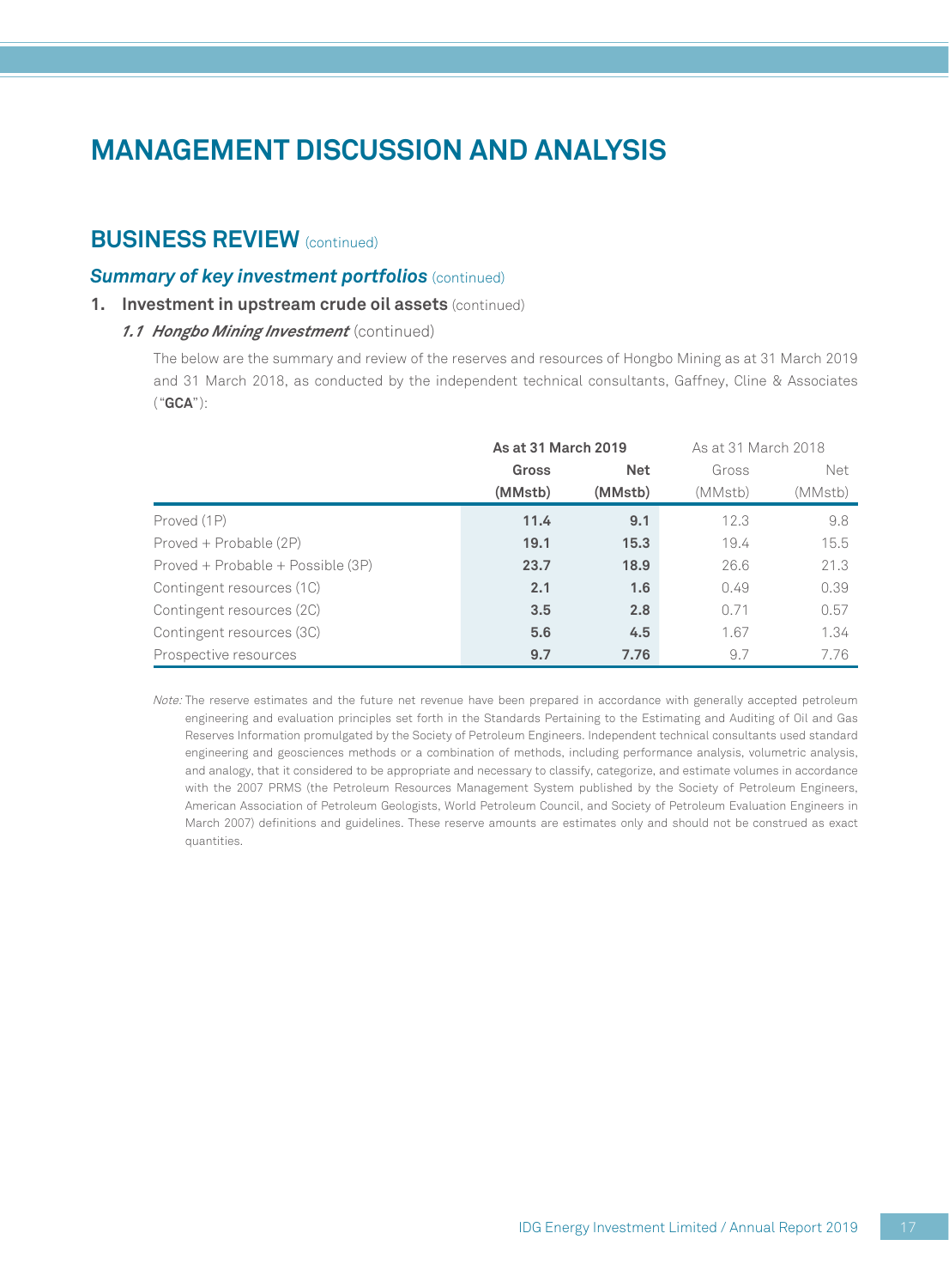# MANAGEMENT DISCUSSION AND ANALYSIS

## BUSINESS REVIEW (continued)

### *Summary of key investment portfolios* (continued)

**1. Investment in upstream crude oil assets** (continued)

***1.1 Hongbo Mining Investment*** (continued)

The below are the summary and review of the reserves and resources of Hongbo Mining as at 31 March 2019 and 31 March 2018, as conducted by the independent technical consultants, Gaffney, Cline & Associates ("**GCA**"):

| | **As at 31 March 2019** | | As at 31 March 2018 | |
|---|---|---|---|---|
| | **Gross (MMstb)** | **Net (MMstb)** | Gross (MMstb) | Net (MMstb) |
| Proved (1P) | **11.4** | **9.1** | 12.3 | 9.8 |
| Proved + Probable (2P) | **19.1** | **15.3** | 19.4 | 15.5 |
| Proved + Probable + Possible (3P) | **23.7** | **18.9** | 26.6 | 21.3 |
| Contingent resources (1C) | **2.1** | **1.6** | 0.49 | 0.39 |
| Contingent resources (2C) | **3.5** | **2.8** | 0.71 | 0.57 |
| Contingent resources (3C) | **5.6** | **4.5** | 1.67 | 1.34 |
| Prospective resources | **9.7** | **7.76** | 9.7 | 7.76 |

*Note:* The reserve estimates and the future net revenue have been prepared in accordance with generally accepted petroleum engineering and evaluation principles set forth in the Standards Pertaining to the Estimating and Auditing of Oil and Gas Reserves Information promulgated by the Society of Petroleum Engineers. Independent technical consultants used standard engineering and geosciences methods or a combination of methods, including performance analysis, volumetric analysis, and analogy, that it considered to be appropriate and necessary to classify, categorize, and estimate volumes in accordance with the 2007 PRMS (the Petroleum Resources Management System published by the Society of Petroleum Engineers, American Association of Petroleum Geologists, World Petroleum Council, and Society of Petroleum Evaluation Engineers in March 2007) definitions and guidelines. These reserve amounts are estimates only and should not be construed as exact quantities.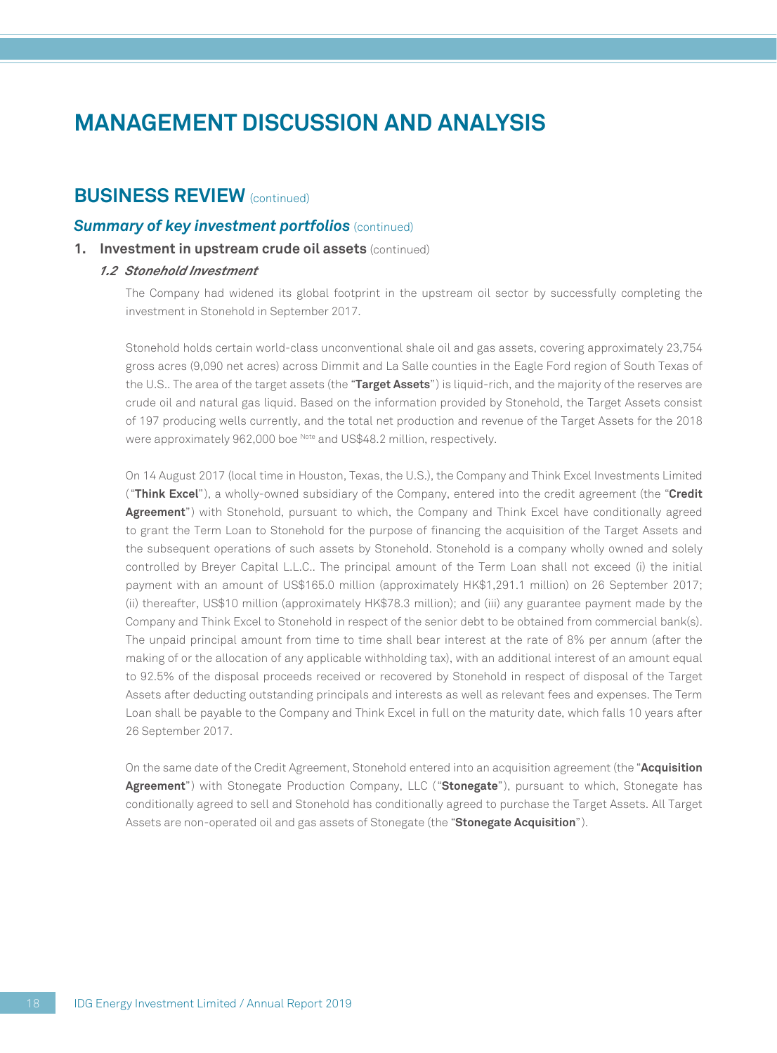# MANAGEMENT DISCUSSION AND ANALYSIS

## BUSINESS REVIEW (continued)

### *Summary of key investment portfolios* (continued)

**1. Investment in upstream crude oil assets** (continued)

***1.2 Stonehold Investment***

The Company had widened its global footprint in the upstream oil sector by successfully completing the investment in Stonehold in September 2017.

Stonehold holds certain world-class unconventional shale oil and gas assets, covering approximately 23,754 gross acres (9,090 net acres) across Dimmit and La Salle counties in the Eagle Ford region of South Texas of the U.S.. The area of the target assets (the "**Target Assets**") is liquid-rich, and the majority of the reserves are crude oil and natural gas liquid. Based on the information provided by Stonehold, the Target Assets consist of 197 producing wells currently, and the total net production and revenue of the Target Assets for the 2018 were approximately 962,000 boe [Note] and US$48.2 million, respectively.

On 14 August 2017 (local time in Houston, Texas, the U.S.), the Company and Think Excel Investments Limited ("**Think Excel**"), a wholly-owned subsidiary of the Company, entered into the credit agreement (the "**Credit Agreement**") with Stonehold, pursuant to which, the Company and Think Excel have conditionally agreed to grant the Term Loan to Stonehold for the purpose of financing the acquisition of the Target Assets and the subsequent operations of such assets by Stonehold. Stonehold is a company wholly owned and solely controlled by Breyer Capital L.L.C.. The principal amount of the Term Loan shall not exceed (i) the initial payment with an amount of US$165.0 million (approximately HK$1,291.1 million) on 26 September 2017; (ii) thereafter, US$10 million (approximately HK$78.3 million); and (iii) any guarantee payment made by the Company and Think Excel to Stonehold in respect of the senior debt to be obtained from commercial bank(s). The unpaid principal amount from time to time shall bear interest at the rate of 8% per annum (after the making of or the allocation of any applicable withholding tax), with an additional interest of an amount equal to 92.5% of the disposal proceeds received or recovered by Stonehold in respect of disposal of the Target Assets after deducting outstanding principals and interests as well as relevant fees and expenses. The Term Loan shall be payable to the Company and Think Excel in full on the maturity date, which falls 10 years after 26 September 2017.

On the same date of the Credit Agreement, Stonehold entered into an acquisition agreement (the "**Acquisition Agreement**") with Stonegate Production Company, LLC ("**Stonegate**"), pursuant to which, Stonegate has conditionally agreed to sell and Stonehold has conditionally agreed to purchase the Target Assets. All Target Assets are non-operated oil and gas assets of Stonegate (the "**Stonegate Acquisition**").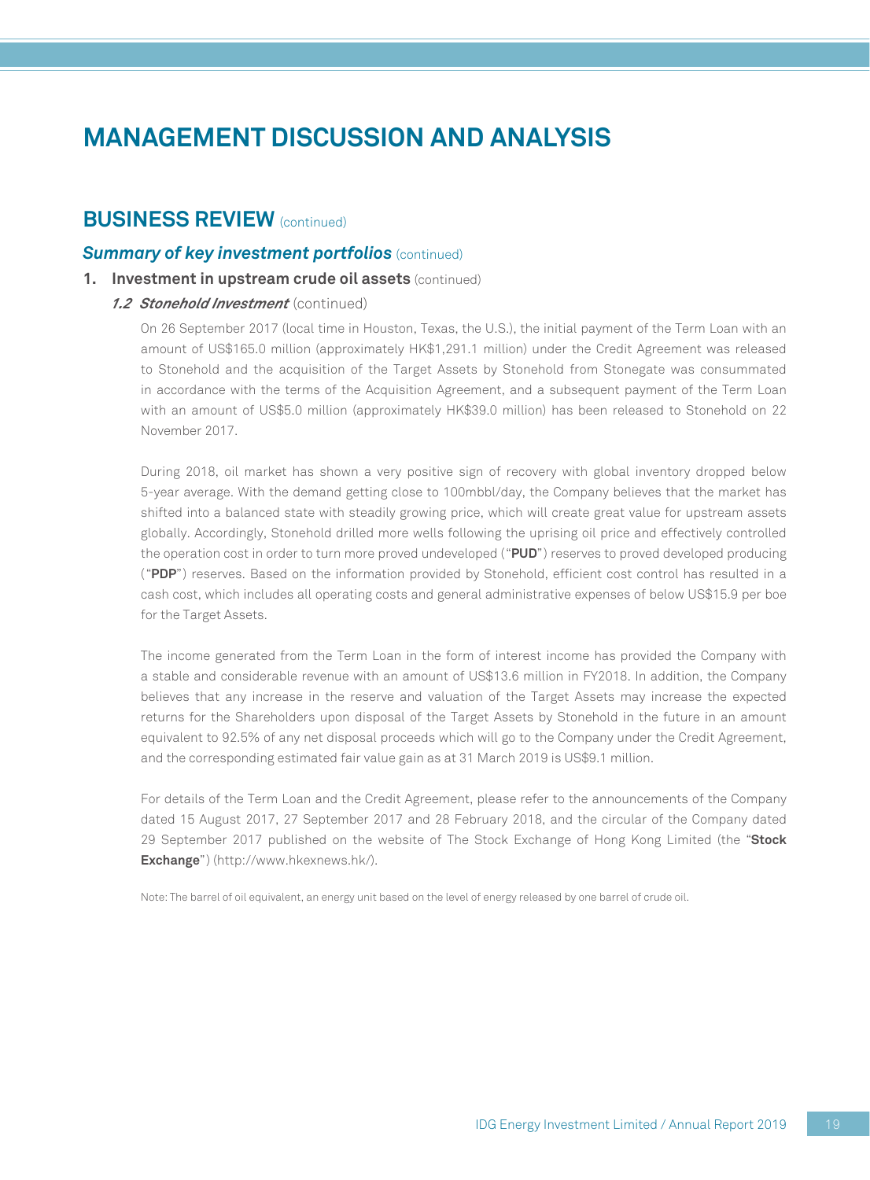# MANAGEMENT DISCUSSION AND ANALYSIS

## BUSINESS REVIEW (continued)

### *Summary of key investment portfolios* (continued)

**1. Investment in upstream crude oil assets** (continued)

***1.2 Stonehold Investment*** (continued)

On 26 September 2017 (local time in Houston, Texas, the U.S.), the initial payment of the Term Loan with an amount of US$165.0 million (approximately HK$1,291.1 million) under the Credit Agreement was released to Stonehold and the acquisition of the Target Assets by Stonehold from Stonegate was consummated in accordance with the terms of the Acquisition Agreement, and a subsequent payment of the Term Loan with an amount of US$5.0 million (approximately HK$39.0 million) has been released to Stonehold on 22 November 2017.

During 2018, oil market has shown a very positive sign of recovery with global inventory dropped below 5-year average. With the demand getting close to 100mbbl/day, the Company believes that the market has shifted into a balanced state with steadily growing price, which will create great value for upstream assets globally. Accordingly, Stonehold drilled more wells following the uprising oil price and effectively controlled the operation cost in order to turn more proved undeveloped ("**PUD**") reserves to proved developed producing ("**PDP**") reserves. Based on the information provided by Stonehold, efficient cost control has resulted in a cash cost, which includes all operating costs and general administrative expenses of below US$15.9 per boe for the Target Assets.

The income generated from the Term Loan in the form of interest income has provided the Company with a stable and considerable revenue with an amount of US$13.6 million in FY2018. In addition, the Company believes that any increase in the reserve and valuation of the Target Assets may increase the expected returns for the Shareholders upon disposal of the Target Assets by Stonehold in the future in an amount equivalent to 92.5% of any net disposal proceeds which will go to the Company under the Credit Agreement, and the corresponding estimated fair value gain as at 31 March 2019 is US$9.1 million.

For details of the Term Loan and the Credit Agreement, please refer to the announcements of the Company dated 15 August 2017, 27 September 2017 and 28 February 2018, and the circular of the Company dated 29 September 2017 published on the website of The Stock Exchange of Hong Kong Limited (the "**Stock Exchange**") (http://www.hkexnews.hk/).

Note: The barrel of oil equivalent, an energy unit based on the level of energy released by one barrel of crude oil.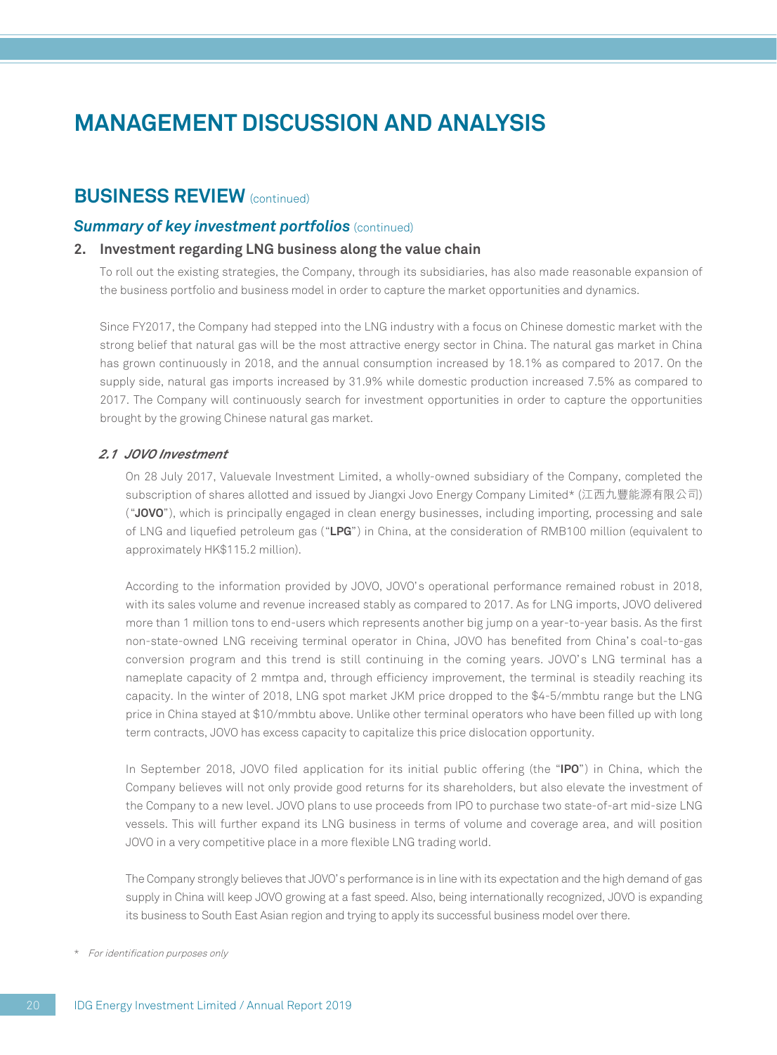# MANAGEMENT DISCUSSION AND ANALYSIS

## BUSINESS REVIEW (continued)

### *Summary of key investment portfolios* (continued)

**2. Investment regarding LNG business along the value chain**

To roll out the existing strategies, the Company, through its subsidiaries, has also made reasonable expansion of the business portfolio and business model in order to capture the market opportunities and dynamics.

Since FY2017, the Company had stepped into the LNG industry with a focus on Chinese domestic market with the strong belief that natural gas will be the most attractive energy sector in China. The natural gas market in China has grown continuously in 2018, and the annual consumption increased by 18.1% as compared to 2017. On the supply side, natural gas imports increased by 31.9% while domestic production increased 7.5% as compared to 2017. The Company will continuously search for investment opportunities in order to capture the opportunities brought by the growing Chinese natural gas market.

***2.1 JOVO Investment***

On 28 July 2017, Valuevale Investment Limited, a wholly-owned subsidiary of the Company, completed the subscription of shares allotted and issued by Jiangxi Jovo Energy Company Limited* (江西九豐能源有限公司) ("**JOVO**"), which is principally engaged in clean energy businesses, including importing, processing and sale of LNG and liquefied petroleum gas ("**LPG**") in China, at the consideration of RMB100 million (equivalent to approximately HK$115.2 million).

According to the information provided by JOVO, JOVO's operational performance remained robust in 2018, with its sales volume and revenue increased stably as compared to 2017. As for LNG imports, JOVO delivered more than 1 million tons to end-users which represents another big jump on a year-to-year basis. As the first non-state-owned LNG receiving terminal operator in China, JOVO has benefited from China's coal-to-gas conversion program and this trend is still continuing in the coming years. JOVO's LNG terminal has a nameplate capacity of 2 mmtpa and, through efficiency improvement, the terminal is steadily reaching its capacity. In the winter of 2018, LNG spot market JKM price dropped to the $4-5/mmbtu range but the LNG price in China stayed at $10/mmbtu above. Unlike other terminal operators who have been filled up with long term contracts, JOVO has excess capacity to capitalize this price dislocation opportunity.

In September 2018, JOVO filed application for its initial public offering (the "**IPO**") in China, which the Company believes will not only provide good returns for its shareholders, but also elevate the investment of the Company to a new level. JOVO plans to use proceeds from IPO to purchase two state-of-art mid-size LNG vessels. This will further expand its LNG business in terms of volume and coverage area, and will position JOVO in a very competitive place in a more flexible LNG trading world.

The Company strongly believes that JOVO's performance is in line with its expectation and the high demand of gas supply in China will keep JOVO growing at a fast speed. Also, being internationally recognized, JOVO is expanding its business to South East Asian region and trying to apply its successful business model over there.

\* *For identification purposes only*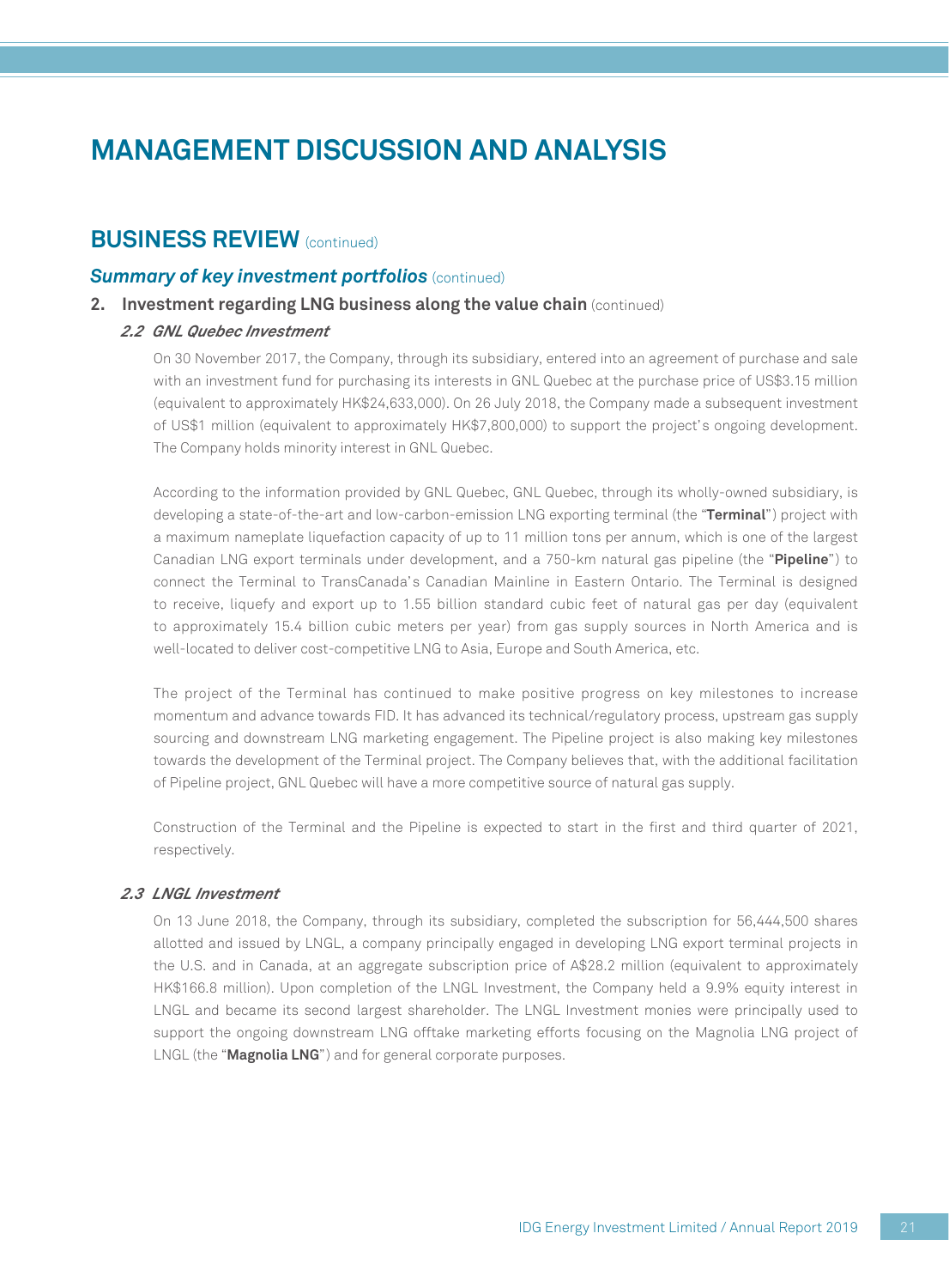# MANAGEMENT DISCUSSION AND ANALYSIS

## BUSINESS REVIEW (continued)

### *Summary of key investment portfolios* (continued)

**2. Investment regarding LNG business along the value chain** (continued)

***2.2 GNL Quebec Investment***

On 30 November 2017, the Company, through its subsidiary, entered into an agreement of purchase and sale with an investment fund for purchasing its interests in GNL Quebec at the purchase price of US$3.15 million (equivalent to approximately HK$24,633,000). On 26 July 2018, the Company made a subsequent investment of US$1 million (equivalent to approximately HK$7,800,000) to support the project's ongoing development. The Company holds minority interest in GNL Quebec.

According to the information provided by GNL Quebec, GNL Quebec, through its wholly-owned subsidiary, is developing a state-of-the-art and low-carbon-emission LNG exporting terminal (the "**Terminal**") project with a maximum nameplate liquefaction capacity of up to 11 million tons per annum, which is one of the largest Canadian LNG export terminals under development, and a 750-km natural gas pipeline (the "**Pipeline**") to connect the Terminal to TransCanada's Canadian Mainline in Eastern Ontario. The Terminal is designed to receive, liquefy and export up to 1.55 billion standard cubic feet of natural gas per day (equivalent to approximately 15.4 billion cubic meters per year) from gas supply sources in North America and is well-located to deliver cost-competitive LNG to Asia, Europe and South America, etc.

The project of the Terminal has continued to make positive progress on key milestones to increase momentum and advance towards FID. It has advanced its technical/regulatory process, upstream gas supply sourcing and downstream LNG marketing engagement. The Pipeline project is also making key milestones towards the development of the Terminal project. The Company believes that, with the additional facilitation of Pipeline project, GNL Quebec will have a more competitive source of natural gas supply.

Construction of the Terminal and the Pipeline is expected to start in the first and third quarter of 2021, respectively.

***2.3 LNGL Investment***

On 13 June 2018, the Company, through its subsidiary, completed the subscription for 56,444,500 shares allotted and issued by LNGL, a company principally engaged in developing LNG export terminal projects in the U.S. and in Canada, at an aggregate subscription price of A$28.2 million (equivalent to approximately HK$166.8 million). Upon completion of the LNGL Investment, the Company held a 9.9% equity interest in LNGL and became its second largest shareholder. The LNGL Investment monies were principally used to support the ongoing downstream LNG offtake marketing efforts focusing on the Magnolia LNG project of LNGL (the "**Magnolia LNG**") and for general corporate purposes.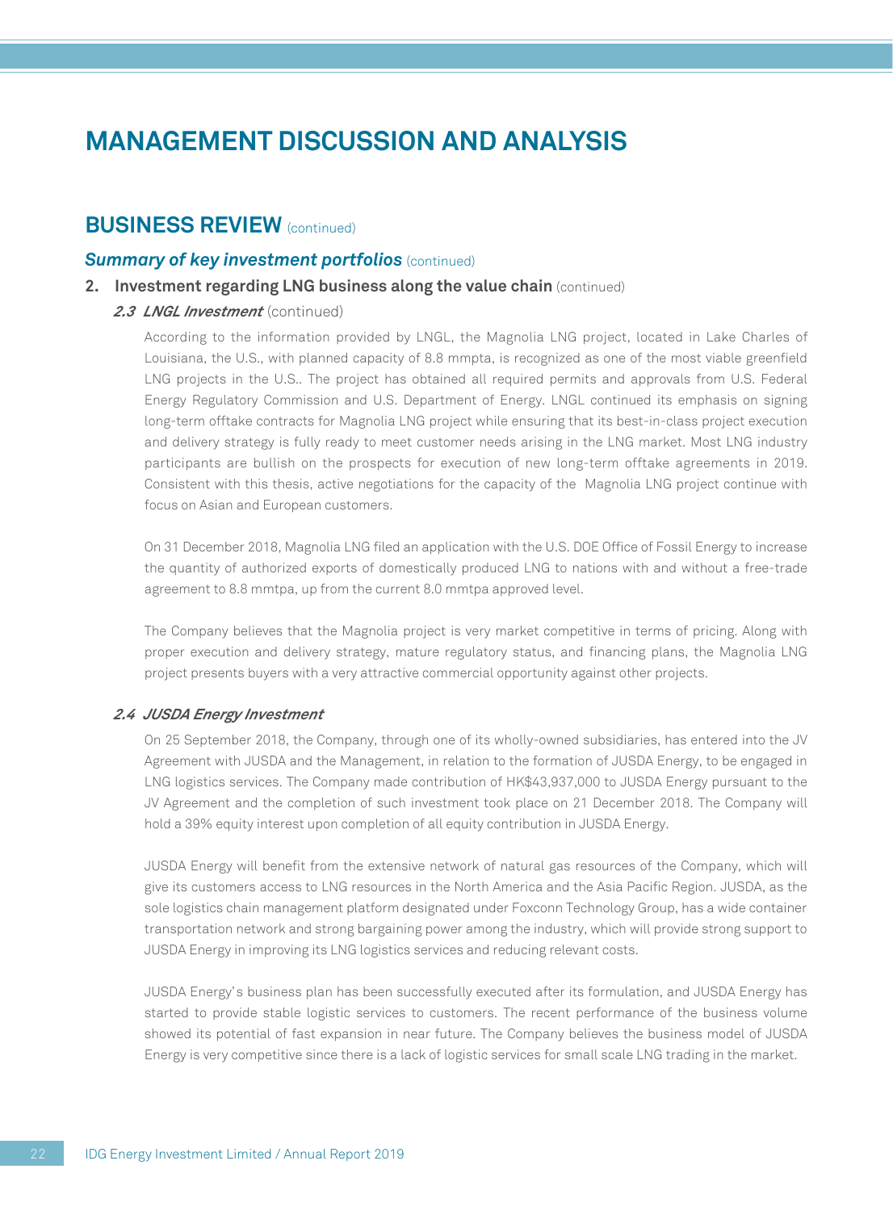# MANAGEMENT DISCUSSION AND ANALYSIS

## BUSINESS REVIEW (continued)

### *Summary of key investment portfolios* (continued)

**2. Investment regarding LNG business along the value chain** (continued)

***2.3 LNGL Investment*** (continued)

According to the information provided by LNGL, the Magnolia LNG project, located in Lake Charles of Louisiana, the U.S., with planned capacity of 8.8 mmpta, is recognized as one of the most viable greenfield LNG projects in the U.S.. The project has obtained all required permits and approvals from U.S. Federal Energy Regulatory Commission and U.S. Department of Energy. LNGL continued its emphasis on signing long-term offtake contracts for Magnolia LNG project while ensuring that its best-in-class project execution and delivery strategy is fully ready to meet customer needs arising in the LNG market. Most LNG industry participants are bullish on the prospects for execution of new long-term offtake agreements in 2019. Consistent with this thesis, active negotiations for the capacity of the Magnolia LNG project continue with focus on Asian and European customers.

On 31 December 2018, Magnolia LNG filed an application with the U.S. DOE Office of Fossil Energy to increase the quantity of authorized exports of domestically produced LNG to nations with and without a free-trade agreement to 8.8 mmtpa, up from the current 8.0 mmtpa approved level.

The Company believes that the Magnolia project is very market competitive in terms of pricing. Along with proper execution and delivery strategy, mature regulatory status, and financing plans, the Magnolia LNG project presents buyers with a very attractive commercial opportunity against other projects.

***2.4 JUSDA Energy Investment***

On 25 September 2018, the Company, through one of its wholly-owned subsidiaries, has entered into the JV Agreement with JUSDA and the Management, in relation to the formation of JUSDA Energy, to be engaged in LNG logistics services. The Company made contribution of HK$43,937,000 to JUSDA Energy pursuant to the JV Agreement and the completion of such investment took place on 21 December 2018. The Company will hold a 39% equity interest upon completion of all equity contribution in JUSDA Energy.

JUSDA Energy will benefit from the extensive network of natural gas resources of the Company, which will give its customers access to LNG resources in the North America and the Asia Pacific Region. JUSDA, as the sole logistics chain management platform designated under Foxconn Technology Group, has a wide container transportation network and strong bargaining power among the industry, which will provide strong support to JUSDA Energy in improving its LNG logistics services and reducing relevant costs.

JUSDA Energy's business plan has been successfully executed after its formulation, and JUSDA Energy has started to provide stable logistic services to customers. The recent performance of the business volume showed its potential of fast expansion in near future. The Company believes the business model of JUSDA Energy is very competitive since there is a lack of logistic services for small scale LNG trading in the market.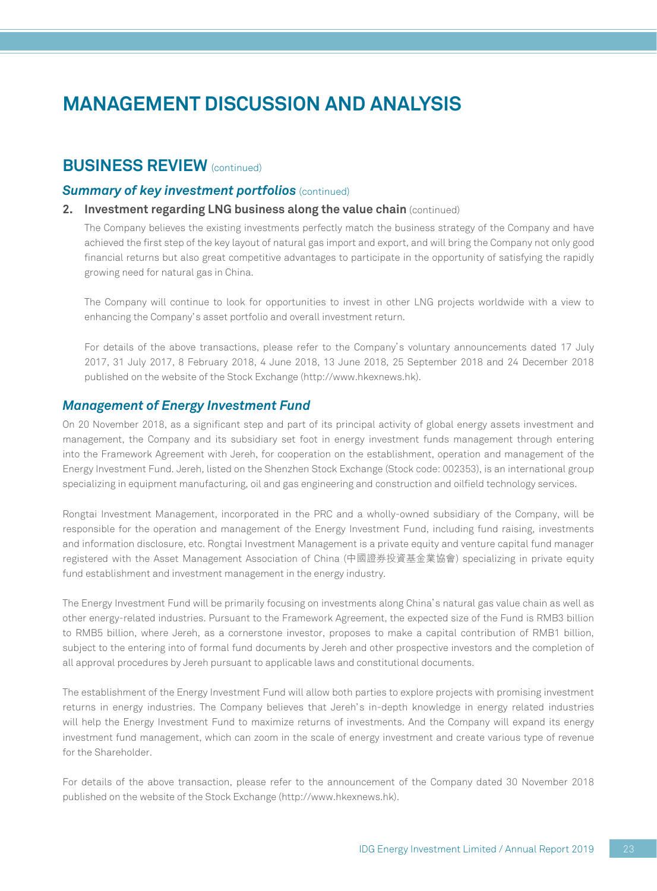# MANAGEMENT DISCUSSION AND ANALYSIS

## BUSINESS REVIEW (continued)

### *Summary of key investment portfolios* (continued)

#### 2. Investment regarding LNG business along the value chain (continued)

The Company believes the existing investments perfectly match the business strategy of the Company and have achieved the first step of the key layout of natural gas import and export, and will bring the Company not only good financial returns but also great competitive advantages to participate in the opportunity of satisfying the rapidly growing need for natural gas in China.

The Company will continue to look for opportunities to invest in other LNG projects worldwide with a view to enhancing the Company's asset portfolio and overall investment return.

For details of the above transactions, please refer to the Company's voluntary announcements dated 17 July 2017, 31 July 2017, 8 February 2018, 4 June 2018, 13 June 2018, 25 September 2018 and 24 December 2018 published on the website of the Stock Exchange (http://www.hkexnews.hk).

### *Management of Energy Investment Fund*

On 20 November 2018, as a significant step and part of its principal activity of global energy assets investment and management, the Company and its subsidiary set foot in energy investment funds management through entering into the Framework Agreement with Jereh, for cooperation on the establishment, operation and management of the Energy Investment Fund. Jereh, listed on the Shenzhen Stock Exchange (Stock code: 002353), is an international group specializing in equipment manufacturing, oil and gas engineering and construction and oilfield technology services.

Rongtai Investment Management, incorporated in the PRC and a wholly-owned subsidiary of the Company, will be responsible for the operation and management of the Energy Investment Fund, including fund raising, investments and information disclosure, etc. Rongtai Investment Management is a private equity and venture capital fund manager registered with the Asset Management Association of China (中國證券投資基金業協會) specializing in private equity fund establishment and investment management in the energy industry.

The Energy Investment Fund will be primarily focusing on investments along China's natural gas value chain as well as other energy-related industries. Pursuant to the Framework Agreement, the expected size of the Fund is RMB3 billion to RMB5 billion, where Jereh, as a cornerstone investor, proposes to make a capital contribution of RMB1 billion, subject to the entering into of formal fund documents by Jereh and other prospective investors and the completion of all approval procedures by Jereh pursuant to applicable laws and constitutional documents.

The establishment of the Energy Investment Fund will allow both parties to explore projects with promising investment returns in energy industries. The Company believes that Jereh's in-depth knowledge in energy related industries will help the Energy Investment Fund to maximize returns of investments. And the Company will expand its energy investment fund management, which can zoom in the scale of energy investment and create various type of revenue for the Shareholder.

For details of the above transaction, please refer to the announcement of the Company dated 30 November 2018 published on the website of the Stock Exchange (http://www.hkexnews.hk).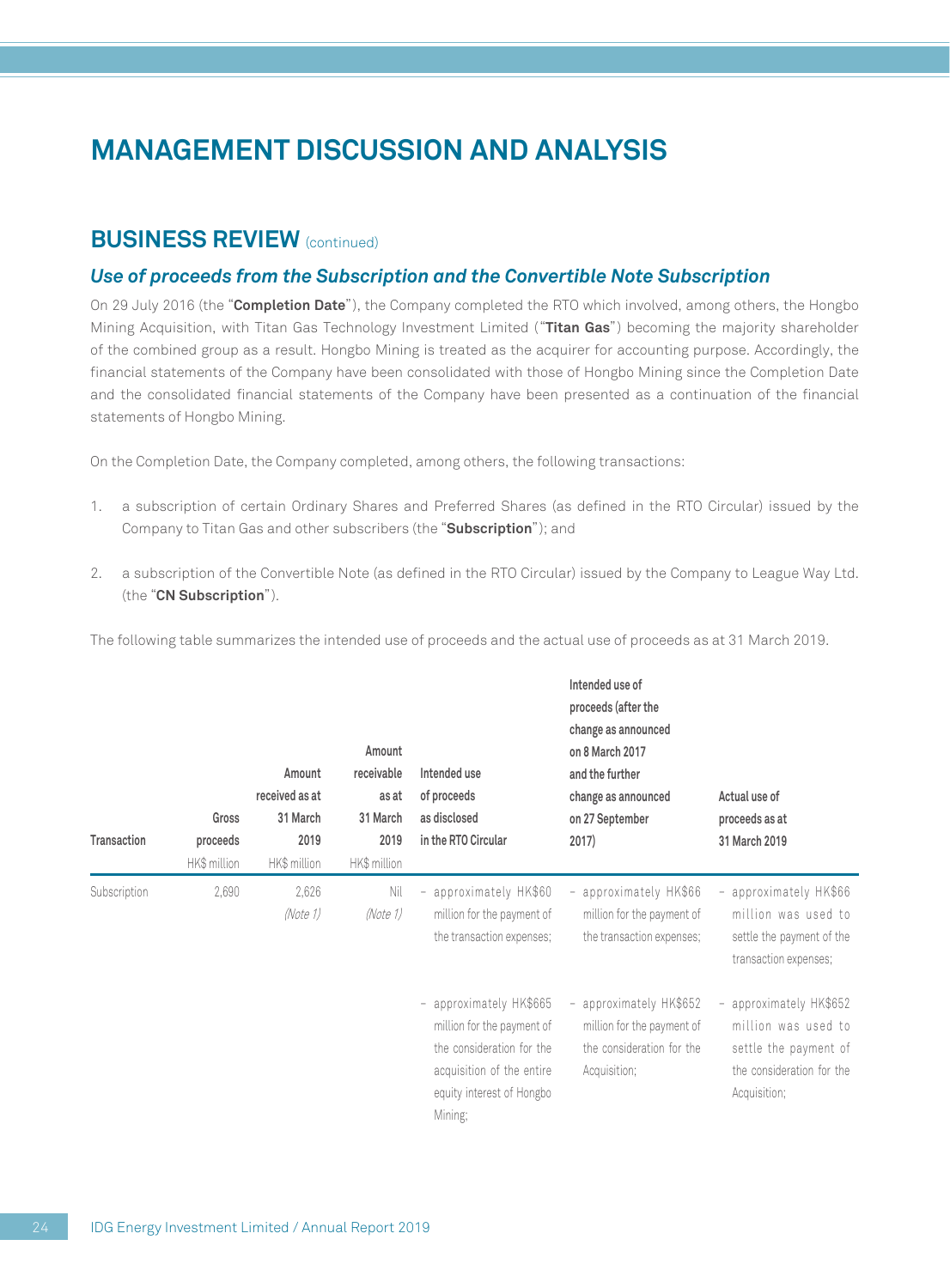# MANAGEMENT DISCUSSION AND ANALYSIS

## BUSINESS REVIEW (continued)

### *Use of proceeds from the Subscription and the Convertible Note Subscription*

On 29 July 2016 (the "**Completion Date**"), the Company completed the RTO which involved, among others, the Hongbo Mining Acquisition, with Titan Gas Technology Investment Limited ("**Titan Gas**") becoming the majority shareholder of the combined group as a result. Hongbo Mining is treated as the acquirer for accounting purpose. Accordingly, the financial statements of the Company have been consolidated with those of Hongbo Mining since the Completion Date and the consolidated financial statements of the Company have been presented as a continuation of the financial statements of Hongbo Mining.

On the Completion Date, the Company completed, among others, the following transactions:

1. a subscription of certain Ordinary Shares and Preferred Shares (as defined in the RTO Circular) issued by the Company to Titan Gas and other subscribers (the "**Subscription**"); and

2. a subscription of the Convertible Note (as defined in the RTO Circular) issued by the Company to League Way Ltd. (the "**CN Subscription**").

The following table summarizes the intended use of proceeds and the actual use of proceeds as at 31 March 2019.

| Transaction | Gross proceeds | Amount received as at 31 March 2019 | Amount receivable as at 31 March 2019 | Intended use of proceeds as disclosed in the RTO Circular | Intended use of proceeds (after the change as announced on 8 March 2017 and the further change as announced on 27 September 2017) | Actual use of proceeds as at 31 March 2019 |
|---|---|---|---|---|---|---|
| | HK$ million | HK$ million | HK$ million | | | |
| Subscription | 2,690 | 2,626 *(Note 1)* | Nil *(Note 1)* | – approximately HK$60 million for the payment of the transaction expenses; | – approximately HK$66 million for the payment of the transaction expenses; | – approximately HK$66 million was used to settle the payment of the transaction expenses; |
| | | | | – approximately HK$665 million for the payment of the consideration for the acquisition of the entire equity interest of Hongbo Mining; | – approximately HK$652 million for the payment of the consideration for the Acquisition; | – approximately HK$652 million was used to settle the payment of the consideration for the Acquisition; |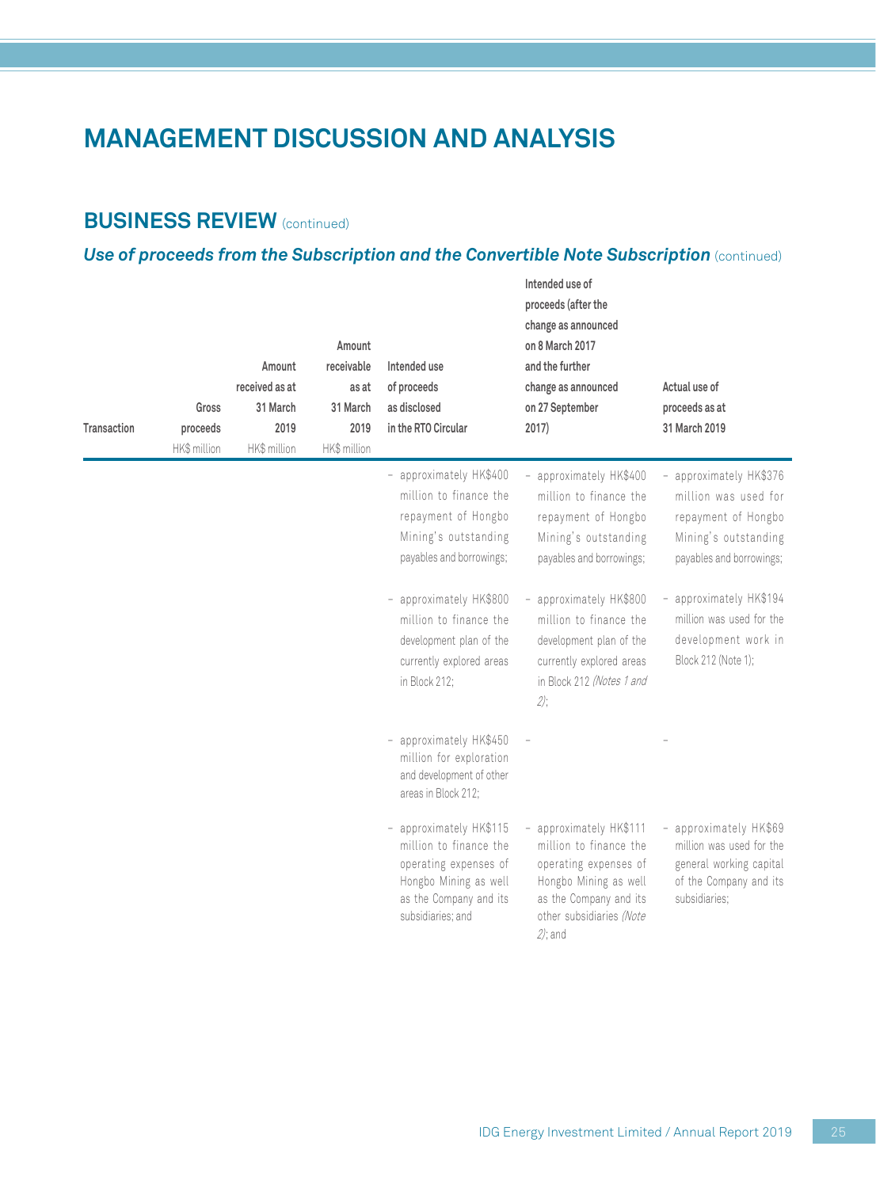# MANAGEMENT DISCUSSION AND ANALYSIS

## BUSINESS REVIEW (continued)

### *Use of proceeds from the Subscription and the Convertible Note Subscription* (continued)

| Transaction | Gross proceeds | Amount received as at 31 March 2019 | Amount receivable as at 31 March 2019 | Intended use of proceeds as disclosed in the RTO Circular | Intended use of proceeds (after the change as announced on 8 March 2017 and the further change as announced on 27 September 2017) | Actual use of proceeds as at 31 March 2019 |
|---|---|---|---|---|---|---|
| | HK$ million | HK$ million | HK$ million | | | |
| | | | | – approximately HK$400 million to finance the repayment of Hongbo Mining's outstanding payables and borrowings; | – approximately HK$400 million to finance the repayment of Hongbo Mining's outstanding payables and borrowings; | – approximately HK$376 million was used for repayment of Hongbo Mining's outstanding payables and borrowings; |
| | | | | – approximately HK$800 million to finance the development plan of the currently explored areas in Block 212; | – approximately HK$800 million to finance the development plan of the currently explored areas in Block 212 *(Notes 1 and 2)*; | – approximately HK$194 million was used for the development work in Block 212 (Note 1); |
| | | | | – approximately HK$450 million for exploration and development of other areas in Block 212; | – | – |
| | | | | – approximately HK$115 million to finance the operating expenses of Hongbo Mining as well as the Company and its subsidiaries; and | – approximately HK$111 million to finance the operating expenses of Hongbo Mining as well as the Company and its other subsidiaries *(Note 2)*; and | – approximately HK$69 million was used for the general working capital of the Company and its subsidiaries; |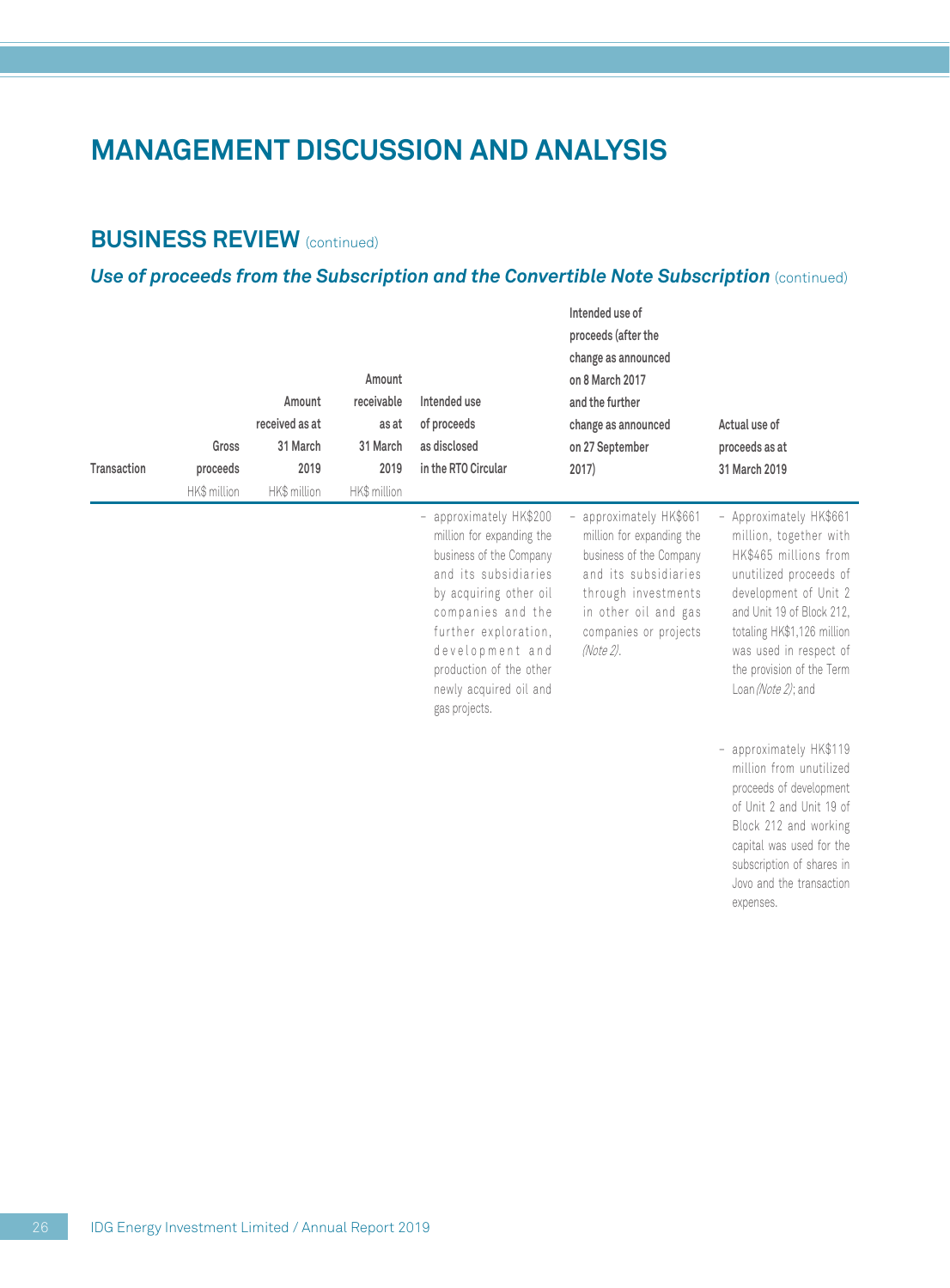# MANAGEMENT DISCUSSION AND ANALYSIS

## BUSINESS REVIEW (continued)

### *Use of proceeds from the Subscription and the Convertible Note Subscription* (continued)

| Transaction | Gross proceeds | Amount received as at 31 March 2019 | Amount receivable as at 31 March 2019 | Intended use of proceeds as disclosed in the RTO Circular | Intended use of proceeds (after the change as announced on 8 March 2017 and the further change as announced on 27 September 2017) | Actual use of proceeds as at 31 March 2019 |
|---|---|---|---|---|---|---|
| | HK$ million | HK$ million | HK$ million | | | |
| | | | | – approximately HK$200 million for expanding the business of the Company and its subsidiaries by acquiring other oil companies and the further exploration, development and production of the other newly acquired oil and gas projects. | – approximately HK$661 million for expanding the business of the Company and its subsidiaries through investments in other oil and gas companies or projects *(Note 2)*. | – Approximately HK$661 million, together with HK$465 millions from unutilized proceeds of development of Unit 2 and Unit 19 of Block 212, totaling HK$1,126 million was used in respect of the provision of the Term Loan *(Note 2)*; and |
| | | | | | | – approximately HK$119 million from unutilized proceeds of development of Unit 2 and Unit 19 of Block 212 and working capital was used for the subscription of shares in Jovo and the transaction expenses. |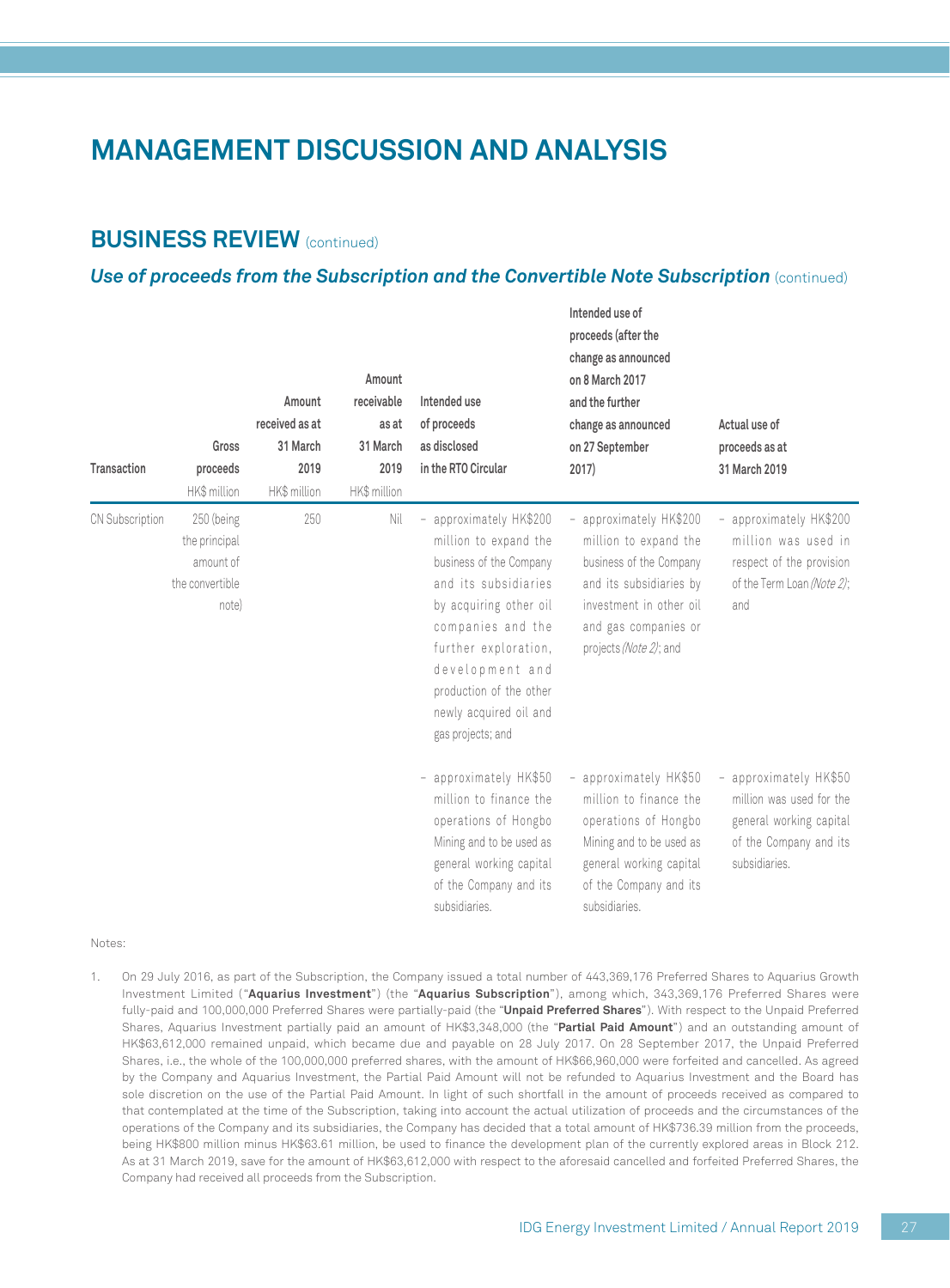# MANAGEMENT DISCUSSION AND ANALYSIS

## BUSINESS REVIEW (continued)

### *Use of proceeds from the Subscription and the Convertible Note Subscription* (continued)

| Transaction | Gross proceeds | Amount received as at 31 March 2019 | Amount receivable as at 31 March 2019 | Intended use of proceeds as disclosed in the RTO Circular | Intended use of proceeds (after the change as announced on 8 March 2017 and the further change as announced on 27 September 2017) | Actual use of proceeds as at 31 March 2019 |
|---|---|---|---|---|---|---|
| | HK$ million | HK$ million | HK$ million | | | |
| CN Subscription | 250 (being the principal amount of the convertible note) | 250 | Nil | – approximately HK$200 million to expand the business of the Company and its subsidiaries by acquiring other oil companies and the further exploration, development and production of the other newly acquired oil and gas projects; and | – approximately HK$200 million to expand the business of the Company and its subsidiaries by investment in other oil and gas companies or projects *(Note 2)*; and | – approximately HK$200 million was used in respect of the provision of the Term Loan *(Note 2)*; and |
| | | | | – approximately HK$50 million to finance the operations of Hongbo Mining and to be used as general working capital of the Company and its subsidiaries. | – approximately HK$50 million to finance the operations of Hongbo Mining and to be used as general working capital of the Company and its subsidiaries. | – approximately HK$50 million was used for the general working capital of the Company and its subsidiaries. |

Notes:

1. On 29 July 2016, as part of the Subscription, the Company issued a total number of 443,369,176 Preferred Shares to Aquarius Growth Investment Limited ("**Aquarius Investment**") (the "**Aquarius Subscription**"), among which, 343,369,176 Preferred Shares were fully-paid and 100,000,000 Preferred Shares were partially-paid (the "**Unpaid Preferred Shares**"). With respect to the Unpaid Preferred Shares, Aquarius Investment partially paid an amount of HK$3,348,000 (the "**Partial Paid Amount**") and an outstanding amount of HK$63,612,000 remained unpaid, which became due and payable on 28 July 2017. On 28 September 2017, the Unpaid Preferred Shares, i.e., the whole of the 100,000,000 preferred shares, with the amount of HK$66,960,000 were forfeited and cancelled. As agreed by the Company and Aquarius Investment, the Partial Paid Amount will not be refunded to Aquarius Investment and the Board has sole discretion on the use of the Partial Paid Amount. In light of such shortfall in the amount of proceeds received as compared to that contemplated at the time of the Subscription, taking into account the actual utilization of proceeds and the circumstances of the operations of the Company and its subsidiaries, the Company has decided that a total amount of HK$736.39 million from the proceeds, being HK$800 million minus HK$63.61 million, be used to finance the development plan of the currently explored areas in Block 212. As at 31 March 2019, save for the amount of HK$63,612,000 with respect to the aforesaid cancelled and forfeited Preferred Shares, the Company had received all proceeds from the Subscription.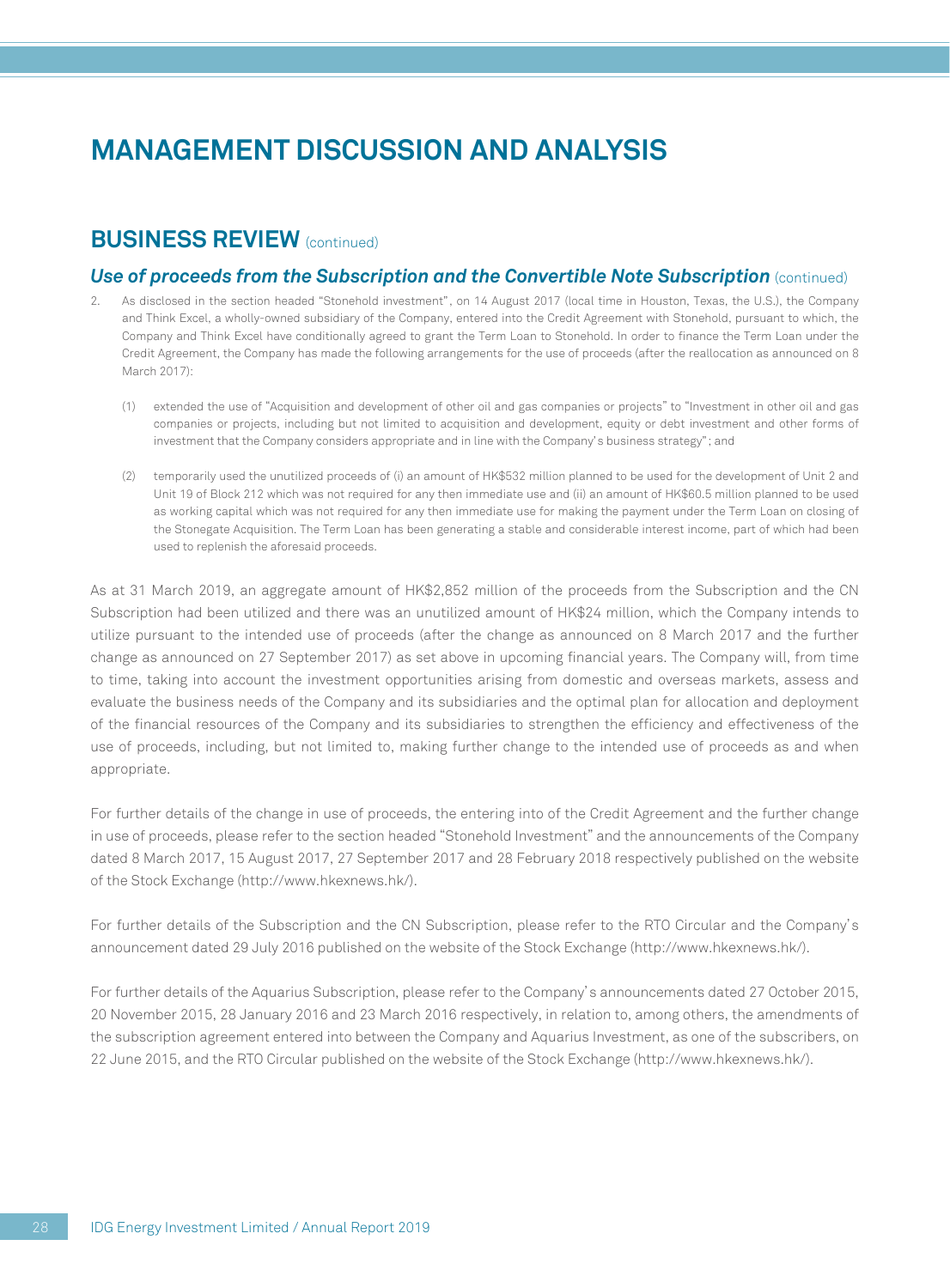# MANAGEMENT DISCUSSION AND ANALYSIS

## BUSINESS REVIEW (continued)

### *Use of proceeds from the Subscription and the Convertible Note Subscription* (continued)

2. As disclosed in the section headed "Stonehold investment", on 14 August 2017 (local time in Houston, Texas, the U.S.), the Company and Think Excel, a wholly-owned subsidiary of the Company, entered into the Credit Agreement with Stonehold, pursuant to which, the Company and Think Excel have conditionally agreed to grant the Term Loan to Stonehold. In order to finance the Term Loan under the Credit Agreement, the Company has made the following arrangements for the use of proceeds (after the reallocation as announced on 8 March 2017):

   (1) extended the use of "Acquisition and development of other oil and gas companies or projects" to "Investment in other oil and gas companies or projects, including but not limited to acquisition and development, equity or debt investment and other forms of investment that the Company considers appropriate and in line with the Company's business strategy"; and

   (2) temporarily used the unutilized proceeds of (i) an amount of HK$532 million planned to be used for the development of Unit 2 and Unit 19 of Block 212 which was not required for any then immediate use and (ii) an amount of HK$60.5 million planned to be used as working capital which was not required for any then immediate use for making the payment under the Term Loan on closing of the Stonegate Acquisition. The Term Loan has been generating a stable and considerable interest income, part of which had been used to replenish the aforesaid proceeds.

As at 31 March 2019, an aggregate amount of HK$2,852 million of the proceeds from the Subscription and the CN Subscription had been utilized and there was an unutilized amount of HK$24 million, which the Company intends to utilize pursuant to the intended use of proceeds (after the change as announced on 8 March 2017 and the further change as announced on 27 September 2017) as set above in upcoming financial years. The Company will, from time to time, taking into account the investment opportunities arising from domestic and overseas markets, assess and evaluate the business needs of the Company and its subsidiaries and the optimal plan for allocation and deployment of the financial resources of the Company and its subsidiaries to strengthen the efficiency and effectiveness of the use of proceeds, including, but not limited to, making further change to the intended use of proceeds as and when appropriate.

For further details of the change in use of proceeds, the entering into of the Credit Agreement and the further change in use of proceeds, please refer to the section headed "Stonehold Investment" and the announcements of the Company dated 8 March 2017, 15 August 2017, 27 September 2017 and 28 February 2018 respectively published on the website of the Stock Exchange (http://www.hkexnews.hk/).

For further details of the Subscription and the CN Subscription, please refer to the RTO Circular and the Company's announcement dated 29 July 2016 published on the website of the Stock Exchange (http://www.hkexnews.hk/).

For further details of the Aquarius Subscription, please refer to the Company's announcements dated 27 October 2015, 20 November 2015, 28 January 2016 and 23 March 2016 respectively, in relation to, among others, the amendments of the subscription agreement entered into between the Company and Aquarius Investment, as one of the subscribers, on 22 June 2015, and the RTO Circular published on the website of the Stock Exchange (http://www.hkexnews.hk/).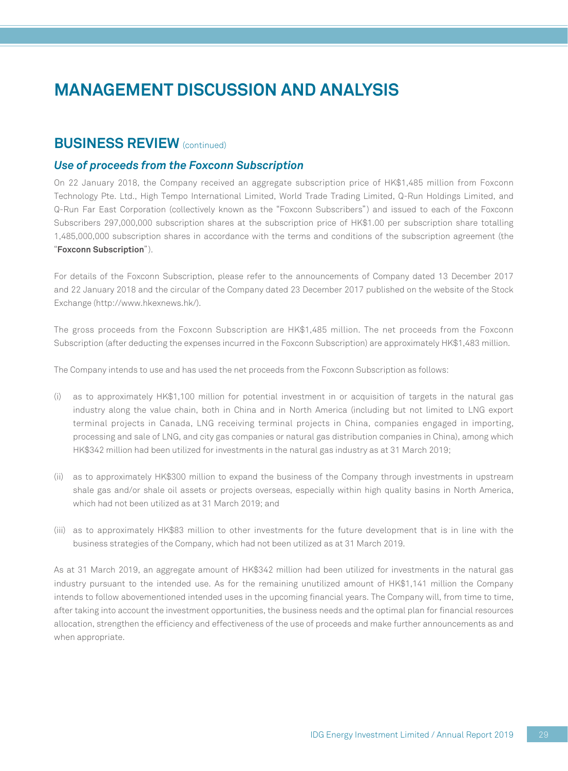# MANAGEMENT DISCUSSION AND ANALYSIS

## BUSINESS REVIEW (continued)

### *Use of proceeds from the Foxconn Subscription*

On 22 January 2018, the Company received an aggregate subscription price of HK$1,485 million from Foxconn Technology Pte. Ltd., High Tempo International Limited, World Trade Trading Limited, Q-Run Holdings Limited, and Q-Run Far East Corporation (collectively known as the "Foxconn Subscribers") and issued to each of the Foxconn Subscribers 297,000,000 subscription shares at the subscription price of HK$1.00 per subscription share totalling 1,485,000,000 subscription shares in accordance with the terms and conditions of the subscription agreement (the "**Foxconn Subscription**").

For details of the Foxconn Subscription, please refer to the announcements of Company dated 13 December 2017 and 22 January 2018 and the circular of the Company dated 23 December 2017 published on the website of the Stock Exchange (http://www.hkexnews.hk/).

The gross proceeds from the Foxconn Subscription are HK$1,485 million. The net proceeds from the Foxconn Subscription (after deducting the expenses incurred in the Foxconn Subscription) are approximately HK$1,483 million.

The Company intends to use and has used the net proceeds from the Foxconn Subscription as follows:

(i) as to approximately HK$1,100 million for potential investment in or acquisition of targets in the natural gas industry along the value chain, both in China and in North America (including but not limited to LNG export terminal projects in Canada, LNG receiving terminal projects in China, companies engaged in importing, processing and sale of LNG, and city gas companies or natural gas distribution companies in China), among which HK$342 million had been utilized for investments in the natural gas industry as at 31 March 2019;

(ii) as to approximately HK$300 million to expand the business of the Company through investments in upstream shale gas and/or shale oil assets or projects overseas, especially within high quality basins in North America, which had not been utilized as at 31 March 2019; and

(iii) as to approximately HK$83 million to other investments for the future development that is in line with the business strategies of the Company, which had not been utilized as at 31 March 2019.

As at 31 March 2019, an aggregate amount of HK$342 million had been utilized for investments in the natural gas industry pursuant to the intended use. As for the remaining unutilized amount of HK$1,141 million the Company intends to follow abovementioned intended uses in the upcoming financial years. The Company will, from time to time, after taking into account the investment opportunities, the business needs and the optimal plan for financial resources allocation, strengthen the efficiency and effectiveness of the use of proceeds and make further announcements as and when appropriate.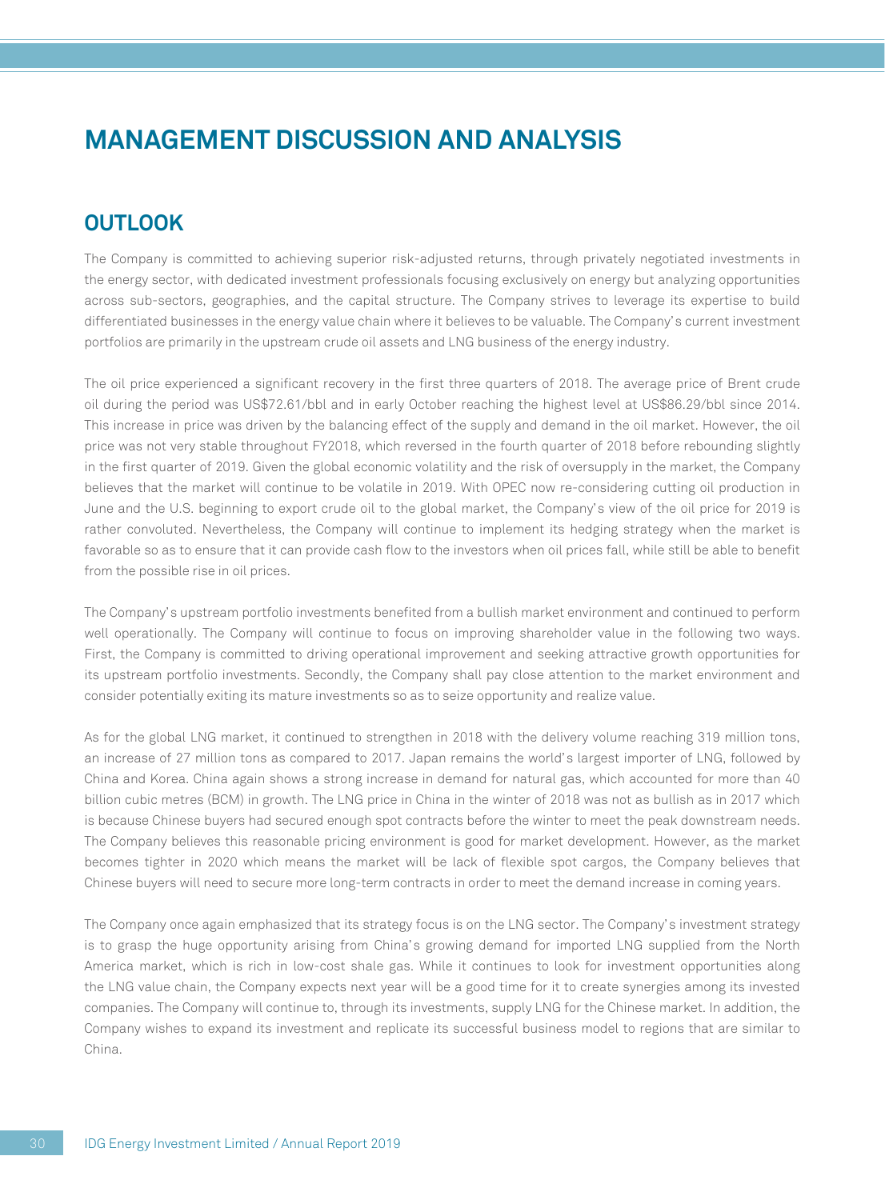# MANAGEMENT DISCUSSION AND ANALYSIS

## OUTLOOK

The Company is committed to achieving superior risk-adjusted returns, through privately negotiated investments in the energy sector, with dedicated investment professionals focusing exclusively on energy but analyzing opportunities across sub-sectors, geographies, and the capital structure. The Company strives to leverage its expertise to build differentiated businesses in the energy value chain where it believes to be valuable. The Company's current investment portfolios are primarily in the upstream crude oil assets and LNG business of the energy industry.

The oil price experienced a significant recovery in the first three quarters of 2018. The average price of Brent crude oil during the period was US$72.61/bbl and in early October reaching the highest level at US$86.29/bbl since 2014. This increase in price was driven by the balancing effect of the supply and demand in the oil market. However, the oil price was not very stable throughout FY2018, which reversed in the fourth quarter of 2018 before rebounding slightly in the first quarter of 2019. Given the global economic volatility and the risk of oversupply in the market, the Company believes that the market will continue to be volatile in 2019. With OPEC now re-considering cutting oil production in June and the U.S. beginning to export crude oil to the global market, the Company's view of the oil price for 2019 is rather convoluted. Nevertheless, the Company will continue to implement its hedging strategy when the market is favorable so as to ensure that it can provide cash flow to the investors when oil prices fall, while still be able to benefit from the possible rise in oil prices.

The Company's upstream portfolio investments benefited from a bullish market environment and continued to perform well operationally. The Company will continue to focus on improving shareholder value in the following two ways. First, the Company is committed to driving operational improvement and seeking attractive growth opportunities for its upstream portfolio investments. Secondly, the Company shall pay close attention to the market environment and consider potentially exiting its mature investments so as to seize opportunity and realize value.

As for the global LNG market, it continued to strengthen in 2018 with the delivery volume reaching 319 million tons, an increase of 27 million tons as compared to 2017. Japan remains the world's largest importer of LNG, followed by China and Korea. China again shows a strong increase in demand for natural gas, which accounted for more than 40 billion cubic metres (BCM) in growth. The LNG price in China in the winter of 2018 was not as bullish as in 2017 which is because Chinese buyers had secured enough spot contracts before the winter to meet the peak downstream needs. The Company believes this reasonable pricing environment is good for market development. However, as the market becomes tighter in 2020 which means the market will be lack of flexible spot cargos, the Company believes that Chinese buyers will need to secure more long-term contracts in order to meet the demand increase in coming years.

The Company once again emphasized that its strategy focus is on the LNG sector. The Company's investment strategy is to grasp the huge opportunity arising from China's growing demand for imported LNG supplied from the North America market, which is rich in low-cost shale gas. While it continues to look for investment opportunities along the LNG value chain, the Company expects next year will be a good time for it to create synergies among its invested companies. The Company will continue to, through its investments, supply LNG for the Chinese market. In addition, the Company wishes to expand its investment and replicate its successful business model to regions that are similar to China.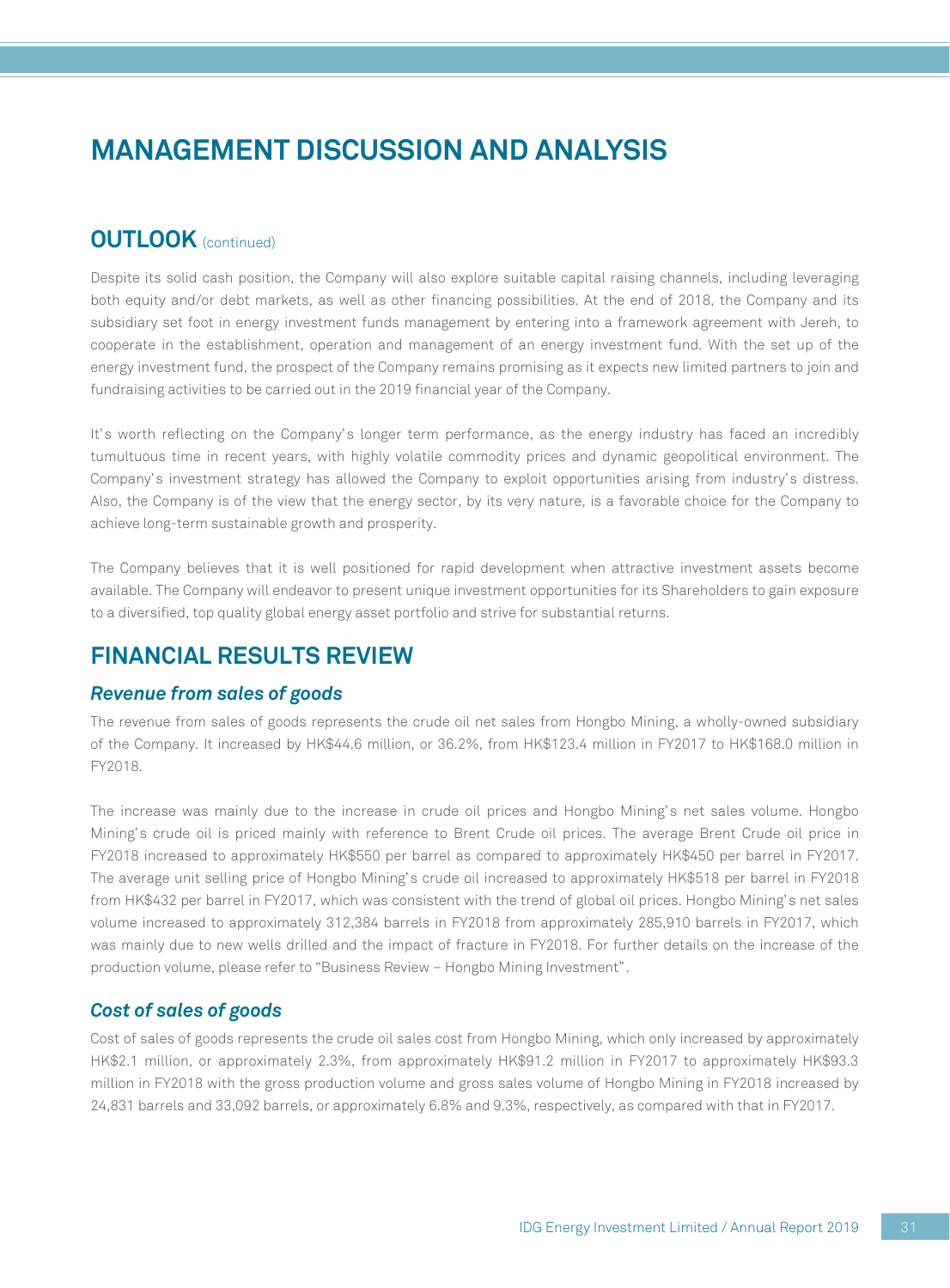# MANAGEMENT DISCUSSION AND ANALYSIS

## OUTLOOK (continued)

Despite its solid cash position, the Company will also explore suitable capital raising channels, including leveraging both equity and/or debt markets, as well as other financing possibilities. At the end of 2018, the Company and its subsidiary set foot in energy investment funds management by entering into a framework agreement with Jereh, to cooperate in the establishment, operation and management of an energy investment fund. With the set up of the energy investment fund, the prospect of the Company remains promising as it expects new limited partners to join and fundraising activities to be carried out in the 2019 financial year of the Company.

It's worth reflecting on the Company's longer term performance, as the energy industry has faced an incredibly tumultuous time in recent years, with highly volatile commodity prices and dynamic geopolitical environment. The Company's investment strategy has allowed the Company to exploit opportunities arising from industry's distress. Also, the Company is of the view that the energy sector, by its very nature, is a favorable choice for the Company to achieve long-term sustainable growth and prosperity.

The Company believes that it is well positioned for rapid development when attractive investment assets become available. The Company will endeavor to present unique investment opportunities for its Shareholders to gain exposure to a diversified, top quality global energy asset portfolio and strive for substantial returns.

## FINANCIAL RESULTS REVIEW

### *Revenue from sales of goods*

The revenue from sales of goods represents the crude oil net sales from Hongbo Mining, a wholly-owned subsidiary of the Company. It increased by HK$44.6 million, or 36.2%, from HK$123.4 million in FY2017 to HK$168.0 million in FY2018.

The increase was mainly due to the increase in crude oil prices and Hongbo Mining's net sales volume. Hongbo Mining's crude oil is priced mainly with reference to Brent Crude oil prices. The average Brent Crude oil price in FY2018 increased to approximately HK$550 per barrel as compared to approximately HK$450 per barrel in FY2017. The average unit selling price of Hongbo Mining's crude oil increased to approximately HK$518 per barrel in FY2018 from HK$432 per barrel in FY2017, which was consistent with the trend of global oil prices. Hongbo Mining's net sales volume increased to approximately 312,384 barrels in FY2018 from approximately 285,910 barrels in FY2017, which was mainly due to new wells drilled and the impact of fracture in FY2018. For further details on the increase of the production volume, please refer to "Business Review – Hongbo Mining Investment".

### *Cost of sales of goods*

Cost of sales of goods represents the crude oil sales cost from Hongbo Mining, which only increased by approximately HK$2.1 million, or approximately 2.3%, from approximately HK$91.2 million in FY2017 to approximately HK$93.3 million in FY2018 with the gross production volume and gross sales volume of Hongbo Mining in FY2018 increased by 24,831 barrels and 33,092 barrels, or approximately 6.8% and 9.3%, respectively, as compared with that in FY2017.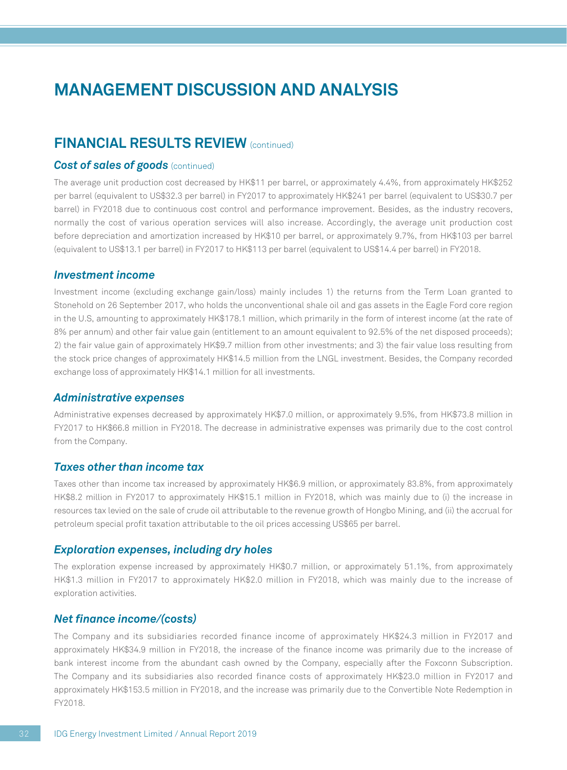# MANAGEMENT DISCUSSION AND ANALYSIS

## FINANCIAL RESULTS REVIEW (continued)

### *Cost of sales of goods* (continued)

The average unit production cost decreased by HK$11 per barrel, or approximately 4.4%, from approximately HK$252 per barrel (equivalent to US$32.3 per barrel) in FY2017 to approximately HK$241 per barrel (equivalent to US$30.7 per barrel) in FY2018 due to continuous cost control and performance improvement. Besides, as the industry recovers, normally the cost of various operation services will also increase. Accordingly, the average unit production cost before depreciation and amortization increased by HK$10 per barrel, or approximately 9.7%, from HK$103 per barrel (equivalent to US$13.1 per barrel) in FY2017 to HK$113 per barrel (equivalent to US$14.4 per barrel) in FY2018.

### *Investment income*

Investment income (excluding exchange gain/loss) mainly includes 1) the returns from the Term Loan granted to Stonehold on 26 September 2017, who holds the unconventional shale oil and gas assets in the Eagle Ford core region in the U.S, amounting to approximately HK$178.1 million, which primarily in the form of interest income (at the rate of 8% per annum) and other fair value gain (entitlement to an amount equivalent to 92.5% of the net disposed proceeds); 2) the fair value gain of approximately HK$9.7 million from other investments; and 3) the fair value loss resulting from the stock price changes of approximately HK$14.5 million from the LNGL investment. Besides, the Company recorded exchange loss of approximately HK$14.1 million for all investments.

### *Administrative expenses*

Administrative expenses decreased by approximately HK$7.0 million, or approximately 9.5%, from HK$73.8 million in FY2017 to HK$66.8 million in FY2018. The decrease in administrative expenses was primarily due to the cost control from the Company.

### *Taxes other than income tax*

Taxes other than income tax increased by approximately HK$6.9 million, or approximately 83.8%, from approximately HK$8.2 million in FY2017 to approximately HK$15.1 million in FY2018, which was mainly due to (i) the increase in resources tax levied on the sale of crude oil attributable to the revenue growth of Hongbo Mining, and (ii) the accrual for petroleum special profit taxation attributable to the oil prices accessing US$65 per barrel.

### *Exploration expenses, including dry holes*

The exploration expense increased by approximately HK$0.7 million, or approximately 51.1%, from approximately HK$1.3 million in FY2017 to approximately HK$2.0 million in FY2018, which was mainly due to the increase of exploration activities.

### *Net finance income/(costs)*

The Company and its subsidiaries recorded finance income of approximately HK$24.3 million in FY2017 and approximately HK$34.9 million in FY2018, the increase of the finance income was primarily due to the increase of bank interest income from the abundant cash owned by the Company, especially after the Foxconn Subscription. The Company and its subsidiaries also recorded finance costs of approximately HK$23.0 million in FY2017 and approximately HK$153.5 million in FY2018, and the increase was primarily due to the Convertible Note Redemption in FY2018.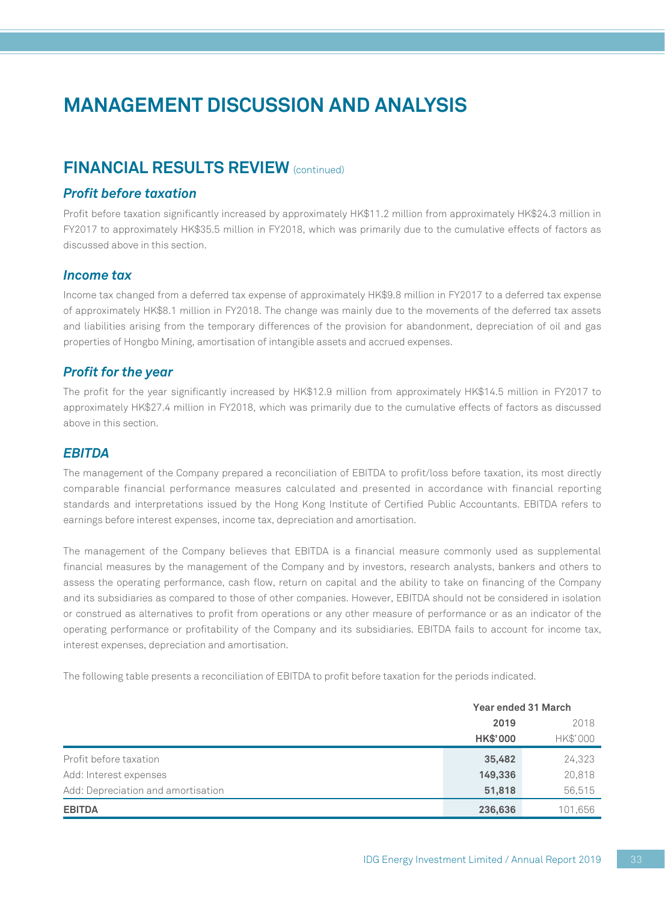# MANAGEMENT DISCUSSION AND ANALYSIS

## FINANCIAL RESULTS REVIEW (continued)

### *Profit before taxation*

Profit before taxation significantly increased by approximately HK$11.2 million from approximately HK$24.3 million in FY2017 to approximately HK$35.5 million in FY2018, which was primarily due to the cumulative effects of factors as discussed above in this section.

### *Income tax*

Income tax changed from a deferred tax expense of approximately HK$9.8 million in FY2017 to a deferred tax expense of approximately HK$8.1 million in FY2018. The change was mainly due to the movements of the deferred tax assets and liabilities arising from the temporary differences of the provision for abandonment, depreciation of oil and gas properties of Hongbo Mining, amortisation of intangible assets and accrued expenses.

### *Profit for the year*

The profit for the year significantly increased by HK$12.9 million from approximately HK$14.5 million in FY2017 to approximately HK$27.4 million in FY2018, which was primarily due to the cumulative effects of factors as discussed above in this section.

### *EBITDA*

The management of the Company prepared a reconciliation of EBITDA to profit/loss before taxation, its most directly comparable financial performance measures calculated and presented in accordance with financial reporting standards and interpretations issued by the Hong Kong Institute of Certified Public Accountants. EBITDA refers to earnings before interest expenses, income tax, depreciation and amortisation.

The management of the Company believes that EBITDA is a financial measure commonly used as supplemental financial measures by the management of the Company and by investors, research analysts, bankers and others to assess the operating performance, cash flow, return on capital and the ability to take on financing of the Company and its subsidiaries as compared to those of other companies. However, EBITDA should not be considered in isolation or construed as alternatives to profit from operations or any other measure of performance or as an indicator of the operating performance or profitability of the Company and its subsidiaries. EBITDA fails to account for income tax, interest expenses, depreciation and amortisation.

The following table presents a reconciliation of EBITDA to profit before taxation for the periods indicated.

| | Year ended 31 March | |
|---|---|---|
| | **2019** | 2018 |
| | **HK$'000** | HK$'000 |
| Profit before taxation | **35,482** | 24,323 |
| Add: Interest expenses | **149,336** | 20,818 |
| Add: Depreciation and amortisation | **51,818** | 56,515 |
| **EBITDA** | **236,636** | 101,656 |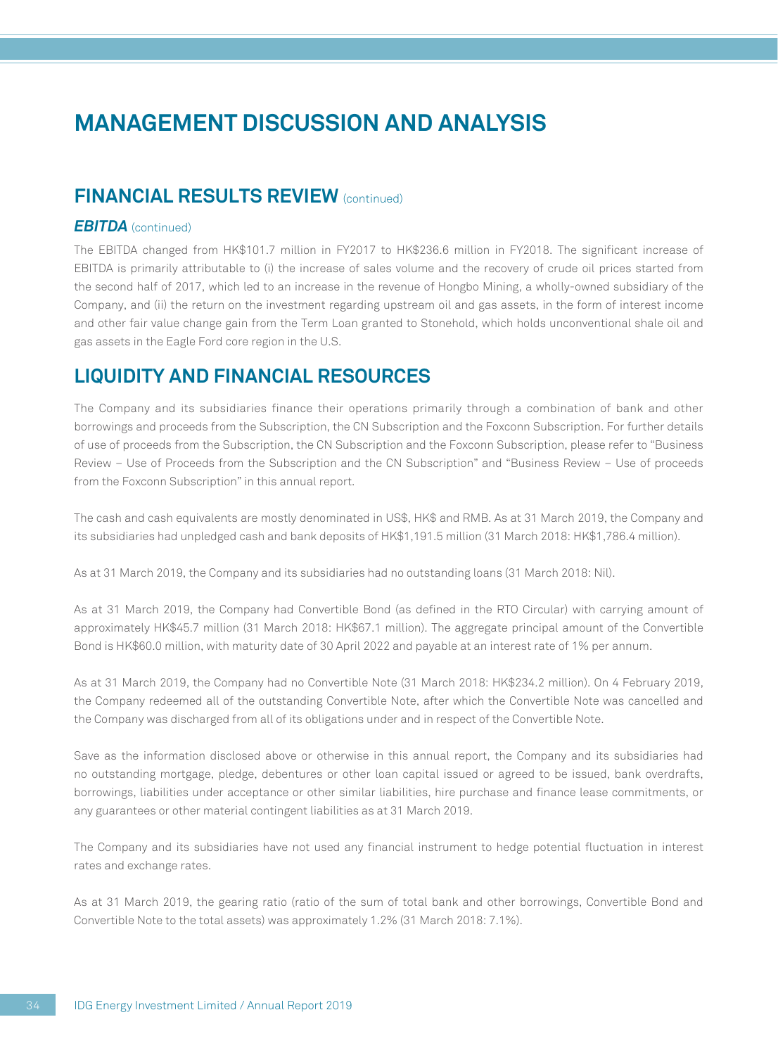# MANAGEMENT DISCUSSION AND ANALYSIS

## FINANCIAL RESULTS REVIEW (continued)

### *EBITDA* (continued)

The EBITDA changed from HK$101.7 million in FY2017 to HK$236.6 million in FY2018. The significant increase of EBITDA is primarily attributable to (i) the increase of sales volume and the recovery of crude oil prices started from the second half of 2017, which led to an increase in the revenue of Hongbo Mining, a wholly-owned subsidiary of the Company, and (ii) the return on the investment regarding upstream oil and gas assets, in the form of interest income and other fair value change gain from the Term Loan granted to Stonehold, which holds unconventional shale oil and gas assets in the Eagle Ford core region in the U.S.

## LIQUIDITY AND FINANCIAL RESOURCES

The Company and its subsidiaries finance their operations primarily through a combination of bank and other borrowings and proceeds from the Subscription, the CN Subscription and the Foxconn Subscription. For further details of use of proceeds from the Subscription, the CN Subscription and the Foxconn Subscription, please refer to "Business Review – Use of Proceeds from the Subscription and the CN Subscription" and "Business Review – Use of proceeds from the Foxconn Subscription" in this annual report.

The cash and cash equivalents are mostly denominated in US$, HK$ and RMB. As at 31 March 2019, the Company and its subsidiaries had unpledged cash and bank deposits of HK$1,191.5 million (31 March 2018: HK$1,786.4 million).

As at 31 March 2019, the Company and its subsidiaries had no outstanding loans (31 March 2018: Nil).

As at 31 March 2019, the Company had Convertible Bond (as defined in the RTO Circular) with carrying amount of approximately HK$45.7 million (31 March 2018: HK$67.1 million). The aggregate principal amount of the Convertible Bond is HK$60.0 million, with maturity date of 30 April 2022 and payable at an interest rate of 1% per annum.

As at 31 March 2019, the Company had no Convertible Note (31 March 2018: HK$234.2 million). On 4 February 2019, the Company redeemed all of the outstanding Convertible Note, after which the Convertible Note was cancelled and the Company was discharged from all of its obligations under and in respect of the Convertible Note.

Save as the information disclosed above or otherwise in this annual report, the Company and its subsidiaries had no outstanding mortgage, pledge, debentures or other loan capital issued or agreed to be issued, bank overdrafts, borrowings, liabilities under acceptance or other similar liabilities, hire purchase and finance lease commitments, or any guarantees or other material contingent liabilities as at 31 March 2019.

The Company and its subsidiaries have not used any financial instrument to hedge potential fluctuation in interest rates and exchange rates.

As at 31 March 2019, the gearing ratio (ratio of the sum of total bank and other borrowings, Convertible Bond and Convertible Note to the total assets) was approximately 1.2% (31 March 2018: 7.1%).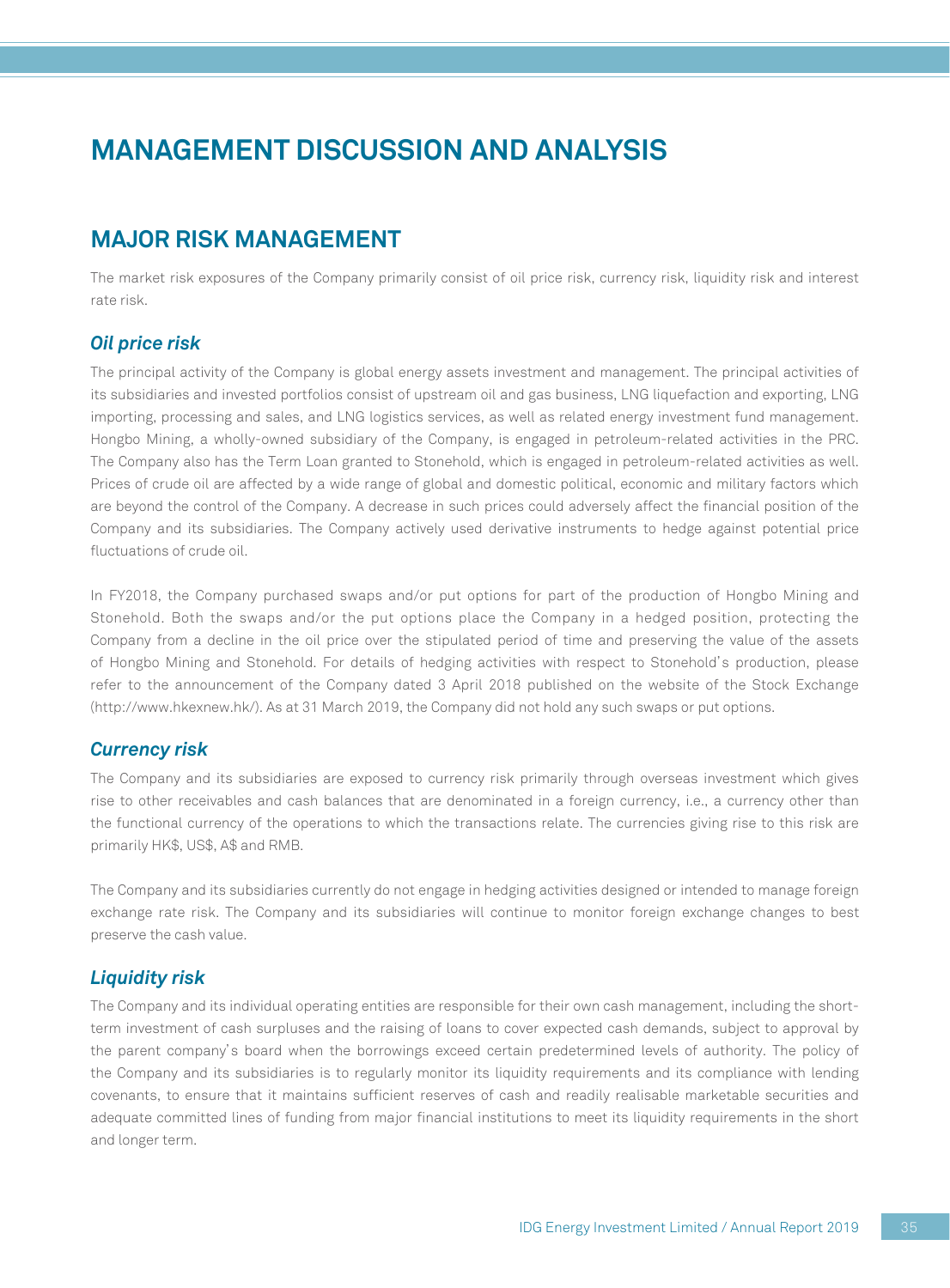# MANAGEMENT DISCUSSION AND ANALYSIS

## MAJOR RISK MANAGEMENT

The market risk exposures of the Company primarily consist of oil price risk, currency risk, liquidity risk and interest rate risk.

### *Oil price risk*

The principal activity of the Company is global energy assets investment and management. The principal activities of its subsidiaries and invested portfolios consist of upstream oil and gas business, LNG liquefaction and exporting, LNG importing, processing and sales, and LNG logistics services, as well as related energy investment fund management. Hongbo Mining, a wholly-owned subsidiary of the Company, is engaged in petroleum-related activities in the PRC. The Company also has the Term Loan granted to Stonehold, which is engaged in petroleum-related activities as well. Prices of crude oil are affected by a wide range of global and domestic political, economic and military factors which are beyond the control of the Company. A decrease in such prices could adversely affect the financial position of the Company and its subsidiaries. The Company actively used derivative instruments to hedge against potential price fluctuations of crude oil.

In FY2018, the Company purchased swaps and/or put options for part of the production of Hongbo Mining and Stonehold. Both the swaps and/or the put options place the Company in a hedged position, protecting the Company from a decline in the oil price over the stipulated period of time and preserving the value of the assets of Hongbo Mining and Stonehold. For details of hedging activities with respect to Stonehold's production, please refer to the announcement of the Company dated 3 April 2018 published on the website of the Stock Exchange (http://www.hkexnew.hk/). As at 31 March 2019, the Company did not hold any such swaps or put options.

### *Currency risk*

The Company and its subsidiaries are exposed to currency risk primarily through overseas investment which gives rise to other receivables and cash balances that are denominated in a foreign currency, i.e., a currency other than the functional currency of the operations to which the transactions relate. The currencies giving rise to this risk are primarily HK$, US$, A$ and RMB.

The Company and its subsidiaries currently do not engage in hedging activities designed or intended to manage foreign exchange rate risk. The Company and its subsidiaries will continue to monitor foreign exchange changes to best preserve the cash value.

### *Liquidity risk*

The Company and its individual operating entities are responsible for their own cash management, including the short-term investment of cash surpluses and the raising of loans to cover expected cash demands, subject to approval by the parent company's board when the borrowings exceed certain predetermined levels of authority. The policy of the Company and its subsidiaries is to regularly monitor its liquidity requirements and its compliance with lending covenants, to ensure that it maintains sufficient reserves of cash and readily realisable marketable securities and adequate committed lines of funding from major financial institutions to meet its liquidity requirements in the short and longer term.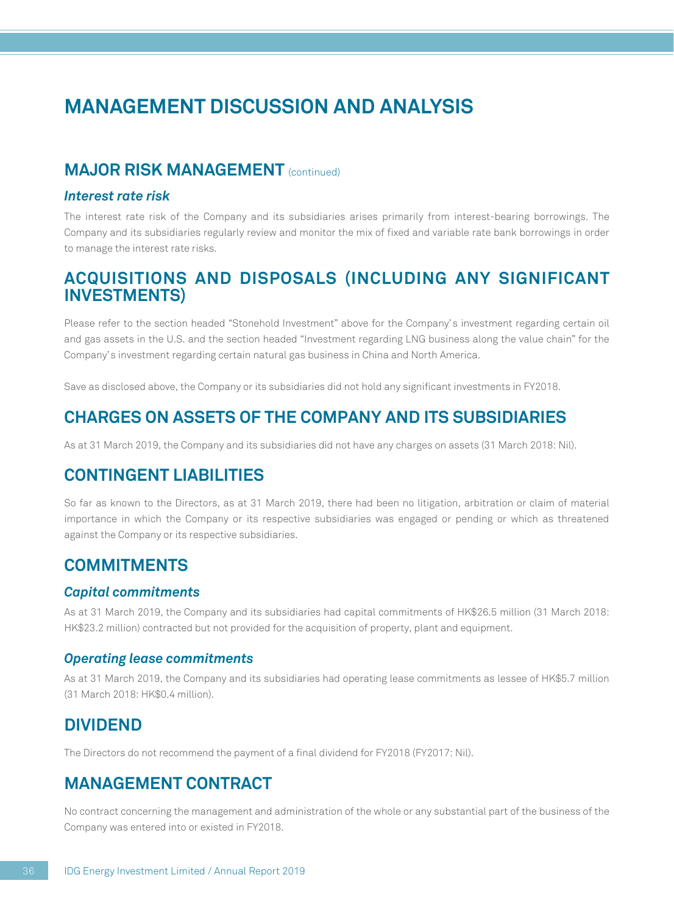# MANAGEMENT DISCUSSION AND ANALYSIS

## MAJOR RISK MANAGEMENT (continued)

### *Interest rate risk*

The interest rate risk of the Company and its subsidiaries arises primarily from interest-bearing borrowings. The Company and its subsidiaries regularly review and monitor the mix of fixed and variable rate bank borrowings in order to manage the interest rate risks.

## ACQUISITIONS AND DISPOSALS (INCLUDING ANY SIGNIFICANT INVESTMENTS)

Please refer to the section headed "Stonehold Investment" above for the Company's investment regarding certain oil and gas assets in the U.S. and the section headed "Investment regarding LNG business along the value chain" for the Company's investment regarding certain natural gas business in China and North America.

Save as disclosed above, the Company or its subsidiaries did not hold any significant investments in FY2018.

## CHARGES ON ASSETS OF THE COMPANY AND ITS SUBSIDIARIES

As at 31 March 2019, the Company and its subsidiaries did not have any charges on assets (31 March 2018: Nil).

## CONTINGENT LIABILITIES

So far as known to the Directors, as at 31 March 2019, there had been no litigation, arbitration or claim of material importance in which the Company or its respective subsidiaries was engaged or pending or which as threatened against the Company or its respective subsidiaries.

## COMMITMENTS

### *Capital commitments*

As at 31 March 2019, the Company and its subsidiaries had capital commitments of HK$26.5 million (31 March 2018: HK$23.2 million) contracted but not provided for the acquisition of property, plant and equipment.

### *Operating lease commitments*

As at 31 March 2019, the Company and its subsidiaries had operating lease commitments as lessee of HK$5.7 million (31 March 2018: HK$0.4 million).

## DIVIDEND

The Directors do not recommend the payment of a final dividend for FY2018 (FY2017: Nil).

## MANAGEMENT CONTRACT

No contract concerning the management and administration of the whole or any substantial part of the business of the Company was entered into or existed in FY2018.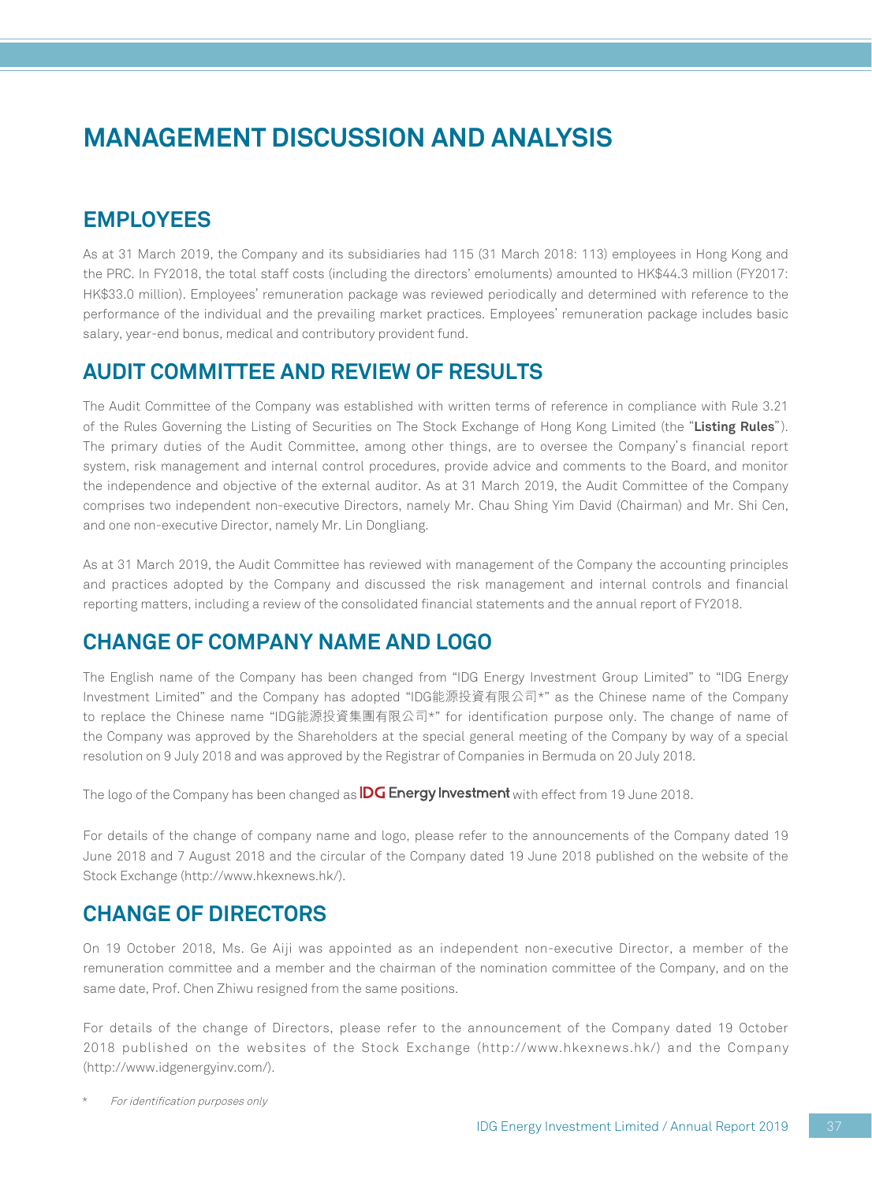# MANAGEMENT DISCUSSION AND ANALYSIS

## EMPLOYEES

As at 31 March 2019, the Company and its subsidiaries had 115 (31 March 2018: 113) employees in Hong Kong and the PRC. In FY2018, the total staff costs (including the directors' emoluments) amounted to HK$44.3 million (FY2017: HK$33.0 million). Employees' remuneration package was reviewed periodically and determined with reference to the performance of the individual and the prevailing market practices. Employees' remuneration package includes basic salary, year-end bonus, medical and contributory provident fund.

## AUDIT COMMITTEE AND REVIEW OF RESULTS

The Audit Committee of the Company was established with written terms of reference in compliance with Rule 3.21 of the Rules Governing the Listing of Securities on The Stock Exchange of Hong Kong Limited (the "**Listing Rules**"). The primary duties of the Audit Committee, among other things, are to oversee the Company's financial report system, risk management and internal control procedures, provide advice and comments to the Board, and monitor the independence and objective of the external auditor. As at 31 March 2019, the Audit Committee of the Company comprises two independent non-executive Directors, namely Mr. Chau Shing Yim David (Chairman) and Mr. Shi Cen, and one non-executive Director, namely Mr. Lin Dongliang.

As at 31 March 2019, the Audit Committee has reviewed with management of the Company the accounting principles and practices adopted by the Company and discussed the risk management and internal controls and financial reporting matters, including a review of the consolidated financial statements and the annual report of FY2018.

## CHANGE OF COMPANY NAME AND LOGO

The English name of the Company has been changed from "IDG Energy Investment Group Limited" to "IDG Energy Investment Limited" and the Company has adopted "IDG能源投資有限公司*" as the Chinese name of the Company to replace the Chinese name "IDG能源投資集團有限公司*" for identification purpose only. The change of name of the Company was approved by the Shareholders at the special general meeting of the Company by way of a special resolution on 9 July 2018 and was approved by the Registrar of Companies in Bermuda on 20 July 2018.

The logo of the Company has been changed as IDG Energy Investment with effect from 19 June 2018.

For details of the change of company name and logo, please refer to the announcements of the Company dated 19 June 2018 and 7 August 2018 and the circular of the Company dated 19 June 2018 published on the website of the Stock Exchange (http://www.hkexnews.hk/).

## CHANGE OF DIRECTORS

On 19 October 2018, Ms. Ge Aiji was appointed as an independent non-executive Director, a member of the remuneration committee and a member and the chairman of the nomination committee of the Company, and on the same date, Prof. Chen Zhiwu resigned from the same positions.

For details of the change of Directors, please refer to the announcement of the Company dated 19 October 2018 published on the websites of the Stock Exchange (http://www.hkexnews.hk/) and the Company (http://www.idgenergyinv.com/).

\* *For identification purposes only*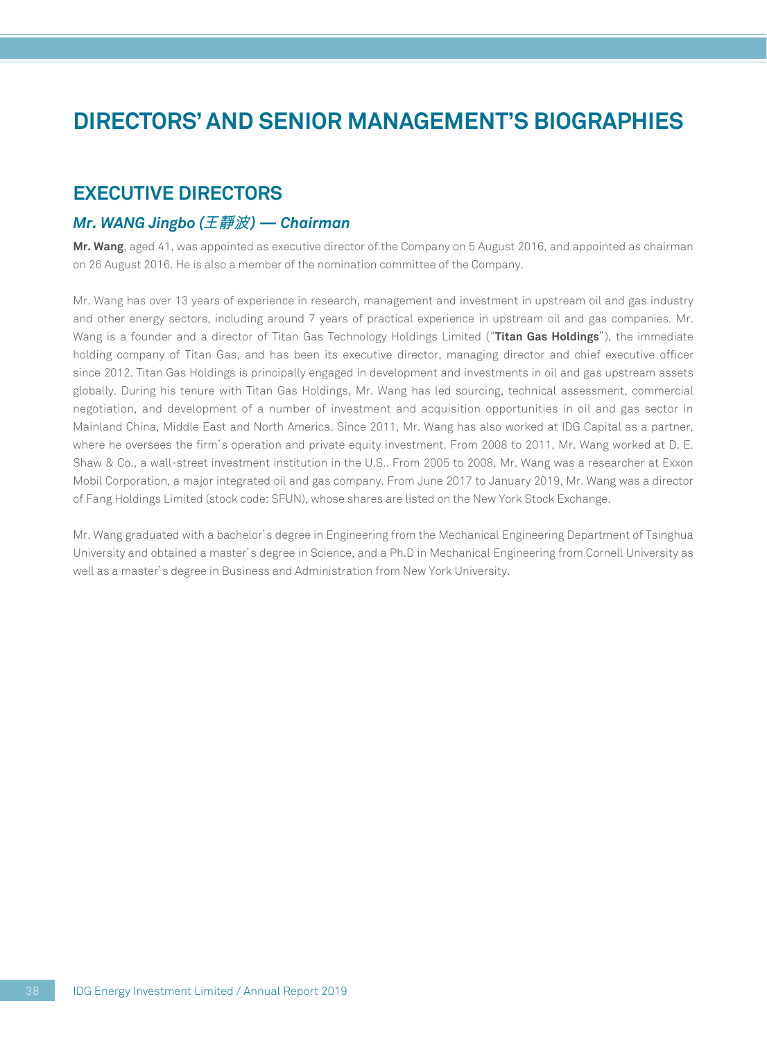# DIRECTORS' AND SENIOR MANAGEMENT'S BIOGRAPHIES

## EXECUTIVE DIRECTORS

### *Mr. WANG Jingbo (王靜波) — Chairman*

**Mr. Wang**, aged 41, was appointed as executive director of the Company on 5 August 2016, and appointed as chairman on 26 August 2016. He is also a member of the nomination committee of the Company.

Mr. Wang has over 13 years of experience in research, management and investment in upstream oil and gas industry and other energy sectors, including around 7 years of practical experience in upstream oil and gas companies. Mr. Wang is a founder and a director of Titan Gas Technology Holdings Limited ("**Titan Gas Holdings**"), the immediate holding company of Titan Gas, and has been its executive director, managing director and chief executive officer since 2012. Titan Gas Holdings is principally engaged in development and investments in oil and gas upstream assets globally. During his tenure with Titan Gas Holdings, Mr. Wang has led sourcing, technical assessment, commercial negotiation, and development of a number of investment and acquisition opportunities in oil and gas sector in Mainland China, Middle East and North America. Since 2011, Mr. Wang has also worked at IDG Capital as a partner, where he oversees the firm's operation and private equity investment. From 2008 to 2011, Mr. Wang worked at D. E. Shaw & Co., a wall-street investment institution in the U.S.. From 2005 to 2008, Mr. Wang was a researcher at Exxon Mobil Corporation, a major integrated oil and gas company. From June 2017 to January 2019, Mr. Wang was a director of Fang Holdings Limited (stock code: SFUN), whose shares are listed on the New York Stock Exchange.

Mr. Wang graduated with a bachelor's degree in Engineering from the Mechanical Engineering Department of Tsinghua University and obtained a master's degree in Science, and a Ph.D in Mechanical Engineering from Cornell University as well as a master's degree in Business and Administration from New York University.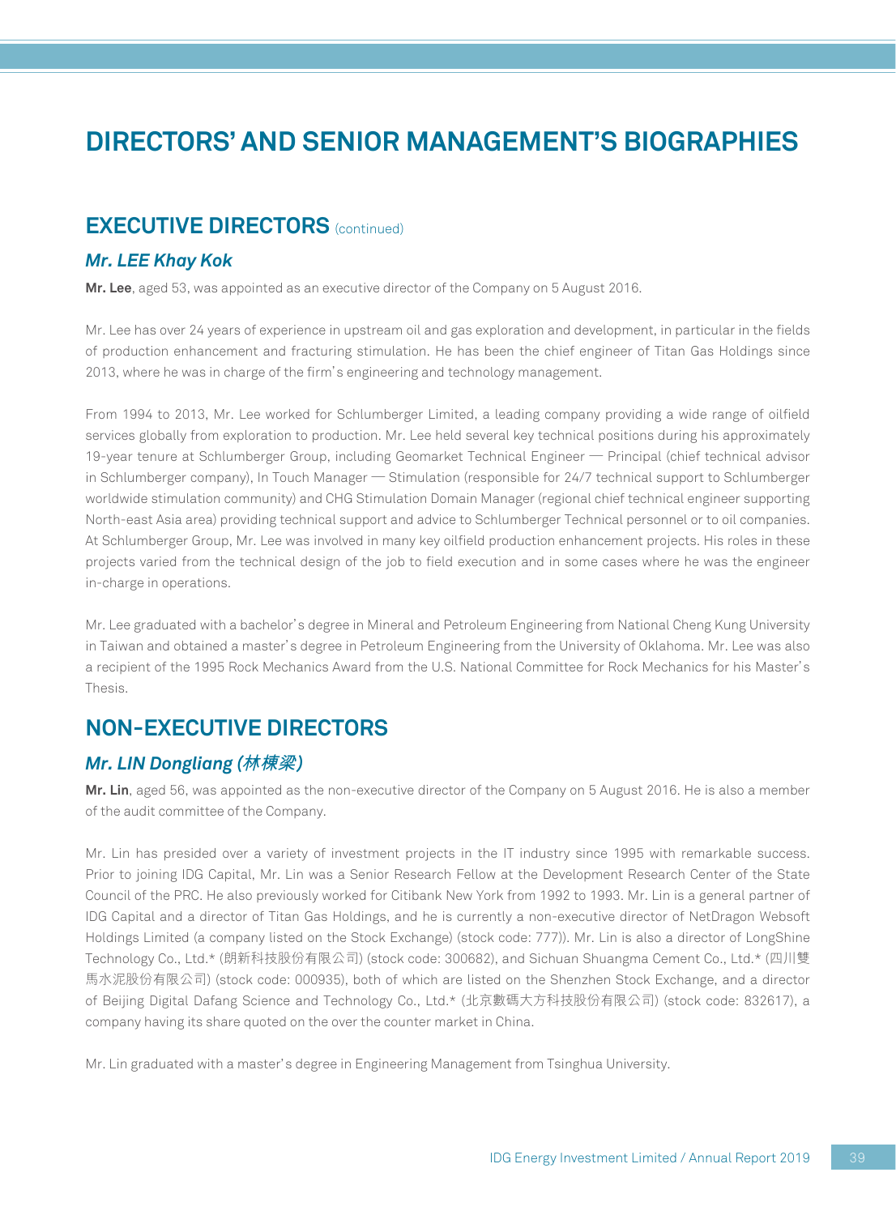# DIRECTORS' AND SENIOR MANAGEMENT'S BIOGRAPHIES

## EXECUTIVE DIRECTORS (continued)

### *Mr. LEE Khay Kok*

**Mr. Lee**, aged 53, was appointed as an executive director of the Company on 5 August 2016.

Mr. Lee has over 24 years of experience in upstream oil and gas exploration and development, in particular in the fields of production enhancement and fracturing stimulation. He has been the chief engineer of Titan Gas Holdings since 2013, where he was in charge of the firm's engineering and technology management.

From 1994 to 2013, Mr. Lee worked for Schlumberger Limited, a leading company providing a wide range of oilfield services globally from exploration to production. Mr. Lee held several key technical positions during his approximately 19-year tenure at Schlumberger Group, including Geomarket Technical Engineer — Principal (chief technical advisor in Schlumberger company), In Touch Manager — Stimulation (responsible for 24/7 technical support to Schlumberger worldwide stimulation community) and CHG Stimulation Domain Manager (regional chief technical engineer supporting North-east Asia area) providing technical support and advice to Schlumberger Technical personnel or to oil companies. At Schlumberger Group, Mr. Lee was involved in many key oilfield production enhancement projects. His roles in these projects varied from the technical design of the job to field execution and in some cases where he was the engineer in-charge in operations.

Mr. Lee graduated with a bachelor's degree in Mineral and Petroleum Engineering from National Cheng Kung University in Taiwan and obtained a master's degree in Petroleum Engineering from the University of Oklahoma. Mr. Lee was also a recipient of the 1995 Rock Mechanics Award from the U.S. National Committee for Rock Mechanics for his Master's Thesis.

## NON-EXECUTIVE DIRECTORS

### *Mr. LIN Dongliang (林棟梁)*

**Mr. Lin**, aged 56, was appointed as the non-executive director of the Company on 5 August 2016. He is also a member of the audit committee of the Company.

Mr. Lin has presided over a variety of investment projects in the IT industry since 1995 with remarkable success. Prior to joining IDG Capital, Mr. Lin was a Senior Research Fellow at the Development Research Center of the State Council of the PRC. He also previously worked for Citibank New York from 1992 to 1993. Mr. Lin is a general partner of IDG Capital and a director of Titan Gas Holdings, and he is currently a non-executive director of NetDragon Websoft Holdings Limited (a company listed on the Stock Exchange) (stock code: 777)). Mr. Lin is also a director of LongShine Technology Co., Ltd.* (朗新科技股份有限公司) (stock code: 300682), and Sichuan Shuangma Cement Co., Ltd.* (四川雙馬水泥股份有限公司) (stock code: 000935), both of which are listed on the Shenzhen Stock Exchange, and a director of Beijing Digital Dafang Science and Technology Co., Ltd.* (北京數碼大方科技股份有限公司) (stock code: 832617), a company having its share quoted on the over the counter market in China.

Mr. Lin graduated with a master's degree in Engineering Management from Tsinghua University.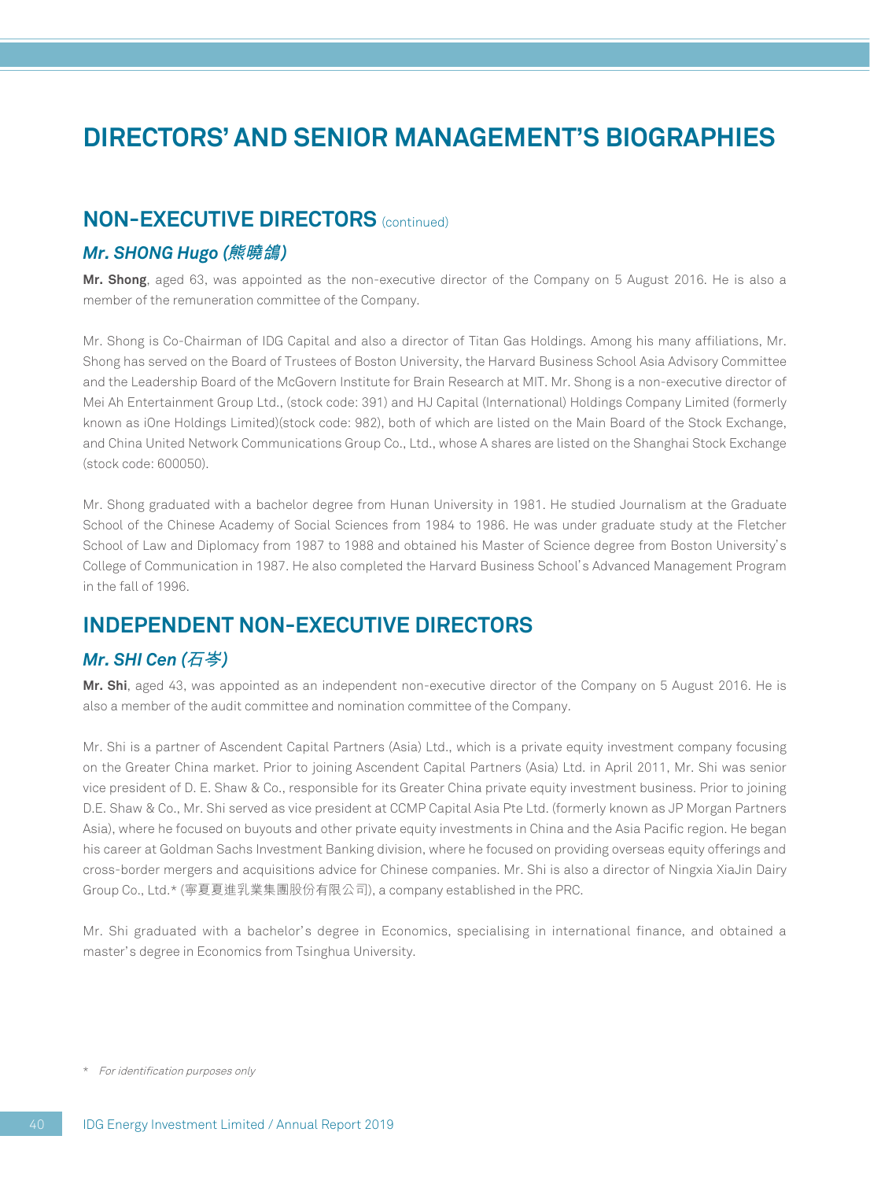# DIRECTORS' AND SENIOR MANAGEMENT'S BIOGRAPHIES

## NON-EXECUTIVE DIRECTORS (continued)

### *Mr. SHONG Hugo (熊曉鴿)*

**Mr. Shong**, aged 63, was appointed as the non-executive director of the Company on 5 August 2016. He is also a member of the remuneration committee of the Company.

Mr. Shong is Co-Chairman of IDG Capital and also a director of Titan Gas Holdings. Among his many affiliations, Mr. Shong has served on the Board of Trustees of Boston University, the Harvard Business School Asia Advisory Committee and the Leadership Board of the McGovern Institute for Brain Research at MIT. Mr. Shong is a non-executive director of Mei Ah Entertainment Group Ltd., (stock code: 391) and HJ Capital (International) Holdings Company Limited (formerly known as iOne Holdings Limited)(stock code: 982), both of which are listed on the Main Board of the Stock Exchange, and China United Network Communications Group Co., Ltd., whose A shares are listed on the Shanghai Stock Exchange (stock code: 600050).

Mr. Shong graduated with a bachelor degree from Hunan University in 1981. He studied Journalism at the Graduate School of the Chinese Academy of Social Sciences from 1984 to 1986. He was under graduate study at the Fletcher School of Law and Diplomacy from 1987 to 1988 and obtained his Master of Science degree from Boston University's College of Communication in 1987. He also completed the Harvard Business School's Advanced Management Program in the fall of 1996.

## INDEPENDENT NON-EXECUTIVE DIRECTORS

### *Mr. SHI Cen (石岑)*

**Mr. Shi**, aged 43, was appointed as an independent non-executive director of the Company on 5 August 2016. He is also a member of the audit committee and nomination committee of the Company.

Mr. Shi is a partner of Ascendent Capital Partners (Asia) Ltd., which is a private equity investment company focusing on the Greater China market. Prior to joining Ascendent Capital Partners (Asia) Ltd. in April 2011, Mr. Shi was senior vice president of D. E. Shaw & Co., responsible for its Greater China private equity investment business. Prior to joining D.E. Shaw & Co., Mr. Shi served as vice president at CCMP Capital Asia Pte Ltd. (formerly known as JP Morgan Partners Asia), where he focused on buyouts and other private equity investments in China and the Asia Pacific region. He began his career at Goldman Sachs Investment Banking division, where he focused on providing overseas equity offerings and cross-border mergers and acquisitions advice for Chinese companies. Mr. Shi is also a director of Ningxia XiaJin Dairy Group Co., Ltd.* (寧夏夏進乳業集團股份有限公司), a company established in the PRC.

Mr. Shi graduated with a bachelor's degree in Economics, specialising in international finance, and obtained a master's degree in Economics from Tsinghua University.

\* *For identification purposes only*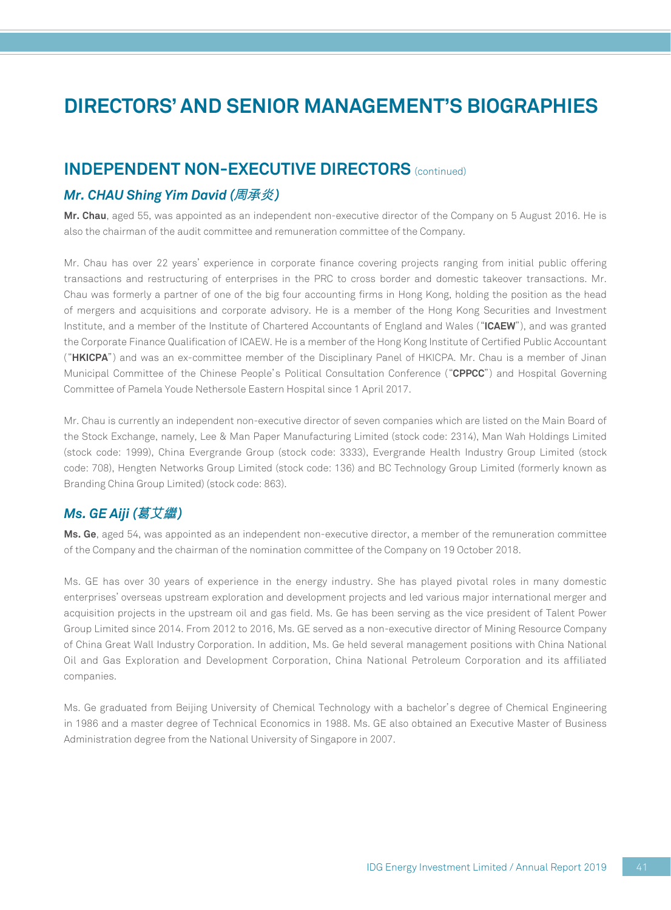# DIRECTORS' AND SENIOR MANAGEMENT'S BIOGRAPHIES

## INDEPENDENT NON-EXECUTIVE DIRECTORS (continued)

### *Mr. CHAU Shing Yim David (周承炎)*

**Mr. Chau**, aged 55, was appointed as an independent non-executive director of the Company on 5 August 2016. He is also the chairman of the audit committee and remuneration committee of the Company.

Mr. Chau has over 22 years' experience in corporate finance covering projects ranging from initial public offering transactions and restructuring of enterprises in the PRC to cross border and domestic takeover transactions. Mr. Chau was formerly a partner of one of the big four accounting firms in Hong Kong, holding the position as the head of mergers and acquisitions and corporate advisory. He is a member of the Hong Kong Securities and Investment Institute, and a member of the Institute of Chartered Accountants of England and Wales ("**ICAEW**"), and was granted the Corporate Finance Qualification of ICAEW. He is a member of the Hong Kong Institute of Certified Public Accountant ("**HKICPA**") and was an ex-committee member of the Disciplinary Panel of HKICPA. Mr. Chau is a member of Jinan Municipal Committee of the Chinese People's Political Consultation Conference ("**CPPCC**") and Hospital Governing Committee of Pamela Youde Nethersole Eastern Hospital since 1 April 2017.

Mr. Chau is currently an independent non-executive director of seven companies which are listed on the Main Board of the Stock Exchange, namely, Lee & Man Paper Manufacturing Limited (stock code: 2314), Man Wah Holdings Limited (stock code: 1999), China Evergrande Group (stock code: 3333), Evergrande Health Industry Group Limited (stock code: 708), Hengten Networks Group Limited (stock code: 136) and BC Technology Group Limited (formerly known as Branding China Group Limited) (stock code: 863).

### *Ms. GE Aiji (葛艾繼)*

**Ms. Ge**, aged 54, was appointed as an independent non-executive director, a member of the remuneration committee of the Company and the chairman of the nomination committee of the Company on 19 October 2018.

Ms. GE has over 30 years of experience in the energy industry. She has played pivotal roles in many domestic enterprises' overseas upstream exploration and development projects and led various major international merger and acquisition projects in the upstream oil and gas field. Ms. Ge has been serving as the vice president of Talent Power Group Limited since 2014. From 2012 to 2016, Ms. GE served as a non-executive director of Mining Resource Company of China Great Wall Industry Corporation. In addition, Ms. Ge held several management positions with China National Oil and Gas Exploration and Development Corporation, China National Petroleum Corporation and its affiliated companies.

Ms. Ge graduated from Beijing University of Chemical Technology with a bachelor's degree of Chemical Engineering in 1986 and a master degree of Technical Economics in 1988. Ms. GE also obtained an Executive Master of Business Administration degree from the National University of Singapore in 2007.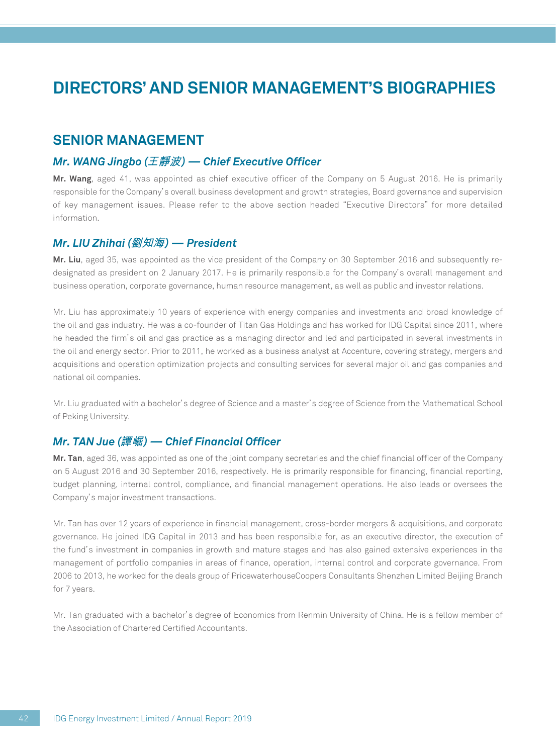# DIRECTORS' AND SENIOR MANAGEMENT'S BIOGRAPHIES

## SENIOR MANAGEMENT

### *Mr. WANG Jingbo (王靜波) — Chief Executive Officer*

**Mr. Wang**, aged 41, was appointed as chief executive officer of the Company on 5 August 2016. He is primarily responsible for the Company's overall business development and growth strategies, Board governance and supervision of key management issues. Please refer to the above section headed "Executive Directors" for more detailed information.

### *Mr. LIU Zhihai (劉知海) — President*

**Mr. Liu**, aged 35, was appointed as the vice president of the Company on 30 September 2016 and subsequently re-designated as president on 2 January 2017. He is primarily responsible for the Company's overall management and business operation, corporate governance, human resource management, as well as public and investor relations.

Mr. Liu has approximately 10 years of experience with energy companies and investments and broad knowledge of the oil and gas industry. He was a co-founder of Titan Gas Holdings and has worked for IDG Capital since 2011, where he headed the firm's oil and gas practice as a managing director and led and participated in several investments in the oil and energy sector. Prior to 2011, he worked as a business analyst at Accenture, covering strategy, mergers and acquisitions and operation optimization projects and consulting services for several major oil and gas companies and national oil companies.

Mr. Liu graduated with a bachelor's degree of Science and a master's degree of Science from the Mathematical School of Peking University.

### *Mr. TAN Jue (譚崛) — Chief Financial Officer*

**Mr. Tan**, aged 36, was appointed as one of the joint company secretaries and the chief financial officer of the Company on 5 August 2016 and 30 September 2016, respectively. He is primarily responsible for financing, financial reporting, budget planning, internal control, compliance, and financial management operations. He also leads or oversees the Company's major investment transactions.

Mr. Tan has over 12 years of experience in financial management, cross-border mergers & acquisitions, and corporate governance. He joined IDG Capital in 2013 and has been responsible for, as an executive director, the execution of the fund's investment in companies in growth and mature stages and has also gained extensive experiences in the management of portfolio companies in areas of finance, operation, internal control and corporate governance. From 2006 to 2013, he worked for the deals group of PricewaterhouseCoopers Consultants Shenzhen Limited Beijing Branch for 7 years.

Mr. Tan graduated with a bachelor's degree of Economics from Renmin University of China. He is a fellow member of the Association of Chartered Certified Accountants.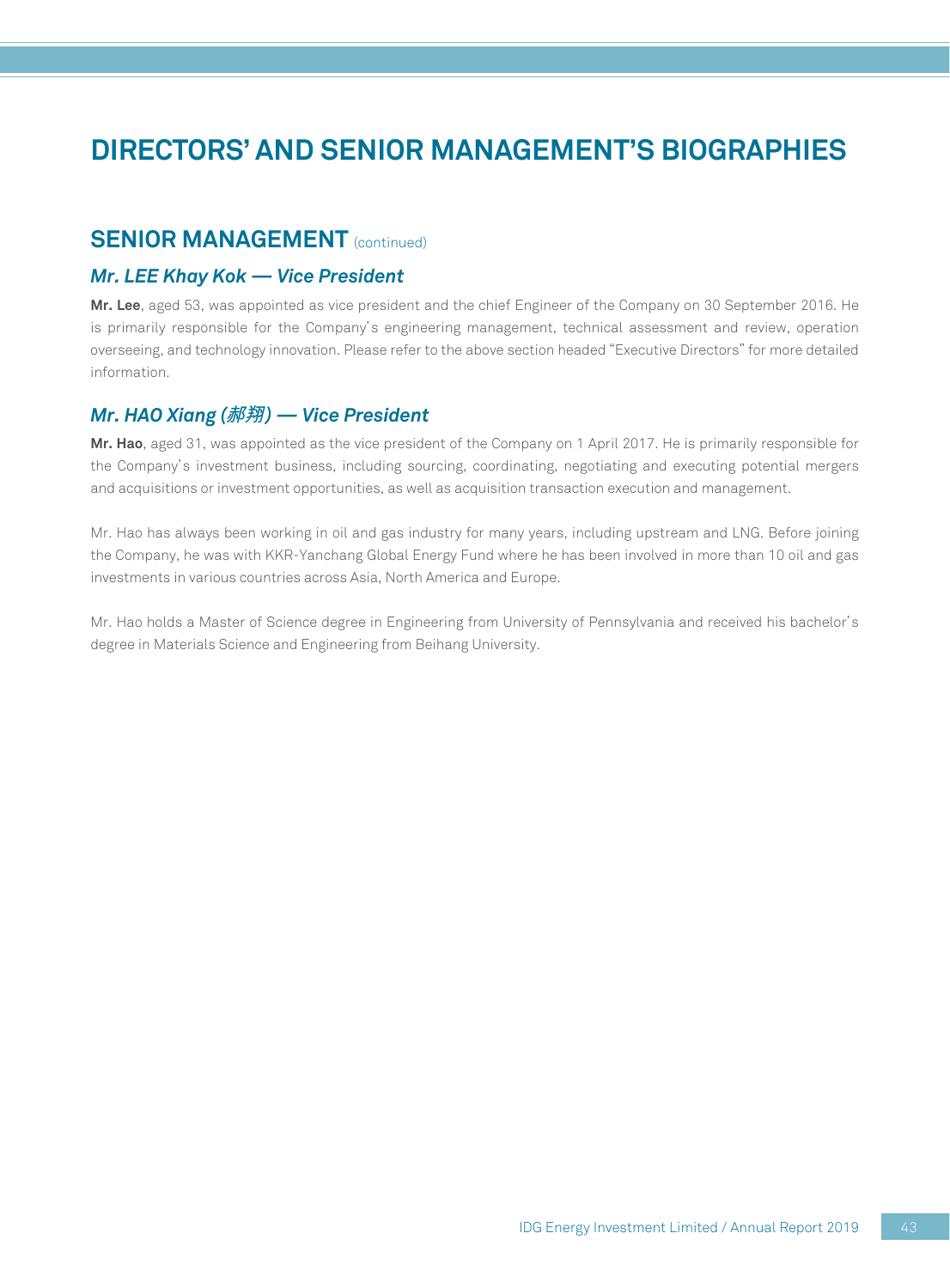# DIRECTORS' AND SENIOR MANAGEMENT'S BIOGRAPHIES

## SENIOR MANAGEMENT (continued)

### *Mr. LEE Khay Kok — Vice President*

**Mr. Lee**, aged 53, was appointed as vice president and the chief Engineer of the Company on 30 September 2016. He is primarily responsible for the Company's engineering management, technical assessment and review, operation overseeing, and technology innovation. Please refer to the above section headed "Executive Directors" for more detailed information.

### *Mr. HAO Xiang (郝翔) — Vice President*

**Mr. Hao**, aged 31, was appointed as the vice president of the Company on 1 April 2017. He is primarily responsible for the Company's investment business, including sourcing, coordinating, negotiating and executing potential mergers and acquisitions or investment opportunities, as well as acquisition transaction execution and management.

Mr. Hao has always been working in oil and gas industry for many years, including upstream and LNG. Before joining the Company, he was with KKR-Yanchang Global Energy Fund where he has been involved in more than 10 oil and gas investments in various countries across Asia, North America and Europe.

Mr. Hao holds a Master of Science degree in Engineering from University of Pennsylvania and received his bachelor's degree in Materials Science and Engineering from Beihang University.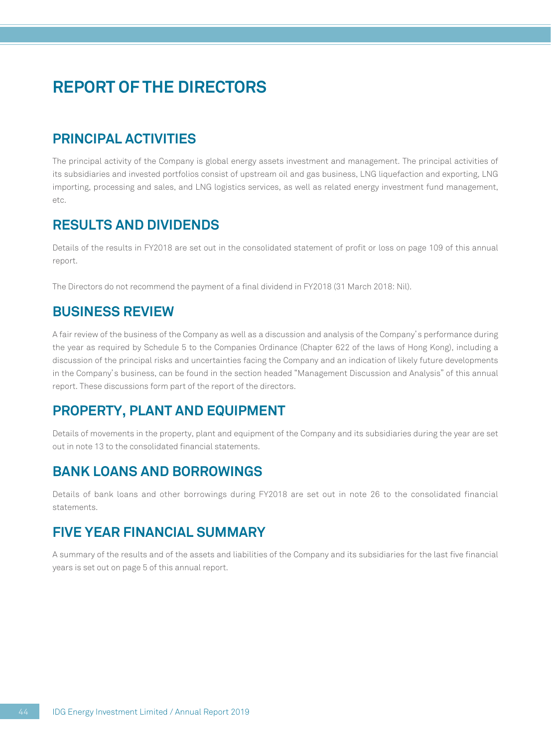# REPORT OF THE DIRECTORS

## PRINCIPAL ACTIVITIES

The principal activity of the Company is global energy assets investment and management. The principal activities of its subsidiaries and invested portfolios consist of upstream oil and gas business, LNG liquefaction and exporting, LNG importing, processing and sales, and LNG logistics services, as well as related energy investment fund management, etc.

## RESULTS AND DIVIDENDS

Details of the results in FY2018 are set out in the consolidated statement of profit or loss on page 109 of this annual report.

The Directors do not recommend the payment of a final dividend in FY2018 (31 March 2018: Nil).

## BUSINESS REVIEW

A fair review of the business of the Company as well as a discussion and analysis of the Company's performance during the year as required by Schedule 5 to the Companies Ordinance (Chapter 622 of the laws of Hong Kong), including a discussion of the principal risks and uncertainties facing the Company and an indication of likely future developments in the Company's business, can be found in the section headed "Management Discussion and Analysis" of this annual report. These discussions form part of the report of the directors.

## PROPERTY, PLANT AND EQUIPMENT

Details of movements in the property, plant and equipment of the Company and its subsidiaries during the year are set out in note 13 to the consolidated financial statements.

## BANK LOANS AND BORROWINGS

Details of bank loans and other borrowings during FY2018 are set out in note 26 to the consolidated financial statements.

## FIVE YEAR FINANCIAL SUMMARY

A summary of the results and of the assets and liabilities of the Company and its subsidiaries for the last five financial years is set out on page 5 of this annual report.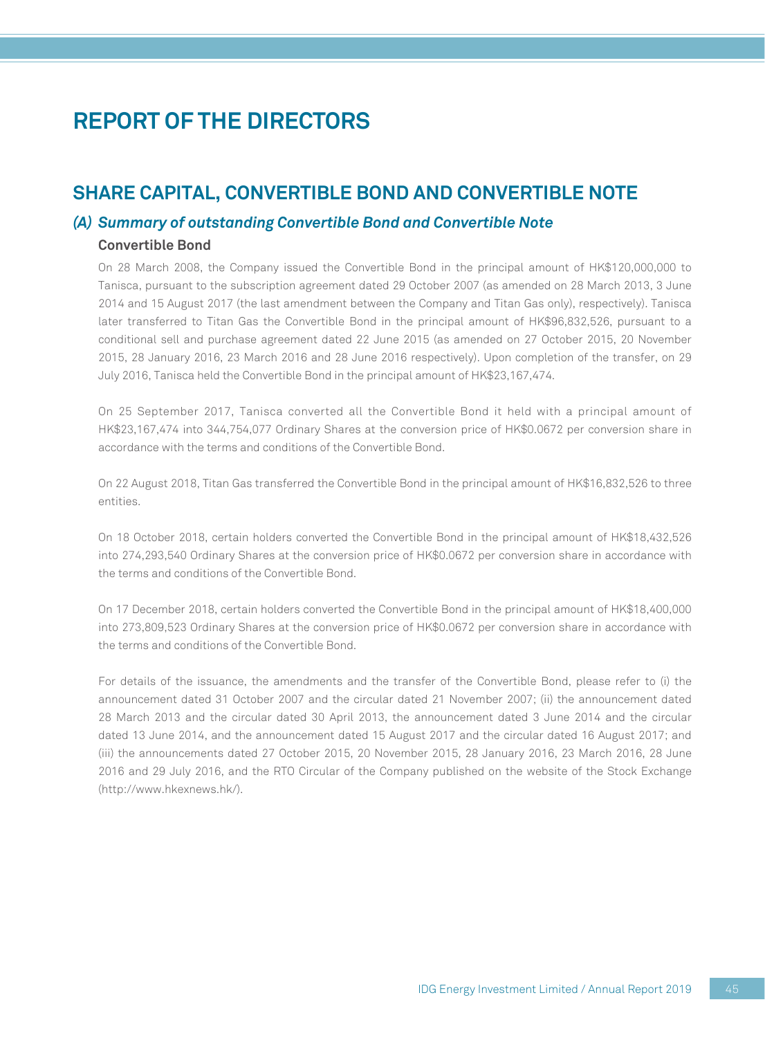# REPORT OF THE DIRECTORS

## SHARE CAPITAL, CONVERTIBLE BOND AND CONVERTIBLE NOTE

### *(A) Summary of outstanding Convertible Bond and Convertible Note*

**Convertible Bond**

On 28 March 2008, the Company issued the Convertible Bond in the principal amount of HK$120,000,000 to Tanisca, pursuant to the subscription agreement dated 29 October 2007 (as amended on 28 March 2013, 3 June 2014 and 15 August 2017 (the last amendment between the Company and Titan Gas only), respectively). Tanisca later transferred to Titan Gas the Convertible Bond in the principal amount of HK$96,832,526, pursuant to a conditional sell and purchase agreement dated 22 June 2015 (as amended on 27 October 2015, 20 November 2015, 28 January 2016, 23 March 2016 and 28 June 2016 respectively). Upon completion of the transfer, on 29 July 2016, Tanisca held the Convertible Bond in the principal amount of HK$23,167,474.

On 25 September 2017, Tanisca converted all the Convertible Bond it held with a principal amount of HK$23,167,474 into 344,754,077 Ordinary Shares at the conversion price of HK$0.0672 per conversion share in accordance with the terms and conditions of the Convertible Bond.

On 22 August 2018, Titan Gas transferred the Convertible Bond in the principal amount of HK$16,832,526 to three entities.

On 18 October 2018, certain holders converted the Convertible Bond in the principal amount of HK$18,432,526 into 274,293,540 Ordinary Shares at the conversion price of HK$0.0672 per conversion share in accordance with the terms and conditions of the Convertible Bond.

On 17 December 2018, certain holders converted the Convertible Bond in the principal amount of HK$18,400,000 into 273,809,523 Ordinary Shares at the conversion price of HK$0.0672 per conversion share in accordance with the terms and conditions of the Convertible Bond.

For details of the issuance, the amendments and the transfer of the Convertible Bond, please refer to (i) the announcement dated 31 October 2007 and the circular dated 21 November 2007; (ii) the announcement dated 28 March 2013 and the circular dated 30 April 2013, the announcement dated 3 June 2014 and the circular dated 13 June 2014, and the announcement dated 15 August 2017 and the circular dated 16 August 2017; and (iii) the announcements dated 27 October 2015, 20 November 2015, 28 January 2016, 23 March 2016, 28 June 2016 and 29 July 2016, and the RTO Circular of the Company published on the website of the Stock Exchange (http://www.hkexnews.hk/).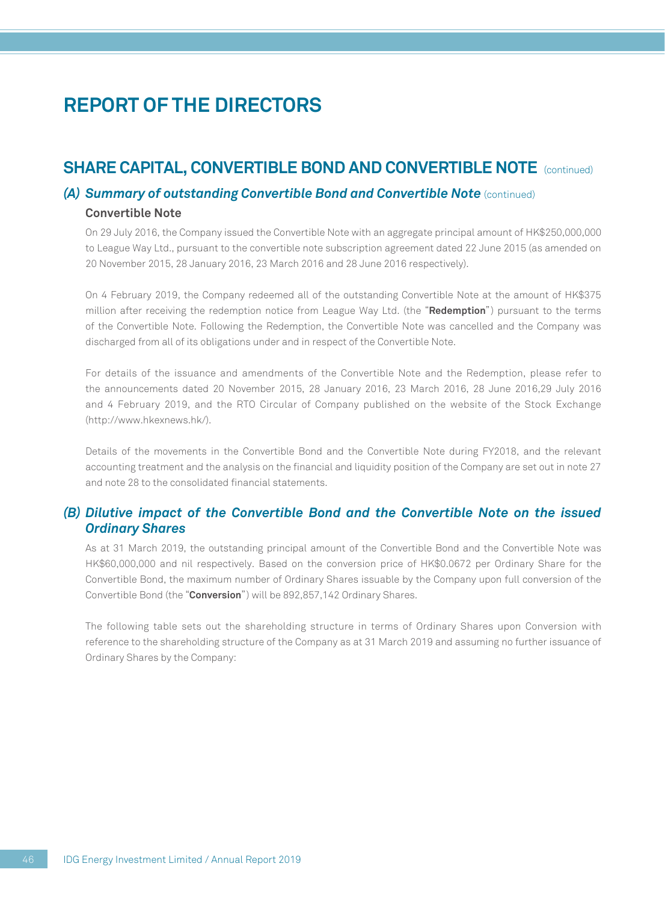# REPORT OF THE DIRECTORS

## SHARE CAPITAL, CONVERTIBLE BOND AND CONVERTIBLE NOTE (continued)

### *(A) Summary of outstanding Convertible Bond and Convertible Note* (continued)

**Convertible Note**

On 29 July 2016, the Company issued the Convertible Note with an aggregate principal amount of HK$250,000,000 to League Way Ltd., pursuant to the convertible note subscription agreement dated 22 June 2015 (as amended on 20 November 2015, 28 January 2016, 23 March 2016 and 28 June 2016 respectively).

On 4 February 2019, the Company redeemed all of the outstanding Convertible Note at the amount of HK$375 million after receiving the redemption notice from League Way Ltd. (the "**Redemption**") pursuant to the terms of the Convertible Note. Following the Redemption, the Convertible Note was cancelled and the Company was discharged from all of its obligations under and in respect of the Convertible Note.

For details of the issuance and amendments of the Convertible Note and the Redemption, please refer to the announcements dated 20 November 2015, 28 January 2016, 23 March 2016, 28 June 2016,29 July 2016 and 4 February 2019, and the RTO Circular of Company published on the website of the Stock Exchange (http://www.hkexnews.hk/).

Details of the movements in the Convertible Bond and the Convertible Note during FY2018, and the relevant accounting treatment and the analysis on the financial and liquidity position of the Company are set out in note 27 and note 28 to the consolidated financial statements.

### *(B) Dilutive impact of the Convertible Bond and the Convertible Note on the issued Ordinary Shares*

As at 31 March 2019, the outstanding principal amount of the Convertible Bond and the Convertible Note was HK$60,000,000 and nil respectively. Based on the conversion price of HK$0.0672 per Ordinary Share for the Convertible Bond, the maximum number of Ordinary Shares issuable by the Company upon full conversion of the Convertible Bond (the "**Conversion**") will be 892,857,142 Ordinary Shares.

The following table sets out the shareholding structure in terms of Ordinary Shares upon Conversion with reference to the shareholding structure of the Company as at 31 March 2019 and assuming no further issuance of Ordinary Shares by the Company: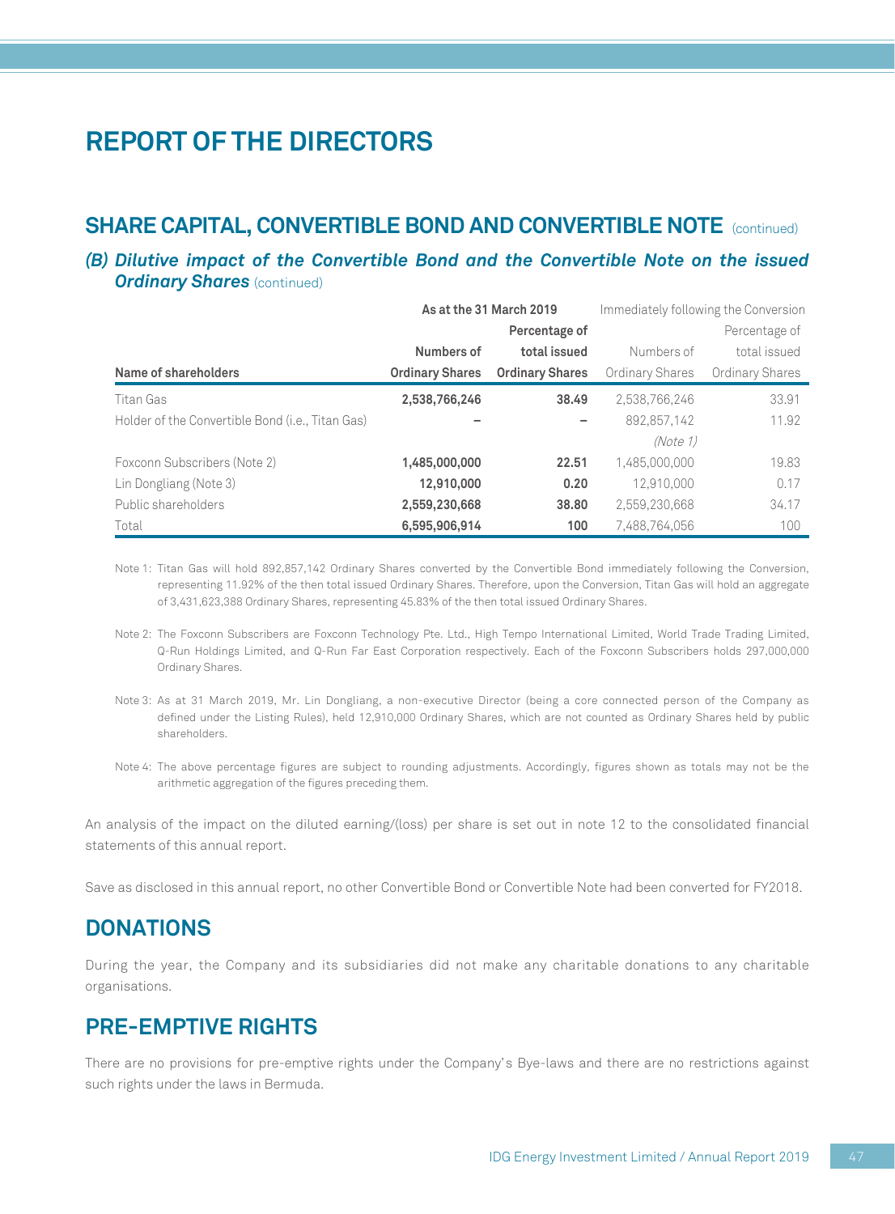# REPORT OF THE DIRECTORS

## SHARE CAPITAL, CONVERTIBLE BOND AND CONVERTIBLE NOTE (continued)

### *(B) Dilutive impact of the Convertible Bond and the Convertible Note on the issued Ordinary Shares* (continued)

| | **As at the 31 March 2019** | | Immediately following the Conversion | |
|---|---|---|---|---|
| **Name of shareholders** | **Numbers of Ordinary Shares** | **Percentage of total issued Ordinary Shares** | Numbers of Ordinary Shares | Percentage of total issued Ordinary Shares |
| Titan Gas | **2,538,766,246** | **38.49** | 2,538,766,246 | 33.91 |
| Holder of the Convertible Bond (i.e., Titan Gas) | **–** | **–** | 892,857,142 *(Note 1)* | 11.92 |
| Foxconn Subscribers (Note 2) | **1,485,000,000** | **22.51** | 1,485,000,000 | 19.83 |
| Lin Dongliang (Note 3) | **12,910,000** | **0.20** | 12,910,000 | 0.17 |
| Public shareholders | **2,559,230,668** | **38.80** | 2,559,230,668 | 34.17 |
| Total | **6,595,906,914** | **100** | 7,488,764,056 | 100 |

Note 1: Titan Gas will hold 892,857,142 Ordinary Shares converted by the Convertible Bond immediately following the Conversion, representing 11.92% of the then total issued Ordinary Shares. Therefore, upon the Conversion, Titan Gas will hold an aggregate of 3,431,623,388 Ordinary Shares, representing 45.83% of the then total issued Ordinary Shares.

Note 2: The Foxconn Subscribers are Foxconn Technology Pte. Ltd., High Tempo International Limited, World Trade Trading Limited, Q-Run Holdings Limited, and Q-Run Far East Corporation respectively. Each of the Foxconn Subscribers holds 297,000,000 Ordinary Shares.

Note 3: As at 31 March 2019, Mr. Lin Dongliang, a non-executive Director (being a core connected person of the Company as defined under the Listing Rules), held 12,910,000 Ordinary Shares, which are not counted as Ordinary Shares held by public shareholders.

Note 4: The above percentage figures are subject to rounding adjustments. Accordingly, figures shown as totals may not be the arithmetic aggregation of the figures preceding them.

An analysis of the impact on the diluted earning/(loss) per share is set out in note 12 to the consolidated financial statements of this annual report.

Save as disclosed in this annual report, no other Convertible Bond or Convertible Note had been converted for FY2018.

## DONATIONS

During the year, the Company and its subsidiaries did not make any charitable donations to any charitable organisations.

## PRE-EMPTIVE RIGHTS

There are no provisions for pre-emptive rights under the Company's Bye-laws and there are no restrictions against such rights under the laws in Bermuda.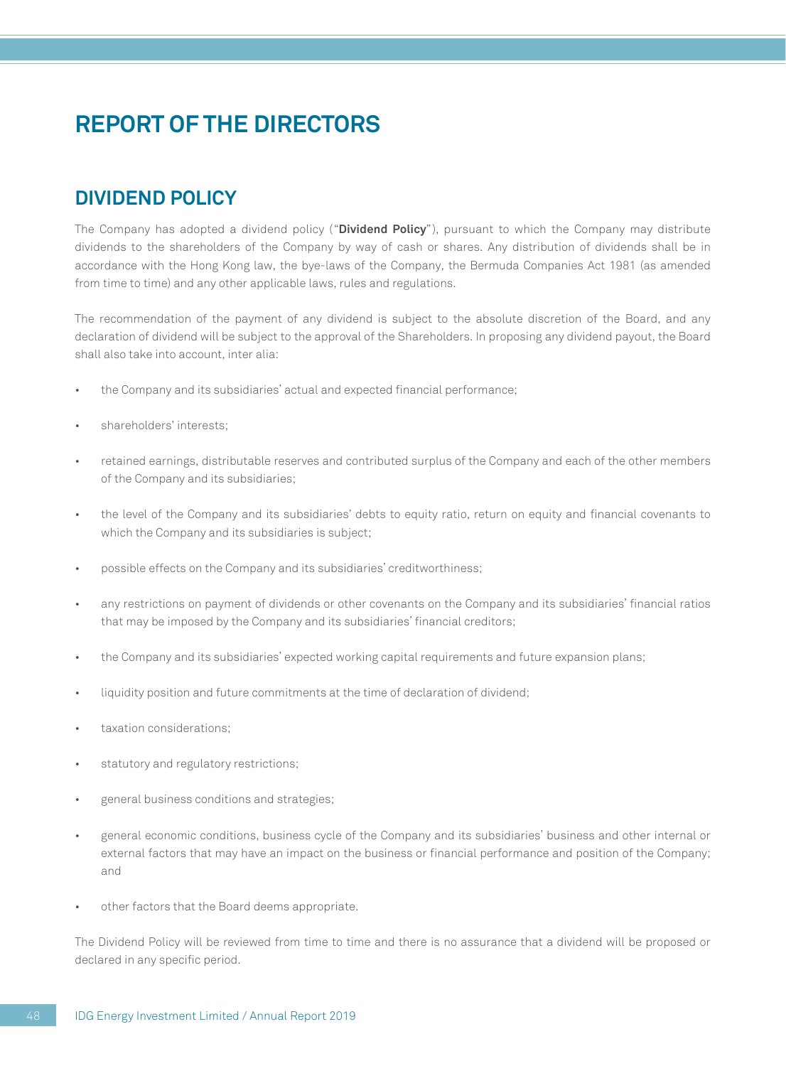# REPORT OF THE DIRECTORS

## DIVIDEND POLICY

The Company has adopted a dividend policy ("**Dividend Policy**"), pursuant to which the Company may distribute dividends to the shareholders of the Company by way of cash or shares. Any distribution of dividends shall be in accordance with the Hong Kong law, the bye-laws of the Company, the Bermuda Companies Act 1981 (as amended from time to time) and any other applicable laws, rules and regulations.

The recommendation of the payment of any dividend is subject to the absolute discretion of the Board, and any declaration of dividend will be subject to the approval of the Shareholders. In proposing any dividend payout, the Board shall also take into account, inter alia:

- the Company and its subsidiaries' actual and expected financial performance;
- shareholders' interests;
- retained earnings, distributable reserves and contributed surplus of the Company and each of the other members of the Company and its subsidiaries;
- the level of the Company and its subsidiaries' debts to equity ratio, return on equity and financial covenants to which the Company and its subsidiaries is subject;
- possible effects on the Company and its subsidiaries' creditworthiness;
- any restrictions on payment of dividends or other covenants on the Company and its subsidiaries' financial ratios that may be imposed by the Company and its subsidiaries' financial creditors;
- the Company and its subsidiaries' expected working capital requirements and future expansion plans;
- liquidity position and future commitments at the time of declaration of dividend;
- taxation considerations;
- statutory and regulatory restrictions;
- general business conditions and strategies;
- general economic conditions, business cycle of the Company and its subsidiaries' business and other internal or external factors that may have an impact on the business or financial performance and position of the Company; and
- other factors that the Board deems appropriate.

The Dividend Policy will be reviewed from time to time and there is no assurance that a dividend will be proposed or declared in any specific period.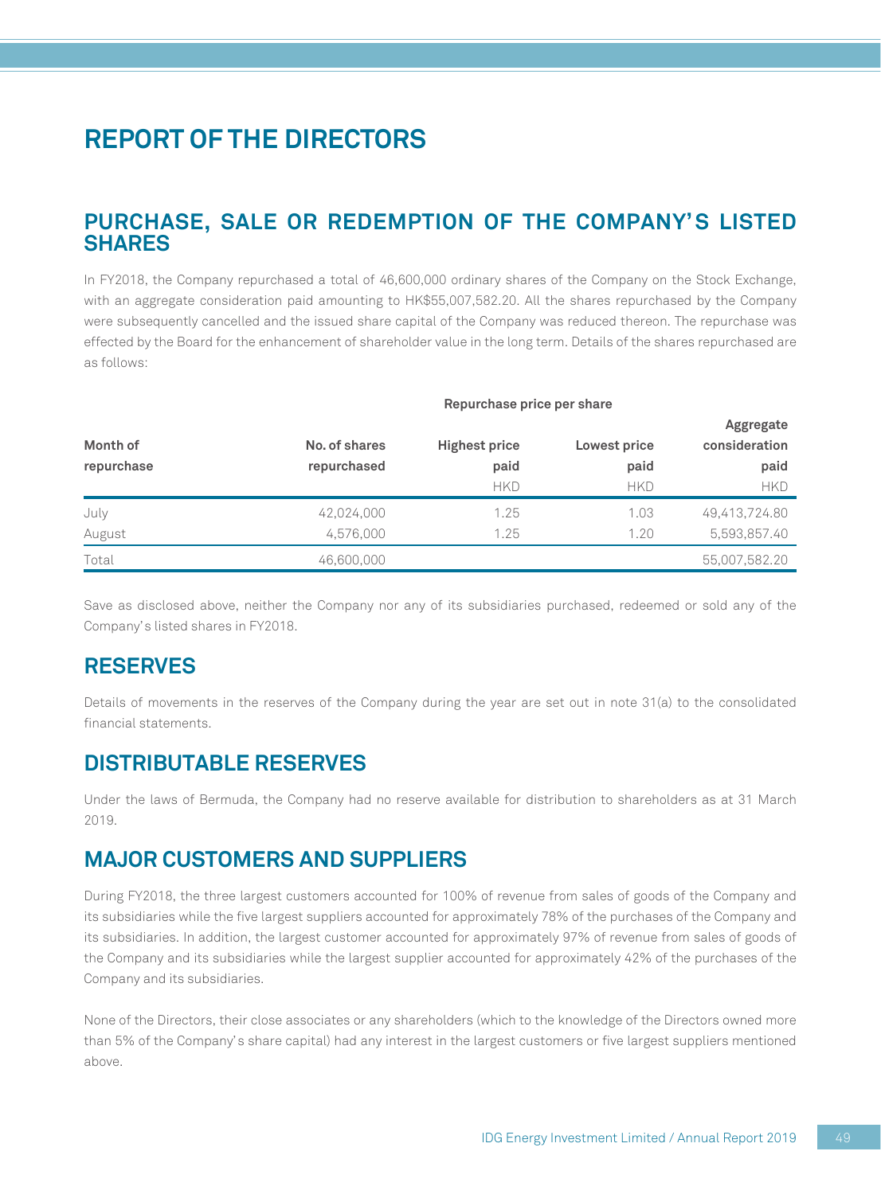# REPORT OF THE DIRECTORS

## PURCHASE, SALE OR REDEMPTION OF THE COMPANY'S LISTED SHARES

In FY2018, the Company repurchased a total of 46,600,000 ordinary shares of the Company on the Stock Exchange, with an aggregate consideration paid amounting to HK$55,007,582.20. All the shares repurchased by the Company were subsequently cancelled and the issued share capital of the Company was reduced thereon. The repurchase was effected by the Board for the enhancement of shareholder value in the long term. Details of the shares repurchased are as follows:

| Month of repurchase | No. of shares repurchased | Repurchase price per share | | Aggregate consideration paid |
|---|---|---|---|---|
| | | Highest price paid | Lowest price paid | |
| | | HKD | HKD | HKD |
| July | 42,024,000 | 1.25 | 1.03 | 49,413,724.80 |
| August | 4,576,000 | 1.25 | 1.20 | 5,593,857.40 |
| Total | 46,600,000 | | | 55,007,582.20 |

Save as disclosed above, neither the Company nor any of its subsidiaries purchased, redeemed or sold any of the Company's listed shares in FY2018.

## RESERVES

Details of movements in the reserves of the Company during the year are set out in note 31(a) to the consolidated financial statements.

## DISTRIBUTABLE RESERVES

Under the laws of Bermuda, the Company had no reserve available for distribution to shareholders as at 31 March 2019.

## MAJOR CUSTOMERS AND SUPPLIERS

During FY2018, the three largest customers accounted for 100% of revenue from sales of goods of the Company and its subsidiaries while the five largest suppliers accounted for approximately 78% of the purchases of the Company and its subsidiaries. In addition, the largest customer accounted for approximately 97% of revenue from sales of goods of the Company and its subsidiaries while the largest supplier accounted for approximately 42% of the purchases of the Company and its subsidiaries.

None of the Directors, their close associates or any shareholders (which to the knowledge of the Directors owned more than 5% of the Company's share capital) had any interest in the largest customers or five largest suppliers mentioned above.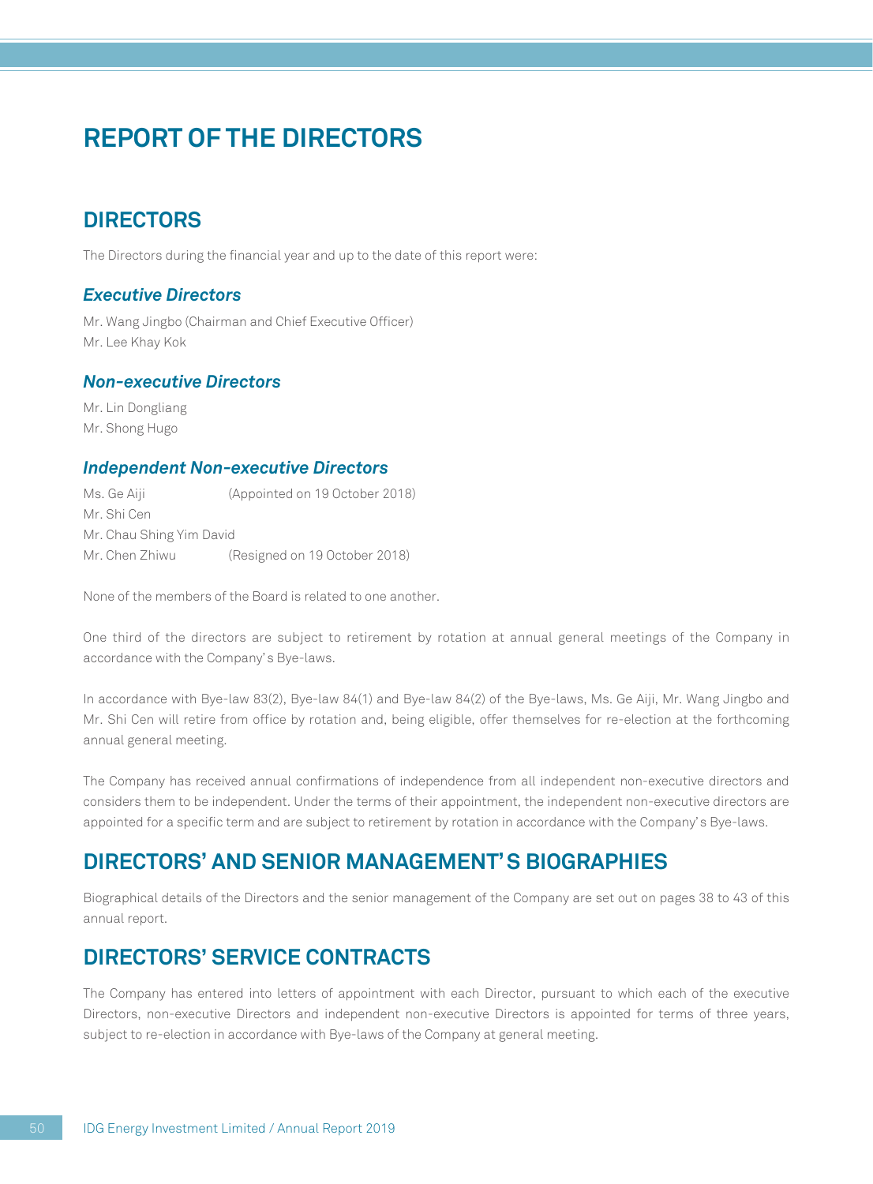# REPORT OF THE DIRECTORS

## DIRECTORS

The Directors during the financial year and up to the date of this report were:

### *Executive Directors*

Mr. Wang Jingbo (Chairman and Chief Executive Officer)
Mr. Lee Khay Kok

### *Non-executive Directors*

Mr. Lin Dongliang
Mr. Shong Hugo

### *Independent Non-executive Directors*

Ms. Ge Aiji (Appointed on 19 October 2018)
Mr. Shi Cen
Mr. Chau Shing Yim David
Mr. Chen Zhiwu (Resigned on 19 October 2018)

None of the members of the Board is related to one another.

One third of the directors are subject to retirement by rotation at annual general meetings of the Company in accordance with the Company's Bye-laws.

In accordance with Bye-law 83(2), Bye-law 84(1) and Bye-law 84(2) of the Bye-laws, Ms. Ge Aiji, Mr. Wang Jingbo and Mr. Shi Cen will retire from office by rotation and, being eligible, offer themselves for re-election at the forthcoming annual general meeting.

The Company has received annual confirmations of independence from all independent non-executive directors and considers them to be independent. Under the terms of their appointment, the independent non-executive directors are appointed for a specific term and are subject to retirement by rotation in accordance with the Company's Bye-laws.

## DIRECTORS' AND SENIOR MANAGEMENT'S BIOGRAPHIES

Biographical details of the Directors and the senior management of the Company are set out on pages 38 to 43 of this annual report.

## DIRECTORS' SERVICE CONTRACTS

The Company has entered into letters of appointment with each Director, pursuant to which each of the executive Directors, non-executive Directors and independent non-executive Directors is appointed for terms of three years, subject to re-election in accordance with Bye-laws of the Company at general meeting.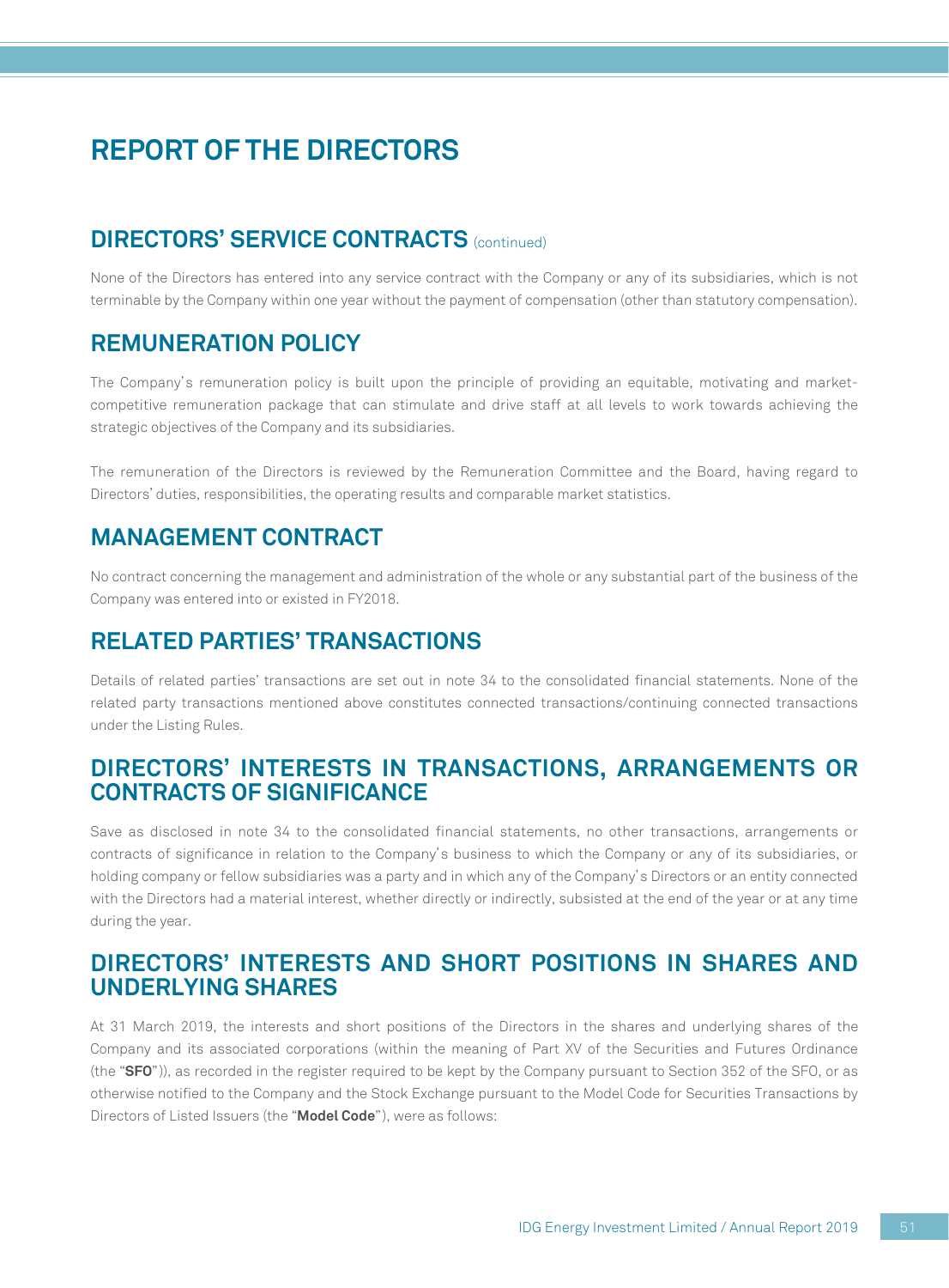# REPORT OF THE DIRECTORS

## DIRECTORS' SERVICE CONTRACTS (continued)

None of the Directors has entered into any service contract with the Company or any of its subsidiaries, which is not terminable by the Company within one year without the payment of compensation (other than statutory compensation).

## REMUNERATION POLICY

The Company's remuneration policy is built upon the principle of providing an equitable, motivating and market-competitive remuneration package that can stimulate and drive staff at all levels to work towards achieving the strategic objectives of the Company and its subsidiaries.

The remuneration of the Directors is reviewed by the Remuneration Committee and the Board, having regard to Directors' duties, responsibilities, the operating results and comparable market statistics.

## MANAGEMENT CONTRACT

No contract concerning the management and administration of the whole or any substantial part of the business of the Company was entered into or existed in FY2018.

## RELATED PARTIES' TRANSACTIONS

Details of related parties' transactions are set out in note 34 to the consolidated financial statements. None of the related party transactions mentioned above constitutes connected transactions/continuing connected transactions under the Listing Rules.

## DIRECTORS' INTERESTS IN TRANSACTIONS, ARRANGEMENTS OR CONTRACTS OF SIGNIFICANCE

Save as disclosed in note 34 to the consolidated financial statements, no other transactions, arrangements or contracts of significance in relation to the Company's business to which the Company or any of its subsidiaries, or holding company or fellow subsidiaries was a party and in which any of the Company's Directors or an entity connected with the Directors had a material interest, whether directly or indirectly, subsisted at the end of the year or at any time during the year.

## DIRECTORS' INTERESTS AND SHORT POSITIONS IN SHARES AND UNDERLYING SHARES

At 31 March 2019, the interests and short positions of the Directors in the shares and underlying shares of the Company and its associated corporations (within the meaning of Part XV of the Securities and Futures Ordinance (the "**SFO**")), as recorded in the register required to be kept by the Company pursuant to Section 352 of the SFO, or as otherwise notified to the Company and the Stock Exchange pursuant to the Model Code for Securities Transactions by Directors of Listed Issuers (the "**Model Code**"), were as follows: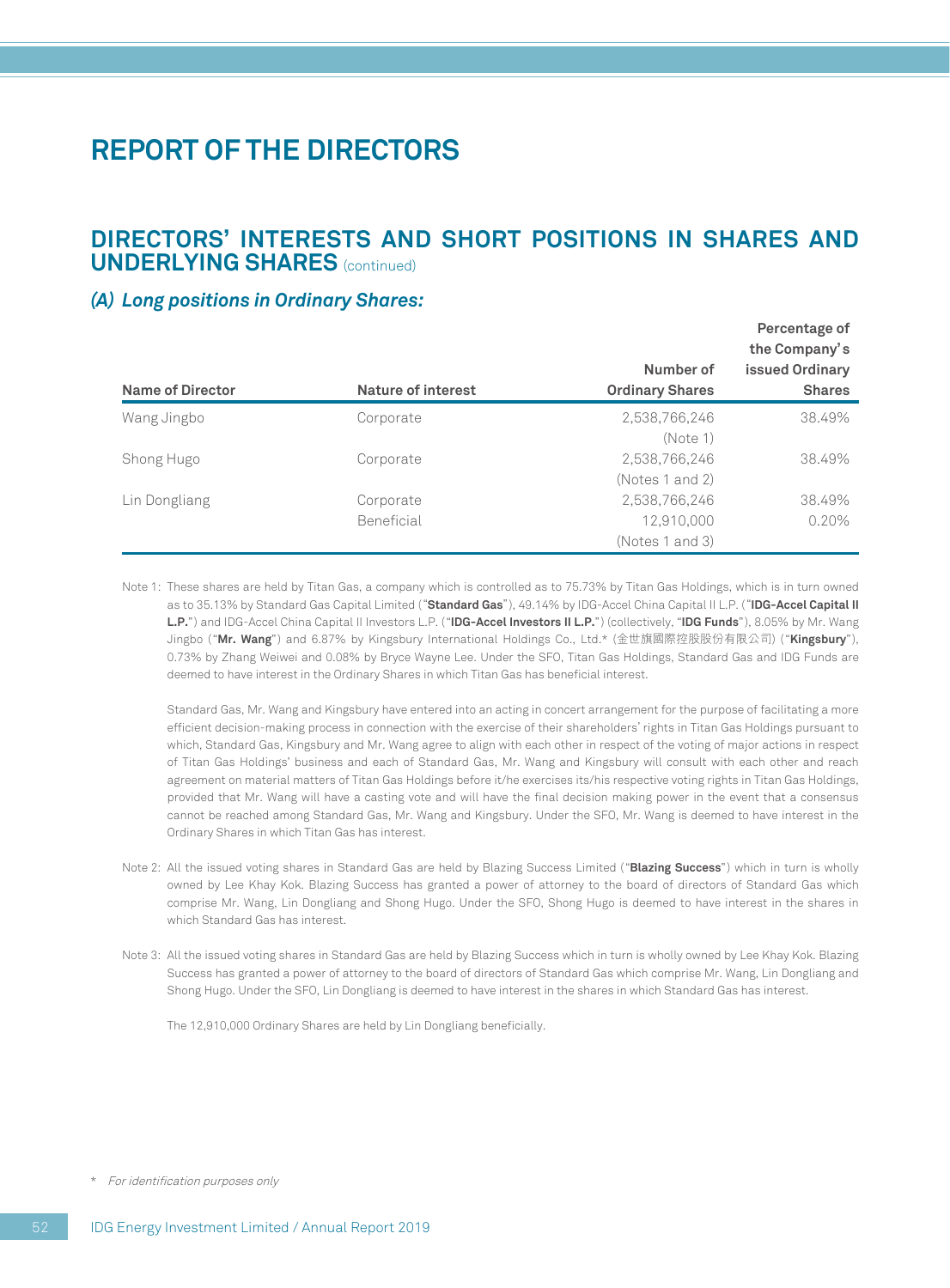# REPORT OF THE DIRECTORS

## DIRECTORS' INTERESTS AND SHORT POSITIONS IN SHARES AND UNDERLYING SHARES (continued)

### *(A) Long positions in Ordinary Shares:*

| Name of Director | Nature of interest | Number of Ordinary Shares | Percentage of the Company's issued Ordinary Shares |
|---|---|---|---|
| Wang Jingbo | Corporate | 2,538,766,246<br>(Note 1) | 38.49% |
| Shong Hugo | Corporate | 2,538,766,246<br>(Notes 1 and 2) | 38.49% |
| Lin Dongliang | Corporate | 2,538,766,246 | 38.49% |
| | Beneficial | 12,910,000<br>(Notes 1 and 3) | 0.20% |

Note 1: These shares are held by Titan Gas, a company which is controlled as to 75.73% by Titan Gas Holdings, which is in turn owned as to 35.13% by Standard Gas Capital Limited ("**Standard Gas**"), 49.14% by IDG-Accel China Capital II L.P. ("**IDG-Accel Capital II L.P.**") and IDG-Accel China Capital II Investors L.P. ("**IDG-Accel Investors II L.P.**") (collectively, "**IDG Funds**"), 8.05% by Mr. Wang Jingbo ("**Mr. Wang**") and 6.87% by Kingsbury International Holdings Co., Ltd.* (金世旗國際控股股份有限公司) ("**Kingsbury**"), 0.73% by Zhang Weiwei and 0.08% by Bryce Wayne Lee. Under the SFO, Titan Gas Holdings, Standard Gas and IDG Funds are deemed to have interest in the Ordinary Shares in which Titan Gas has beneficial interest.

Standard Gas, Mr. Wang and Kingsbury have entered into an acting in concert arrangement for the purpose of facilitating a more efficient decision-making process in connection with the exercise of their shareholders' rights in Titan Gas Holdings pursuant to which, Standard Gas, Kingsbury and Mr. Wang agree to align with each other in respect of the voting of major actions in respect of Titan Gas Holdings' business and each of Standard Gas, Mr. Wang and Kingsbury will consult with each other and reach agreement on material matters of Titan Gas Holdings before it/he exercises its/his respective voting rights in Titan Gas Holdings, provided that Mr. Wang will have a casting vote and will have the final decision making power in the event that a consensus cannot be reached among Standard Gas, Mr. Wang and Kingsbury. Under the SFO, Mr. Wang is deemed to have interest in the Ordinary Shares in which Titan Gas has interest.

Note 2: All the issued voting shares in Standard Gas are held by Blazing Success Limited ("**Blazing Success**") which in turn is wholly owned by Lee Khay Kok. Blazing Success has granted a power of attorney to the board of directors of Standard Gas which comprise Mr. Wang, Lin Dongliang and Shong Hugo. Under the SFO, Shong Hugo is deemed to have interest in the shares in which Standard Gas has interest.

Note 3: All the issued voting shares in Standard Gas are held by Blazing Success which in turn is wholly owned by Lee Khay Kok. Blazing Success has granted a power of attorney to the board of directors of Standard Gas which comprise Mr. Wang, Lin Dongliang and Shong Hugo. Under the SFO, Lin Dongliang is deemed to have interest in the shares in which Standard Gas has interest.

The 12,910,000 Ordinary Shares are held by Lin Dongliang beneficially.

\* *For identification purposes only*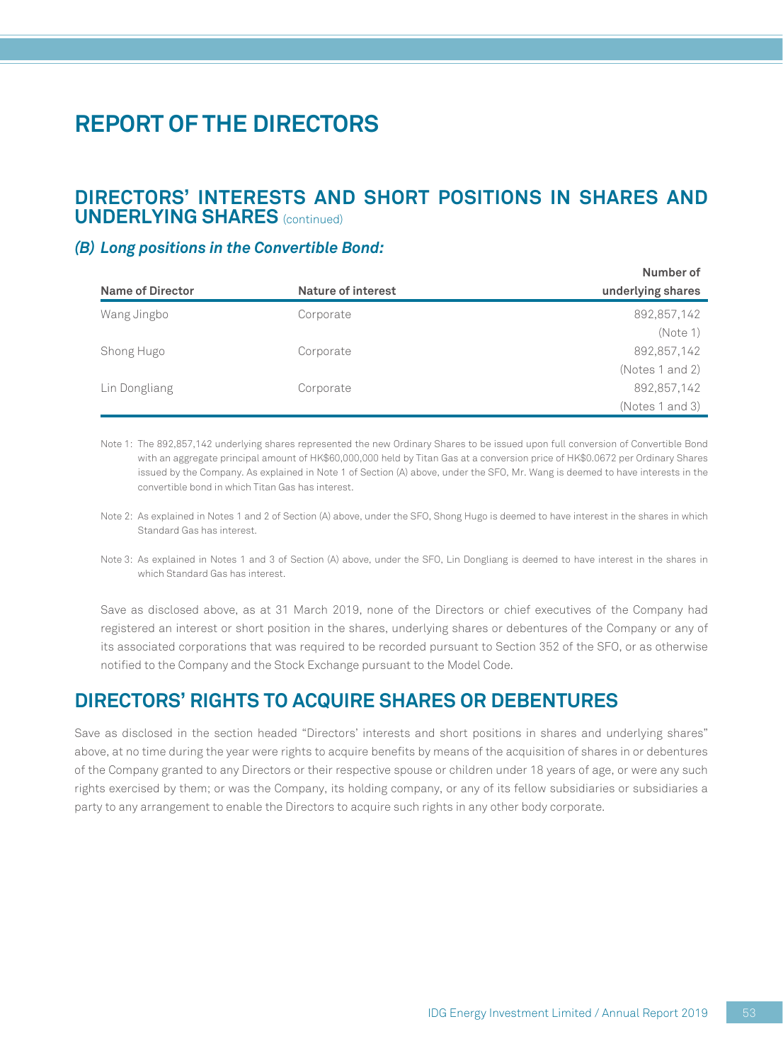# REPORT OF THE DIRECTORS

## DIRECTORS' INTERESTS AND SHORT POSITIONS IN SHARES AND UNDERLYING SHARES (continued)

### *(B) Long positions in the Convertible Bond:*

| Name of Director | Nature of interest | Number of underlying shares |
|---|---|---|
| Wang Jingbo | Corporate | 892,857,142 (Note 1) |
| Shong Hugo | Corporate | 892,857,142 (Notes 1 and 2) |
| Lin Dongliang | Corporate | 892,857,142 (Notes 1 and 3) |

Note 1: The 892,857,142 underlying shares represented the new Ordinary Shares to be issued upon full conversion of Convertible Bond with an aggregate principal amount of HK$60,000,000 held by Titan Gas at a conversion price of HK$0.0672 per Ordinary Shares issued by the Company. As explained in Note 1 of Section (A) above, under the SFO, Mr. Wang is deemed to have interests in the convertible bond in which Titan Gas has interest.

Note 2: As explained in Notes 1 and 2 of Section (A) above, under the SFO, Shong Hugo is deemed to have interest in the shares in which Standard Gas has interest.

Note 3: As explained in Notes 1 and 3 of Section (A) above, under the SFO, Lin Dongliang is deemed to have interest in the shares in which Standard Gas has interest.

Save as disclosed above, as at 31 March 2019, none of the Directors or chief executives of the Company had registered an interest or short position in the shares, underlying shares or debentures of the Company or any of its associated corporations that was required to be recorded pursuant to Section 352 of the SFO, or as otherwise notified to the Company and the Stock Exchange pursuant to the Model Code.

## DIRECTORS' RIGHTS TO ACQUIRE SHARES OR DEBENTURES

Save as disclosed in the section headed "Directors' interests and short positions in shares and underlying shares" above, at no time during the year were rights to acquire benefits by means of the acquisition of shares in or debentures of the Company granted to any Directors or their respective spouse or children under 18 years of age, or were any such rights exercised by them; or was the Company, its holding company, or any of its fellow subsidiaries or subsidiaries a party to any arrangement to enable the Directors to acquire such rights in any other body corporate.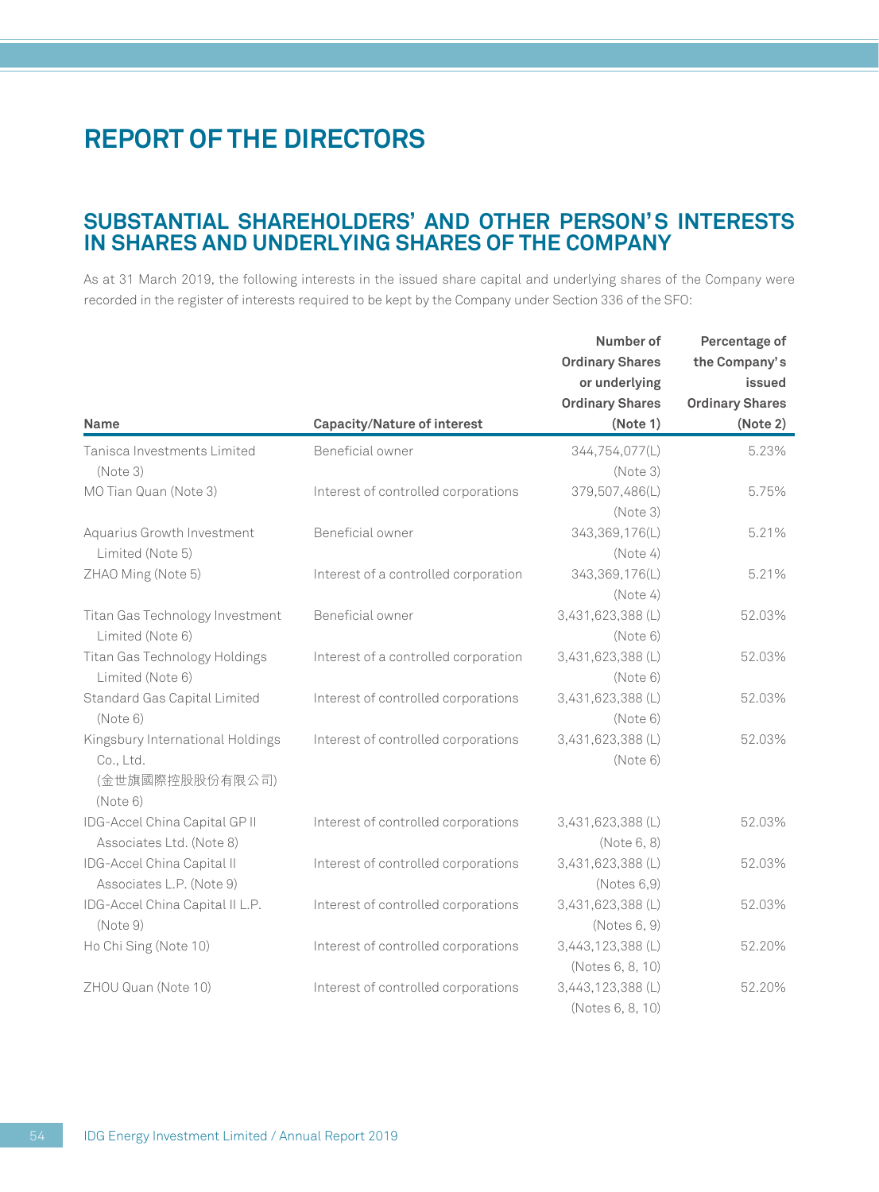# REPORT OF THE DIRECTORS

## SUBSTANTIAL SHAREHOLDERS' AND OTHER PERSON'S INTERESTS IN SHARES AND UNDERLYING SHARES OF THE COMPANY

As at 31 March 2019, the following interests in the issued share capital and underlying shares of the Company were recorded in the register of interests required to be kept by the Company under Section 336 of the SFO:

| Name | Capacity/Nature of interest | Number of Ordinary Shares or underlying Ordinary Shares (Note 1) | Percentage of the Company's issued Ordinary Shares (Note 2) |
|---|---|---|---|
| Tanisca Investments Limited (Note 3) | Beneficial owner | 344,754,077(L) (Note 3) | 5.23% |
| MO Tian Quan (Note 3) | Interest of controlled corporations | 379,507,486(L) (Note 3) | 5.75% |
| Aquarius Growth Investment Limited (Note 5) | Beneficial owner | 343,369,176(L) (Note 4) | 5.21% |
| ZHAO Ming (Note 5) | Interest of a controlled corporation | 343,369,176(L) (Note 4) | 5.21% |
| Titan Gas Technology Investment Limited (Note 6) | Beneficial owner | 3,431,623,388 (L) (Note 6) | 52.03% |
| Titan Gas Technology Holdings Limited (Note 6) | Interest of a controlled corporation | 3,431,623,388 (L) (Note 6) | 52.03% |
| Standard Gas Capital Limited (Note 6) | Interest of controlled corporations | 3,431,623,388 (L) (Note 6) | 52.03% |
| Kingsbury International Holdings Co., Ltd. (金世旗國際控股股份有限公司) (Note 6) | Interest of controlled corporations | 3,431,623,388 (L) (Note 6) | 52.03% |
| IDG-Accel China Capital GP II Associates Ltd. (Note 8) | Interest of controlled corporations | 3,431,623,388 (L) (Note 6, 8) | 52.03% |
| IDG-Accel China Capital II Associates L.P. (Note 9) | Interest of controlled corporations | 3,431,623,388 (L) (Notes 6,9) | 52.03% |
| IDG-Accel China Capital II L.P. (Note 9) | Interest of controlled corporations | 3,431,623,388 (L) (Notes 6, 9) | 52.03% |
| Ho Chi Sing (Note 10) | Interest of controlled corporations | 3,443,123,388 (L) (Notes 6, 8, 10) | 52.20% |
| ZHOU Quan (Note 10) | Interest of controlled corporations | 3,443,123,388 (L) (Notes 6, 8, 10) | 52.20% |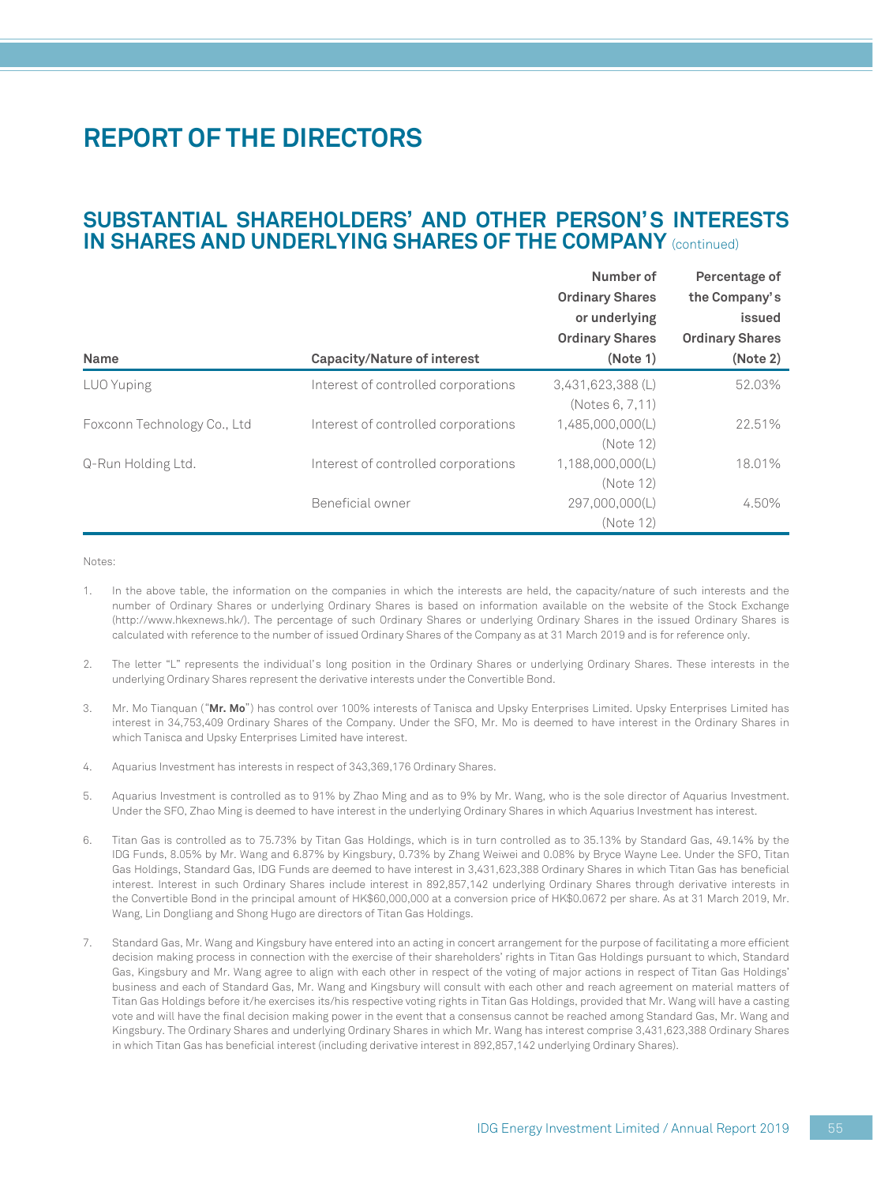# REPORT OF THE DIRECTORS

## SUBSTANTIAL SHAREHOLDERS' AND OTHER PERSON'S INTERESTS IN SHARES AND UNDERLYING SHARES OF THE COMPANY (continued)

| Name | Capacity/Nature of interest | Number of Ordinary Shares or underlying Ordinary Shares (Note 1) | Percentage of the Company's issued Ordinary Shares (Note 2) |
|---|---|---|---|
| LUO Yuping | Interest of controlled corporations | 3,431,623,388 (L) (Notes 6, 7,11) | 52.03% |
| Foxconn Technology Co., Ltd | Interest of controlled corporations | 1,485,000,000(L) (Note 12) | 22.51% |
| Q-Run Holding Ltd. | Interest of controlled corporations | 1,188,000,000(L) (Note 12) | 18.01% |
| | Beneficial owner | 297,000,000(L) (Note 12) | 4.50% |

Notes:

1. In the above table, the information on the companies in which the interests are held, the capacity/nature of such interests and the number of Ordinary Shares or underlying Ordinary Shares is based on information available on the website of the Stock Exchange (http://www.hkexnews.hk/). The percentage of such Ordinary Shares or underlying Ordinary Shares in the issued Ordinary Shares is calculated with reference to the number of issued Ordinary Shares of the Company as at 31 March 2019 and is for reference only.

2. The letter "L" represents the individual's long position in the Ordinary Shares or underlying Ordinary Shares. These interests in the underlying Ordinary Shares represent the derivative interests under the Convertible Bond.

3. Mr. Mo Tianquan ("**Mr. Mo**") has control over 100% interests of Tanisca and Upsky Enterprises Limited. Upsky Enterprises Limited has interest in 34,753,409 Ordinary Shares of the Company. Under the SFO, Mr. Mo is deemed to have interest in the Ordinary Shares in which Tanisca and Upsky Enterprises Limited have interest.

4. Aquarius Investment has interests in respect of 343,369,176 Ordinary Shares.

5. Aquarius Investment is controlled as to 91% by Zhao Ming and as to 9% by Mr. Wang, who is the sole director of Aquarius Investment. Under the SFO, Zhao Ming is deemed to have interest in the underlying Ordinary Shares in which Aquarius Investment has interest.

6. Titan Gas is controlled as to 75.73% by Titan Gas Holdings, which is in turn controlled as to 35.13% by Standard Gas, 49.14% by the IDG Funds, 8.05% by Mr. Wang and 6.87% by Kingsbury, 0.73% by Zhang Weiwei and 0.08% by Bryce Wayne Lee. Under the SFO, Titan Gas Holdings, Standard Gas, IDG Funds are deemed to have interest in 3,431,623,388 Ordinary Shares in which Titan Gas has beneficial interest. Interest in such Ordinary Shares include interest in 892,857,142 underlying Ordinary Shares through derivative interests in the Convertible Bond in the principal amount of HK$60,000,000 at a conversion price of HK$0.0672 per share. As at 31 March 2019, Mr. Wang, Lin Dongliang and Shong Hugo are directors of Titan Gas Holdings.

7. Standard Gas, Mr. Wang and Kingsbury have entered into an acting in concert arrangement for the purpose of facilitating a more efficient decision making process in connection with the exercise of their shareholders' rights in Titan Gas Holdings pursuant to which, Standard Gas, Kingsbury and Mr. Wang agree to align with each other in respect of the voting of major actions in respect of Titan Gas Holdings' business and each of Standard Gas, Mr. Wang and Kingsbury will consult with each other and reach agreement on material matters of Titan Gas Holdings before it/he exercises its/his respective voting rights in Titan Gas Holdings, provided that Mr. Wang will have a casting vote and will have the final decision making power in the event that a consensus cannot be reached among Standard Gas, Mr. Wang and Kingsbury. The Ordinary Shares and underlying Ordinary Shares in which Mr. Wang has interest comprise 3,431,623,388 Ordinary Shares in which Titan Gas has beneficial interest (including derivative interest in 892,857,142 underlying Ordinary Shares).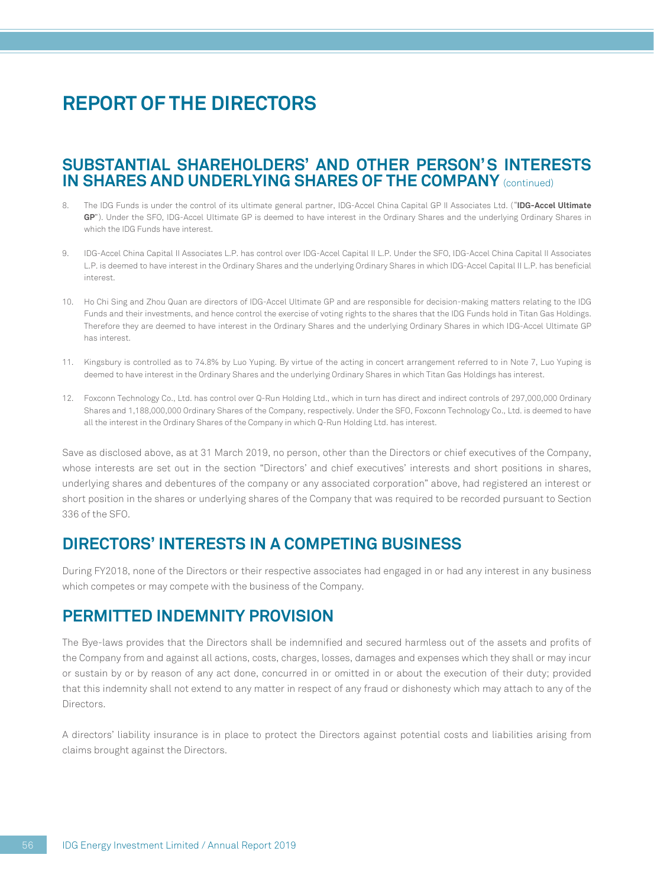# REPORT OF THE DIRECTORS

## SUBSTANTIAL SHAREHOLDERS' AND OTHER PERSON'S INTERESTS IN SHARES AND UNDERLYING SHARES OF THE COMPANY (continued)

8. The IDG Funds is under the control of its ultimate general partner, IDG-Accel China Capital GP II Associates Ltd. ("**IDG-Accel Ultimate GP**"). Under the SFO, IDG-Accel Ultimate GP is deemed to have interest in the Ordinary Shares and the underlying Ordinary Shares in which the IDG Funds have interest.

9. IDG-Accel China Capital II Associates L.P. has control over IDG-Accel Capital II L.P. Under the SFO, IDG-Accel China Capital II Associates L.P. is deemed to have interest in the Ordinary Shares and the underlying Ordinary Shares in which IDG-Accel Capital II L.P. has beneficial interest.

10. Ho Chi Sing and Zhou Quan are directors of IDG-Accel Ultimate GP and are responsible for decision-making matters relating to the IDG Funds and their investments, and hence control the exercise of voting rights to the shares that the IDG Funds hold in Titan Gas Holdings. Therefore they are deemed to have interest in the Ordinary Shares and the underlying Ordinary Shares in which IDG-Accel Ultimate GP has interest.

11. Kingsbury is controlled as to 74.8% by Luo Yuping. By virtue of the acting in concert arrangement referred to in Note 7, Luo Yuping is deemed to have interest in the Ordinary Shares and the underlying Ordinary Shares in which Titan Gas Holdings has interest.

12. Foxconn Technology Co., Ltd. has control over Q-Run Holding Ltd., which in turn has direct and indirect controls of 297,000,000 Ordinary Shares and 1,188,000,000 Ordinary Shares of the Company, respectively. Under the SFO, Foxconn Technology Co., Ltd. is deemed to have all the interest in the Ordinary Shares of the Company in which Q-Run Holding Ltd. has interest.

Save as disclosed above, as at 31 March 2019, no person, other than the Directors or chief executives of the Company, whose interests are set out in the section "Directors' and chief executives' interests and short positions in shares, underlying shares and debentures of the company or any associated corporation" above, had registered an interest or short position in the shares or underlying shares of the Company that was required to be recorded pursuant to Section 336 of the SFO.

## DIRECTORS' INTERESTS IN A COMPETING BUSINESS

During FY2018, none of the Directors or their respective associates had engaged in or had any interest in any business which competes or may compete with the business of the Company.

## PERMITTED INDEMNITY PROVISION

The Bye-laws provides that the Directors shall be indemnified and secured harmless out of the assets and profits of the Company from and against all actions, costs, charges, losses, damages and expenses which they shall or may incur or sustain by or by reason of any act done, concurred in or omitted in or about the execution of their duty; provided that this indemnity shall not extend to any matter in respect of any fraud or dishonesty which may attach to any of the Directors.

A directors' liability insurance is in place to protect the Directors against potential costs and liabilities arising from claims brought against the Directors.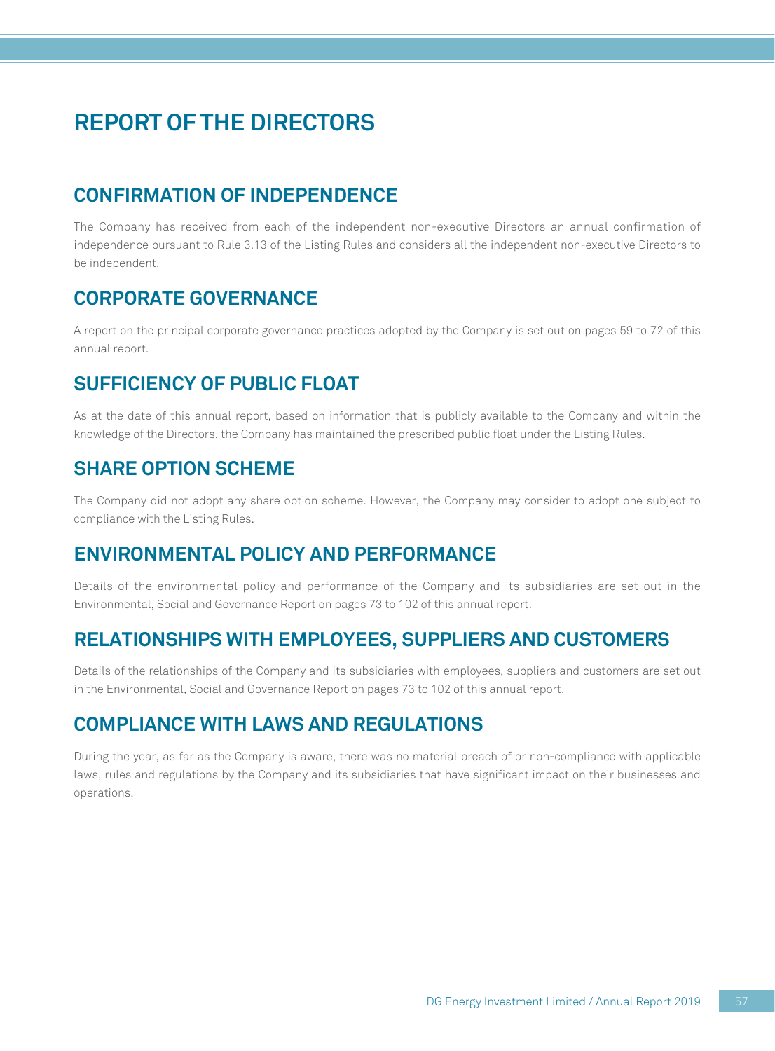# REPORT OF THE DIRECTORS

## CONFIRMATION OF INDEPENDENCE

The Company has received from each of the independent non-executive Directors an annual confirmation of independence pursuant to Rule 3.13 of the Listing Rules and considers all the independent non-executive Directors to be independent.

## CORPORATE GOVERNANCE

A report on the principal corporate governance practices adopted by the Company is set out on pages 59 to 72 of this annual report.

## SUFFICIENCY OF PUBLIC FLOAT

As at the date of this annual report, based on information that is publicly available to the Company and within the knowledge of the Directors, the Company has maintained the prescribed public float under the Listing Rules.

## SHARE OPTION SCHEME

The Company did not adopt any share option scheme. However, the Company may consider to adopt one subject to compliance with the Listing Rules.

## ENVIRONMENTAL POLICY AND PERFORMANCE

Details of the environmental policy and performance of the Company and its subsidiaries are set out in the Environmental, Social and Governance Report on pages 73 to 102 of this annual report.

## RELATIONSHIPS WITH EMPLOYEES, SUPPLIERS AND CUSTOMERS

Details of the relationships of the Company and its subsidiaries with employees, suppliers and customers are set out in the Environmental, Social and Governance Report on pages 73 to 102 of this annual report.

## COMPLIANCE WITH LAWS AND REGULATIONS

During the year, as far as the Company is aware, there was no material breach of or non-compliance with applicable laws, rules and regulations by the Company and its subsidiaries that have significant impact on their businesses and operations.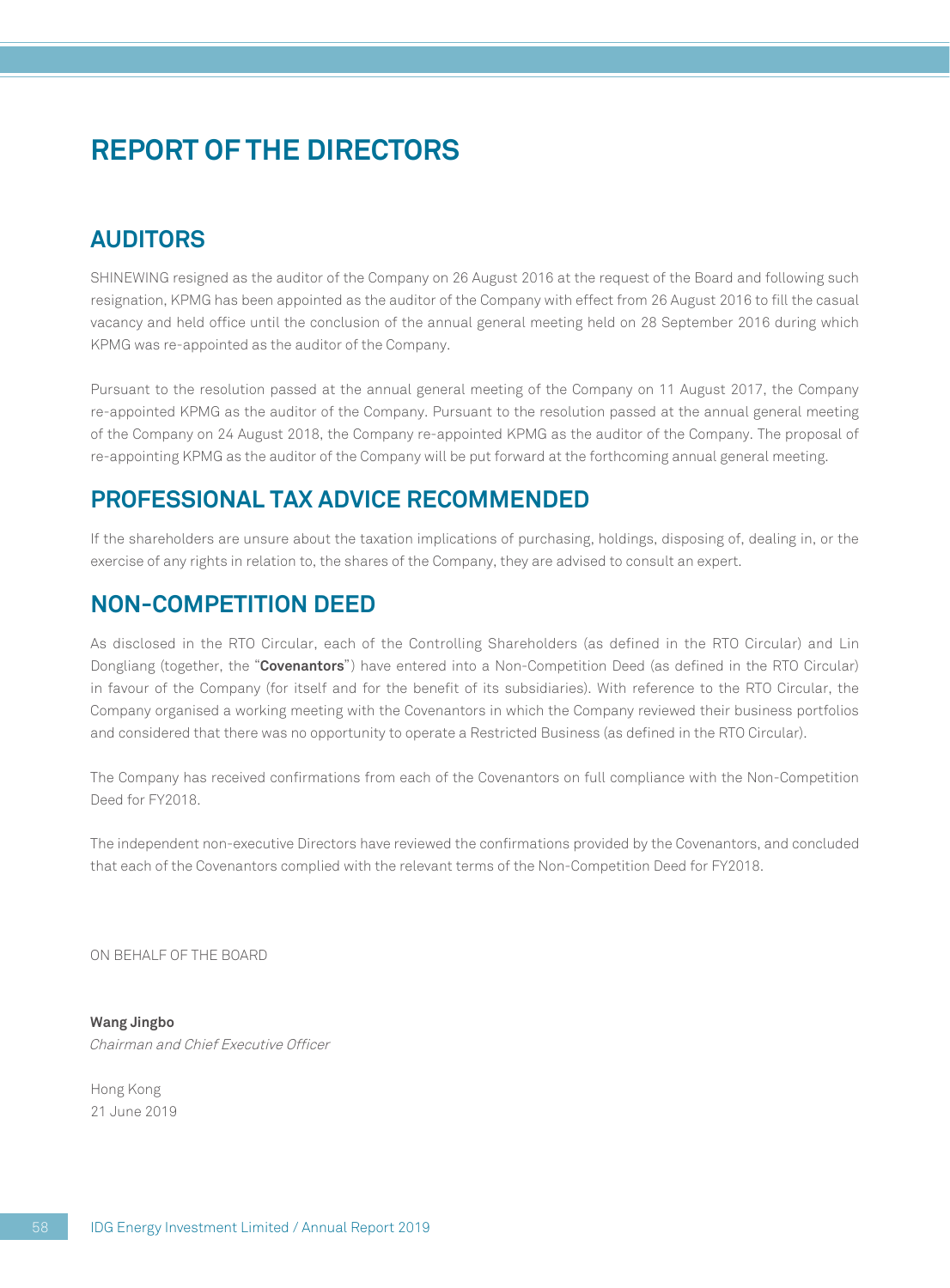# REPORT OF THE DIRECTORS

## AUDITORS

SHINEWING resigned as the auditor of the Company on 26 August 2016 at the request of the Board and following such resignation, KPMG has been appointed as the auditor of the Company with effect from 26 August 2016 to fill the casual vacancy and held office until the conclusion of the annual general meeting held on 28 September 2016 during which KPMG was re-appointed as the auditor of the Company.

Pursuant to the resolution passed at the annual general meeting of the Company on 11 August 2017, the Company re-appointed KPMG as the auditor of the Company. Pursuant to the resolution passed at the annual general meeting of the Company on 24 August 2018, the Company re-appointed KPMG as the auditor of the Company. The proposal of re-appointing KPMG as the auditor of the Company will be put forward at the forthcoming annual general meeting.

## PROFESSIONAL TAX ADVICE RECOMMENDED

If the shareholders are unsure about the taxation implications of purchasing, holdings, disposing of, dealing in, or the exercise of any rights in relation to, the shares of the Company, they are advised to consult an expert.

## NON-COMPETITION DEED

As disclosed in the RTO Circular, each of the Controlling Shareholders (as defined in the RTO Circular) and Lin Dongliang (together, the "**Covenantors**") have entered into a Non-Competition Deed (as defined in the RTO Circular) in favour of the Company (for itself and for the benefit of its subsidiaries). With reference to the RTO Circular, the Company organised a working meeting with the Covenantors in which the Company reviewed their business portfolios and considered that there was no opportunity to operate a Restricted Business (as defined in the RTO Circular).

The Company has received confirmations from each of the Covenantors on full compliance with the Non-Competition Deed for FY2018.

The independent non-executive Directors have reviewed the confirmations provided by the Covenantors, and concluded that each of the Covenantors complied with the relevant terms of the Non-Competition Deed for FY2018.

ON BEHALF OF THE BOARD

**Wang Jingbo**
*Chairman and Chief Executive Officer*

Hong Kong
21 June 2019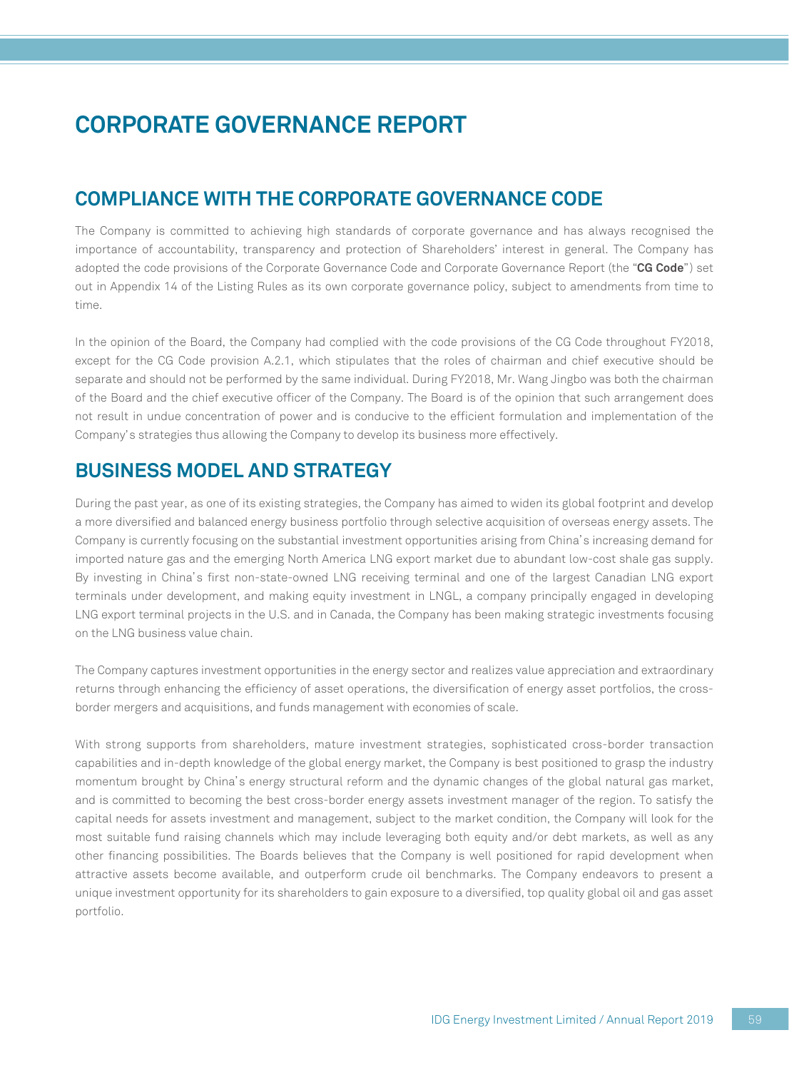# CORPORATE GOVERNANCE REPORT

## COMPLIANCE WITH THE CORPORATE GOVERNANCE CODE

The Company is committed to achieving high standards of corporate governance and has always recognised the importance of accountability, transparency and protection of Shareholders' interest in general. The Company has adopted the code provisions of the Corporate Governance Code and Corporate Governance Report (the "**CG Code**") set out in Appendix 14 of the Listing Rules as its own corporate governance policy, subject to amendments from time to time.

In the opinion of the Board, the Company had complied with the code provisions of the CG Code throughout FY2018, except for the CG Code provision A.2.1, which stipulates that the roles of chairman and chief executive should be separate and should not be performed by the same individual. During FY2018, Mr. Wang Jingbo was both the chairman of the Board and the chief executive officer of the Company. The Board is of the opinion that such arrangement does not result in undue concentration of power and is conducive to the efficient formulation and implementation of the Company's strategies thus allowing the Company to develop its business more effectively.

## BUSINESS MODEL AND STRATEGY

During the past year, as one of its existing strategies, the Company has aimed to widen its global footprint and develop a more diversified and balanced energy business portfolio through selective acquisition of overseas energy assets. The Company is currently focusing on the substantial investment opportunities arising from China's increasing demand for imported nature gas and the emerging North America LNG export market due to abundant low-cost shale gas supply. By investing in China's first non-state-owned LNG receiving terminal and one of the largest Canadian LNG export terminals under development, and making equity investment in LNGL, a company principally engaged in developing LNG export terminal projects in the U.S. and in Canada, the Company has been making strategic investments focusing on the LNG business value chain.

The Company captures investment opportunities in the energy sector and realizes value appreciation and extraordinary returns through enhancing the efficiency of asset operations, the diversification of energy asset portfolios, the cross-border mergers and acquisitions, and funds management with economies of scale.

With strong supports from shareholders, mature investment strategies, sophisticated cross-border transaction capabilities and in-depth knowledge of the global energy market, the Company is best positioned to grasp the industry momentum brought by China's energy structural reform and the dynamic changes of the global natural gas market, and is committed to becoming the best cross-border energy assets investment manager of the region. To satisfy the capital needs for assets investment and management, subject to the market condition, the Company will look for the most suitable fund raising channels which may include leveraging both equity and/or debt markets, as well as any other financing possibilities. The Boards believes that the Company is well positioned for rapid development when attractive assets become available, and outperform crude oil benchmarks. The Company endeavors to present a unique investment opportunity for its shareholders to gain exposure to a diversified, top quality global oil and gas asset portfolio.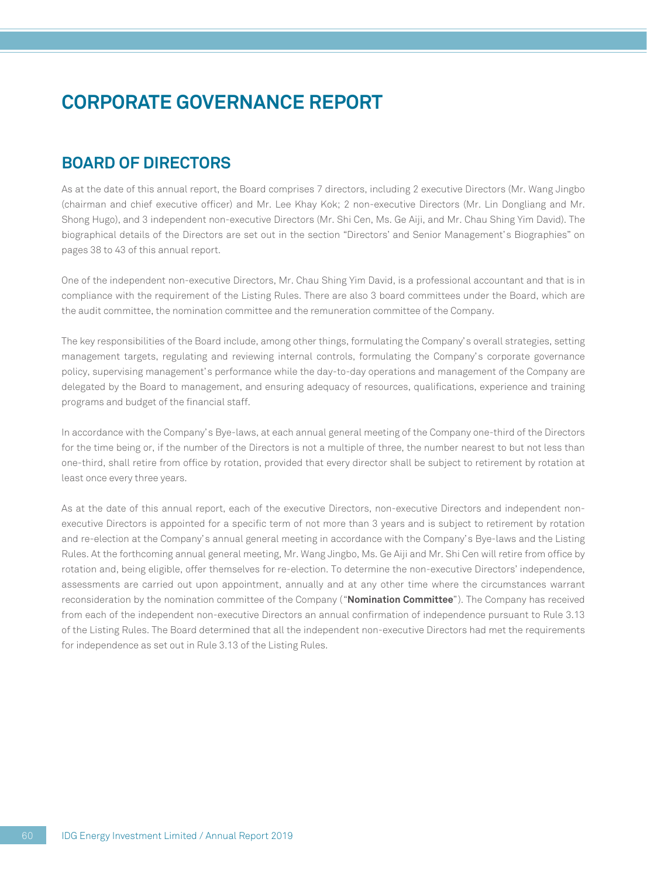# CORPORATE GOVERNANCE REPORT

## BOARD OF DIRECTORS

As at the date of this annual report, the Board comprises 7 directors, including 2 executive Directors (Mr. Wang Jingbo (chairman and chief executive officer) and Mr. Lee Khay Kok; 2 non-executive Directors (Mr. Lin Dongliang and Mr. Shong Hugo), and 3 independent non-executive Directors (Mr. Shi Cen, Ms. Ge Aiji, and Mr. Chau Shing Yim David). The biographical details of the Directors are set out in the section "Directors' and Senior Management's Biographies" on pages 38 to 43 of this annual report.

One of the independent non-executive Directors, Mr. Chau Shing Yim David, is a professional accountant and that is in compliance with the requirement of the Listing Rules. There are also 3 board committees under the Board, which are the audit committee, the nomination committee and the remuneration committee of the Company.

The key responsibilities of the Board include, among other things, formulating the Company's overall strategies, setting management targets, regulating and reviewing internal controls, formulating the Company's corporate governance policy, supervising management's performance while the day-to-day operations and management of the Company are delegated by the Board to management, and ensuring adequacy of resources, qualifications, experience and training programs and budget of the financial staff.

In accordance with the Company's Bye-laws, at each annual general meeting of the Company one-third of the Directors for the time being or, if the number of the Directors is not a multiple of three, the number nearest to but not less than one-third, shall retire from office by rotation, provided that every director shall be subject to retirement by rotation at least once every three years.

As at the date of this annual report, each of the executive Directors, non-executive Directors and independent non-executive Directors is appointed for a specific term of not more than 3 years and is subject to retirement by rotation and re-election at the Company's annual general meeting in accordance with the Company's Bye-laws and the Listing Rules. At the forthcoming annual general meeting, Mr. Wang Jingbo, Ms. Ge Aiji and Mr. Shi Cen will retire from office by rotation and, being eligible, offer themselves for re-election. To determine the non-executive Directors' independence, assessments are carried out upon appointment, annually and at any other time where the circumstances warrant reconsideration by the nomination committee of the Company ("**Nomination Committee**"). The Company has received from each of the independent non-executive Directors an annual confirmation of independence pursuant to Rule 3.13 of the Listing Rules. The Board determined that all the independent non-executive Directors had met the requirements for independence as set out in Rule 3.13 of the Listing Rules.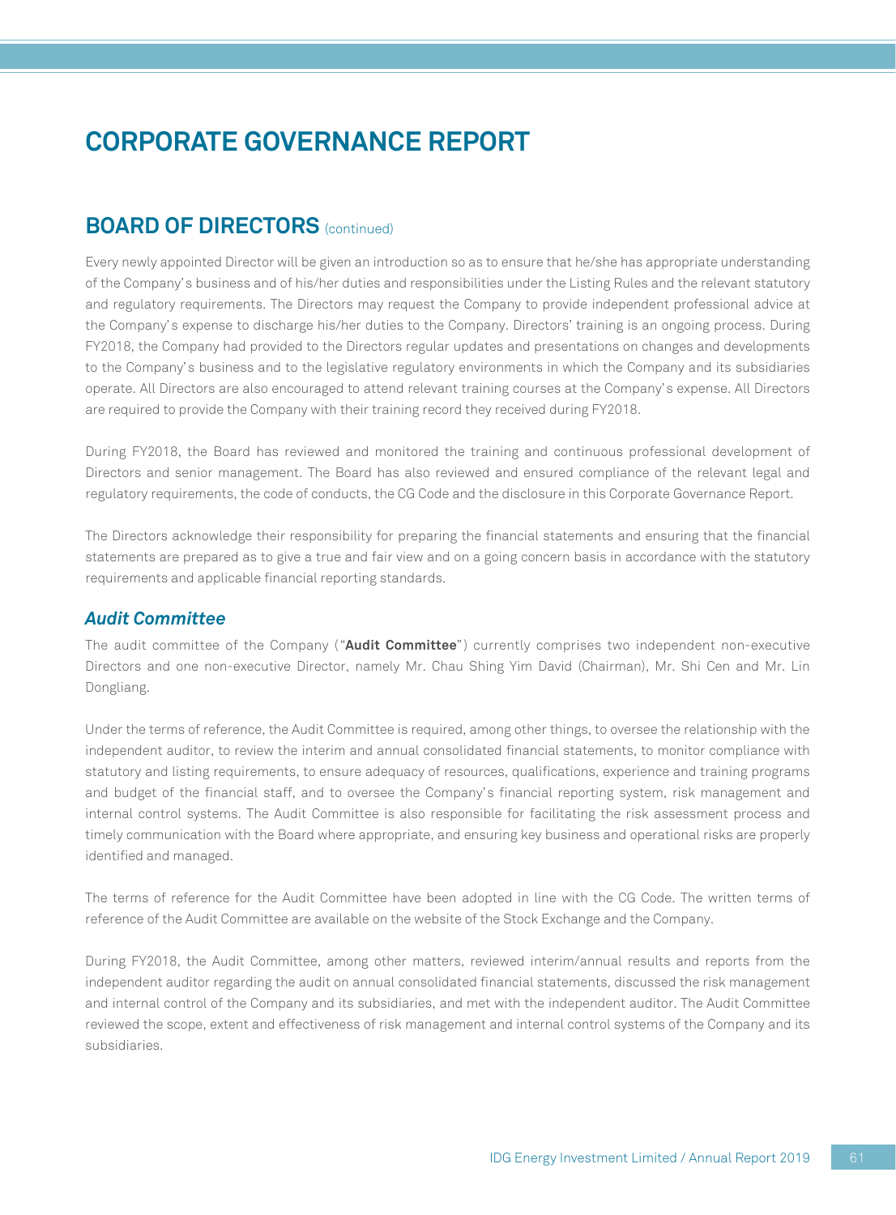# CORPORATE GOVERNANCE REPORT

## BOARD OF DIRECTORS (continued)

Every newly appointed Director will be given an introduction so as to ensure that he/she has appropriate understanding of the Company's business and of his/her duties and responsibilities under the Listing Rules and the relevant statutory and regulatory requirements. The Directors may request the Company to provide independent professional advice at the Company's expense to discharge his/her duties to the Company. Directors' training is an ongoing process. During FY2018, the Company had provided to the Directors regular updates and presentations on changes and developments to the Company's business and to the legislative regulatory environments in which the Company and its subsidiaries operate. All Directors are also encouraged to attend relevant training courses at the Company's expense. All Directors are required to provide the Company with their training record they received during FY2018.

During FY2018, the Board has reviewed and monitored the training and continuous professional development of Directors and senior management. The Board has also reviewed and ensured compliance of the relevant legal and regulatory requirements, the code of conducts, the CG Code and the disclosure in this Corporate Governance Report.

The Directors acknowledge their responsibility for preparing the financial statements and ensuring that the financial statements are prepared as to give a true and fair view and on a going concern basis in accordance with the statutory requirements and applicable financial reporting standards.

### *Audit Committee*

The audit committee of the Company ("**Audit Committee**") currently comprises two independent non-executive Directors and one non-executive Director, namely Mr. Chau Shing Yim David (Chairman), Mr. Shi Cen and Mr. Lin Dongliang.

Under the terms of reference, the Audit Committee is required, among other things, to oversee the relationship with the independent auditor, to review the interim and annual consolidated financial statements, to monitor compliance with statutory and listing requirements, to ensure adequacy of resources, qualifications, experience and training programs and budget of the financial staff, and to oversee the Company's financial reporting system, risk management and internal control systems. The Audit Committee is also responsible for facilitating the risk assessment process and timely communication with the Board where appropriate, and ensuring key business and operational risks are properly identified and managed.

The terms of reference for the Audit Committee have been adopted in line with the CG Code. The written terms of reference of the Audit Committee are available on the website of the Stock Exchange and the Company.

During FY2018, the Audit Committee, among other matters, reviewed interim/annual results and reports from the independent auditor regarding the audit on annual consolidated financial statements, discussed the risk management and internal control of the Company and its subsidiaries, and met with the independent auditor. The Audit Committee reviewed the scope, extent and effectiveness of risk management and internal control systems of the Company and its subsidiaries.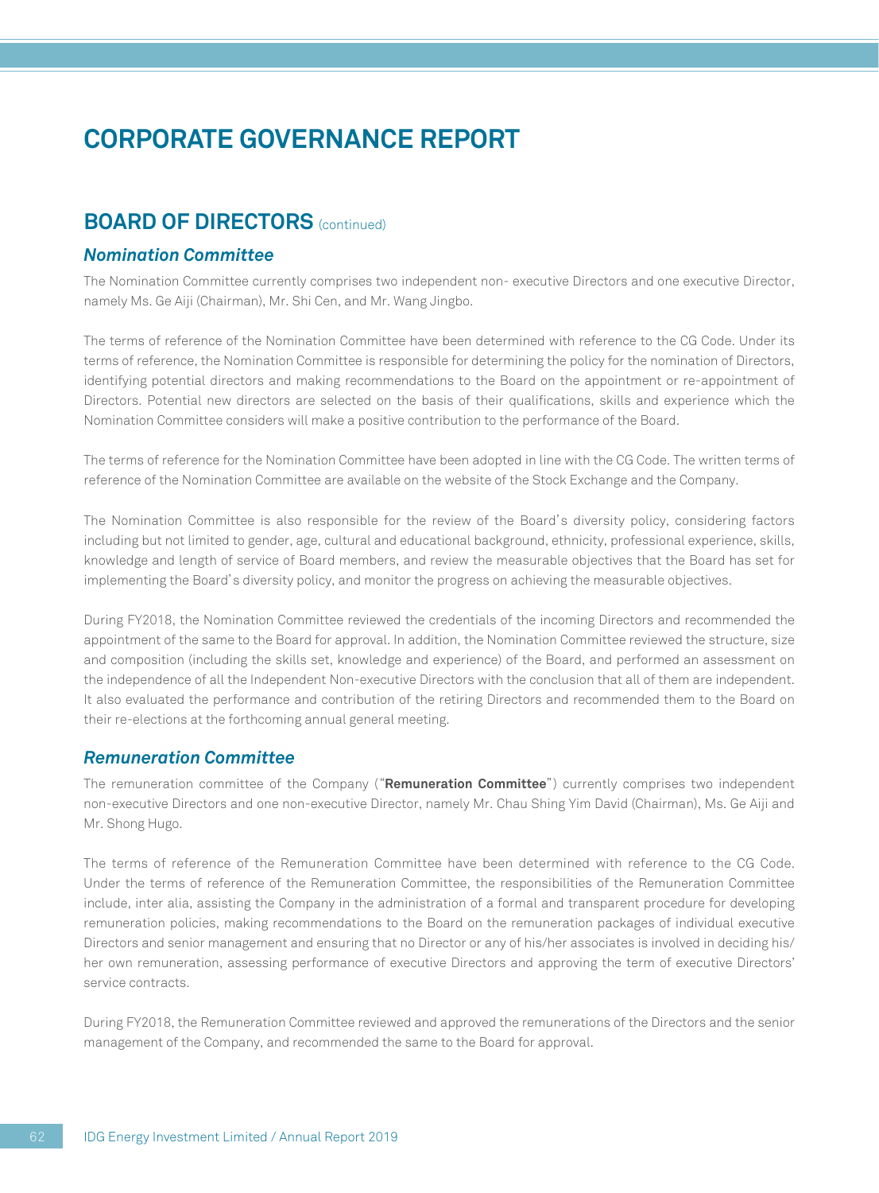# CORPORATE GOVERNANCE REPORT

## BOARD OF DIRECTORS (continued)

### *Nomination Committee*

The Nomination Committee currently comprises two independent non- executive Directors and one executive Director, namely Ms. Ge Aiji (Chairman), Mr. Shi Cen, and Mr. Wang Jingbo.

The terms of reference of the Nomination Committee have been determined with reference to the CG Code. Under its terms of reference, the Nomination Committee is responsible for determining the policy for the nomination of Directors, identifying potential directors and making recommendations to the Board on the appointment or re-appointment of Directors. Potential new directors are selected on the basis of their qualifications, skills and experience which the Nomination Committee considers will make a positive contribution to the performance of the Board.

The terms of reference for the Nomination Committee have been adopted in line with the CG Code. The written terms of reference of the Nomination Committee are available on the website of the Stock Exchange and the Company.

The Nomination Committee is also responsible for the review of the Board's diversity policy, considering factors including but not limited to gender, age, cultural and educational background, ethnicity, professional experience, skills, knowledge and length of service of Board members, and review the measurable objectives that the Board has set for implementing the Board's diversity policy, and monitor the progress on achieving the measurable objectives.

During FY2018, the Nomination Committee reviewed the credentials of the incoming Directors and recommended the appointment of the same to the Board for approval. In addition, the Nomination Committee reviewed the structure, size and composition (including the skills set, knowledge and experience) of the Board, and performed an assessment on the independence of all the Independent Non-executive Directors with the conclusion that all of them are independent. It also evaluated the performance and contribution of the retiring Directors and recommended them to the Board on their re-elections at the forthcoming annual general meeting.

### *Remuneration Committee*

The remuneration committee of the Company ("**Remuneration Committee**") currently comprises two independent non-executive Directors and one non-executive Director, namely Mr. Chau Shing Yim David (Chairman), Ms. Ge Aiji and Mr. Shong Hugo.

The terms of reference of the Remuneration Committee have been determined with reference to the CG Code. Under the terms of reference of the Remuneration Committee, the responsibilities of the Remuneration Committee include, inter alia, assisting the Company in the administration of a formal and transparent procedure for developing remuneration policies, making recommendations to the Board on the remuneration packages of individual executive Directors and senior management and ensuring that no Director or any of his/her associates is involved in deciding his/her own remuneration, assessing performance of executive Directors and approving the term of executive Directors' service contracts.

During FY2018, the Remuneration Committee reviewed and approved the remunerations of the Directors and the senior management of the Company, and recommended the same to the Board for approval.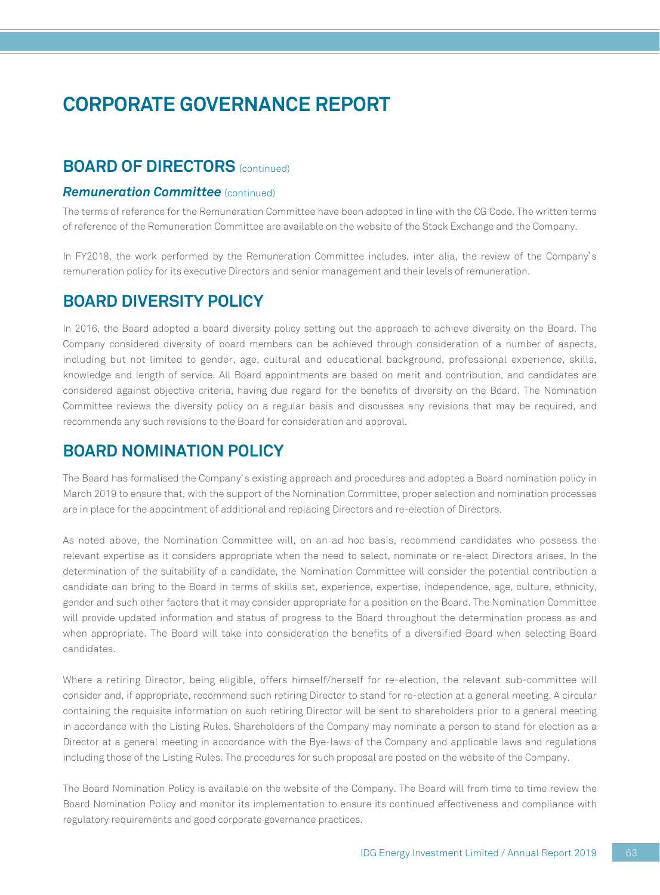# CORPORATE GOVERNANCE REPORT

## BOARD OF DIRECTORS (continued)

### *Remuneration Committee* (continued)

The terms of reference for the Remuneration Committee have been adopted in line with the CG Code. The written terms of reference of the Remuneration Committee are available on the website of the Stock Exchange and the Company.

In FY2018, the work performed by the Remuneration Committee includes, inter alia, the review of the Company's remuneration policy for its executive Directors and senior management and their levels of remuneration.

## BOARD DIVERSITY POLICY

In 2016, the Board adopted a board diversity policy setting out the approach to achieve diversity on the Board. The Company considered diversity of board members can be achieved through consideration of a number of aspects, including but not limited to gender, age, cultural and educational background, professional experience, skills, knowledge and length of service. All Board appointments are based on merit and contribution, and candidates are considered against objective criteria, having due regard for the benefits of diversity on the Board. The Nomination Committee reviews the diversity policy on a regular basis and discusses any revisions that may be required, and recommends any such revisions to the Board for consideration and approval.

## BOARD NOMINATION POLICY

The Board has formalised the Company's existing approach and procedures and adopted a Board nomination policy in March 2019 to ensure that, with the support of the Nomination Committee, proper selection and nomination processes are in place for the appointment of additional and replacing Directors and re-election of Directors.

As noted above, the Nomination Committee will, on an ad hoc basis, recommend candidates who possess the relevant expertise as it considers appropriate when the need to select, nominate or re-elect Directors arises. In the determination of the suitability of a candidate, the Nomination Committee will consider the potential contribution a candidate can bring to the Board in terms of skills set, experience, expertise, independence, age, culture, ethnicity, gender and such other factors that it may consider appropriate for a position on the Board. The Nomination Committee will provide updated information and status of progress to the Board throughout the determination process as and when appropriate. The Board will take into consideration the benefits of a diversified Board when selecting Board candidates.

Where a retiring Director, being eligible, offers himself/herself for re-election, the relevant sub-committee will consider and, if appropriate, recommend such retiring Director to stand for re-election at a general meeting. A circular containing the requisite information on such retiring Director will be sent to shareholders prior to a general meeting in accordance with the Listing Rules. Shareholders of the Company may nominate a person to stand for election as a Director at a general meeting in accordance with the Bye-laws of the Company and applicable laws and regulations including those of the Listing Rules. The procedures for such proposal are posted on the website of the Company.

The Board Nomination Policy is available on the website of the Company. The Board will from time to time review the Board Nomination Policy and monitor its implementation to ensure its continued effectiveness and compliance with regulatory requirements and good corporate governance practices.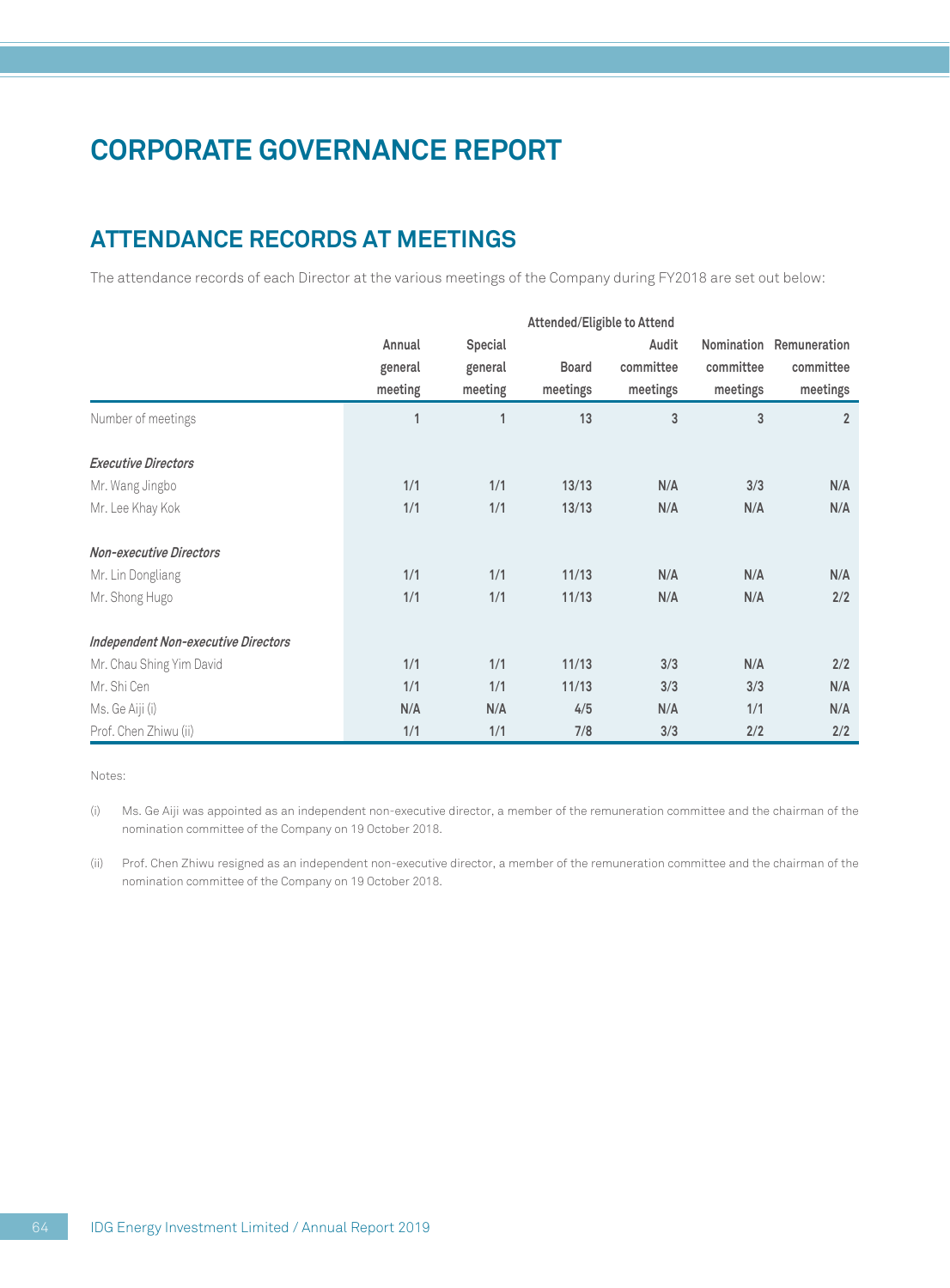# CORPORATE GOVERNANCE REPORT

## ATTENDANCE RECORDS AT MEETINGS

The attendance records of each Director at the various meetings of the Company during FY2018 are set out below:

| | Attended/Eligible to Attend | | | | | |
|---|---|---|---|---|---|---|
| | Annual general meeting | Special general meeting | Board meetings | Audit committee meetings | Nomination committee meetings | Remuneration committee meetings |
| Number of meetings | 1 | 1 | 13 | 3 | 3 | 2 |
| ***Executive Directors*** | | | | | | |
| Mr. Wang Jingbo | 1/1 | 1/1 | 13/13 | N/A | 3/3 | N/A |
| Mr. Lee Khay Kok | 1/1 | 1/1 | 13/13 | N/A | N/A | N/A |
| ***Non-executive Directors*** | | | | | | |
| Mr. Lin Dongliang | 1/1 | 1/1 | 11/13 | N/A | N/A | N/A |
| Mr. Shong Hugo | 1/1 | 1/1 | 11/13 | N/A | N/A | 2/2 |
| ***Independent Non-executive Directors*** | | | | | | |
| Mr. Chau Shing Yim David | 1/1 | 1/1 | 11/13 | 3/3 | N/A | 2/2 |
| Mr. Shi Cen | 1/1 | 1/1 | 11/13 | 3/3 | 3/3 | N/A |
| Ms. Ge Aiji (i) | N/A | N/A | 4/5 | N/A | 1/1 | N/A |
| Prof. Chen Zhiwu (ii) | 1/1 | 1/1 | 7/8 | 3/3 | 2/2 | 2/2 |

Notes:

(i) Ms. Ge Aiji was appointed as an independent non-executive director, a member of the remuneration committee and the chairman of the nomination committee of the Company on 19 October 2018.

(ii) Prof. Chen Zhiwu resigned as an independent non-executive director, a member of the remuneration committee and the chairman of the nomination committee of the Company on 19 October 2018.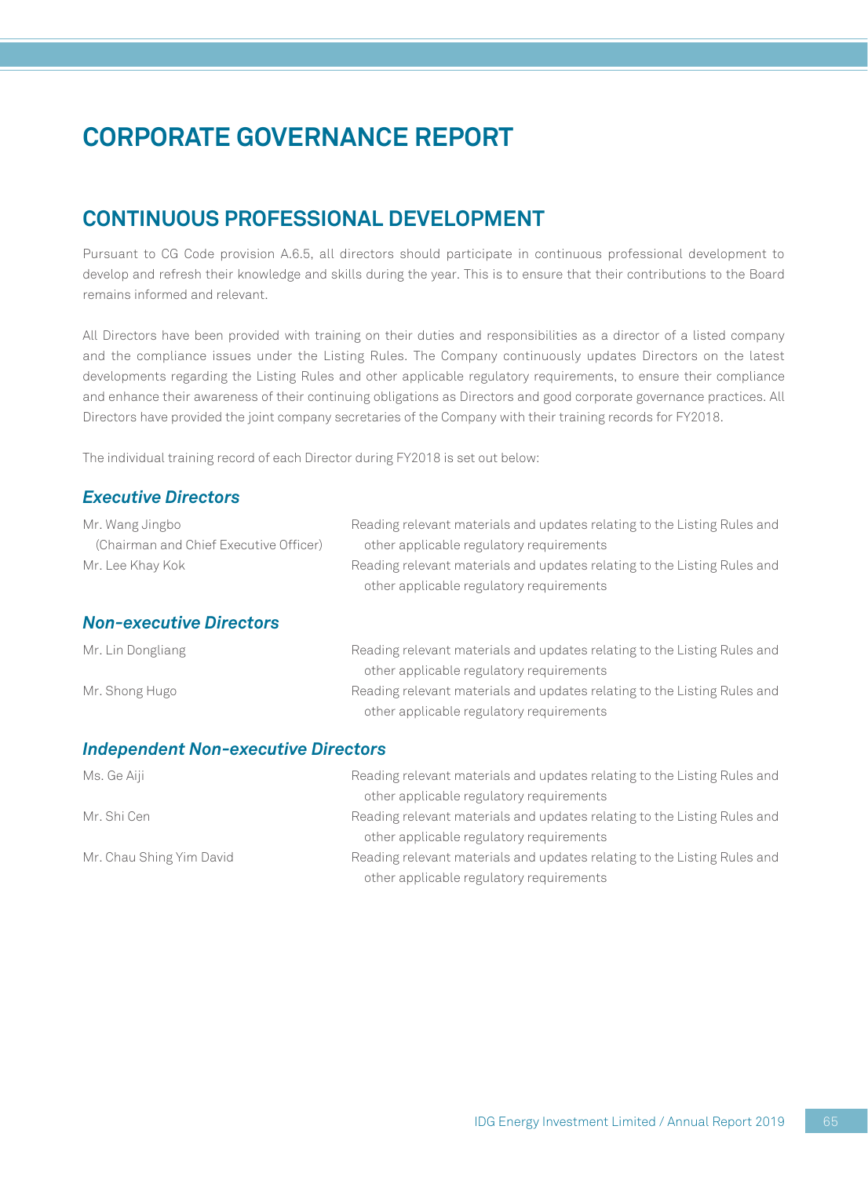# CORPORATE GOVERNANCE REPORT

## CONTINUOUS PROFESSIONAL DEVELOPMENT

Pursuant to CG Code provision A.6.5, all directors should participate in continuous professional development to develop and refresh their knowledge and skills during the year. This is to ensure that their contributions to the Board remains informed and relevant.

All Directors have been provided with training on their duties and responsibilities as a director of a listed company and the compliance issues under the Listing Rules. The Company continuously updates Directors on the latest developments regarding the Listing Rules and other applicable regulatory requirements, to ensure their compliance and enhance their awareness of their continuing obligations as Directors and good corporate governance practices. All Directors have provided the joint company secretaries of the Company with their training records for FY2018.

The individual training record of each Director during FY2018 is set out below:

### *Executive Directors*

| | |
|---|---|
| Mr. Wang Jingbo (Chairman and Chief Executive Officer) | Reading relevant materials and updates relating to the Listing Rules and other applicable regulatory requirements |
| Mr. Lee Khay Kok | Reading relevant materials and updates relating to the Listing Rules and other applicable regulatory requirements |

### *Non-executive Directors*

| | |
|---|---|
| Mr. Lin Dongliang | Reading relevant materials and updates relating to the Listing Rules and other applicable regulatory requirements |
| Mr. Shong Hugo | Reading relevant materials and updates relating to the Listing Rules and other applicable regulatory requirements |

### *Independent Non-executive Directors*

| | |
|---|---|
| Ms. Ge Aiji | Reading relevant materials and updates relating to the Listing Rules and other applicable regulatory requirements |
| Mr. Shi Cen | Reading relevant materials and updates relating to the Listing Rules and other applicable regulatory requirements |
| Mr. Chau Shing Yim David | Reading relevant materials and updates relating to the Listing Rules and other applicable regulatory requirements |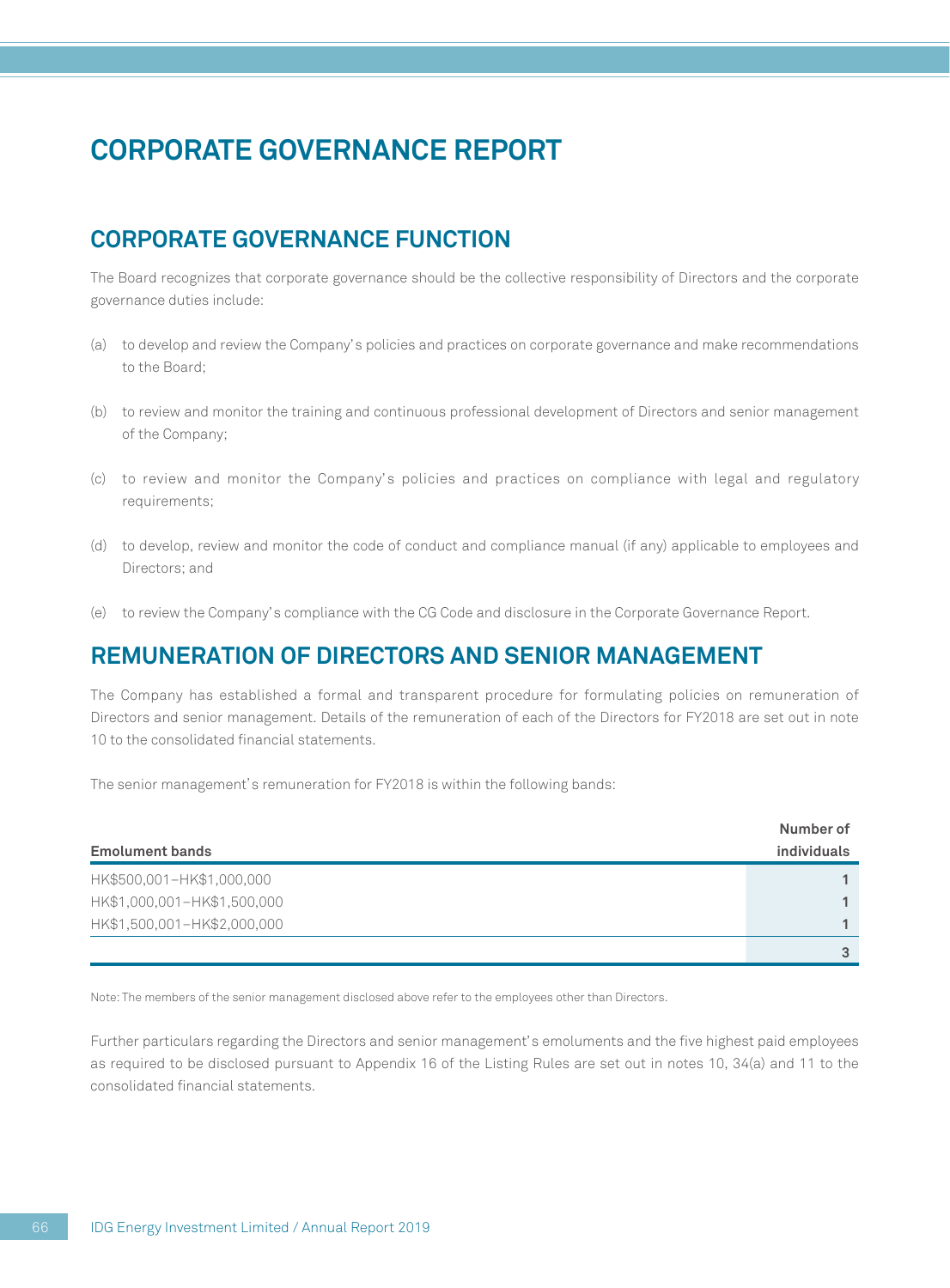# CORPORATE GOVERNANCE REPORT

## CORPORATE GOVERNANCE FUNCTION

The Board recognizes that corporate governance should be the collective responsibility of Directors and the corporate governance duties include:

(a) to develop and review the Company's policies and practices on corporate governance and make recommendations to the Board;

(b) to review and monitor the training and continuous professional development of Directors and senior management of the Company;

(c) to review and monitor the Company's policies and practices on compliance with legal and regulatory requirements;

(d) to develop, review and monitor the code of conduct and compliance manual (if any) applicable to employees and Directors; and

(e) to review the Company's compliance with the CG Code and disclosure in the Corporate Governance Report.

## REMUNERATION OF DIRECTORS AND SENIOR MANAGEMENT

The Company has established a formal and transparent procedure for formulating policies on remuneration of Directors and senior management. Details of the remuneration of each of the Directors for FY2018 are set out in note 10 to the consolidated financial statements.

The senior management's remuneration for FY2018 is within the following bands:

| Emolument bands | Number of individuals |
|---|---|
| HK$500,001–HK$1,000,000 | 1 |
| HK$1,000,001–HK$1,500,000 | 1 |
| HK$1,500,001–HK$2,000,000 | 1 |
| | 3 |

Note: The members of the senior management disclosed above refer to the employees other than Directors.

Further particulars regarding the Directors and senior management's emoluments and the five highest paid employees as required to be disclosed pursuant to Appendix 16 of the Listing Rules are set out in notes 10, 34(a) and 11 to the consolidated financial statements.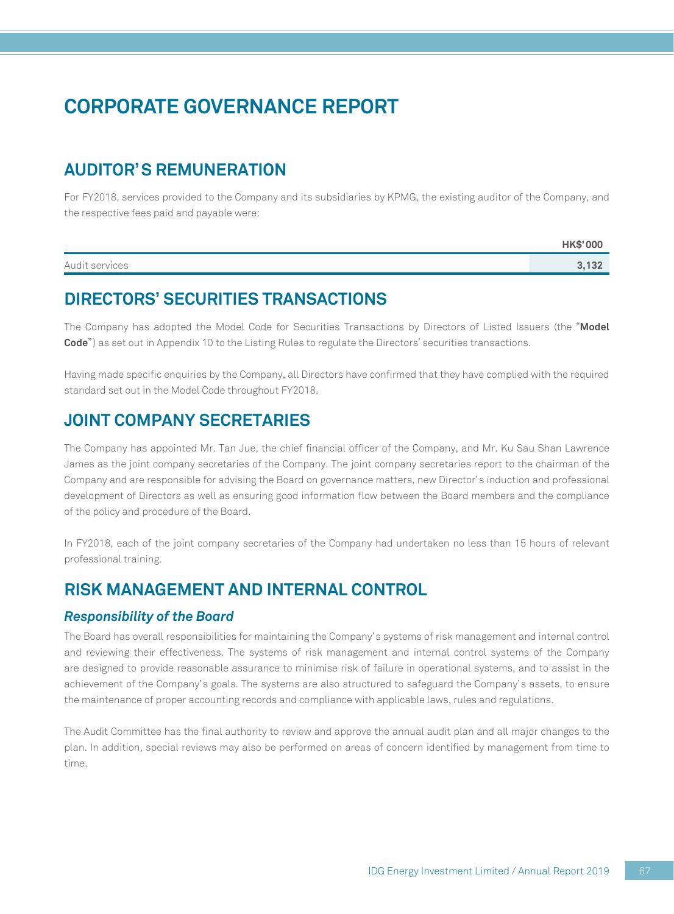# CORPORATE GOVERNANCE REPORT

## AUDITOR'S REMUNERATION

For FY2018, services provided to the Company and its subsidiaries by KPMG, the existing auditor of the Company, and the respective fees paid and payable were:

| | HK$'000 |
|---|---|
| Audit services | **3,132** |

## DIRECTORS' SECURITIES TRANSACTIONS

The Company has adopted the Model Code for Securities Transactions by Directors of Listed Issuers (the "**Model Code**") as set out in Appendix 10 to the Listing Rules to regulate the Directors' securities transactions.

Having made specific enquiries by the Company, all Directors have confirmed that they have complied with the required standard set out in the Model Code throughout FY2018.

## JOINT COMPANY SECRETARIES

The Company has appointed Mr. Tan Jue, the chief financial officer of the Company, and Mr. Ku Sau Shan Lawrence James as the joint company secretaries of the Company. The joint company secretaries report to the chairman of the Company and are responsible for advising the Board on governance matters, new Director's induction and professional development of Directors as well as ensuring good information flow between the Board members and the compliance of the policy and procedure of the Board.

In FY2018, each of the joint company secretaries of the Company had undertaken no less than 15 hours of relevant professional training.

## RISK MANAGEMENT AND INTERNAL CONTROL

### *Responsibility of the Board*

The Board has overall responsibilities for maintaining the Company's systems of risk management and internal control and reviewing their effectiveness. The systems of risk management and internal control systems of the Company are designed to provide reasonable assurance to minimise risk of failure in operational systems, and to assist in the achievement of the Company's goals. The systems are also structured to safeguard the Company's assets, to ensure the maintenance of proper accounting records and compliance with applicable laws, rules and regulations.

The Audit Committee has the final authority to review and approve the annual audit plan and all major changes to the plan. In addition, special reviews may also be performed on areas of concern identified by management from time to time.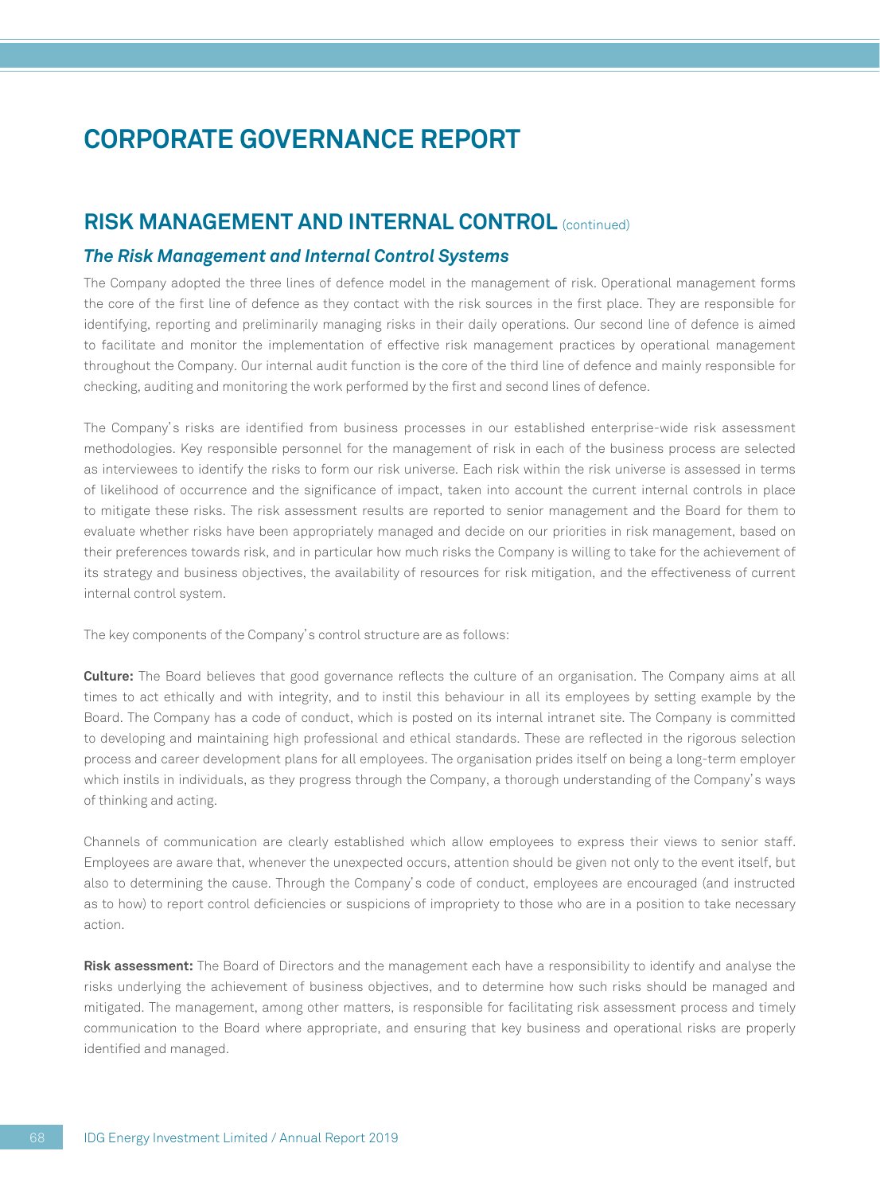# CORPORATE GOVERNANCE REPORT

## RISK MANAGEMENT AND INTERNAL CONTROL (continued)

### *The Risk Management and Internal Control Systems*

The Company adopted the three lines of defence model in the management of risk. Operational management forms the core of the first line of defence as they contact with the risk sources in the first place. They are responsible for identifying, reporting and preliminarily managing risks in their daily operations. Our second line of defence is aimed to facilitate and monitor the implementation of effective risk management practices by operational management throughout the Company. Our internal audit function is the core of the third line of defence and mainly responsible for checking, auditing and monitoring the work performed by the first and second lines of defence.

The Company's risks are identified from business processes in our established enterprise-wide risk assessment methodologies. Key responsible personnel for the management of risk in each of the business process are selected as interviewees to identify the risks to form our risk universe. Each risk within the risk universe is assessed in terms of likelihood of occurrence and the significance of impact, taken into account the current internal controls in place to mitigate these risks. The risk assessment results are reported to senior management and the Board for them to evaluate whether risks have been appropriately managed and decide on our priorities in risk management, based on their preferences towards risk, and in particular how much risks the Company is willing to take for the achievement of its strategy and business objectives, the availability of resources for risk mitigation, and the effectiveness of current internal control system.

The key components of the Company's control structure are as follows:

**Culture:** The Board believes that good governance reflects the culture of an organisation. The Company aims at all times to act ethically and with integrity, and to instil this behaviour in all its employees by setting example by the Board. The Company has a code of conduct, which is posted on its internal intranet site. The Company is committed to developing and maintaining high professional and ethical standards. These are reflected in the rigorous selection process and career development plans for all employees. The organisation prides itself on being a long-term employer which instils in individuals, as they progress through the Company, a thorough understanding of the Company's ways of thinking and acting.

Channels of communication are clearly established which allow employees to express their views to senior staff. Employees are aware that, whenever the unexpected occurs, attention should be given not only to the event itself, but also to determining the cause. Through the Company's code of conduct, employees are encouraged (and instructed as to how) to report control deficiencies or suspicions of impropriety to those who are in a position to take necessary action.

**Risk assessment:** The Board of Directors and the management each have a responsibility to identify and analyse the risks underlying the achievement of business objectives, and to determine how such risks should be managed and mitigated. The management, among other matters, is responsible for facilitating risk assessment process and timely communication to the Board where appropriate, and ensuring that key business and operational risks are properly identified and managed.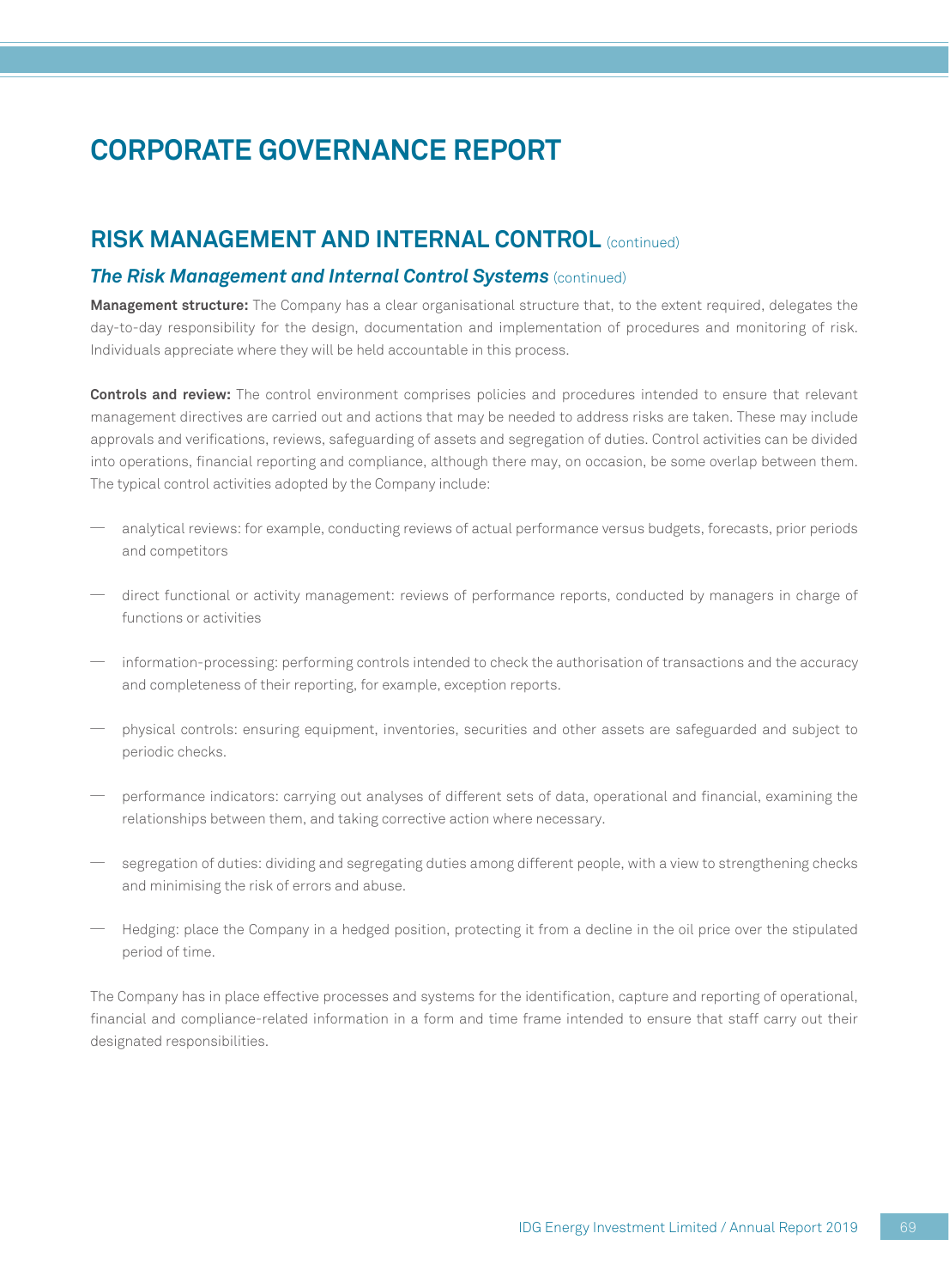# CORPORATE GOVERNANCE REPORT

## RISK MANAGEMENT AND INTERNAL CONTROL (continued)

### *The Risk Management and Internal Control Systems* (continued)

**Management structure:** The Company has a clear organisational structure that, to the extent required, delegates the day-to-day responsibility for the design, documentation and implementation of procedures and monitoring of risk. Individuals appreciate where they will be held accountable in this process.

**Controls and review:** The control environment comprises policies and procedures intended to ensure that relevant management directives are carried out and actions that may be needed to address risks are taken. These may include approvals and verifications, reviews, safeguarding of assets and segregation of duties. Control activities can be divided into operations, financial reporting and compliance, although there may, on occasion, be some overlap between them. The typical control activities adopted by the Company include:

— analytical reviews: for example, conducting reviews of actual performance versus budgets, forecasts, prior periods and competitors

— direct functional or activity management: reviews of performance reports, conducted by managers in charge of functions or activities

— information-processing: performing controls intended to check the authorisation of transactions and the accuracy and completeness of their reporting, for example, exception reports.

— physical controls: ensuring equipment, inventories, securities and other assets are safeguarded and subject to periodic checks.

— performance indicators: carrying out analyses of different sets of data, operational and financial, examining the relationships between them, and taking corrective action where necessary.

— segregation of duties: dividing and segregating duties among different people, with a view to strengthening checks and minimising the risk of errors and abuse.

— Hedging: place the Company in a hedged position, protecting it from a decline in the oil price over the stipulated period of time.

The Company has in place effective processes and systems for the identification, capture and reporting of operational, financial and compliance-related information in a form and time frame intended to ensure that staff carry out their designated responsibilities.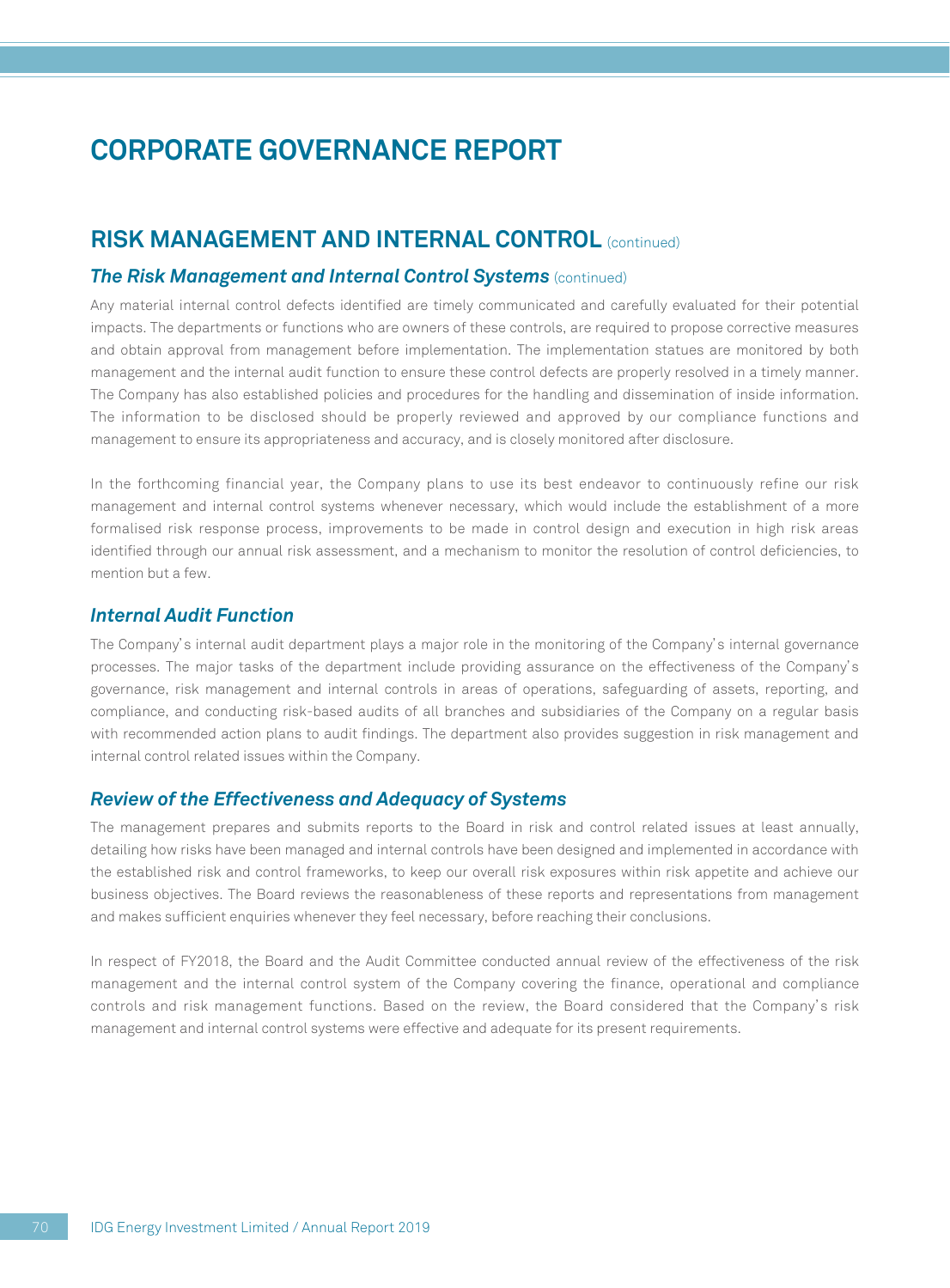# CORPORATE GOVERNANCE REPORT

## RISK MANAGEMENT AND INTERNAL CONTROL (continued)

### *The Risk Management and Internal Control Systems* (continued)

Any material internal control defects identified are timely communicated and carefully evaluated for their potential impacts. The departments or functions who are owners of these controls, are required to propose corrective measures and obtain approval from management before implementation. The implementation statues are monitored by both management and the internal audit function to ensure these control defects are properly resolved in a timely manner. The Company has also established policies and procedures for the handling and dissemination of inside information. The information to be disclosed should be properly reviewed and approved by our compliance functions and management to ensure its appropriateness and accuracy, and is closely monitored after disclosure.

In the forthcoming financial year, the Company plans to use its best endeavor to continuously refine our risk management and internal control systems whenever necessary, which would include the establishment of a more formalised risk response process, improvements to be made in control design and execution in high risk areas identified through our annual risk assessment, and a mechanism to monitor the resolution of control deficiencies, to mention but a few.

### *Internal Audit Function*

The Company's internal audit department plays a major role in the monitoring of the Company's internal governance processes. The major tasks of the department include providing assurance on the effectiveness of the Company's governance, risk management and internal controls in areas of operations, safeguarding of assets, reporting, and compliance, and conducting risk-based audits of all branches and subsidiaries of the Company on a regular basis with recommended action plans to audit findings. The department also provides suggestion in risk management and internal control related issues within the Company.

### *Review of the Effectiveness and Adequacy of Systems*

The management prepares and submits reports to the Board in risk and control related issues at least annually, detailing how risks have been managed and internal controls have been designed and implemented in accordance with the established risk and control frameworks, to keep our overall risk exposures within risk appetite and achieve our business objectives. The Board reviews the reasonableness of these reports and representations from management and makes sufficient enquiries whenever they feel necessary, before reaching their conclusions.

In respect of FY2018, the Board and the Audit Committee conducted annual review of the effectiveness of the risk management and the internal control system of the Company covering the finance, operational and compliance controls and risk management functions. Based on the review, the Board considered that the Company's risk management and internal control systems were effective and adequate for its present requirements.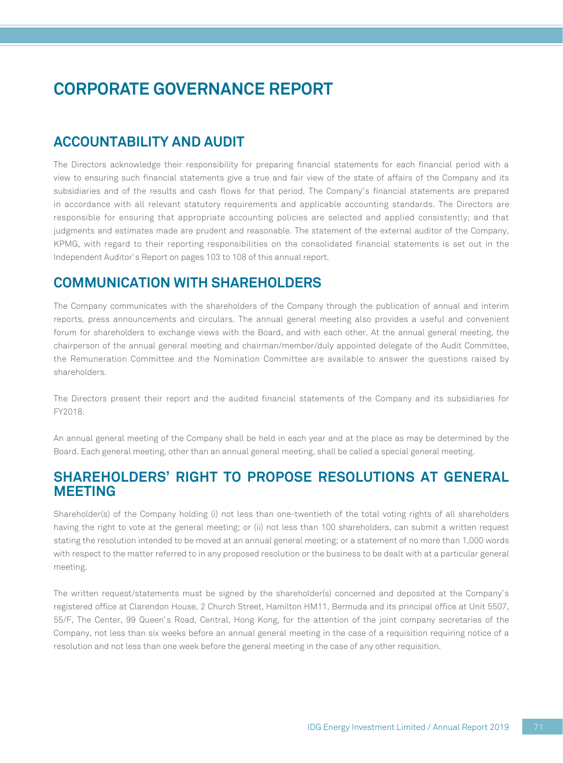# CORPORATE GOVERNANCE REPORT

## ACCOUNTABILITY AND AUDIT

The Directors acknowledge their responsibility for preparing financial statements for each financial period with a view to ensuring such financial statements give a true and fair view of the state of affairs of the Company and its subsidiaries and of the results and cash flows for that period. The Company's financial statements are prepared in accordance with all relevant statutory requirements and applicable accounting standards. The Directors are responsible for ensuring that appropriate accounting policies are selected and applied consistently; and that judgments and estimates made are prudent and reasonable. The statement of the external auditor of the Company, KPMG, with regard to their reporting responsibilities on the consolidated financial statements is set out in the Independent Auditor's Report on pages 103 to 108 of this annual report.

## COMMUNICATION WITH SHAREHOLDERS

The Company communicates with the shareholders of the Company through the publication of annual and interim reports, press announcements and circulars. The annual general meeting also provides a useful and convenient forum for shareholders to exchange views with the Board, and with each other. At the annual general meeting, the chairperson of the annual general meeting and chairman/member/duly appointed delegate of the Audit Committee, the Remuneration Committee and the Nomination Committee are available to answer the questions raised by shareholders.

The Directors present their report and the audited financial statements of the Company and its subsidiaries for FY2018.

An annual general meeting of the Company shall be held in each year and at the place as may be determined by the Board. Each general meeting, other than an annual general meeting, shall be called a special general meeting.

## SHAREHOLDERS' RIGHT TO PROPOSE RESOLUTIONS AT GENERAL MEETING

Shareholder(s) of the Company holding (i) not less than one-twentieth of the total voting rights of all shareholders having the right to vote at the general meeting; or (ii) not less than 100 shareholders, can submit a written request stating the resolution intended to be moved at an annual general meeting; or a statement of no more than 1,000 words with respect to the matter referred to in any proposed resolution or the business to be dealt with at a particular general meeting.

The written request/statements must be signed by the shareholder(s) concerned and deposited at the Company's registered office at Clarendon House, 2 Church Street, Hamilton HM11, Bermuda and its principal office at Unit 5507, 55/F, The Center, 99 Queen's Road, Central, Hong Kong, for the attention of the joint company secretaries of the Company, not less than six weeks before an annual general meeting in the case of a requisition requiring notice of a resolution and not less than one week before the general meeting in the case of any other requisition.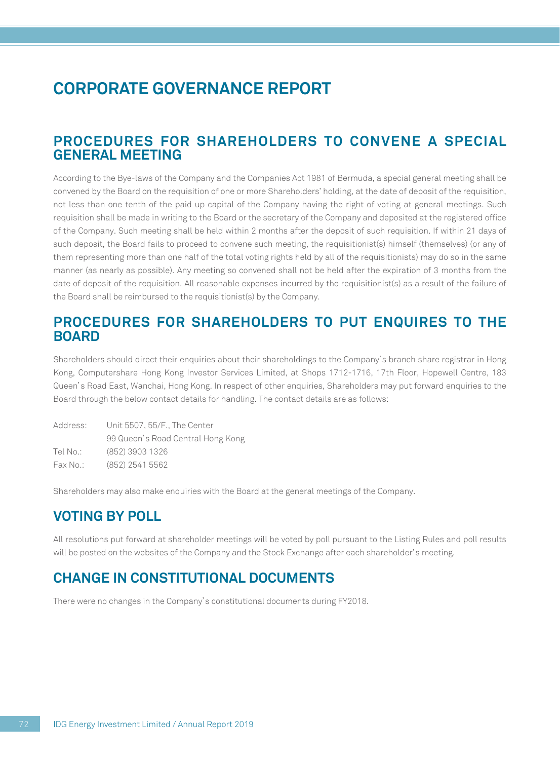# CORPORATE GOVERNANCE REPORT

## PROCEDURES FOR SHAREHOLDERS TO CONVENE A SPECIAL GENERAL MEETING

According to the Bye-laws of the Company and the Companies Act 1981 of Bermuda, a special general meeting shall be convened by the Board on the requisition of one or more Shareholders' holding, at the date of deposit of the requisition, not less than one tenth of the paid up capital of the Company having the right of voting at general meetings. Such requisition shall be made in writing to the Board or the secretary of the Company and deposited at the registered office of the Company. Such meeting shall be held within 2 months after the deposit of such requisition. If within 21 days of such deposit, the Board fails to proceed to convene such meeting, the requisitionist(s) himself (themselves) (or any of them representing more than one half of the total voting rights held by all of the requisitionists) may do so in the same manner (as nearly as possible). Any meeting so convened shall not be held after the expiration of 3 months from the date of deposit of the requisition. All reasonable expenses incurred by the requisitionist(s) as a result of the failure of the Board shall be reimbursed to the requisitionist(s) by the Company.

## PROCEDURES FOR SHAREHOLDERS TO PUT ENQUIRES TO THE BOARD

Shareholders should direct their enquiries about their shareholdings to the Company's branch share registrar in Hong Kong, Computershare Hong Kong Investor Services Limited, at Shops 1712-1716, 17th Floor, Hopewell Centre, 183 Queen's Road East, Wanchai, Hong Kong. In respect of other enquiries, Shareholders may put forward enquiries to the Board through the below contact details for handling. The contact details are as follows:

| | |
|---|---|
| Address: | Unit 5507, 55/F., The Center<br>99 Queen's Road Central Hong Kong |
| Tel No.: | (852) 3903 1326 |
| Fax No.: | (852) 2541 5562 |

Shareholders may also make enquiries with the Board at the general meetings of the Company.

## VOTING BY POLL

All resolutions put forward at shareholder meetings will be voted by poll pursuant to the Listing Rules and poll results will be posted on the websites of the Company and the Stock Exchange after each shareholder's meeting.

## CHANGE IN CONSTITUTIONAL DOCUMENTS

There were no changes in the Company's constitutional documents during FY2018.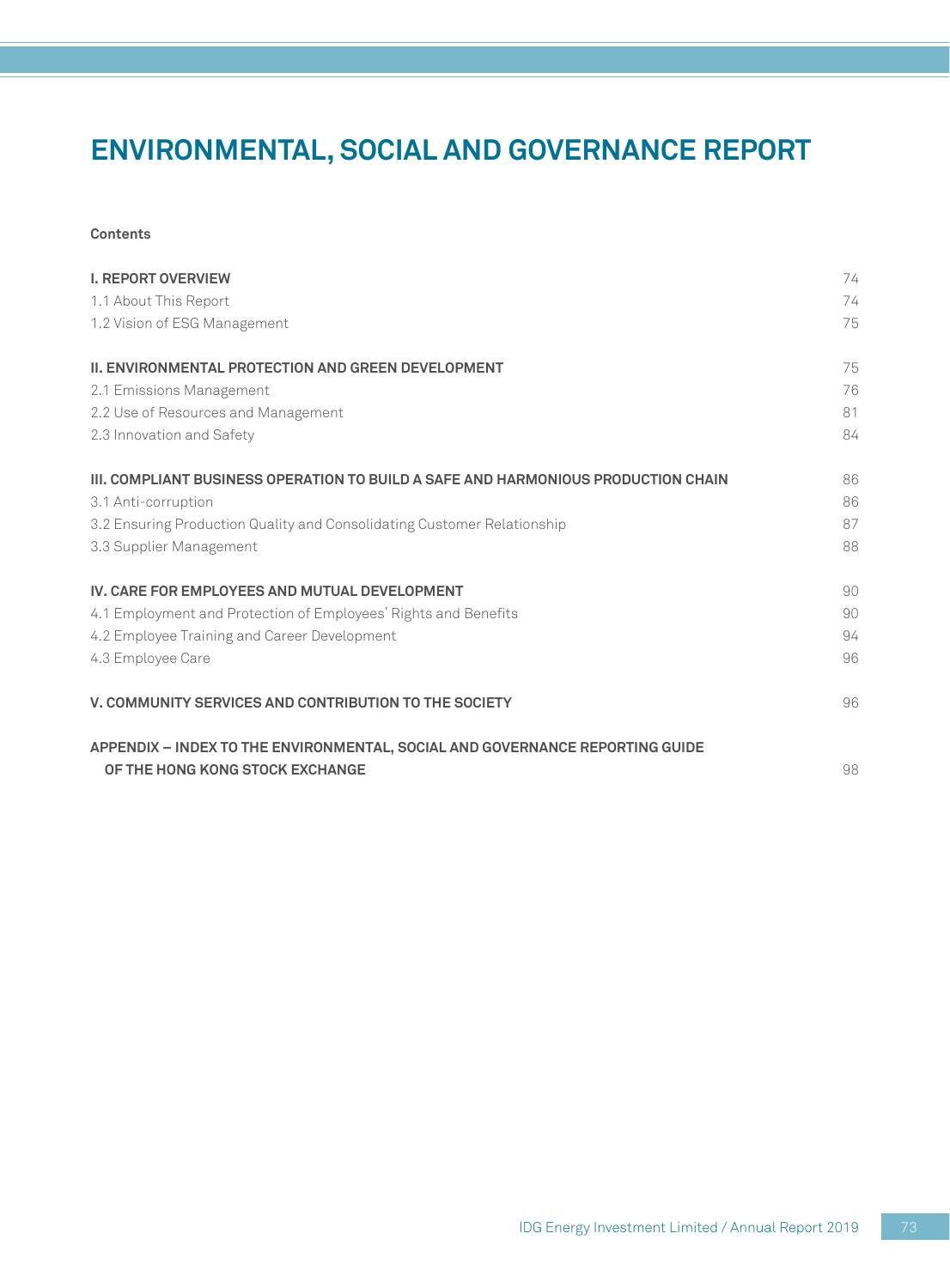# ENVIRONMENTAL, SOCIAL AND GOVERNANCE REPORT

**Contents**

| | |
|---|---|
| **I. REPORT OVERVIEW** | 74 |
| 1.1 About This Report | 74 |
| 1.2 Vision of ESG Management | 75 |
| **II. ENVIRONMENTAL PROTECTION AND GREEN DEVELOPMENT** | 75 |
| 2.1 Emissions Management | 76 |
| 2.2 Use of Resources and Management | 81 |
| 2.3 Innovation and Safety | 84 |
| **III. COMPLIANT BUSINESS OPERATION TO BUILD A SAFE AND HARMONIOUS PRODUCTION CHAIN** | 86 |
| 3.1 Anti-corruption | 86 |
| 3.2 Ensuring Production Quality and Consolidating Customer Relationship | 87 |
| 3.3 Supplier Management | 88 |
| **IV. CARE FOR EMPLOYEES AND MUTUAL DEVELOPMENT** | 90 |
| 4.1 Employment and Protection of Employees' Rights and Benefits | 90 |
| 4.2 Employee Training and Career Development | 94 |
| 4.3 Employee Care | 96 |
| **V. COMMUNITY SERVICES AND CONTRIBUTION TO THE SOCIETY** | 96 |
| **APPENDIX – INDEX TO THE ENVIRONMENTAL, SOCIAL AND GOVERNANCE REPORTING GUIDE OF THE HONG KONG STOCK EXCHANGE** | 98 |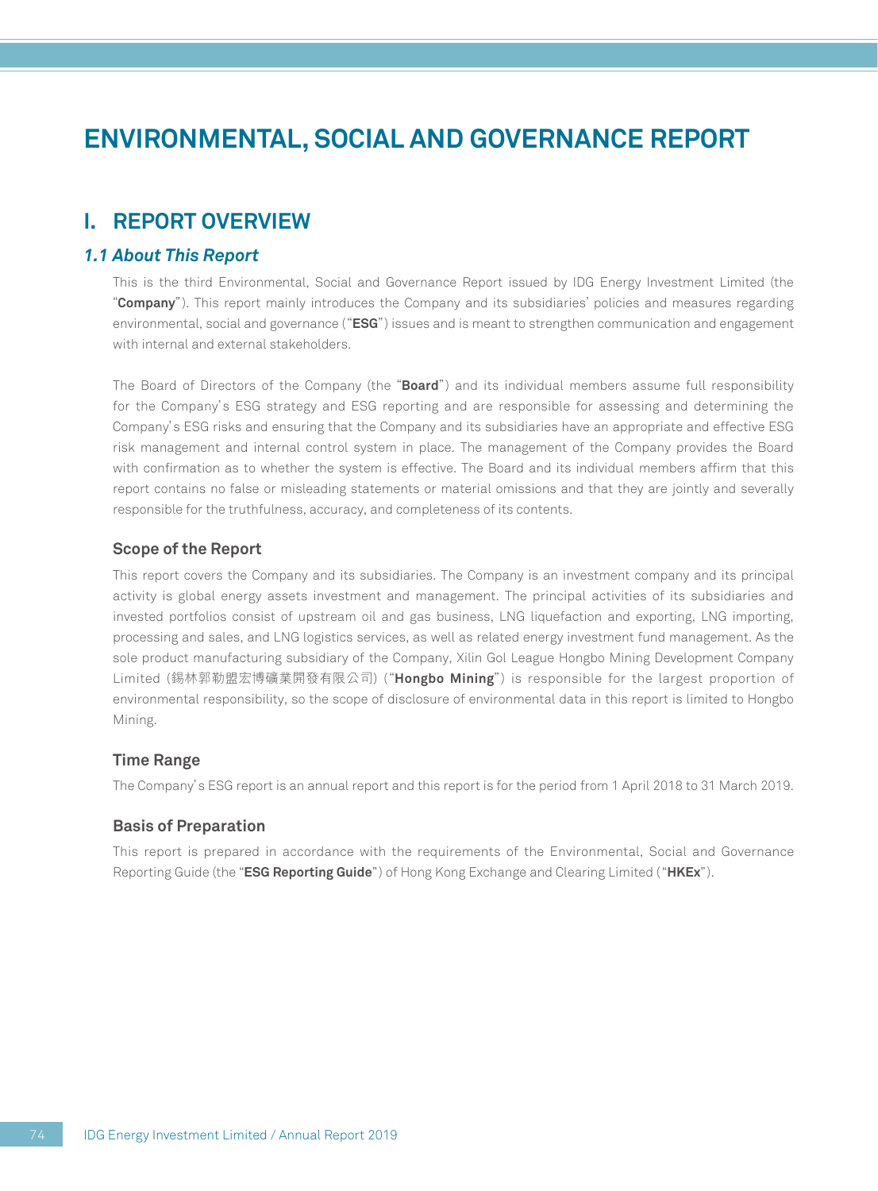# ENVIRONMENTAL, SOCIAL AND GOVERNANCE REPORT

## I. REPORT OVERVIEW

### *1.1 About This Report*

This is the third Environmental, Social and Governance Report issued by IDG Energy Investment Limited (the "**Company**"). This report mainly introduces the Company and its subsidiaries' policies and measures regarding environmental, social and governance ("**ESG**") issues and is meant to strengthen communication and engagement with internal and external stakeholders.

The Board of Directors of the Company (the "**Board**") and its individual members assume full responsibility for the Company's ESG strategy and ESG reporting and are responsible for assessing and determining the Company's ESG risks and ensuring that the Company and its subsidiaries have an appropriate and effective ESG risk management and internal control system in place. The management of the Company provides the Board with confirmation as to whether the system is effective. The Board and its individual members affirm that this report contains no false or misleading statements or material omissions and that they are jointly and severally responsible for the truthfulness, accuracy, and completeness of its contents.

#### Scope of the Report

This report covers the Company and its subsidiaries. The Company is an investment company and its principal activity is global energy assets investment and management. The principal activities of its subsidiaries and invested portfolios consist of upstream oil and gas business, LNG liquefaction and exporting, LNG importing, processing and sales, and LNG logistics services, as well as related energy investment fund management. As the sole product manufacturing subsidiary of the Company, Xilin Gol League Hongbo Mining Development Company Limited (錫林郭勒盟宏博礦業開發有限公司) ("**Hongbo Mining**") is responsible for the largest proportion of environmental responsibility, so the scope of disclosure of environmental data in this report is limited to Hongbo Mining.

#### Time Range

The Company's ESG report is an annual report and this report is for the period from 1 April 2018 to 31 March 2019.

#### Basis of Preparation

This report is prepared in accordance with the requirements of the Environmental, Social and Governance Reporting Guide (the "**ESG Reporting Guide**") of Hong Kong Exchange and Clearing Limited ("**HKEx**").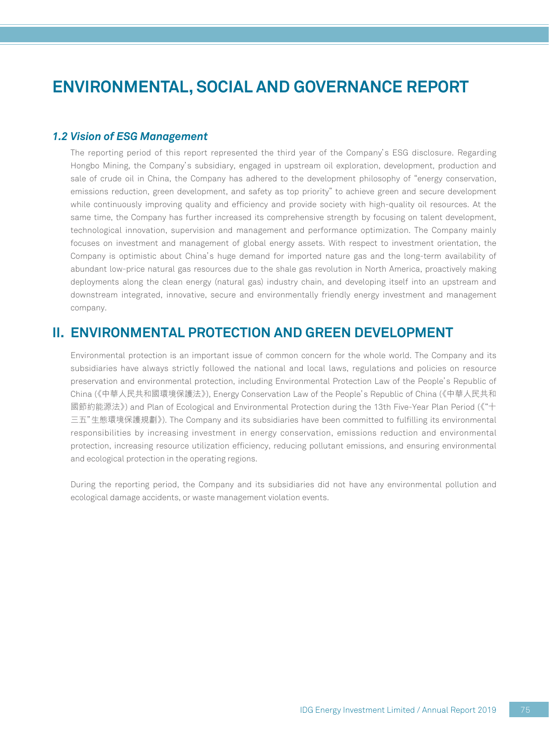# ENVIRONMENTAL, SOCIAL AND GOVERNANCE REPORT

### *1.2 Vision of ESG Management*

The reporting period of this report represented the third year of the Company's ESG disclosure. Regarding Hongbo Mining, the Company's subsidiary, engaged in upstream oil exploration, development, production and sale of crude oil in China, the Company has adhered to the development philosophy of "energy conservation, emissions reduction, green development, and safety as top priority" to achieve green and secure development while continuously improving quality and efficiency and provide society with high-quality oil resources. At the same time, the Company has further increased its comprehensive strength by focusing on talent development, technological innovation, supervision and management and performance optimization. The Company mainly focuses on investment and management of global energy assets. With respect to investment orientation, the Company is optimistic about China's huge demand for imported nature gas and the long-term availability of abundant low-price natural gas resources due to the shale gas revolution in North America, proactively making deployments along the clean energy (natural gas) industry chain, and developing itself into an upstream and downstream integrated, innovative, secure and environmentally friendly energy investment and management company.

## II. ENVIRONMENTAL PROTECTION AND GREEN DEVELOPMENT

Environmental protection is an important issue of common concern for the whole world. The Company and its subsidiaries have always strictly followed the national and local laws, regulations and policies on resource preservation and environmental protection, including Environmental Protection Law of the People's Republic of China (《中華人民共和國環境保護法》), Energy Conservation Law of the People's Republic of China (《中華人民共和國節約能源法》) and Plan of Ecological and Environmental Protection during the 13th Five-Year Plan Period (《"十三五"生態環境保護規劃》). The Company and its subsidiaries have been committed to fulfilling its environmental responsibilities by increasing investment in energy conservation, emissions reduction and environmental protection, increasing resource utilization efficiency, reducing pollutant emissions, and ensuring environmental and ecological protection in the operating regions.

During the reporting period, the Company and its subsidiaries did not have any environmental pollution and ecological damage accidents, or waste management violation events.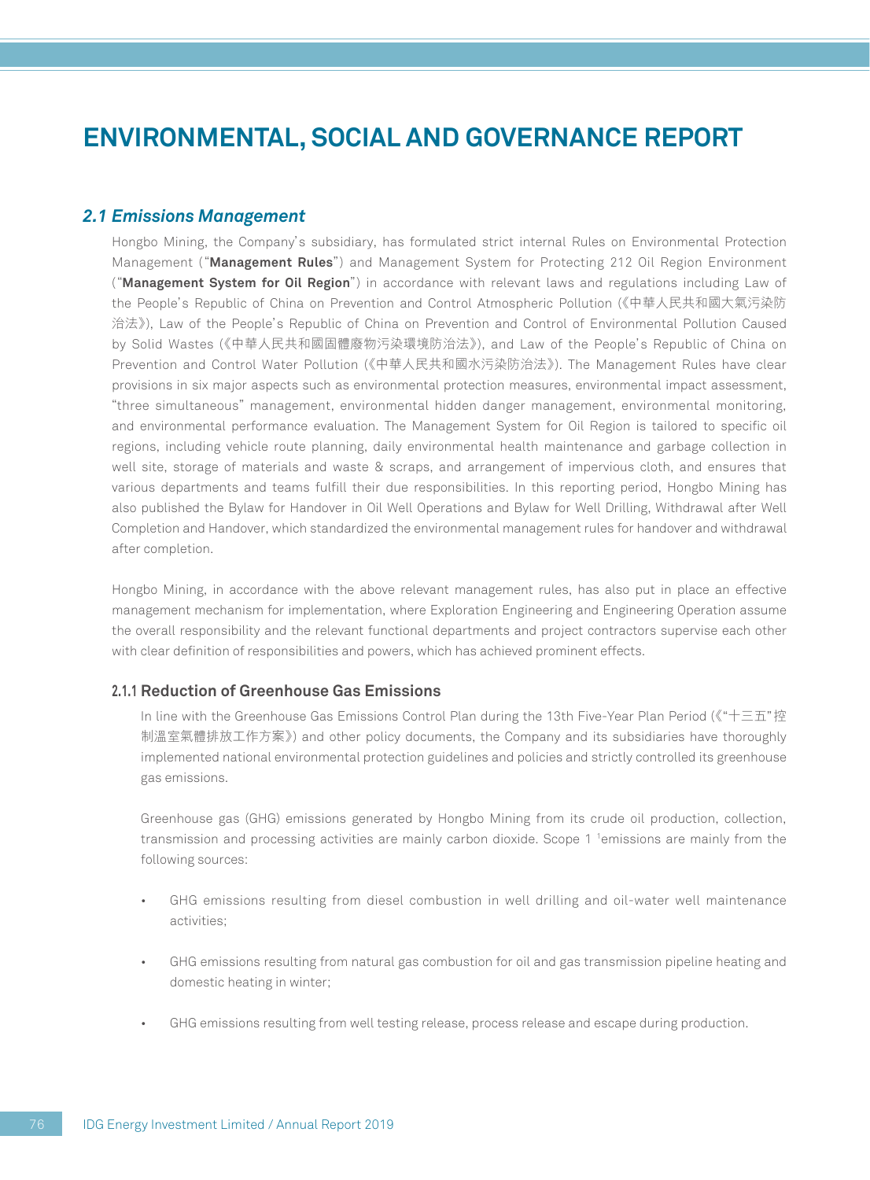# ENVIRONMENTAL, SOCIAL AND GOVERNANCE REPORT

## *2.1 Emissions Management*

Hongbo Mining, the Company's subsidiary, has formulated strict internal Rules on Environmental Protection Management ("**Management Rules**") and Management System for Protecting 212 Oil Region Environment ("**Management System for Oil Region**") in accordance with relevant laws and regulations including Law of the People's Republic of China on Prevention and Control Atmospheric Pollution (《中華人民共和國大氣污染防治法》), Law of the People's Republic of China on Prevention and Control of Environmental Pollution Caused by Solid Wastes (《中華人民共和國固體廢物污染環境防治法》), and Law of the People's Republic of China on Prevention and Control Water Pollution (《中華人民共和國水污染防治法》). The Management Rules have clear provisions in six major aspects such as environmental protection measures, environmental impact assessment, "three simultaneous" management, environmental hidden danger management, environmental monitoring, and environmental performance evaluation. The Management System for Oil Region is tailored to specific oil regions, including vehicle route planning, daily environmental health maintenance and garbage collection in well site, storage of materials and waste & scraps, and arrangement of impervious cloth, and ensures that various departments and teams fulfill their due responsibilities. In this reporting period, Hongbo Mining has also published the Bylaw for Handover in Oil Well Operations and Bylaw for Well Drilling, Withdrawal after Well Completion and Handover, which standardized the environmental management rules for handover and withdrawal after completion.

Hongbo Mining, in accordance with the above relevant management rules, has also put in place an effective management mechanism for implementation, where Exploration Engineering and Engineering Operation assume the overall responsibility and the relevant functional departments and project contractors supervise each other with clear definition of responsibilities and powers, which has achieved prominent effects.

### 2.1.1 Reduction of Greenhouse Gas Emissions

In line with the Greenhouse Gas Emissions Control Plan during the 13th Five-Year Plan Period (《"十三五"控制溫室氣體排放工作方案》) and other policy documents, the Company and its subsidiaries have thoroughly implemented national environmental protection guidelines and policies and strictly controlled its greenhouse gas emissions.

Greenhouse gas (GHG) emissions generated by Hongbo Mining from its crude oil production, collection, transmission and processing activities are mainly carbon dioxide. Scope 1 [1]emissions are mainly from the following sources:

- GHG emissions resulting from diesel combustion in well drilling and oil-water well maintenance activities;
- GHG emissions resulting from natural gas combustion for oil and gas transmission pipeline heating and domestic heating in winter;
- GHG emissions resulting from well testing release, process release and escape during production.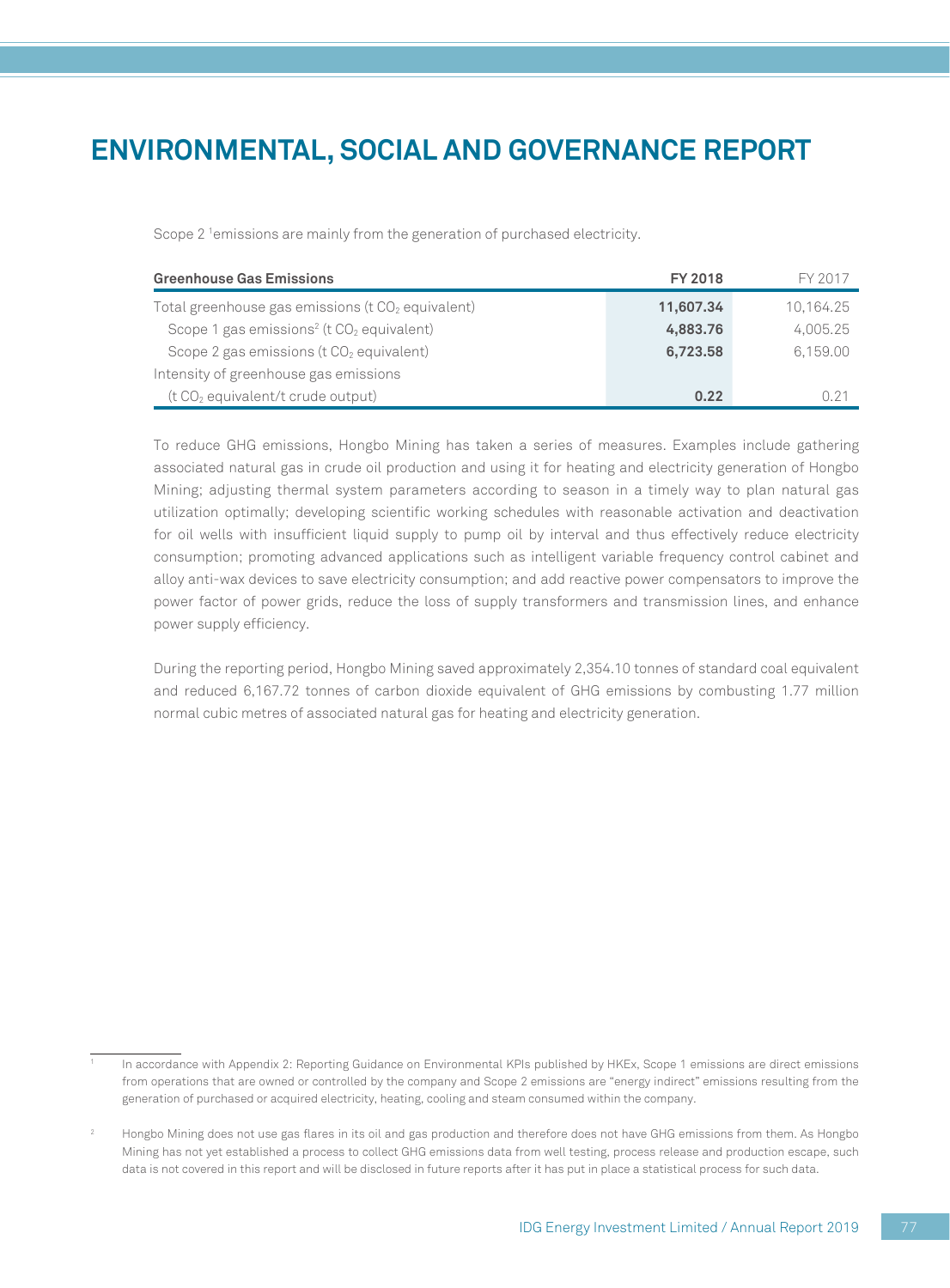# ENVIRONMENTAL, SOCIAL AND GOVERNANCE REPORT

Scope 2 [1]emissions are mainly from the generation of purchased electricity.

| Greenhouse Gas Emissions | FY 2018 | FY 2017 |
|---|---|---|
| Total greenhouse gas emissions (t $CO_2$ equivalent) | **11,607.34** | 10,164.25 |
| Scope 1 gas emissions[2] (t $CO_2$ equivalent) | **4,883.76** | 4,005.25 |
| Scope 2 gas emissions (t $CO_2$ equivalent) | **6,723.58** | 6,159.00 |
| Intensity of greenhouse gas emissions (t $CO_2$ equivalent/t crude output) | **0.22** | 0.21 |

To reduce GHG emissions, Hongbo Mining has taken a series of measures. Examples include gathering associated natural gas in crude oil production and using it for heating and electricity generation of Hongbo Mining; adjusting thermal system parameters according to season in a timely way to plan natural gas utilization optimally; developing scientific working schedules with reasonable activation and deactivation for oil wells with insufficient liquid supply to pump oil by interval and thus effectively reduce electricity consumption; promoting advanced applications such as intelligent variable frequency control cabinet and alloy anti-wax devices to save electricity consumption; and add reactive power compensators to improve the power factor of power grids, reduce the loss of supply transformers and transmission lines, and enhance power supply efficiency.

During the reporting period, Hongbo Mining saved approximately 2,354.10 tonnes of standard coal equivalent and reduced 6,167.72 tonnes of carbon dioxide equivalent of GHG emissions by combusting 1.77 million normal cubic metres of associated natural gas for heating and electricity generation.

---

[1] In accordance with Appendix 2: Reporting Guidance on Environmental KPIs published by HKEx, Scope 1 emissions are direct emissions from operations that are owned or controlled by the company and Scope 2 emissions are "energy indirect" emissions resulting from the generation of purchased or acquired electricity, heating, cooling and steam consumed within the company.

[2] Hongbo Mining does not use gas flares in its oil and gas production and therefore does not have GHG emissions from them. As Hongbo Mining has not yet established a process to collect GHG emissions data from well testing, process release and production escape, such data is not covered in this report and will be disclosed in future reports after it has put in place a statistical process for such data.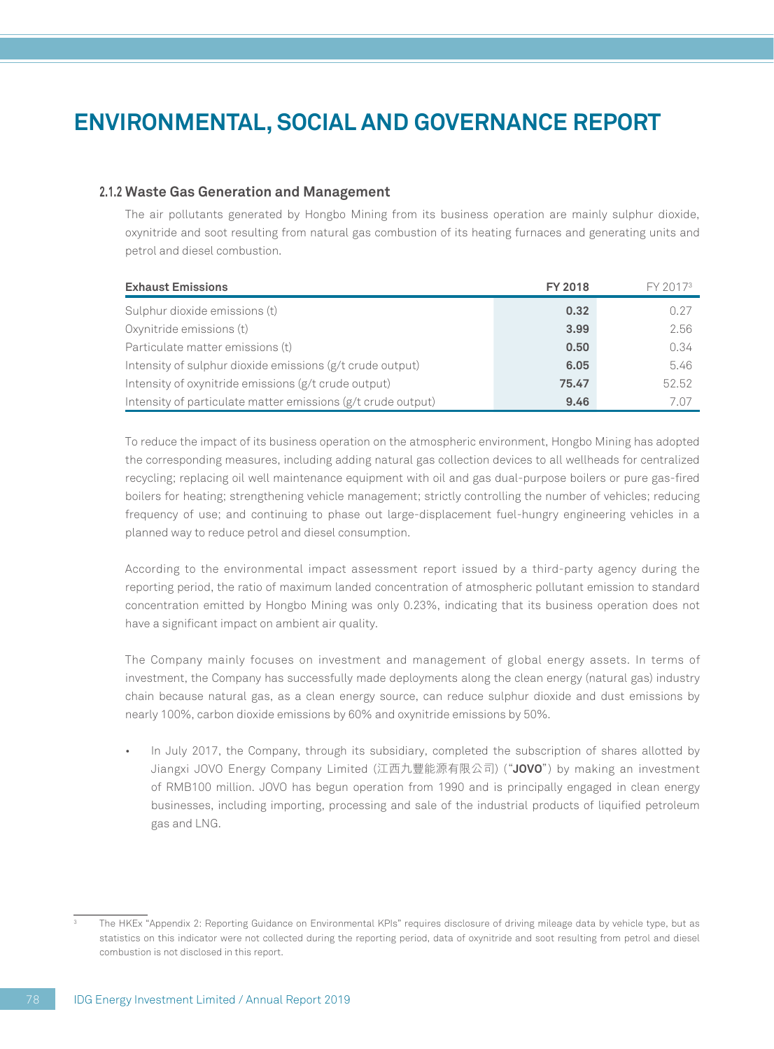# ENVIRONMENTAL, SOCIAL AND GOVERNANCE REPORT

### 2.1.2 Waste Gas Generation and Management

The air pollutants generated by Hongbo Mining from its business operation are mainly sulphur dioxide, oxynitride and soot resulting from natural gas combustion of its heating furnaces and generating units and petrol and diesel combustion.

| Exhaust Emissions | FY 2018 | FY 2017[3] |
|---|---|---|
| Sulphur dioxide emissions (t) | **0.32** | 0.27 |
| Oxynitride emissions (t) | **3.99** | 2.56 |
| Particulate matter emissions (t) | **0.50** | 0.34 |
| Intensity of sulphur dioxide emissions (g/t crude output) | **6.05** | 5.46 |
| Intensity of oxynitride emissions (g/t crude output) | **75.47** | 52.52 |
| Intensity of particulate matter emissions (g/t crude output) | **9.46** | 7.07 |

To reduce the impact of its business operation on the atmospheric environment, Hongbo Mining has adopted the corresponding measures, including adding natural gas collection devices to all wellheads for centralized recycling; replacing oil well maintenance equipment with oil and gas dual-purpose boilers or pure gas-fired boilers for heating; strengthening vehicle management; strictly controlling the number of vehicles; reducing frequency of use; and continuing to phase out large-displacement fuel-hungry engineering vehicles in a planned way to reduce petrol and diesel consumption.

According to the environmental impact assessment report issued by a third-party agency during the reporting period, the ratio of maximum landed concentration of atmospheric pollutant emission to standard concentration emitted by Hongbo Mining was only 0.23%, indicating that its business operation does not have a significant impact on ambient air quality.

The Company mainly focuses on investment and management of global energy assets. In terms of investment, the Company has successfully made deployments along the clean energy (natural gas) industry chain because natural gas, as a clean energy source, can reduce sulphur dioxide and dust emissions by nearly 100%, carbon dioxide emissions by 60% and oxynitride emissions by 50%.

- In July 2017, the Company, through its subsidiary, completed the subscription of shares allotted by Jiangxi JOVO Energy Company Limited (江西九豐能源有限公司) ("**JOVO**") by making an investment of RMB100 million. JOVO has begun operation from 1990 and is principally engaged in clean energy businesses, including importing, processing and sale of the industrial products of liquified petroleum gas and LNG.

[3] The HKEx "Appendix 2: Reporting Guidance on Environmental KPIs" requires disclosure of driving mileage data by vehicle type, but as statistics on this indicator were not collected during the reporting period, data of oxynitride and soot resulting from petrol and diesel combustion is not disclosed in this report.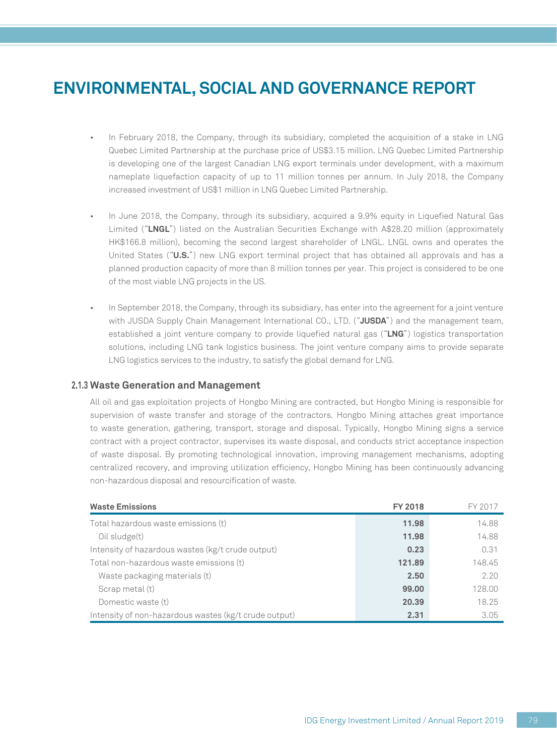# ENVIRONMENTAL, SOCIAL AND GOVERNANCE REPORT

- In February 2018, the Company, through its subsidiary, completed the acquisition of a stake in LNG Quebec Limited Partnership at the purchase price of US$3.15 million. LNG Quebec Limited Partnership is developing one of the largest Canadian LNG export terminals under development, with a maximum nameplate liquefaction capacity of up to 11 million tonnes per annum. In July 2018, the Company increased investment of US$1 million in LNG Quebec Limited Partnership.

- In June 2018, the Company, through its subsidiary, acquired a 9.9% equity in Liquefied Natural Gas Limited ("**LNGL**") listed on the Australian Securities Exchange with A$28.20 million (approximately HK$166.8 million), becoming the second largest shareholder of LNGL. LNGL owns and operates the United States ("**U.S.**") new LNG export terminal project that has obtained all approvals and has a planned production capacity of more than 8 million tonnes per year. This project is considered to be one of the most viable LNG projects in the US.

- In September 2018, the Company, through its subsidiary, has enter into the agreement for a joint venture with JUSDA Supply Chain Management International CO., LTD. ("**JUSDA**") and the management team, established a joint venture company to provide liquefied natural gas ("**LNG**") logistics transportation solutions, including LNG tank logistics business. The joint venture company aims to provide separate LNG logistics services to the industry, to satisfy the global demand for LNG.

### 2.1.3 Waste Generation and Management

All oil and gas exploitation projects of Hongbo Mining are contracted, but Hongbo Mining is responsible for supervision of waste transfer and storage of the contractors. Hongbo Mining attaches great importance to waste generation, gathering, transport, storage and disposal. Typically, Hongbo Mining signs a service contract with a project contractor, supervises its waste disposal, and conducts strict acceptance inspection of waste disposal. By promoting technological innovation, improving management mechanisms, adopting centralized recovery, and improving utilization efficiency, Hongbo Mining has been continuously advancing non-hazardous disposal and resourcification of waste.

| **Waste Emissions** | **FY 2018** | FY 2017 |
|---|---|---|
| Total hazardous waste emissions (t) | **11.98** | 14.88 |
| Oil sludge(t) | **11.98** | 14.88 |
| Intensity of hazardous wastes (kg/t crude output) | **0.23** | 0.31 |
| Total non-hazardous waste emissions (t) | **121.89** | 148.45 |
| Waste packaging materials (t) | **2.50** | 2.20 |
| Scrap metal (t) | **99.00** | 128.00 |
| Domestic waste (t) | **20.39** | 18.25 |
| Intensity of non-hazardous wastes (kg/t crude output) | **2.31** | 3.05 |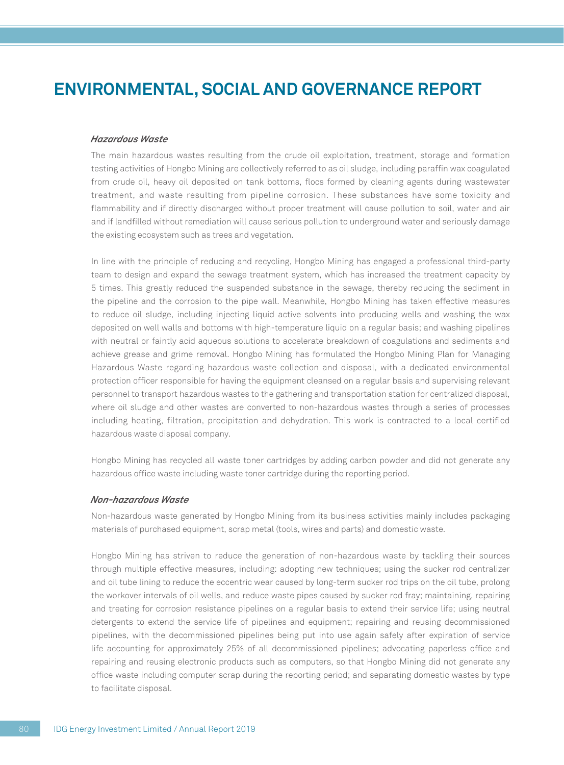# ENVIRONMENTAL, SOCIAL AND GOVERNANCE REPORT

#### *Hazardous Waste*

The main hazardous wastes resulting from the crude oil exploitation, treatment, storage and formation testing activities of Hongbo Mining are collectively referred to as oil sludge, including paraffin wax coagulated from crude oil, heavy oil deposited on tank bottoms, flocs formed by cleaning agents during wastewater treatment, and waste resulting from pipeline corrosion. These substances have some toxicity and flammability and if directly discharged without proper treatment will cause pollution to soil, water and air and if landfilled without remediation will cause serious pollution to underground water and seriously damage the existing ecosystem such as trees and vegetation.

In line with the principle of reducing and recycling, Hongbo Mining has engaged a professional third-party team to design and expand the sewage treatment system, which has increased the treatment capacity by 5 times. This greatly reduced the suspended substance in the sewage, thereby reducing the sediment in the pipeline and the corrosion to the pipe wall. Meanwhile, Hongbo Mining has taken effective measures to reduce oil sludge, including injecting liquid active solvents into producing wells and washing the wax deposited on well walls and bottoms with high-temperature liquid on a regular basis; and washing pipelines with neutral or faintly acid aqueous solutions to accelerate breakdown of coagulations and sediments and achieve grease and grime removal. Hongbo Mining has formulated the Hongbo Mining Plan for Managing Hazardous Waste regarding hazardous waste collection and disposal, with a dedicated environmental protection officer responsible for having the equipment cleansed on a regular basis and supervising relevant personnel to transport hazardous wastes to the gathering and transportation station for centralized disposal, where oil sludge and other wastes are converted to non-hazardous wastes through a series of processes including heating, filtration, precipitation and dehydration. This work is contracted to a local certified hazardous waste disposal company.

Hongbo Mining has recycled all waste toner cartridges by adding carbon powder and did not generate any hazardous office waste including waste toner cartridge during the reporting period.

#### *Non-hazardous Waste*

Non-hazardous waste generated by Hongbo Mining from its business activities mainly includes packaging materials of purchased equipment, scrap metal (tools, wires and parts) and domestic waste.

Hongbo Mining has striven to reduce the generation of non-hazardous waste by tackling their sources through multiple effective measures, including: adopting new techniques; using the sucker rod centralizer and oil tube lining to reduce the eccentric wear caused by long-term sucker rod trips on the oil tube, prolong the workover intervals of oil wells, and reduce waste pipes caused by sucker rod fray; maintaining, repairing and treating for corrosion resistance pipelines on a regular basis to extend their service life; using neutral detergents to extend the service life of pipelines and equipment; repairing and reusing decommissioned pipelines, with the decommissioned pipelines being put into use again safely after expiration of service life accounting for approximately 25% of all decommissioned pipelines; advocating paperless office and repairing and reusing electronic products such as computers, so that Hongbo Mining did not generate any office waste including computer scrap during the reporting period; and separating domestic wastes by type to facilitate disposal.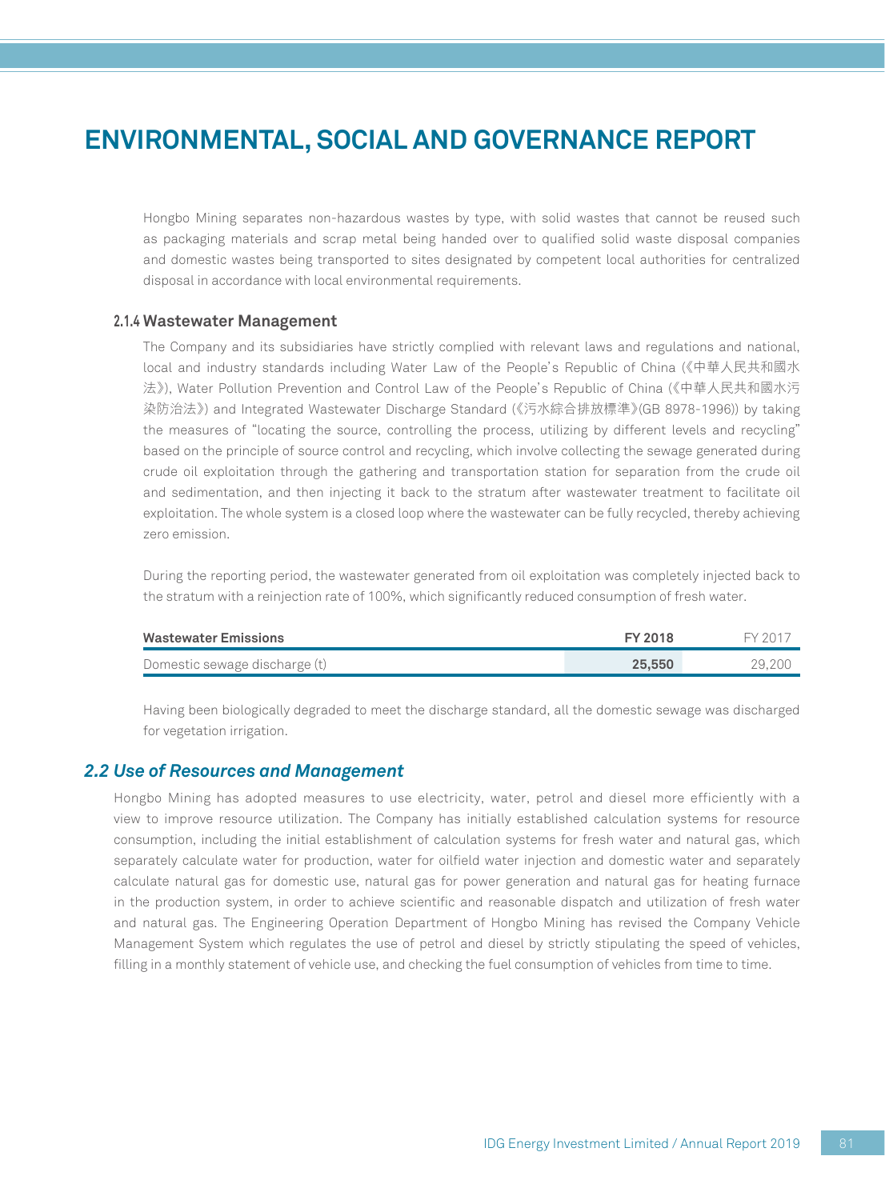# ENVIRONMENTAL, SOCIAL AND GOVERNANCE REPORT

Hongbo Mining separates non-hazardous wastes by type, with solid wastes that cannot be reused such as packaging materials and scrap metal being handed over to qualified solid waste disposal companies and domestic wastes being transported to sites designated by competent local authorities for centralized disposal in accordance with local environmental requirements.

### 2.1.4 Wastewater Management

The Company and its subsidiaries have strictly complied with relevant laws and regulations and national, local and industry standards including Water Law of the People's Republic of China (《中華人民共和國水法》), Water Pollution Prevention and Control Law of the People's Republic of China (《中華人民共和國水污染防治法》) and Integrated Wastewater Discharge Standard (《污水綜合排放標準》(GB 8978-1996)) by taking the measures of "locating the source, controlling the process, utilizing by different levels and recycling" based on the principle of source control and recycling, which involve collecting the sewage generated during crude oil exploitation through the gathering and transportation station for separation from the crude oil and sedimentation, and then injecting it back to the stratum after wastewater treatment to facilitate oil exploitation. The whole system is a closed loop where the wastewater can be fully recycled, thereby achieving zero emission.

During the reporting period, the wastewater generated from oil exploitation was completely injected back to the stratum with a reinjection rate of 100%, which significantly reduced consumption of fresh water.

| Wastewater Emissions | FY 2018 | FY 2017 |
|---|---|---|
| Domestic sewage discharge (t) | **25,550** | 29,200 |

Having been biologically degraded to meet the discharge standard, all the domestic sewage was discharged for vegetation irrigation.

## *2.2 Use of Resources and Management*

Hongbo Mining has adopted measures to use electricity, water, petrol and diesel more efficiently with a view to improve resource utilization. The Company has initially established calculation systems for resource consumption, including the initial establishment of calculation systems for fresh water and natural gas, which separately calculate water for production, water for oilfield water injection and domestic water and separately calculate natural gas for domestic use, natural gas for power generation and natural gas for heating furnace in the production system, in order to achieve scientific and reasonable dispatch and utilization of fresh water and natural gas. The Engineering Operation Department of Hongbo Mining has revised the Company Vehicle Management System which regulates the use of petrol and diesel by strictly stipulating the speed of vehicles, filling in a monthly statement of vehicle use, and checking the fuel consumption of vehicles from time to time.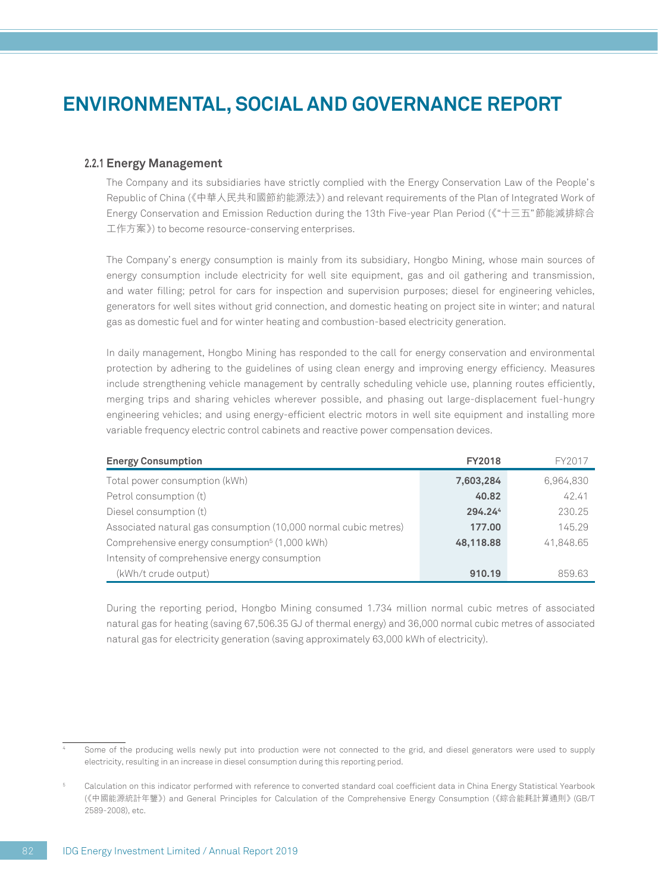# ENVIRONMENTAL, SOCIAL AND GOVERNANCE REPORT

### 2.2.1 Energy Management

The Company and its subsidiaries have strictly complied with the Energy Conservation Law of the People's Republic of China (《中華人民共和國節約能源法》) and relevant requirements of the Plan of Integrated Work of Energy Conservation and Emission Reduction during the 13th Five-year Plan Period (《"十三五"節能減排綜合工作方案》) to become resource-conserving enterprises.

The Company's energy consumption is mainly from its subsidiary, Hongbo Mining, whose main sources of energy consumption include electricity for well site equipment, gas and oil gathering and transmission, and water filling; petrol for cars for inspection and supervision purposes; diesel for engineering vehicles, generators for well sites without grid connection, and domestic heating on project site in winter; and natural gas as domestic fuel and for winter heating and combustion-based electricity generation.

In daily management, Hongbo Mining has responded to the call for energy conservation and environmental protection by adhering to the guidelines of using clean energy and improving energy efficiency. Measures include strengthening vehicle management by centrally scheduling vehicle use, planning routes efficiently, merging trips and sharing vehicles wherever possible, and phasing out large-displacement fuel-hungry engineering vehicles; and using energy-efficient electric motors in well site equipment and installing more variable frequency electric control cabinets and reactive power compensation devices.

| Energy Consumption | FY2018 | FY2017 |
|---|---|---|
| Total power consumption (kWh) | **7,603,284** | 6,964,830 |
| Petrol consumption (t) | **40.82** | 42.41 |
| Diesel consumption (t) | **294.24**[4] | 230.25 |
| Associated natural gas consumption (10,000 normal cubic metres) | **177.00** | 145.29 |
| Comprehensive energy consumption[5] (1,000 kWh) | **48,118.88** | 41,848.65 |
| Intensity of comprehensive energy consumption (kWh/t crude output) | **910.19** | 859.63 |

During the reporting period, Hongbo Mining consumed 1.734 million normal cubic metres of associated natural gas for heating (saving 67,506.35 GJ of thermal energy) and 36,000 normal cubic metres of associated natural gas for electricity generation (saving approximately 63,000 kWh of electricity).

---

4 Some of the producing wells newly put into production were not connected to the grid, and diesel generators were used to supply electricity, resulting in an increase in diesel consumption during this reporting period.

5 Calculation on this indicator performed with reference to converted standard coal coefficient data in China Energy Statistical Yearbook (《中國能源統計年鑒》) and General Principles for Calculation of the Comprehensive Energy Consumption (《綜合能耗計算通則》(GB/T 2589-2008), etc.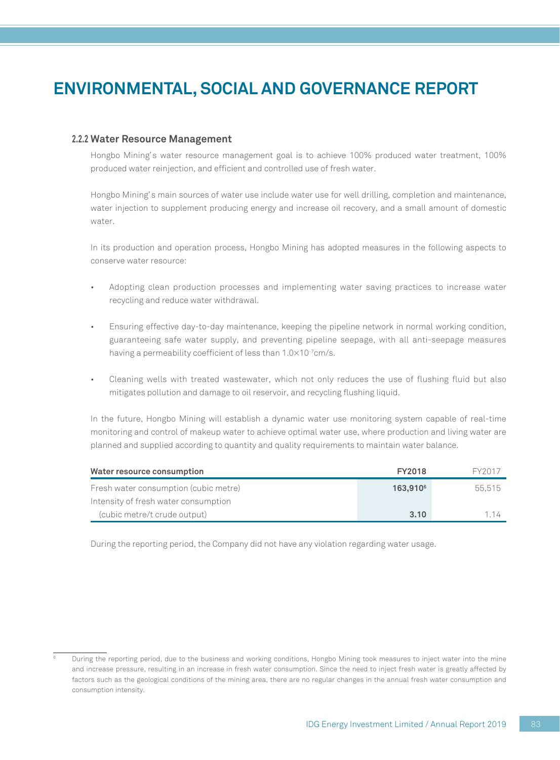# ENVIRONMENTAL, SOCIAL AND GOVERNANCE REPORT

### 2.2.2 Water Resource Management

Hongbo Mining's water resource management goal is to achieve 100% produced water treatment, 100% produced water reinjection, and efficient and controlled use of fresh water.

Hongbo Mining's main sources of water use include water use for well drilling, completion and maintenance, water injection to supplement producing energy and increase oil recovery, and a small amount of domestic water.

In its production and operation process, Hongbo Mining has adopted measures in the following aspects to conserve water resource:

- Adopting clean production processes and implementing water saving practices to increase water recycling and reduce water withdrawal.
- Ensuring effective day-to-day maintenance, keeping the pipeline network in normal working condition, guaranteeing safe water supply, and preventing pipeline seepage, with all anti-seepage measures having a permeability coefficient of less than $1.0 \times 10^{-7}$cm/s.
- Cleaning wells with treated wastewater, which not only reduces the use of flushing fluid but also mitigates pollution and damage to oil reservoir, and recycling flushing liquid.

In the future, Hongbo Mining will establish a dynamic water use monitoring system capable of real-time monitoring and control of makeup water to achieve optimal water use, where production and living water are planned and supplied according to quantity and quality requirements to maintain water balance.

| Water resource consumption | FY2018 | FY2017 |
|---|---|---|
| Fresh water consumption (cubic metre) | **163,910**[6] | 55,515 |
| Intensity of fresh water consumption (cubic metre/t crude output) | **3.10** | 1.14 |

During the reporting period, the Company did not have any violation regarding water usage.

[6] During the reporting period, due to the business and working conditions, Hongbo Mining took measures to inject water into the mine and increase pressure, resulting in an increase in fresh water consumption. Since the need to inject fresh water is greatly affected by factors such as the geological conditions of the mining area, there are no regular changes in the annual fresh water consumption and consumption intensity.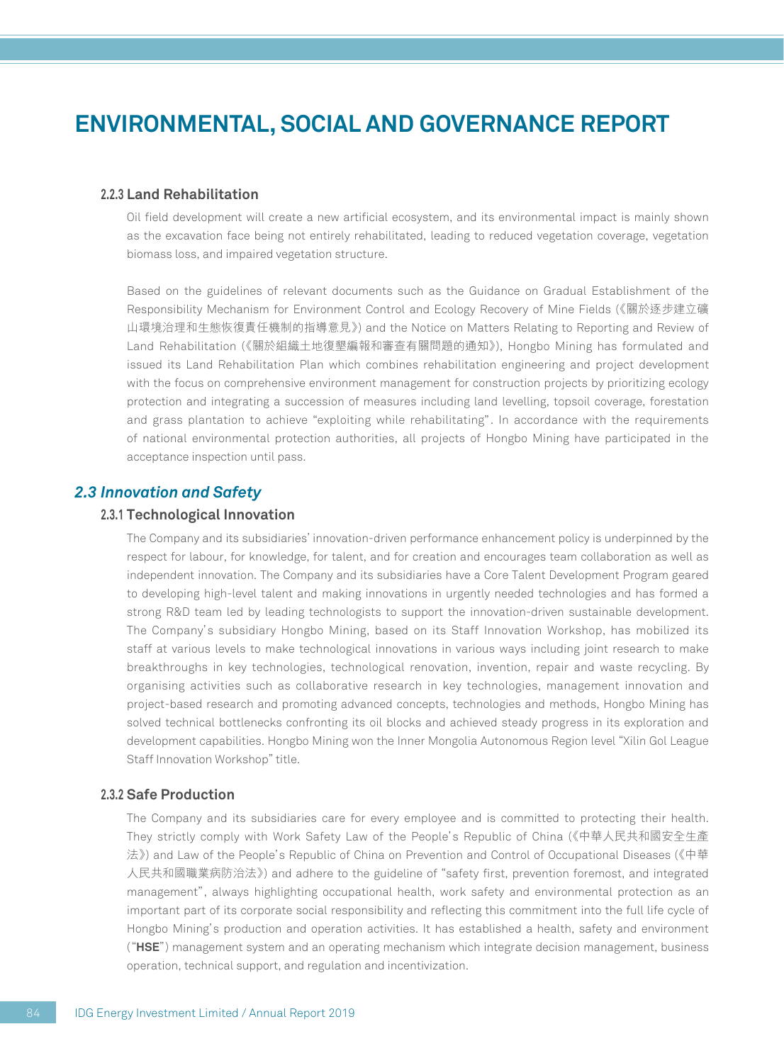# ENVIRONMENTAL, SOCIAL AND GOVERNANCE REPORT

#### 2.2.3 Land Rehabilitation

Oil field development will create a new artificial ecosystem, and its environmental impact is mainly shown as the excavation face being not entirely rehabilitated, leading to reduced vegetation coverage, vegetation biomass loss, and impaired vegetation structure.

Based on the guidelines of relevant documents such as the Guidance on Gradual Establishment of the Responsibility Mechanism for Environment Control and Ecology Recovery of Mine Fields (《關於逐步建立礦山環境治理和生態恢復責任機制的指導意見》) and the Notice on Matters Relating to Reporting and Review of Land Rehabilitation (《關於組織土地復墾編報和審查有關問題的通知》), Hongbo Mining has formulated and issued its Land Rehabilitation Plan which combines rehabilitation engineering and project development with the focus on comprehensive environment management for construction projects by prioritizing ecology protection and integrating a succession of measures including land levelling, topsoil coverage, forestation and grass plantation to achieve "exploiting while rehabilitating". In accordance with the requirements of national environmental protection authorities, all projects of Hongbo Mining have participated in the acceptance inspection until pass.

### *2.3 Innovation and Safety*

#### 2.3.1 Technological Innovation

The Company and its subsidiaries' innovation-driven performance enhancement policy is underpinned by the respect for labour, for knowledge, for talent, and for creation and encourages team collaboration as well as independent innovation. The Company and its subsidiaries have a Core Talent Development Program geared to developing high-level talent and making innovations in urgently needed technologies and has formed a strong R&D team led by leading technologists to support the innovation-driven sustainable development. The Company's subsidiary Hongbo Mining, based on its Staff Innovation Workshop, has mobilized its staff at various levels to make technological innovations in various ways including joint research to make breakthroughs in key technologies, technological renovation, invention, repair and waste recycling. By organising activities such as collaborative research in key technologies, management innovation and project-based research and promoting advanced concepts, technologies and methods, Hongbo Mining has solved technical bottlenecks confronting its oil blocks and achieved steady progress in its exploration and development capabilities. Hongbo Mining won the Inner Mongolia Autonomous Region level "Xilin Gol League Staff Innovation Workshop" title.

#### 2.3.2 Safe Production

The Company and its subsidiaries care for every employee and is committed to protecting their health. They strictly comply with Work Safety Law of the People's Republic of China (《中華人民共和國安全生產法》) and Law of the People's Republic of China on Prevention and Control of Occupational Diseases (《中華人民共和國職業病防治法》) and adhere to the guideline of "safety first, prevention foremost, and integrated management", always highlighting occupational health, work safety and environmental protection as an important part of its corporate social responsibility and reflecting this commitment into the full life cycle of Hongbo Mining's production and operation activities. It has established a health, safety and environment ("**HSE**") management system and an operating mechanism which integrate decision management, business operation, technical support, and regulation and incentivization.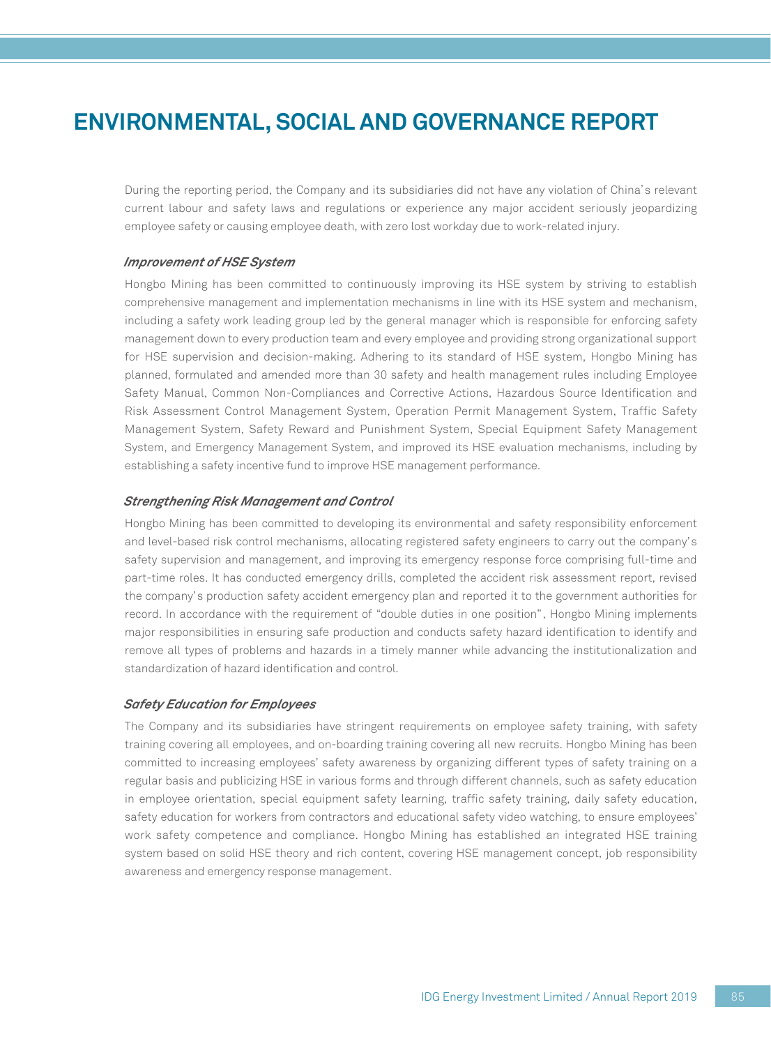# ENVIRONMENTAL, SOCIAL AND GOVERNANCE REPORT

During the reporting period, the Company and its subsidiaries did not have any violation of China's relevant current labour and safety laws and regulations or experience any major accident seriously jeopardizing employee safety or causing employee death, with zero lost workday due to work-related injury.

***Improvement of HSE System***

Hongbo Mining has been committed to continuously improving its HSE system by striving to establish comprehensive management and implementation mechanisms in line with its HSE system and mechanism, including a safety work leading group led by the general manager which is responsible for enforcing safety management down to every production team and every employee and providing strong organizational support for HSE supervision and decision-making. Adhering to its standard of HSE system, Hongbo Mining has planned, formulated and amended more than 30 safety and health management rules including Employee Safety Manual, Common Non-Compliances and Corrective Actions, Hazardous Source Identification and Risk Assessment Control Management System, Operation Permit Management System, Traffic Safety Management System, Safety Reward and Punishment System, Special Equipment Safety Management System, and Emergency Management System, and improved its HSE evaluation mechanisms, including by establishing a safety incentive fund to improve HSE management performance.

***Strengthening Risk Management and Control***

Hongbo Mining has been committed to developing its environmental and safety responsibility enforcement and level-based risk control mechanisms, allocating registered safety engineers to carry out the company's safety supervision and management, and improving its emergency response force comprising full-time and part-time roles. It has conducted emergency drills, completed the accident risk assessment report, revised the company's production safety accident emergency plan and reported it to the government authorities for record. In accordance with the requirement of "double duties in one position", Hongbo Mining implements major responsibilities in ensuring safe production and conducts safety hazard identification to identify and remove all types of problems and hazards in a timely manner while advancing the institutionalization and standardization of hazard identification and control.

***Safety Education for Employees***

The Company and its subsidiaries have stringent requirements on employee safety training, with safety training covering all employees, and on-boarding training covering all new recruits. Hongbo Mining has been committed to increasing employees' safety awareness by organizing different types of safety training on a regular basis and publicizing HSE in various forms and through different channels, such as safety education in employee orientation, special equipment safety learning, traffic safety training, daily safety education, safety education for workers from contractors and educational safety video watching, to ensure employees' work safety competence and compliance. Hongbo Mining has established an integrated HSE training system based on solid HSE theory and rich content, covering HSE management concept, job responsibility awareness and emergency response management.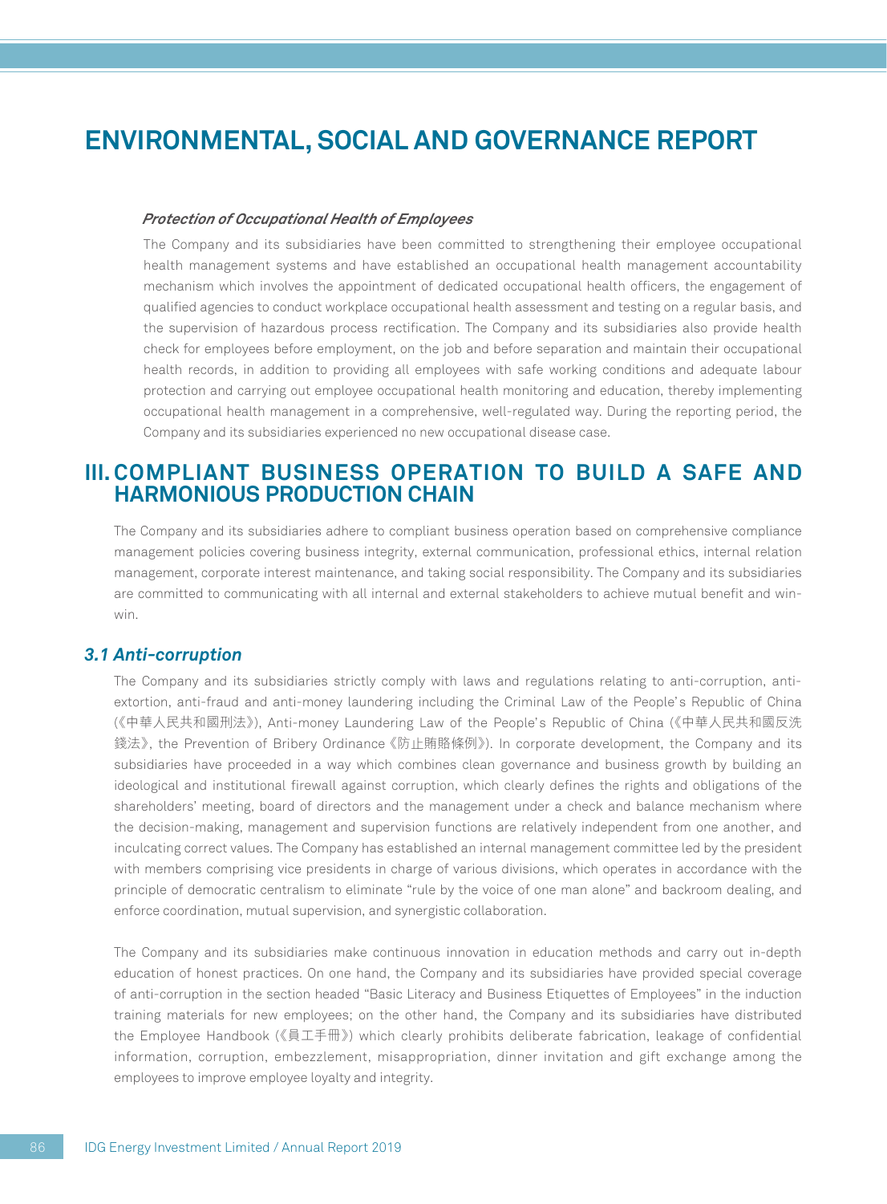***Protection of Occupational Health of Employees***

The Company and its subsidiaries have been committed to strengthening their employee occupational health management systems and have established an occupational health management accountability mechanism which involves the appointment of dedicated occupational health officers, the engagement of qualified agencies to conduct workplace occupational health assessment and testing on a regular basis, and the supervision of hazardous process rectification. The Company and its subsidiaries also provide health check for employees before employment, on the job and before separation and maintain their occupational health records, in addition to providing all employees with safe working conditions and adequate labour protection and carrying out employee occupational health monitoring and education, thereby implementing occupational health management in a comprehensive, well-regulated way. During the reporting period, the Company and its subsidiaries experienced no new occupational disease case.

## III. COMPLIANT BUSINESS OPERATION TO BUILD A SAFE AND HARMONIOUS PRODUCTION CHAIN

The Company and its subsidiaries adhere to compliant business operation based on comprehensive compliance management policies covering business integrity, external communication, professional ethics, internal relation management, corporate interest maintenance, and taking social responsibility. The Company and its subsidiaries are committed to communicating with all internal and external stakeholders to achieve mutual benefit and win-win.

### *3.1 Anti-corruption*

The Company and its subsidiaries strictly comply with laws and regulations relating to anti-corruption, anti-extortion, anti-fraud and anti-money laundering including the Criminal Law of the People's Republic of China (《中華人民共和國刑法》), Anti-money Laundering Law of the People's Republic of China (《中華人民共和國反洗錢法》, the Prevention of Bribery Ordinance《防止賄賂條例》). In corporate development, the Company and its subsidiaries have proceeded in a way which combines clean governance and business growth by building an ideological and institutional firewall against corruption, which clearly defines the rights and obligations of the shareholders' meeting, board of directors and the management under a check and balance mechanism where the decision-making, management and supervision functions are relatively independent from one another, and inculcating correct values. The Company has established an internal management committee led by the president with members comprising vice presidents in charge of various divisions, which operates in accordance with the principle of democratic centralism to eliminate "rule by the voice of one man alone" and backroom dealing, and enforce coordination, mutual supervision, and synergistic collaboration.

The Company and its subsidiaries make continuous innovation in education methods and carry out in-depth education of honest practices. On one hand, the Company and its subsidiaries have provided special coverage of anti-corruption in the section headed "Basic Literacy and Business Etiquettes of Employees" in the induction training materials for new employees; on the other hand, the Company and its subsidiaries have distributed the Employee Handbook (《員工手冊》) which clearly prohibits deliberate fabrication, leakage of confidential information, corruption, embezzlement, misappropriation, dinner invitation and gift exchange among the employees to improve employee loyalty and integrity.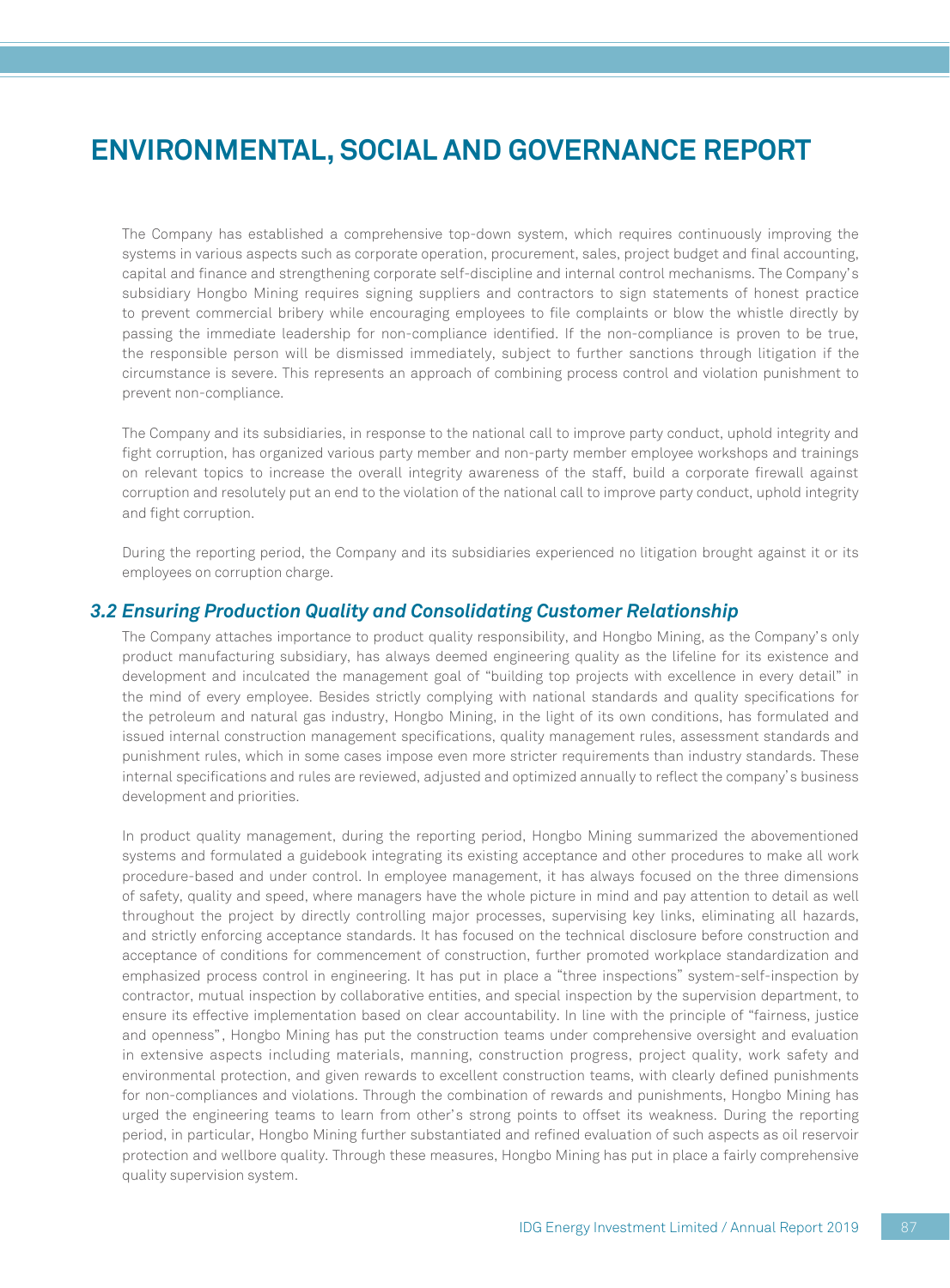# ENVIRONMENTAL, SOCIAL AND GOVERNANCE REPORT

The Company has established a comprehensive top-down system, which requires continuously improving the systems in various aspects such as corporate operation, procurement, sales, project budget and final accounting, capital and finance and strengthening corporate self-discipline and internal control mechanisms. The Company's subsidiary Hongbo Mining requires signing suppliers and contractors to sign statements of honest practice to prevent commercial bribery while encouraging employees to file complaints or blow the whistle directly by passing the immediate leadership for non-compliance identified. If the non-compliance is proven to be true, the responsible person will be dismissed immediately, subject to further sanctions through litigation if the circumstance is severe. This represents an approach of combining process control and violation punishment to prevent non-compliance.

The Company and its subsidiaries, in response to the national call to improve party conduct, uphold integrity and fight corruption, has organized various party member and non-party member employee workshops and trainings on relevant topics to increase the overall integrity awareness of the staff, build a corporate firewall against corruption and resolutely put an end to the violation of the national call to improve party conduct, uphold integrity and fight corruption.

During the reporting period, the Company and its subsidiaries experienced no litigation brought against it or its employees on corruption charge.

## *3.2 Ensuring Production Quality and Consolidating Customer Relationship*

The Company attaches importance to product quality responsibility, and Hongbo Mining, as the Company's only product manufacturing subsidiary, has always deemed engineering quality as the lifeline for its existence and development and inculcated the management goal of "building top projects with excellence in every detail" in the mind of every employee. Besides strictly complying with national standards and quality specifications for the petroleum and natural gas industry, Hongbo Mining, in the light of its own conditions, has formulated and issued internal construction management specifications, quality management rules, assessment standards and punishment rules, which in some cases impose even more stricter requirements than industry standards. These internal specifications and rules are reviewed, adjusted and optimized annually to reflect the company's business development and priorities.

In product quality management, during the reporting period, Hongbo Mining summarized the abovementioned systems and formulated a guidebook integrating its existing acceptance and other procedures to make all work procedure-based and under control. In employee management, it has always focused on the three dimensions of safety, quality and speed, where managers have the whole picture in mind and pay attention to detail as well throughout the project by directly controlling major processes, supervising key links, eliminating all hazards, and strictly enforcing acceptance standards. It has focused on the technical disclosure before construction and acceptance of conditions for commencement of construction, further promoted workplace standardization and emphasized process control in engineering. It has put in place a "three inspections" system-self-inspection by contractor, mutual inspection by collaborative entities, and special inspection by the supervision department, to ensure its effective implementation based on clear accountability. In line with the principle of "fairness, justice and openness", Hongbo Mining has put the construction teams under comprehensive oversight and evaluation in extensive aspects including materials, manning, construction progress, project quality, work safety and environmental protection, and given rewards to excellent construction teams, with clearly defined punishments for non-compliances and violations. Through the combination of rewards and punishments, Hongbo Mining has urged the engineering teams to learn from other's strong points to offset its weakness. During the reporting period, in particular, Hongbo Mining further substantiated and refined evaluation of such aspects as oil reservoir protection and wellbore quality. Through these measures, Hongbo Mining has put in place a fairly comprehensive quality supervision system.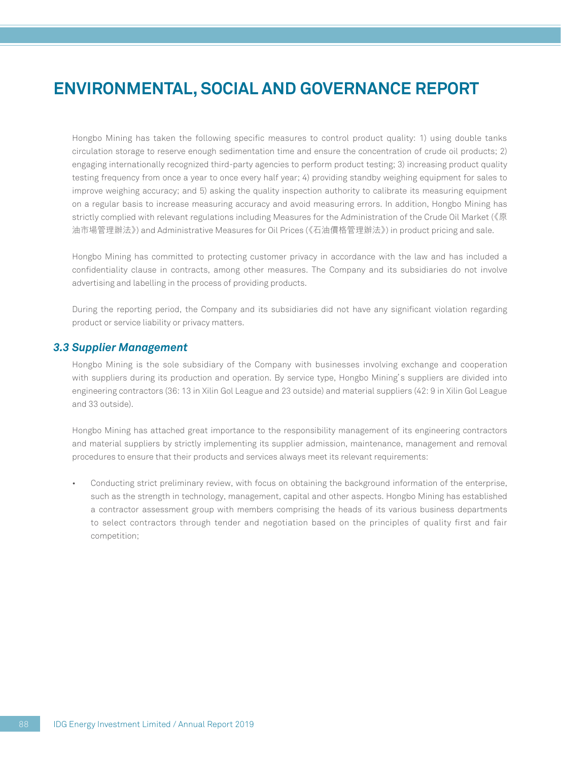Hongbo Mining has taken the following specific measures to control product quality: 1) using double tanks circulation storage to reserve enough sedimentation time and ensure the concentration of crude oil products; 2) engaging internationally recognized third-party agencies to perform product testing; 3) increasing product quality testing frequency from once a year to once every half year; 4) providing standby weighing equipment for sales to improve weighing accuracy; and 5) asking the quality inspection authority to calibrate its measuring equipment on a regular basis to increase measuring accuracy and avoid measuring errors. In addition, Hongbo Mining has strictly complied with relevant regulations including Measures for the Administration of the Crude Oil Market (《原油市場管理辦法》) and Administrative Measures for Oil Prices (《石油價格管理辦法》) in product pricing and sale.

Hongbo Mining has committed to protecting customer privacy in accordance with the law and has included a confidentiality clause in contracts, among other measures. The Company and its subsidiaries do not involve advertising and labelling in the process of providing products.

During the reporting period, the Company and its subsidiaries did not have any significant violation regarding product or service liability or privacy matters.

### *3.3 Supplier Management*

Hongbo Mining is the sole subsidiary of the Company with businesses involving exchange and cooperation with suppliers during its production and operation. By service type, Hongbo Mining's suppliers are divided into engineering contractors (36: 13 in Xilin Gol League and 23 outside) and material suppliers (42: 9 in Xilin Gol League and 33 outside).

Hongbo Mining has attached great importance to the responsibility management of its engineering contractors and material suppliers by strictly implementing its supplier admission, maintenance, management and removal procedures to ensure that their products and services always meet its relevant requirements:

- Conducting strict preliminary review, with focus on obtaining the background information of the enterprise, such as the strength in technology, management, capital and other aspects. Hongbo Mining has established a contractor assessment group with members comprising the heads of its various business departments to select contractors through tender and negotiation based on the principles of quality first and fair competition;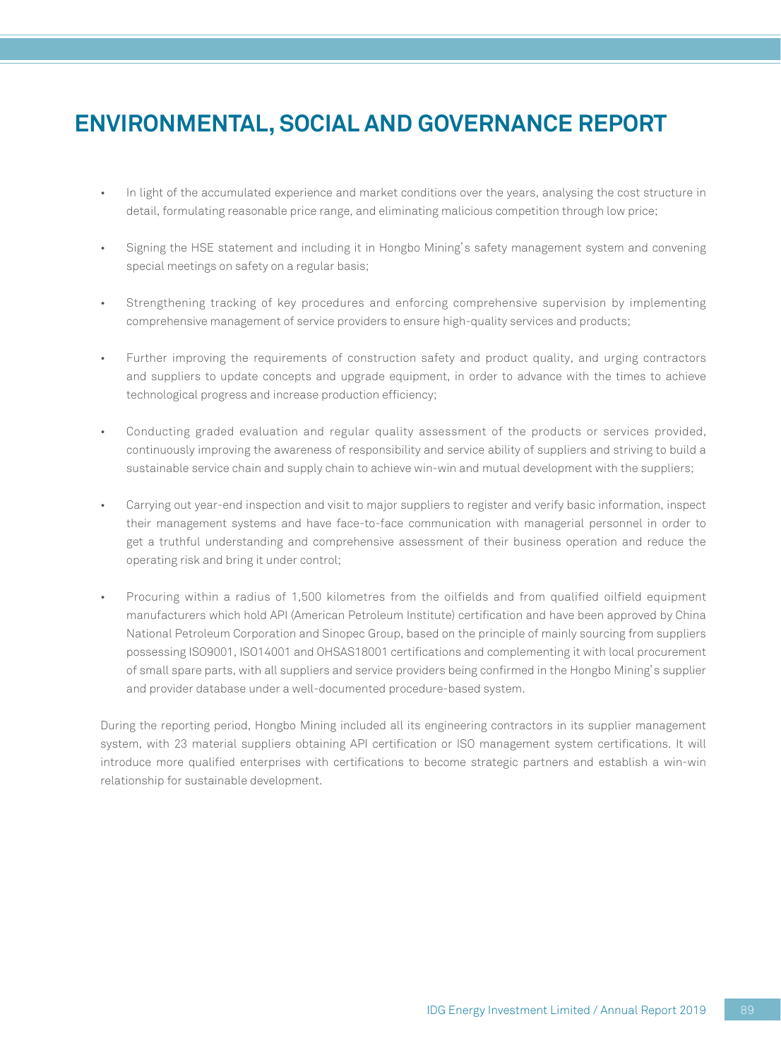- In light of the accumulated experience and market conditions over the years, analysing the cost structure in detail, formulating reasonable price range, and eliminating malicious competition through low price;

- Signing the HSE statement and including it in Hongbo Mining's safety management system and convening special meetings on safety on a regular basis;

- Strengthening tracking of key procedures and enforcing comprehensive supervision by implementing comprehensive management of service providers to ensure high-quality services and products;

- Further improving the requirements of construction safety and product quality, and urging contractors and suppliers to update concepts and upgrade equipment, in order to advance with the times to achieve technological progress and increase production efficiency;

- Conducting graded evaluation and regular quality assessment of the products or services provided, continuously improving the awareness of responsibility and service ability of suppliers and striving to build a sustainable service chain and supply chain to achieve win-win and mutual development with the suppliers;

- Carrying out year-end inspection and visit to major suppliers to register and verify basic information, inspect their management systems and have face-to-face communication with managerial personnel in order to get a truthful understanding and comprehensive assessment of their business operation and reduce the operating risk and bring it under control;

- Procuring within a radius of 1,500 kilometres from the oilfields and from qualified oilfield equipment manufacturers which hold API (American Petroleum Institute) certification and have been approved by China National Petroleum Corporation and Sinopec Group, based on the principle of mainly sourcing from suppliers possessing ISO9001, ISO14001 and OHSAS18001 certifications and complementing it with local procurement of small spare parts, with all suppliers and service providers being confirmed in the Hongbo Mining's supplier and provider database under a well-documented procedure-based system.

During the reporting period, Hongbo Mining included all its engineering contractors in its supplier management system, with 23 material suppliers obtaining API certification or ISO management system certifications. It will introduce more qualified enterprises with certifications to become strategic partners and establish a win-win relationship for sustainable development.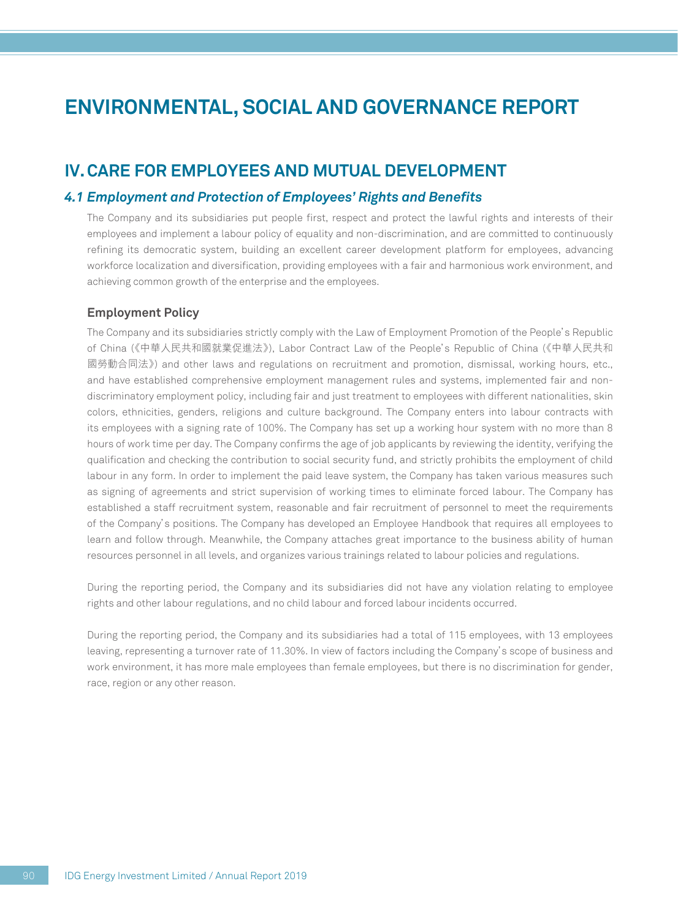# ENVIRONMENTAL, SOCIAL AND GOVERNANCE REPORT

## IV. CARE FOR EMPLOYEES AND MUTUAL DEVELOPMENT

### *4.1 Employment and Protection of Employees' Rights and Benefits*

The Company and its subsidiaries put people first, respect and protect the lawful rights and interests of their employees and implement a labour policy of equality and non-discrimination, and are committed to continuously refining its democratic system, building an excellent career development platform for employees, advancing workforce localization and diversification, providing employees with a fair and harmonious work environment, and achieving common growth of the enterprise and the employees.

#### Employment Policy

The Company and its subsidiaries strictly comply with the Law of Employment Promotion of the People's Republic of China (《中華人民共和國就業促進法》), Labor Contract Law of the People's Republic of China (《中華人民共和國勞動合同法》) and other laws and regulations on recruitment and promotion, dismissal, working hours, etc., and have established comprehensive employment management rules and systems, implemented fair and non-discriminatory employment policy, including fair and just treatment to employees with different nationalities, skin colors, ethnicities, genders, religions and culture background. The Company enters into labour contracts with its employees with a signing rate of 100%. The Company has set up a working hour system with no more than 8 hours of work time per day. The Company confirms the age of job applicants by reviewing the identity, verifying the qualification and checking the contribution to social security fund, and strictly prohibits the employment of child labour in any form. In order to implement the paid leave system, the Company has taken various measures such as signing of agreements and strict supervision of working times to eliminate forced labour. The Company has established a staff recruitment system, reasonable and fair recruitment of personnel to meet the requirements of the Company's positions. The Company has developed an Employee Handbook that requires all employees to learn and follow through. Meanwhile, the Company attaches great importance to the business ability of human resources personnel in all levels, and organizes various trainings related to labour policies and regulations.

During the reporting period, the Company and its subsidiaries did not have any violation relating to employee rights and other labour regulations, and no child labour and forced labour incidents occurred.

During the reporting period, the Company and its subsidiaries had a total of 115 employees, with 13 employees leaving, representing a turnover rate of 11.30%. In view of factors including the Company's scope of business and work environment, it has more male employees than female employees, but there is no discrimination for gender, race, region or any other reason.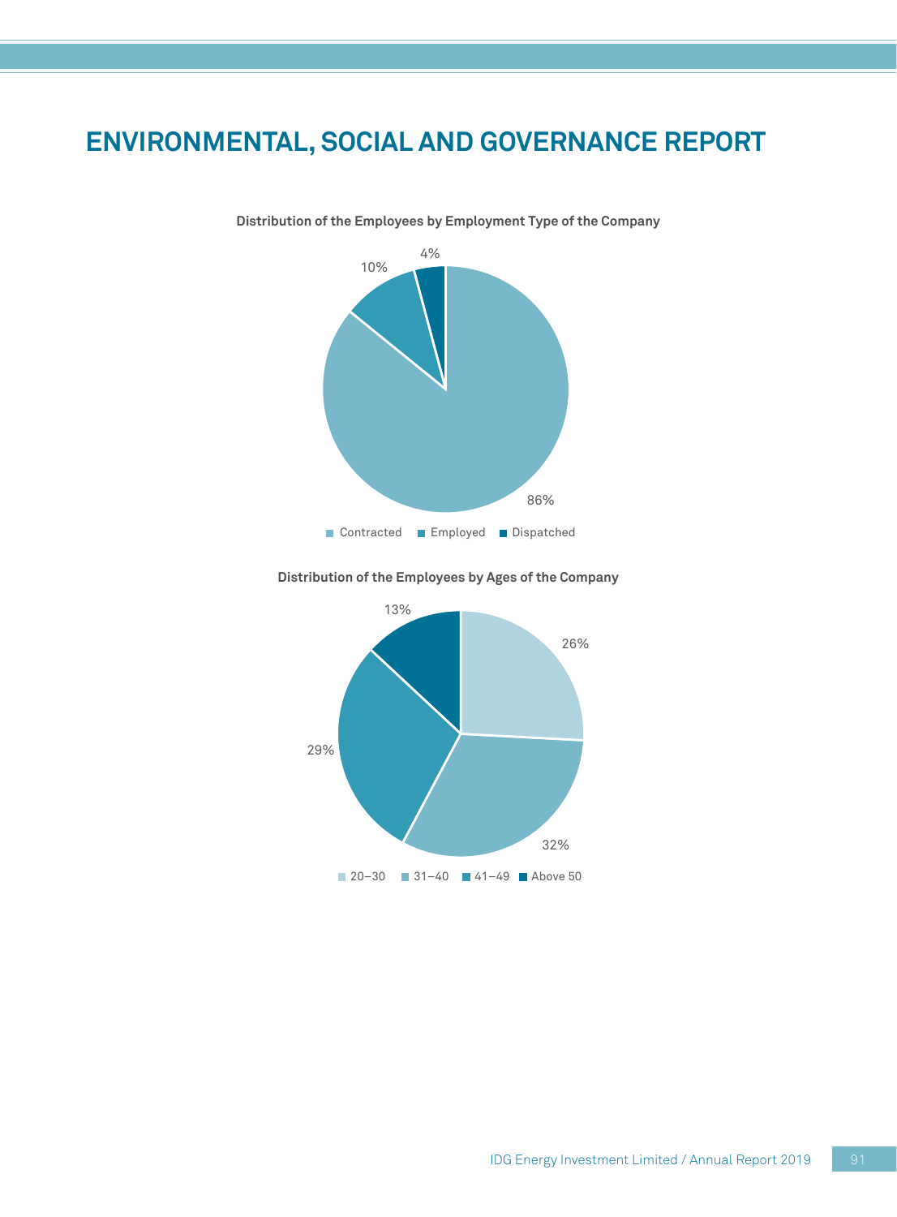# ENVIRONMENTAL, SOCIAL AND GOVERNANCE REPORT

**Distribution of the Employees by Employment Type of the Company**

| Employment Type | Percentage |
|---|---|
| Contracted | 86% |
| Employed | 10% |
| Dispatched | 4% |

**Distribution of the Employees by Ages of the Company**

| Age | Percentage |
|---|---|
| 20–30 | 26% |
| 31–40 | 32% |
| 41–49 | 29% |
| Above 50 | 13% |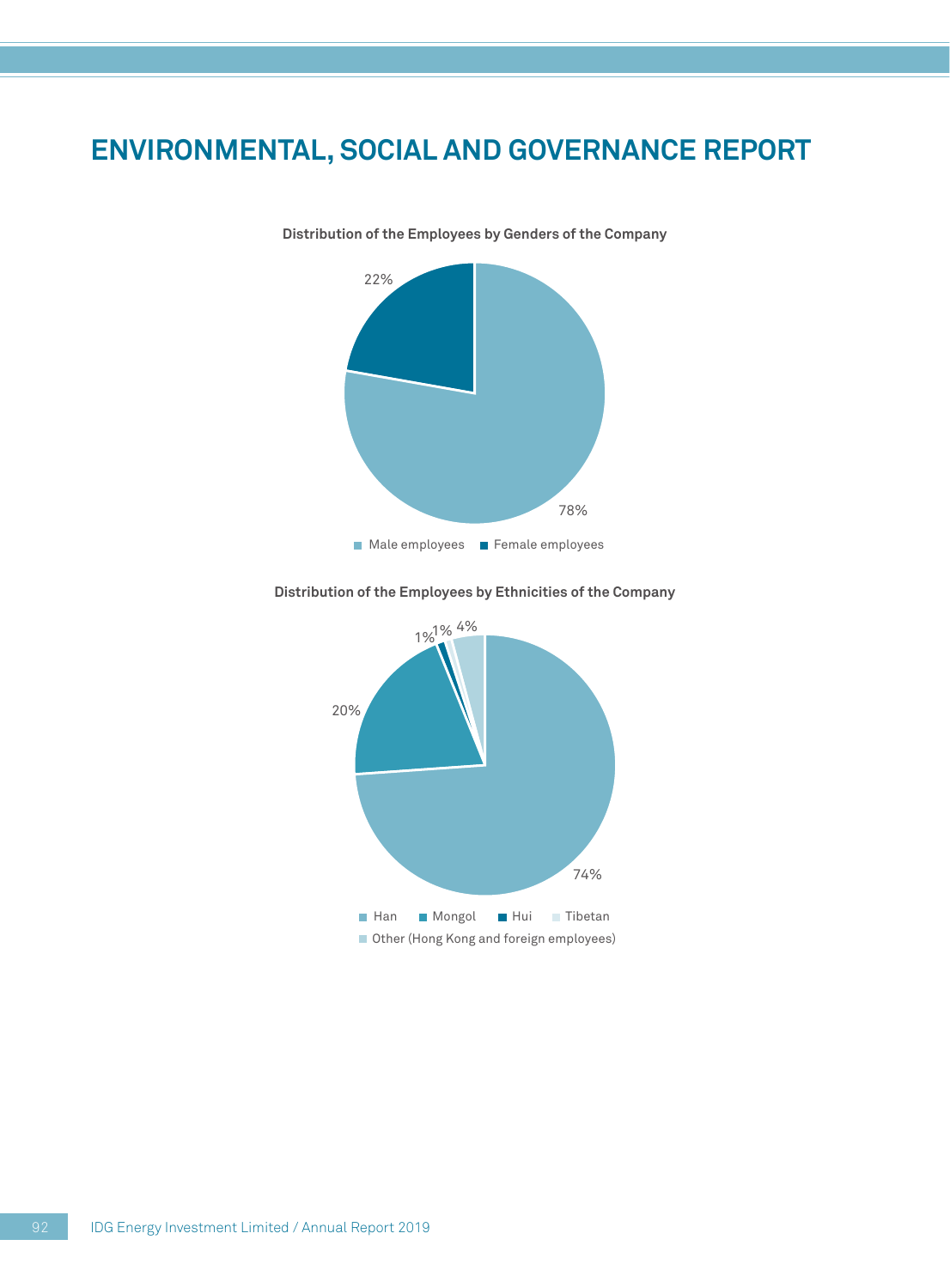# ENVIRONMENTAL, SOCIAL AND GOVERNANCE REPORT

**Distribution of the Employees by Genders of the Company**

22%

78%

Male employees   Female employees

**Distribution of the Employees by Ethnicities of the Company**

1% 1% 4%

20%

74%

Han   Mongol   Hui   Tibetan

Other (Hong Kong and foreign employees)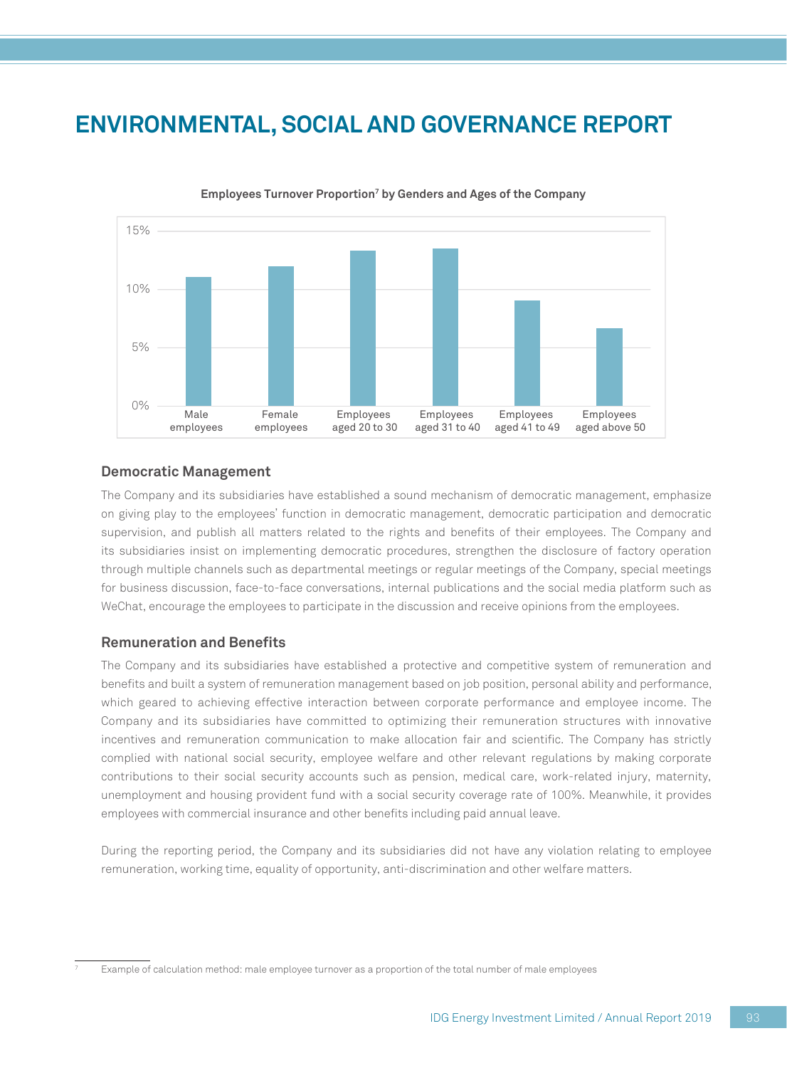# ENVIRONMENTAL, SOCIAL AND GOVERNANCE REPORT

**Employees Turnover Proportion[7] by Genders and Ages of the Company**

| Category | Turnover Proportion |
|---|---|
| Male employees | ~11% |
| Female employees | ~12% |
| Employees aged 20 to 30 | ~13.3% |
| Employees aged 31 to 40 | ~13.5% |
| Employees aged 41 to 49 | ~9% |
| Employees aged above 50 | ~6.7% |

## Democratic Management

The Company and its subsidiaries have established a sound mechanism of democratic management, emphasize on giving play to the employees' function in democratic management, democratic participation and democratic supervision, and publish all matters related to the rights and benefits of their employees. The Company and its subsidiaries insist on implementing democratic procedures, strengthen the disclosure of factory operation through multiple channels such as departmental meetings or regular meetings of the Company, special meetings for business discussion, face-to-face conversations, internal publications and the social media platform such as WeChat, encourage the employees to participate in the discussion and receive opinions from the employees.

## Remuneration and Benefits

The Company and its subsidiaries have established a protective and competitive system of remuneration and benefits and built a system of remuneration management based on job position, personal ability and performance, which geared to achieving effective interaction between corporate performance and employee income. The Company and its subsidiaries have committed to optimizing their remuneration structures with innovative incentives and remuneration communication to make allocation fair and scientific. The Company has strictly complied with national social security, employee welfare and other relevant regulations by making corporate contributions to their social security accounts such as pension, medical care, work-related injury, maternity, unemployment and housing provident fund with a social security coverage rate of 100%. Meanwhile, it provides employees with commercial insurance and other benefits including paid annual leave.

During the reporting period, the Company and its subsidiaries did not have any violation relating to employee remuneration, working time, equality of opportunity, anti-discrimination and other welfare matters.

[7] Example of calculation method: male employee turnover as a proportion of the total number of male employees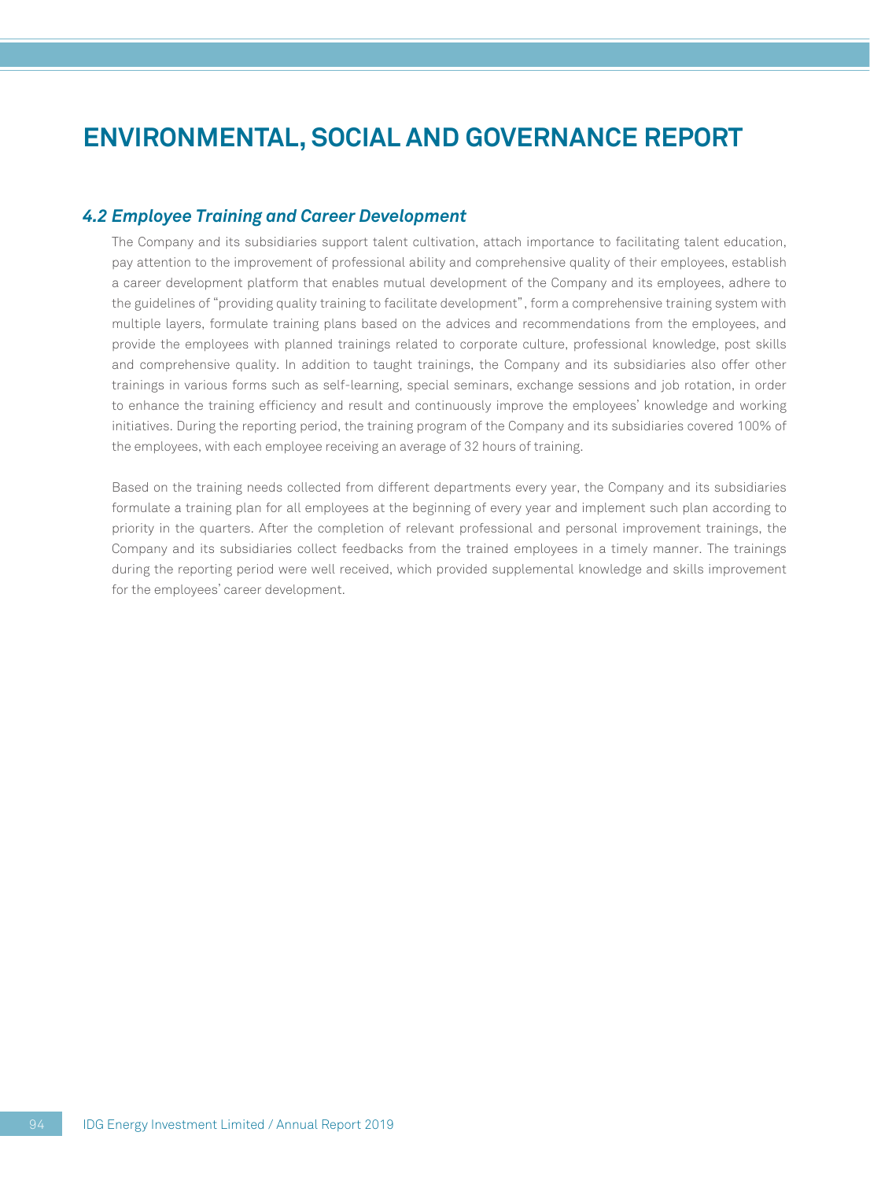# ENVIRONMENTAL, SOCIAL AND GOVERNANCE REPORT

### *4.2 Employee Training and Career Development*

The Company and its subsidiaries support talent cultivation, attach importance to facilitating talent education, pay attention to the improvement of professional ability and comprehensive quality of their employees, establish a career development platform that enables mutual development of the Company and its employees, adhere to the guidelines of "providing quality training to facilitate development", form a comprehensive training system with multiple layers, formulate training plans based on the advices and recommendations from the employees, and provide the employees with planned trainings related to corporate culture, professional knowledge, post skills and comprehensive quality. In addition to taught trainings, the Company and its subsidiaries also offer other trainings in various forms such as self-learning, special seminars, exchange sessions and job rotation, in order to enhance the training efficiency and result and continuously improve the employees' knowledge and working initiatives. During the reporting period, the training program of the Company and its subsidiaries covered 100% of the employees, with each employee receiving an average of 32 hours of training.

Based on the training needs collected from different departments every year, the Company and its subsidiaries formulate a training plan for all employees at the beginning of every year and implement such plan according to priority in the quarters. After the completion of relevant professional and personal improvement trainings, the Company and its subsidiaries collect feedbacks from the trained employees in a timely manner. The trainings during the reporting period were well received, which provided supplemental knowledge and skills improvement for the employees' career development.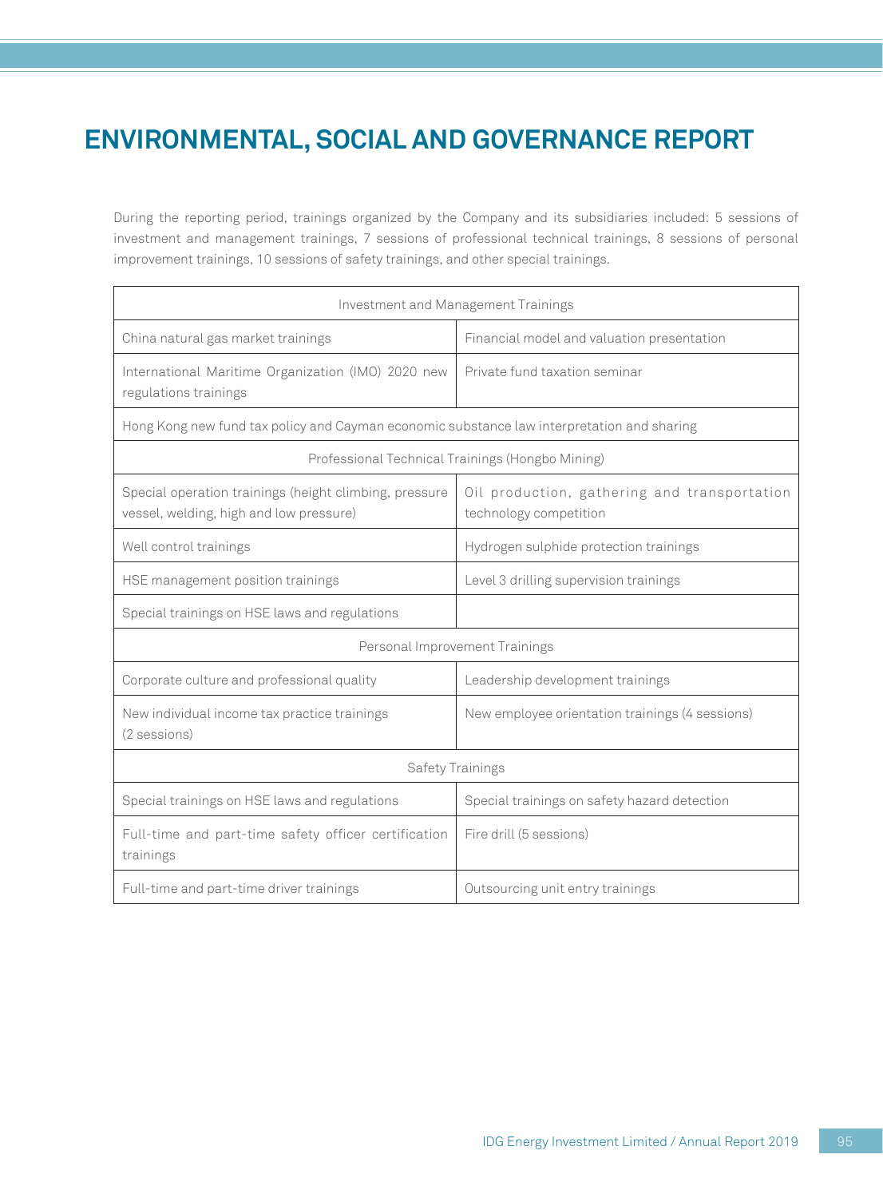# ENVIRONMENTAL, SOCIAL AND GOVERNANCE REPORT

During the reporting period, trainings organized by the Company and its subsidiaries included: 5 sessions of investment and management trainings, 7 sessions of professional technical trainings, 8 sessions of personal improvement trainings, 10 sessions of safety trainings, and other special trainings.

| Investment and Management Trainings | |
|---|---|
| China natural gas market trainings | Financial model and valuation presentation |
| International Maritime Organization (IMO) 2020 new regulations trainings | Private fund taxation seminar |
| Hong Kong new fund tax policy and Cayman economic substance law interpretation and sharing | |
| **Professional Technical Trainings (Hongbo Mining)** | |
| Special operation trainings (height climbing, pressure vessel, welding, high and low pressure) | Oil production, gathering and transportation technology competition |
| Well control trainings | Hydrogen sulphide protection trainings |
| HSE management position trainings | Level 3 drilling supervision trainings |
| Special trainings on HSE laws and regulations | |
| **Personal Improvement Trainings** | |
| Corporate culture and professional quality | Leadership development trainings |
| New individual income tax practice trainings (2 sessions) | New employee orientation trainings (4 sessions) |
| **Safety Trainings** | |
| Special trainings on HSE laws and regulations | Special trainings on safety hazard detection |
| Full-time and part-time safety officer certification trainings | Fire drill (5 sessions) |
| Full-time and part-time driver trainings | Outsourcing unit entry trainings |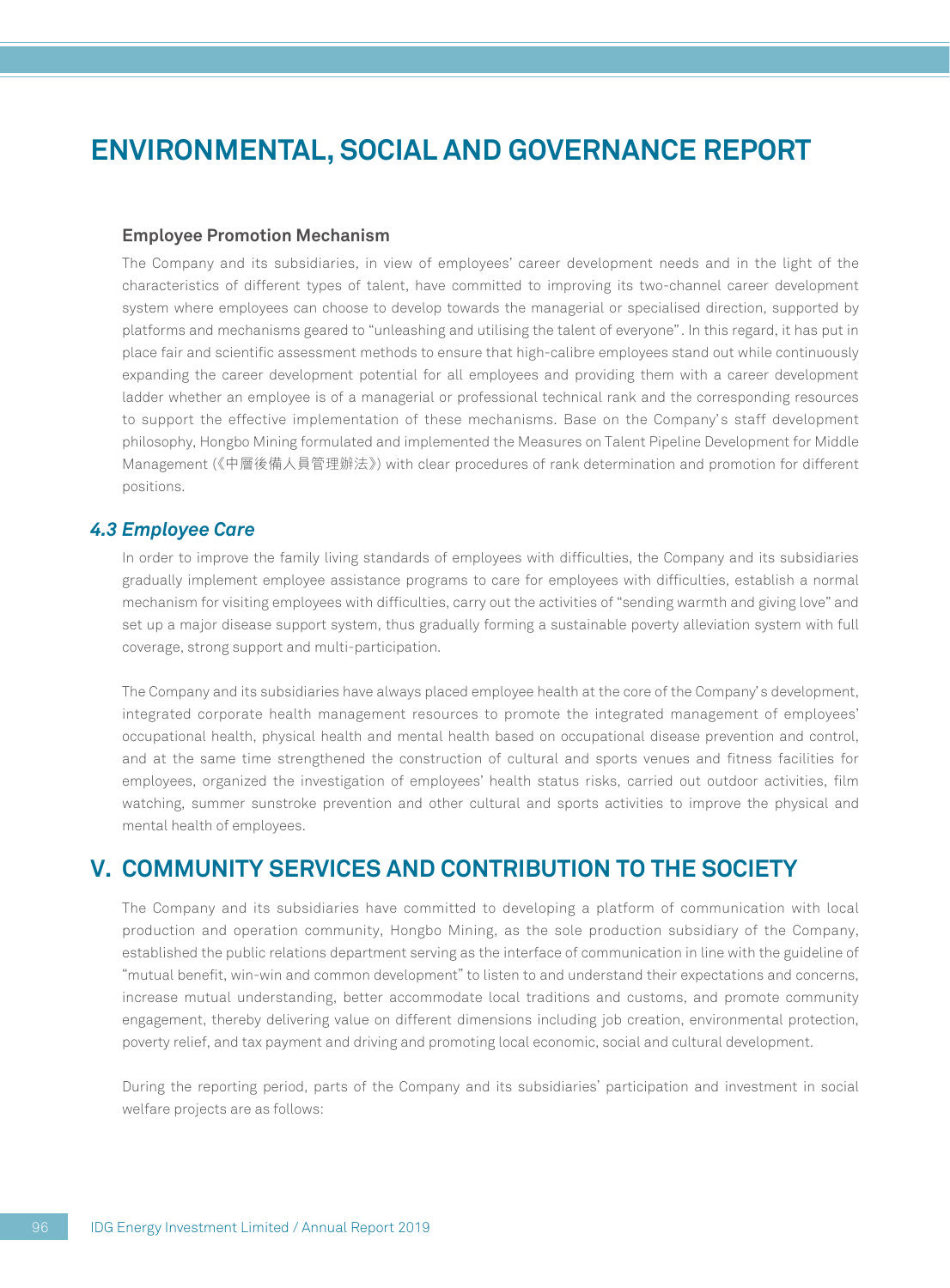# ENVIRONMENTAL, SOCIAL AND GOVERNANCE REPORT

### Employee Promotion Mechanism

The Company and its subsidiaries, in view of employees' career development needs and in the light of the characteristics of different types of talent, have committed to improving its two-channel career development system where employees can choose to develop towards the managerial or specialised direction, supported by platforms and mechanisms geared to "unleashing and utilising the talent of everyone". In this regard, it has put in place fair and scientific assessment methods to ensure that high-calibre employees stand out while continuously expanding the career development potential for all employees and providing them with a career development ladder whether an employee is of a managerial or professional technical rank and the corresponding resources to support the effective implementation of these mechanisms. Base on the Company's staff development philosophy, Hongbo Mining formulated and implemented the Measures on Talent Pipeline Development for Middle Management (《中層後備人員管理辦法》) with clear procedures of rank determination and promotion for different positions.

## *4.3 Employee Care*

In order to improve the family living standards of employees with difficulties, the Company and its subsidiaries gradually implement employee assistance programs to care for employees with difficulties, establish a normal mechanism for visiting employees with difficulties, carry out the activities of "sending warmth and giving love" and set up a major disease support system, thus gradually forming a sustainable poverty alleviation system with full coverage, strong support and multi-participation.

The Company and its subsidiaries have always placed employee health at the core of the Company's development, integrated corporate health management resources to promote the integrated management of employees' occupational health, physical health and mental health based on occupational disease prevention and control, and at the same time strengthened the construction of cultural and sports venues and fitness facilities for employees, organized the investigation of employees' health status risks, carried out outdoor activities, film watching, summer sunstroke prevention and other cultural and sports activities to improve the physical and mental health of employees.

## V. COMMUNITY SERVICES AND CONTRIBUTION TO THE SOCIETY

The Company and its subsidiaries have committed to developing a platform of communication with local production and operation community, Hongbo Mining, as the sole production subsidiary of the Company, established the public relations department serving as the interface of communication in line with the guideline of "mutual benefit, win-win and common development" to listen to and understand their expectations and concerns, increase mutual understanding, better accommodate local traditions and customs, and promote community engagement, thereby delivering value on different dimensions including job creation, environmental protection, poverty relief, and tax payment and driving and promoting local economic, social and cultural development.

During the reporting period, parts of the Company and its subsidiaries' participation and investment in social welfare projects are as follows: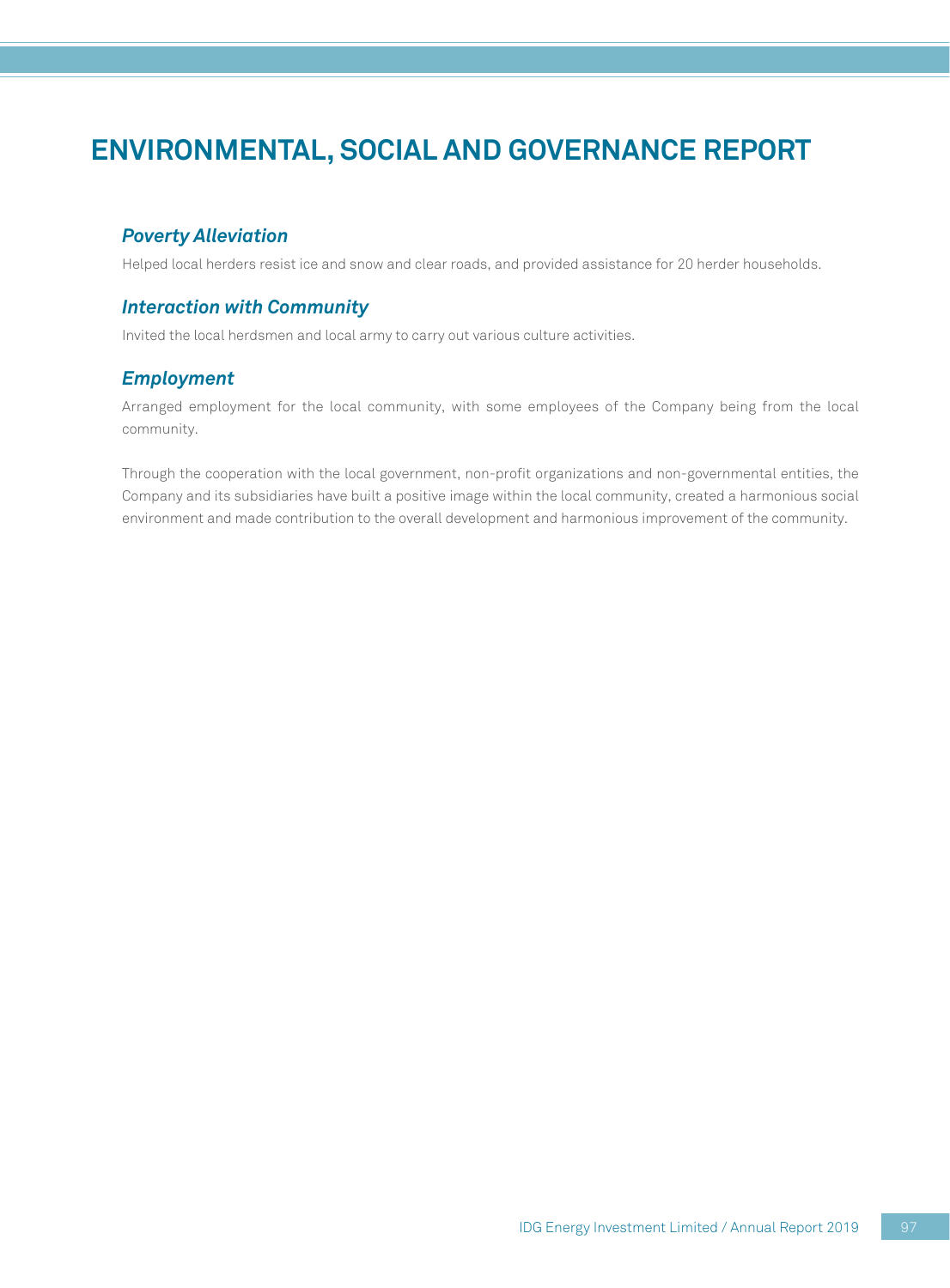# ENVIRONMENTAL, SOCIAL AND GOVERNANCE REPORT

### *Poverty Alleviation*

Helped local herders resist ice and snow and clear roads, and provided assistance for 20 herder households.

### *Interaction with Community*

Invited the local herdsmen and local army to carry out various culture activities.

### *Employment*

Arranged employment for the local community, with some employees of the Company being from the local community.

Through the cooperation with the local government, non-profit organizations and non-governmental entities, the Company and its subsidiaries have built a positive image within the local community, created a harmonious social environment and made contribution to the overall development and harmonious improvement of the community.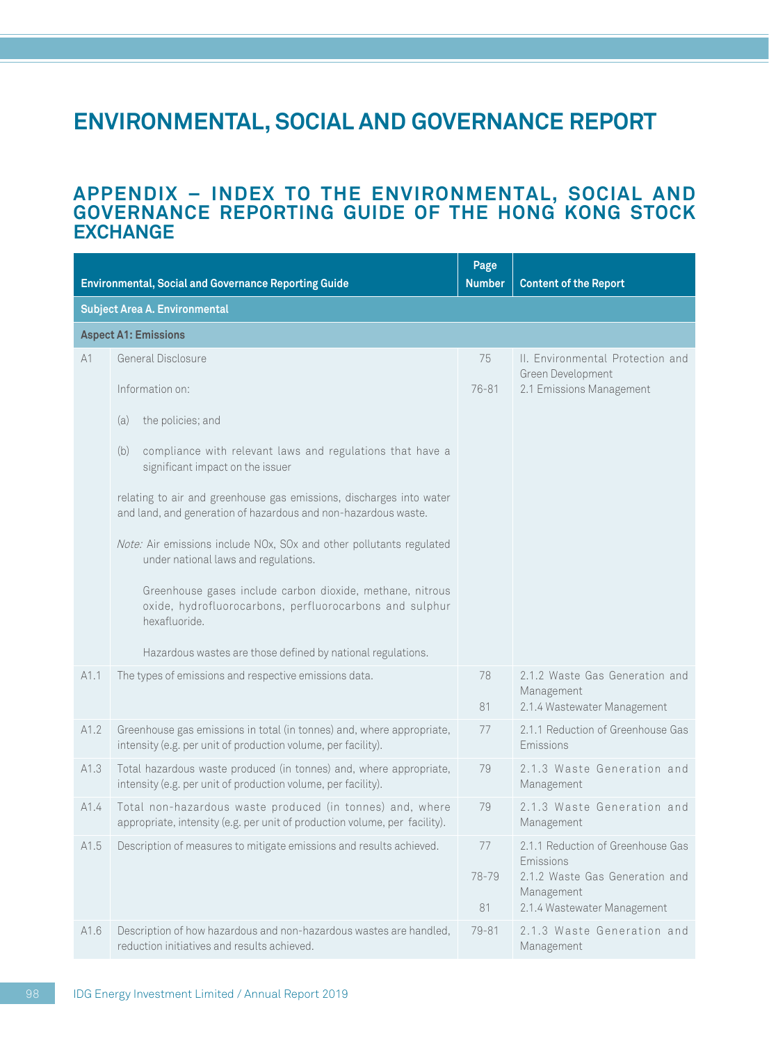# ENVIRONMENTAL, SOCIAL AND GOVERNANCE REPORT

## APPENDIX – INDEX TO THE ENVIRONMENTAL, SOCIAL AND GOVERNANCE REPORTING GUIDE OF THE HONG KONG STOCK EXCHANGE

| Environmental, Social and Governance Reporting Guide | | Page Number | Content of the Report |
|---|---|---|---|
| **Subject Area A. Environmental** | | | |
| **Aspect A1: Emissions** | | | |
| A1 | General Disclosure<br><br>Information on:<br><br>(a) the policies; and<br><br>(b) compliance with relevant laws and regulations that have a significant impact on the issuer<br><br>relating to air and greenhouse gas emissions, discharges into water and land, and generation of hazardous and non-hazardous waste.<br><br>*Note:* Air emissions include NOx, SOx and other pollutants regulated under national laws and regulations.<br><br>Greenhouse gases include carbon dioxide, methane, nitrous oxide, hydrofluorocarbons, perfluorocarbons and sulphur hexafluoride.<br><br>Hazardous wastes are those defined by national regulations. | 75<br><br>76-81 | II. Environmental Protection and Green Development<br><br>2.1 Emissions Management |
| A1.1 | The types of emissions and respective emissions data. | 78<br><br>81 | 2.1.2 Waste Gas Generation and Management<br><br>2.1.4 Wastewater Management |
| A1.2 | Greenhouse gas emissions in total (in tonnes) and, where appropriate, intensity (e.g. per unit of production volume, per facility). | 77 | 2.1.1 Reduction of Greenhouse Gas Emissions |
| A1.3 | Total hazardous waste produced (in tonnes) and, where appropriate, intensity (e.g. per unit of production volume, per facility). | 79 | 2.1.3 Waste Generation and Management |
| A1.4 | Total non-hazardous waste produced (in tonnes) and, where appropriate, intensity (e.g. per unit of production volume, per facility). | 79 | 2.1.3 Waste Generation and Management |
| A1.5 | Description of measures to mitigate emissions and results achieved. | 77<br><br>78-79<br><br>81 | 2.1.1 Reduction of Greenhouse Gas Emissions<br><br>2.1.2 Waste Gas Generation and Management<br><br>2.1.4 Wastewater Management |
| A1.6 | Description of how hazardous and non-hazardous wastes are handled, reduction initiatives and results achieved. | 79-81 | 2.1.3 Waste Generation and Management |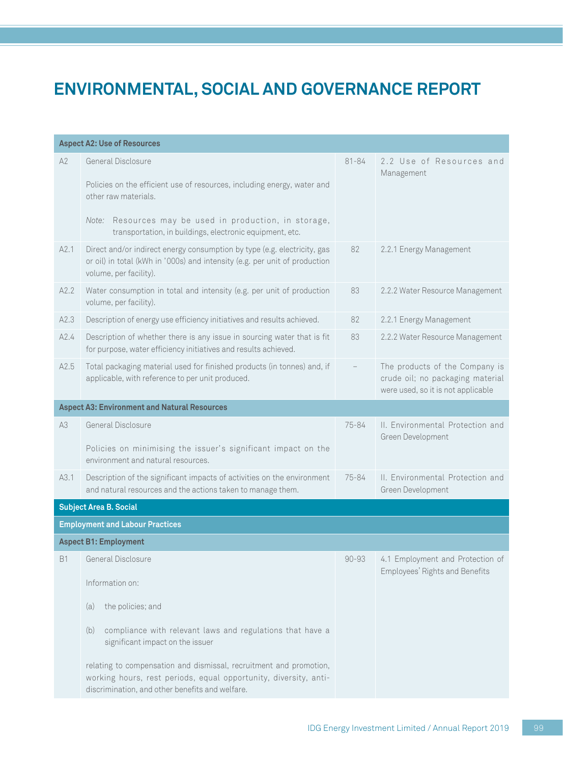# ENVIRONMENTAL, SOCIAL AND GOVERNANCE REPORT

| | | | |
|---|---|---|---|
| **Aspect A2: Use of Resources** | | | |
| A2 | General Disclosure<br><br>Policies on the efficient use of resources, including energy, water and other raw materials.<br><br>*Note:* Resources may be used in production, in storage, transportation, in buildings, electronic equipment, etc. | 81-84 | 2.2 Use of Resources and Management |
| A2.1 | Direct and/or indirect energy consumption by type (e.g. electricity, gas or oil) in total (kWh in '000s) and intensity (e.g. per unit of production volume, per facility). | 82 | 2.2.1 Energy Management |
| A2.2 | Water consumption in total and intensity (e.g. per unit of production volume, per facility). | 83 | 2.2.2 Water Resource Management |
| A2.3 | Description of energy use efficiency initiatives and results achieved. | 82 | 2.2.1 Energy Management |
| A2.4 | Description of whether there is any issue in sourcing water that is fit for purpose, water efficiency initiatives and results achieved. | 83 | 2.2.2 Water Resource Management |
| A2.5 | Total packaging material used for finished products (in tonnes) and, if applicable, with reference to per unit produced. | – | The products of the Company is crude oil; no packaging material were used, so it is not applicable |
| **Aspect A3: Environment and Natural Resources** | | | |
| A3 | General Disclosure<br><br>Policies on minimising the issuer's significant impact on the environment and natural resources. | 75-84 | II. Environmental Protection and Green Development |
| A3.1 | Description of the significant impacts of activities on the environment and natural resources and the actions taken to manage them. | 75-84 | II. Environmental Protection and Green Development |
| **Subject Area B. Social** | | | |
| **Employment and Labour Practices** | | | |
| **Aspect B1: Employment** | | | |
| B1 | General Disclosure<br><br>Information on:<br><br>(a) the policies; and<br><br>(b) compliance with relevant laws and regulations that have a significant impact on the issuer<br><br>relating to compensation and dismissal, recruitment and promotion, working hours, rest periods, equal opportunity, diversity, anti-discrimination, and other benefits and welfare. | 90-93 | 4.1 Employment and Protection of Employees' Rights and Benefits |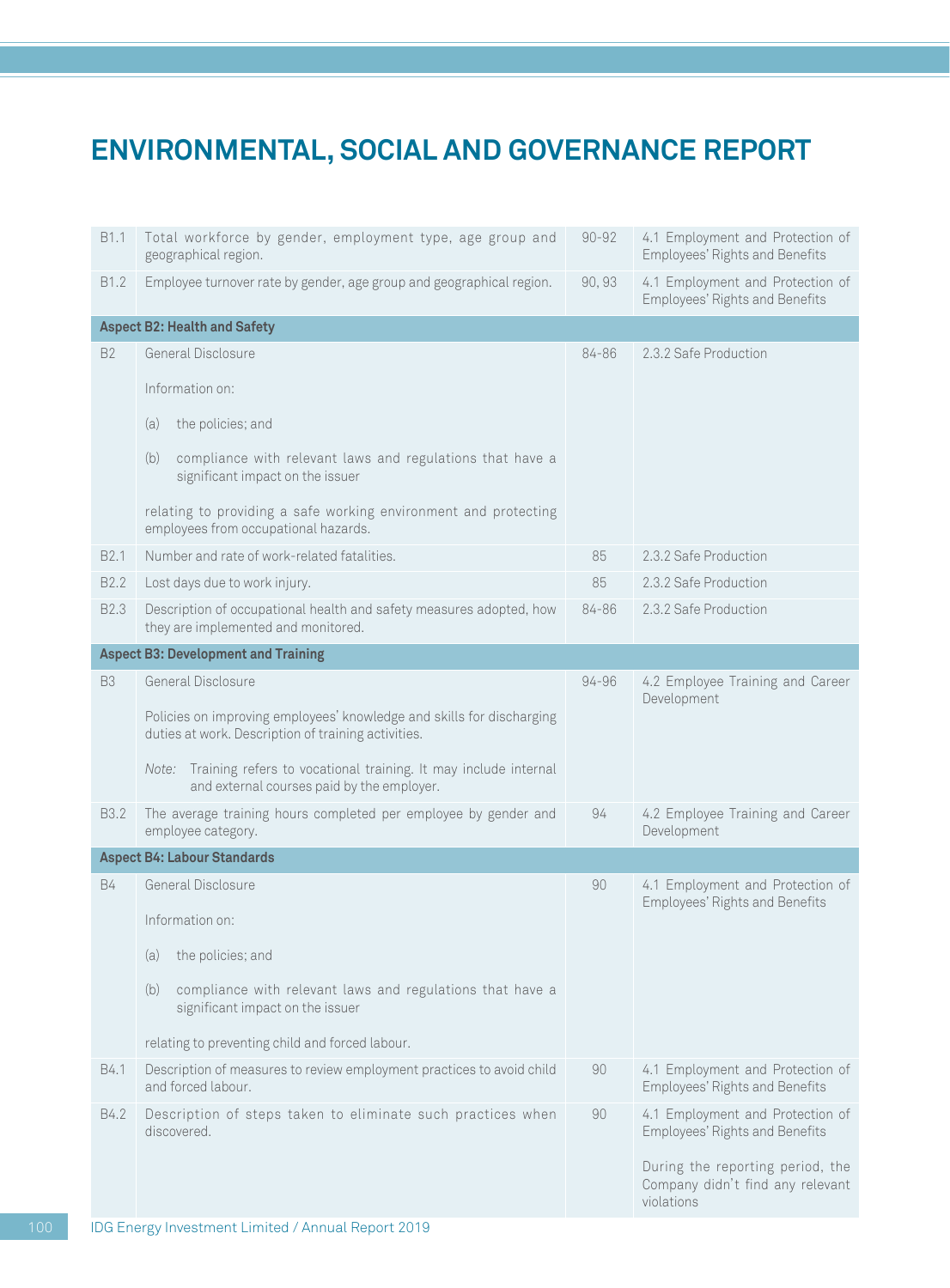# ENVIRONMENTAL, SOCIAL AND GOVERNANCE REPORT

| | | | |
|---|---|---|---|
| B1.1 | Total workforce by gender, employment type, age group and geographical region. | 90-92 | 4.1 Employment and Protection of Employees' Rights and Benefits |
| B1.2 | Employee turnover rate by gender, age group and geographical region. | 90, 93 | 4.1 Employment and Protection of Employees' Rights and Benefits |
| **Aspect B2: Health and Safety** | | | |
| B2 | General Disclosure<br><br>Information on:<br><br>(a) the policies; and<br><br>(b) compliance with relevant laws and regulations that have a significant impact on the issuer<br><br>relating to providing a safe working environment and protecting employees from occupational hazards. | 84-86 | 2.3.2 Safe Production |
| B2.1 | Number and rate of work-related fatalities. | 85 | 2.3.2 Safe Production |
| B2.2 | Lost days due to work injury. | 85 | 2.3.2 Safe Production |
| B2.3 | Description of occupational health and safety measures adopted, how they are implemented and monitored. | 84-86 | 2.3.2 Safe Production |
| **Aspect B3: Development and Training** | | | |
| B3 | General Disclosure<br><br>Policies on improving employees' knowledge and skills for discharging duties at work. Description of training activities.<br><br>*Note:* Training refers to vocational training. It may include internal and external courses paid by the employer. | 94-96 | 4.2 Employee Training and Career Development |
| B3.2 | The average training hours completed per employee by gender and employee category. | 94 | 4.2 Employee Training and Career Development |
| **Aspect B4: Labour Standards** | | | |
| B4 | General Disclosure<br><br>Information on:<br><br>(a) the policies; and<br><br>(b) compliance with relevant laws and regulations that have a significant impact on the issuer<br><br>relating to preventing child and forced labour. | 90 | 4.1 Employment and Protection of Employees' Rights and Benefits |
| B4.1 | Description of measures to review employment practices to avoid child and forced labour. | 90 | 4.1 Employment and Protection of Employees' Rights and Benefits |
| B4.2 | Description of steps taken to eliminate such practices when discovered. | 90 | 4.1 Employment and Protection of Employees' Rights and Benefits<br><br>During the reporting period, the Company didn't find any relevant violations |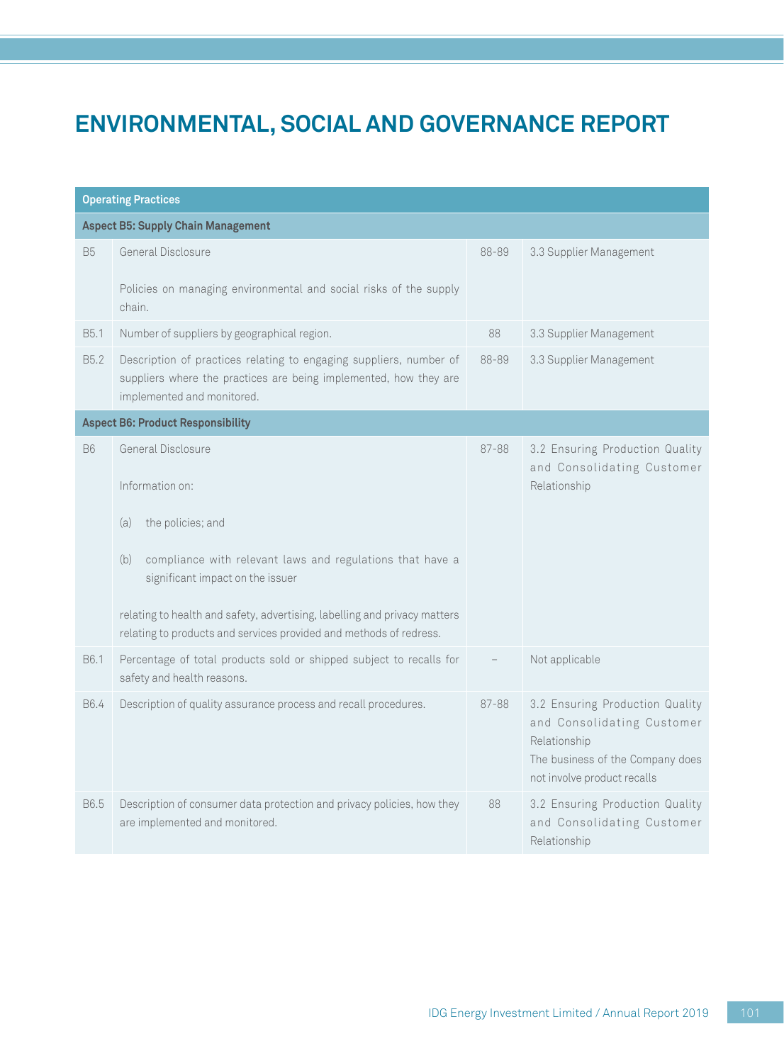# ENVIRONMENTAL, SOCIAL AND GOVERNANCE REPORT

| Operating Practices | | | |
|---|---|---|---|
| **Aspect B5: Supply Chain Management** | | | |
| B5 | General Disclosure<br><br>Policies on managing environmental and social risks of the supply chain. | 88-89 | 3.3 Supplier Management |
| B5.1 | Number of suppliers by geographical region. | 88 | 3.3 Supplier Management |
| B5.2 | Description of practices relating to engaging suppliers, number of suppliers where the practices are being implemented, how they are implemented and monitored. | 88-89 | 3.3 Supplier Management |
| **Aspect B6: Product Responsibility** | | | |
| B6 | General Disclosure<br><br>Information on:<br><br>(a) the policies; and<br><br>(b) compliance with relevant laws and regulations that have a significant impact on the issuer<br><br>relating to health and safety, advertising, labelling and privacy matters relating to products and services provided and methods of redress. | 87-88 | 3.2 Ensuring Production Quality and Consolidating Customer Relationship |
| B6.1 | Percentage of total products sold or shipped subject to recalls for safety and health reasons. | – | Not applicable |
| B6.4 | Description of quality assurance process and recall procedures. | 87-88 | 3.2 Ensuring Production Quality and Consolidating Customer Relationship<br>The business of the Company does not involve product recalls |
| B6.5 | Description of consumer data protection and privacy policies, how they are implemented and monitored. | 88 | 3.2 Ensuring Production Quality and Consolidating Customer Relationship |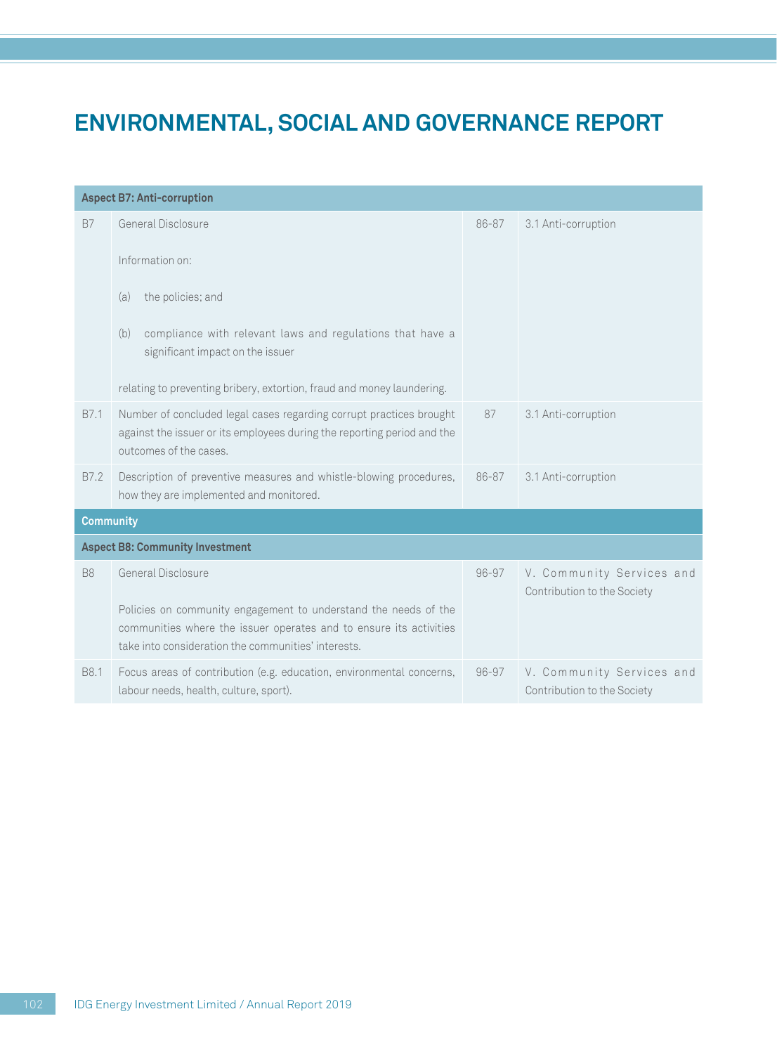# ENVIRONMENTAL, SOCIAL AND GOVERNANCE REPORT

| **Aspect B7: Anti-corruption** | | | |
|---|---|---|---|
| B7 | General Disclosure<br><br>Information on:<br><br>(a) the policies; and<br><br>(b) compliance with relevant laws and regulations that have a significant impact on the issuer<br><br>relating to preventing bribery, extortion, fraud and money laundering. | 86-87 | 3.1 Anti-corruption |
| B7.1 | Number of concluded legal cases regarding corrupt practices brought against the issuer or its employees during the reporting period and the outcomes of the cases. | 87 | 3.1 Anti-corruption |
| B7.2 | Description of preventive measures and whistle-blowing procedures, how they are implemented and monitored. | 86-87 | 3.1 Anti-corruption |
| **Community** | | | |
| **Aspect B8: Community Investment** | | | |
| B8 | General Disclosure<br><br>Policies on community engagement to understand the needs of the communities where the issuer operates and to ensure its activities take into consideration the communities' interests. | 96-97 | V. Community Services and Contribution to the Society |
| B8.1 | Focus areas of contribution (e.g. education, environmental concerns, labour needs, health, culture, sport). | 96-97 | V. Community Services and Contribution to the Society |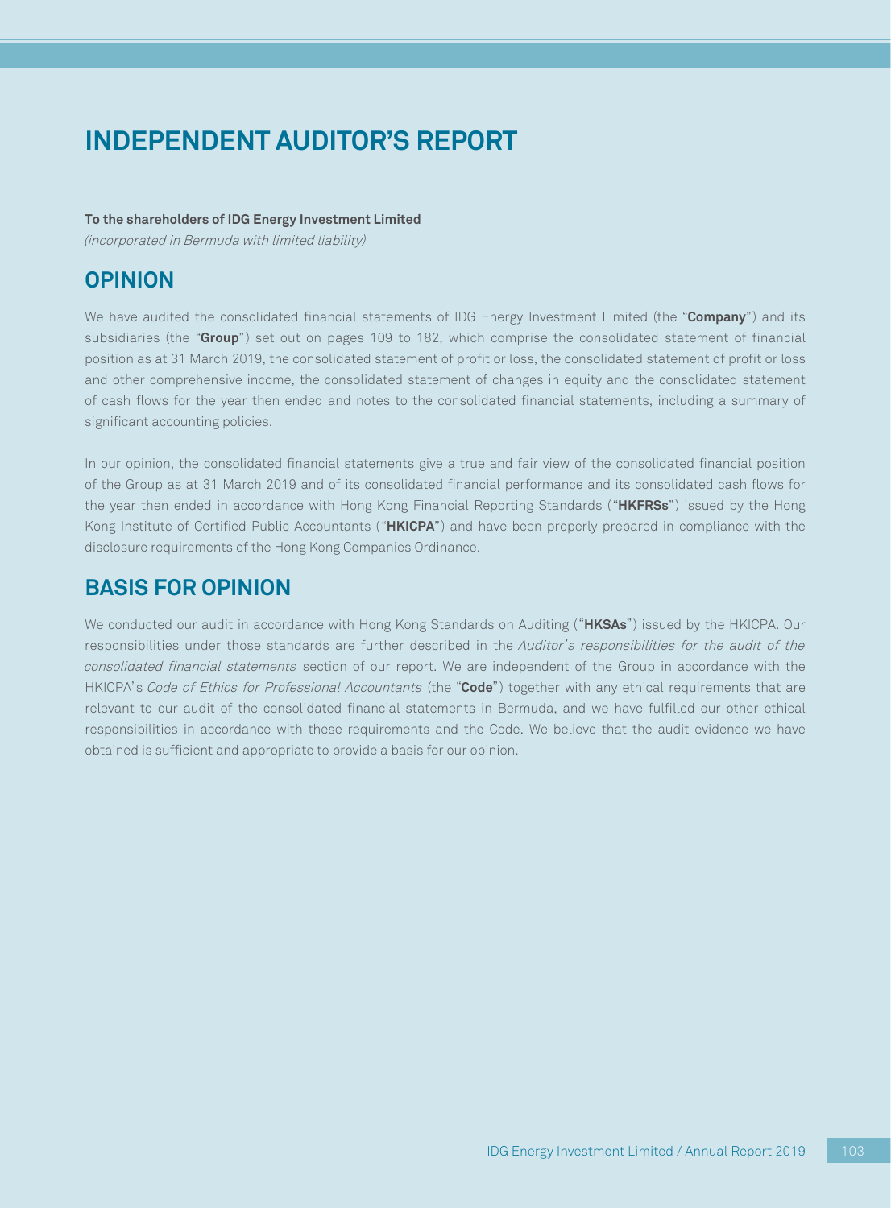# INDEPENDENT AUDITOR'S REPORT

**To the shareholders of IDG Energy Investment Limited**
*(incorporated in Bermuda with limited liability)*

## OPINION

We have audited the consolidated financial statements of IDG Energy Investment Limited (the "**Company**") and its subsidiaries (the "**Group**") set out on pages 109 to 182, which comprise the consolidated statement of financial position as at 31 March 2019, the consolidated statement of profit or loss, the consolidated statement of profit or loss and other comprehensive income, the consolidated statement of changes in equity and the consolidated statement of cash flows for the year then ended and notes to the consolidated financial statements, including a summary of significant accounting policies.

In our opinion, the consolidated financial statements give a true and fair view of the consolidated financial position of the Group as at 31 March 2019 and of its consolidated financial performance and its consolidated cash flows for the year then ended in accordance with Hong Kong Financial Reporting Standards ("**HKFRSs**") issued by the Hong Kong Institute of Certified Public Accountants ("**HKICPA**") and have been properly prepared in compliance with the disclosure requirements of the Hong Kong Companies Ordinance.

## BASIS FOR OPINION

We conducted our audit in accordance with Hong Kong Standards on Auditing ("**HKSAs**") issued by the HKICPA. Our responsibilities under those standards are further described in the *Auditor's responsibilities for the audit of the consolidated financial statements* section of our report. We are independent of the Group in accordance with the HKICPA's *Code of Ethics for Professional Accountants* (the "**Code**") together with any ethical requirements that are relevant to our audit of the consolidated financial statements in Bermuda, and we have fulfilled our other ethical responsibilities in accordance with these requirements and the Code. We believe that the audit evidence we have obtained is sufficient and appropriate to provide a basis for our opinion.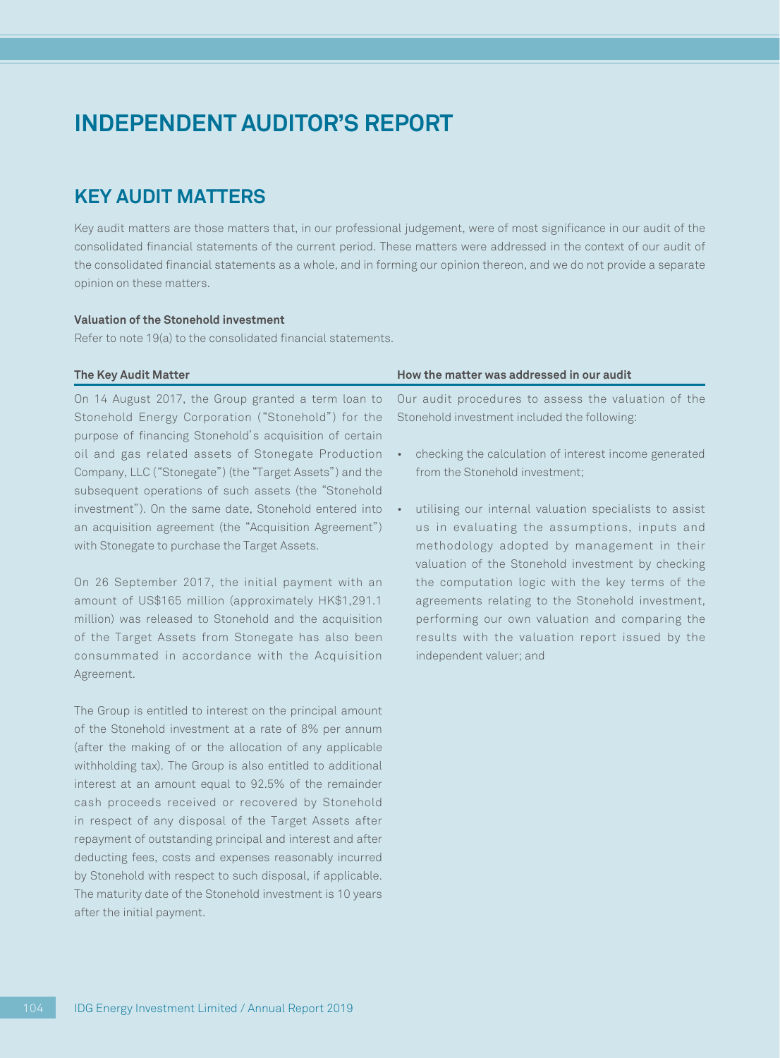# INDEPENDENT AUDITOR'S REPORT

## KEY AUDIT MATTERS

Key audit matters are those matters that, in our professional judgement, were of most significance in our audit of the consolidated financial statements of the current period. These matters were addressed in the context of our audit of the consolidated financial statements as a whole, and in forming our opinion thereon, and we do not provide a separate opinion on these matters.

**Valuation of the Stonehold investment**

Refer to note 19(a) to the consolidated financial statements.

| The Key Audit Matter | How the matter was addressed in our audit |
| --- | --- |
| On 14 August 2017, the Group granted a term loan to Stonehold Energy Corporation ("Stonehold") for the purpose of financing Stonehold's acquisition of certain oil and gas related assets of Stonegate Production Company, LLC ("Stonegate") (the "Target Assets") and the subsequent operations of such assets (the "Stonehold investment"). On the same date, Stonehold entered into an acquisition agreement (the "Acquisition Agreement") with Stonegate to purchase the Target Assets.<br><br>On 26 September 2017, the initial payment with an amount of US$165 million (approximately HK$1,291.1 million) was released to Stonehold and the acquisition of the Target Assets from Stonegate has also been consummated in accordance with the Acquisition Agreement.<br><br>The Group is entitled to interest on the principal amount of the Stonehold investment at a rate of 8% per annum (after the making of or the allocation of any applicable withholding tax). The Group is also entitled to additional interest at an amount equal to 92.5% of the remainder cash proceeds received or recovered by Stonehold in respect of any disposal of the Target Assets after repayment of outstanding principal and interest and after deducting fees, costs and expenses reasonably incurred by Stonehold with respect to such disposal, if applicable. The maturity date of the Stonehold investment is 10 years after the initial payment. | Our audit procedures to assess the valuation of the Stonehold investment included the following:<br><br>• checking the calculation of interest income generated from the Stonehold investment;<br><br>• utilising our internal valuation specialists to assist us in evaluating the assumptions, inputs and methodology adopted by management in their valuation of the Stonehold investment by checking the computation logic with the key terms of the agreements relating to the Stonehold investment, performing our own valuation and comparing the results with the valuation report issued by the independent valuer; and |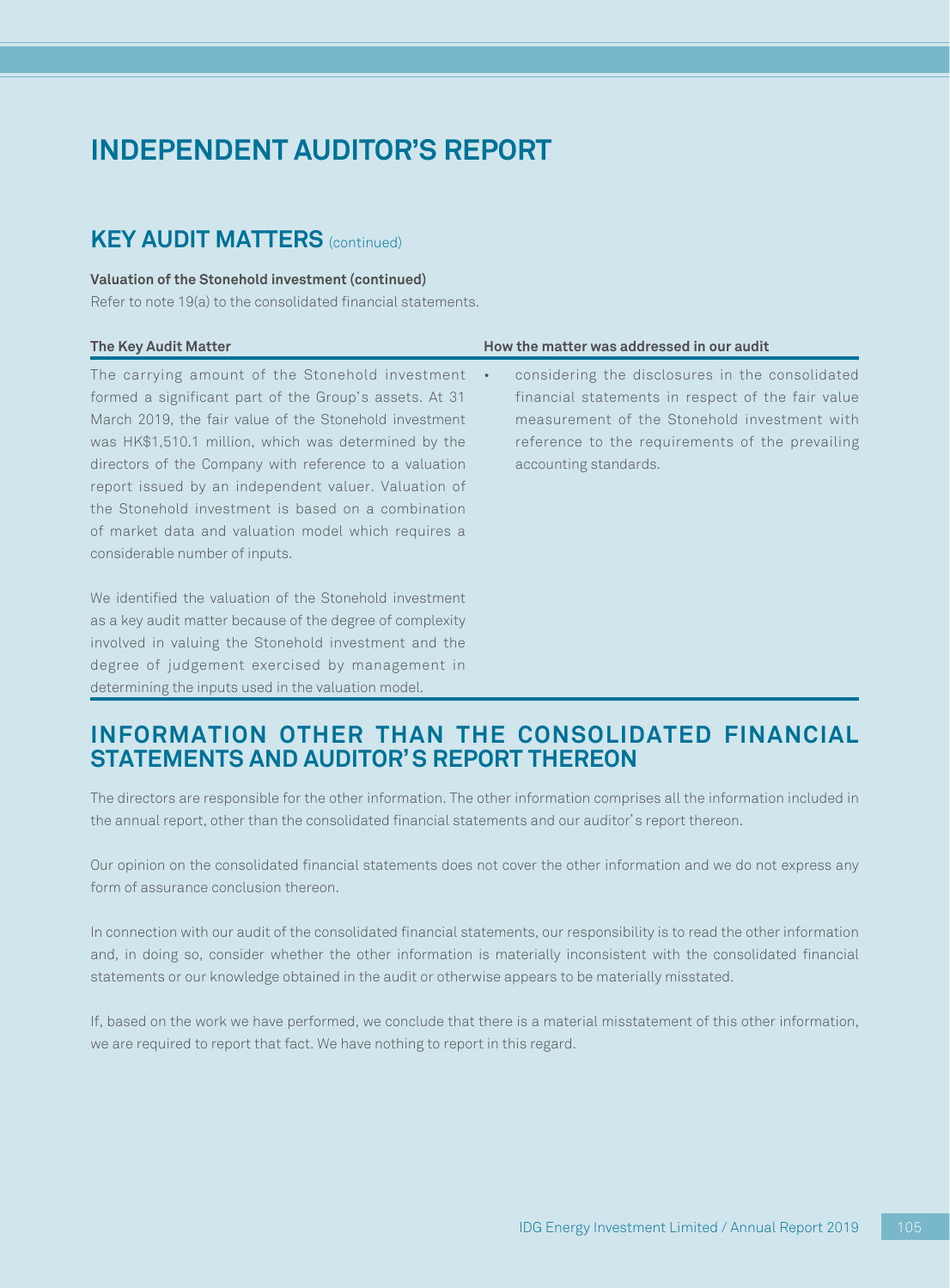# INDEPENDENT AUDITOR'S REPORT

## KEY AUDIT MATTERS (continued)

**Valuation of the Stonehold investment (continued)**

Refer to note 19(a) to the consolidated financial statements.

| The Key Audit Matter | How the matter was addressed in our audit |
|---|---|
| The carrying amount of the Stonehold investment formed a significant part of the Group's assets. At 31 March 2019, the fair value of the Stonehold investment was HK$1,510.1 million, which was determined by the directors of the Company with reference to a valuation report issued by an independent valuer. Valuation of the Stonehold investment is based on a combination of market data and valuation model which requires a considerable number of inputs.<br><br>We identified the valuation of the Stonehold investment as a key audit matter because of the degree of complexity involved in valuing the Stonehold investment and the degree of judgement exercised by management in determining the inputs used in the valuation model. | • considering the disclosures in the consolidated financial statements in respect of the fair value measurement of the Stonehold investment with reference to the requirements of the prevailing accounting standards. |

## INFORMATION OTHER THAN THE CONSOLIDATED FINANCIAL STATEMENTS AND AUDITOR'S REPORT THEREON

The directors are responsible for the other information. The other information comprises all the information included in the annual report, other than the consolidated financial statements and our auditor's report thereon.

Our opinion on the consolidated financial statements does not cover the other information and we do not express any form of assurance conclusion thereon.

In connection with our audit of the consolidated financial statements, our responsibility is to read the other information and, in doing so, consider whether the other information is materially inconsistent with the consolidated financial statements or our knowledge obtained in the audit or otherwise appears to be materially misstated.

If, based on the work we have performed, we conclude that there is a material misstatement of this other information, we are required to report that fact. We have nothing to report in this regard.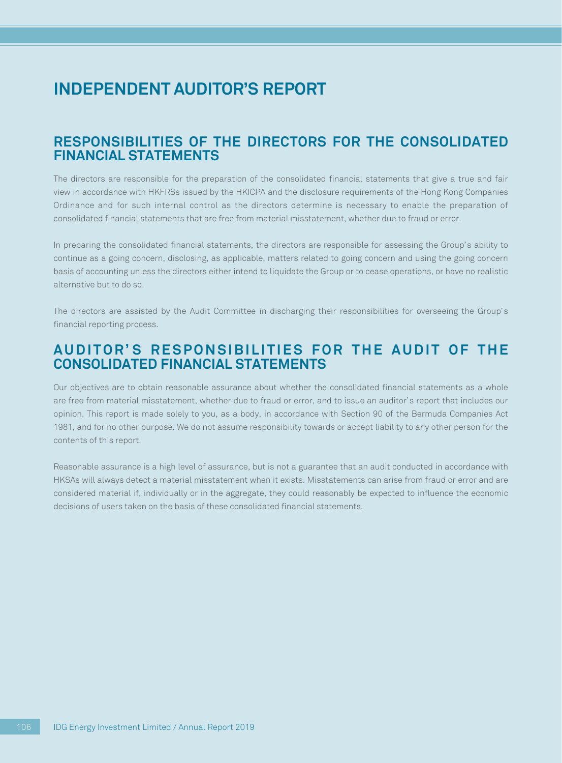# INDEPENDENT AUDITOR'S REPORT

## RESPONSIBILITIES OF THE DIRECTORS FOR THE CONSOLIDATED FINANCIAL STATEMENTS

The directors are responsible for the preparation of the consolidated financial statements that give a true and fair view in accordance with HKFRSs issued by the HKICPA and the disclosure requirements of the Hong Kong Companies Ordinance and for such internal control as the directors determine is necessary to enable the preparation of consolidated financial statements that are free from material misstatement, whether due to fraud or error.

In preparing the consolidated financial statements, the directors are responsible for assessing the Group's ability to continue as a going concern, disclosing, as applicable, matters related to going concern and using the going concern basis of accounting unless the directors either intend to liquidate the Group or to cease operations, or have no realistic alternative but to do so.

The directors are assisted by the Audit Committee in discharging their responsibilities for overseeing the Group's financial reporting process.

## AUDITOR'S RESPONSIBILITIES FOR THE AUDIT OF THE CONSOLIDATED FINANCIAL STATEMENTS

Our objectives are to obtain reasonable assurance about whether the consolidated financial statements as a whole are free from material misstatement, whether due to fraud or error, and to issue an auditor's report that includes our opinion. This report is made solely to you, as a body, in accordance with Section 90 of the Bermuda Companies Act 1981, and for no other purpose. We do not assume responsibility towards or accept liability to any other person for the contents of this report.

Reasonable assurance is a high level of assurance, but is not a guarantee that an audit conducted in accordance with HKSAs will always detect a material misstatement when it exists. Misstatements can arise from fraud or error and are considered material if, individually or in the aggregate, they could reasonably be expected to influence the economic decisions of users taken on the basis of these consolidated financial statements.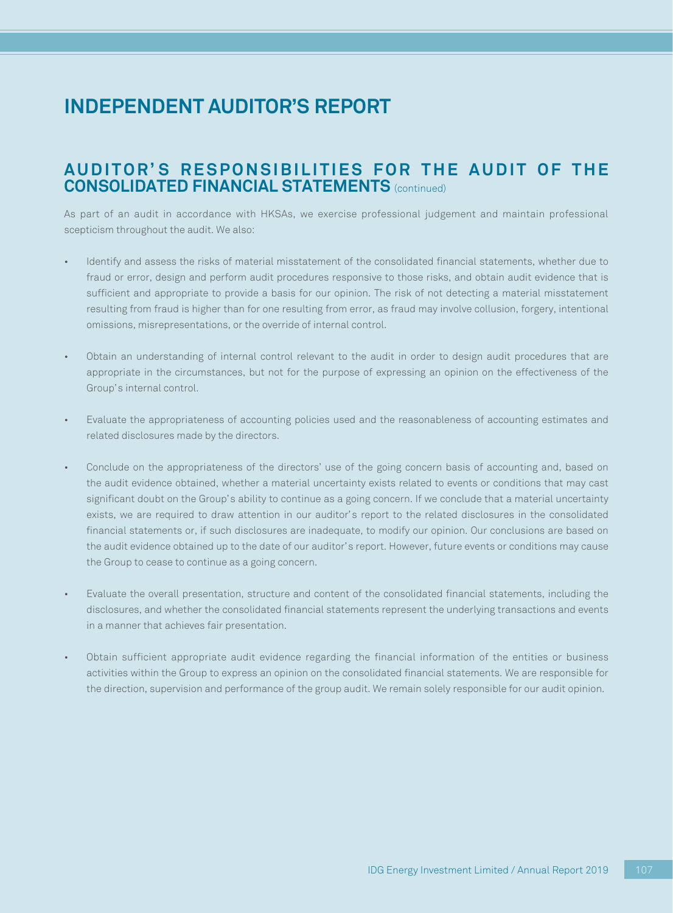# INDEPENDENT AUDITOR'S REPORT

## AUDITOR'S RESPONSIBILITIES FOR THE AUDIT OF THE CONSOLIDATED FINANCIAL STATEMENTS (continued)

As part of an audit in accordance with HKSAs, we exercise professional judgement and maintain professional scepticism throughout the audit. We also:

- Identify and assess the risks of material misstatement of the consolidated financial statements, whether due to fraud or error, design and perform audit procedures responsive to those risks, and obtain audit evidence that is sufficient and appropriate to provide a basis for our opinion. The risk of not detecting a material misstatement resulting from fraud is higher than for one resulting from error, as fraud may involve collusion, forgery, intentional omissions, misrepresentations, or the override of internal control.

- Obtain an understanding of internal control relevant to the audit in order to design audit procedures that are appropriate in the circumstances, but not for the purpose of expressing an opinion on the effectiveness of the Group's internal control.

- Evaluate the appropriateness of accounting policies used and the reasonableness of accounting estimates and related disclosures made by the directors.

- Conclude on the appropriateness of the directors' use of the going concern basis of accounting and, based on the audit evidence obtained, whether a material uncertainty exists related to events or conditions that may cast significant doubt on the Group's ability to continue as a going concern. If we conclude that a material uncertainty exists, we are required to draw attention in our auditor's report to the related disclosures in the consolidated financial statements or, if such disclosures are inadequate, to modify our opinion. Our conclusions are based on the audit evidence obtained up to the date of our auditor's report. However, future events or conditions may cause the Group to cease to continue as a going concern.

- Evaluate the overall presentation, structure and content of the consolidated financial statements, including the disclosures, and whether the consolidated financial statements represent the underlying transactions and events in a manner that achieves fair presentation.

- Obtain sufficient appropriate audit evidence regarding the financial information of the entities or business activities within the Group to express an opinion on the consolidated financial statements. We are responsible for the direction, supervision and performance of the group audit. We remain solely responsible for our audit opinion.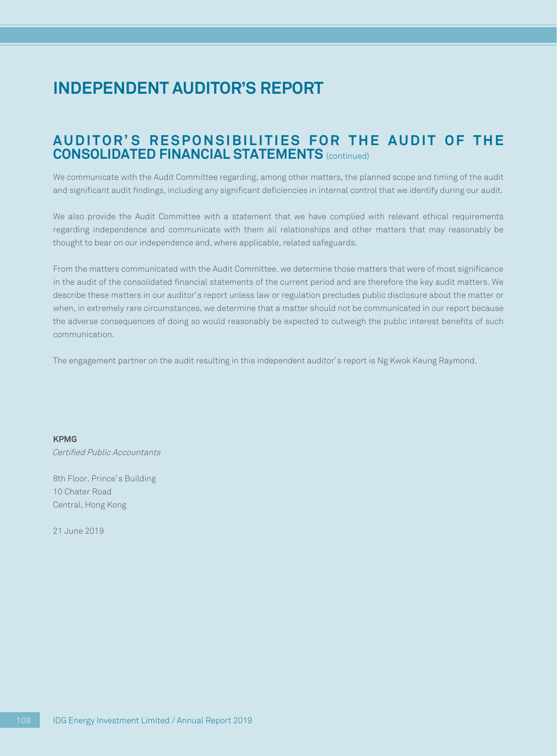# INDEPENDENT AUDITOR'S REPORT

## AUDITOR'S RESPONSIBILITIES FOR THE AUDIT OF THE CONSOLIDATED FINANCIAL STATEMENTS (continued)

We communicate with the Audit Committee regarding, among other matters, the planned scope and timing of the audit and significant audit findings, including any significant deficiencies in internal control that we identify during our audit.

We also provide the Audit Committee with a statement that we have complied with relevant ethical requirements regarding independence and communicate with them all relationships and other matters that may reasonably be thought to bear on our independence and, where applicable, related safeguards.

From the matters communicated with the Audit Committee, we determine those matters that were of most significance in the audit of the consolidated financial statements of the current period and are therefore the key audit matters. We describe these matters in our auditor's report unless law or regulation precludes public disclosure about the matter or when, in extremely rare circumstances, we determine that a matter should not be communicated in our report because the adverse consequences of doing so would reasonably be expected to outweigh the public interest benefits of such communication.

The engagement partner on the audit resulting in this independent auditor's report is Ng Kwok Keung Raymond.

**KPMG**
*Certified Public Accountants*

8th Floor, Prince's Building
10 Chater Road
Central, Hong Kong

21 June 2019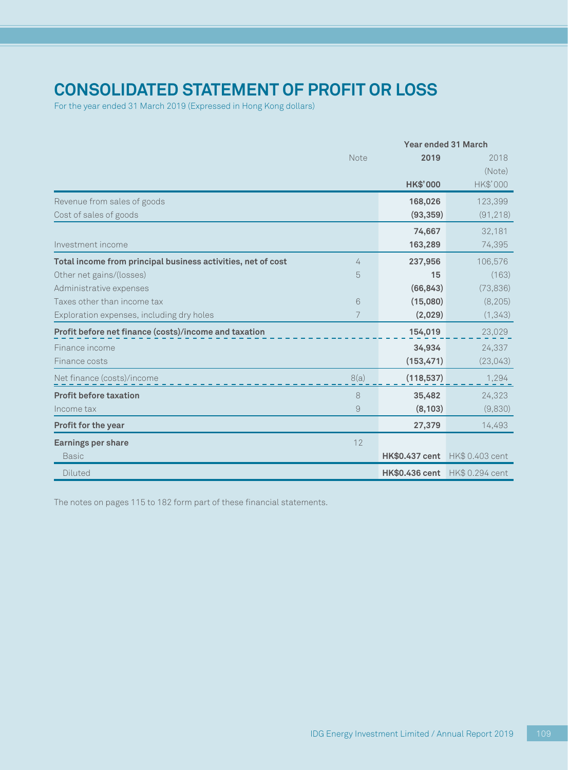# CONSOLIDATED STATEMENT OF PROFIT OR LOSS

For the year ended 31 March 2019 (Expressed in Hong Kong dollars)

| | Note | Year ended 31 March 2019 HK$'000 | 2018 (Note) HK$'000 |
|---|---|---|---|
| Revenue from sales of goods | | **168,026** | 123,399 |
| Cost of sales of goods | | **(93,359)** | (91,218) |
| | | **74,667** | 32,181 |
| Investment income | | **163,289** | 74,395 |
| **Total income from principal business activities, net of cost** | 4 | **237,956** | 106,576 |
| Other net gains/(losses) | 5 | **15** | (163) |
| Administrative expenses | | **(66,843)** | (73,836) |
| Taxes other than income tax | 6 | **(15,080)** | (8,205) |
| Exploration expenses, including dry holes | 7 | **(2,029)** | (1,343) |
| **Profit before net finance (costs)/income and taxation** | | **154,019** | 23,029 |
| Finance income | | **34,934** | 24,337 |
| Finance costs | | **(153,471)** | (23,043) |
| Net finance (costs)/income | 8(a) | **(118,537)** | 1,294 |
| **Profit before taxation** | 8 | **35,482** | 24,323 |
| Income tax | 9 | **(8,103)** | (9,830) |
| **Profit for the year** | | **27,379** | 14,493 |
| **Earnings per share** | 12 | | |
| Basic | | **HK$0.437 cent** | HK$ 0.403 cent |
| Diluted | | **HK$0.436 cent** | HK$ 0.294 cent |

The notes on pages 115 to 182 form part of these financial statements.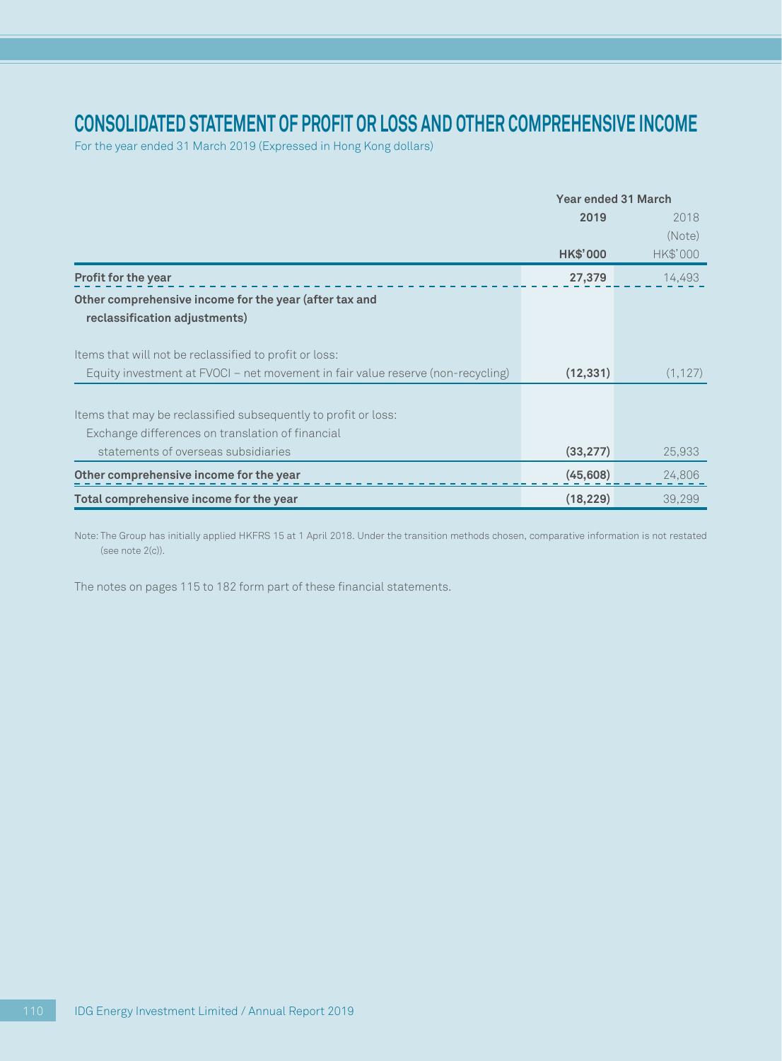# CONSOLIDATED STATEMENT OF PROFIT OR LOSS AND OTHER COMPREHENSIVE INCOME

For the year ended 31 March 2019 (Expressed in Hong Kong dollars)

| | Year ended 31 March | |
|---|---|---|
| | **2019** | 2018 (Note) |
| | **HK$'000** | HK$'000 |
| **Profit for the year** | **27,379** | 14,493 |
| **Other comprehensive income for the year (after tax and reclassification adjustments)** | | |
| Items that will not be reclassified to profit or loss: | | |
| Equity investment at FVOCI – net movement in fair value reserve (non-recycling) | **(12,331)** | (1,127) |
| Items that may be reclassified subsequently to profit or loss: | | |
| Exchange differences on translation of financial statements of overseas subsidiaries | **(33,277)** | 25,933 |
| **Other comprehensive income for the year** | **(45,608)** | 24,806 |
| **Total comprehensive income for the year** | **(18,229)** | 39,299 |

Note: The Group has initially applied HKFRS 15 at 1 April 2018. Under the transition methods chosen, comparative information is not restated (see note 2(c)).

The notes on pages 115 to 182 form part of these financial statements.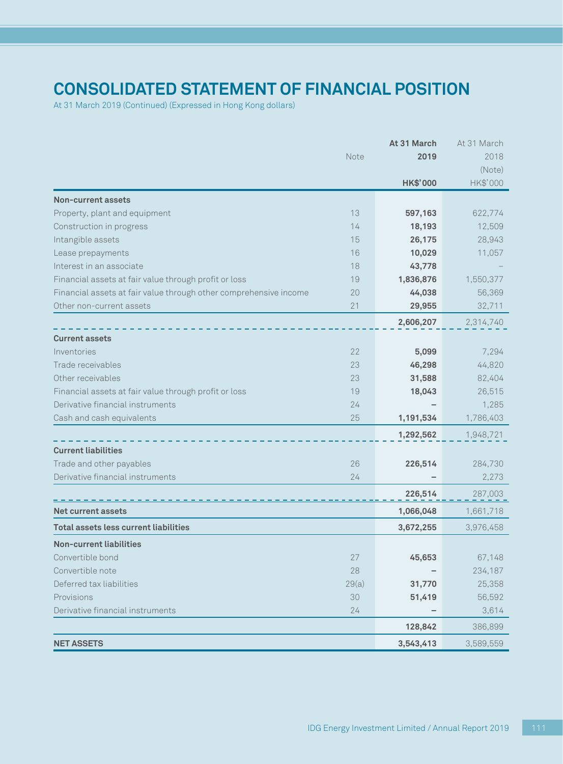# CONSOLIDATED STATEMENT OF FINANCIAL POSITION

At 31 March 2019 (Continued) (Expressed in Hong Kong dollars)

| | Note | At 31 March 2019 | At 31 March 2018 (Note) |
|---|---|---|---|
| | | **HK$'000** | HK$'000 |
| **Non-current assets** | | | |
| Property, plant and equipment | 13 | **597,163** | 622,774 |
| Construction in progress | 14 | **18,193** | 12,509 |
| Intangible assets | 15 | **26,175** | 28,943 |
| Lease prepayments | 16 | **10,029** | 11,057 |
| Interest in an associate | 18 | **43,778** | – |
| Financial assets at fair value through profit or loss | 19 | **1,836,876** | 1,550,377 |
| Financial assets at fair value through other comprehensive income | 20 | **44,038** | 56,369 |
| Other non-current assets | 21 | **29,955** | 32,711 |
| | | **2,606,207** | 2,314,740 |
| **Current assets** | | | |
| Inventories | 22 | **5,099** | 7,294 |
| Trade receivables | 23 | **46,298** | 44,820 |
| Other receivables | 23 | **31,588** | 82,404 |
| Financial assets at fair value through profit or loss | 19 | **18,043** | 26,515 |
| Derivative financial instruments | 24 | **–** | 1,285 |
| Cash and cash equivalents | 25 | **1,191,534** | 1,786,403 |
| | | **1,292,562** | 1,948,721 |
| **Current liabilities** | | | |
| Trade and other payables | 26 | **226,514** | 284,730 |
| Derivative financial instruments | 24 | **–** | 2,273 |
| | | **226,514** | 287,003 |
| **Net current assets** | | **1,066,048** | 1,661,718 |
| **Total assets less current liabilities** | | **3,672,255** | 3,976,458 |
| **Non-current liabilities** | | | |
| Convertible bond | 27 | **45,653** | 67,148 |
| Convertible note | 28 | **–** | 234,187 |
| Deferred tax liabilities | 29(a) | **31,770** | 25,358 |
| Provisions | 30 | **51,419** | 56,592 |
| Derivative financial instruments | 24 | **–** | 3,614 |
| | | **128,842** | 386,899 |
| **NET ASSETS** | | **3,543,413** | 3,589,559 |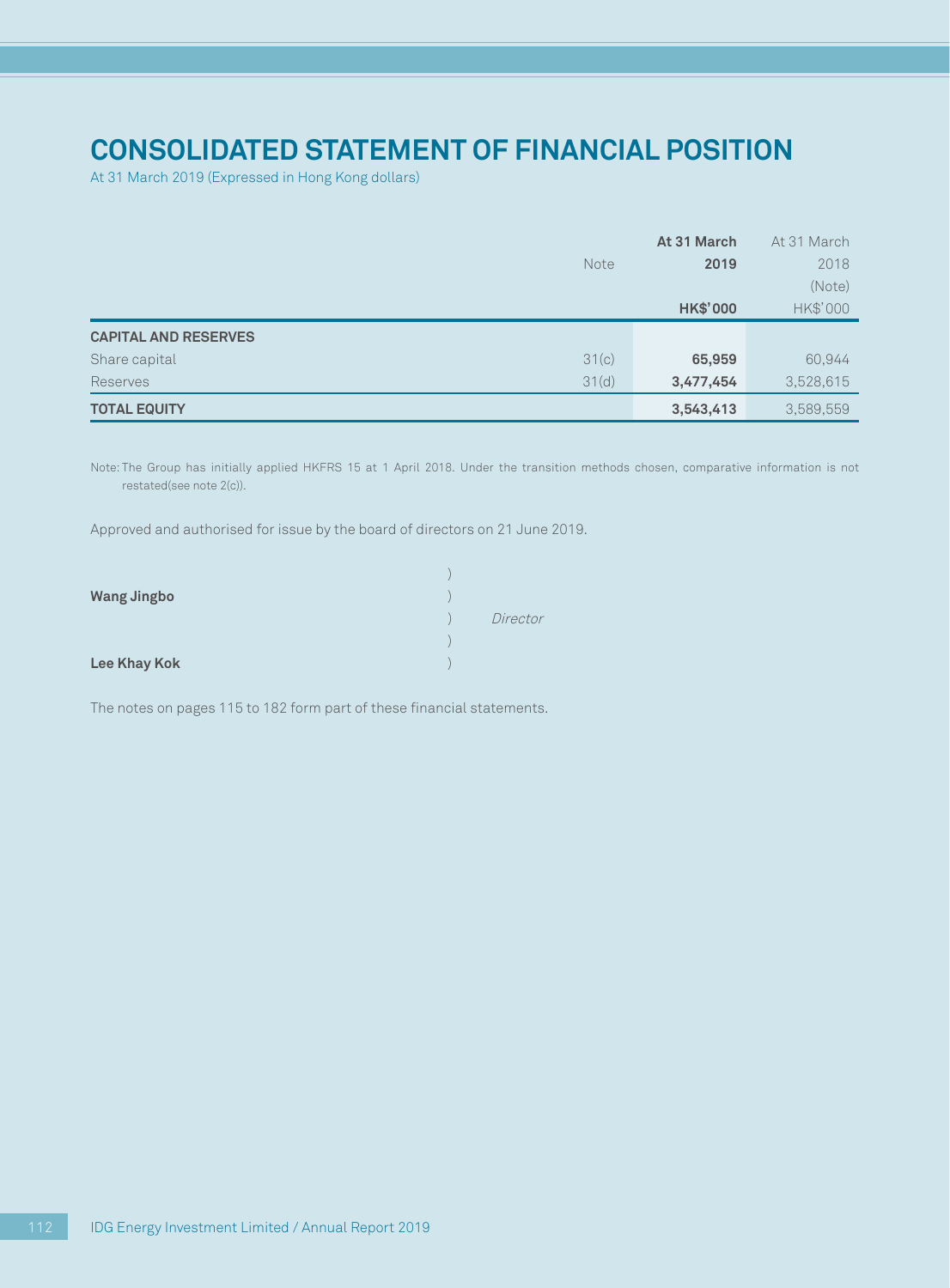# CONSOLIDATED STATEMENT OF FINANCIAL POSITION

At 31 March 2019 (Expressed in Hong Kong dollars)

| | Note | **At 31 March 2019** | At 31 March 2018 (Note) |
|---|---|---|---|
| | | **HK$'000** | HK$'000 |
| **CAPITAL AND RESERVES** | | | |
| Share capital | 31(c) | **65,959** | 60,944 |
| Reserves | 31(d) | **3,477,454** | 3,528,615 |
| **TOTAL EQUITY** | | **3,543,413** | 3,589,559 |

Note: The Group has initially applied HKFRS 15 at 1 April 2018. Under the transition methods chosen, comparative information is not restated(see note 2(c)).

Approved and authorised for issue by the board of directors on 21 June 2019.

**Wang Jingbo** )
) *Director*
**Lee Khay Kok** )

The notes on pages 115 to 182 form part of these financial statements.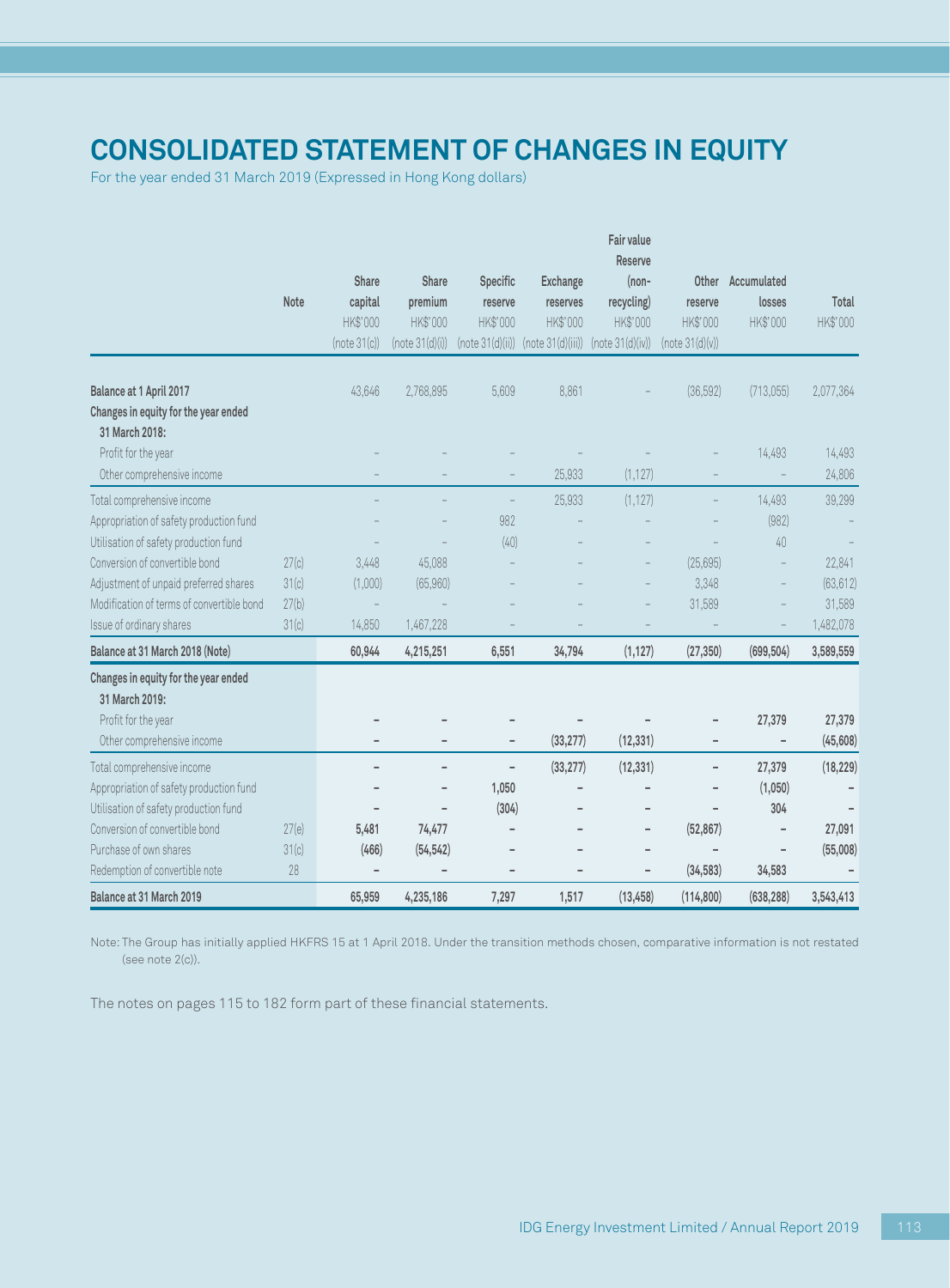# CONSOLIDATED STATEMENT OF CHANGES IN EQUITY

For the year ended 31 March 2019 (Expressed in Hong Kong dollars)

| | Note | Share capital HK$'000 (note 31(c)) | Share premium HK$'000 (note 31(d)(i)) | Specific reserve HK$'000 (note 31(d)(ii)) | Exchange reserves HK$'000 (note 31(d)(iii)) | Fair value Reserve (non-recycling) HK$'000 (note 31(d)(iv)) | Other reserve HK$'000 (note 31(d)(v)) | Accumulated losses HK$'000 | Total HK$'000 |
|---|---|---|---|---|---|---|---|---|---|
| **Balance at 1 April 2017** | | 43,646 | 2,768,895 | 5,609 | 8,861 | – | (36,592) | (713,055) | 2,077,364 |
| **Changes in equity for the year ended 31 March 2018:** | | | | | | | | | |
| Profit for the year | | – | – | – | – | – | – | 14,493 | 14,493 |
| Other comprehensive income | | – | – | – | 25,933 | (1,127) | – | – | 24,806 |
| Total comprehensive income | | – | – | – | 25,933 | (1,127) | – | 14,493 | 39,299 |
| Appropriation of safety production fund | | – | – | 982 | – | – | – | (982) | – |
| Utilisation of safety production fund | | – | – | (40) | – | – | – | 40 | – |
| Conversion of convertible bond | 27(c) | 3,448 | 45,088 | – | – | – | (25,695) | – | 22,841 |
| Adjustment of unpaid preferred shares | 31(c) | (1,000) | (65,960) | – | – | – | 3,348 | – | (63,612) |
| Modification of terms of convertible bond | 27(b) | – | – | – | – | – | 31,589 | – | 31,589 |
| Issue of ordinary shares | 31(c) | 14,850 | 1,467,228 | – | – | – | – | – | 1,482,078 |
| **Balance at 31 March 2018 (Note)** | | **60,944** | **4,215,251** | **6,551** | **34,794** | **(1,127)** | **(27,350)** | **(699,504)** | **3,589,559** |
| **Changes in equity for the year ended 31 March 2019:** | | | | | | | | | |
| Profit for the year | | **–** | **–** | **–** | **–** | **–** | **–** | **27,379** | **27,379** |
| Other comprehensive income | | **–** | **–** | **–** | **(33,277)** | **(12,331)** | **–** | **–** | **(45,608)** |
| Total comprehensive income | | **–** | **–** | **–** | **(33,277)** | **(12,331)** | **–** | **27,379** | **(18,229)** |
| Appropriation of safety production fund | | **–** | **–** | **1,050** | **–** | **–** | **–** | **(1,050)** | **–** |
| Utilisation of safety production fund | | **–** | **–** | **(304)** | **–** | **–** | **–** | **304** | **–** |
| Conversion of convertible bond | 27(e) | **5,481** | **74,477** | **–** | **–** | **–** | **(52,867)** | **–** | **27,091** |
| Purchase of own shares | 31(c) | **(466)** | **(54,542)** | **–** | **–** | **–** | **–** | **–** | **(55,008)** |
| Redemption of convertible note | 28 | **–** | **–** | **–** | **–** | **–** | **(34,583)** | **34,583** | **–** |
| **Balance at 31 March 2019** | | **65,959** | **4,235,186** | **7,297** | **1,517** | **(13,458)** | **(114,800)** | **(638,288)** | **3,543,413** |

Note: The Group has initially applied HKFRS 15 at 1 April 2018. Under the transition methods chosen, comparative information is not restated (see note 2(c)).

The notes on pages 115 to 182 form part of these financial statements.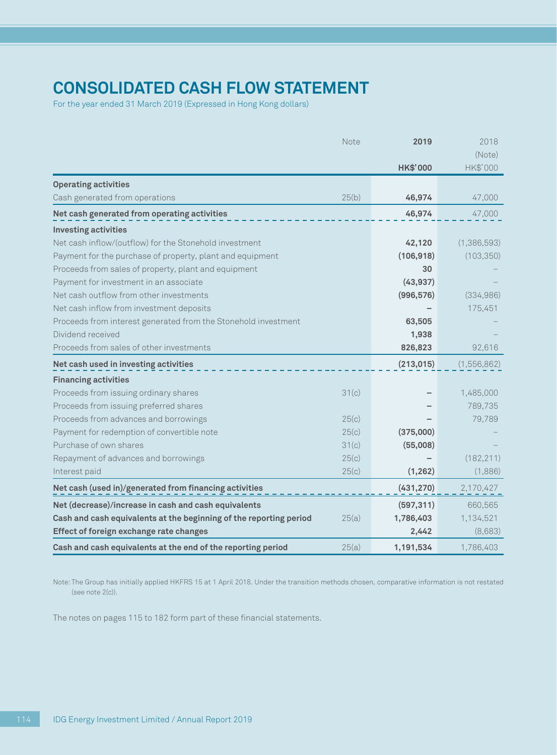# CONSOLIDATED CASH FLOW STATEMENT

For the year ended 31 March 2019 (Expressed in Hong Kong dollars)

| | Note | 2019 | 2018 (Note) |
|---|---|---|---|
| | | **HK$'000** | HK$'000 |
| **Operating activities** | | | |
| Cash generated from operations | 25(b) | **46,974** | 47,000 |
| **Net cash generated from operating activities** | | **46,974** | 47,000 |
| **Investing activities** | | | |
| Net cash inflow/(outflow) for the Stonehold investment | | **42,120** | (1,386,593) |
| Payment for the purchase of property, plant and equipment | | **(106,918)** | (103,350) |
| Proceeds from sales of property, plant and equipment | | **30** | – |
| Payment for investment in an associate | | **(43,937)** | – |
| Net cash outflow from other investments | | **(996,576)** | (334,986) |
| Net cash inflow from investment deposits | | **–** | 175,451 |
| Proceeds from interest generated from the Stonehold investment | | **63,505** | – |
| Dividend received | | **1,938** | – |
| Proceeds from sales of other investments | | **826,823** | 92,616 |
| **Net cash used in investing activities** | | **(213,015)** | (1,556,862) |
| **Financing activities** | | | |
| Proceeds from issuing ordinary shares | 31(c) | **–** | 1,485,000 |
| Proceeds from issuing preferred shares | | **–** | 789,735 |
| Proceeds from advances and borrowings | 25(c) | **–** | 79,789 |
| Payment for redemption of convertible note | 25(c) | **(375,000)** | – |
| Purchase of own shares | 31(c) | **(55,008)** | – |
| Repayment of advances and borrowings | 25(c) | **–** | (182,211) |
| Interest paid | 25(c) | **(1,262)** | (1,886) |
| **Net cash (used in)/generated from financing activities** | | **(431,270)** | 2,170,427 |
| **Net (decrease)/increase in cash and cash equivalents** | | **(597,311)** | 660,565 |
| **Cash and cash equivalents at the beginning of the reporting period** | 25(a) | **1,786,403** | 1,134,521 |
| **Effect of foreign exchange rate changes** | | **2,442** | (8,683) |
| **Cash and cash equivalents at the end of the reporting period** | 25(a) | **1,191,534** | 1,786,403 |

Note: The Group has initially applied HKFRS 15 at 1 April 2018. Under the transition methods chosen, comparative information is not restated (see note 2(c)).

The notes on pages 115 to 182 form part of these financial statements.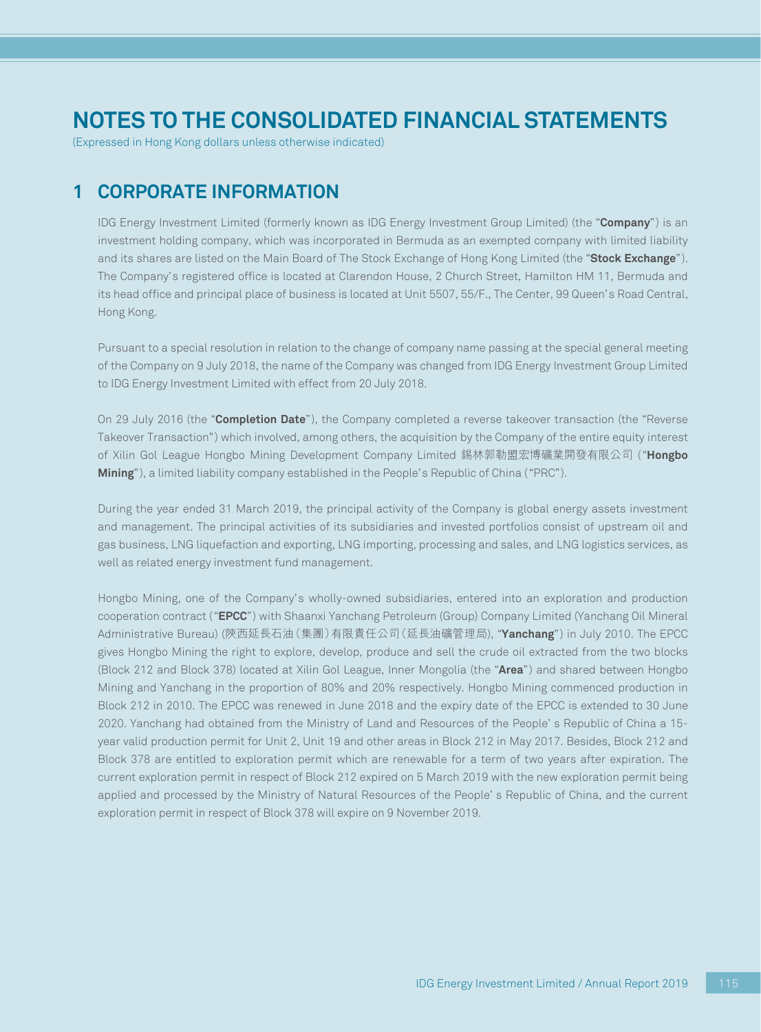# NOTES TO THE CONSOLIDATED FINANCIAL STATEMENTS

(Expressed in Hong Kong dollars unless otherwise indicated)

## 1 CORPORATE INFORMATION

IDG Energy Investment Limited (formerly known as IDG Energy Investment Group Limited) (the "**Company**") is an investment holding company, which was incorporated in Bermuda as an exempted company with limited liability and its shares are listed on the Main Board of The Stock Exchange of Hong Kong Limited (the "**Stock Exchange**"). The Company's registered office is located at Clarendon House, 2 Church Street, Hamilton HM 11, Bermuda and its head office and principal place of business is located at Unit 5507, 55/F., The Center, 99 Queen's Road Central, Hong Kong.

Pursuant to a special resolution in relation to the change of company name passing at the special general meeting of the Company on 9 July 2018, the name of the Company was changed from IDG Energy Investment Group Limited to IDG Energy Investment Limited with effect from 20 July 2018.

On 29 July 2016 (the "**Completion Date**"), the Company completed a reverse takeover transaction (the "Reverse Takeover Transaction") which involved, among others, the acquisition by the Company of the entire equity interest of Xilin Gol League Hongbo Mining Development Company Limited 錫林郭勒盟宏博礦業開發有限公司 ("**Hongbo Mining**"), a limited liability company established in the People's Republic of China ("PRC").

During the year ended 31 March 2019, the principal activity of the Company is global energy assets investment and management. The principal activities of its subsidiaries and invested portfolios consist of upstream oil and gas business, LNG liquefaction and exporting, LNG importing, processing and sales, and LNG logistics services, as well as related energy investment fund management.

Hongbo Mining, one of the Company's wholly-owned subsidiaries, entered into an exploration and production cooperation contract ("**EPCC**") with Shaanxi Yanchang Petroleum (Group) Company Limited (Yanchang Oil Mineral Administrative Bureau) (陝西延長石油（集團）有限責任公司（延長油礦管理局), "**Yanchang**") in July 2010. The EPCC gives Hongbo Mining the right to explore, develop, produce and sell the crude oil extracted from the two blocks (Block 212 and Block 378) located at Xilin Gol League, Inner Mongolia (the "**Area**") and shared between Hongbo Mining and Yanchang in the proportion of 80% and 20% respectively. Hongbo Mining commenced production in Block 212 in 2010. The EPCC was renewed in June 2018 and the expiry date of the EPCC is extended to 30 June 2020. Yanchang had obtained from the Ministry of Land and Resources of the People' s Republic of China a 15-year valid production permit for Unit 2, Unit 19 and other areas in Block 212 in May 2017. Besides, Block 212 and Block 378 are entitled to exploration permit which are renewable for a term of two years after expiration. The current exploration permit in respect of Block 212 expired on 5 March 2019 with the new exploration permit being applied and processed by the Ministry of Natural Resources of the People' s Republic of China, and the current exploration permit in respect of Block 378 will expire on 9 November 2019.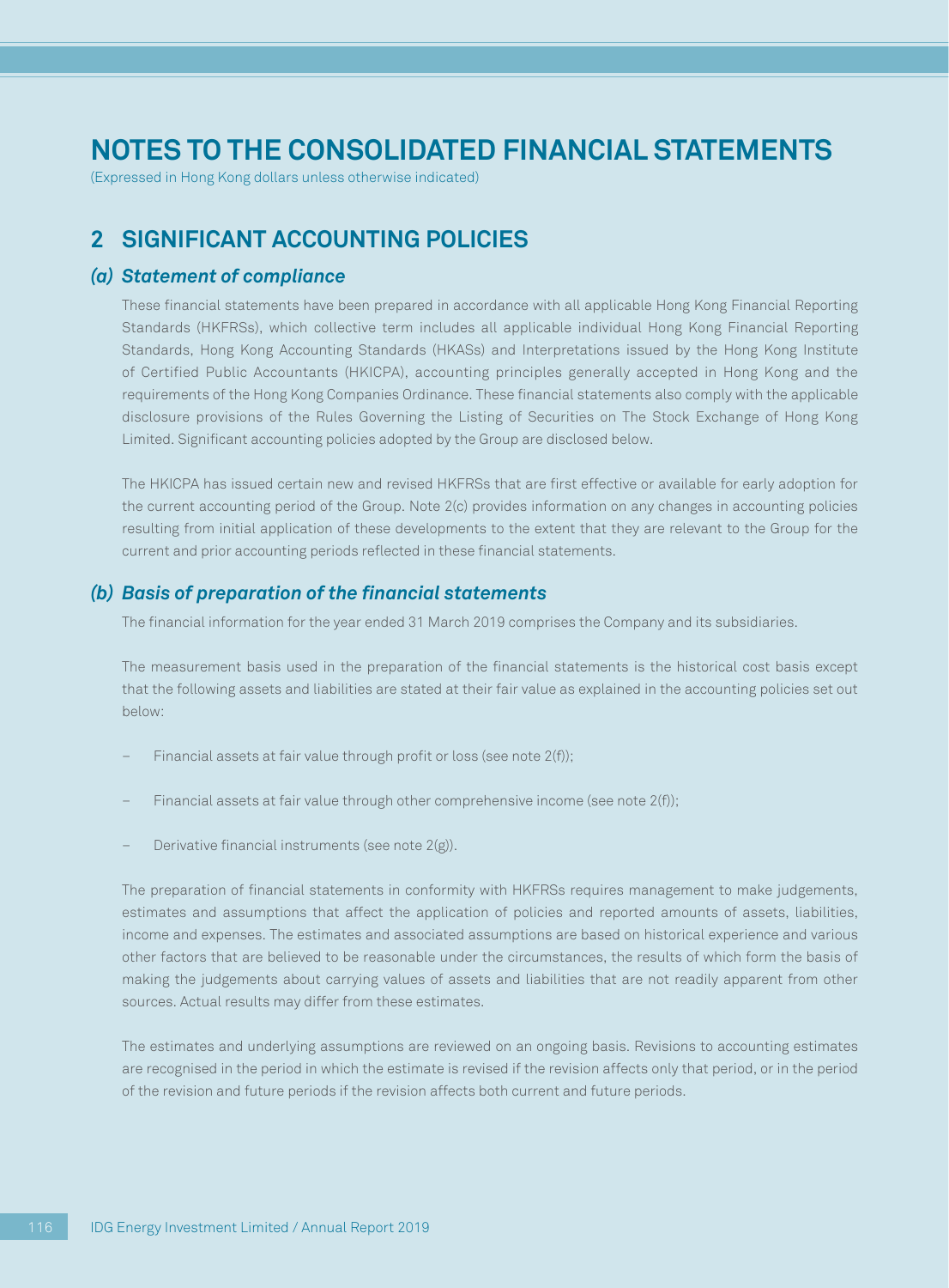# NOTES TO THE CONSOLIDATED FINANCIAL STATEMENTS

(Expressed in Hong Kong dollars unless otherwise indicated)

## 2 SIGNIFICANT ACCOUNTING POLICIES

### *(a) Statement of compliance*

These financial statements have been prepared in accordance with all applicable Hong Kong Financial Reporting Standards (HKFRSs), which collective term includes all applicable individual Hong Kong Financial Reporting Standards, Hong Kong Accounting Standards (HKASs) and Interpretations issued by the Hong Kong Institute of Certified Public Accountants (HKICPA), accounting principles generally accepted in Hong Kong and the requirements of the Hong Kong Companies Ordinance. These financial statements also comply with the applicable disclosure provisions of the Rules Governing the Listing of Securities on The Stock Exchange of Hong Kong Limited. Significant accounting policies adopted by the Group are disclosed below.

The HKICPA has issued certain new and revised HKFRSs that are first effective or available for early adoption for the current accounting period of the Group. Note 2(c) provides information on any changes in accounting policies resulting from initial application of these developments to the extent that they are relevant to the Group for the current and prior accounting periods reflected in these financial statements.

### *(b) Basis of preparation of the financial statements*

The financial information for the year ended 31 March 2019 comprises the Company and its subsidiaries.

The measurement basis used in the preparation of the financial statements is the historical cost basis except that the following assets and liabilities are stated at their fair value as explained in the accounting policies set out below:

- Financial assets at fair value through profit or loss (see note 2(f));
- Financial assets at fair value through other comprehensive income (see note 2(f));
- Derivative financial instruments (see note 2(g)).

The preparation of financial statements in conformity with HKFRSs requires management to make judgements, estimates and assumptions that affect the application of policies and reported amounts of assets, liabilities, income and expenses. The estimates and associated assumptions are based on historical experience and various other factors that are believed to be reasonable under the circumstances, the results of which form the basis of making the judgements about carrying values of assets and liabilities that are not readily apparent from other sources. Actual results may differ from these estimates.

The estimates and underlying assumptions are reviewed on an ongoing basis. Revisions to accounting estimates are recognised in the period in which the estimate is revised if the revision affects only that period, or in the period of the revision and future periods if the revision affects both current and future periods.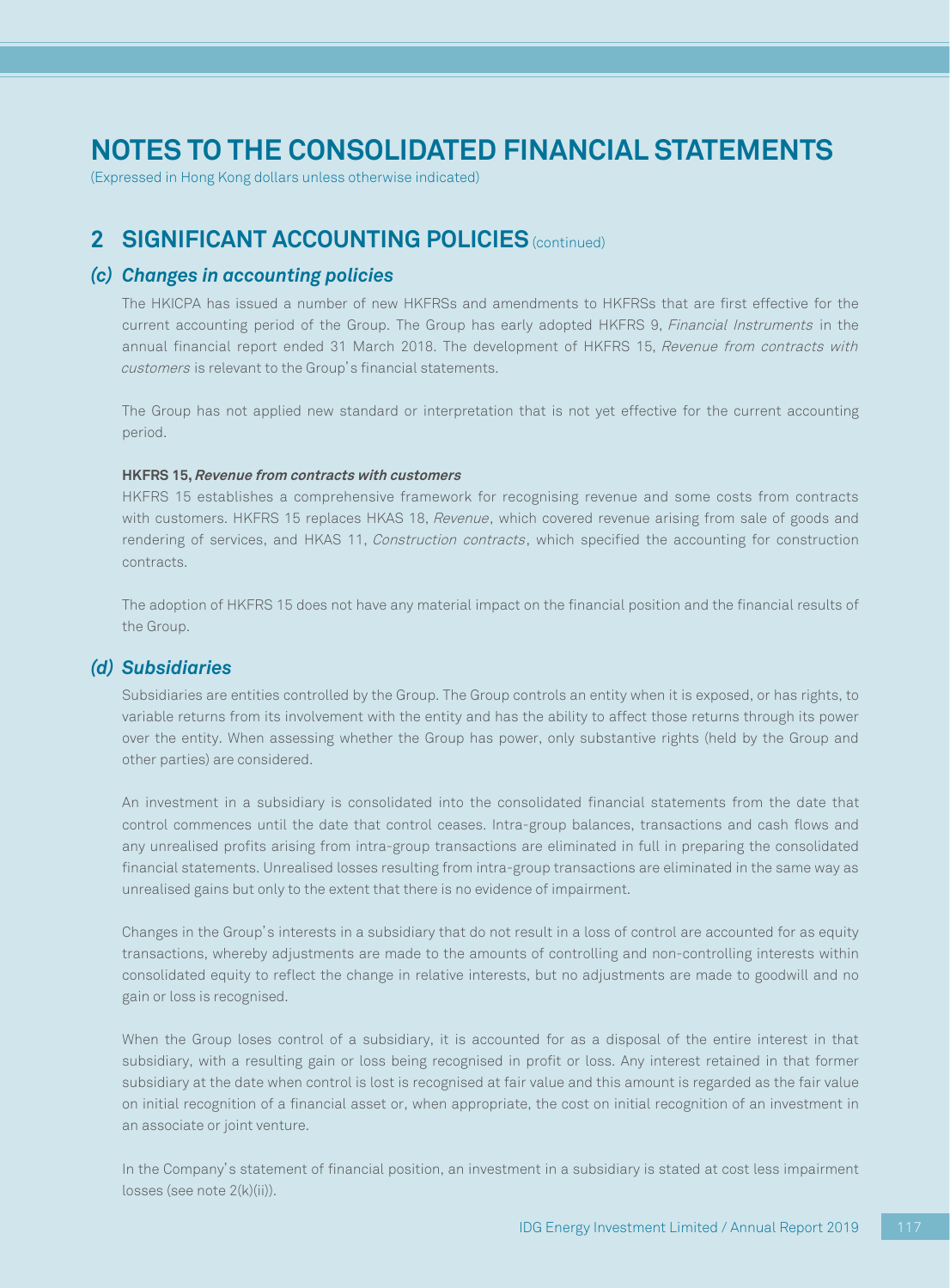# NOTES TO THE CONSOLIDATED FINANCIAL STATEMENTS

(Expressed in Hong Kong dollars unless otherwise indicated)

## 2 SIGNIFICANT ACCOUNTING POLICIES (continued)

### *(c) Changes in accounting policies*

The HKICPA has issued a number of new HKFRSs and amendments to HKFRSs that are first effective for the current accounting period of the Group. The Group has early adopted HKFRS 9, *Financial Instruments* in the annual financial report ended 31 March 2018. The development of HKFRS 15, *Revenue from contracts with customers* is relevant to the Group's financial statements.

The Group has not applied new standard or interpretation that is not yet effective for the current accounting period.

**HKFRS 15, *Revenue from contracts with customers***

HKFRS 15 establishes a comprehensive framework for recognising revenue and some costs from contracts with customers. HKFRS 15 replaces HKAS 18, *Revenue*, which covered revenue arising from sale of goods and rendering of services, and HKAS 11, *Construction contracts*, which specified the accounting for construction contracts.

The adoption of HKFRS 15 does not have any material impact on the financial position and the financial results of the Group.

### *(d) Subsidiaries*

Subsidiaries are entities controlled by the Group. The Group controls an entity when it is exposed, or has rights, to variable returns from its involvement with the entity and has the ability to affect those returns through its power over the entity. When assessing whether the Group has power, only substantive rights (held by the Group and other parties) are considered.

An investment in a subsidiary is consolidated into the consolidated financial statements from the date that control commences until the date that control ceases. Intra-group balances, transactions and cash flows and any unrealised profits arising from intra-group transactions are eliminated in full in preparing the consolidated financial statements. Unrealised losses resulting from intra-group transactions are eliminated in the same way as unrealised gains but only to the extent that there is no evidence of impairment.

Changes in the Group's interests in a subsidiary that do not result in a loss of control are accounted for as equity transactions, whereby adjustments are made to the amounts of controlling and non-controlling interests within consolidated equity to reflect the change in relative interests, but no adjustments are made to goodwill and no gain or loss is recognised.

When the Group loses control of a subsidiary, it is accounted for as a disposal of the entire interest in that subsidiary, with a resulting gain or loss being recognised in profit or loss. Any interest retained in that former subsidiary at the date when control is lost is recognised at fair value and this amount is regarded as the fair value on initial recognition of a financial asset or, when appropriate, the cost on initial recognition of an investment in an associate or joint venture.

In the Company's statement of financial position, an investment in a subsidiary is stated at cost less impairment losses (see note 2(k)(ii)).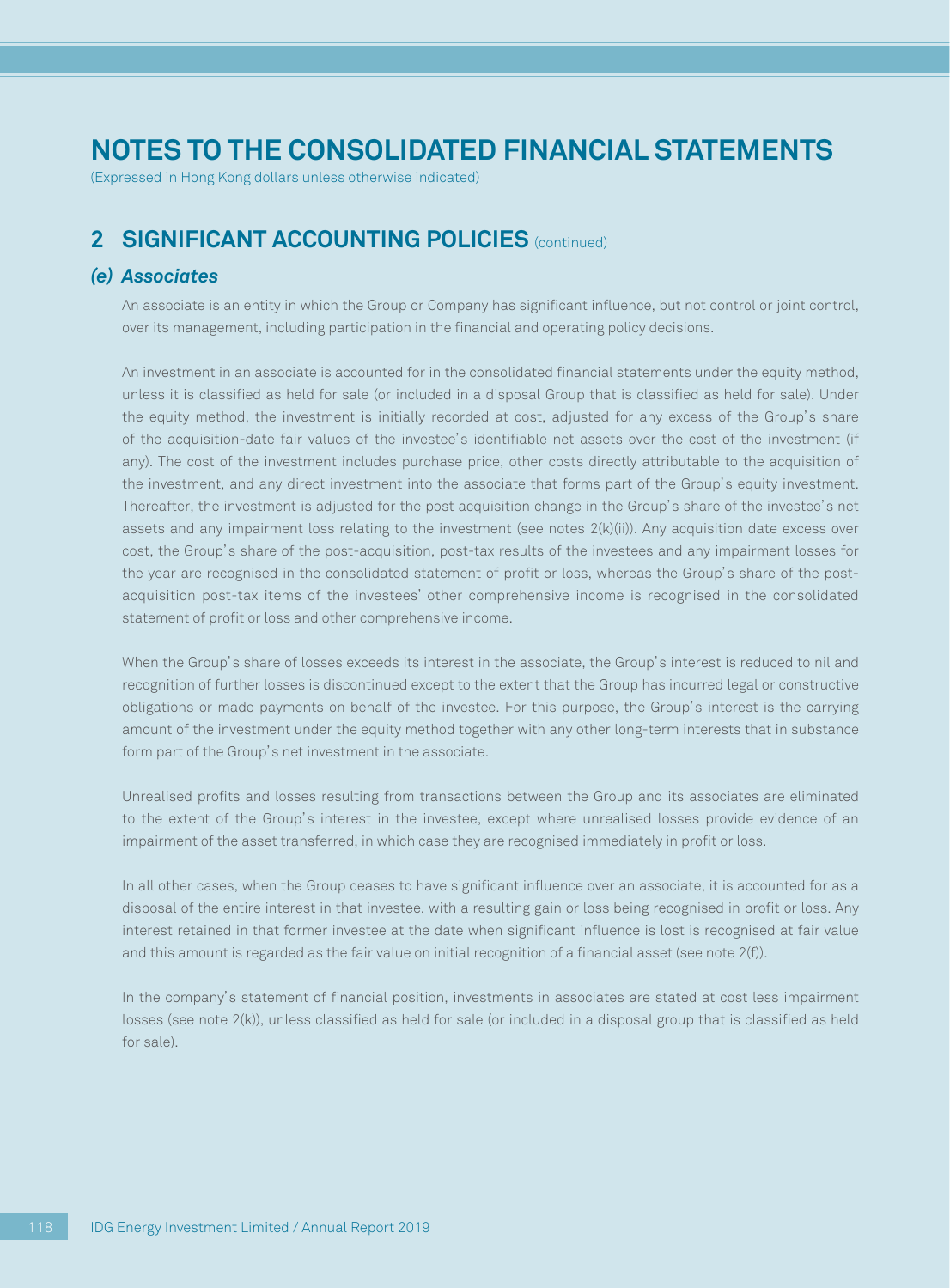# NOTES TO THE CONSOLIDATED FINANCIAL STATEMENTS

(Expressed in Hong Kong dollars unless otherwise indicated)

## 2 SIGNIFICANT ACCOUNTING POLICIES (continued)

### *(e) Associates*

An associate is an entity in which the Group or Company has significant influence, but not control or joint control, over its management, including participation in the financial and operating policy decisions.

An investment in an associate is accounted for in the consolidated financial statements under the equity method, unless it is classified as held for sale (or included in a disposal Group that is classified as held for sale). Under the equity method, the investment is initially recorded at cost, adjusted for any excess of the Group's share of the acquisition-date fair values of the investee's identifiable net assets over the cost of the investment (if any). The cost of the investment includes purchase price, other costs directly attributable to the acquisition of the investment, and any direct investment into the associate that forms part of the Group's equity investment. Thereafter, the investment is adjusted for the post acquisition change in the Group's share of the investee's net assets and any impairment loss relating to the investment (see notes 2(k)(ii)). Any acquisition date excess over cost, the Group's share of the post-acquisition, post-tax results of the investees and any impairment losses for the year are recognised in the consolidated statement of profit or loss, whereas the Group's share of the post-acquisition post-tax items of the investees' other comprehensive income is recognised in the consolidated statement of profit or loss and other comprehensive income.

When the Group's share of losses exceeds its interest in the associate, the Group's interest is reduced to nil and recognition of further losses is discontinued except to the extent that the Group has incurred legal or constructive obligations or made payments on behalf of the investee. For this purpose, the Group's interest is the carrying amount of the investment under the equity method together with any other long-term interests that in substance form part of the Group's net investment in the associate.

Unrealised profits and losses resulting from transactions between the Group and its associates are eliminated to the extent of the Group's interest in the investee, except where unrealised losses provide evidence of an impairment of the asset transferred, in which case they are recognised immediately in profit or loss.

In all other cases, when the Group ceases to have significant influence over an associate, it is accounted for as a disposal of the entire interest in that investee, with a resulting gain or loss being recognised in profit or loss. Any interest retained in that former investee at the date when significant influence is lost is recognised at fair value and this amount is regarded as the fair value on initial recognition of a financial asset (see note 2(f)).

In the company's statement of financial position, investments in associates are stated at cost less impairment losses (see note 2(k)), unless classified as held for sale (or included in a disposal group that is classified as held for sale).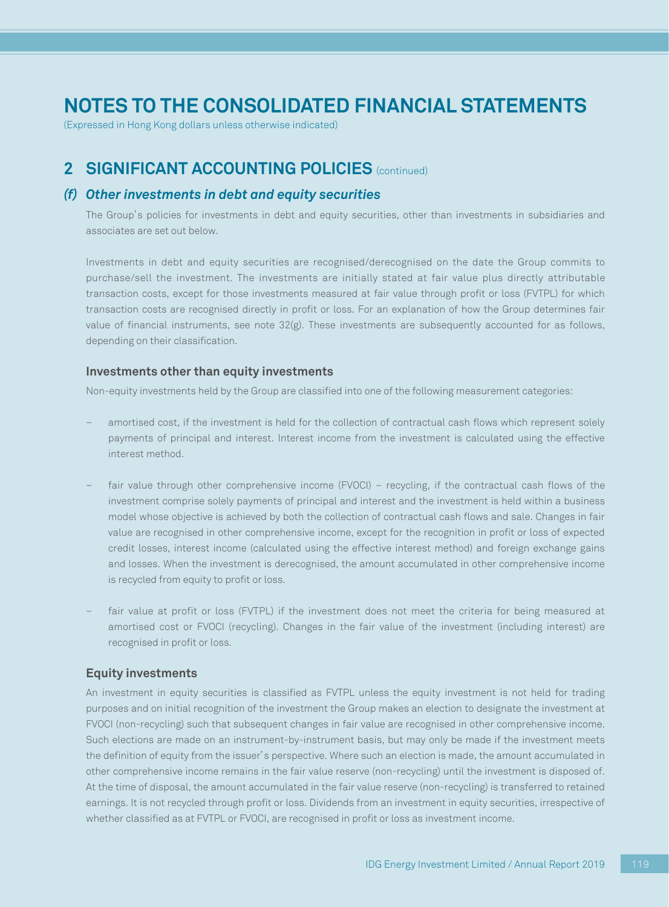# NOTES TO THE CONSOLIDATED FINANCIAL STATEMENTS

(Expressed in Hong Kong dollars unless otherwise indicated)

## 2 SIGNIFICANT ACCOUNTING POLICIES (continued)

### *(f) Other investments in debt and equity securities*

The Group's policies for investments in debt and equity securities, other than investments in subsidiaries and associates are set out below.

Investments in debt and equity securities are recognised/derecognised on the date the Group commits to purchase/sell the investment. The investments are initially stated at fair value plus directly attributable transaction costs, except for those investments measured at fair value through profit or loss (FVTPL) for which transaction costs are recognised directly in profit or loss. For an explanation of how the Group determines fair value of financial instruments, see note 32(g). These investments are subsequently accounted for as follows, depending on their classification.

#### Investments other than equity investments

Non-equity investments held by the Group are classified into one of the following measurement categories:

- amortised cost, if the investment is held for the collection of contractual cash flows which represent solely payments of principal and interest. Interest income from the investment is calculated using the effective interest method.

- fair value through other comprehensive income (FVOCI) – recycling, if the contractual cash flows of the investment comprise solely payments of principal and interest and the investment is held within a business model whose objective is achieved by both the collection of contractual cash flows and sale. Changes in fair value are recognised in other comprehensive income, except for the recognition in profit or loss of expected credit losses, interest income (calculated using the effective interest method) and foreign exchange gains and losses. When the investment is derecognised, the amount accumulated in other comprehensive income is recycled from equity to profit or loss.

- fair value at profit or loss (FVTPL) if the investment does not meet the criteria for being measured at amortised cost or FVOCI (recycling). Changes in the fair value of the investment (including interest) are recognised in profit or loss.

#### Equity investments

An investment in equity securities is classified as FVTPL unless the equity investment is not held for trading purposes and on initial recognition of the investment the Group makes an election to designate the investment at FVOCI (non-recycling) such that subsequent changes in fair value are recognised in other comprehensive income. Such elections are made on an instrument-by-instrument basis, but may only be made if the investment meets the definition of equity from the issuer's perspective. Where such an election is made, the amount accumulated in other comprehensive income remains in the fair value reserve (non-recycling) until the investment is disposed of. At the time of disposal, the amount accumulated in the fair value reserve (non-recycling) is transferred to retained earnings. It is not recycled through profit or loss. Dividends from an investment in equity securities, irrespective of whether classified as at FVTPL or FVOCI, are recognised in profit or loss as investment income.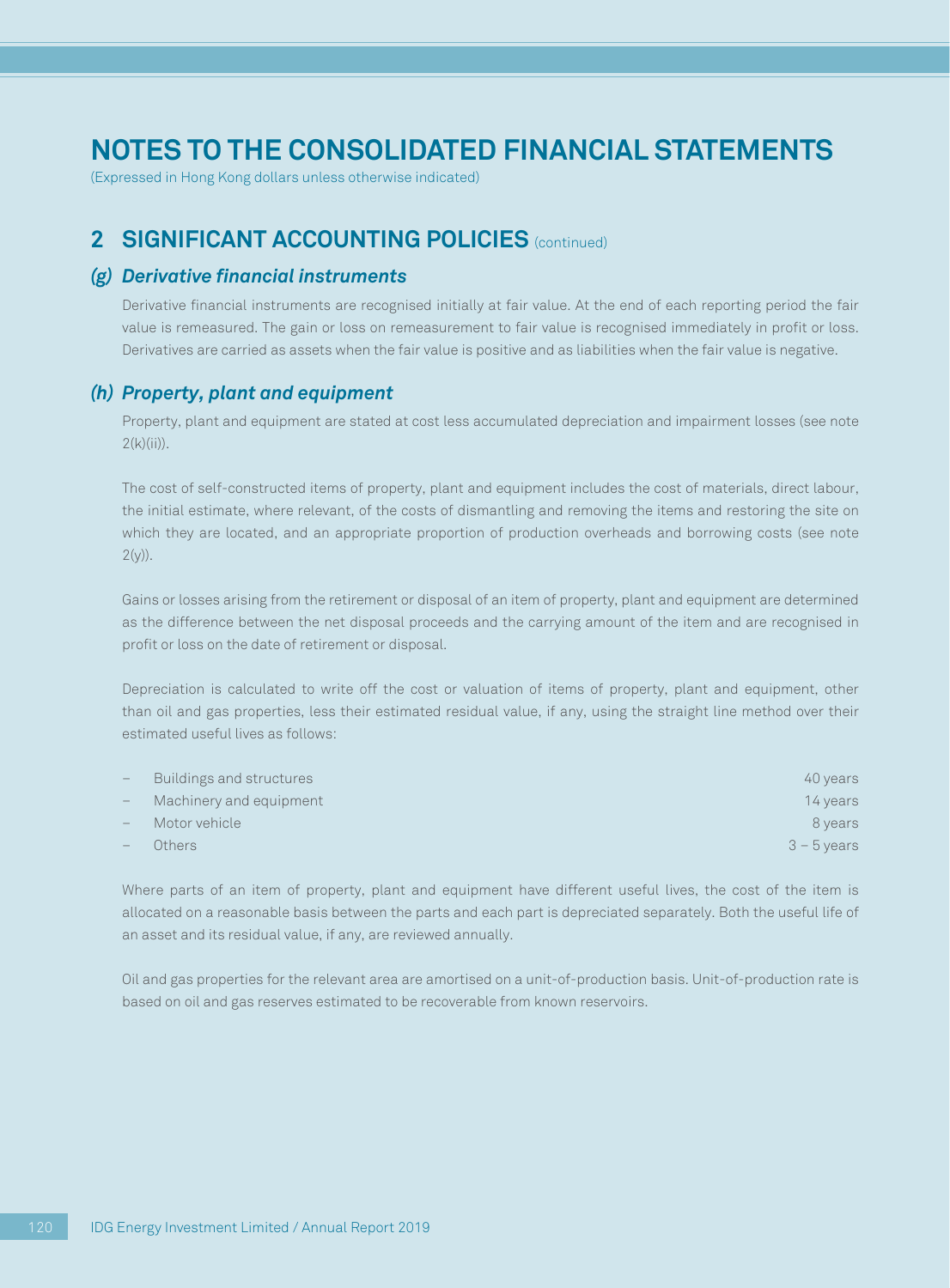# NOTES TO THE CONSOLIDATED FINANCIAL STATEMENTS

(Expressed in Hong Kong dollars unless otherwise indicated)

## 2 SIGNIFICANT ACCOUNTING POLICIES (continued)

### *(g) Derivative financial instruments*

Derivative financial instruments are recognised initially at fair value. At the end of each reporting period the fair value is remeasured. The gain or loss on remeasurement to fair value is recognised immediately in profit or loss. Derivatives are carried as assets when the fair value is positive and as liabilities when the fair value is negative.

### *(h) Property, plant and equipment*

Property, plant and equipment are stated at cost less accumulated depreciation and impairment losses (see note 2(k)(ii)).

The cost of self-constructed items of property, plant and equipment includes the cost of materials, direct labour, the initial estimate, where relevant, of the costs of dismantling and removing the items and restoring the site on which they are located, and an appropriate proportion of production overheads and borrowing costs (see note 2(y)).

Gains or losses arising from the retirement or disposal of an item of property, plant and equipment are determined as the difference between the net disposal proceeds and the carrying amount of the item and are recognised in profit or loss on the date of retirement or disposal.

Depreciation is calculated to write off the cost or valuation of items of property, plant and equipment, other than oil and gas properties, less their estimated residual value, if any, using the straight line method over their estimated useful lives as follows:

| | |
|---|---|
| – Buildings and structures | 40 years |
| – Machinery and equipment | 14 years |
| – Motor vehicle | 8 years |
| – Others | 3 – 5 years |

Where parts of an item of property, plant and equipment have different useful lives, the cost of the item is allocated on a reasonable basis between the parts and each part is depreciated separately. Both the useful life of an asset and its residual value, if any, are reviewed annually.

Oil and gas properties for the relevant area are amortised on a unit-of-production basis. Unit-of-production rate is based on oil and gas reserves estimated to be recoverable from known reservoirs.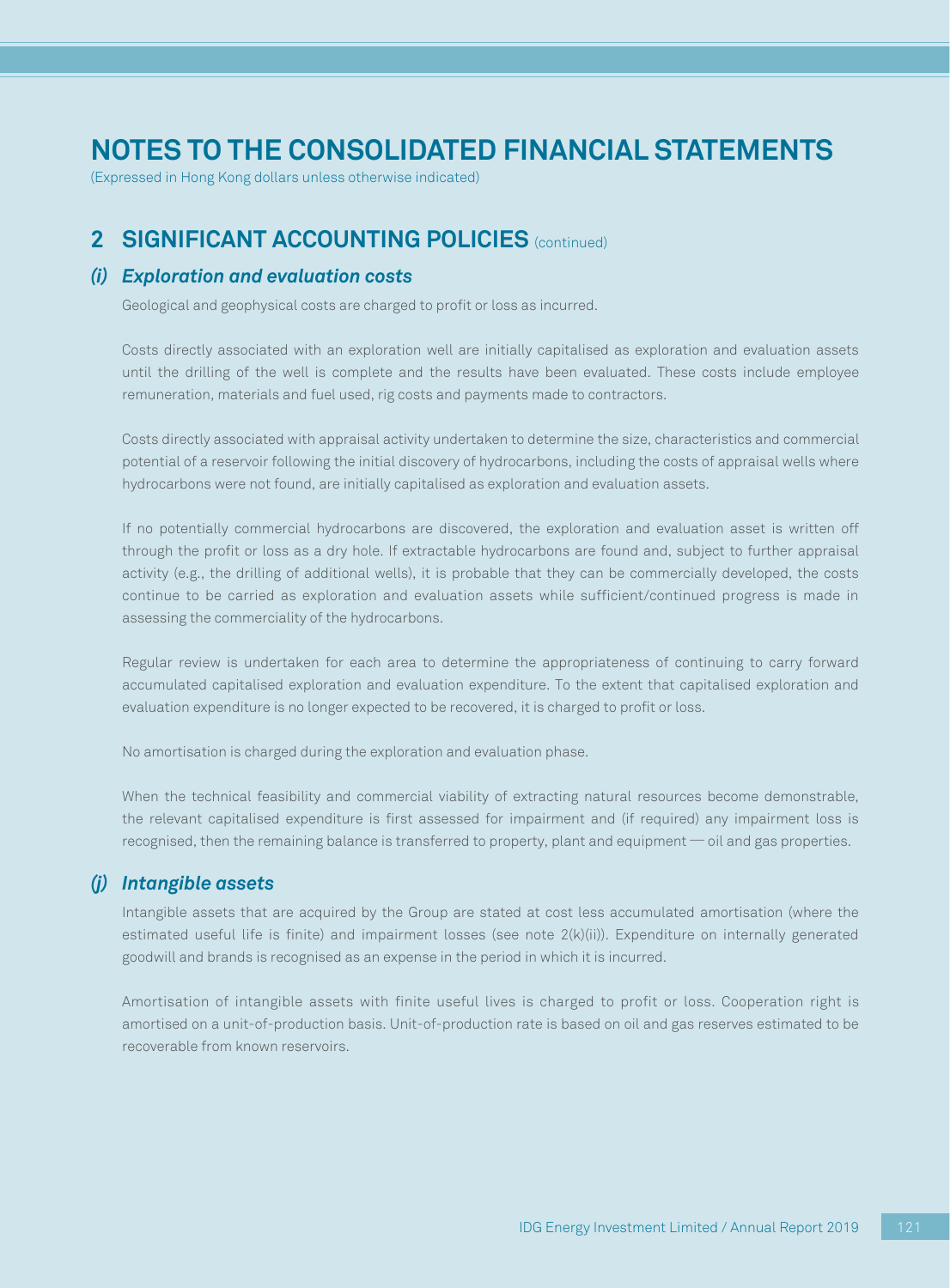# NOTES TO THE CONSOLIDATED FINANCIAL STATEMENTS

(Expressed in Hong Kong dollars unless otherwise indicated)

## 2 SIGNIFICANT ACCOUNTING POLICIES (continued)

### *(i) Exploration and evaluation costs*

Geological and geophysical costs are charged to profit or loss as incurred.

Costs directly associated with an exploration well are initially capitalised as exploration and evaluation assets until the drilling of the well is complete and the results have been evaluated. These costs include employee remuneration, materials and fuel used, rig costs and payments made to contractors.

Costs directly associated with appraisal activity undertaken to determine the size, characteristics and commercial potential of a reservoir following the initial discovery of hydrocarbons, including the costs of appraisal wells where hydrocarbons were not found, are initially capitalised as exploration and evaluation assets.

If no potentially commercial hydrocarbons are discovered, the exploration and evaluation asset is written off through the profit or loss as a dry hole. If extractable hydrocarbons are found and, subject to further appraisal activity (e.g., the drilling of additional wells), it is probable that they can be commercially developed, the costs continue to be carried as exploration and evaluation assets while sufficient/continued progress is made in assessing the commerciality of the hydrocarbons.

Regular review is undertaken for each area to determine the appropriateness of continuing to carry forward accumulated capitalised exploration and evaluation expenditure. To the extent that capitalised exploration and evaluation expenditure is no longer expected to be recovered, it is charged to profit or loss.

No amortisation is charged during the exploration and evaluation phase.

When the technical feasibility and commercial viability of extracting natural resources become demonstrable, the relevant capitalised expenditure is first assessed for impairment and (if required) any impairment loss is recognised, then the remaining balance is transferred to property, plant and equipment — oil and gas properties.

### *(j) Intangible assets*

Intangible assets that are acquired by the Group are stated at cost less accumulated amortisation (where the estimated useful life is finite) and impairment losses (see note 2(k)(ii)). Expenditure on internally generated goodwill and brands is recognised as an expense in the period in which it is incurred.

Amortisation of intangible assets with finite useful lives is charged to profit or loss. Cooperation right is amortised on a unit-of-production basis. Unit-of-production rate is based on oil and gas reserves estimated to be recoverable from known reservoirs.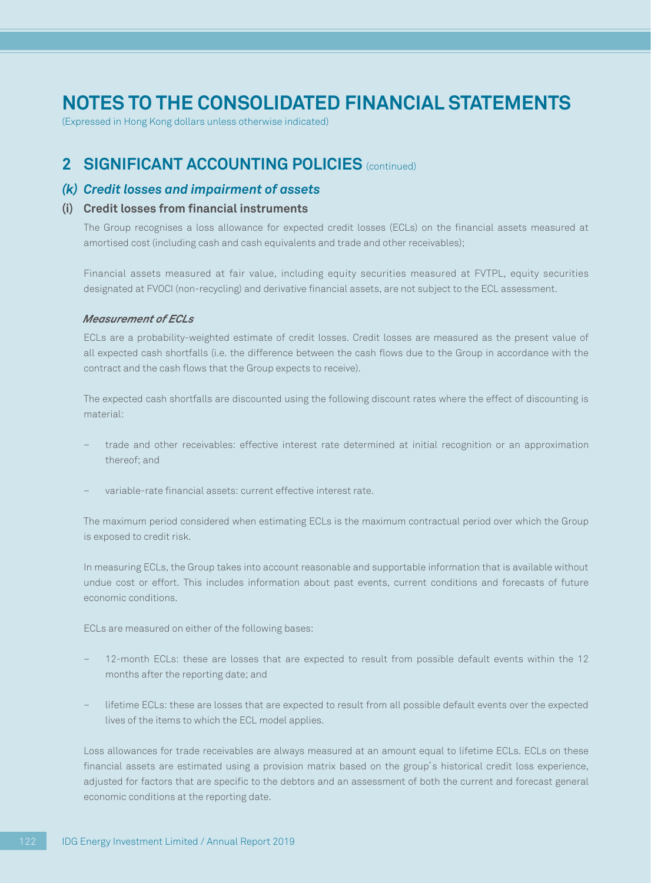# NOTES TO THE CONSOLIDATED FINANCIAL STATEMENTS

(Expressed in Hong Kong dollars unless otherwise indicated)

## 2 SIGNIFICANT ACCOUNTING POLICIES (continued)

### *(k) Credit losses and impairment of assets*

#### (i) Credit losses from financial instruments

The Group recognises a loss allowance for expected credit losses (ECLs) on the financial assets measured at amortised cost (including cash and cash equivalents and trade and other receivables);

Financial assets measured at fair value, including equity securities measured at FVTPL, equity securities designated at FVOCI (non-recycling) and derivative financial assets, are not subject to the ECL assessment.

***Measurement of ECLs***

ECLs are a probability-weighted estimate of credit losses. Credit losses are measured as the present value of all expected cash shortfalls (i.e. the difference between the cash flows due to the Group in accordance with the contract and the cash flows that the Group expects to receive).

The expected cash shortfalls are discounted using the following discount rates where the effect of discounting is material:

- trade and other receivables: effective interest rate determined at initial recognition or an approximation thereof; and
- variable-rate financial assets: current effective interest rate.

The maximum period considered when estimating ECLs is the maximum contractual period over which the Group is exposed to credit risk.

In measuring ECLs, the Group takes into account reasonable and supportable information that is available without undue cost or effort. This includes information about past events, current conditions and forecasts of future economic conditions.

ECLs are measured on either of the following bases:

- 12-month ECLs: these are losses that are expected to result from possible default events within the 12 months after the reporting date; and
- lifetime ECLs: these are losses that are expected to result from all possible default events over the expected lives of the items to which the ECL model applies.

Loss allowances for trade receivables are always measured at an amount equal to lifetime ECLs. ECLs on these financial assets are estimated using a provision matrix based on the group's historical credit loss experience, adjusted for factors that are specific to the debtors and an assessment of both the current and forecast general economic conditions at the reporting date.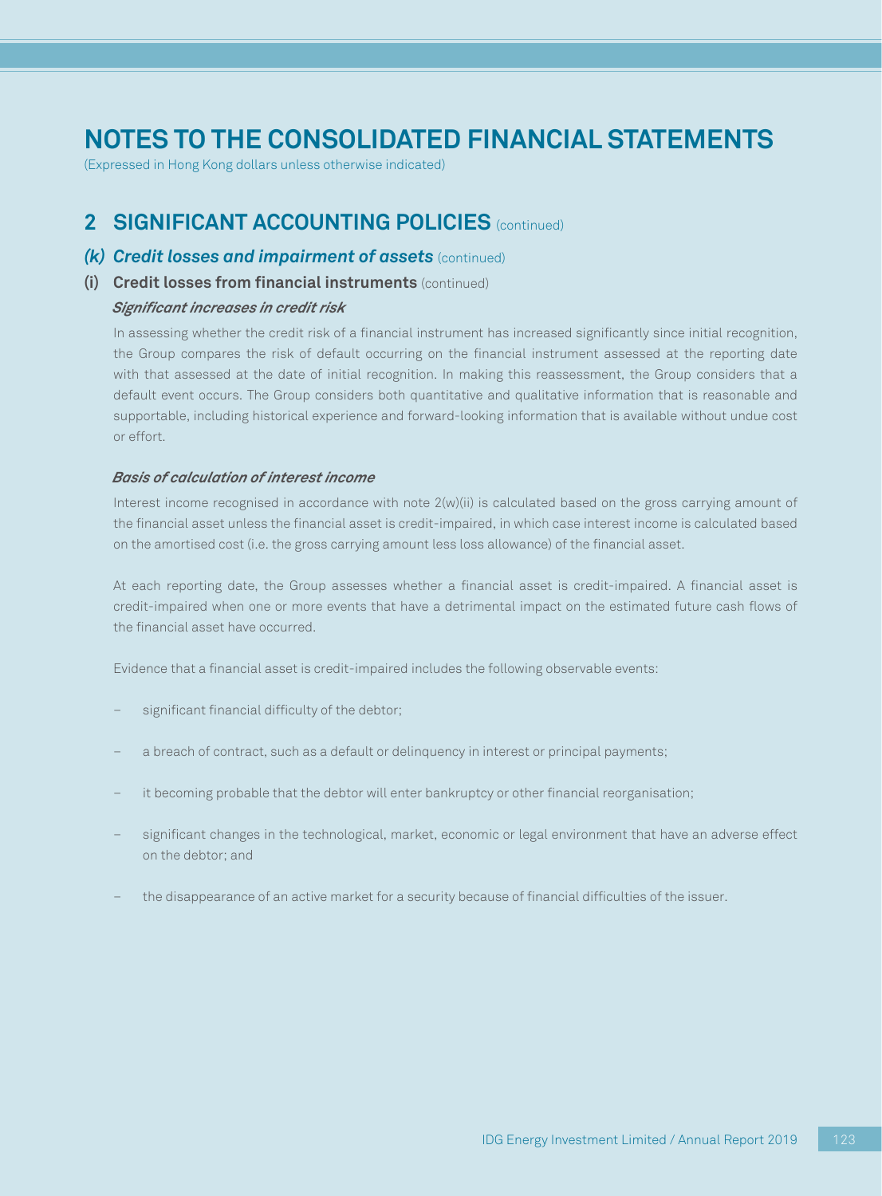# NOTES TO THE CONSOLIDATED FINANCIAL STATEMENTS

(Expressed in Hong Kong dollars unless otherwise indicated)

## 2 SIGNIFICANT ACCOUNTING POLICIES (continued)

### *(k) Credit losses and impairment of assets* (continued)

#### (i) Credit losses from financial instruments (continued)

***Significant increases in credit risk***

In assessing whether the credit risk of a financial instrument has increased significantly since initial recognition, the Group compares the risk of default occurring on the financial instrument assessed at the reporting date with that assessed at the date of initial recognition. In making this reassessment, the Group considers that a default event occurs. The Group considers both quantitative and qualitative information that is reasonable and supportable, including historical experience and forward-looking information that is available without undue cost or effort.

***Basis of calculation of interest income***

Interest income recognised in accordance with note 2(w)(ii) is calculated based on the gross carrying amount of the financial asset unless the financial asset is credit-impaired, in which case interest income is calculated based on the amortised cost (i.e. the gross carrying amount less loss allowance) of the financial asset.

At each reporting date, the Group assesses whether a financial asset is credit-impaired. A financial asset is credit-impaired when one or more events that have a detrimental impact on the estimated future cash flows of the financial asset have occurred.

Evidence that a financial asset is credit-impaired includes the following observable events:

- significant financial difficulty of the debtor;
- a breach of contract, such as a default or delinquency in interest or principal payments;
- it becoming probable that the debtor will enter bankruptcy or other financial reorganisation;
- significant changes in the technological, market, economic or legal environment that have an adverse effect on the debtor; and
- the disappearance of an active market for a security because of financial difficulties of the issuer.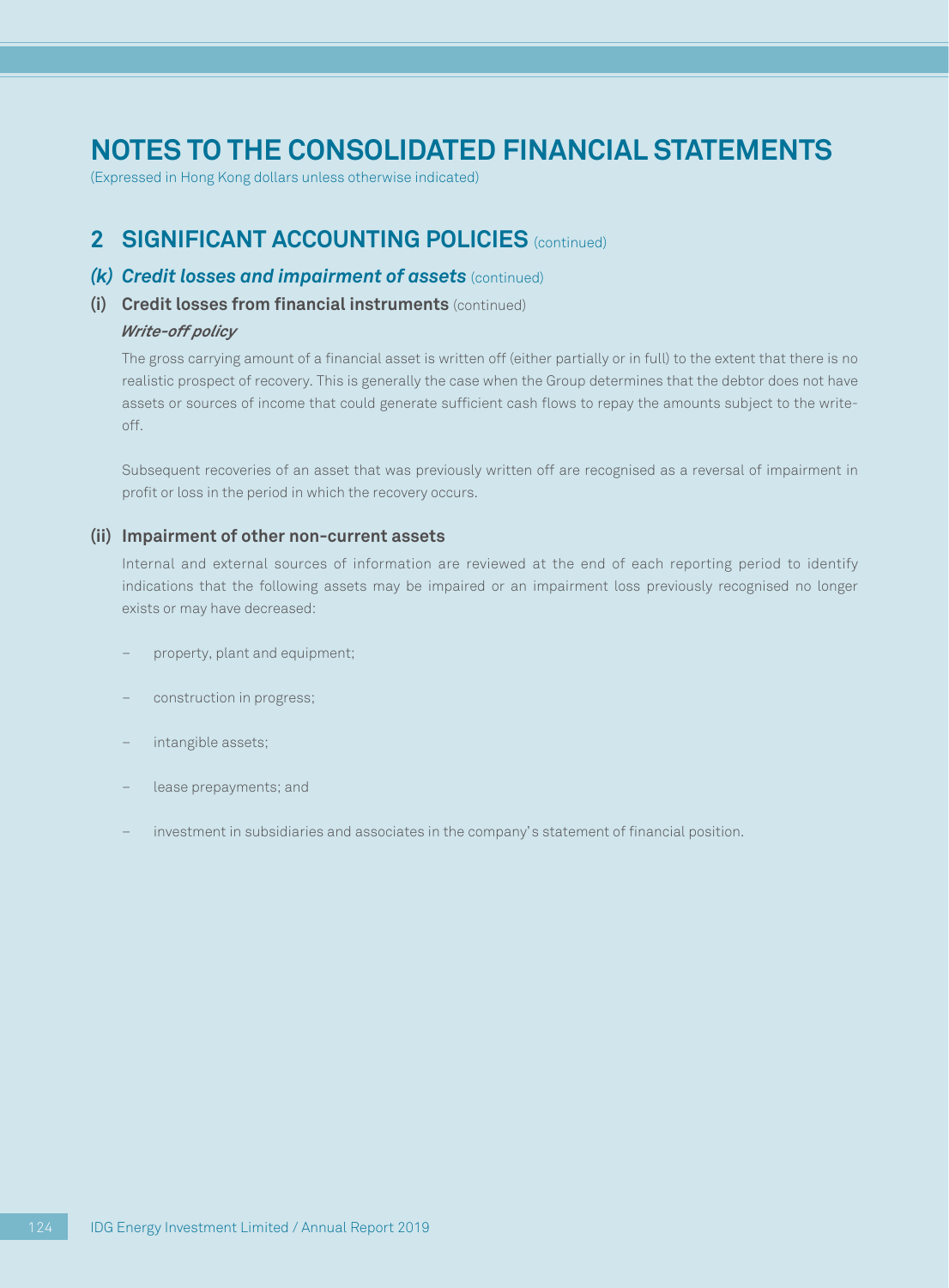# NOTES TO THE CONSOLIDATED FINANCIAL STATEMENTS

(Expressed in Hong Kong dollars unless otherwise indicated)

## 2 SIGNIFICANT ACCOUNTING POLICIES (continued)

### *(k) Credit losses and impairment of assets* (continued)

#### (i) Credit losses from financial instruments (continued)

***Write-off policy***

The gross carrying amount of a financial asset is written off (either partially or in full) to the extent that there is no realistic prospect of recovery. This is generally the case when the Group determines that the debtor does not have assets or sources of income that could generate sufficient cash flows to repay the amounts subject to the write-off.

Subsequent recoveries of an asset that was previously written off are recognised as a reversal of impairment in profit or loss in the period in which the recovery occurs.

#### (ii) Impairment of other non-current assets

Internal and external sources of information are reviewed at the end of each reporting period to identify indications that the following assets may be impaired or an impairment loss previously recognised no longer exists or may have decreased:

- property, plant and equipment;
- construction in progress;
- intangible assets;
- lease prepayments; and
- investment in subsidiaries and associates in the company's statement of financial position.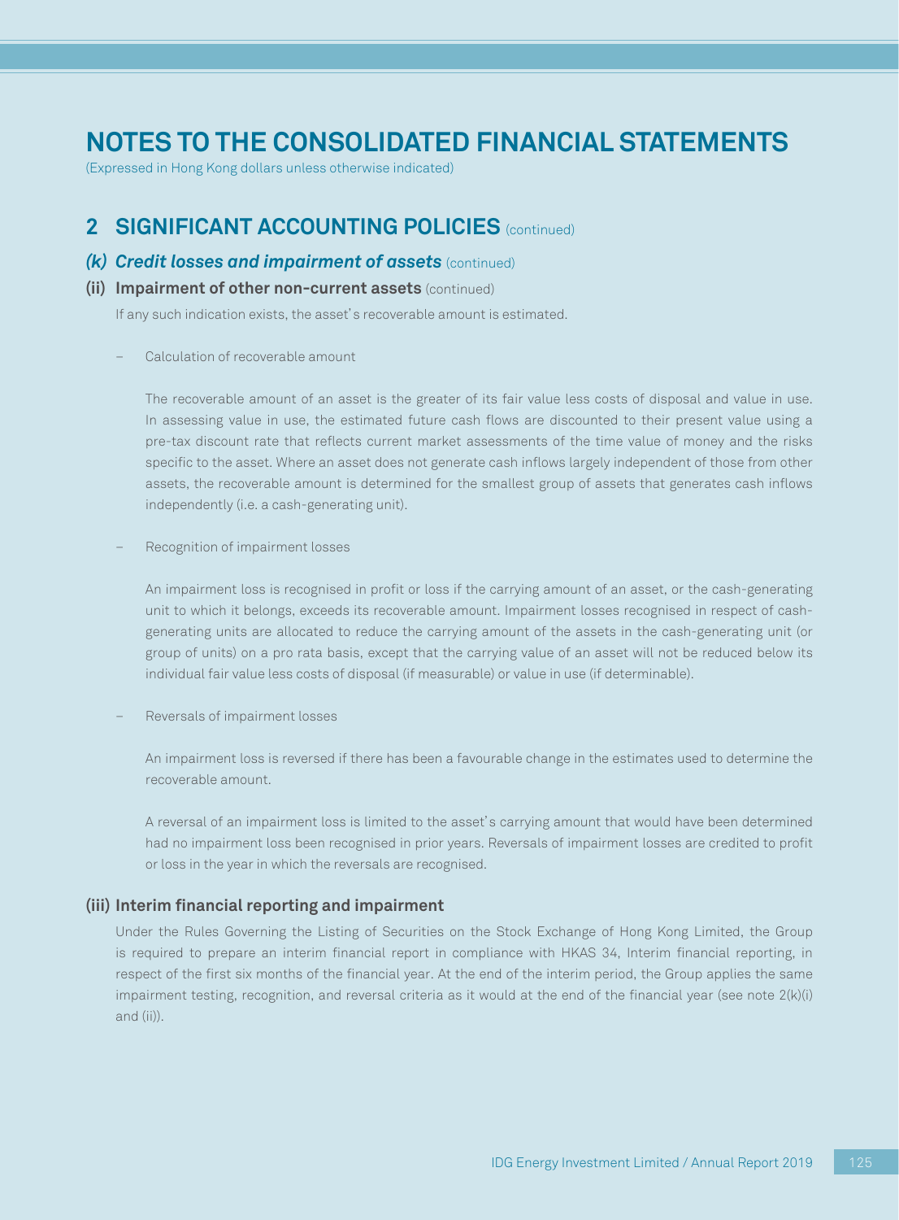# NOTES TO THE CONSOLIDATED FINANCIAL STATEMENTS

(Expressed in Hong Kong dollars unless otherwise indicated)

## 2 SIGNIFICANT ACCOUNTING POLICIES (continued)

### *(k) Credit losses and impairment of assets* (continued)

#### (ii) Impairment of other non-current assets (continued)

If any such indication exists, the asset's recoverable amount is estimated.

– Calculation of recoverable amount

The recoverable amount of an asset is the greater of its fair value less costs of disposal and value in use. In assessing value in use, the estimated future cash flows are discounted to their present value using a pre-tax discount rate that reflects current market assessments of the time value of money and the risks specific to the asset. Where an asset does not generate cash inflows largely independent of those from other assets, the recoverable amount is determined for the smallest group of assets that generates cash inflows independently (i.e. a cash-generating unit).

– Recognition of impairment losses

An impairment loss is recognised in profit or loss if the carrying amount of an asset, or the cash-generating unit to which it belongs, exceeds its recoverable amount. Impairment losses recognised in respect of cash-generating units are allocated to reduce the carrying amount of the assets in the cash-generating unit (or group of units) on a pro rata basis, except that the carrying value of an asset will not be reduced below its individual fair value less costs of disposal (if measurable) or value in use (if determinable).

– Reversals of impairment losses

An impairment loss is reversed if there has been a favourable change in the estimates used to determine the recoverable amount.

A reversal of an impairment loss is limited to the asset's carrying amount that would have been determined had no impairment loss been recognised in prior years. Reversals of impairment losses are credited to profit or loss in the year in which the reversals are recognised.

#### (iii) Interim financial reporting and impairment

Under the Rules Governing the Listing of Securities on the Stock Exchange of Hong Kong Limited, the Group is required to prepare an interim financial report in compliance with HKAS 34, Interim financial reporting, in respect of the first six months of the financial year. At the end of the interim period, the Group applies the same impairment testing, recognition, and reversal criteria as it would at the end of the financial year (see note 2(k)(i) and (ii)).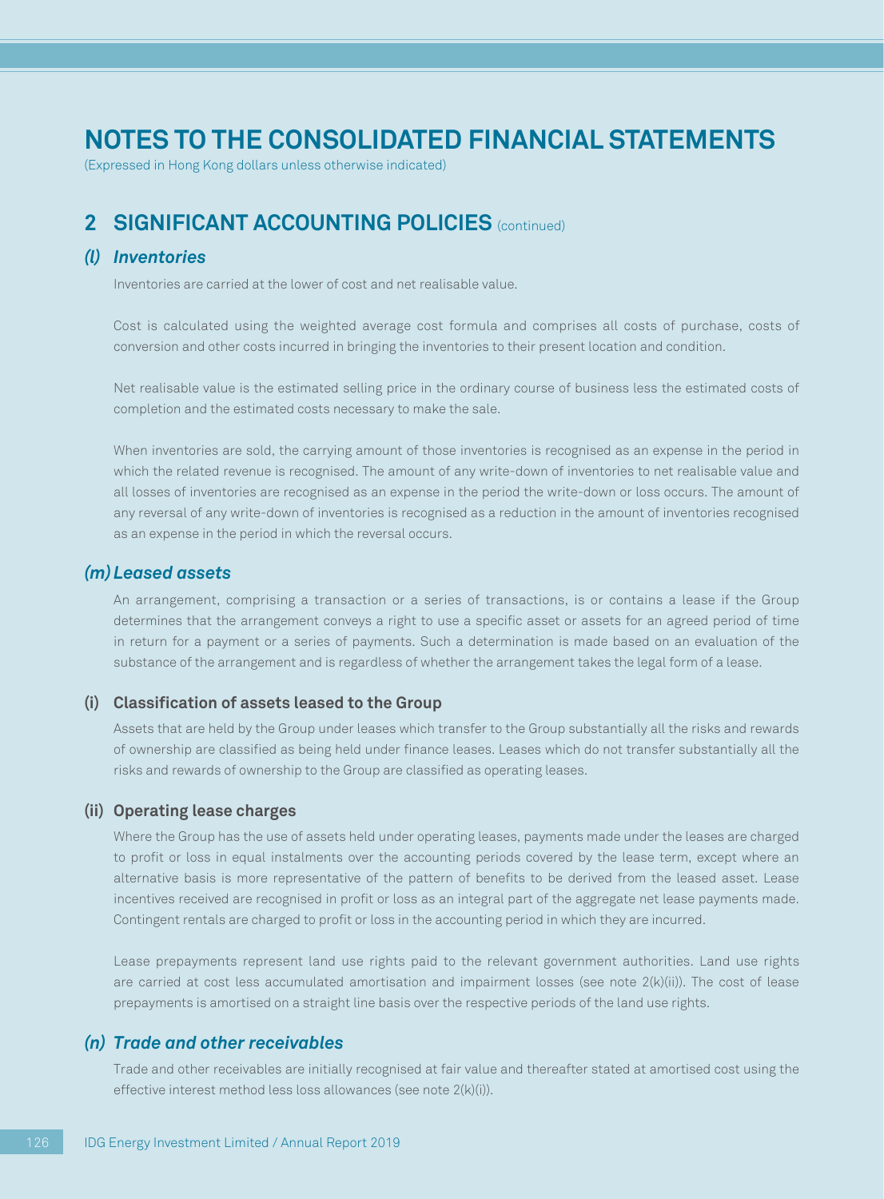# NOTES TO THE CONSOLIDATED FINANCIAL STATEMENTS

(Expressed in Hong Kong dollars unless otherwise indicated)

## 2 SIGNIFICANT ACCOUNTING POLICIES (continued)

### *(l) Inventories*

Inventories are carried at the lower of cost and net realisable value.

Cost is calculated using the weighted average cost formula and comprises all costs of purchase, costs of conversion and other costs incurred in bringing the inventories to their present location and condition.

Net realisable value is the estimated selling price in the ordinary course of business less the estimated costs of completion and the estimated costs necessary to make the sale.

When inventories are sold, the carrying amount of those inventories is recognised as an expense in the period in which the related revenue is recognised. The amount of any write-down of inventories to net realisable value and all losses of inventories are recognised as an expense in the period the write-down or loss occurs. The amount of any reversal of any write-down of inventories is recognised as a reduction in the amount of inventories recognised as an expense in the period in which the reversal occurs.

### *(m) Leased assets*

An arrangement, comprising a transaction or a series of transactions, is or contains a lease if the Group determines that the arrangement conveys a right to use a specific asset or assets for an agreed period of time in return for a payment or a series of payments. Such a determination is made based on an evaluation of the substance of the arrangement and is regardless of whether the arrangement takes the legal form of a lease.

#### (i) Classification of assets leased to the Group

Assets that are held by the Group under leases which transfer to the Group substantially all the risks and rewards of ownership are classified as being held under finance leases. Leases which do not transfer substantially all the risks and rewards of ownership to the Group are classified as operating leases.

#### (ii) Operating lease charges

Where the Group has the use of assets held under operating leases, payments made under the leases are charged to profit or loss in equal instalments over the accounting periods covered by the lease term, except where an alternative basis is more representative of the pattern of benefits to be derived from the leased asset. Lease incentives received are recognised in profit or loss as an integral part of the aggregate net lease payments made. Contingent rentals are charged to profit or loss in the accounting period in which they are incurred.

Lease prepayments represent land use rights paid to the relevant government authorities. Land use rights are carried at cost less accumulated amortisation and impairment losses (see note 2(k)(ii)). The cost of lease prepayments is amortised on a straight line basis over the respective periods of the land use rights.

### *(n) Trade and other receivables*

Trade and other receivables are initially recognised at fair value and thereafter stated at amortised cost using the effective interest method less loss allowances (see note 2(k)(i)).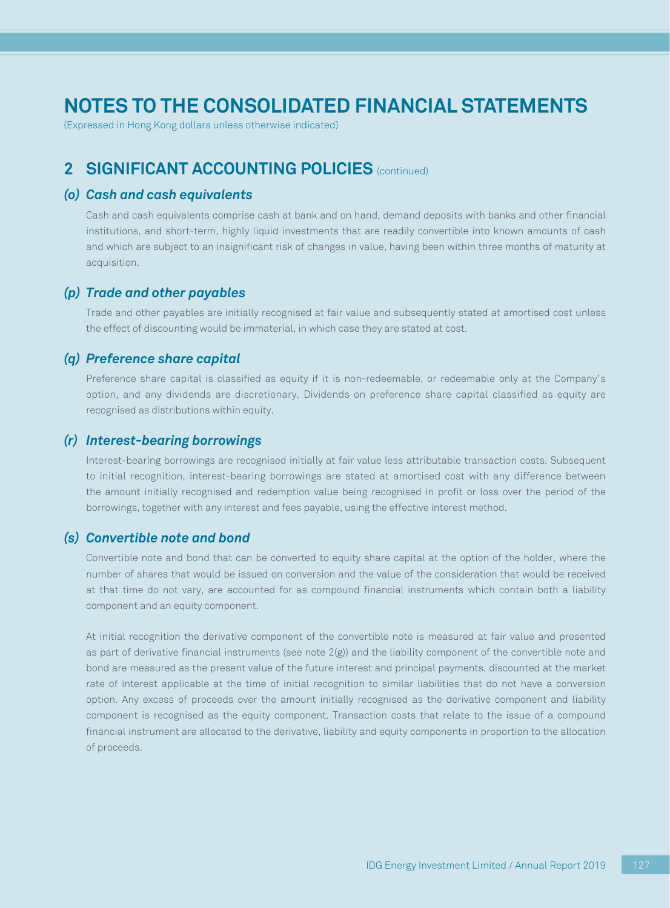# NOTES TO THE CONSOLIDATED FINANCIAL STATEMENTS

(Expressed in Hong Kong dollars unless otherwise indicated)

## 2 SIGNIFICANT ACCOUNTING POLICIES (continued)

### *(o) Cash and cash equivalents*

Cash and cash equivalents comprise cash at bank and on hand, demand deposits with banks and other financial institutions, and short-term, highly liquid investments that are readily convertible into known amounts of cash and which are subject to an insignificant risk of changes in value, having been within three months of maturity at acquisition.

### *(p) Trade and other payables*

Trade and other payables are initially recognised at fair value and subsequently stated at amortised cost unless the effect of discounting would be immaterial, in which case they are stated at cost.

### *(q) Preference share capital*

Preference share capital is classified as equity if it is non-redeemable, or redeemable only at the Company's option, and any dividends are discretionary. Dividends on preference share capital classified as equity are recognised as distributions within equity.

### *(r) Interest-bearing borrowings*

Interest-bearing borrowings are recognised initially at fair value less attributable transaction costs. Subsequent to initial recognition, interest-bearing borrowings are stated at amortised cost with any difference between the amount initially recognised and redemption value being recognised in profit or loss over the period of the borrowings, together with any interest and fees payable, using the effective interest method.

### *(s) Convertible note and bond*

Convertible note and bond that can be converted to equity share capital at the option of the holder, where the number of shares that would be issued on conversion and the value of the consideration that would be received at that time do not vary, are accounted for as compound financial instruments which contain both a liability component and an equity component.

At initial recognition the derivative component of the convertible note is measured at fair value and presented as part of derivative financial instruments (see note 2(g)) and the liability component of the convertible note and bond are measured as the present value of the future interest and principal payments, discounted at the market rate of interest applicable at the time of initial recognition to similar liabilities that do not have a conversion option. Any excess of proceeds over the amount initially recognised as the derivative component and liability component is recognised as the equity component. Transaction costs that relate to the issue of a compound financial instrument are allocated to the derivative, liability and equity components in proportion to the allocation of proceeds.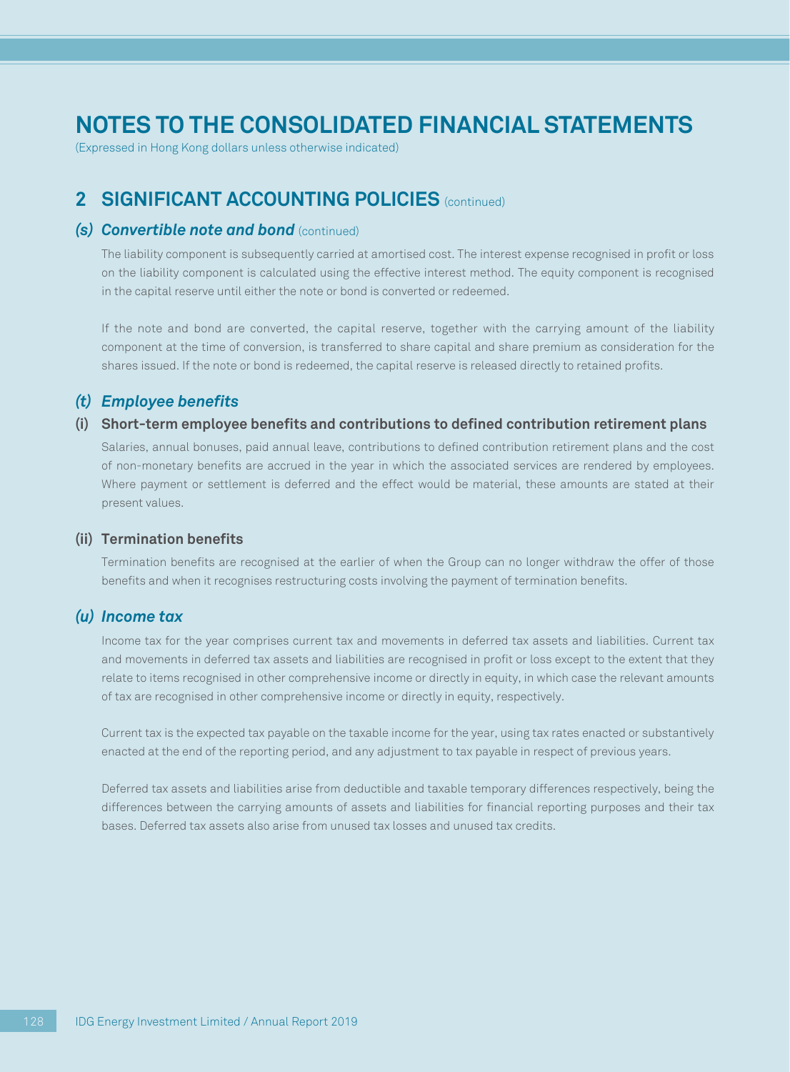# NOTES TO THE CONSOLIDATED FINANCIAL STATEMENTS

(Expressed in Hong Kong dollars unless otherwise indicated)

## 2 SIGNIFICANT ACCOUNTING POLICIES (continued)

### *(s) Convertible note and bond* (continued)

The liability component is subsequently carried at amortised cost. The interest expense recognised in profit or loss on the liability component is calculated using the effective interest method. The equity component is recognised in the capital reserve until either the note or bond is converted or redeemed.

If the note and bond are converted, the capital reserve, together with the carrying amount of the liability component at the time of conversion, is transferred to share capital and share premium as consideration for the shares issued. If the note or bond is redeemed, the capital reserve is released directly to retained profits.

### *(t) Employee benefits*

#### (i) Short-term employee benefits and contributions to defined contribution retirement plans

Salaries, annual bonuses, paid annual leave, contributions to defined contribution retirement plans and the cost of non-monetary benefits are accrued in the year in which the associated services are rendered by employees. Where payment or settlement is deferred and the effect would be material, these amounts are stated at their present values.

#### (ii) Termination benefits

Termination benefits are recognised at the earlier of when the Group can no longer withdraw the offer of those benefits and when it recognises restructuring costs involving the payment of termination benefits.

### *(u) Income tax*

Income tax for the year comprises current tax and movements in deferred tax assets and liabilities. Current tax and movements in deferred tax assets and liabilities are recognised in profit or loss except to the extent that they relate to items recognised in other comprehensive income or directly in equity, in which case the relevant amounts of tax are recognised in other comprehensive income or directly in equity, respectively.

Current tax is the expected tax payable on the taxable income for the year, using tax rates enacted or substantively enacted at the end of the reporting period, and any adjustment to tax payable in respect of previous years.

Deferred tax assets and liabilities arise from deductible and taxable temporary differences respectively, being the differences between the carrying amounts of assets and liabilities for financial reporting purposes and their tax bases. Deferred tax assets also arise from unused tax losses and unused tax credits.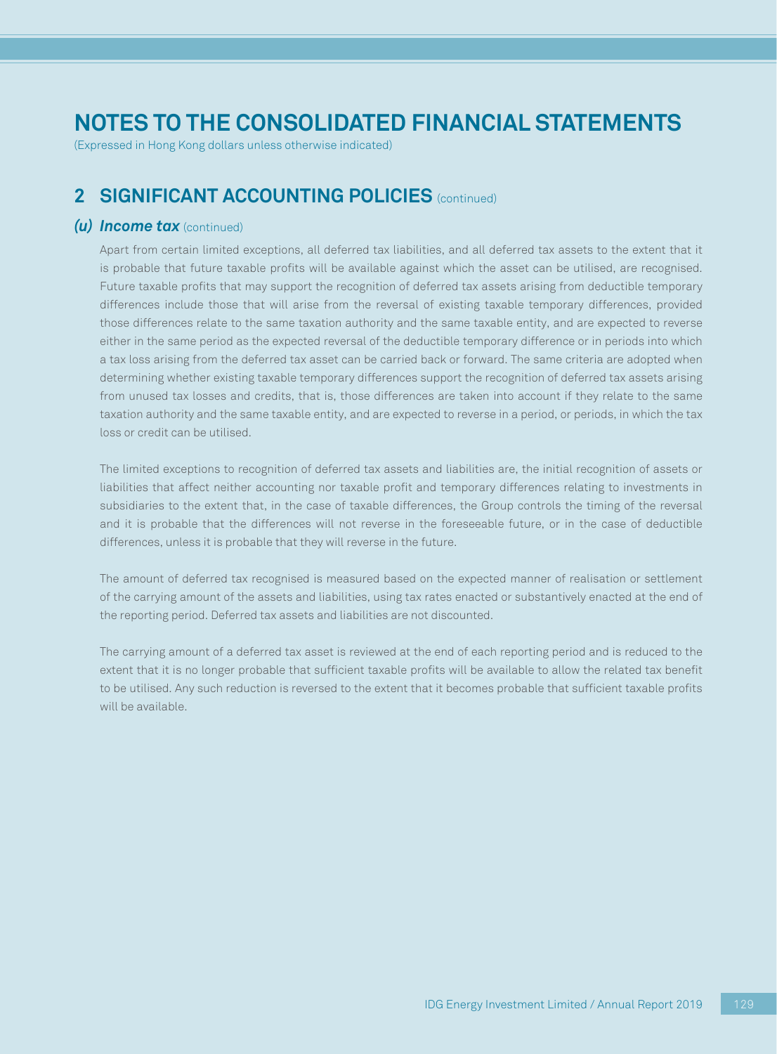# NOTES TO THE CONSOLIDATED FINANCIAL STATEMENTS

(Expressed in Hong Kong dollars unless otherwise indicated)

## 2 SIGNIFICANT ACCOUNTING POLICIES (continued)

### *(u) Income tax* (continued)

Apart from certain limited exceptions, all deferred tax liabilities, and all deferred tax assets to the extent that it is probable that future taxable profits will be available against which the asset can be utilised, are recognised. Future taxable profits that may support the recognition of deferred tax assets arising from deductible temporary differences include those that will arise from the reversal of existing taxable temporary differences, provided those differences relate to the same taxation authority and the same taxable entity, and are expected to reverse either in the same period as the expected reversal of the deductible temporary difference or in periods into which a tax loss arising from the deferred tax asset can be carried back or forward. The same criteria are adopted when determining whether existing taxable temporary differences support the recognition of deferred tax assets arising from unused tax losses and credits, that is, those differences are taken into account if they relate to the same taxation authority and the same taxable entity, and are expected to reverse in a period, or periods, in which the tax loss or credit can be utilised.

The limited exceptions to recognition of deferred tax assets and liabilities are, the initial recognition of assets or liabilities that affect neither accounting nor taxable profit and temporary differences relating to investments in subsidiaries to the extent that, in the case of taxable differences, the Group controls the timing of the reversal and it is probable that the differences will not reverse in the foreseeable future, or in the case of deductible differences, unless it is probable that they will reverse in the future.

The amount of deferred tax recognised is measured based on the expected manner of realisation or settlement of the carrying amount of the assets and liabilities, using tax rates enacted or substantively enacted at the end of the reporting period. Deferred tax assets and liabilities are not discounted.

The carrying amount of a deferred tax asset is reviewed at the end of each reporting period and is reduced to the extent that it is no longer probable that sufficient taxable profits will be available to allow the related tax benefit to be utilised. Any such reduction is reversed to the extent that it becomes probable that sufficient taxable profits will be available.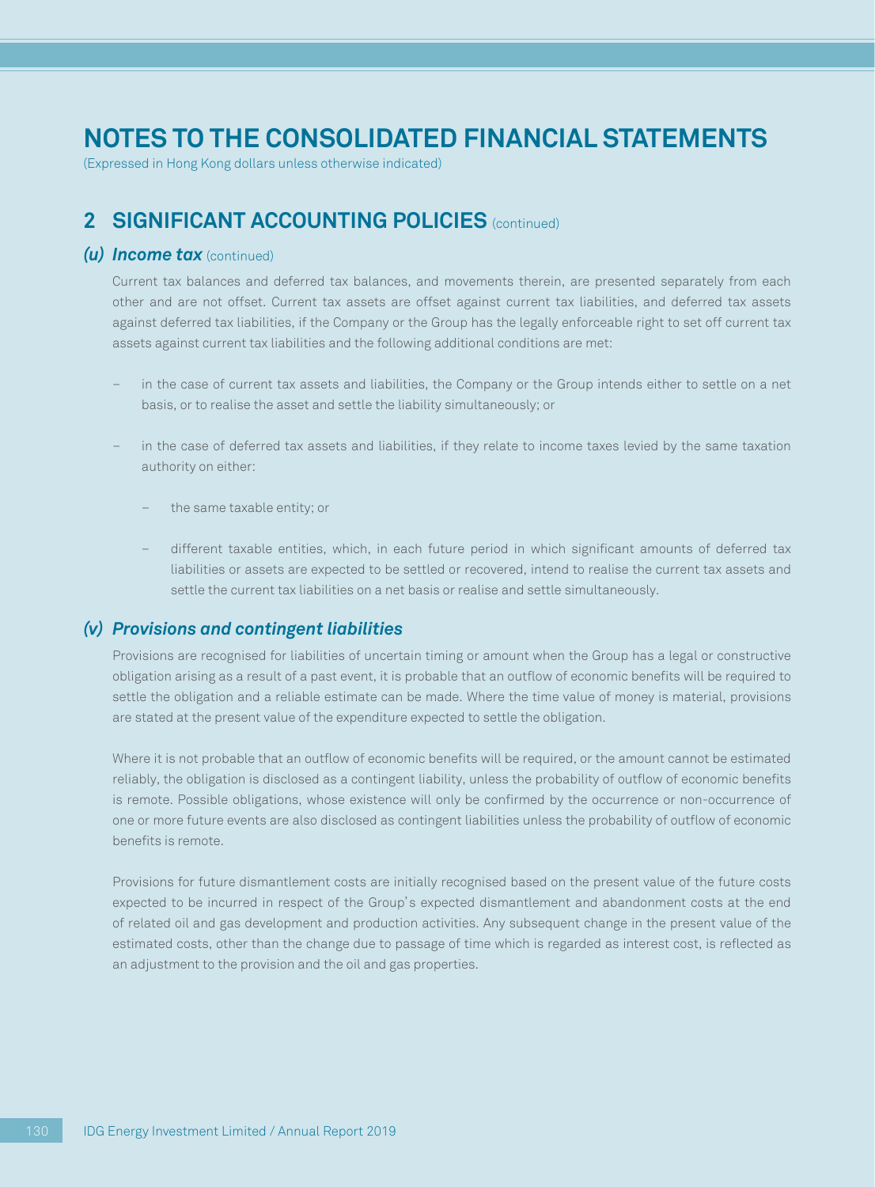# NOTES TO THE CONSOLIDATED FINANCIAL STATEMENTS

(Expressed in Hong Kong dollars unless otherwise indicated)

## 2 SIGNIFICANT ACCOUNTING POLICIES (continued)

### *(u) Income tax* (continued)

Current tax balances and deferred tax balances, and movements therein, are presented separately from each other and are not offset. Current tax assets are offset against current tax liabilities, and deferred tax assets against deferred tax liabilities, if the Company or the Group has the legally enforceable right to set off current tax assets against current tax liabilities and the following additional conditions are met:

- in the case of current tax assets and liabilities, the Company or the Group intends either to settle on a net basis, or to realise the asset and settle the liability simultaneously; or
- in the case of deferred tax assets and liabilities, if they relate to income taxes levied by the same taxation authority on either:
  - the same taxable entity; or
  - different taxable entities, which, in each future period in which significant amounts of deferred tax liabilities or assets are expected to be settled or recovered, intend to realise the current tax assets and settle the current tax liabilities on a net basis or realise and settle simultaneously.

### *(v) Provisions and contingent liabilities*

Provisions are recognised for liabilities of uncertain timing or amount when the Group has a legal or constructive obligation arising as a result of a past event, it is probable that an outflow of economic benefits will be required to settle the obligation and a reliable estimate can be made. Where the time value of money is material, provisions are stated at the present value of the expenditure expected to settle the obligation.

Where it is not probable that an outflow of economic benefits will be required, or the amount cannot be estimated reliably, the obligation is disclosed as a contingent liability, unless the probability of outflow of economic benefits is remote. Possible obligations, whose existence will only be confirmed by the occurrence or non-occurrence of one or more future events are also disclosed as contingent liabilities unless the probability of outflow of economic benefits is remote.

Provisions for future dismantlement costs are initially recognised based on the present value of the future costs expected to be incurred in respect of the Group's expected dismantlement and abandonment costs at the end of related oil and gas development and production activities. Any subsequent change in the present value of the estimated costs, other than the change due to passage of time which is regarded as interest cost, is reflected as an adjustment to the provision and the oil and gas properties.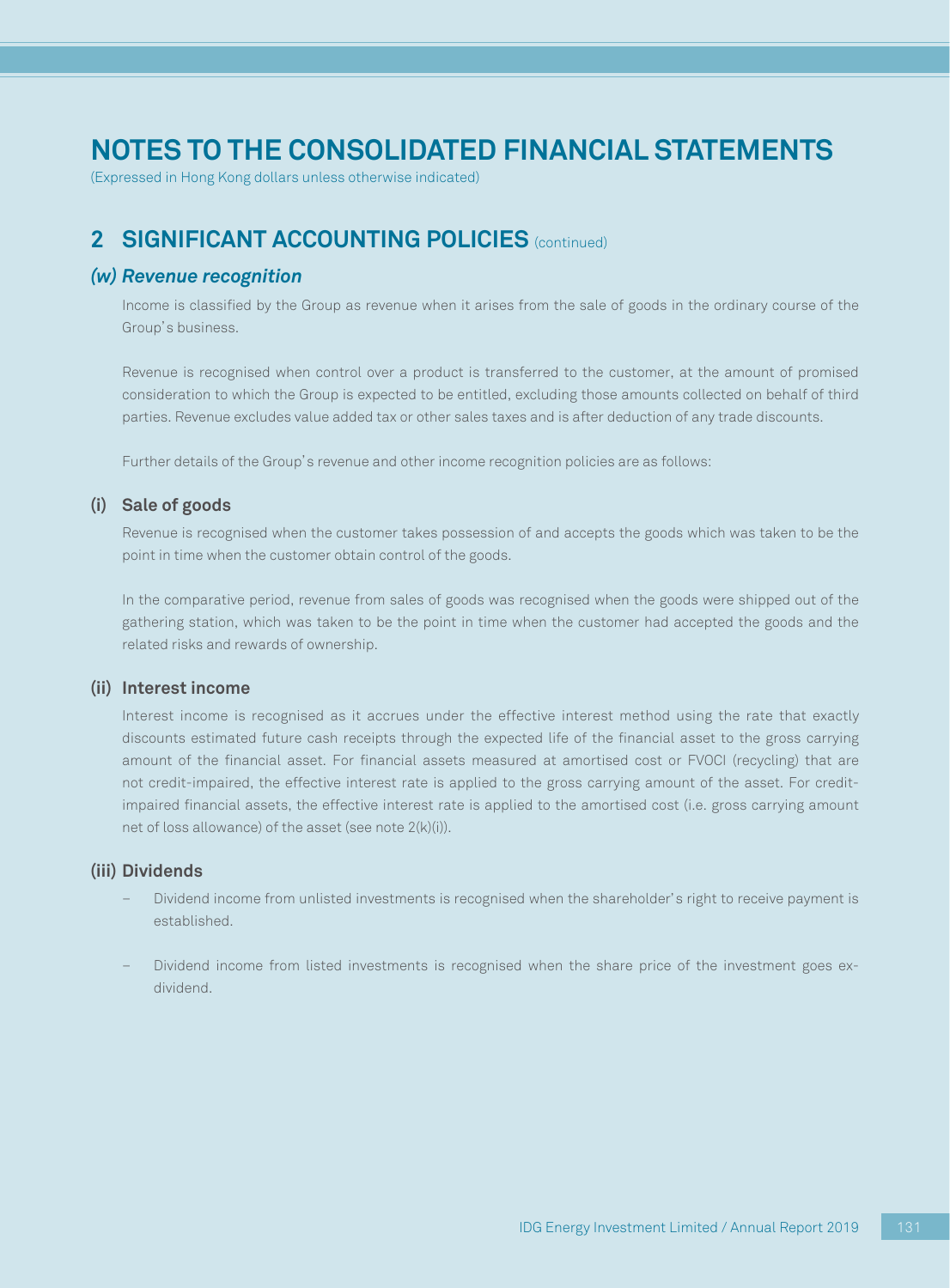# NOTES TO THE CONSOLIDATED FINANCIAL STATEMENTS

(Expressed in Hong Kong dollars unless otherwise indicated)

## 2 SIGNIFICANT ACCOUNTING POLICIES (continued)

### *(w) Revenue recognition*

Income is classified by the Group as revenue when it arises from the sale of goods in the ordinary course of the Group's business.

Revenue is recognised when control over a product is transferred to the customer, at the amount of promised consideration to which the Group is expected to be entitled, excluding those amounts collected on behalf of third parties. Revenue excludes value added tax or other sales taxes and is after deduction of any trade discounts.

Further details of the Group's revenue and other income recognition policies are as follows:

#### (i) Sale of goods

Revenue is recognised when the customer takes possession of and accepts the goods which was taken to be the point in time when the customer obtain control of the goods.

In the comparative period, revenue from sales of goods was recognised when the goods were shipped out of the gathering station, which was taken to be the point in time when the customer had accepted the goods and the related risks and rewards of ownership.

#### (ii) Interest income

Interest income is recognised as it accrues under the effective interest method using the rate that exactly discounts estimated future cash receipts through the expected life of the financial asset to the gross carrying amount of the financial asset. For financial assets measured at amortised cost or FVOCI (recycling) that are not credit-impaired, the effective interest rate is applied to the gross carrying amount of the asset. For credit-impaired financial assets, the effective interest rate is applied to the amortised cost (i.e. gross carrying amount net of loss allowance) of the asset (see note 2(k)(i)).

#### (iii) Dividends

- Dividend income from unlisted investments is recognised when the shareholder's right to receive payment is established.
- Dividend income from listed investments is recognised when the share price of the investment goes ex-dividend.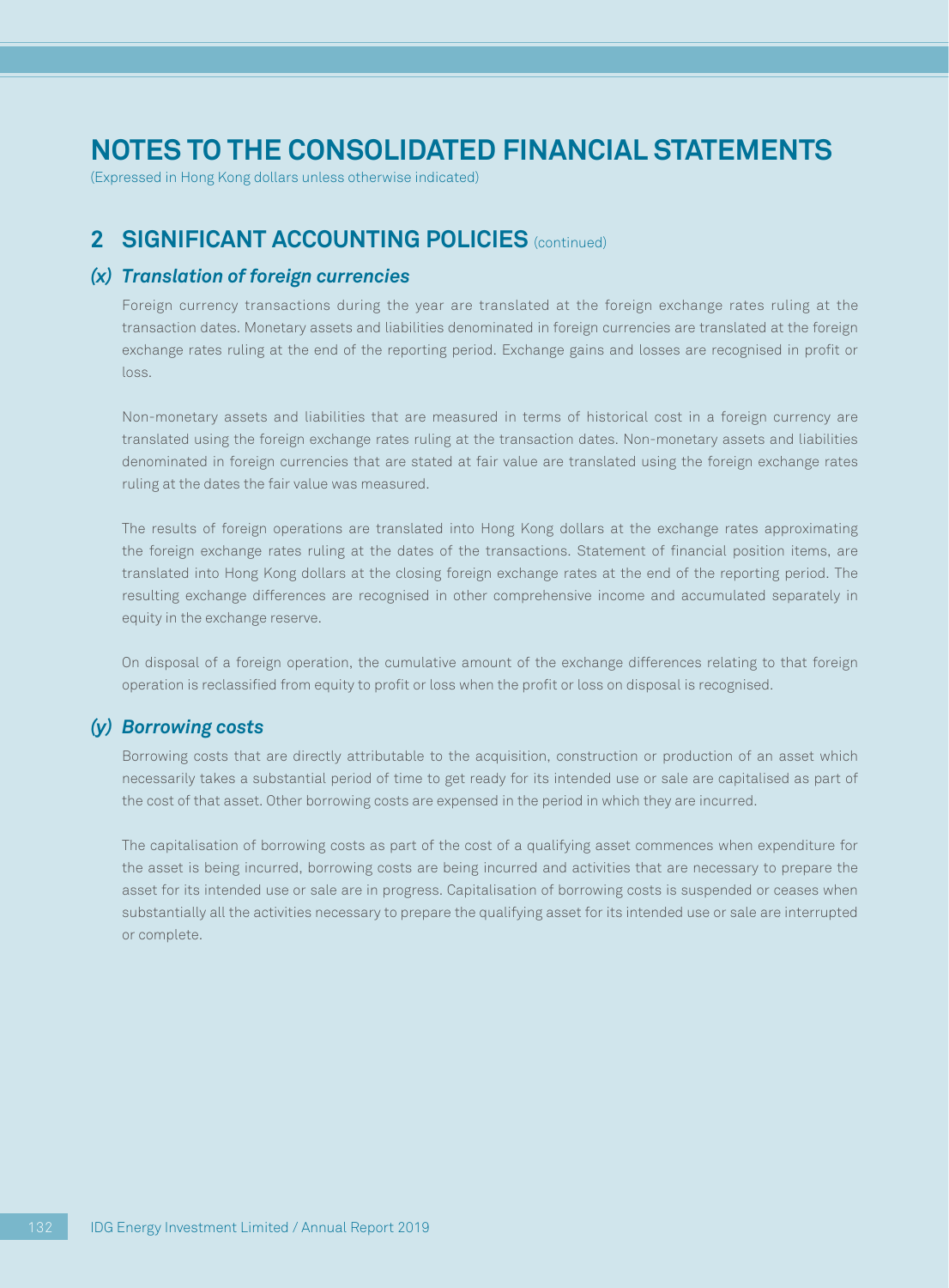# NOTES TO THE CONSOLIDATED FINANCIAL STATEMENTS

(Expressed in Hong Kong dollars unless otherwise indicated)

## 2 SIGNIFICANT ACCOUNTING POLICIES (continued)

### *(x) Translation of foreign currencies*

Foreign currency transactions during the year are translated at the foreign exchange rates ruling at the transaction dates. Monetary assets and liabilities denominated in foreign currencies are translated at the foreign exchange rates ruling at the end of the reporting period. Exchange gains and losses are recognised in profit or loss.

Non-monetary assets and liabilities that are measured in terms of historical cost in a foreign currency are translated using the foreign exchange rates ruling at the transaction dates. Non-monetary assets and liabilities denominated in foreign currencies that are stated at fair value are translated using the foreign exchange rates ruling at the dates the fair value was measured.

The results of foreign operations are translated into Hong Kong dollars at the exchange rates approximating the foreign exchange rates ruling at the dates of the transactions. Statement of financial position items, are translated into Hong Kong dollars at the closing foreign exchange rates at the end of the reporting period. The resulting exchange differences are recognised in other comprehensive income and accumulated separately in equity in the exchange reserve.

On disposal of a foreign operation, the cumulative amount of the exchange differences relating to that foreign operation is reclassified from equity to profit or loss when the profit or loss on disposal is recognised.

### *(y) Borrowing costs*

Borrowing costs that are directly attributable to the acquisition, construction or production of an asset which necessarily takes a substantial period of time to get ready for its intended use or sale are capitalised as part of the cost of that asset. Other borrowing costs are expensed in the period in which they are incurred.

The capitalisation of borrowing costs as part of the cost of a qualifying asset commences when expenditure for the asset is being incurred, borrowing costs are being incurred and activities that are necessary to prepare the asset for its intended use or sale are in progress. Capitalisation of borrowing costs is suspended or ceases when substantially all the activities necessary to prepare the qualifying asset for its intended use or sale are interrupted or complete.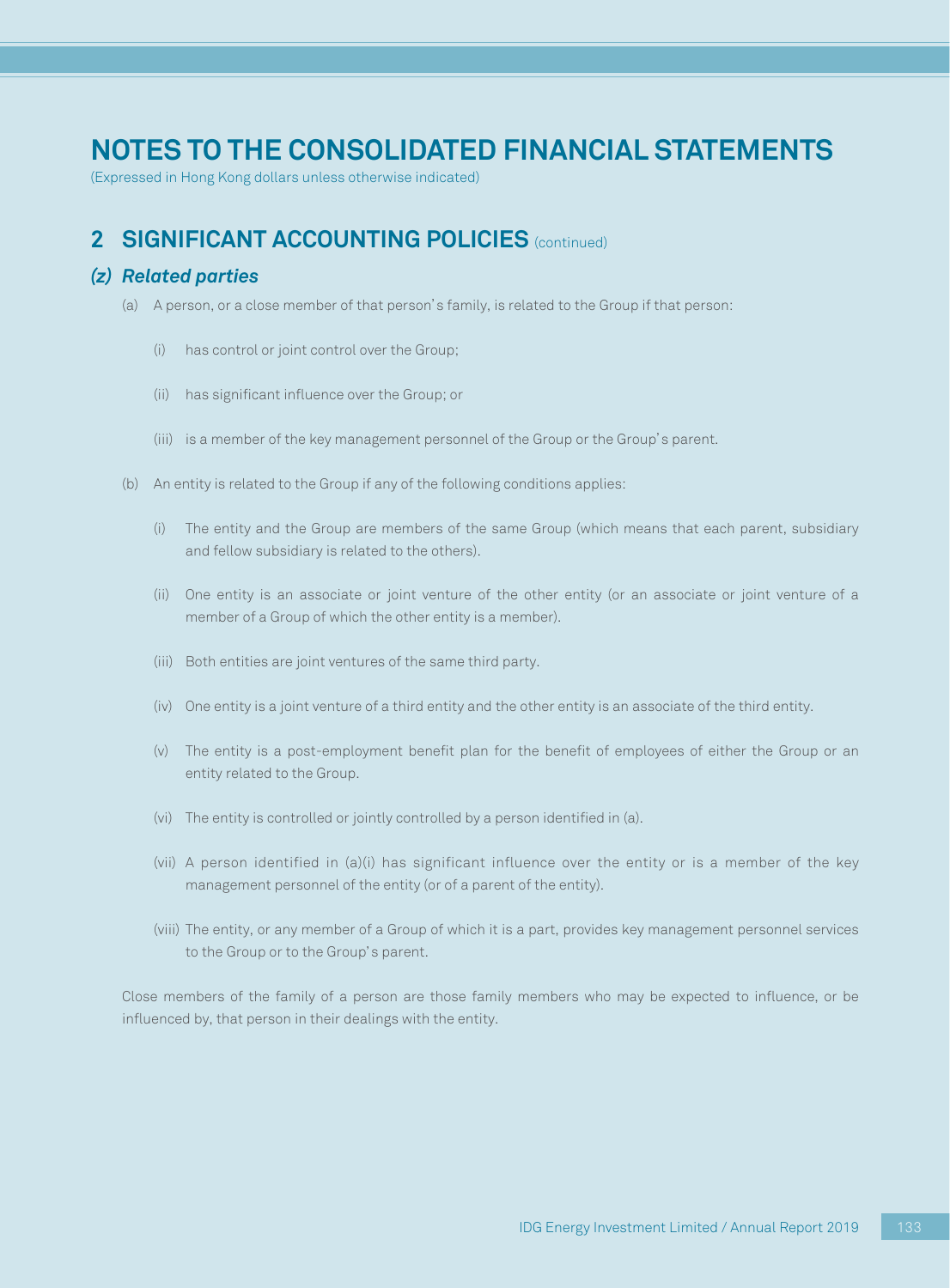# NOTES TO THE CONSOLIDATED FINANCIAL STATEMENTS

(Expressed in Hong Kong dollars unless otherwise indicated)

## 2 SIGNIFICANT ACCOUNTING POLICIES (continued)

### *(z) Related parties*

(a) A person, or a close member of that person's family, is related to the Group if that person:

  (i) has control or joint control over the Group;

  (ii) has significant influence over the Group; or

  (iii) is a member of the key management personnel of the Group or the Group's parent.

(b) An entity is related to the Group if any of the following conditions applies:

  (i) The entity and the Group are members of the same Group (which means that each parent, subsidiary and fellow subsidiary is related to the others).

  (ii) One entity is an associate or joint venture of the other entity (or an associate or joint venture of a member of a Group of which the other entity is a member).

  (iii) Both entities are joint ventures of the same third party.

  (iv) One entity is a joint venture of a third entity and the other entity is an associate of the third entity.

  (v) The entity is a post-employment benefit plan for the benefit of employees of either the Group or an entity related to the Group.

  (vi) The entity is controlled or jointly controlled by a person identified in (a).

  (vii) A person identified in (a)(i) has significant influence over the entity or is a member of the key management personnel of the entity (or of a parent of the entity).

  (viii) The entity, or any member of a Group of which it is a part, provides key management personnel services to the Group or to the Group's parent.

Close members of the family of a person are those family members who may be expected to influence, or be influenced by, that person in their dealings with the entity.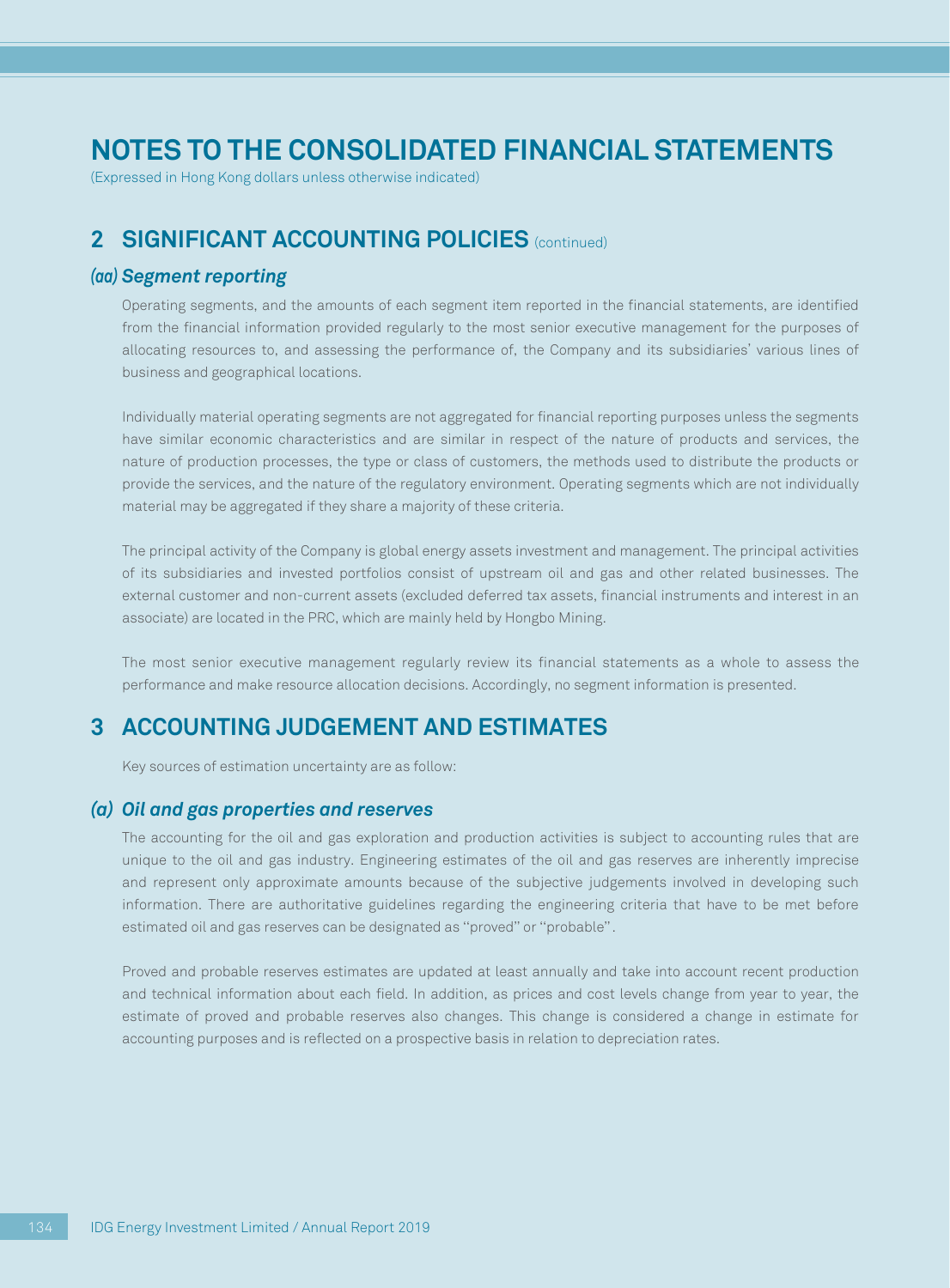# NOTES TO THE CONSOLIDATED FINANCIAL STATEMENTS

(Expressed in Hong Kong dollars unless otherwise indicated)

## 2 SIGNIFICANT ACCOUNTING POLICIES (continued)

### (aa) Segment reporting

Operating segments, and the amounts of each segment item reported in the financial statements, are identified from the financial information provided regularly to the most senior executive management for the purposes of allocating resources to, and assessing the performance of, the Company and its subsidiaries' various lines of business and geographical locations.

Individually material operating segments are not aggregated for financial reporting purposes unless the segments have similar economic characteristics and are similar in respect of the nature of products and services, the nature of production processes, the type or class of customers, the methods used to distribute the products or provide the services, and the nature of the regulatory environment. Operating segments which are not individually material may be aggregated if they share a majority of these criteria.

The principal activity of the Company is global energy assets investment and management. The principal activities of its subsidiaries and invested portfolios consist of upstream oil and gas and other related businesses. The external customer and non-current assets (excluded deferred tax assets, financial instruments and interest in an associate) are located in the PRC, which are mainly held by Hongbo Mining.

The most senior executive management regularly review its financial statements as a whole to assess the performance and make resource allocation decisions. Accordingly, no segment information is presented.

## 3 ACCOUNTING JUDGEMENT AND ESTIMATES

Key sources of estimation uncertainty are as follow:

### (a) Oil and gas properties and reserves

The accounting for the oil and gas exploration and production activities is subject to accounting rules that are unique to the oil and gas industry. Engineering estimates of the oil and gas reserves are inherently imprecise and represent only approximate amounts because of the subjective judgements involved in developing such information. There are authoritative guidelines regarding the engineering criteria that have to be met before estimated oil and gas reserves can be designated as "proved" or "probable".

Proved and probable reserves estimates are updated at least annually and take into account recent production and technical information about each field. In addition, as prices and cost levels change from year to year, the estimate of proved and probable reserves also changes. This change is considered a change in estimate for accounting purposes and is reflected on a prospective basis in relation to depreciation rates.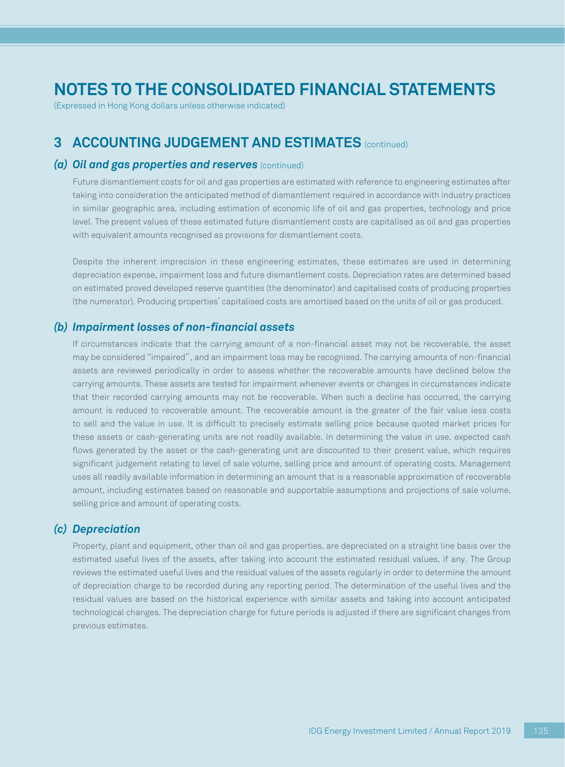# NOTES TO THE CONSOLIDATED FINANCIAL STATEMENTS

(Expressed in Hong Kong dollars unless otherwise indicated)

## 3 ACCOUNTING JUDGEMENT AND ESTIMATES (continued)

### *(a) Oil and gas properties and reserves* (continued)

Future dismantlement costs for oil and gas properties are estimated with reference to engineering estimates after taking into consideration the anticipated method of dismantlement required in accordance with industry practices in similar geographic area, including estimation of economic life of oil and gas properties, technology and price level. The present values of these estimated future dismantlement costs are capitalised as oil and gas properties with equivalent amounts recognised as provisions for dismantlement costs.

Despite the inherent imprecision in these engineering estimates, these estimates are used in determining depreciation expense, impairment loss and future dismantlement costs. Depreciation rates are determined based on estimated proved developed reserve quantities (the denominator) and capitalised costs of producing properties (the numerator). Producing properties' capitalised costs are amortised based on the units of oil or gas produced.

### *(b) Impairment losses of non-financial assets*

If circumstances indicate that the carrying amount of a non-financial asset may not be recoverable, the asset may be considered "impaired", and an impairment loss may be recognised. The carrying amounts of non-financial assets are reviewed periodically in order to assess whether the recoverable amounts have declined below the carrying amounts. These assets are tested for impairment whenever events or changes in circumstances indicate that their recorded carrying amounts may not be recoverable. When such a decline has occurred, the carrying amount is reduced to recoverable amount. The recoverable amount is the greater of the fair value less costs to sell and the value in use. It is difficult to precisely estimate selling price because quoted market prices for these assets or cash-generating units are not readily available. In determining the value in use, expected cash flows generated by the asset or the cash-generating unit are discounted to their present value, which requires significant judgement relating to level of sale volume, selling price and amount of operating costs. Management uses all readily available information in determining an amount that is a reasonable approximation of recoverable amount, including estimates based on reasonable and supportable assumptions and projections of sale volume, selling price and amount of operating costs.

### *(c) Depreciation*

Property, plant and equipment, other than oil and gas properties, are depreciated on a straight line basis over the estimated useful lives of the assets, after taking into account the estimated residual values, if any. The Group reviews the estimated useful lives and the residual values of the assets regularly in order to determine the amount of depreciation charge to be recorded during any reporting period. The determination of the useful lives and the residual values are based on the historical experience with similar assets and taking into account anticipated technological changes. The depreciation charge for future periods is adjusted if there are significant changes from previous estimates.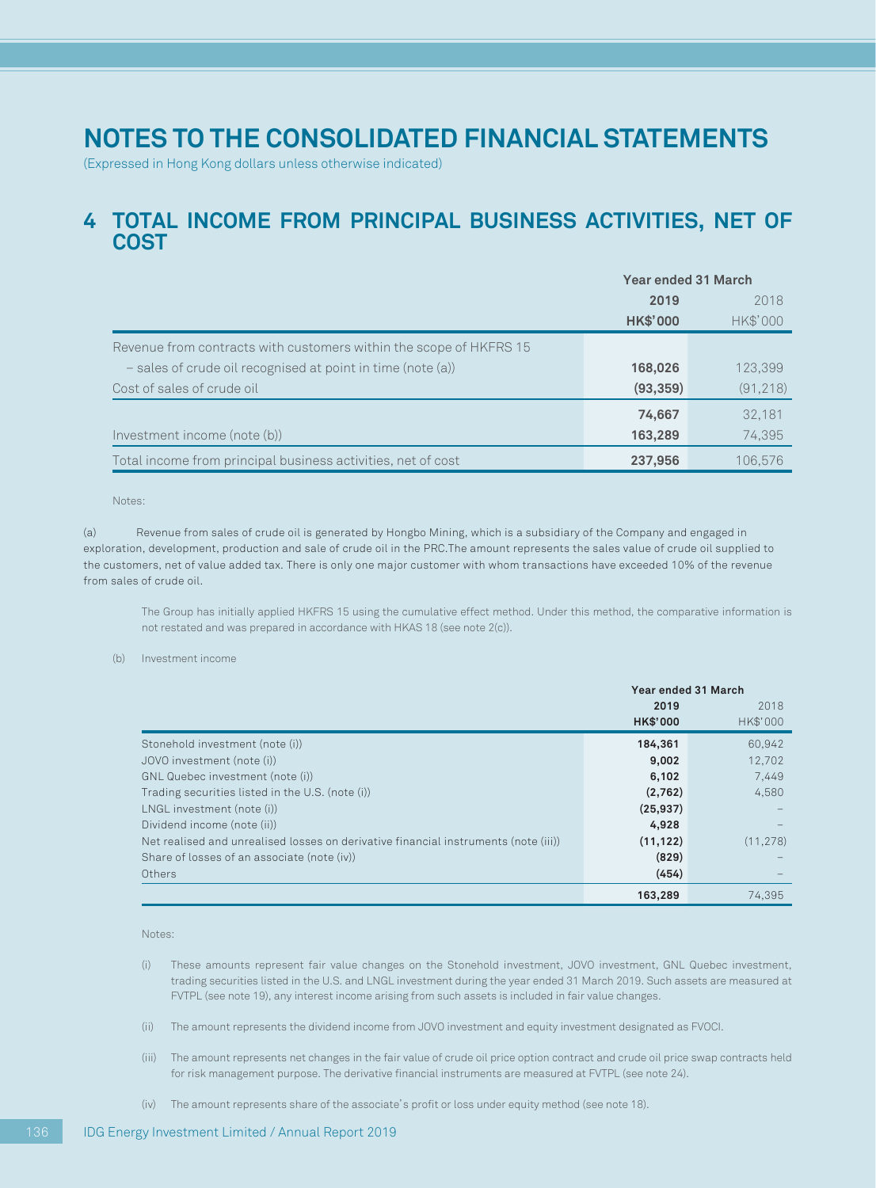# NOTES TO THE CONSOLIDATED FINANCIAL STATEMENTS

(Expressed in Hong Kong dollars unless otherwise indicated)

## 4 TOTAL INCOME FROM PRINCIPAL BUSINESS ACTIVITIES, NET OF COST

| | Year ended 31 March | |
|---|---|---|
| | **2019** | 2018 |
| | **HK$'000** | HK$'000 |
| Revenue from contracts with customers within the scope of HKFRS 15 | | |
| – sales of crude oil recognised at point in time (note (a)) | **168,026** | 123,399 |
| Cost of sales of crude oil | **(93,359)** | (91,218) |
| | **74,667** | 32,181 |
| Investment income (note (b)) | **163,289** | 74,395 |
| Total income from principal business activities, net of cost | **237,956** | 106,576 |

Notes:

(a) Revenue from sales of crude oil is generated by Hongbo Mining, which is a subsidiary of the Company and engaged in exploration, development, production and sale of crude oil in the PRC.The amount represents the sales value of crude oil supplied to the customers, net of value added tax. There is only one major customer with whom transactions have exceeded 10% of the revenue from sales of crude oil.

The Group has initially applied HKFRS 15 using the cumulative effect method. Under this method, the comparative information is not restated and was prepared in accordance with HKAS 18 (see note 2(c)).

(b) Investment income

| | Year ended 31 March | |
|---|---|---|
| | **2019** | 2018 |
| | **HK$'000** | HK$'000 |
| Stonehold investment (note (i)) | **184,361** | 60,942 |
| JOVO investment (note (i)) | **9,002** | 12,702 |
| GNL Quebec investment (note (i)) | **6,102** | 7,449 |
| Trading securities listed in the U.S. (note (i)) | **(2,762)** | 4,580 |
| LNGL investment (note (i)) | **(25,937)** | – |
| Dividend income (note (ii)) | **4,928** | – |
| Net realised and unrealised losses on derivative financial instruments (note (iii)) | **(11,122)** | (11,278) |
| Share of losses of an associate (note (iv)) | **(829)** | – |
| Others | **(454)** | – |
| | **163,289** | 74,395 |

Notes:

(i) These amounts represent fair value changes on the Stonehold investment, JOVO investment, GNL Quebec investment, trading securities listed in the U.S. and LNGL investment during the year ended 31 March 2019. Such assets are measured at FVTPL (see note 19), any interest income arising from such assets is included in fair value changes.

(ii) The amount represents the dividend income from JOVO investment and equity investment designated as FVOCI.

(iii) The amount represents net changes in the fair value of crude oil price option contract and crude oil price swap contracts held for risk management purpose. The derivative financial instruments are measured at FVTPL (see note 24).

(iv) The amount represents share of the associate's profit or loss under equity method (see note 18).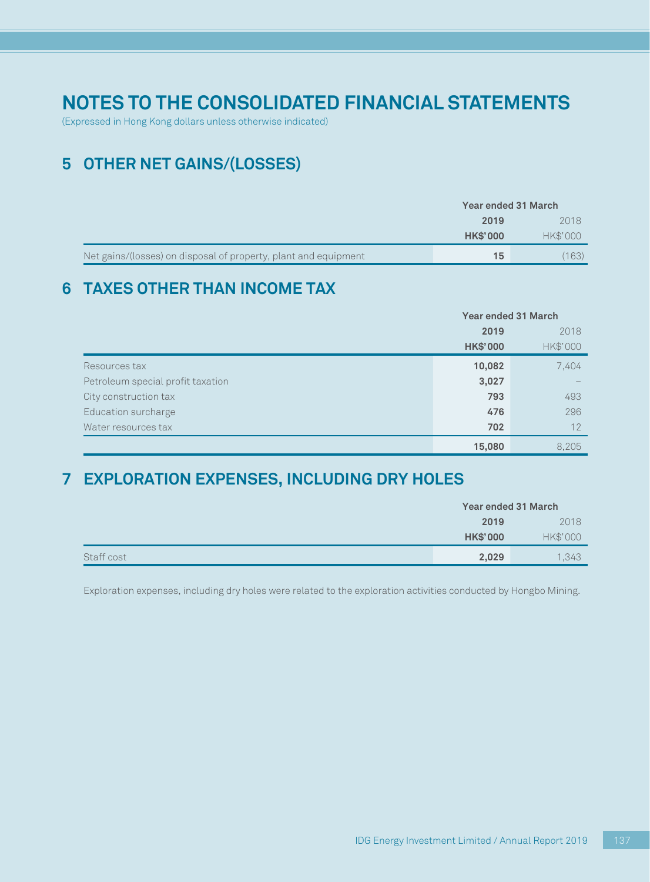# NOTES TO THE CONSOLIDATED FINANCIAL STATEMENTS

(Expressed in Hong Kong dollars unless otherwise indicated)

## 5 OTHER NET GAINS/(LOSSES)

| | Year ended 31 March | |
|---|---|---|
| | **2019** | 2018 |
| | **HK$'000** | HK$'000 |
| Net gains/(losses) on disposal of property, plant and equipment | **15** | (163) |

## 6 TAXES OTHER THAN INCOME TAX

| | Year ended 31 March | |
|---|---|---|
| | **2019** | 2018 |
| | **HK$'000** | HK$'000 |
| Resources tax | **10,082** | 7,404 |
| Petroleum special profit taxation | **3,027** | – |
| City construction tax | **793** | 493 |
| Education surcharge | **476** | 296 |
| Water resources tax | **702** | 12 |
| | **15,080** | 8,205 |

## 7 EXPLORATION EXPENSES, INCLUDING DRY HOLES

| | Year ended 31 March | |
|---|---|---|
| | **2019** | 2018 |
| | **HK$'000** | HK$'000 |
| Staff cost | **2,029** | 1,343 |

Exploration expenses, including dry holes were related to the exploration activities conducted by Hongbo Mining.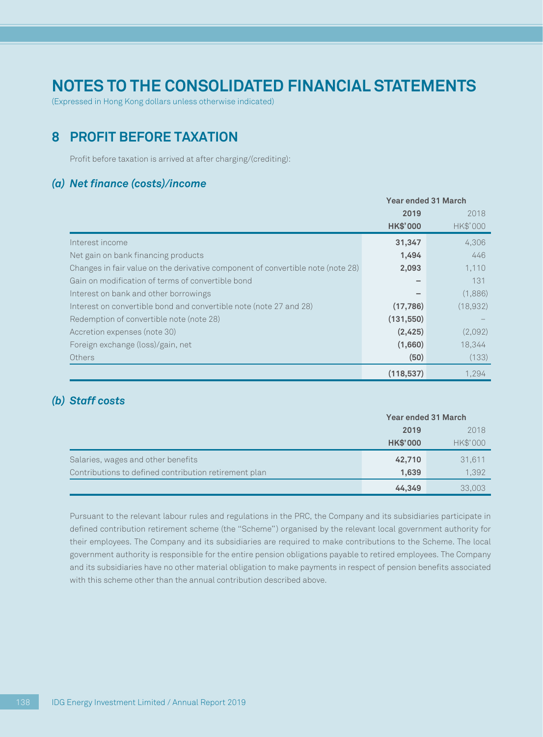# NOTES TO THE CONSOLIDATED FINANCIAL STATEMENTS

(Expressed in Hong Kong dollars unless otherwise indicated)

## 8 PROFIT BEFORE TAXATION

Profit before taxation is arrived at after charging/(crediting):

### *(a) Net finance (costs)/income*

| | Year ended 31 March | |
|---|---|---|
| | **2019** | 2018 |
| | **HK$'000** | HK$'000 |
| Interest income | **31,347** | 4,306 |
| Net gain on bank financing products | **1,494** | 446 |
| Changes in fair value on the derivative component of convertible note (note 28) | **2,093** | 1,110 |
| Gain on modification of terms of convertible bond | **–** | 131 |
| Interest on bank and other borrowings | **–** | (1,886) |
| Interest on convertible bond and convertible note (note 27 and 28) | **(17,786)** | (18,932) |
| Redemption of convertible note (note 28) | **(131,550)** | – |
| Accretion expenses (note 30) | **(2,425)** | (2,092) |
| Foreign exchange (loss)/gain, net | **(1,660)** | 18,344 |
| Others | **(50)** | (133) |
| | **(118,537)** | 1,294 |

### *(b) Staff costs*

| | Year ended 31 March | |
|---|---|---|
| | **2019** | 2018 |
| | **HK$'000** | HK$'000 |
| Salaries, wages and other benefits | **42,710** | 31,611 |
| Contributions to defined contribution retirement plan | **1,639** | 1,392 |
| | **44,349** | 33,003 |

Pursuant to the relevant labour rules and regulations in the PRC, the Company and its subsidiaries participate in defined contribution retirement scheme (the "Scheme") organised by the relevant local government authority for their employees. The Company and its subsidiaries are required to make contributions to the Scheme. The local government authority is responsible for the entire pension obligations payable to retired employees. The Company and its subsidiaries have no other material obligation to make payments in respect of pension benefits associated with this scheme other than the annual contribution described above.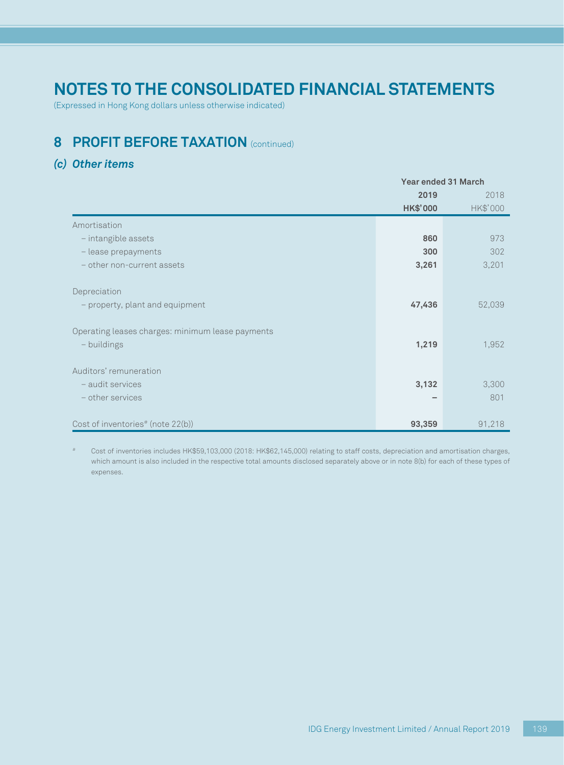# NOTES TO THE CONSOLIDATED FINANCIAL STATEMENTS

(Expressed in Hong Kong dollars unless otherwise indicated)

## 8 PROFIT BEFORE TAXATION (continued)

### *(c) Other items*

| | Year ended 31 March | |
|---|---|---|
| | **2019** | 2018 |
| | **HK$'000** | HK$'000 |
| Amortisation | | |
| – intangible assets | **860** | 973 |
| – lease prepayments | **300** | 302 |
| – other non-current assets | **3,261** | 3,201 |
| Depreciation | | |
| – property, plant and equipment | **47,436** | 52,039 |
| Operating leases charges: minimum lease payments | | |
| – buildings | **1,219** | 1,952 |
| Auditors' remuneration | | |
| – audit services | **3,132** | 3,300 |
| – other services | **–** | 801 |
| Cost of inventories# (note 22(b)) | **93,359** | 91,218 |

\# Cost of inventories includes HK$59,103,000 (2018: HK$62,145,000) relating to staff costs, depreciation and amortisation charges, which amount is also included in the respective total amounts disclosed separately above or in note 8(b) for each of these types of expenses.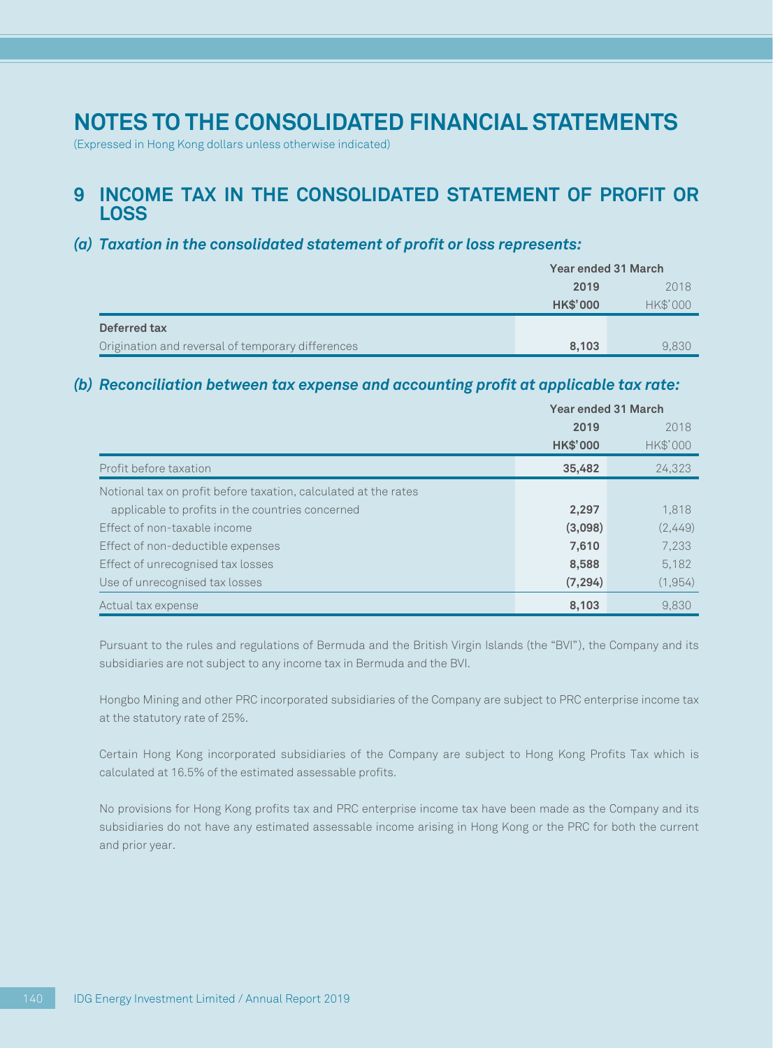# NOTES TO THE CONSOLIDATED FINANCIAL STATEMENTS

(Expressed in Hong Kong dollars unless otherwise indicated)

## 9 INCOME TAX IN THE CONSOLIDATED STATEMENT OF PROFIT OR LOSS

### *(a) Taxation in the consolidated statement of profit or loss represents:*

| | Year ended 31 March | |
|---|---|---|
| | **2019** | 2018 |
| | **HK$'000** | HK$'000 |
| **Deferred tax** | | |
| Origination and reversal of temporary differences | **8,103** | 9,830 |

### *(b) Reconciliation between tax expense and accounting profit at applicable tax rate:*

| | Year ended 31 March | |
|---|---|---|
| | **2019** | 2018 |
| | **HK$'000** | HK$'000 |
| Profit before taxation | **35,482** | 24,323 |
| Notional tax on profit before taxation, calculated at the rates applicable to profits in the countries concerned | **2,297** | 1,818 |
| Effect of non-taxable income | **(3,098)** | (2,449) |
| Effect of non-deductible expenses | **7,610** | 7,233 |
| Effect of unrecognised tax losses | **8,588** | 5,182 |
| Use of unrecognised tax losses | **(7,294)** | (1,954) |
| Actual tax expense | **8,103** | 9,830 |

Pursuant to the rules and regulations of Bermuda and the British Virgin Islands (the "BVI"), the Company and its subsidiaries are not subject to any income tax in Bermuda and the BVI.

Hongbo Mining and other PRC incorporated subsidiaries of the Company are subject to PRC enterprise income tax at the statutory rate of 25%.

Certain Hong Kong incorporated subsidiaries of the Company are subject to Hong Kong Profits Tax which is calculated at 16.5% of the estimated assessable profits.

No provisions for Hong Kong profits tax and PRC enterprise income tax have been made as the Company and its subsidiaries do not have any estimated assessable income arising in Hong Kong or the PRC for both the current and prior year.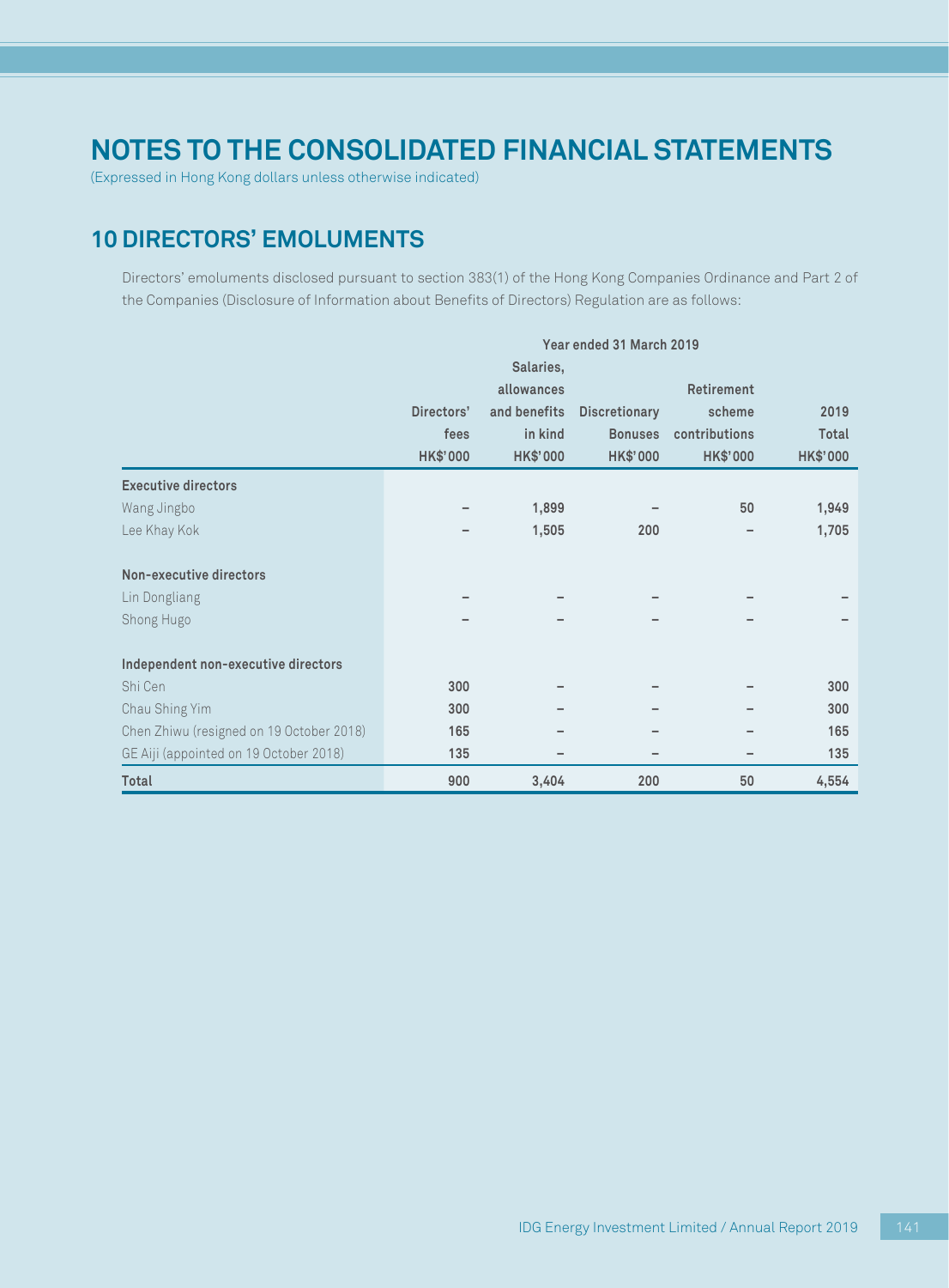# NOTES TO THE CONSOLIDATED FINANCIAL STATEMENTS

(Expressed in Hong Kong dollars unless otherwise indicated)

## 10 DIRECTORS' EMOLUMENTS

Directors' emoluments disclosed pursuant to section 383(1) of the Hong Kong Companies Ordinance and Part 2 of the Companies (Disclosure of Information about Benefits of Directors) Regulation are as follows:

| | Year ended 31 March 2019 | | | | |
|---|---|---|---|---|---|
| | Directors' fees<br>HK$'000 | Salaries, allowances and benefits in kind<br>HK$'000 | Discretionary Bonuses<br>HK$'000 | Retirement scheme contributions<br>HK$'000 | 2019 Total<br>HK$'000 |
| **Executive directors** | | | | | |
| Wang Jingbo | – | 1,899 | – | 50 | 1,949 |
| Lee Khay Kok | – | 1,505 | 200 | – | 1,705 |
| **Non-executive directors** | | | | | |
| Lin Dongliang | – | – | – | – | – |
| Shong Hugo | – | – | – | – | – |
| **Independent non-executive directors** | | | | | |
| Shi Cen | 300 | – | – | – | 300 |
| Chau Shing Yim | 300 | – | – | – | 300 |
| Chen Zhiwu (resigned on 19 October 2018) | 165 | – | – | – | 165 |
| GE Aiji (appointed on 19 October 2018) | 135 | – | – | – | 135 |
| **Total** | 900 | 3,404 | 200 | 50 | 4,554 |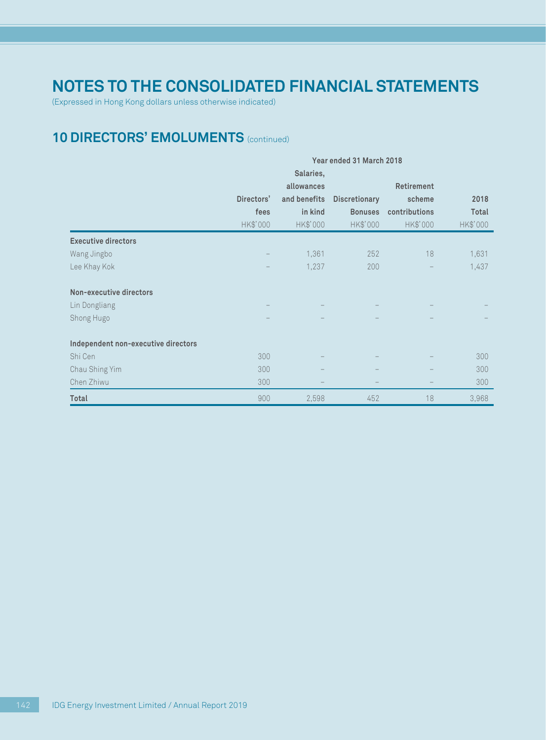# NOTES TO THE CONSOLIDATED FINANCIAL STATEMENTS

(Expressed in Hong Kong dollars unless otherwise indicated)

## 10 DIRECTORS' EMOLUMENTS (continued)

| | Year ended 31 March 2018 | | | | |
|---|---|---|---|---|---|
| | Directors' fees | Salaries, allowances and benefits in kind | Discretionary Bonuses | Retirement scheme contributions | 2018 Total |
| | HK$'000 | HK$'000 | HK$'000 | HK$'000 | HK$'000 |
| **Executive directors** | | | | | |
| Wang Jingbo | – | 1,361 | 252 | 18 | 1,631 |
| Lee Khay Kok | – | 1,237 | 200 | – | 1,437 |
| **Non-executive directors** | | | | | |
| Lin Dongliang | – | – | – | – | – |
| Shong Hugo | – | – | – | – | – |
| **Independent non-executive directors** | | | | | |
| Shi Cen | 300 | – | – | – | 300 |
| Chau Shing Yim | 300 | – | – | – | 300 |
| Chen Zhiwu | 300 | – | – | – | 300 |
| **Total** | 900 | 2,598 | 452 | 18 | 3,968 |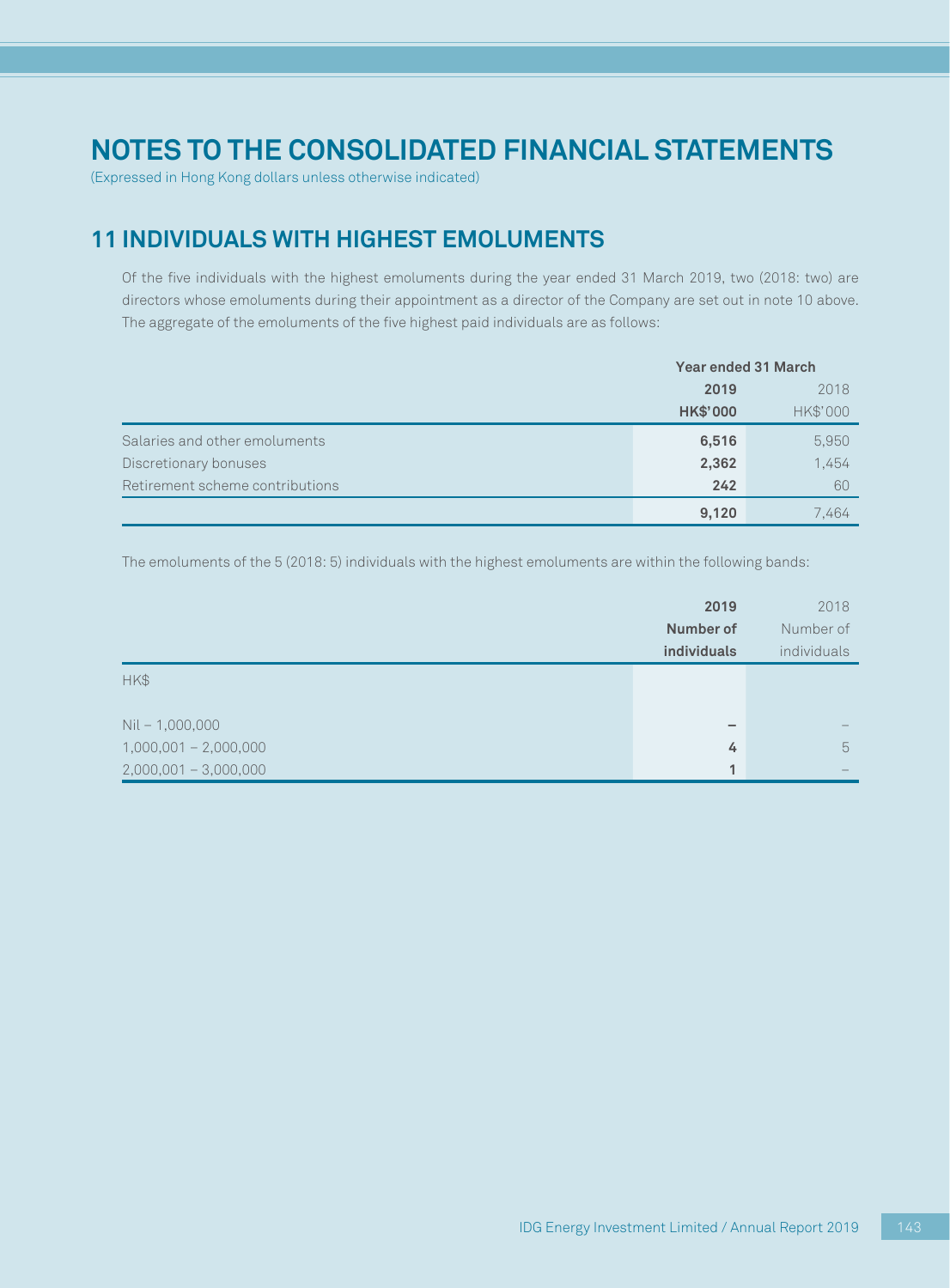# NOTES TO THE CONSOLIDATED FINANCIAL STATEMENTS

(Expressed in Hong Kong dollars unless otherwise indicated)

## 11 INDIVIDUALS WITH HIGHEST EMOLUMENTS

Of the five individuals with the highest emoluments during the year ended 31 March 2019, two (2018: two) are directors whose emoluments during their appointment as a director of the Company are set out in note 10 above. The aggregate of the emoluments of the five highest paid individuals are as follows:

| | Year ended 31 March | |
|---|---|---|
| | **2019** | 2018 |
| | **HK$'000** | HK$'000 |
| Salaries and other emoluments | **6,516** | 5,950 |
| Discretionary bonuses | **2,362** | 1,454 |
| Retirement scheme contributions | **242** | 60 |
| | **9,120** | 7,464 |

The emoluments of the 5 (2018: 5) individuals with the highest emoluments are within the following bands:

| | **2019** | 2018 |
|---|---|---|
| | **Number of individuals** | Number of individuals |
| HK$ | | |
| Nil – 1,000,000 | **–** | – |
| 1,000,001 – 2,000,000 | **4** | 5 |
| 2,000,001 – 3,000,000 | **1** | – |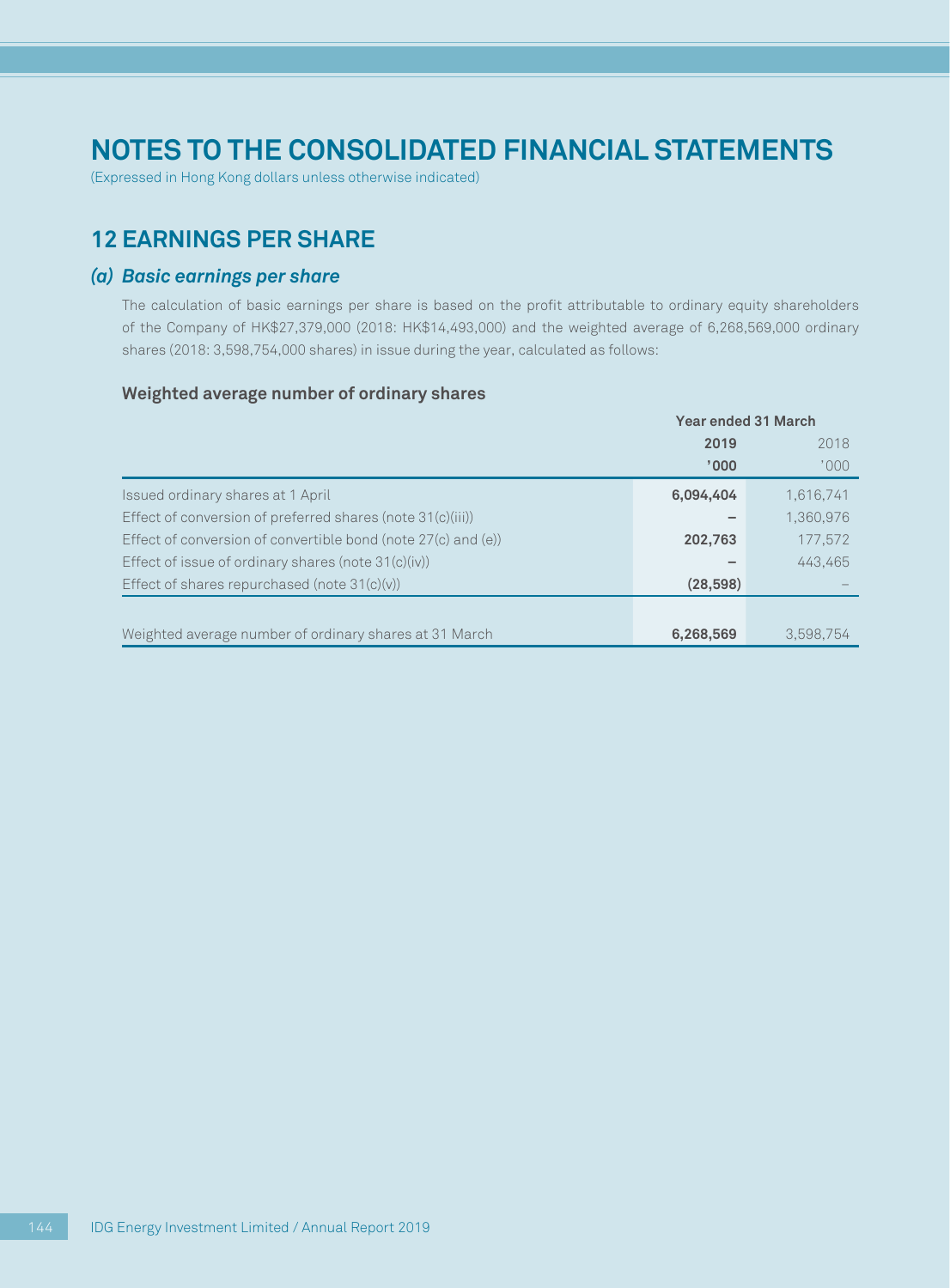# NOTES TO THE CONSOLIDATED FINANCIAL STATEMENTS

(Expressed in Hong Kong dollars unless otherwise indicated)

## 12 EARNINGS PER SHARE

### *(a) Basic earnings per share*

The calculation of basic earnings per share is based on the profit attributable to ordinary equity shareholders of the Company of HK$27,379,000 (2018: HK$14,493,000) and the weighted average of 6,268,569,000 ordinary shares (2018: 3,598,754,000 shares) in issue during the year, calculated as follows:

**Weighted average number of ordinary shares**

| | Year ended 31 March | |
|---|---|---|
| | **2019** | 2018 |
| | **'000** | '000 |
| Issued ordinary shares at 1 April | **6,094,404** | 1,616,741 |
| Effect of conversion of preferred shares (note 31(c)(iii)) | **–** | 1,360,976 |
| Effect of conversion of convertible bond (note 27(c) and (e)) | **202,763** | 177,572 |
| Effect of issue of ordinary shares (note 31(c)(iv)) | **–** | 443,465 |
| Effect of shares repurchased (note 31(c)(v)) | **(28,598)** | – |
| Weighted average number of ordinary shares at 31 March | **6,268,569** | 3,598,754 |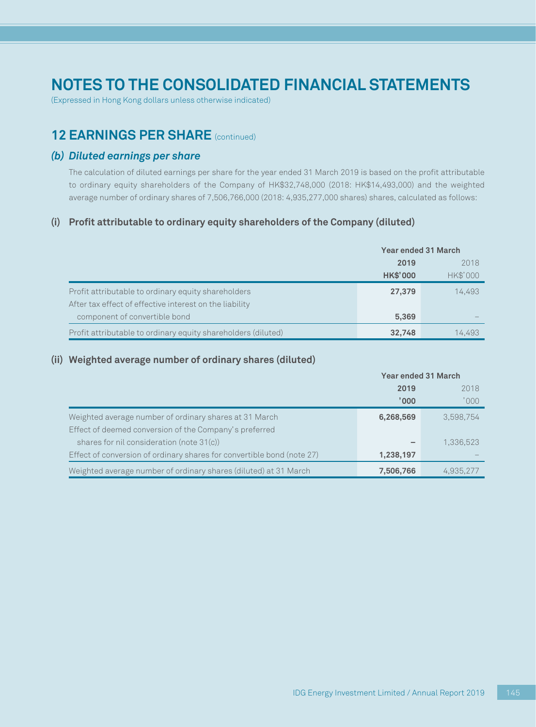# NOTES TO THE CONSOLIDATED FINANCIAL STATEMENTS

(Expressed in Hong Kong dollars unless otherwise indicated)

## 12 EARNINGS PER SHARE (continued)

### *(b) Diluted earnings per share*

The calculation of diluted earnings per share for the year ended 31 March 2019 is based on the profit attributable to ordinary equity shareholders of the Company of HK$32,748,000 (2018: HK$14,493,000) and the weighted average number of ordinary shares of 7,506,766,000 (2018: 4,935,277,000 shares) shares, calculated as follows:

#### (i) Profit attributable to ordinary equity shareholders of the Company (diluted)

| | Year ended 31 March | |
|---|---|---|
| | **2019** | 2018 |
| | **HK$'000** | HK$'000 |
| Profit attributable to ordinary equity shareholders | **27,379** | 14,493 |
| After tax effect of effective interest on the liability component of convertible bond | **5,369** | – |
| Profit attributable to ordinary equity shareholders (diluted) | **32,748** | 14,493 |

#### (ii) Weighted average number of ordinary shares (diluted)

| | Year ended 31 March | |
|---|---|---|
| | **2019** | 2018 |
| | **'000** | '000 |
| Weighted average number of ordinary shares at 31 March | **6,268,569** | 3,598,754 |
| Effect of deemed conversion of the Company's preferred shares for nil consideration (note 31(c)) | **–** | 1,336,523 |
| Effect of conversion of ordinary shares for convertible bond (note 27) | **1,238,197** | – |
| Weighted average number of ordinary shares (diluted) at 31 March | **7,506,766** | 4,935,277 |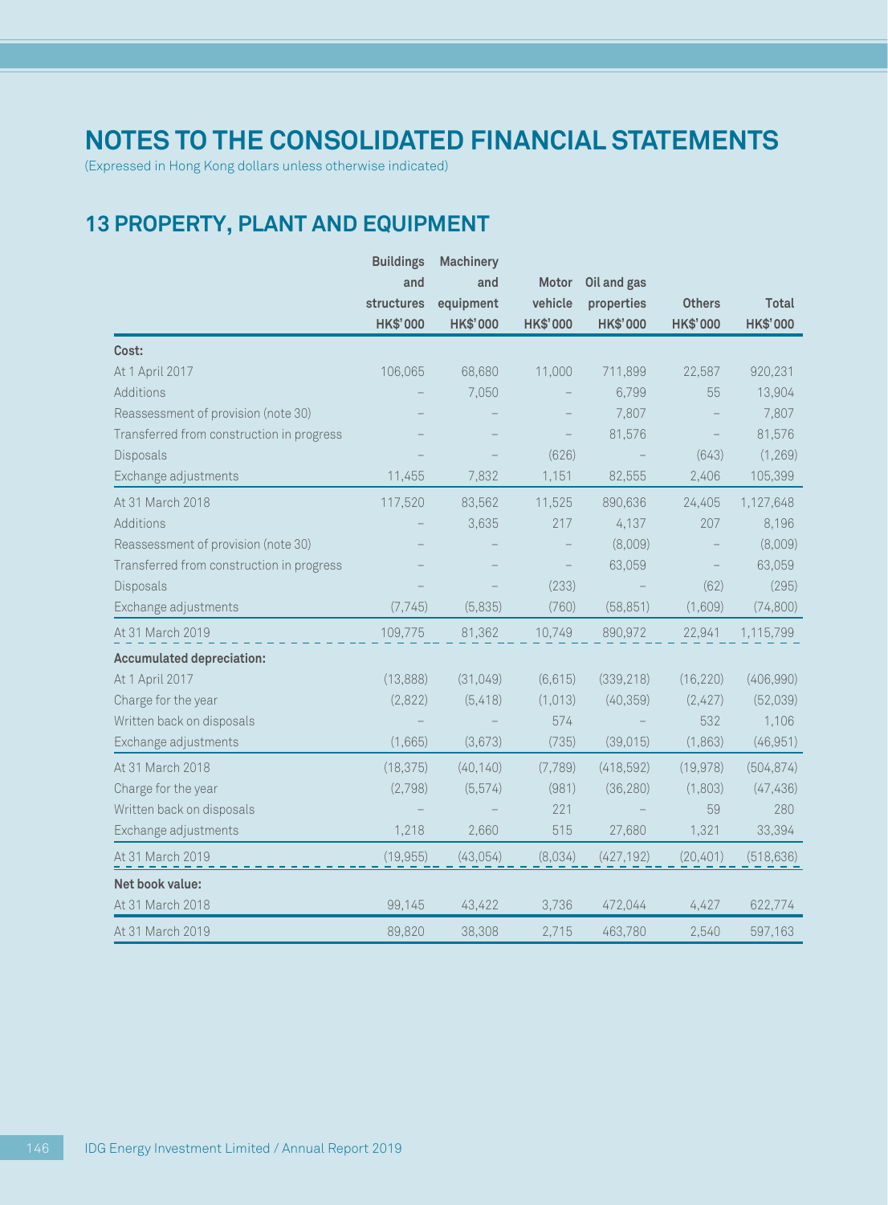# NOTES TO THE CONSOLIDATED FINANCIAL STATEMENTS

(Expressed in Hong Kong dollars unless otherwise indicated)

## 13 PROPERTY, PLANT AND EQUIPMENT

| | Buildings and structures HK$'000 | Machinery and equipment HK$'000 | Motor vehicle HK$'000 | Oil and gas properties HK$'000 | Others HK$'000 | Total HK$'000 |
|---|---|---|---|---|---|---|
| **Cost:** | | | | | | |
| At 1 April 2017 | 106,065 | 68,680 | 11,000 | 711,899 | 22,587 | 920,231 |
| Additions | – | 7,050 | – | 6,799 | 55 | 13,904 |
| Reassessment of provision (note 30) | – | – | – | 7,807 | – | 7,807 |
| Transferred from construction in progress | – | – | – | 81,576 | – | 81,576 |
| Disposals | – | – | (626) | – | (643) | (1,269) |
| Exchange adjustments | 11,455 | 7,832 | 1,151 | 82,555 | 2,406 | 105,399 |
| At 31 March 2018 | 117,520 | 83,562 | 11,525 | 890,636 | 24,405 | 1,127,648 |
| Additions | – | 3,635 | 217 | 4,137 | 207 | 8,196 |
| Reassessment of provision (note 30) | – | – | – | (8,009) | – | (8,009) |
| Transferred from construction in progress | – | – | – | 63,059 | – | 63,059 |
| Disposals | – | – | (233) | – | (62) | (295) |
| Exchange adjustments | (7,745) | (5,835) | (760) | (58,851) | (1,609) | (74,800) |
| At 31 March 2019 | 109,775 | 81,362 | 10,749 | 890,972 | 22,941 | 1,115,799 |
| **Accumulated depreciation:** | | | | | | |
| At 1 April 2017 | (13,888) | (31,049) | (6,615) | (339,218) | (16,220) | (406,990) |
| Charge for the year | (2,822) | (5,418) | (1,013) | (40,359) | (2,427) | (52,039) |
| Written back on disposals | – | – | 574 | – | 532 | 1,106 |
| Exchange adjustments | (1,665) | (3,673) | (735) | (39,015) | (1,863) | (46,951) |
| At 31 March 2018 | (18,375) | (40,140) | (7,789) | (418,592) | (19,978) | (504,874) |
| Charge for the year | (2,798) | (5,574) | (981) | (36,280) | (1,803) | (47,436) |
| Written back on disposals | – | – | 221 | – | 59 | 280 |
| Exchange adjustments | 1,218 | 2,660 | 515 | 27,680 | 1,321 | 33,394 |
| At 31 March 2019 | (19,955) | (43,054) | (8,034) | (427,192) | (20,401) | (518,636) |
| **Net book value:** | | | | | | |
| At 31 March 2018 | 99,145 | 43,422 | 3,736 | 472,044 | 4,427 | 622,774 |
| At 31 March 2019 | 89,820 | 38,308 | 2,715 | 463,780 | 2,540 | 597,163 |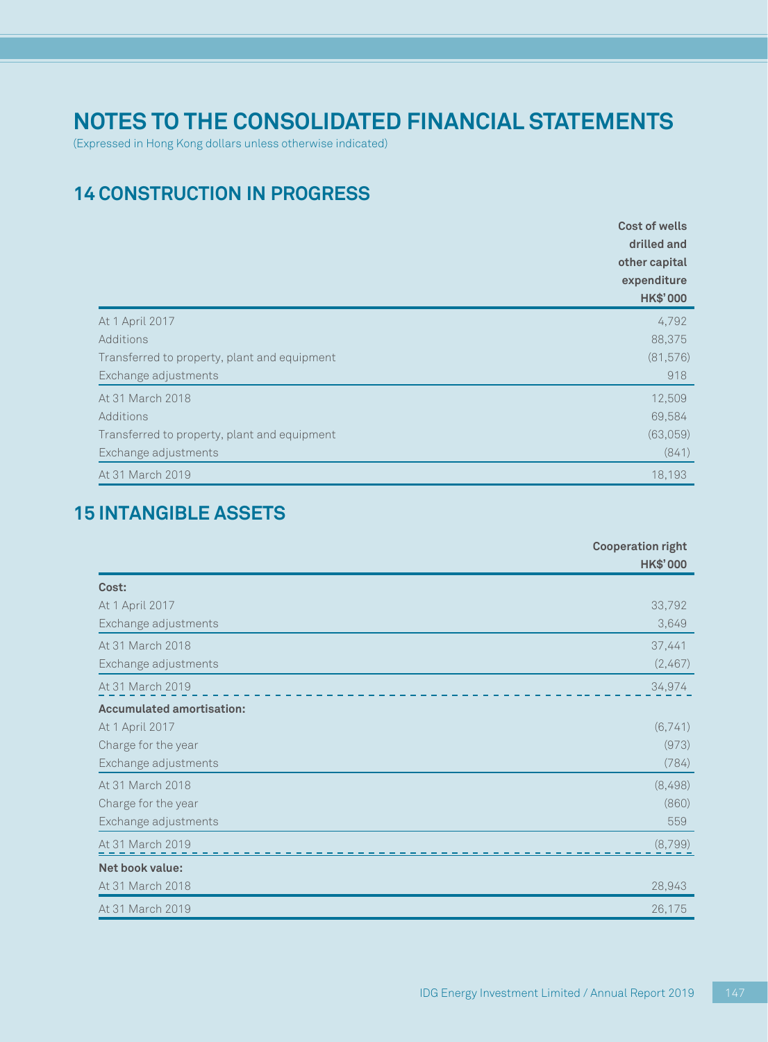# NOTES TO THE CONSOLIDATED FINANCIAL STATEMENTS

(Expressed in Hong Kong dollars unless otherwise indicated)

## 14 CONSTRUCTION IN PROGRESS

| | Cost of wells drilled and other capital expenditure HK$'000 |
|---|---|
| At 1 April 2017 | 4,792 |
| Additions | 88,375 |
| Transferred to property, plant and equipment | (81,576) |
| Exchange adjustments | 918 |
| At 31 March 2018 | 12,509 |
| Additions | 69,584 |
| Transferred to property, plant and equipment | (63,059) |
| Exchange adjustments | (841) |
| At 31 March 2019 | 18,193 |

## 15 INTANGIBLE ASSETS

| | Cooperation right HK$'000 |
|---|---|
| **Cost:** | |
| At 1 April 2017 | 33,792 |
| Exchange adjustments | 3,649 |
| At 31 March 2018 | 37,441 |
| Exchange adjustments | (2,467) |
| At 31 March 2019 | 34,974 |
| **Accumulated amortisation:** | |
| At 1 April 2017 | (6,741) |
| Charge for the year | (973) |
| Exchange adjustments | (784) |
| At 31 March 2018 | (8,498) |
| Charge for the year | (860) |
| Exchange adjustments | 559 |
| At 31 March 2019 | (8,799) |
| **Net book value:** | |
| At 31 March 2018 | 28,943 |
| At 31 March 2019 | 26,175 |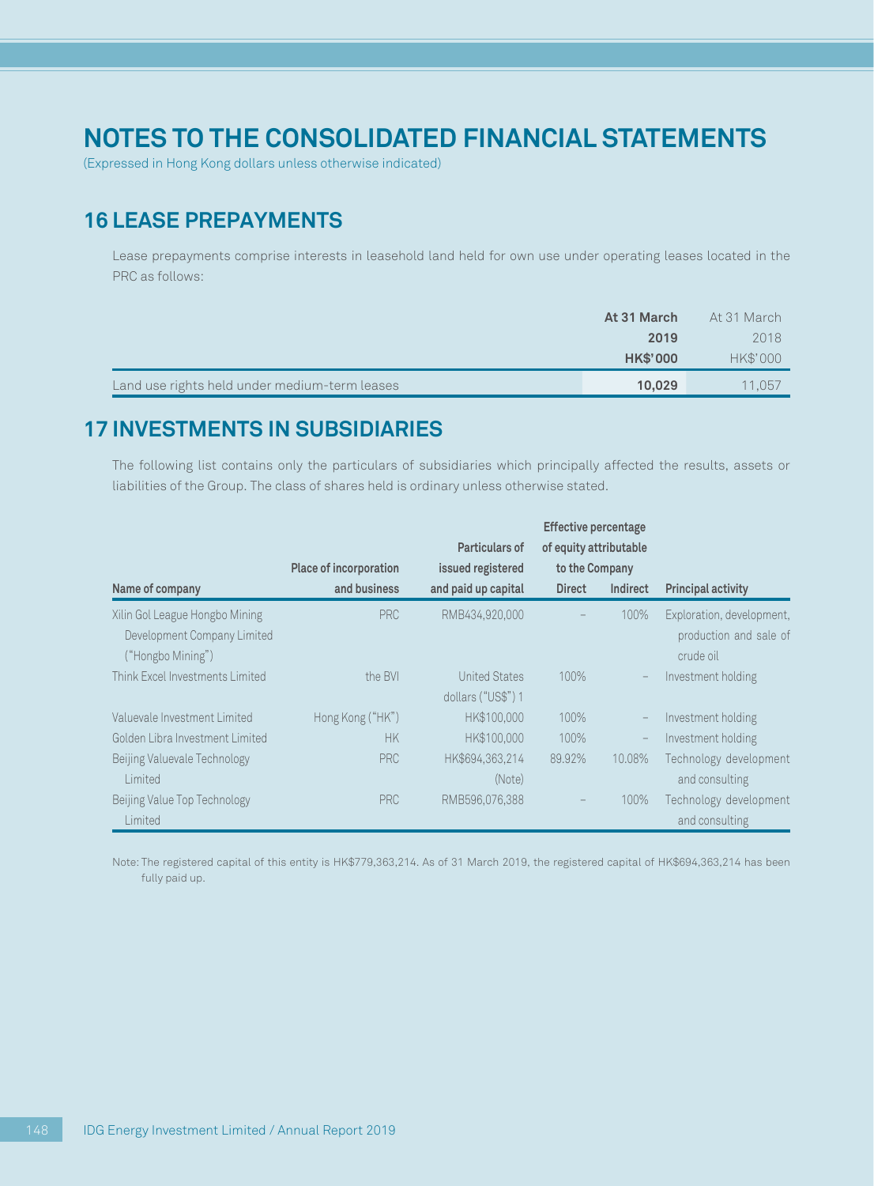# NOTES TO THE CONSOLIDATED FINANCIAL STATEMENTS

(Expressed in Hong Kong dollars unless otherwise indicated)

## 16 LEASE PREPAYMENTS

Lease prepayments comprise interests in leasehold land held for own use under operating leases located in the PRC as follows:

| | **At 31 March 2019** | At 31 March 2018 |
|---|---|---|
| | **HK$'000** | HK$'000 |
| Land use rights held under medium-term leases | **10,029** | 11,057 |

## 17 INVESTMENTS IN SUBSIDIARIES

The following list contains only the particulars of subsidiaries which principally affected the results, assets or liabilities of the Group. The class of shares held is ordinary unless otherwise stated.

| Name of company | Place of incorporation and business | Particulars of issued registered and paid up capital | Effective percentage of equity attributable to the Company | | Principal activity |
|---|---|---|---|---|---|
| | | | Direct | Indirect | |
| Xilin Gol League Hongbo Mining Development Company Limited ("Hongbo Mining") | PRC | RMB434,920,000 | – | 100% | Exploration, development, production and sale of crude oil |
| Think Excel Investments Limited | the BVI | United States dollars ("US$") 1 | 100% | – | Investment holding |
| Valuevale Investment Limited | Hong Kong ("HK") | HK$100,000 | 100% | – | Investment holding |
| Golden Libra Investment Limited | HK | HK$100,000 | 100% | – | Investment holding |
| Beijing Valuevale Technology Limited | PRC | HK$694,363,214 (Note) | 89.92% | 10.08% | Technology development and consulting |
| Beijing Value Top Technology Limited | PRC | RMB596,076,388 | – | 100% | Technology development and consulting |

Note: The registered capital of this entity is HK$779,363,214. As of 31 March 2019, the registered capital of HK$694,363,214 has been fully paid up.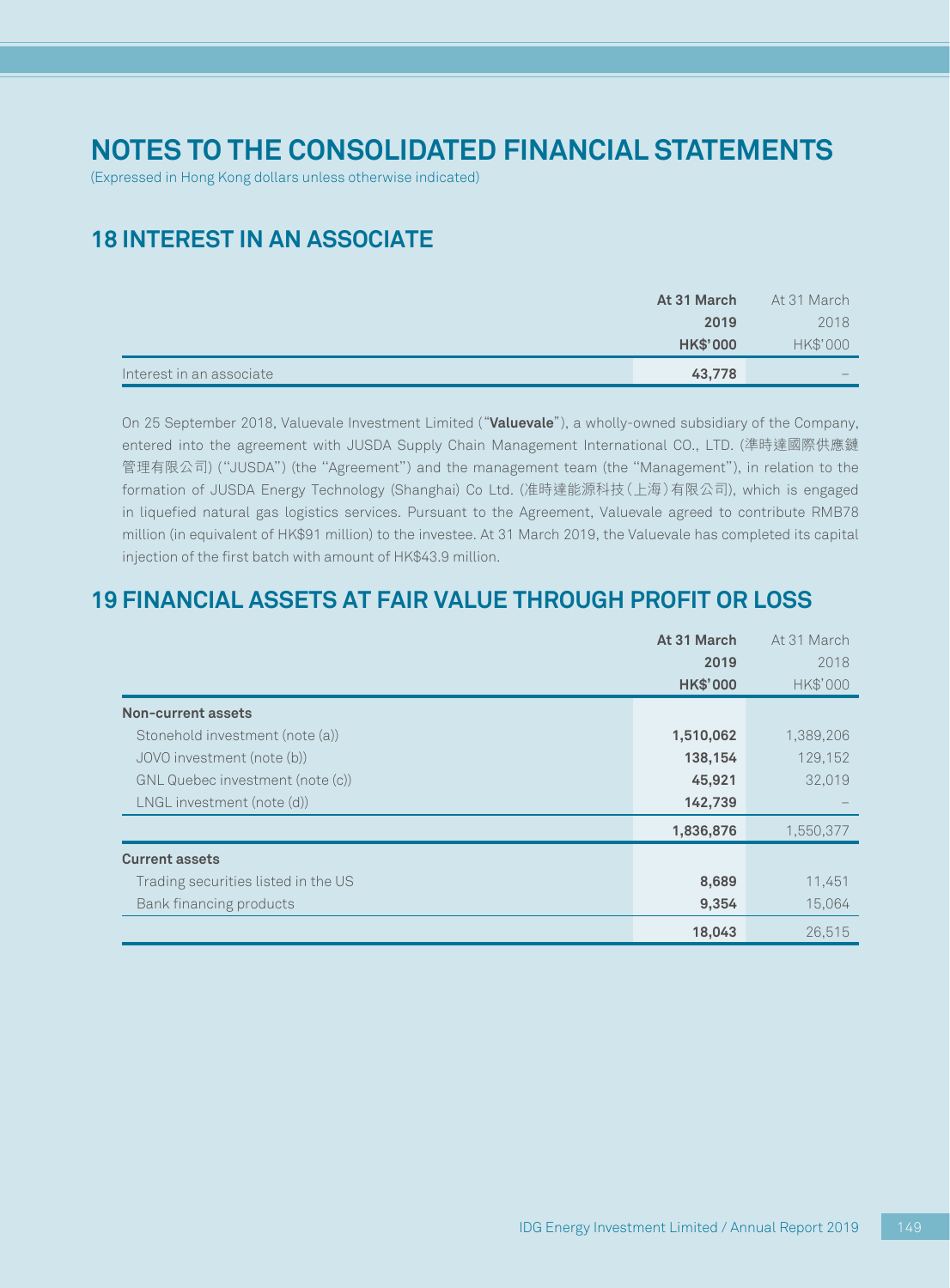# NOTES TO THE CONSOLIDATED FINANCIAL STATEMENTS

(Expressed in Hong Kong dollars unless otherwise indicated)

## 18 INTEREST IN AN ASSOCIATE

| | **At 31 March 2019 HK$'000** | At 31 March 2018 HK$'000 |
|---|---|---|
| Interest in an associate | **43,778** | – |

On 25 September 2018, Valuevale Investment Limited ("**Valuevale**"), a wholly-owned subsidiary of the Company, entered into the agreement with JUSDA Supply Chain Management International CO., LTD. (準時達國際供應鏈管理有限公司) ("JUSDA") (the "Agreement") and the management team (the "Management"), in relation to the formation of JUSDA Energy Technology (Shanghai) Co Ltd. (准時達能源科技(上海)有限公司), which is engaged in liquefied natural gas logistics services. Pursuant to the Agreement, Valuevale agreed to contribute RMB78 million (in equivalent of HK$91 million) to the investee. At 31 March 2019, the Valuevale has completed its capital injection of the first batch with amount of HK$43.9 million.

## 19 FINANCIAL ASSETS AT FAIR VALUE THROUGH PROFIT OR LOSS

| | **At 31 March 2019 HK$'000** | At 31 March 2018 HK$'000 |
|---|---|---|
| **Non-current assets** | | |
| Stonehold investment (note (a)) | **1,510,062** | 1,389,206 |
| JOVO investment (note (b)) | **138,154** | 129,152 |
| GNL Quebec investment (note (c)) | **45,921** | 32,019 |
| LNGL investment (note (d)) | **142,739** | – |
| | **1,836,876** | 1,550,377 |
| **Current assets** | | |
| Trading securities listed in the US | **8,689** | 11,451 |
| Bank financing products | **9,354** | 15,064 |
| | **18,043** | 26,515 |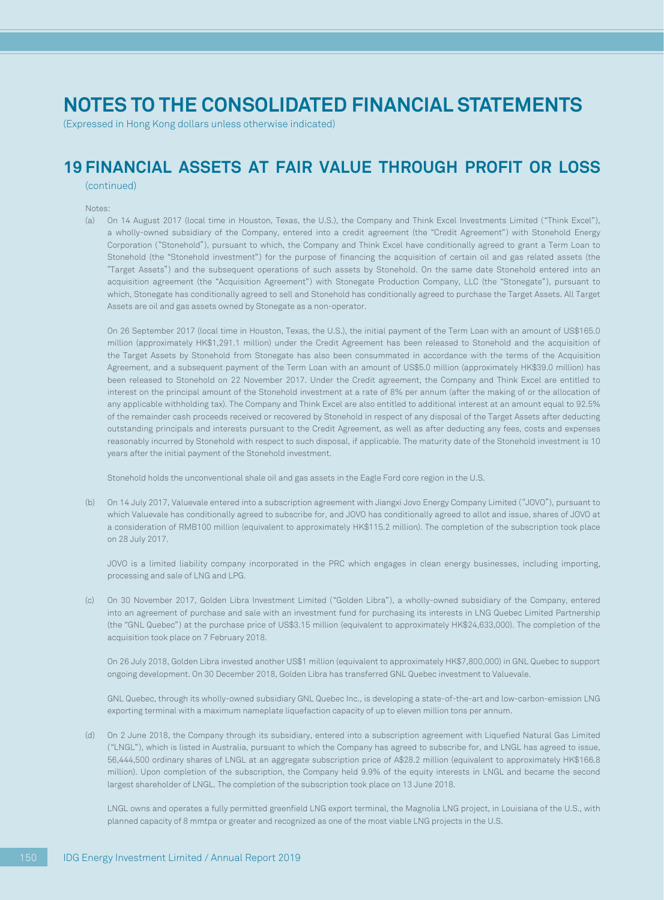# NOTES TO THE CONSOLIDATED FINANCIAL STATEMENTS

(Expressed in Hong Kong dollars unless otherwise indicated)

## 19 FINANCIAL ASSETS AT FAIR VALUE THROUGH PROFIT OR LOSS

(continued)

Notes:

(a) On 14 August 2017 (local time in Houston, Texas, the U.S.), the Company and Think Excel Investments Limited ("Think Excel"), a wholly-owned subsidiary of the Company, entered into a credit agreement (the "Credit Agreement") with Stonehold Energy Corporation ("Stonehold"), pursuant to which, the Company and Think Excel have conditionally agreed to grant a Term Loan to Stonehold (the "Stonehold investment") for the purpose of financing the acquisition of certain oil and gas related assets (the "Target Assets") and the subsequent operations of such assets by Stonehold. On the same date Stonehold entered into an acquisition agreement (the "Acquisition Agreement") with Stonegate Production Company, LLC (the "Stonegate"), pursuant to which, Stonegate has conditionally agreed to sell and Stonehold has conditionally agreed to purchase the Target Assets. All Target Assets are oil and gas assets owned by Stonegate as a non-operator.

On 26 September 2017 (local time in Houston, Texas, the U.S.), the initial payment of the Term Loan with an amount of US$165.0 million (approximately HK$1,291.1 million) under the Credit Agreement has been released to Stonehold and the acquisition of the Target Assets by Stonehold from Stonegate has also been consummated in accordance with the terms of the Acquisition Agreement, and a subsequent payment of the Term Loan with an amount of US$5.0 million (approximately HK$39.0 million) has been released to Stonehold on 22 November 2017. Under the Credit agreement, the Company and Think Excel are entitled to interest on the principal amount of the Stonehold investment at a rate of 8% per annum (after the making of or the allocation of any applicable withholding tax). The Company and Think Excel are also entitled to additional interest at an amount equal to 92.5% of the remainder cash proceeds received or recovered by Stonehold in respect of any disposal of the Target Assets after deducting outstanding principals and interests pursuant to the Credit Agreement, as well as after deducting any fees, costs and expenses reasonably incurred by Stonehold with respect to such disposal, if applicable. The maturity date of the Stonehold investment is 10 years after the initial payment of the Stonehold investment.

Stonehold holds the unconventional shale oil and gas assets in the Eagle Ford core region in the U.S.

(b) On 14 July 2017, Valuevale entered into a subscription agreement with Jiangxi Jovo Energy Company Limited ("JOVO"), pursuant to which Valuevale has conditionally agreed to subscribe for, and JOVO has conditionally agreed to allot and issue, shares of JOVO at a consideration of RMB100 million (equivalent to approximately HK$115.2 million). The completion of the subscription took place on 28 July 2017.

JOVO is a limited liability company incorporated in the PRC which engages in clean energy businesses, including importing, processing and sale of LNG and LPG.

(c) On 30 November 2017, Golden Libra Investment Limited ("Golden Libra"), a wholly-owned subsidiary of the Company, entered into an agreement of purchase and sale with an investment fund for purchasing its interests in LNG Quebec Limited Partnership (the "GNL Quebec") at the purchase price of US$3.15 million (equivalent to approximately HK$24,633,000). The completion of the acquisition took place on 7 February 2018.

On 26 July 2018, Golden Libra invested another US$1 million (equivalent to approximately HK$7,800,000) in GNL Quebec to support ongoing development. On 30 December 2018, Golden Libra has transferred GNL Quebec investment to Valuevale.

GNL Quebec, through its wholly-owned subsidiary GNL Quebec Inc., is developing a state-of-the-art and low-carbon-emission LNG exporting terminal with a maximum nameplate liquefaction capacity of up to eleven million tons per annum.

(d) On 2 June 2018, the Company through its subsidiary, entered into a subscription agreement with Liquefied Natural Gas Limited ("LNGL"), which is listed in Australia, pursuant to which the Company has agreed to subscribe for, and LNGL has agreed to issue, 56,444,500 ordinary shares of LNGL at an aggregate subscription price of A$28.2 million (equivalent to approximately HK$166.8 million). Upon completion of the subscription, the Company held 9.9% of the equity interests in LNGL and became the second largest shareholder of LNGL. The completion of the subscription took place on 13 June 2018.

LNGL owns and operates a fully permitted greenfield LNG export terminal, the Magnolia LNG project, in Louisiana of the U.S., with planned capacity of 8 mmtpa or greater and recognized as one of the most viable LNG projects in the U.S.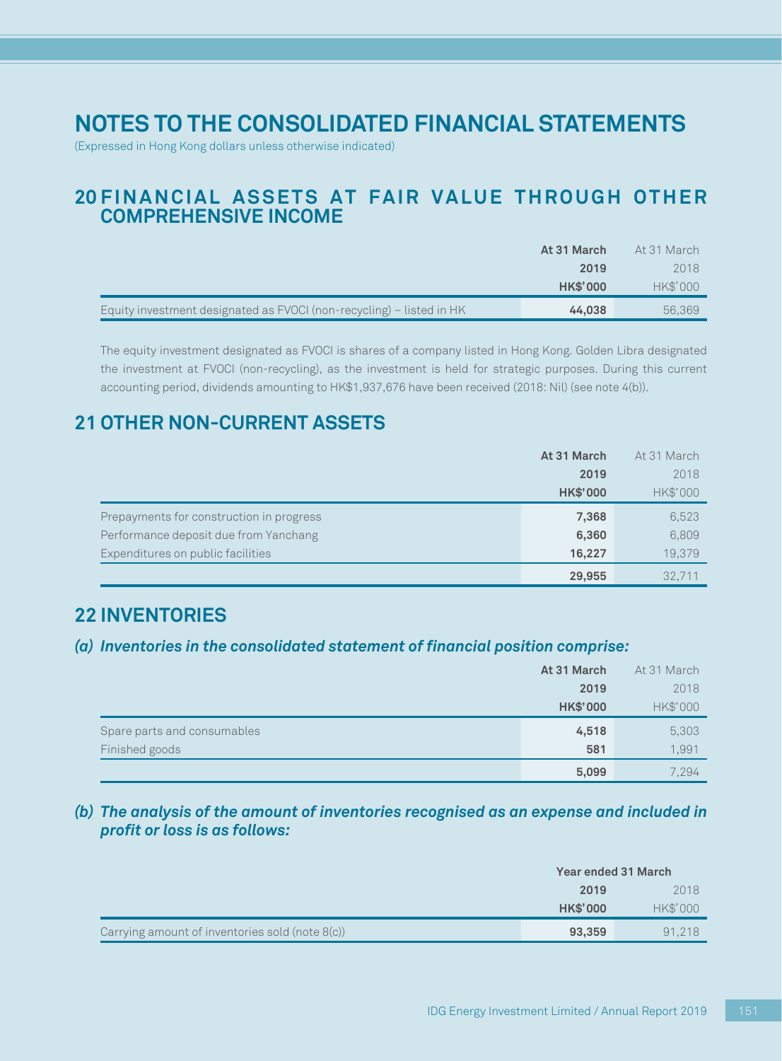# NOTES TO THE CONSOLIDATED FINANCIAL STATEMENTS

(Expressed in Hong Kong dollars unless otherwise indicated)

## 20 FINANCIAL ASSETS AT FAIR VALUE THROUGH OTHER COMPREHENSIVE INCOME

| | At 31 March 2019 HK$'000 | At 31 March 2018 HK$'000 |
|---|---|---|
| Equity investment designated as FVOCI (non-recycling) – listed in HK | 44,038 | 56,369 |

The equity investment designated as FVOCI is shares of a company listed in Hong Kong. Golden Libra designated the investment at FVOCI (non-recycling), as the investment is held for strategic purposes. During this current accounting period, dividends amounting to HK$1,937,676 have been received (2018: Nil) (see note 4(b)).

## 21 OTHER NON-CURRENT ASSETS

| | At 31 March 2019 HK$'000 | At 31 March 2018 HK$'000 |
|---|---|---|
| Prepayments for construction in progress | 7,368 | 6,523 |
| Performance deposit due from Yanchang | 6,360 | 6,809 |
| Expenditures on public facilities | 16,227 | 19,379 |
| | 29,955 | 32,711 |

## 22 INVENTORIES

### *(a) Inventories in the consolidated statement of financial position comprise:*

| | At 31 March 2019 HK$'000 | At 31 March 2018 HK$'000 |
|---|---|---|
| Spare parts and consumables | 4,518 | 5,303 |
| Finished goods | 581 | 1,991 |
| | 5,099 | 7,294 |

### *(b) The analysis of the amount of inventories recognised as an expense and included in profit or loss is as follows:*

| | Year ended 31 March | |
|---|---|---|
| | 2019 HK$'000 | 2018 HK$'000 |
| Carrying amount of inventories sold (note 8(c)) | 93,359 | 91,218 |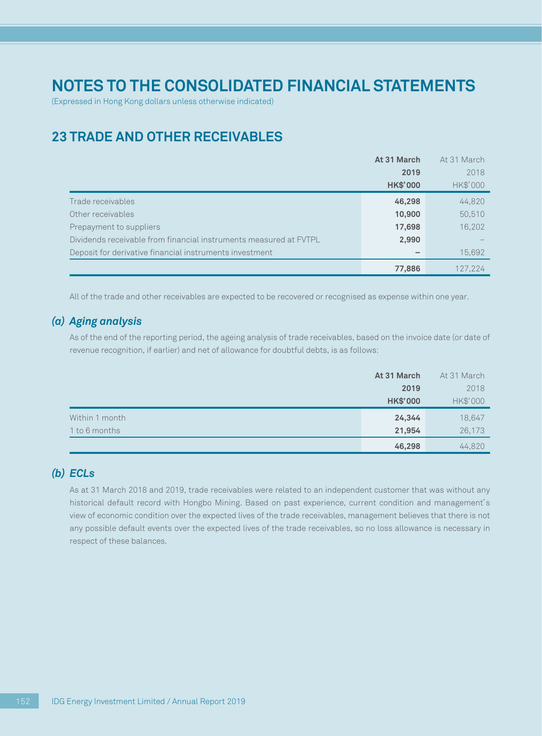# NOTES TO THE CONSOLIDATED FINANCIAL STATEMENTS

(Expressed in Hong Kong dollars unless otherwise indicated)

## 23 TRADE AND OTHER RECEIVABLES

| | At 31 March 2019 HK$'000 | At 31 March 2018 HK$'000 |
|---|---|---|
| Trade receivables | **46,298** | 44,820 |
| Other receivables | **10,900** | 50,510 |
| Prepayment to suppliers | **17,698** | 16,202 |
| Dividends receivable from financial instruments measured at FVTPL | **2,990** | – |
| Deposit for derivative financial instruments investment | **–** | 15,692 |
| | **77,886** | 127,224 |

All of the trade and other receivables are expected to be recovered or recognised as expense within one year.

### *(a) Aging analysis*

As of the end of the reporting period, the ageing analysis of trade receivables, based on the invoice date (or date of revenue recognition, if earlier) and net of allowance for doubtful debts, is as follows:

| | At 31 March 2019 HK$'000 | At 31 March 2018 HK$'000 |
|---|---|---|
| Within 1 month | **24,344** | 18,647 |
| 1 to 6 months | **21,954** | 26,173 |
| | **46,298** | 44,820 |

### *(b) ECLs*

As at 31 March 2018 and 2019, trade receivables were related to an independent customer that was without any historical default record with Hongbo Mining. Based on past experience, current condition and management's view of economic condition over the expected lives of the trade receivables, management believes that there is not any possible default events over the expected lives of the trade receivables, so no loss allowance is necessary in respect of these balances.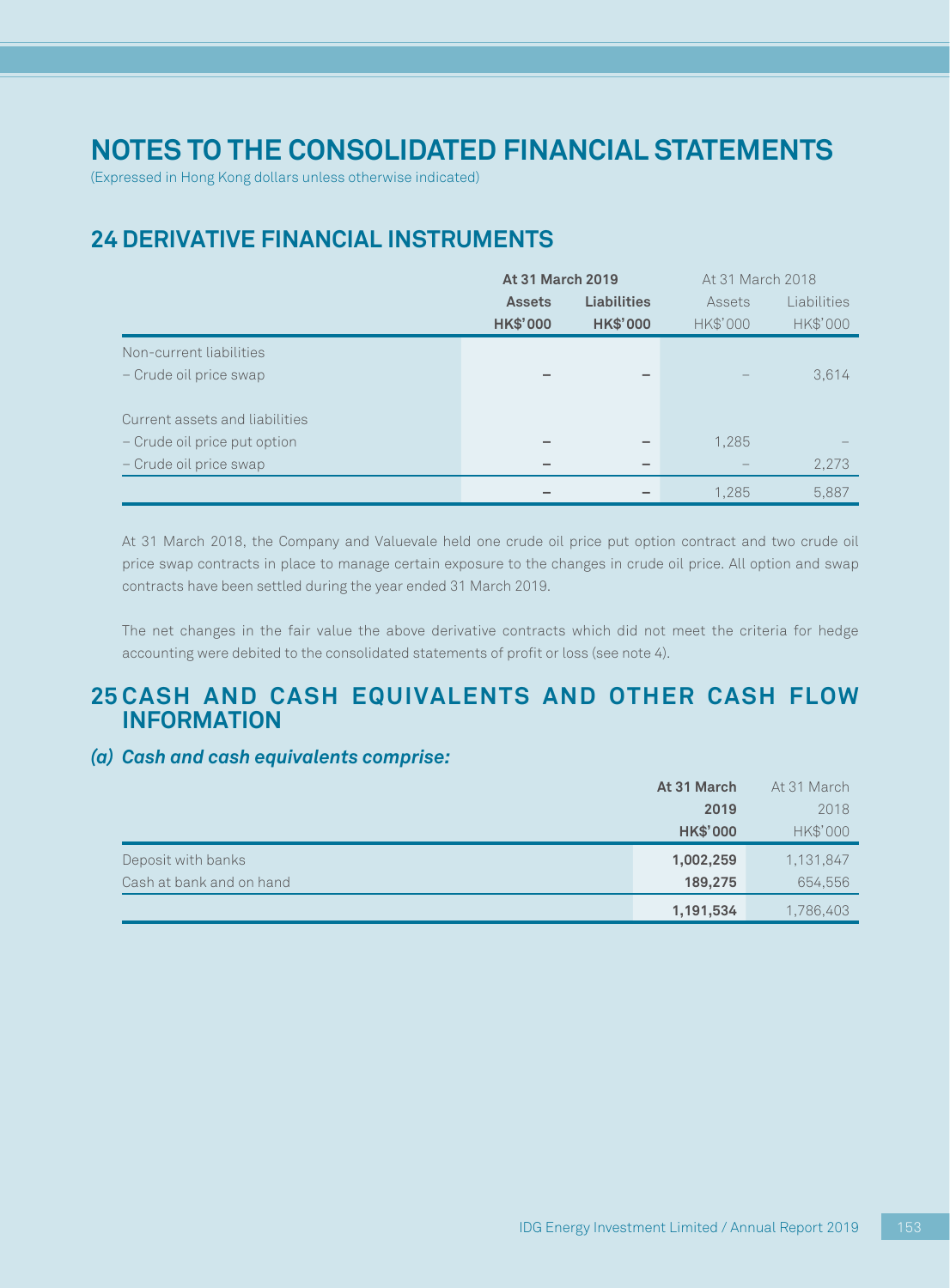# NOTES TO THE CONSOLIDATED FINANCIAL STATEMENTS

(Expressed in Hong Kong dollars unless otherwise indicated)

## 24 DERIVATIVE FINANCIAL INSTRUMENTS

| | At 31 March 2019 | | At 31 March 2018 | |
|---|---|---|---|---|
| | **Assets** | **Liabilities** | Assets | Liabilities |
| | **HK$'000** | **HK$'000** | HK$'000 | HK$'000 |
| Non-current liabilities | | | | |
| – Crude oil price swap | – | – | – | 3,614 |
| Current assets and liabilities | | | | |
| – Crude oil price put option | – | – | 1,285 | – |
| – Crude oil price swap | – | – | – | 2,273 |
| | – | – | 1,285 | 5,887 |

At 31 March 2018, the Company and Valuevale held one crude oil price put option contract and two crude oil price swap contracts in place to manage certain exposure to the changes in crude oil price. All option and swap contracts have been settled during the year ended 31 March 2019.

The net changes in the fair value the above derivative contracts which did not meet the criteria for hedge accounting were debited to the consolidated statements of profit or loss (see note 4).

## 25 CASH AND CASH EQUIVALENTS AND OTHER CASH FLOW INFORMATION

### *(a) Cash and cash equivalents comprise:*

| | At 31 March 2019 | At 31 March 2018 |
|---|---|---|
| | **HK$'000** | HK$'000 |
| Deposit with banks | **1,002,259** | 1,131,847 |
| Cash at bank and on hand | **189,275** | 654,556 |
| | **1,191,534** | 1,786,403 |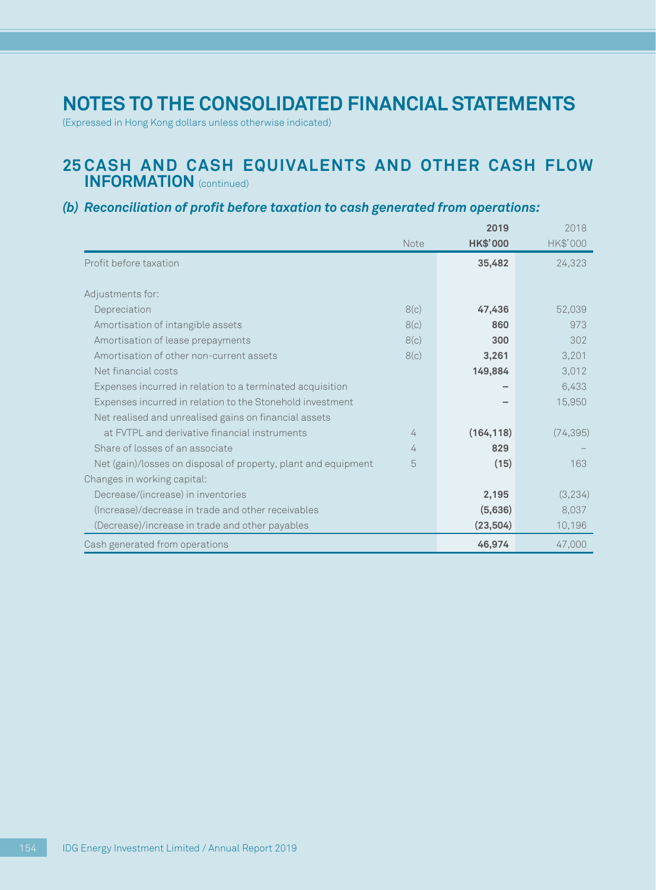# NOTES TO THE CONSOLIDATED FINANCIAL STATEMENTS

(Expressed in Hong Kong dollars unless otherwise indicated)

## 25 CASH AND CASH EQUIVALENTS AND OTHER CASH FLOW INFORMATION (continued)

### *(b) Reconciliation of profit before taxation to cash generated from operations:*

| | Note | 2019<br>HK$'000 | 2018<br>HK$'000 |
|---|---|---|---|
| Profit before taxation | | **35,482** | 24,323 |
| Adjustments for: | | | |
| Depreciation | 8(c) | **47,436** | 52,039 |
| Amortisation of intangible assets | 8(c) | **860** | 973 |
| Amortisation of lease prepayments | 8(c) | **300** | 302 |
| Amortisation of other non-current assets | 8(c) | **3,261** | 3,201 |
| Net financial costs | | **149,884** | 3,012 |
| Expenses incurred in relation to a terminated acquisition | | **–** | 6,433 |
| Expenses incurred in relation to the Stonehold investment | | **–** | 15,950 |
| Net realised and unrealised gains on financial assets at FVTPL and derivative financial instruments | 4 | **(164,118)** | (74,395) |
| Share of losses of an associate | 4 | **829** | – |
| Net (gain)/losses on disposal of property, plant and equipment | 5 | **(15)** | 163 |
| Changes in working capital: | | | |
| Decrease/(increase) in inventories | | **2,195** | (3,234) |
| (Increase)/decrease in trade and other receivables | | **(5,636)** | 8,037 |
| (Decrease)/increase in trade and other payables | | **(23,504)** | 10,196 |
| Cash generated from operations | | **46,974** | 47,000 |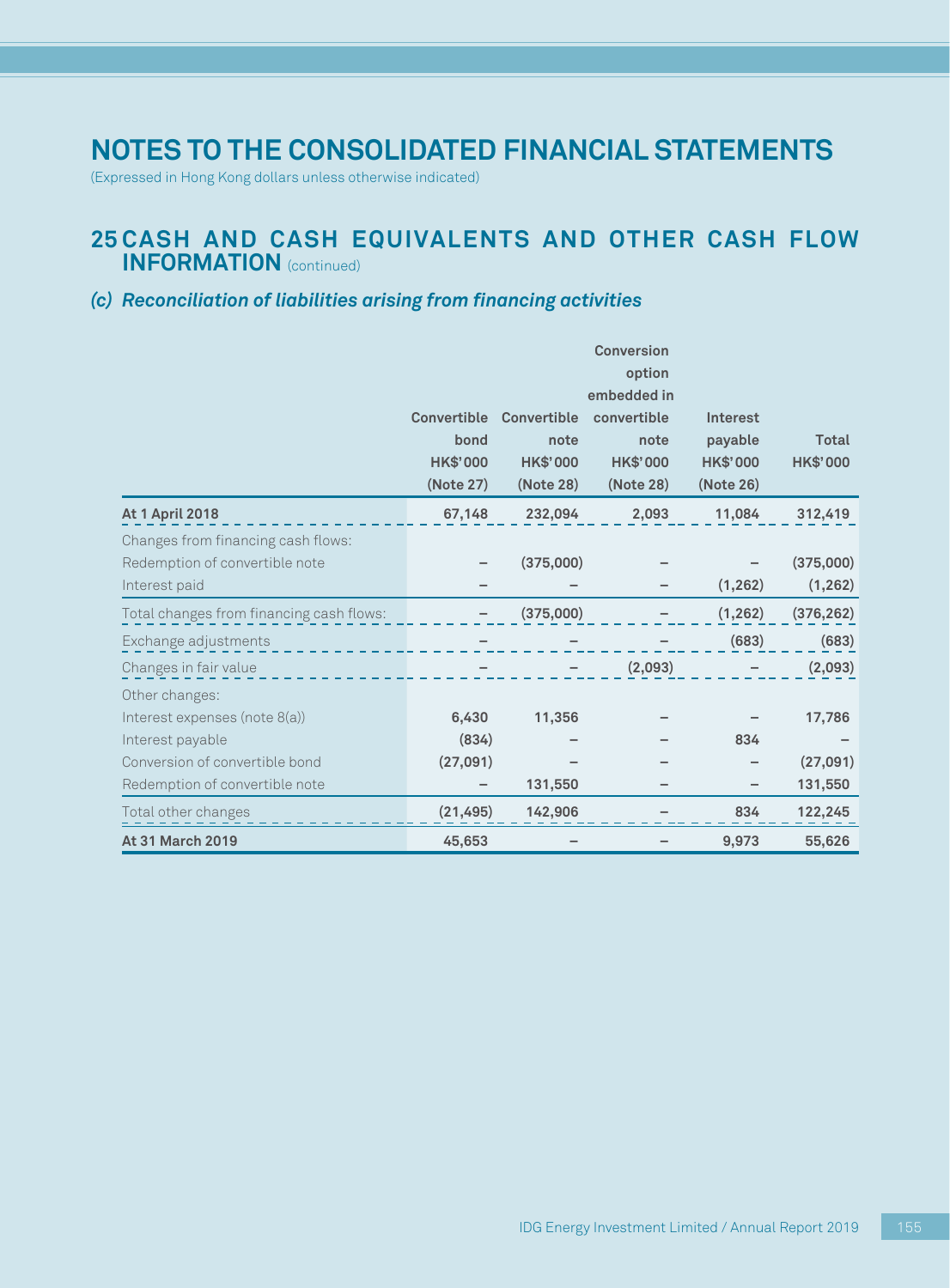# NOTES TO THE CONSOLIDATED FINANCIAL STATEMENTS

(Expressed in Hong Kong dollars unless otherwise indicated)

## 25 CASH AND CASH EQUIVALENTS AND OTHER CASH FLOW INFORMATION (continued)

### *(c) Reconciliation of liabilities arising from financing activities*

| | Convertible bond HK$'000 (Note 27) | Convertible note HK$'000 (Note 28) | Conversion option embedded in convertible note HK$'000 (Note 28) | Interest payable HK$'000 (Note 26) | Total HK$'000 |
|---|---|---|---|---|---|
| **At 1 April 2018** | 67,148 | 232,094 | 2,093 | 11,084 | 312,419 |
| Changes from financing cash flows: | | | | | |
| Redemption of convertible note | – | (375,000) | – | – | (375,000) |
| Interest paid | – | – | – | (1,262) | (1,262) |
| Total changes from financing cash flows: | – | (375,000) | – | (1,262) | (376,262) |
| Exchange adjustments | – | – | – | (683) | (683) |
| Changes in fair value | – | – | (2,093) | – | (2,093) |
| Other changes: | | | | | |
| Interest expenses (note 8(a)) | 6,430 | 11,356 | – | – | 17,786 |
| Interest payable | (834) | – | – | 834 | – |
| Conversion of convertible bond | (27,091) | – | – | – | (27,091) |
| Redemption of convertible note | – | 131,550 | – | – | 131,550 |
| Total other changes | (21,495) | 142,906 | – | 834 | 122,245 |
| **At 31 March 2019** | 45,653 | – | – | 9,973 | 55,626 |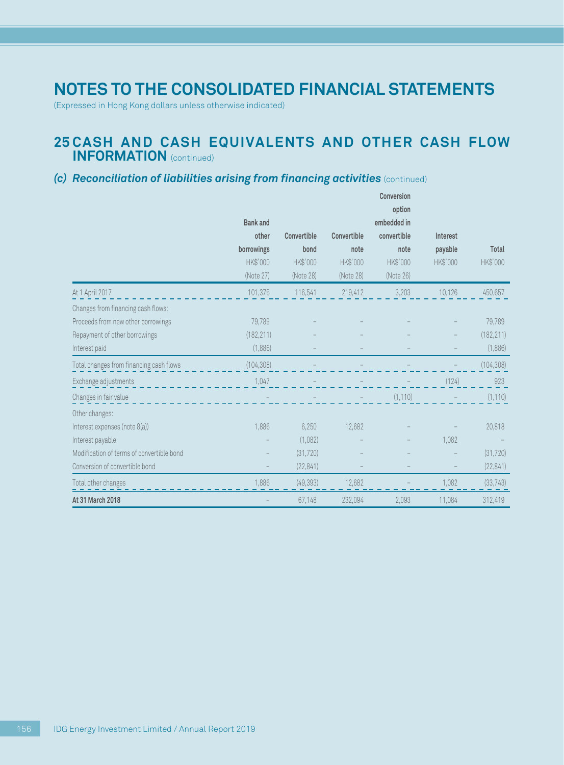# NOTES TO THE CONSOLIDATED FINANCIAL STATEMENTS

(Expressed in Hong Kong dollars unless otherwise indicated)

## 25 CASH AND CASH EQUIVALENTS AND OTHER CASH FLOW INFORMATION (continued)

### (c) Reconciliation of liabilities arising from financing activities (continued)

| | Bank and other borrowings HK$'000 (Note 27) | Convertible bond HK$'000 (Note 28) | Convertible note HK$'000 (Note 28) | Conversion option embedded in convertible note HK$'000 (Note 26) | Interest payable HK$'000 | Total HK$'000 |
|---|---|---|---|---|---|---|
| At 1 April 2017 | 101,375 | 116,541 | 219,412 | 3,203 | 10,126 | 450,657 |
| Changes from financing cash flows: | | | | | | |
| Proceeds from new other borrowings | 79,789 | – | – | – | – | 79,789 |
| Repayment of other borrowings | (182,211) | – | – | – | – | (182,211) |
| Interest paid | (1,886) | – | – | – | – | (1,886) |
| Total changes from financing cash flows | (104,308) | – | – | – | – | (104,308) |
| Exchange adjustments | 1,047 | – | – | – | (124) | 923 |
| Changes in fair value | – | – | – | (1,110) | – | (1,110) |
| Other changes: | | | | | | |
| Interest expenses (note 8(a)) | 1,886 | 6,250 | 12,682 | – | – | 20,818 |
| Interest payable | – | (1,082) | – | – | 1,082 | – |
| Modification of terms of convertible bond | – | (31,720) | – | – | – | (31,720) |
| Conversion of convertible bond | – | (22,841) | – | – | – | (22,841) |
| Total other changes | 1,886 | (49,393) | 12,682 | – | 1,082 | (33,743) |
| **At 31 March 2018** | – | 67,148 | 232,094 | 2,093 | 11,084 | 312,419 |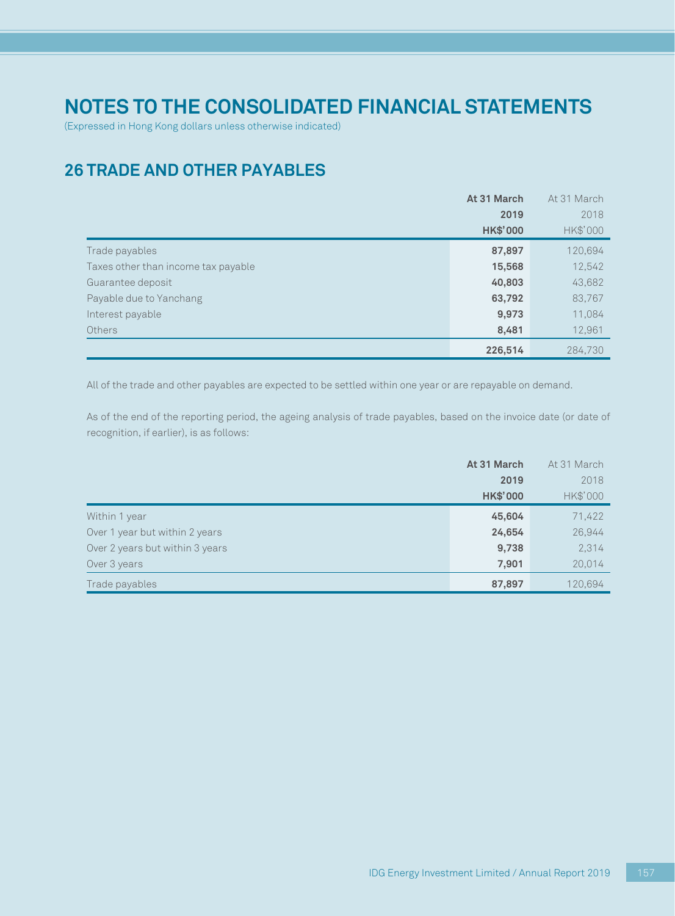# NOTES TO THE CONSOLIDATED FINANCIAL STATEMENTS

(Expressed in Hong Kong dollars unless otherwise indicated)

## 26 TRADE AND OTHER PAYABLES

| | **At 31 March 2019 HK$'000** | At 31 March 2018 HK$'000 |
|---|---|---|
| Trade payables | **87,897** | 120,694 |
| Taxes other than income tax payable | **15,568** | 12,542 |
| Guarantee deposit | **40,803** | 43,682 |
| Payable due to Yanchang | **63,792** | 83,767 |
| Interest payable | **9,973** | 11,084 |
| Others | **8,481** | 12,961 |
| | **226,514** | 284,730 |

All of the trade and other payables are expected to be settled within one year or are repayable on demand.

As of the end of the reporting period, the ageing analysis of trade payables, based on the invoice date (or date of recognition, if earlier), is as follows:

| | **At 31 March 2019 HK$'000** | At 31 March 2018 HK$'000 |
|---|---|---|
| Within 1 year | **45,604** | 71,422 |
| Over 1 year but within 2 years | **24,654** | 26,944 |
| Over 2 years but within 3 years | **9,738** | 2,314 |
| Over 3 years | **7,901** | 20,014 |
| Trade payables | **87,897** | 120,694 |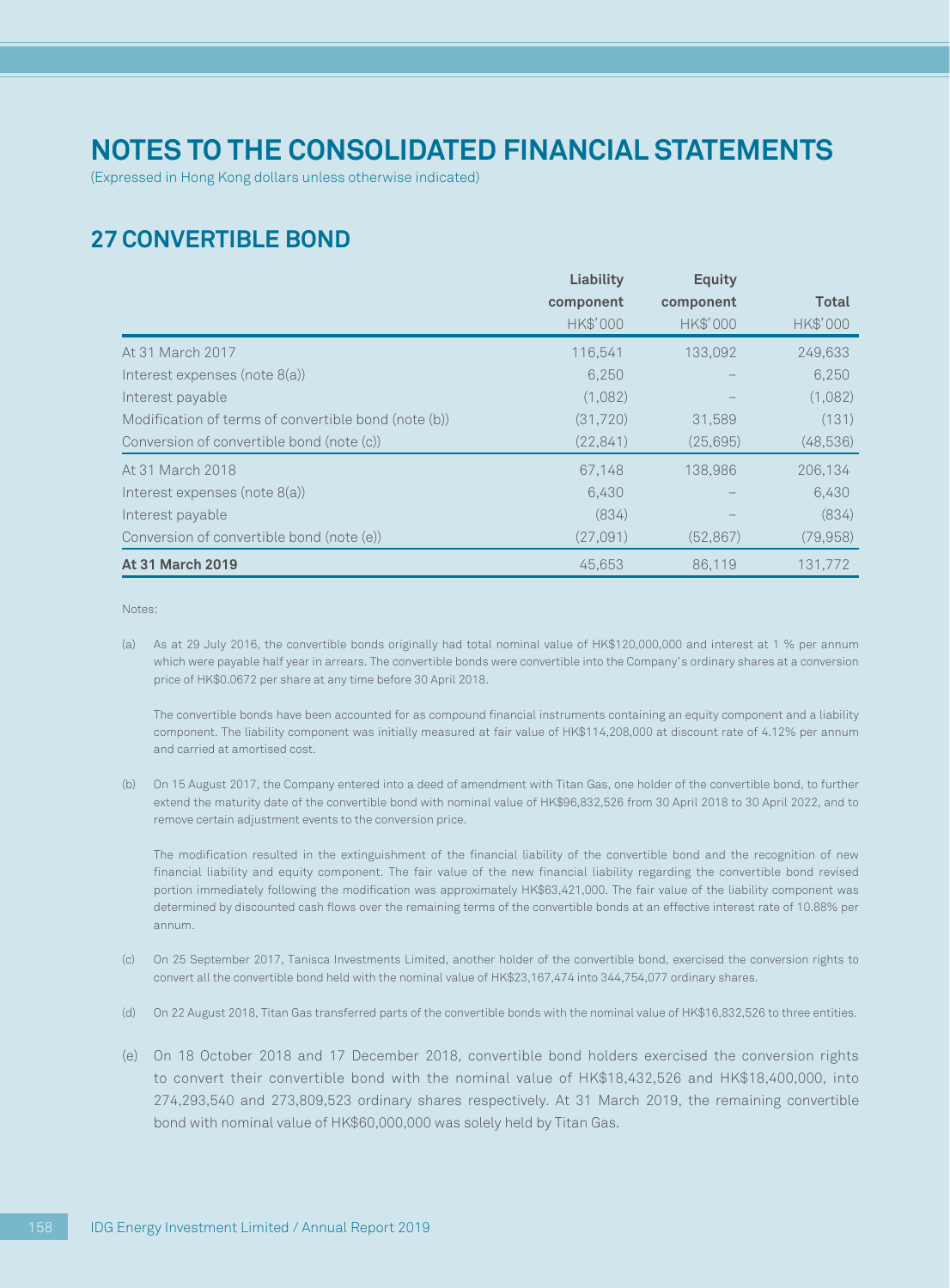# NOTES TO THE CONSOLIDATED FINANCIAL STATEMENTS

(Expressed in Hong Kong dollars unless otherwise indicated)

## 27 CONVERTIBLE BOND

| | Liability component | Equity component | Total |
|---|---|---|---|
| | HK$'000 | HK$'000 | HK$'000 |
| At 31 March 2017 | 116,541 | 133,092 | 249,633 |
| Interest expenses (note 8(a)) | 6,250 | – | 6,250 |
| Interest payable | (1,082) | – | (1,082) |
| Modification of terms of convertible bond (note (b)) | (31,720) | 31,589 | (131) |
| Conversion of convertible bond (note (c)) | (22,841) | (25,695) | (48,536) |
| At 31 March 2018 | 67,148 | 138,986 | 206,134 |
| Interest expenses (note 8(a)) | 6,430 | – | 6,430 |
| Interest payable | (834) | – | (834) |
| Conversion of convertible bond (note (e)) | (27,091) | (52,867) | (79,958) |
| **At 31 March 2019** | 45,653 | 86,119 | 131,772 |

Notes:

(a) As at 29 July 2016, the convertible bonds originally had total nominal value of HK$120,000,000 and interest at 1 % per annum which were payable half year in arrears. The convertible bonds were convertible into the Company's ordinary shares at a conversion price of HK$0.0672 per share at any time before 30 April 2018.

The convertible bonds have been accounted for as compound financial instruments containing an equity component and a liability component. The liability component was initially measured at fair value of HK$114,208,000 at discount rate of 4.12% per annum and carried at amortised cost.

(b) On 15 August 2017, the Company entered into a deed of amendment with Titan Gas, one holder of the convertible bond, to further extend the maturity date of the convertible bond with nominal value of HK$96,832,526 from 30 April 2018 to 30 April 2022, and to remove certain adjustment events to the conversion price.

The modification resulted in the extinguishment of the financial liability of the convertible bond and the recognition of new financial liability and equity component. The fair value of the new financial liability regarding the convertible bond revised portion immediately following the modification was approximately HK$63,421,000. The fair value of the liability component was determined by discounted cash flows over the remaining terms of the convertible bonds at an effective interest rate of 10.88% per annum.

(c) On 25 September 2017, Tanisca Investments Limited, another holder of the convertible bond, exercised the conversion rights to convert all the convertible bond held with the nominal value of HK$23,167,474 into 344,754,077 ordinary shares.

(d) On 22 August 2018, Titan Gas transferred parts of the convertible bonds with the nominal value of HK$16,832,526 to three entities.

(e) On 18 October 2018 and 17 December 2018, convertible bond holders exercised the conversion rights to convert their convertible bond with the nominal value of HK$18,432,526 and HK$18,400,000, into 274,293,540 and 273,809,523 ordinary shares respectively. At 31 March 2019, the remaining convertible bond with nominal value of HK$60,000,000 was solely held by Titan Gas.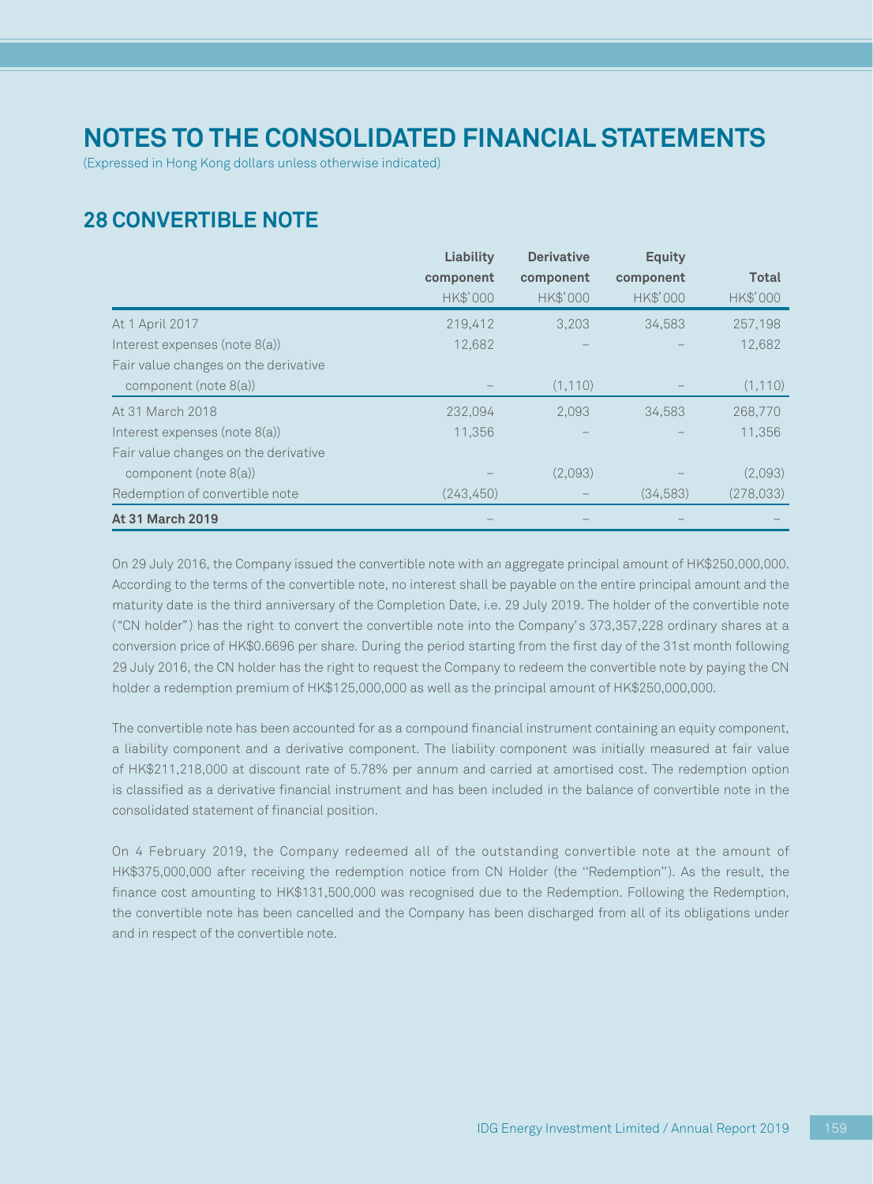# NOTES TO THE CONSOLIDATED FINANCIAL STATEMENTS

(Expressed in Hong Kong dollars unless otherwise indicated)

## 28 CONVERTIBLE NOTE

| | Liability component HK$'000 | Derivative component HK$'000 | Equity component HK$'000 | Total HK$'000 |
|---|---|---|---|---|
| At 1 April 2017 | 219,412 | 3,203 | 34,583 | 257,198 |
| Interest expenses (note 8(a)) | 12,682 | – | – | 12,682 |
| Fair value changes on the derivative component (note 8(a)) | – | (1,110) | – | (1,110) |
| At 31 March 2018 | 232,094 | 2,093 | 34,583 | 268,770 |
| Interest expenses (note 8(a)) | 11,356 | – | – | 11,356 |
| Fair value changes on the derivative component (note 8(a)) | – | (2,093) | – | (2,093) |
| Redemption of convertible note | (243,450) | – | (34,583) | (278,033) |
| **At 31 March 2019** | – | – | – | – |

On 29 July 2016, the Company issued the convertible note with an aggregate principal amount of HK$250,000,000. According to the terms of the convertible note, no interest shall be payable on the entire principal amount and the maturity date is the third anniversary of the Completion Date, i.e. 29 July 2019. The holder of the convertible note ("CN holder") has the right to convert the convertible note into the Company's 373,357,228 ordinary shares at a conversion price of HK$0.6696 per share. During the period starting from the first day of the 31st month following 29 July 2016, the CN holder has the right to request the Company to redeem the convertible note by paying the CN holder a redemption premium of HK$125,000,000 as well as the principal amount of HK$250,000,000.

The convertible note has been accounted for as a compound financial instrument containing an equity component, a liability component and a derivative component. The liability component was initially measured at fair value of HK$211,218,000 at discount rate of 5.78% per annum and carried at amortised cost. The redemption option is classified as a derivative financial instrument and has been included in the balance of convertible note in the consolidated statement of financial position.

On 4 February 2019, the Company redeemed all of the outstanding convertible note at the amount of HK$375,000,000 after receiving the redemption notice from CN Holder (the "Redemption"). As the result, the finance cost amounting to HK$131,500,000 was recognised due to the Redemption. Following the Redemption, the convertible note has been cancelled and the Company has been discharged from all of its obligations under and in respect of the convertible note.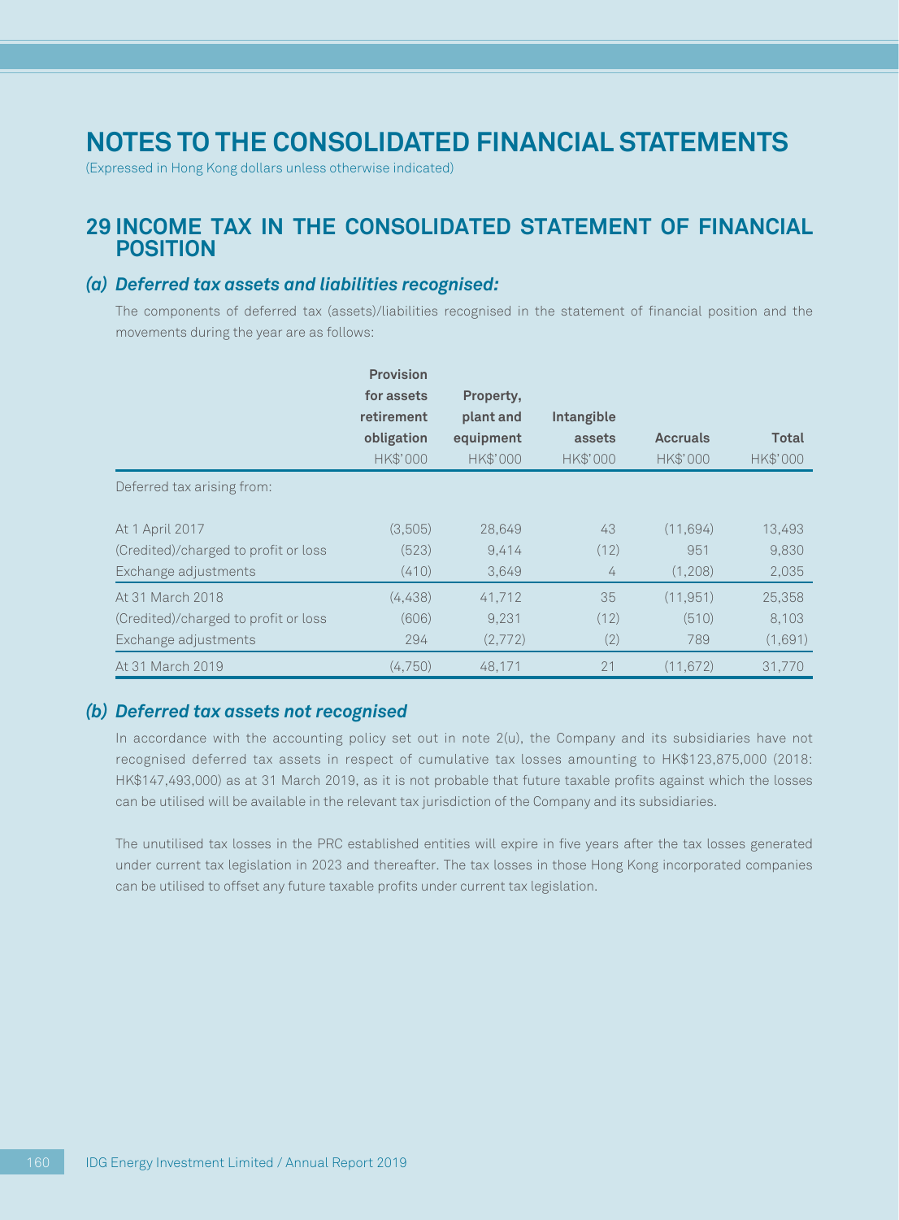# NOTES TO THE CONSOLIDATED FINANCIAL STATEMENTS

(Expressed in Hong Kong dollars unless otherwise indicated)

## 29 INCOME TAX IN THE CONSOLIDATED STATEMENT OF FINANCIAL POSITION

### *(a) Deferred tax assets and liabilities recognised:*

The components of deferred tax (assets)/liabilities recognised in the statement of financial position and the movements during the year are as follows:

| | **Provision for assets retirement obligation** | **Property, plant and equipment** | **Intangible assets** | **Accruals** | **Total** |
|---|---|---|---|---|---|
| | HK$'000 | HK$'000 | HK$'000 | HK$'000 | HK$'000 |
| Deferred tax arising from: | | | | | |
| At 1 April 2017 | (3,505) | 28,649 | 43 | (11,694) | 13,493 |
| (Credited)/charged to profit or loss | (523) | 9,414 | (12) | 951 | 9,830 |
| Exchange adjustments | (410) | 3,649 | 4 | (1,208) | 2,035 |
| At 31 March 2018 | (4,438) | 41,712 | 35 | (11,951) | 25,358 |
| (Credited)/charged to profit or loss | (606) | 9,231 | (12) | (510) | 8,103 |
| Exchange adjustments | 294 | (2,772) | (2) | 789 | (1,691) |
| At 31 March 2019 | (4,750) | 48,171 | 21 | (11,672) | 31,770 |

### *(b) Deferred tax assets not recognised*

In accordance with the accounting policy set out in note 2(u), the Company and its subsidiaries have not recognised deferred tax assets in respect of cumulative tax losses amounting to HK$123,875,000 (2018: HK$147,493,000) as at 31 March 2019, as it is not probable that future taxable profits against which the losses can be utilised will be available in the relevant tax jurisdiction of the Company and its subsidiaries.

The unutilised tax losses in the PRC established entities will expire in five years after the tax losses generated under current tax legislation in 2023 and thereafter. The tax losses in those Hong Kong incorporated companies can be utilised to offset any future taxable profits under current tax legislation.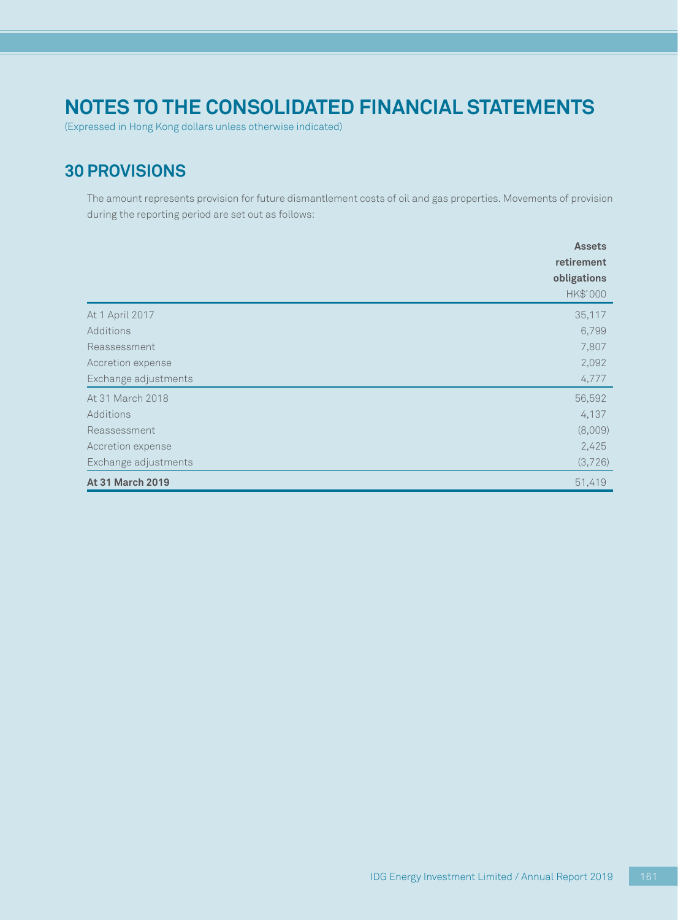# NOTES TO THE CONSOLIDATED FINANCIAL STATEMENTS

(Expressed in Hong Kong dollars unless otherwise indicated)

## 30 PROVISIONS

The amount represents provision for future dismantlement costs of oil and gas properties. Movements of provision during the reporting period are set out as follows:

| | **Assets retirement obligations** |
|---|---|
| | HK$'000 |
| At 1 April 2017 | 35,117 |
| Additions | 6,799 |
| Reassessment | 7,807 |
| Accretion expense | 2,092 |
| Exchange adjustments | 4,777 |
| At 31 March 2018 | 56,592 |
| Additions | 4,137 |
| Reassessment | (8,009) |
| Accretion expense | 2,425 |
| Exchange adjustments | (3,726) |
| **At 31 March 2019** | 51,419 |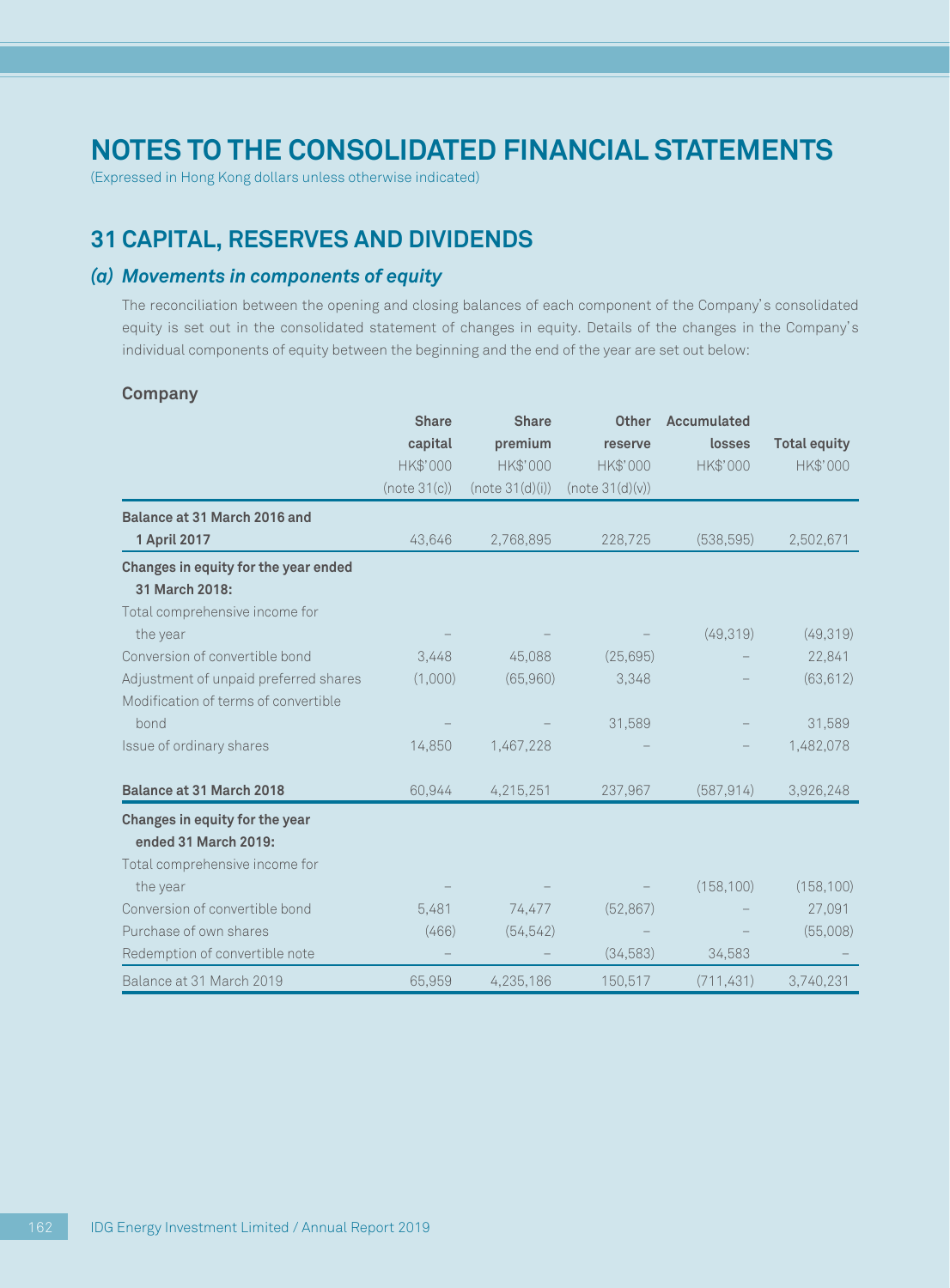# NOTES TO THE CONSOLIDATED FINANCIAL STATEMENTS

(Expressed in Hong Kong dollars unless otherwise indicated)

## 31 CAPITAL, RESERVES AND DIVIDENDS

### *(a) Movements in components of equity*

The reconciliation between the opening and closing balances of each component of the Company's consolidated equity is set out in the consolidated statement of changes in equity. Details of the changes in the Company's individual components of equity between the beginning and the end of the year are set out below:

**Company**

| | Share capital | Share premium | Other reserve | Accumulated losses | Total equity |
|---|---|---|---|---|---|
| | HK$'000 | HK$'000 | HK$'000 | HK$'000 | HK$'000 |
| | (note 31(c)) | (note 31(d)(i)) | (note 31(d)(v)) | | |
| **Balance at 31 March 2016 and 1 April 2017** | 43,646 | 2,768,895 | 228,725 | (538,595) | 2,502,671 |
| **Changes in equity for the year ended 31 March 2018:** | | | | | |
| Total comprehensive income for the year | – | – | – | (49,319) | (49,319) |
| Conversion of convertible bond | 3,448 | 45,088 | (25,695) | – | 22,841 |
| Adjustment of unpaid preferred shares | (1,000) | (65,960) | 3,348 | – | (63,612) |
| Modification of terms of convertible bond | – | – | 31,589 | – | 31,589 |
| Issue of ordinary shares | 14,850 | 1,467,228 | – | – | 1,482,078 |
| **Balance at 31 March 2018** | 60,944 | 4,215,251 | 237,967 | (587,914) | 3,926,248 |
| **Changes in equity for the year ended 31 March 2019:** | | | | | |
| Total comprehensive income for the year | – | – | – | (158,100) | (158,100) |
| Conversion of convertible bond | 5,481 | 74,477 | (52,867) | – | 27,091 |
| Purchase of own shares | (466) | (54,542) | – | – | (55,008) |
| Redemption of convertible note | – | – | (34,583) | 34,583 | – |
| Balance at 31 March 2019 | 65,959 | 4,235,186 | 150,517 | (711,431) | 3,740,231 |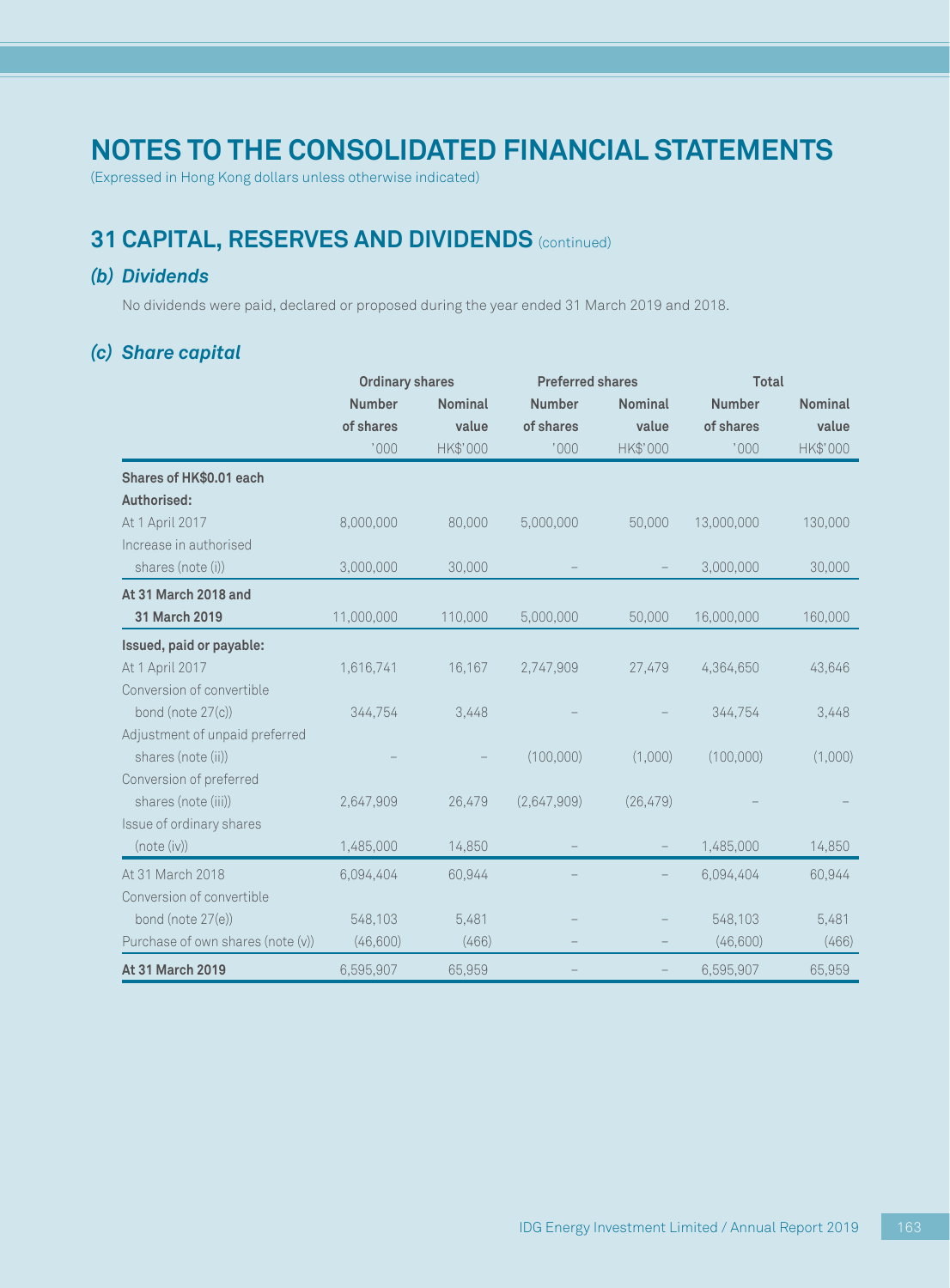# NOTES TO THE CONSOLIDATED FINANCIAL STATEMENTS

(Expressed in Hong Kong dollars unless otherwise indicated)

## 31 CAPITAL, RESERVES AND DIVIDENDS (continued)

### (b) Dividends

No dividends were paid, declared or proposed during the year ended 31 March 2019 and 2018.

### (c) Share capital

| | Ordinary shares | | Preferred shares | | Total | |
|---|---|---|---|---|---|---|
| | Number of shares | Nominal value | Number of shares | Nominal value | Number of shares | Nominal value |
| | '000 | HK$'000 | '000 | HK$'000 | '000 | HK$'000 |
| **Shares of HK$0.01 each** | | | | | | |
| **Authorised:** | | | | | | |
| At 1 April 2017 | 8,000,000 | 80,000 | 5,000,000 | 50,000 | 13,000,000 | 130,000 |
| Increase in authorised shares (note (i)) | 3,000,000 | 30,000 | – | – | 3,000,000 | 30,000 |
| **At 31 March 2018 and 31 March 2019** | 11,000,000 | 110,000 | 5,000,000 | 50,000 | 16,000,000 | 160,000 |
| **Issued, paid or payable:** | | | | | | |
| At 1 April 2017 | 1,616,741 | 16,167 | 2,747,909 | 27,479 | 4,364,650 | 43,646 |
| Conversion of convertible bond (note 27(c)) | 344,754 | 3,448 | – | – | 344,754 | 3,448 |
| Adjustment of unpaid preferred shares (note (ii)) | – | – | (100,000) | (1,000) | (100,000) | (1,000) |
| Conversion of preferred shares (note (iii)) | 2,647,909 | 26,479 | (2,647,909) | (26,479) | – | – |
| Issue of ordinary shares (note (iv)) | 1,485,000 | 14,850 | – | – | 1,485,000 | 14,850 |
| At 31 March 2018 | 6,094,404 | 60,944 | – | – | 6,094,404 | 60,944 |
| Conversion of convertible bond (note 27(e)) | 548,103 | 5,481 | – | – | 548,103 | 5,481 |
| Purchase of own shares (note (v)) | (46,600) | (466) | – | – | (46,600) | (466) |
| **At 31 March 2019** | 6,595,907 | 65,959 | – | – | 6,595,907 | 65,959 |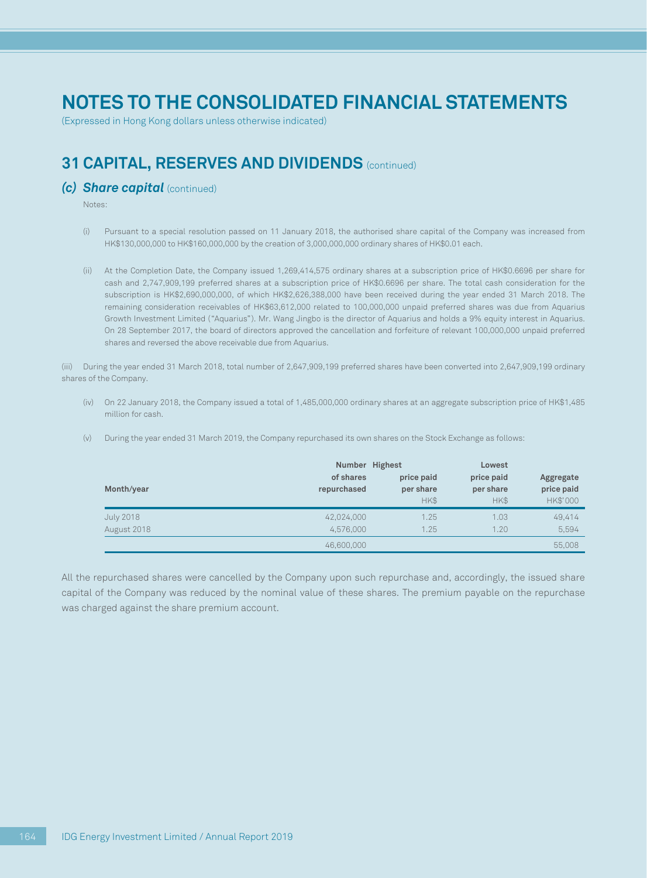# NOTES TO THE CONSOLIDATED FINANCIAL STATEMENTS

(Expressed in Hong Kong dollars unless otherwise indicated)

## 31 CAPITAL, RESERVES AND DIVIDENDS (continued)

### *(c) Share capital* (continued)

Notes:

(i) Pursuant to a special resolution passed on 11 January 2018, the authorised share capital of the Company was increased from HK$130,000,000 to HK$160,000,000 by the creation of 3,000,000,000 ordinary shares of HK$0.01 each.

(ii) At the Completion Date, the Company issued 1,269,414,575 ordinary shares at a subscription price of HK$0.6696 per share for cash and 2,747,909,199 preferred shares at a subscription price of HK$0.6696 per share. The total cash consideration for the subscription is HK$2,690,000,000, of which HK$2,626,388,000 have been received during the year ended 31 March 2018. The remaining consideration receivables of HK$63,612,000 related to 100,000,000 unpaid preferred shares was due from Aquarius Growth Investment Limited ("Aquarius"). Mr. Wang Jingbo is the director of Aquarius and holds a 9% equity interest in Aquarius. On 28 September 2017, the board of directors approved the cancellation and forfeiture of relevant 100,000,000 unpaid preferred shares and reversed the above receivable due from Aquarius.

(iii) During the year ended 31 March 2018, total number of 2,647,909,199 preferred shares have been converted into 2,647,909,199 ordinary shares of the Company.

(iv) On 22 January 2018, the Company issued a total of 1,485,000,000 ordinary shares at an aggregate subscription price of HK$1,485 million for cash.

(v) During the year ended 31 March 2019, the Company repurchased its own shares on the Stock Exchange as follows:

| Month/year | Number of shares repurchased | Highest price paid per share HK$ | Lowest price paid per share HK$ | Aggregate price paid HK$'000 |
|---|---|---|---|---|
| July 2018 | 42,024,000 | 1.25 | 1.03 | 49,414 |
| August 2018 | 4,576,000 | 1.25 | 1.20 | 5,594 |
| | 46,600,000 | | | 55,008 |

All the repurchased shares were cancelled by the Company upon such repurchase and, accordingly, the issued share capital of the Company was reduced by the nominal value of these shares. The premium payable on the repurchase was charged against the share premium account.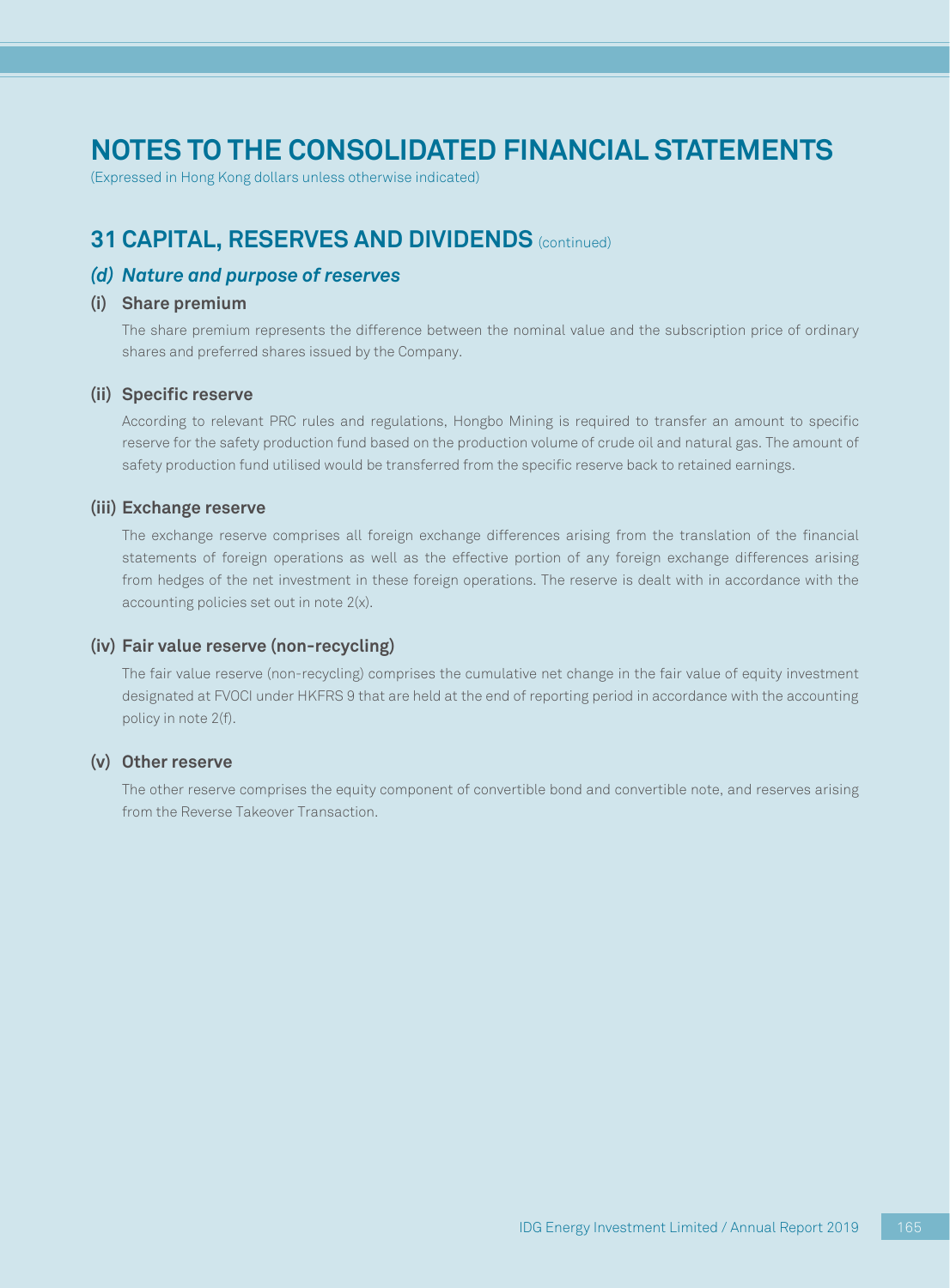# NOTES TO THE CONSOLIDATED FINANCIAL STATEMENTS

(Expressed in Hong Kong dollars unless otherwise indicated)

## 31 CAPITAL, RESERVES AND DIVIDENDS (continued)

### *(d) Nature and purpose of reserves*

#### (i) Share premium

The share premium represents the difference between the nominal value and the subscription price of ordinary shares and preferred shares issued by the Company.

#### (ii) Specific reserve

According to relevant PRC rules and regulations, Hongbo Mining is required to transfer an amount to specific reserve for the safety production fund based on the production volume of crude oil and natural gas. The amount of safety production fund utilised would be transferred from the specific reserve back to retained earnings.

#### (iii) Exchange reserve

The exchange reserve comprises all foreign exchange differences arising from the translation of the financial statements of foreign operations as well as the effective portion of any foreign exchange differences arising from hedges of the net investment in these foreign operations. The reserve is dealt with in accordance with the accounting policies set out in note 2(x).

#### (iv) Fair value reserve (non-recycling)

The fair value reserve (non-recycling) comprises the cumulative net change in the fair value of equity investment designated at FVOCI under HKFRS 9 that are held at the end of reporting period in accordance with the accounting policy in note 2(f).

#### (v) Other reserve

The other reserve comprises the equity component of convertible bond and convertible note, and reserves arising from the Reverse Takeover Transaction.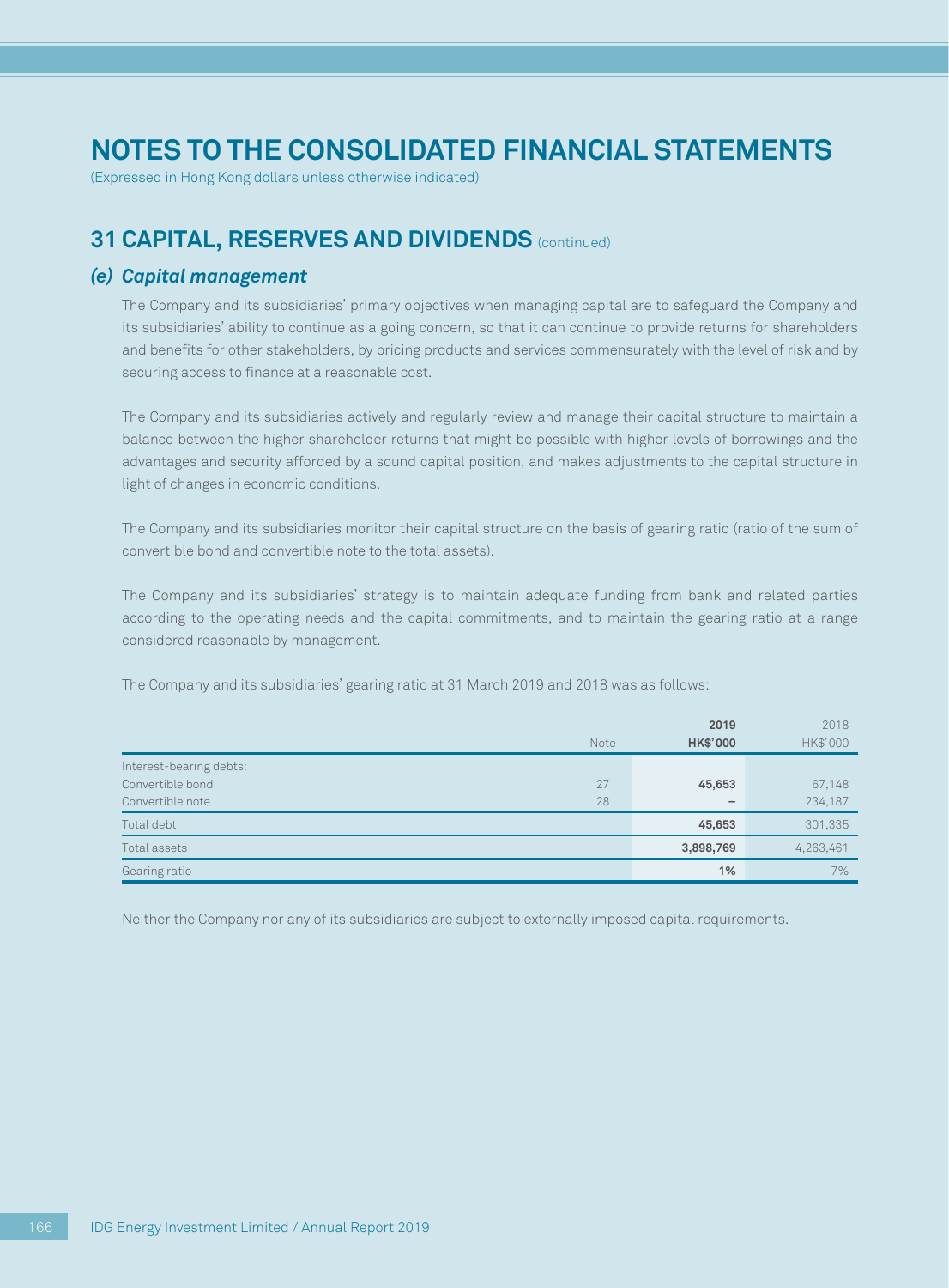# NOTES TO THE CONSOLIDATED FINANCIAL STATEMENTS

(Expressed in Hong Kong dollars unless otherwise indicated)

## 31 CAPITAL, RESERVES AND DIVIDENDS (continued)

### *(e) Capital management*

The Company and its subsidiaries' primary objectives when managing capital are to safeguard the Company and its subsidiaries' ability to continue as a going concern, so that it can continue to provide returns for shareholders and benefits for other stakeholders, by pricing products and services commensurately with the level of risk and by securing access to finance at a reasonable cost.

The Company and its subsidiaries actively and regularly review and manage their capital structure to maintain a balance between the higher shareholder returns that might be possible with higher levels of borrowings and the advantages and security afforded by a sound capital position, and makes adjustments to the capital structure in light of changes in economic conditions.

The Company and its subsidiaries monitor their capital structure on the basis of gearing ratio (ratio of the sum of convertible bond and convertible note to the total assets).

The Company and its subsidiaries' strategy is to maintain adequate funding from bank and related parties according to the operating needs and the capital commitments, and to maintain the gearing ratio at a range considered reasonable by management.

The Company and its subsidiaries' gearing ratio at 31 March 2019 and 2018 was as follows:

| | Note | **2019**<br>**HK$'000** | 2018<br>HK$'000 |
|---|---|---|---|
| Interest-bearing debts: | | | |
| Convertible bond | 27 | **45,653** | 67,148 |
| Convertible note | 28 | **–** | 234,187 |
| Total debt | | **45,653** | 301,335 |
| Total assets | | **3,898,769** | 4,263,461 |
| Gearing ratio | | **1%** | 7% |

Neither the Company nor any of its subsidiaries are subject to externally imposed capital requirements.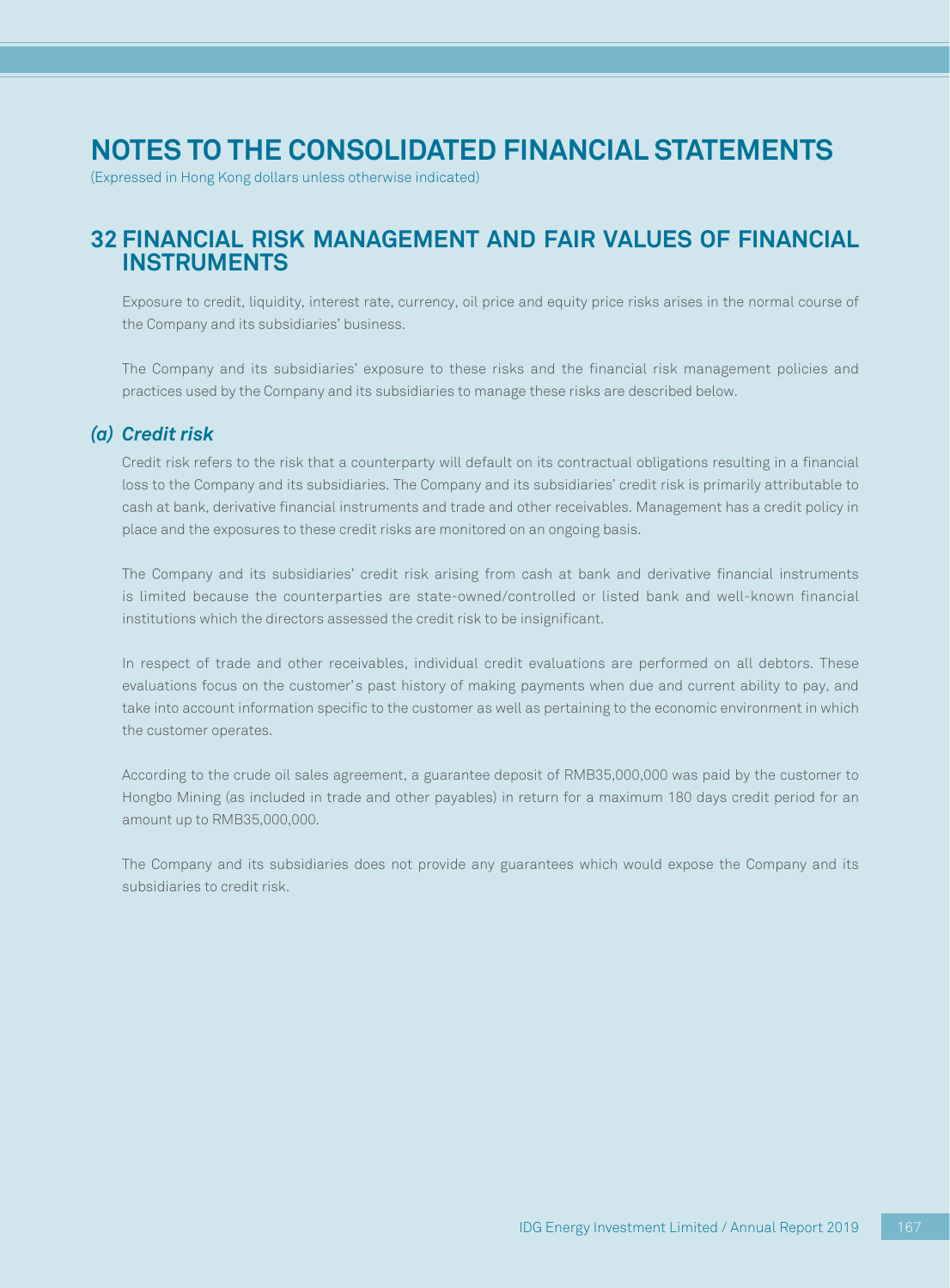# NOTES TO THE CONSOLIDATED FINANCIAL STATEMENTS

(Expressed in Hong Kong dollars unless otherwise indicated)

## 32 FINANCIAL RISK MANAGEMENT AND FAIR VALUES OF FINANCIAL INSTRUMENTS

Exposure to credit, liquidity, interest rate, currency, oil price and equity price risks arises in the normal course of the Company and its subsidiaries' business.

The Company and its subsidiaries' exposure to these risks and the financial risk management policies and practices used by the Company and its subsidiaries to manage these risks are described below.

### *(a) Credit risk*

Credit risk refers to the risk that a counterparty will default on its contractual obligations resulting in a financial loss to the Company and its subsidiaries. The Company and its subsidiaries' credit risk is primarily attributable to cash at bank, derivative financial instruments and trade and other receivables. Management has a credit policy in place and the exposures to these credit risks are monitored on an ongoing basis.

The Company and its subsidiaries' credit risk arising from cash at bank and derivative financial instruments is limited because the counterparties are state-owned/controlled or listed bank and well-known financial institutions which the directors assessed the credit risk to be insignificant.

In respect of trade and other receivables, individual credit evaluations are performed on all debtors. These evaluations focus on the customer's past history of making payments when due and current ability to pay, and take into account information specific to the customer as well as pertaining to the economic environment in which the customer operates.

According to the crude oil sales agreement, a guarantee deposit of RMB35,000,000 was paid by the customer to Hongbo Mining (as included in trade and other payables) in return for a maximum 180 days credit period for an amount up to RMB35,000,000.

The Company and its subsidiaries does not provide any guarantees which would expose the Company and its subsidiaries to credit risk.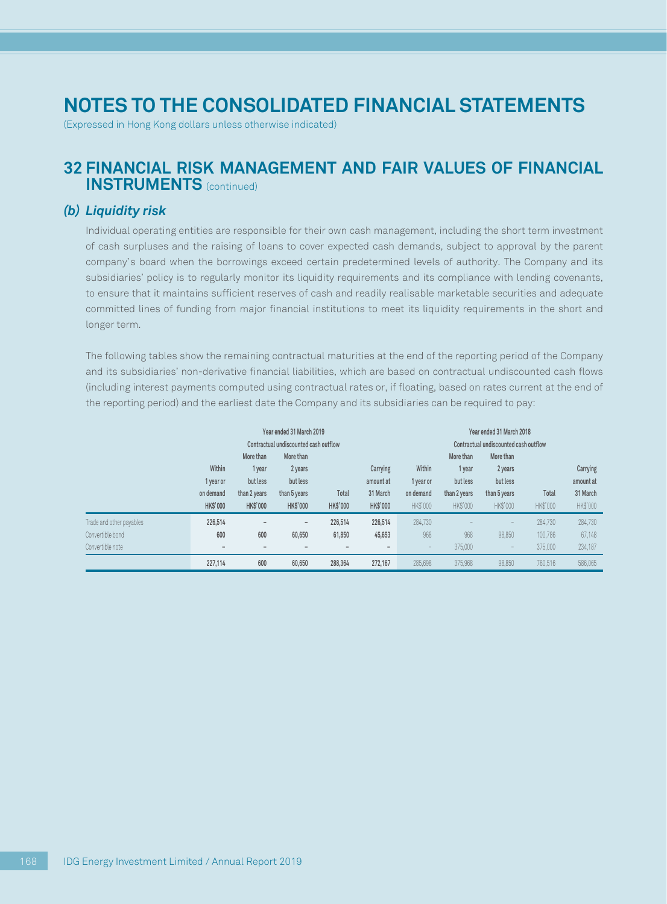# NOTES TO THE CONSOLIDATED FINANCIAL STATEMENTS

(Expressed in Hong Kong dollars unless otherwise indicated)

## 32 FINANCIAL RISK MANAGEMENT AND FAIR VALUES OF FINANCIAL INSTRUMENTS (continued)

### *(b) Liquidity risk*

Individual operating entities are responsible for their own cash management, including the short term investment of cash surpluses and the raising of loans to cover expected cash demands, subject to approval by the parent company's board when the borrowings exceed certain predetermined levels of authority. The Company and its subsidiaries' policy is to regularly monitor its liquidity requirements and its compliance with lending covenants, to ensure that it maintains sufficient reserves of cash and readily realisable marketable securities and adequate committed lines of funding from major financial institutions to meet its liquidity requirements in the short and longer term.

The following tables show the remaining contractual maturities at the end of the reporting period of the Company and its subsidiaries' non-derivative financial liabilities, which are based on contractual undiscounted cash flows (including interest payments computed using contractual rates or, if floating, based on rates current at the end of the reporting period) and the earliest date the Company and its subsidiaries can be required to pay:

| | Year ended 31 March 2019 | | | | | Year ended 31 March 2018 | | | | |
|---|---|---|---|---|---|---|---|---|---|---|
| | Contractual undiscounted cash outflow | | | | | Contractual undiscounted cash outflow | | | | |
| | Within 1 year or on demand | More than 1 year but less than 2 years | More than 2 years but less than 5 years | Total | Carrying amount at 31 March | Within 1 year or on demand | More than 1 year but less than 2 years | More than 2 years but less than 5 years | Total | Carrying amount at 31 March |
| | HK$'000 | HK$'000 | HK$'000 | HK$'000 | HK$'000 | HK$'000 | HK$'000 | HK$'000 | HK$'000 | HK$'000 |
| Trade and other payables | 226,514 | – | – | 226,514 | 226,514 | 284,730 | – | – | 284,730 | 284,730 |
| Convertible bond | 600 | 600 | 60,650 | 61,850 | 45,653 | 968 | 968 | 98,850 | 100,786 | 67,148 |
| Convertible note | – | – | – | – | – | – | 375,000 | – | 375,000 | 234,187 |
| | 227,114 | 600 | 60,650 | 288,364 | 272,167 | 285,698 | 375,968 | 98,850 | 760,516 | 586,065 |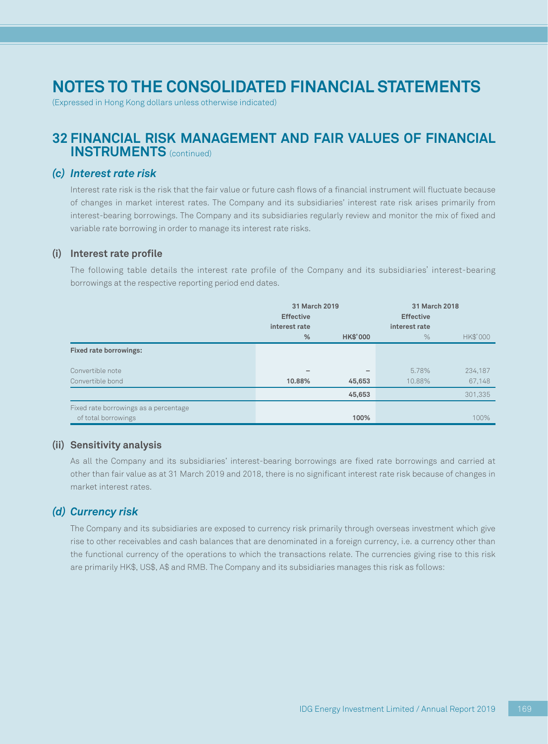# NOTES TO THE CONSOLIDATED FINANCIAL STATEMENTS

(Expressed in Hong Kong dollars unless otherwise indicated)

## 32 FINANCIAL RISK MANAGEMENT AND FAIR VALUES OF FINANCIAL INSTRUMENTS (continued)

### *(c) Interest rate risk*

Interest rate risk is the risk that the fair value or future cash flows of a financial instrument will fluctuate because of changes in market interest rates. The Company and its subsidiaries' interest rate risk arises primarily from interest-bearing borrowings. The Company and its subsidiaries regularly review and monitor the mix of fixed and variable rate borrowing in order to manage its interest rate risks.

#### (i) Interest rate profile

The following table details the interest rate profile of the Company and its subsidiaries' interest-bearing borrowings at the respective reporting period end dates.

| | 31 March 2019 | | 31 March 2018 | |
|---|---|---|---|---|
| | Effective interest rate | | Effective interest rate | |
| | % | HK$'000 | % | HK$'000 |
| **Fixed rate borrowings:** | | | | |
| Convertible note | – | – | 5.78% | 234,187 |
| Convertible bond | **10.88%** | **45,653** | 10.88% | 67,148 |
| | | **45,653** | | 301,335 |
| Fixed rate borrowings as a percentage of total borrowings | | **100%** | | 100% |

#### (ii) Sensitivity analysis

As all the Company and its subsidiaries' interest-bearing borrowings are fixed rate borrowings and carried at other than fair value as at 31 March 2019 and 2018, there is no significant interest rate risk because of changes in market interest rates.

### *(d) Currency risk*

The Company and its subsidiaries are exposed to currency risk primarily through overseas investment which give rise to other receivables and cash balances that are denominated in a foreign currency, i.e. a currency other than the functional currency of the operations to which the transactions relate. The currencies giving rise to this risk are primarily HK$, US$, A$ and RMB. The Company and its subsidiaries manages this risk as follows: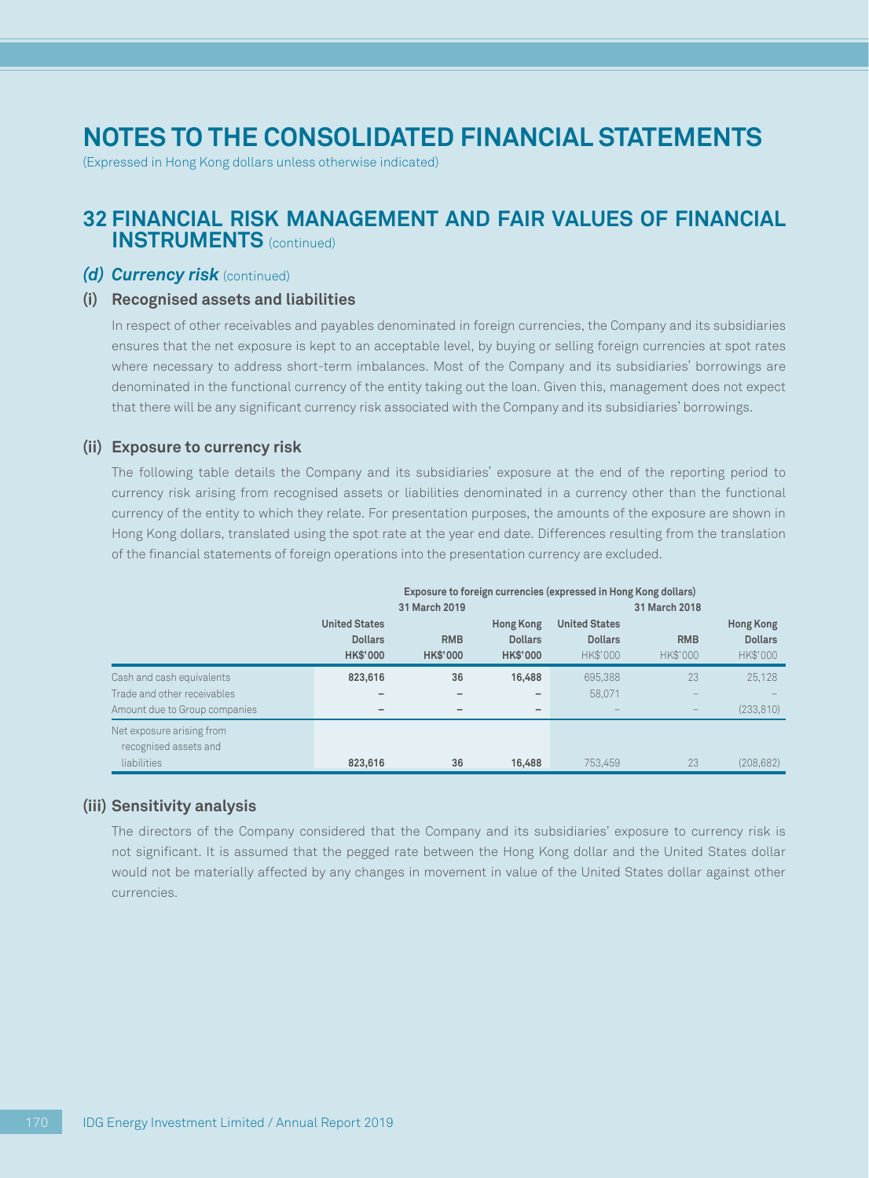# NOTES TO THE CONSOLIDATED FINANCIAL STATEMENTS

(Expressed in Hong Kong dollars unless otherwise indicated)

## 32 FINANCIAL RISK MANAGEMENT AND FAIR VALUES OF FINANCIAL INSTRUMENTS (continued)

### *(d) Currency risk* (continued)

#### (i) Recognised assets and liabilities

In respect of other receivables and payables denominated in foreign currencies, the Company and its subsidiaries ensures that the net exposure is kept to an acceptable level, by buying or selling foreign currencies at spot rates where necessary to address short-term imbalances. Most of the Company and its subsidiaries' borrowings are denominated in the functional currency of the entity taking out the loan. Given this, management does not expect that there will be any significant currency risk associated with the Company and its subsidiaries' borrowings.

#### (ii) Exposure to currency risk

The following table details the Company and its subsidiaries' exposure at the end of the reporting period to currency risk arising from recognised assets or liabilities denominated in a currency other than the functional currency of the entity to which they relate. For presentation purposes, the amounts of the exposure are shown in Hong Kong dollars, translated using the spot rate at the year end date. Differences resulting from the translation of the financial statements of foreign operations into the presentation currency are excluded.

| | Exposure to foreign currencies (expressed in Hong Kong dollars) | | | | | |
|---|---|---|---|---|---|---|
| | 31 March 2019 | | | 31 March 2018 | | |
| | United States Dollars HK$'000 | RMB HK$'000 | Hong Kong Dollars HK$'000 | United States Dollars HK$'000 | RMB HK$'000 | Hong Kong Dollars HK$'000 |
| Cash and cash equivalents | **823,616** | **36** | **16,488** | 695,388 | 23 | 25,128 |
| Trade and other receivables | **–** | **–** | **–** | 58,071 | – | – |
| Amount due to Group companies | **–** | **–** | **–** | – | – | (233,810) |
| Net exposure arising from recognised assets and liabilities | **823,616** | **36** | **16,488** | 753,459 | 23 | (208,682) |

#### (iii) Sensitivity analysis

The directors of the Company considered that the Company and its subsidiaries' exposure to currency risk is not significant. It is assumed that the pegged rate between the Hong Kong dollar and the United States dollar would not be materially affected by any changes in movement in value of the United States dollar against other currencies.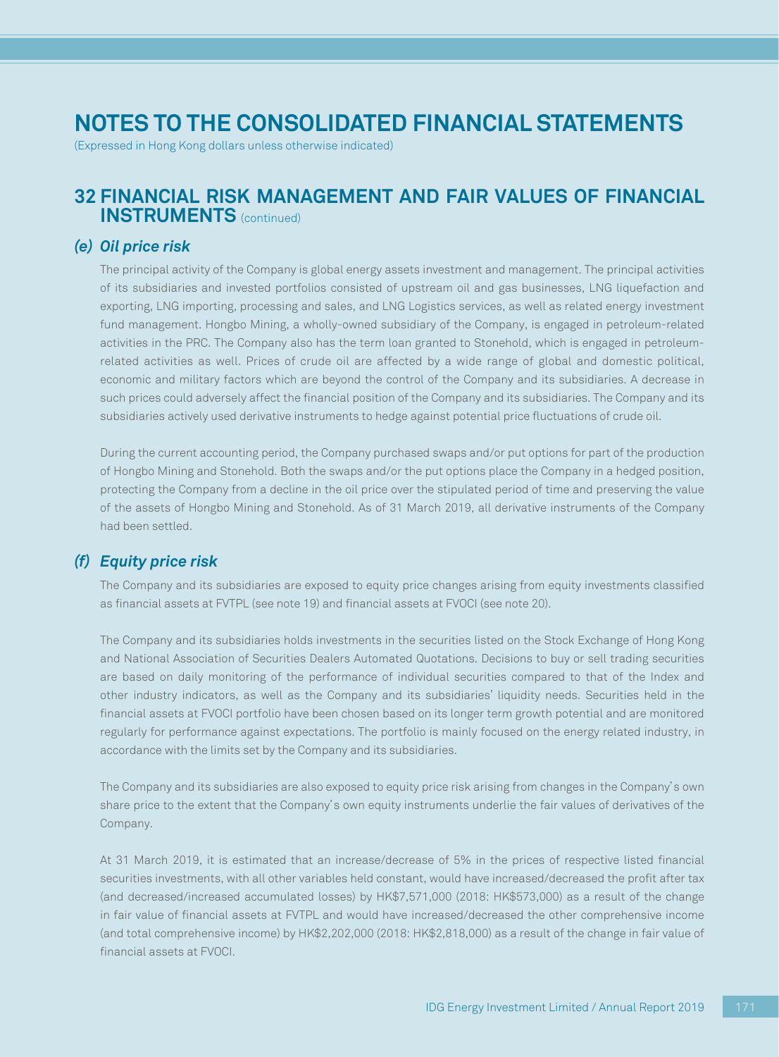# NOTES TO THE CONSOLIDATED FINANCIAL STATEMENTS

(Expressed in Hong Kong dollars unless otherwise indicated)

## 32 FINANCIAL RISK MANAGEMENT AND FAIR VALUES OF FINANCIAL INSTRUMENTS (continued)

### *(e) Oil price risk*

The principal activity of the Company is global energy assets investment and management. The principal activities of its subsidiaries and invested portfolios consisted of upstream oil and gas businesses, LNG liquefaction and exporting, LNG importing, processing and sales, and LNG Logistics services, as well as related energy investment fund management. Hongbo Mining, a wholly-owned subsidiary of the Company, is engaged in petroleum-related activities in the PRC. The Company also has the term loan granted to Stonehold, which is engaged in petroleum-related activities as well. Prices of crude oil are affected by a wide range of global and domestic political, economic and military factors which are beyond the control of the Company and its subsidiaries. A decrease in such prices could adversely affect the financial position of the Company and its subsidiaries. The Company and its subsidiaries actively used derivative instruments to hedge against potential price fluctuations of crude oil.

During the current accounting period, the Company purchased swaps and/or put options for part of the production of Hongbo Mining and Stonehold. Both the swaps and/or the put options place the Company in a hedged position, protecting the Company from a decline in the oil price over the stipulated period of time and preserving the value of the assets of Hongbo Mining and Stonehold. As of 31 March 2019, all derivative instruments of the Company had been settled.

### *(f) Equity price risk*

The Company and its subsidiaries are exposed to equity price changes arising from equity investments classified as financial assets at FVTPL (see note 19) and financial assets at FVOCI (see note 20).

The Company and its subsidiaries holds investments in the securities listed on the Stock Exchange of Hong Kong and National Association of Securities Dealers Automated Quotations. Decisions to buy or sell trading securities are based on daily monitoring of the performance of individual securities compared to that of the Index and other industry indicators, as well as the Company and its subsidiaries' liquidity needs. Securities held in the financial assets at FVOCI portfolio have been chosen based on its longer term growth potential and are monitored regularly for performance against expectations. The portfolio is mainly focused on the energy related industry, in accordance with the limits set by the Company and its subsidiaries.

The Company and its subsidiaries are also exposed to equity price risk arising from changes in the Company's own share price to the extent that the Company's own equity instruments underlie the fair values of derivatives of the Company.

At 31 March 2019, it is estimated that an increase/decrease of 5% in the prices of respective listed financial securities investments, with all other variables held constant, would have increased/decreased the profit after tax (and decreased/increased accumulated losses) by HK$7,571,000 (2018: HK$573,000) as a result of the change in fair value of financial assets at FVTPL and would have increased/decreased the other comprehensive income (and total comprehensive income) by HK$2,202,000 (2018: HK$2,818,000) as a result of the change in fair value of financial assets at FVOCI.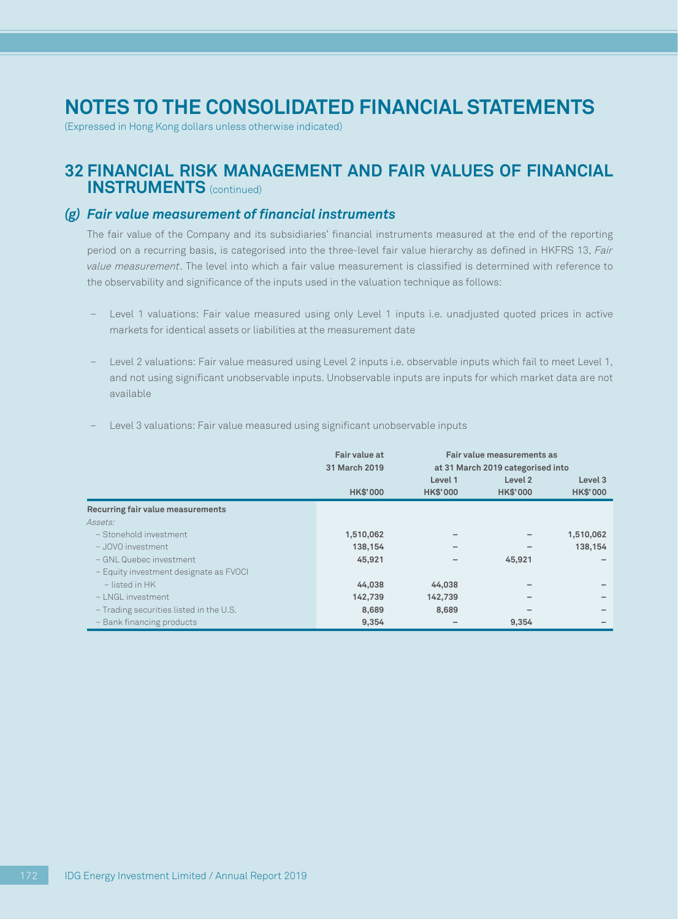# NOTES TO THE CONSOLIDATED FINANCIAL STATEMENTS

(Expressed in Hong Kong dollars unless otherwise indicated)

## 32 FINANCIAL RISK MANAGEMENT AND FAIR VALUES OF FINANCIAL INSTRUMENTS (continued)

### *(g) Fair value measurement of financial instruments*

The fair value of the Company and its subsidiaries' financial instruments measured at the end of the reporting period on a recurring basis, is categorised into the three-level fair value hierarchy as defined in HKFRS 13, *Fair value measurement*. The level into which a fair value measurement is classified is determined with reference to the observability and significance of the inputs used in the valuation technique as follows:

- Level 1 valuations: Fair value measured using only Level 1 inputs i.e. unadjusted quoted prices in active markets for identical assets or liabilities at the measurement date
- Level 2 valuations: Fair value measured using Level 2 inputs i.e. observable inputs which fail to meet Level 1, and not using significant unobservable inputs. Unobservable inputs are inputs for which market data are not available
- Level 3 valuations: Fair value measured using significant unobservable inputs

| | Fair value at 31 March 2019 | Fair value measurements as at 31 March 2019 categorised into | | |
|---|---|---|---|---|
| | | Level 1 | Level 2 | Level 3 |
| | HK$'000 | HK$'000 | HK$'000 | HK$'000 |
| **Recurring fair value measurements** | | | | |
| *Assets:* | | | | |
| – Stonehold investment | 1,510,062 | – | – | 1,510,062 |
| – JOVO investment | 138,154 | – | – | 138,154 |
| – GNL Quebec investment | 45,921 | – | 45,921 | – |
| – Equity investment designate as FVOCI | | | | |
| – listed in HK | 44,038 | 44,038 | – | – |
| – LNGL investment | 142,739 | 142,739 | – | – |
| – Trading securities listed in the U.S. | 8,689 | 8,689 | – | – |
| – Bank financing products | 9,354 | – | 9,354 | – |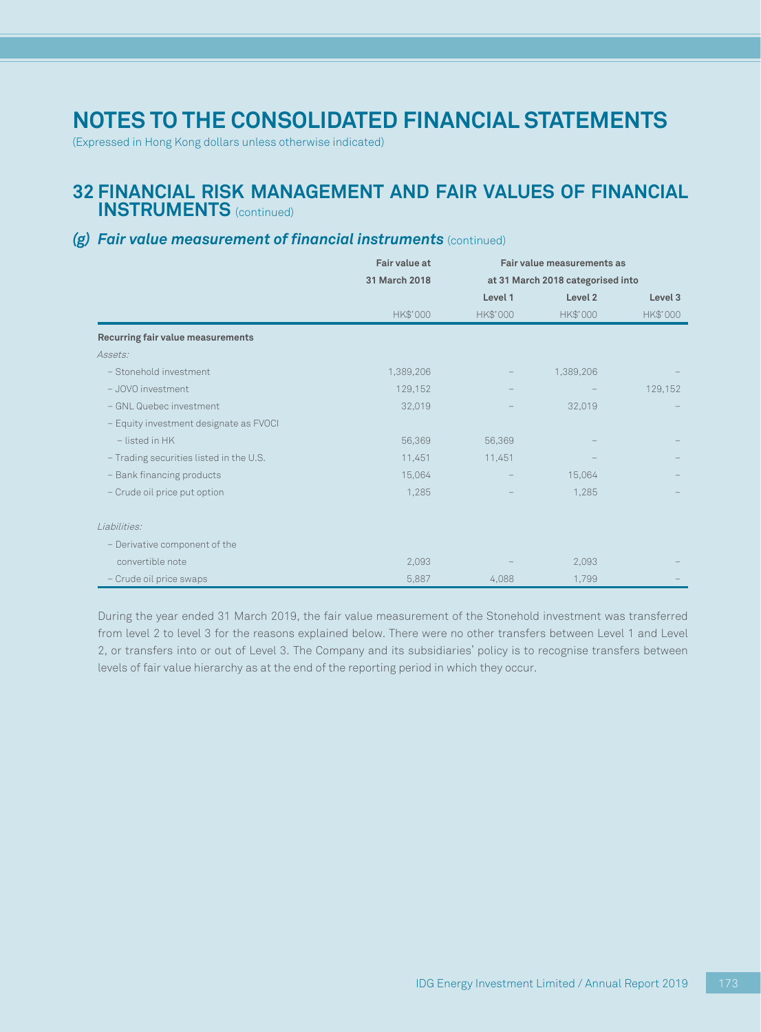# NOTES TO THE CONSOLIDATED FINANCIAL STATEMENTS

(Expressed in Hong Kong dollars unless otherwise indicated)

## 32 FINANCIAL RISK MANAGEMENT AND FAIR VALUES OF FINANCIAL INSTRUMENTS (continued)

### (g) *Fair value measurement of financial instruments* (continued)

| | Fair value at 31 March 2018 | Fair value measurements as at 31 March 2018 categorised into | | |
|---|---|---|---|---|
| | | Level 1 | Level 2 | Level 3 |
| | HK$'000 | HK$'000 | HK$'000 | HK$'000 |
| **Recurring fair value measurements** | | | | |
| *Assets:* | | | | |
| – Stonehold investment | 1,389,206 | – | 1,389,206 | – |
| – JOVO investment | 129,152 | – | – | 129,152 |
| – GNL Quebec investment | 32,019 | – | 32,019 | – |
| – Equity investment designate as FVOCI | | | | |
| – listed in HK | 56,369 | 56,369 | – | – |
| – Trading securities listed in the U.S. | 11,451 | 11,451 | – | – |
| – Bank financing products | 15,064 | – | 15,064 | – |
| – Crude oil price put option | 1,285 | – | 1,285 | – |
| *Liabilities:* | | | | |
| – Derivative component of the convertible note | 2,093 | – | 2,093 | – |
| – Crude oil price swaps | 5,887 | 4,088 | 1,799 | – |

During the year ended 31 March 2019, the fair value measurement of the Stonehold investment was transferred from level 2 to level 3 for the reasons explained below. There were no other transfers between Level 1 and Level 2, or transfers into or out of Level 3. The Company and its subsidiaries' policy is to recognise transfers between levels of fair value hierarchy as at the end of the reporting period in which they occur.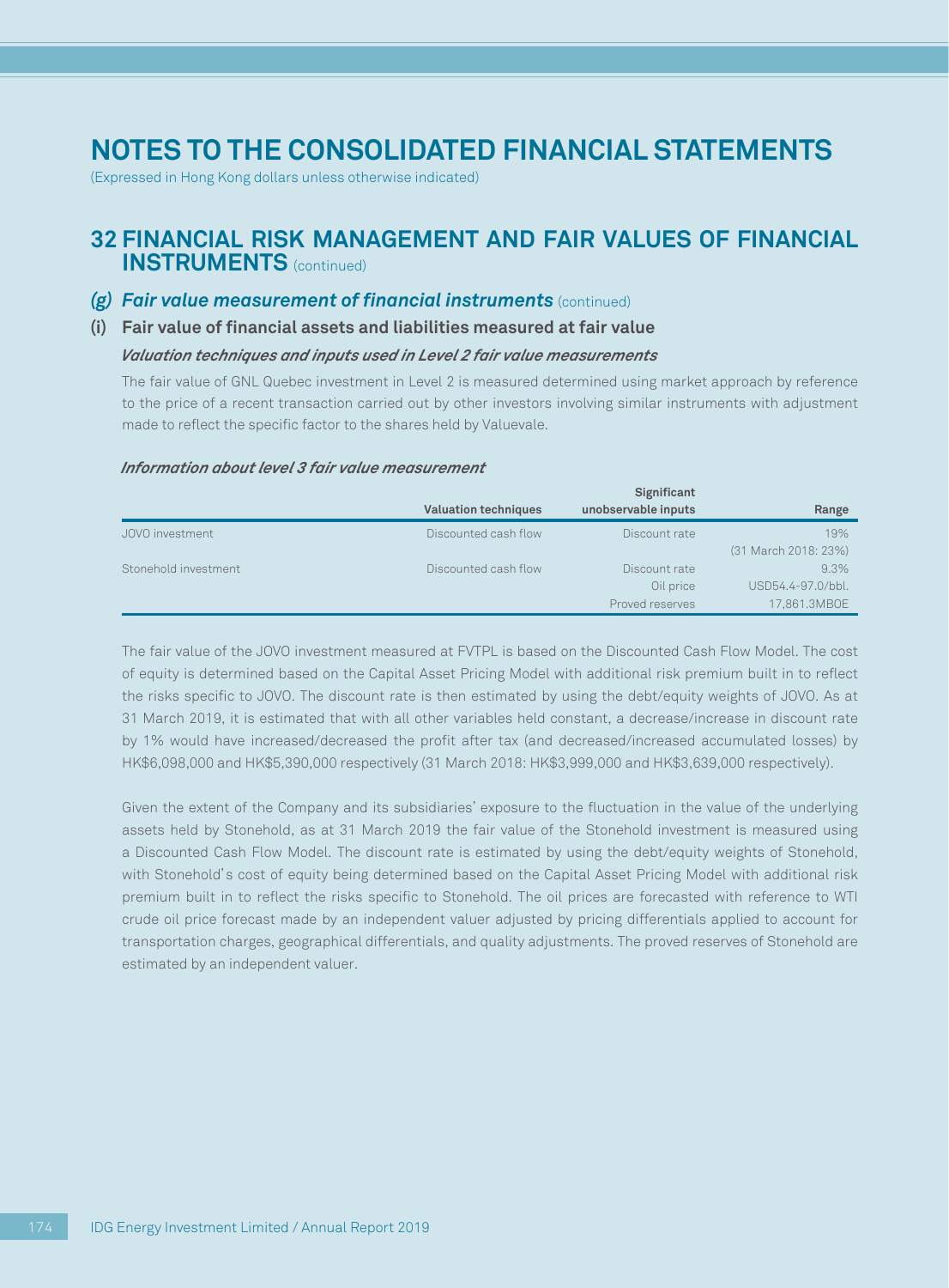# NOTES TO THE CONSOLIDATED FINANCIAL STATEMENTS

(Expressed in Hong Kong dollars unless otherwise indicated)

## 32 FINANCIAL RISK MANAGEMENT AND FAIR VALUES OF FINANCIAL INSTRUMENTS (continued)

### *(g) Fair value measurement of financial instruments* (continued)

#### (i) Fair value of financial assets and liabilities measured at fair value

***Valuation techniques and inputs used in Level 2 fair value measurements***

The fair value of GNL Quebec investment in Level 2 is measured determined using market approach by reference to the price of a recent transaction carried out by other investors involving similar instruments with adjustment made to reflect the specific factor to the shares held by Valuevale.

***Information about level 3 fair value measurement***

| | Valuation techniques | Significant unobservable inputs | Range |
|---|---|---|---|
| JOVO investment | Discounted cash flow | Discount rate | 19% (31 March 2018: 23%) |
| Stonehold investment | Discounted cash flow | Discount rate | 9.3% |
| | | Oil price | USD54.4-97.0/bbl. |
| | | Proved reserves | 17,861.3MBOE |

The fair value of the JOVO investment measured at FVTPL is based on the Discounted Cash Flow Model. The cost of equity is determined based on the Capital Asset Pricing Model with additional risk premium built in to reflect the risks specific to JOVO. The discount rate is then estimated by using the debt/equity weights of JOVO. As at 31 March 2019, it is estimated that with all other variables held constant, a decrease/increase in discount rate by 1% would have increased/decreased the profit after tax (and decreased/increased accumulated losses) by HK$6,098,000 and HK$5,390,000 respectively (31 March 2018: HK$3,999,000 and HK$3,639,000 respectively).

Given the extent of the Company and its subsidiaries' exposure to the fluctuation in the value of the underlying assets held by Stonehold, as at 31 March 2019 the fair value of the Stonehold investment is measured using a Discounted Cash Flow Model. The discount rate is estimated by using the debt/equity weights of Stonehold, with Stonehold's cost of equity being determined based on the Capital Asset Pricing Model with additional risk premium built in to reflect the risks specific to Stonehold. The oil prices are forecasted with reference to WTI crude oil price forecast made by an independent valuer adjusted by pricing differentials applied to account for transportation charges, geographical differentials, and quality adjustments. The proved reserves of Stonehold are estimated by an independent valuer.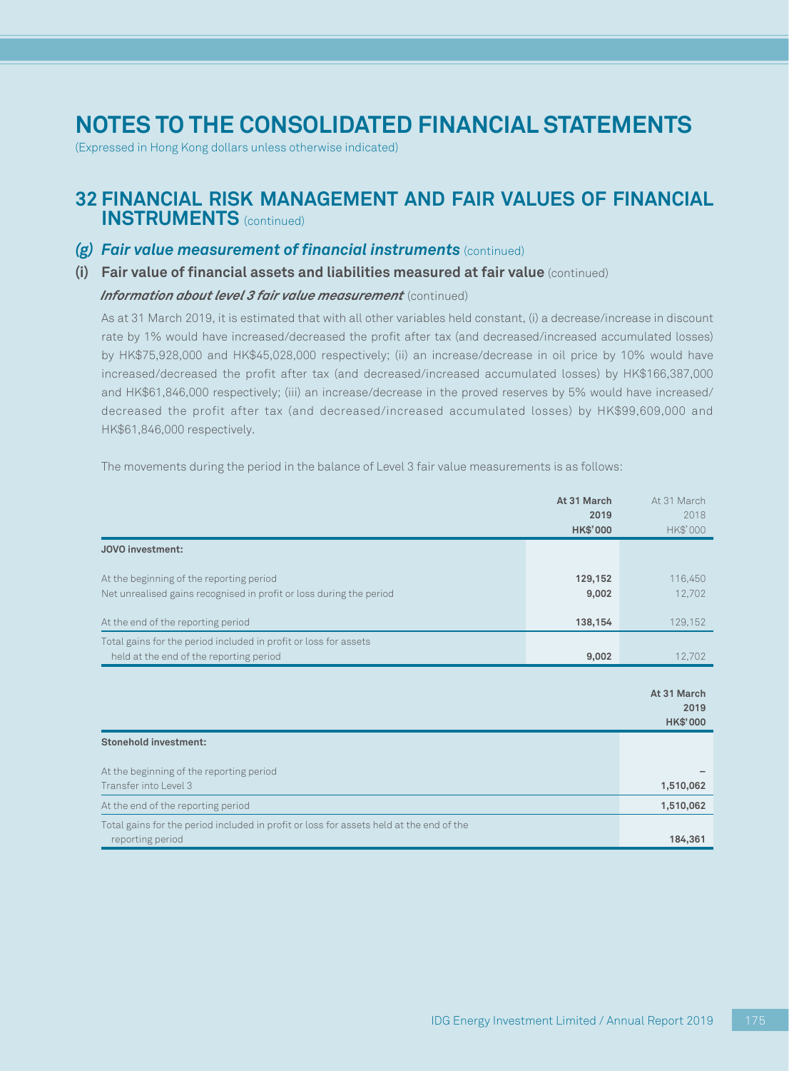# NOTES TO THE CONSOLIDATED FINANCIAL STATEMENTS

(Expressed in Hong Kong dollars unless otherwise indicated)

## 32 FINANCIAL RISK MANAGEMENT AND FAIR VALUES OF FINANCIAL INSTRUMENTS (continued)

### *(g) Fair value measurement of financial instruments* (continued)

#### (i) Fair value of financial assets and liabilities measured at fair value (continued)

***Information about level 3 fair value measurement*** (continued)

As at 31 March 2019, it is estimated that with all other variables held constant, (i) a decrease/increase in discount rate by 1% would have increased/decreased the profit after tax (and decreased/increased accumulated losses) by HK$75,928,000 and HK$45,028,000 respectively; (ii) an increase/decrease in oil price by 10% would have increased/decreased the profit after tax (and decreased/increased accumulated losses) by HK$166,387,000 and HK$61,846,000 respectively; (iii) an increase/decrease in the proved reserves by 5% would have increased/decreased the profit after tax (and decreased/increased accumulated losses) by HK$99,609,000 and HK$61,846,000 respectively.

The movements during the period in the balance of Level 3 fair value measurements is as follows:

| | At 31 March 2019 HK$'000 | At 31 March 2018 HK$'000 |
|---|---|---|
| **JOVO investment:** | | |
| At the beginning of the reporting period | **129,152** | 116,450 |
| Net unrealised gains recognised in profit or loss during the period | **9,002** | 12,702 |
| At the end of the reporting period | **138,154** | 129,152 |
| Total gains for the period included in profit or loss for assets held at the end of the reporting period | **9,002** | 12,702 |

| | At 31 March 2019 HK$'000 |
|---|---|
| **Stonehold investment:** | |
| At the beginning of the reporting period | – |
| Transfer into Level 3 | **1,510,062** |
| At the end of the reporting period | **1,510,062** |
| Total gains for the period included in profit or loss for assets held at the end of the reporting period | **184,361** |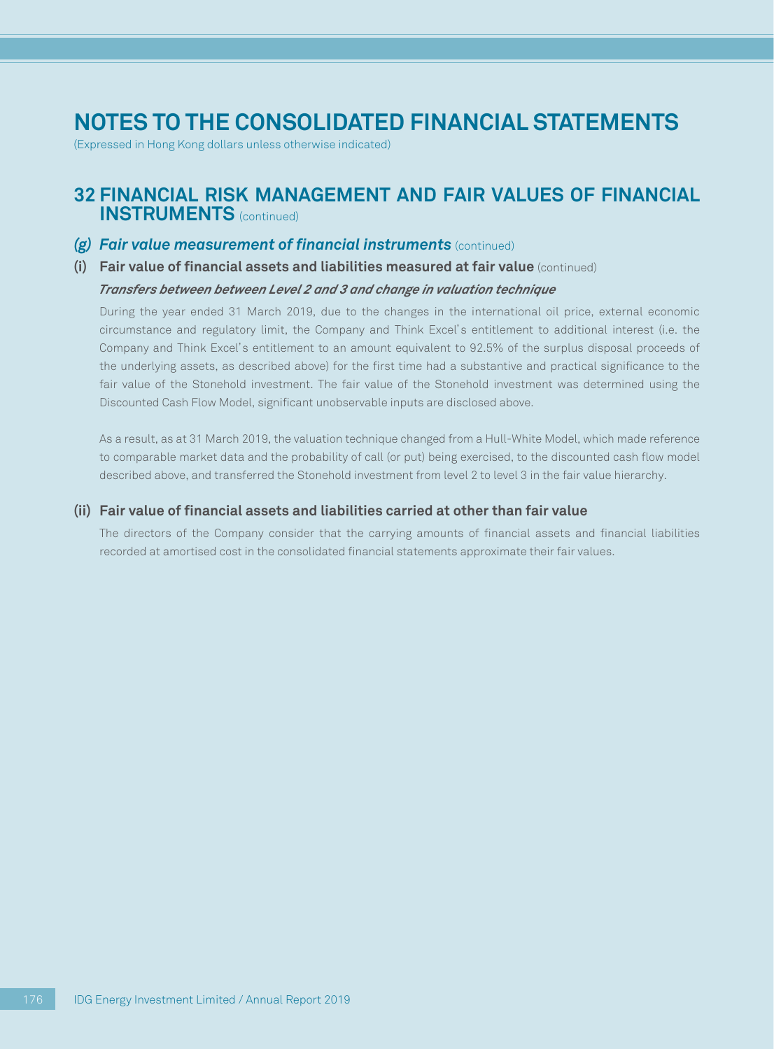# NOTES TO THE CONSOLIDATED FINANCIAL STATEMENTS

(Expressed in Hong Kong dollars unless otherwise indicated)

## 32 FINANCIAL RISK MANAGEMENT AND FAIR VALUES OF FINANCIAL INSTRUMENTS (continued)

### *(g) Fair value measurement of financial instruments* (continued)

#### (i) Fair value of financial assets and liabilities measured at fair value (continued)

***Transfers between between Level 2 and 3 and change in valuation technique***

During the year ended 31 March 2019, due to the changes in the international oil price, external economic circumstance and regulatory limit, the Company and Think Excel's entitlement to additional interest (i.e. the Company and Think Excel's entitlement to an amount equivalent to 92.5% of the surplus disposal proceeds of the underlying assets, as described above) for the first time had a substantive and practical significance to the fair value of the Stonehold investment. The fair value of the Stonehold investment was determined using the Discounted Cash Flow Model, significant unobservable inputs are disclosed above.

As a result, as at 31 March 2019, the valuation technique changed from a Hull-White Model, which made reference to comparable market data and the probability of call (or put) being exercised, to the discounted cash flow model described above, and transferred the Stonehold investment from level 2 to level 3 in the fair value hierarchy.

#### (ii) Fair value of financial assets and liabilities carried at other than fair value

The directors of the Company consider that the carrying amounts of financial assets and financial liabilities recorded at amortised cost in the consolidated financial statements approximate their fair values.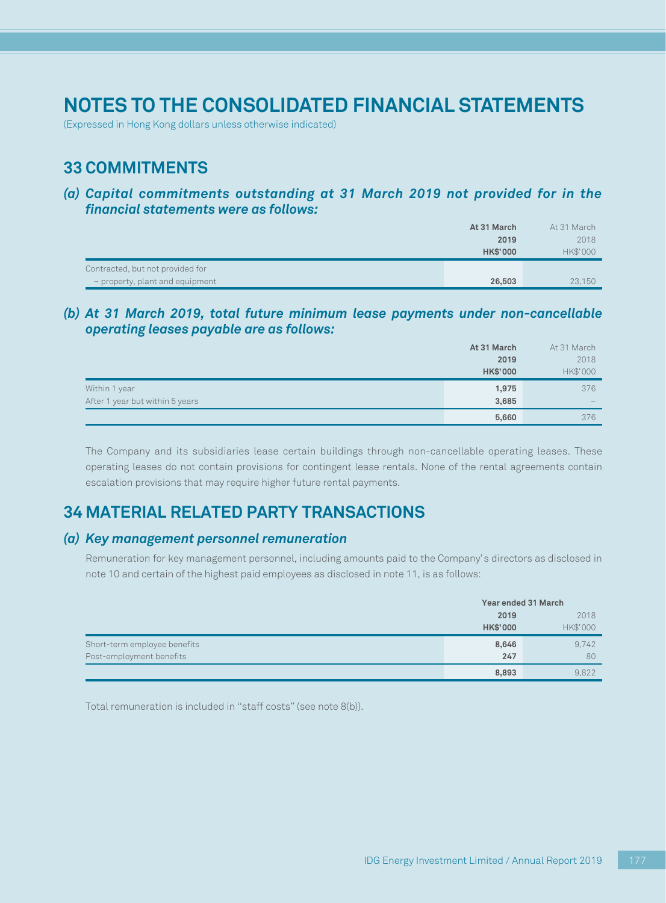# NOTES TO THE CONSOLIDATED FINANCIAL STATEMENTS

(Expressed in Hong Kong dollars unless otherwise indicated)

## 33 COMMITMENTS

### *(a) Capital commitments outstanding at 31 March 2019 not provided for in the financial statements were as follows:*

| | **At 31 March 2019 HK\$'000** | At 31 March 2018 HK\$'000 |
|---|---|---|
| Contracted, but not provided for | | |
| – property, plant and equipment | **26,503** | 23,150 |

### *(b) At 31 March 2019, total future minimum lease payments under non-cancellable operating leases payable are as follows:*

| | **At 31 March 2019 HK\$'000** | At 31 March 2018 HK\$'000 |
|---|---|---|
| Within 1 year | **1,975** | 376 |
| After 1 year but within 5 years | **3,685** | – |
| | **5,660** | 376 |

The Company and its subsidiaries lease certain buildings through non-cancellable operating leases. These operating leases do not contain provisions for contingent lease rentals. None of the rental agreements contain escalation provisions that may require higher future rental payments.

## 34 MATERIAL RELATED PARTY TRANSACTIONS

### *(a) Key management personnel remuneration*

Remuneration for key management personnel, including amounts paid to the Company's directors as disclosed in note 10 and certain of the highest paid employees as disclosed in note 11, is as follows:

| | **Year ended 31 March** | |
|---|---|---|
| | **2019 HK\$'000** | 2018 HK\$'000 |
| Short-term employee benefits | **8,646** | 9,742 |
| Post-employment benefits | **247** | 80 |
| | **8,893** | 9,822 |

Total remuneration is included in "staff costs" (see note 8(b)).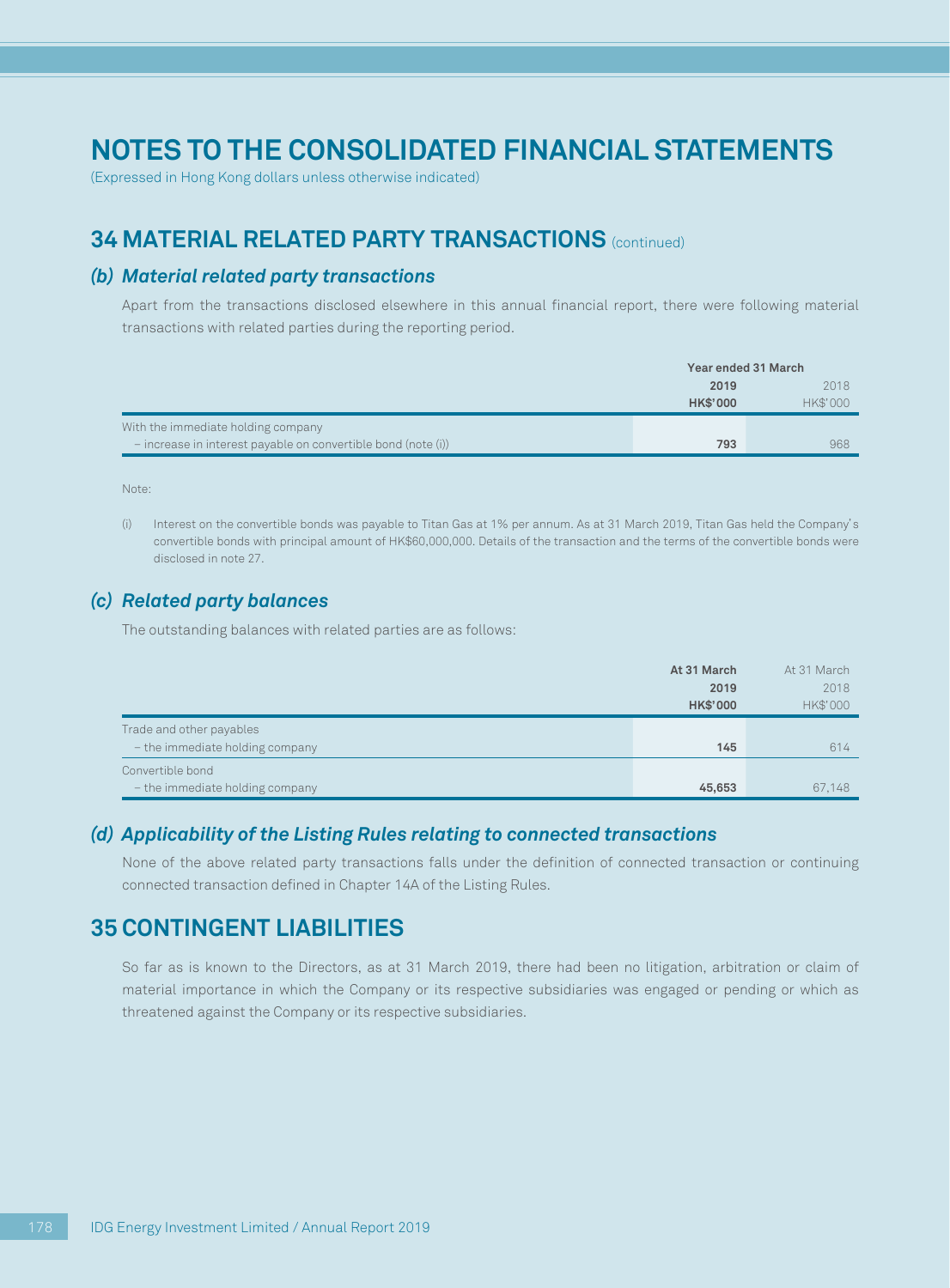# NOTES TO THE CONSOLIDATED FINANCIAL STATEMENTS

(Expressed in Hong Kong dollars unless otherwise indicated)

## 34 MATERIAL RELATED PARTY TRANSACTIONS (continued)

### *(b) Material related party transactions*

Apart from the transactions disclosed elsewhere in this annual financial report, there were following material transactions with related parties during the reporting period.

| | Year ended 31 March | |
|---|---|---|
| | **2019** | 2018 |
| | **HK$'000** | HK$'000 |
| With the immediate holding company | | |
| – increase in interest payable on convertible bond (note (i)) | **793** | 968 |

Note:

(i) Interest on the convertible bonds was payable to Titan Gas at 1% per annum. As at 31 March 2019, Titan Gas held the Company's convertible bonds with principal amount of HK$60,000,000. Details of the transaction and the terms of the convertible bonds were disclosed in note 27.

### *(c) Related party balances*

The outstanding balances with related parties are as follows:

| | **At 31 March 2019 HK$'000** | At 31 March 2018 HK$'000 |
|---|---|---|
| Trade and other payables | | |
| – the immediate holding company | **145** | 614 |
| Convertible bond | | |
| – the immediate holding company | **45,653** | 67,148 |

### *(d) Applicability of the Listing Rules relating to connected transactions*

None of the above related party transactions falls under the definition of connected transaction or continuing connected transaction defined in Chapter 14A of the Listing Rules.

## 35 CONTINGENT LIABILITIES

So far as is known to the Directors, as at 31 March 2019, there had been no litigation, arbitration or claim of material importance in which the Company or its respective subsidiaries was engaged or pending or which as threatened against the Company or its respective subsidiaries.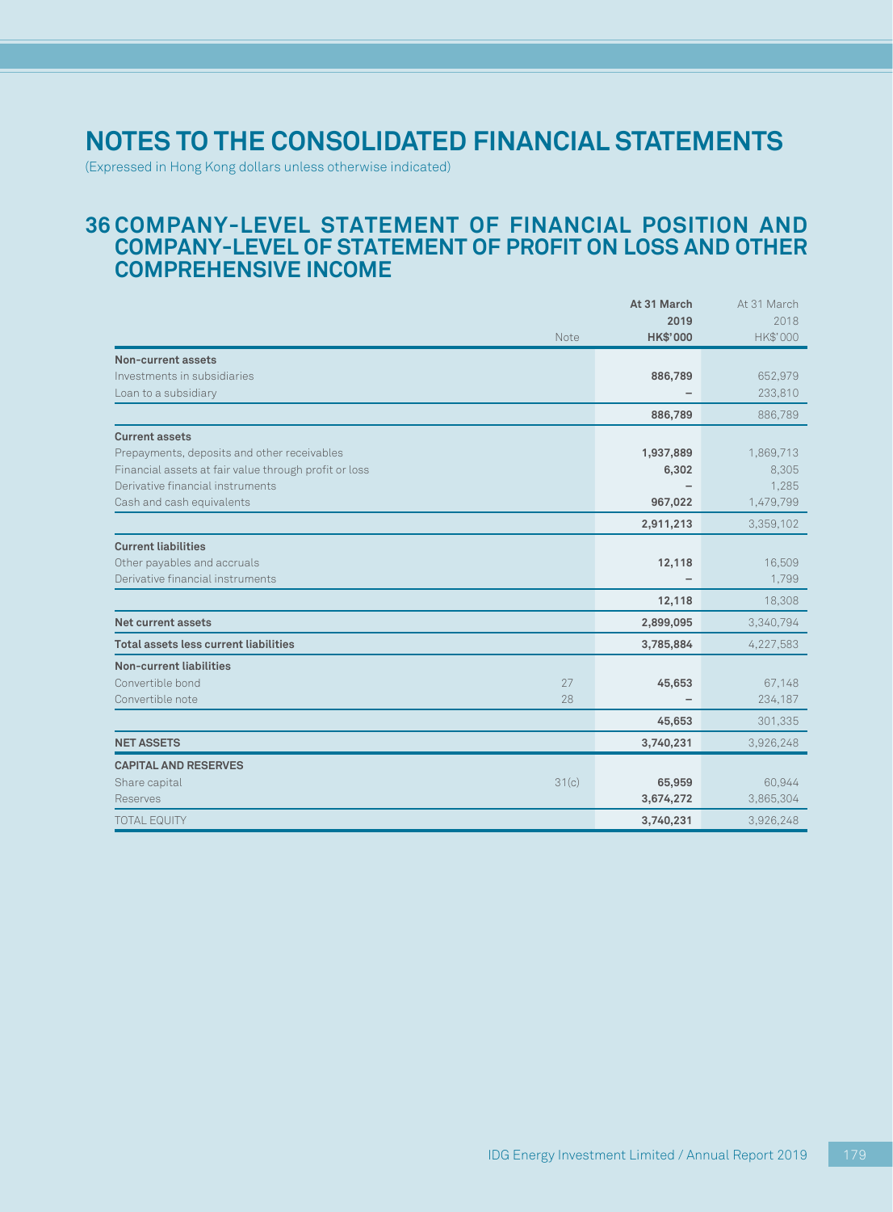# NOTES TO THE CONSOLIDATED FINANCIAL STATEMENTS

(Expressed in Hong Kong dollars unless otherwise indicated)

## 36 COMPANY-LEVEL STATEMENT OF FINANCIAL POSITION AND COMPANY-LEVEL OF STATEMENT OF PROFIT ON LOSS AND OTHER COMPREHENSIVE INCOME

| | Note | At 31 March 2019 HK$'000 | At 31 March 2018 HK$'000 |
|---|---|---|---|
| **Non-current assets** | | | |
| Investments in subsidiaries | | **886,789** | 652,979 |
| Loan to a subsidiary | | – | 233,810 |
| | | **886,789** | 886,789 |
| **Current assets** | | | |
| Prepayments, deposits and other receivables | | **1,937,889** | 1,869,713 |
| Financial assets at fair value through profit or loss | | **6,302** | 8,305 |
| Derivative financial instruments | | – | 1,285 |
| Cash and cash equivalents | | **967,022** | 1,479,799 |
| | | **2,911,213** | 3,359,102 |
| **Current liabilities** | | | |
| Other payables and accruals | | **12,118** | 16,509 |
| Derivative financial instruments | | – | 1,799 |
| | | **12,118** | 18,308 |
| **Net current assets** | | **2,899,095** | 3,340,794 |
| **Total assets less current liabilities** | | **3,785,884** | 4,227,583 |
| **Non-current liabilities** | | | |
| Convertible bond | 27 | **45,653** | 67,148 |
| Convertible note | 28 | – | 234,187 |
| | | **45,653** | 301,335 |
| **NET ASSETS** | | **3,740,231** | 3,926,248 |
| **CAPITAL AND RESERVES** | | | |
| Share capital | 31(c) | **65,959** | 60,944 |
| Reserves | | **3,674,272** | 3,865,304 |
| TOTAL EQUITY | | **3,740,231** | 3,926,248 |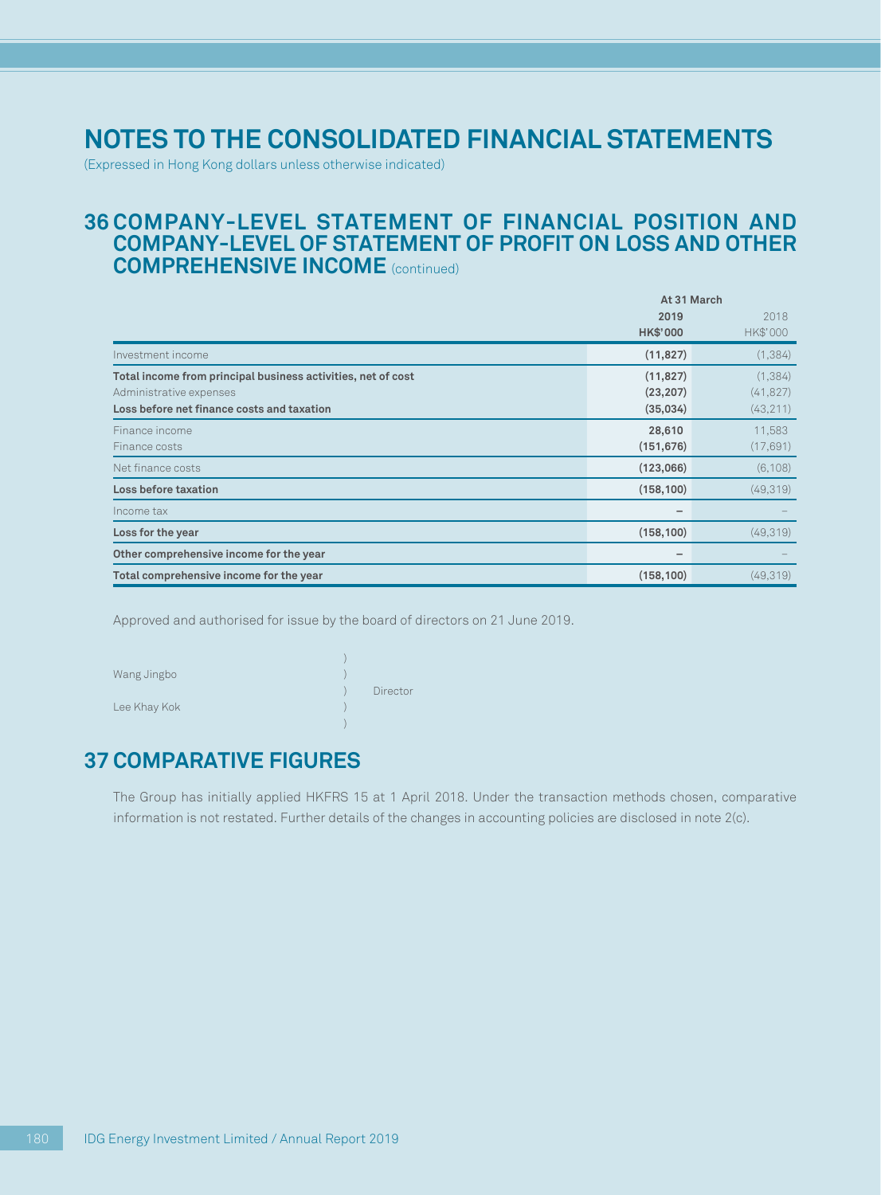# NOTES TO THE CONSOLIDATED FINANCIAL STATEMENTS

(Expressed in Hong Kong dollars unless otherwise indicated)

## 36 COMPANY-LEVEL STATEMENT OF FINANCIAL POSITION AND COMPANY-LEVEL OF STATEMENT OF PROFIT ON LOSS AND OTHER COMPREHENSIVE INCOME (continued)

| | At 31 March | |
|---|---|---|
| | **2019** | 2018 |
| | **HK$'000** | HK$'000 |
| Investment income | **(11,827)** | (1,384) |
| **Total income from principal business activities, net of cost** | **(11,827)** | (1,384) |
| Administrative expenses | **(23,207)** | (41,827) |
| **Loss before net finance costs and taxation** | **(35,034)** | (43,211) |
| Finance income | **28,610** | 11,583 |
| Finance costs | **(151,676)** | (17,691) |
| Net finance costs | **(123,066)** | (6,108) |
| **Loss before taxation** | **(158,100)** | (49,319) |
| Income tax | **–** | – |
| **Loss for the year** | **(158,100)** | (49,319) |
| **Other comprehensive income for the year** | **–** | – |
| **Total comprehensive income for the year** | **(158,100)** | (49,319) |

Approved and authorised for issue by the board of directors on 21 June 2019.

Wang Jingbo )
) Director
Lee Khay Kok )

## 37 COMPARATIVE FIGURES

The Group has initially applied HKFRS 15 at 1 April 2018. Under the transaction methods chosen, comparative information is not restated. Further details of the changes in accounting policies are disclosed in note 2(c).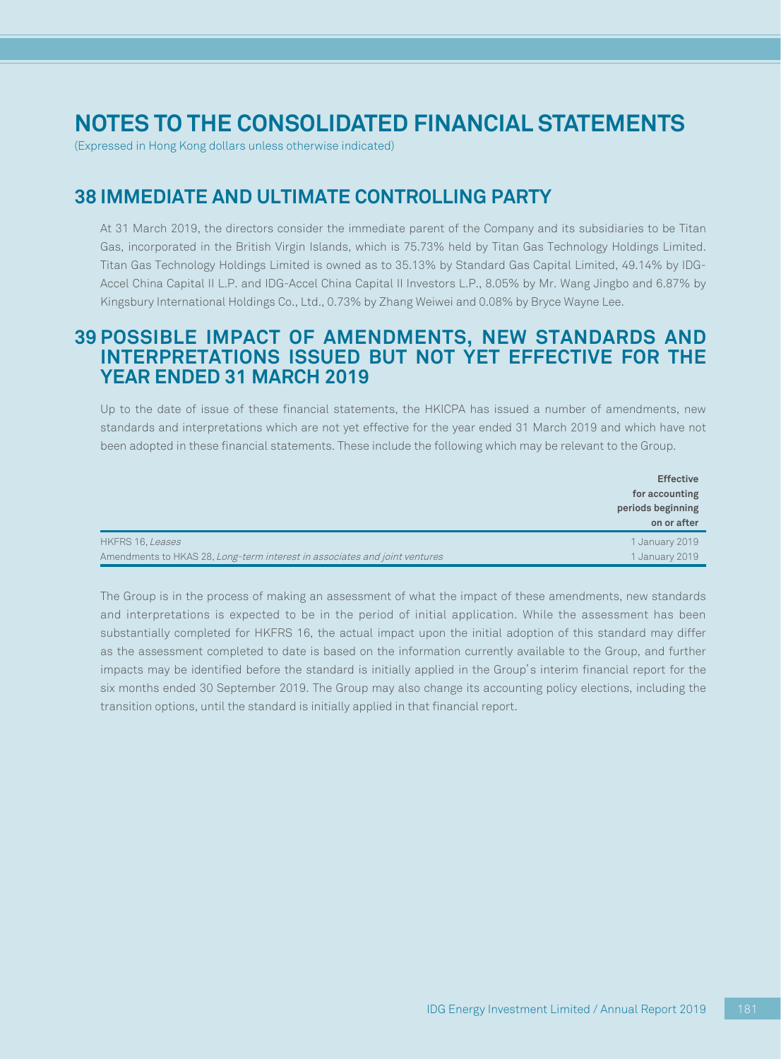# NOTES TO THE CONSOLIDATED FINANCIAL STATEMENTS

(Expressed in Hong Kong dollars unless otherwise indicated)

## 38 IMMEDIATE AND ULTIMATE CONTROLLING PARTY

At 31 March 2019, the directors consider the immediate parent of the Company and its subsidiaries to be Titan Gas, incorporated in the British Virgin Islands, which is 75.73% held by Titan Gas Technology Holdings Limited. Titan Gas Technology Holdings Limited is owned as to 35.13% by Standard Gas Capital Limited, 49.14% by IDG-Accel China Capital II L.P. and IDG-Accel China Capital II Investors L.P., 8.05% by Mr. Wang Jingbo and 6.87% by Kingsbury International Holdings Co., Ltd., 0.73% by Zhang Weiwei and 0.08% by Bryce Wayne Lee.

## 39 POSSIBLE IMPACT OF AMENDMENTS, NEW STANDARDS AND INTERPRETATIONS ISSUED BUT NOT YET EFFECTIVE FOR THE YEAR ENDED 31 MARCH 2019

Up to the date of issue of these financial statements, the HKICPA has issued a number of amendments, new standards and interpretations which are not yet effective for the year ended 31 March 2019 and which have not been adopted in these financial statements. These include the following which may be relevant to the Group.

| | **Effective for accounting periods beginning on or after** |
|---|---|
| HKFRS 16, *Leases* | 1 January 2019 |
| Amendments to HKAS 28, *Long-term interest in associates and joint ventures* | 1 January 2019 |

The Group is in the process of making an assessment of what the impact of these amendments, new standards and interpretations is expected to be in the period of initial application. While the assessment has been substantially completed for HKFRS 16, the actual impact upon the initial adoption of this standard may differ as the assessment completed to date is based on the information currently available to the Group, and further impacts may be identified before the standard is initially applied in the Group's interim financial report for the six months ended 30 September 2019. The Group may also change its accounting policy elections, including the transition options, until the standard is initially applied in that financial report.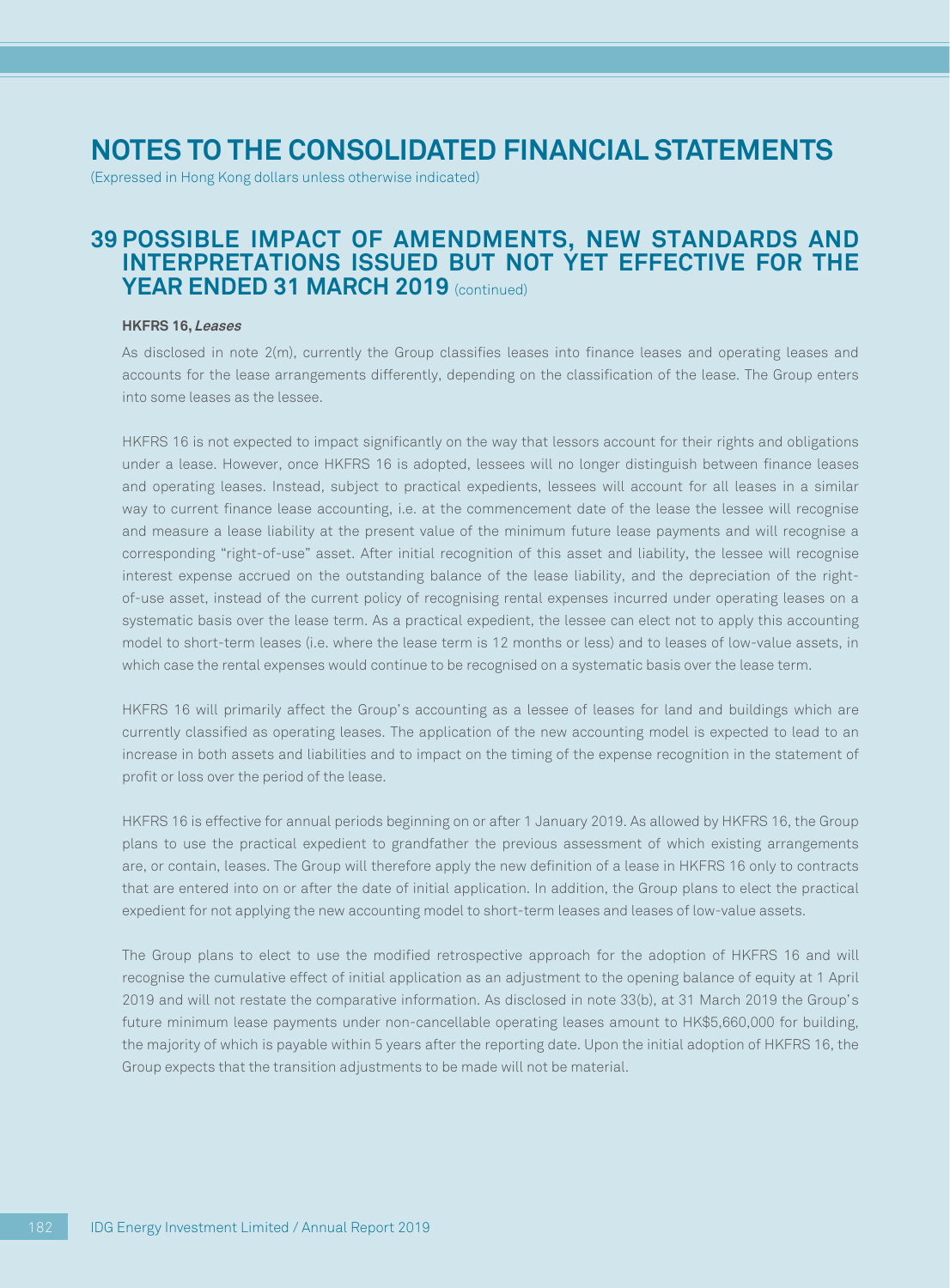# NOTES TO THE CONSOLIDATED FINANCIAL STATEMENTS

(Expressed in Hong Kong dollars unless otherwise indicated)

## 39 POSSIBLE IMPACT OF AMENDMENTS, NEW STANDARDS AND INTERPRETATIONS ISSUED BUT NOT YET EFFECTIVE FOR THE YEAR ENDED 31 MARCH 2019 (continued)

**HKFRS 16, *Leases***

As disclosed in note 2(m), currently the Group classifies leases into finance leases and operating leases and accounts for the lease arrangements differently, depending on the classification of the lease. The Group enters into some leases as the lessee.

HKFRS 16 is not expected to impact significantly on the way that lessors account for their rights and obligations under a lease. However, once HKFRS 16 is adopted, lessees will no longer distinguish between finance leases and operating leases. Instead, subject to practical expedients, lessees will account for all leases in a similar way to current finance lease accounting, i.e. at the commencement date of the lease the lessee will recognise and measure a lease liability at the present value of the minimum future lease payments and will recognise a corresponding "right-of-use" asset. After initial recognition of this asset and liability, the lessee will recognise interest expense accrued on the outstanding balance of the lease liability, and the depreciation of the right-of-use asset, instead of the current policy of recognising rental expenses incurred under operating leases on a systematic basis over the lease term. As a practical expedient, the lessee can elect not to apply this accounting model to short-term leases (i.e. where the lease term is 12 months or less) and to leases of low-value assets, in which case the rental expenses would continue to be recognised on a systematic basis over the lease term.

HKFRS 16 will primarily affect the Group's accounting as a lessee of leases for land and buildings which are currently classified as operating leases. The application of the new accounting model is expected to lead to an increase in both assets and liabilities and to impact on the timing of the expense recognition in the statement of profit or loss over the period of the lease.

HKFRS 16 is effective for annual periods beginning on or after 1 January 2019. As allowed by HKFRS 16, the Group plans to use the practical expedient to grandfather the previous assessment of which existing arrangements are, or contain, leases. The Group will therefore apply the new definition of a lease in HKFRS 16 only to contracts that are entered into on or after the date of initial application. In addition, the Group plans to elect the practical expedient for not applying the new accounting model to short-term leases and leases of low-value assets.

The Group plans to elect to use the modified retrospective approach for the adoption of HKFRS 16 and will recognise the cumulative effect of initial application as an adjustment to the opening balance of equity at 1 April 2019 and will not restate the comparative information. As disclosed in note 33(b), at 31 March 2019 the Group's future minimum lease payments under non-cancellable operating leases amount to HK$5,660,000 for building, the majority of which is payable within 5 years after the reporting date. Upon the initial adoption of HKFRS 16, the Group expects that the transition adjustments to be made will not be material.